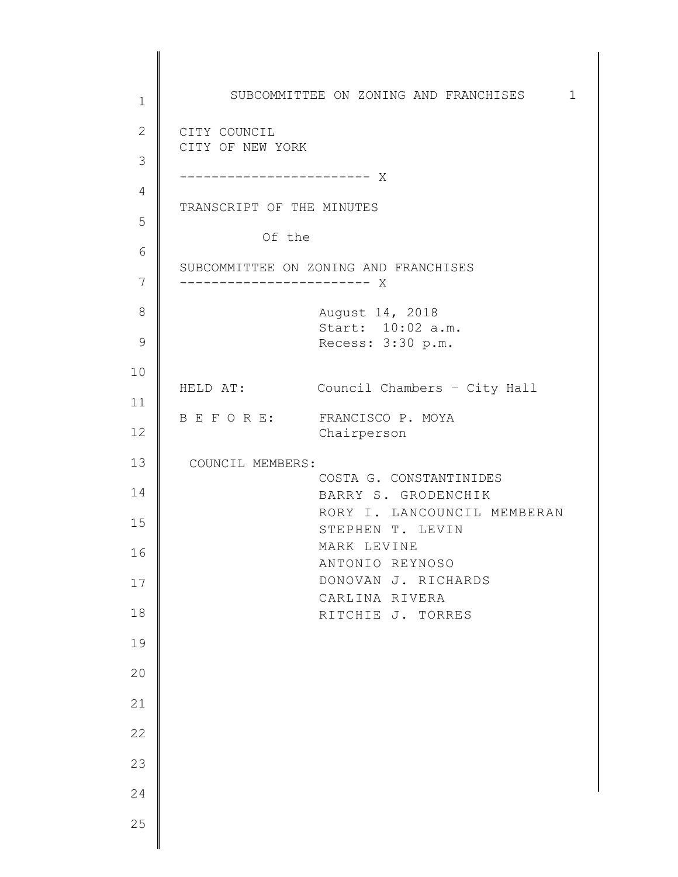CITY COUNCIL
CITY OF NEW YORK

------------------------ X

TRANSCRIPT OF THE MINUTES

Of the

SUBCOMMITTEE ON ZONING AND FRANCHISES

------------------------ X

August 14, 2018
Start: 10:02 a.m.
Recess: 3:30 p.m.

HELD AT: Council Chambers – City Hall

B E F O R E: FRANCISCO P. MOYA
Chairperson

COUNCIL MEMBERS:
COSTA G. CONSTANTINIDES
BARRY S. GRODENCHIK
RORY I. LANCOUNCIL MEMBERAN
STEPHEN T. LEVIN
MARK LEVINE
ANTONIO REYNOSO
DONOVAN J. RICHARDS
CARLINA RIVERA
RITCHIE J. TORRES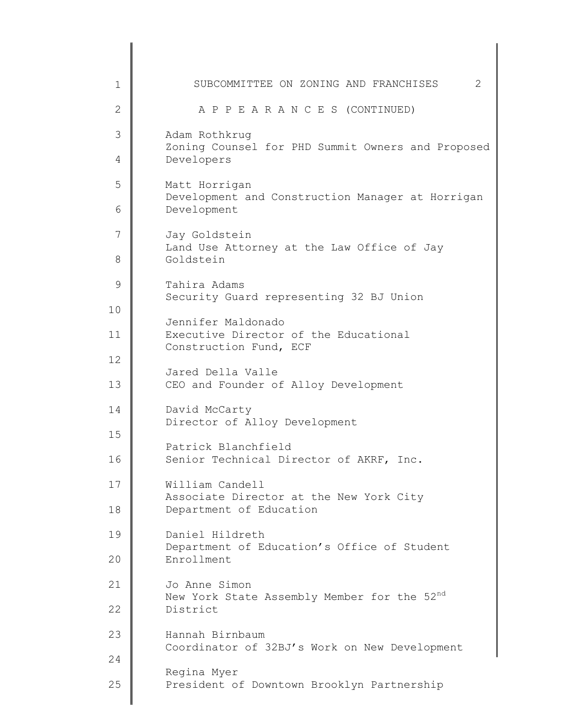## APPEARANCES (CONTINUED)

Adam Rothkrug
Zoning Counsel for PHD Summit Owners and Proposed Developers

Matt Horrigan
Development and Construction Manager at Horrigan Development

Jay Goldstein
Land Use Attorney at the Law Office of Jay Goldstein

Tahira Adams
Security Guard representing 32 BJ Union

Jennifer Maldonado
Executive Director of the Educational Construction Fund, ECF

Jared Della Valle
CEO and Founder of Alloy Development

David McCarty
Director of Alloy Development

Patrick Blanchfield
Senior Technical Director of AKRF, Inc.

William Candell
Associate Director at the New York City Department of Education

Daniel Hildreth
Department of Education's Office of Student Enrollment

Jo Anne Simon
New York State Assembly Member for the 52nd District

Hannah Birnbaum
Coordinator of 32BJ's Work on New Development

Regina Myer
President of Downtown Brooklyn Partnership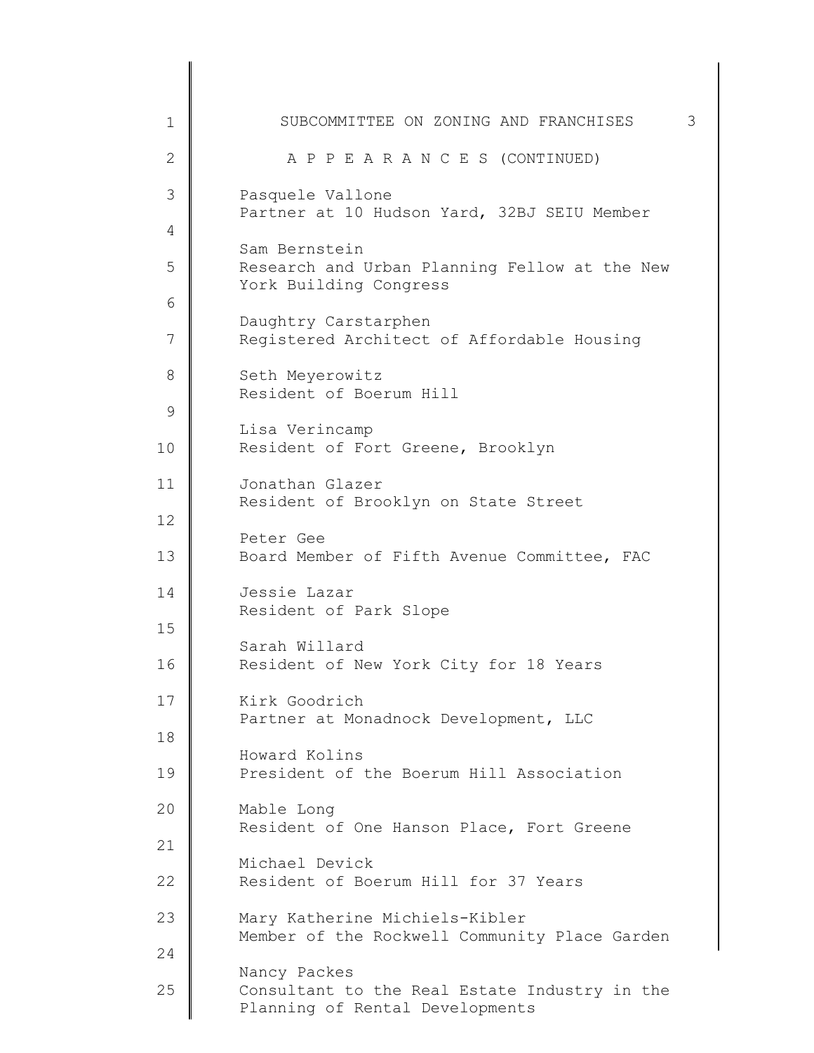SUBCOMMITTEE ON ZONING AND FRANCHISES

A P P E A R A N C E S (CONTINUED)

Pasquele Vallone
Partner at 10 Hudson Yard, 32BJ SEIU Member

Sam Bernstein
Research and Urban Planning Fellow at the New York Building Congress

Daughtry Carstarphen
Registered Architect of Affordable Housing

Seth Meyerowitz
Resident of Boerum Hill

Lisa Verincamp
Resident of Fort Greene, Brooklyn

Jonathan Glazer
Resident of Brooklyn on State Street

Peter Gee
Board Member of Fifth Avenue Committee, FAC

Jessie Lazar
Resident of Park Slope

Sarah Willard
Resident of New York City for 18 Years

Kirk Goodrich
Partner at Monadnock Development, LLC

Howard Kolins
President of the Boerum Hill Association

Mable Long
Resident of One Hanson Place, Fort Greene

Michael Devick
Resident of Boerum Hill for 37 Years

Mary Katherine Michiels-Kibler
Member of the Rockwell Community Place Garden

Nancy Packes
Consultant to the Real Estate Industry in the Planning of Rental Developments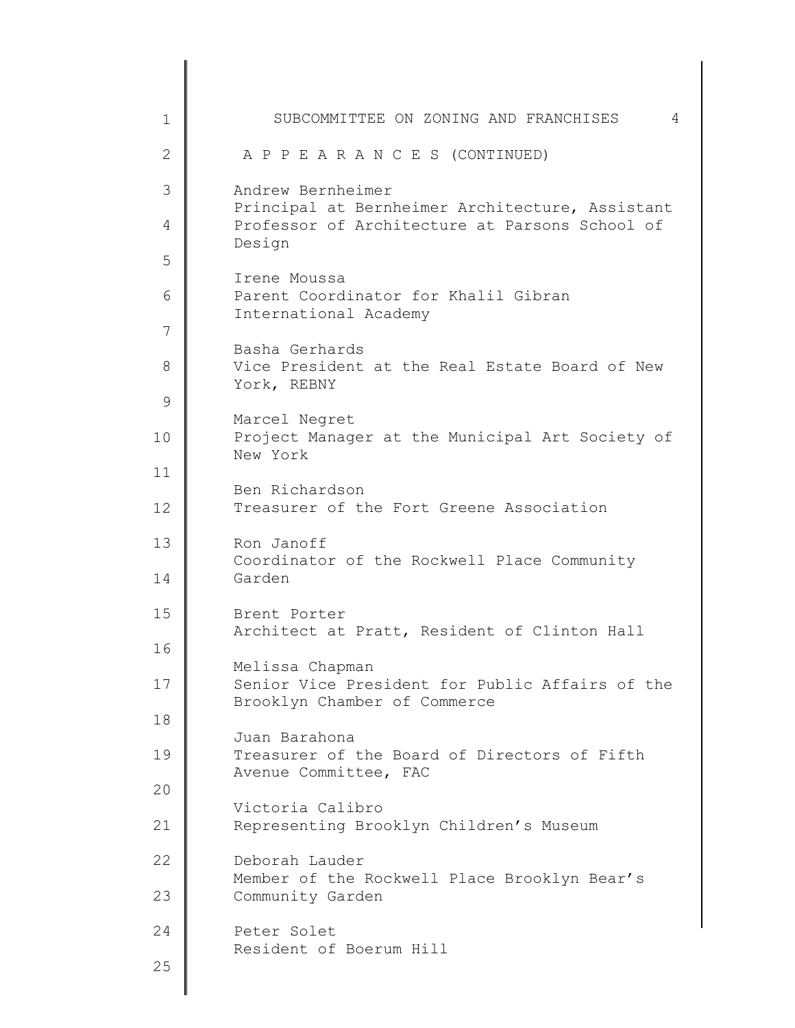A P P E A R A N C E S (CONTINUED)

Andrew Bernheimer
Principal at Bernheimer Architecture, Assistant Professor of Architecture at Parsons School of Design

Irene Moussa
Parent Coordinator for Khalil Gibran International Academy

Basha Gerhards
Vice President at the Real Estate Board of New York, REBNY

Marcel Negret
Project Manager at the Municipal Art Society of New York

Ben Richardson
Treasurer of the Fort Greene Association

Ron Janoff
Coordinator of the Rockwell Place Community Garden

Brent Porter
Architect at Pratt, Resident of Clinton Hall

Melissa Chapman
Senior Vice President for Public Affairs of the Brooklyn Chamber of Commerce

Juan Barahona
Treasurer of the Board of Directors of Fifth Avenue Committee, FAC

Victoria Calibro
Representing Brooklyn Children's Museum

Deborah Lauder
Member of the Rockwell Place Brooklyn Bear's Community Garden

Peter Solet
Resident of Boerum Hill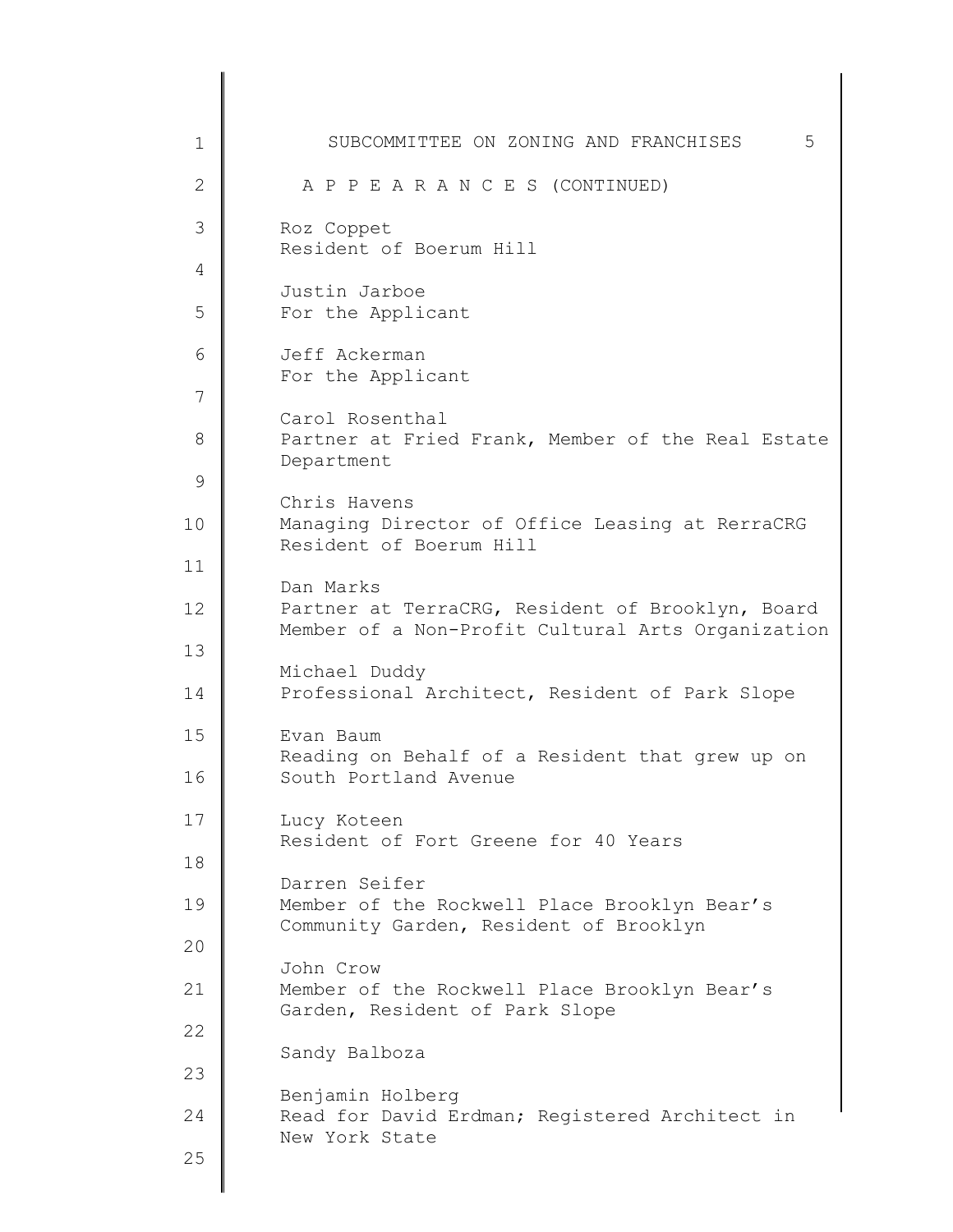A P P E A R A N C E S (CONTINUED)

Roz Coppet
Resident of Boerum Hill

Justin Jarboe
For the Applicant

Jeff Ackerman
For the Applicant

Carol Rosenthal
Partner at Fried Frank, Member of the Real Estate Department

Chris Havens
Managing Director of Office Leasing at RerraCRG
Resident of Boerum Hill

Dan Marks
Partner at TerraCRG, Resident of Brooklyn, Board Member of a Non-Profit Cultural Arts Organization

Michael Duddy
Professional Architect, Resident of Park Slope

Evan Baum
Reading on Behalf of a Resident that grew up on South Portland Avenue

Lucy Koteen
Resident of Fort Greene for 40 Years

Darren Seifer
Member of the Rockwell Place Brooklyn Bear's Community Garden, Resident of Brooklyn

John Crow
Member of the Rockwell Place Brooklyn Bear's Garden, Resident of Park Slope

Sandy Balboza

Benjamin Holberg
Read for David Erdman; Registered Architect in New York State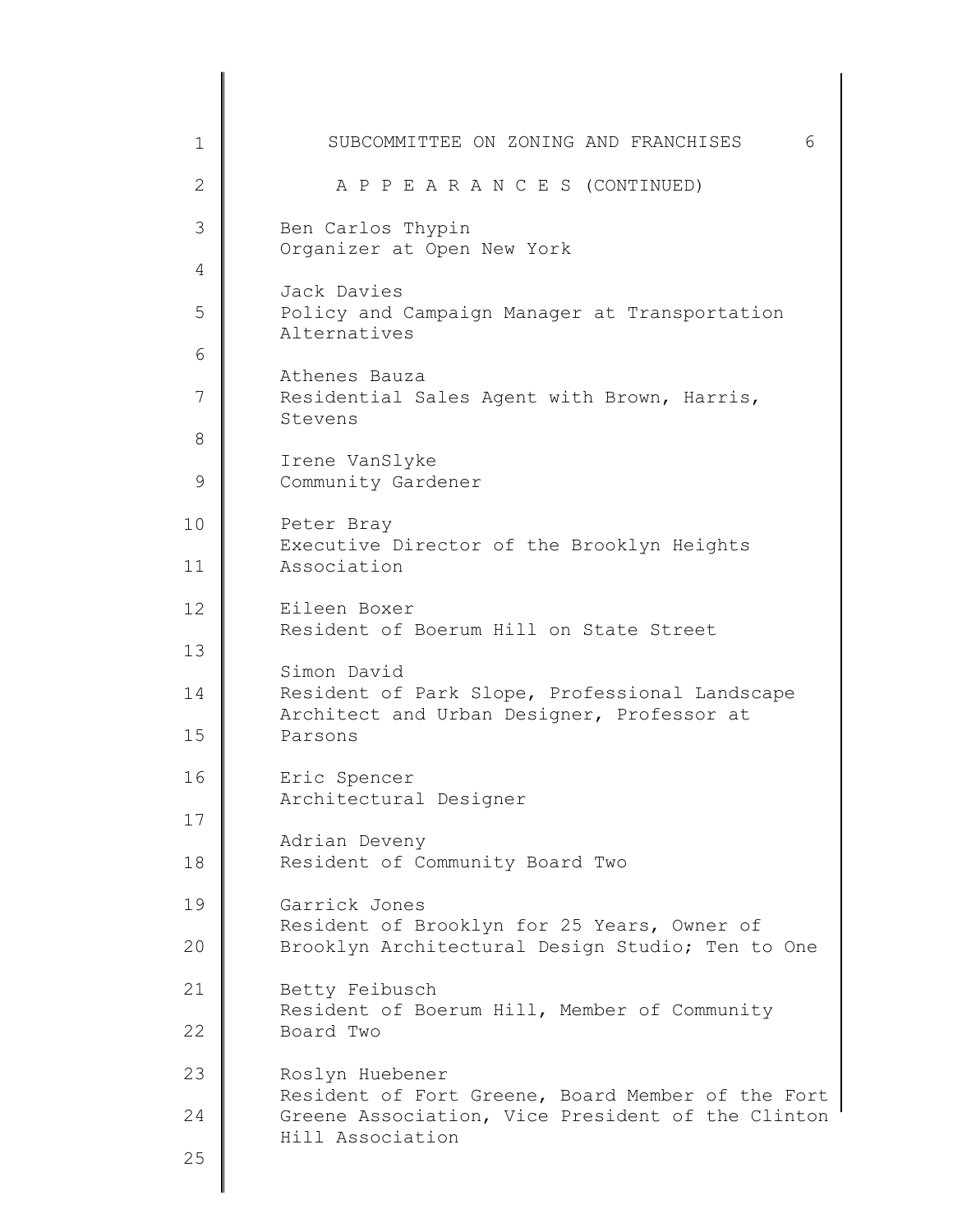SUBCOMMITTEE ON ZONING AND FRANCHISES

A P P E A R A N C E S (CONTINUED)

Ben Carlos Thypin
Organizer at Open New York

Jack Davies
Policy and Campaign Manager at Transportation Alternatives

Athenes Bauza
Residential Sales Agent with Brown, Harris, Stevens

Irene VanSlyke
Community Gardener

Peter Bray
Executive Director of the Brooklyn Heights Association

Eileen Boxer
Resident of Boerum Hill on State Street

Simon David
Resident of Park Slope, Professional Landscape Architect and Urban Designer, Professor at Parsons

Eric Spencer
Architectural Designer

Adrian Deveny
Resident of Community Board Two

Garrick Jones
Resident of Brooklyn for 25 Years, Owner of Brooklyn Architectural Design Studio; Ten to One

Betty Feibusch
Resident of Boerum Hill, Member of Community Board Two

Roslyn Huebener
Resident of Fort Greene, Board Member of the Fort Greene Association, Vice President of the Clinton Hill Association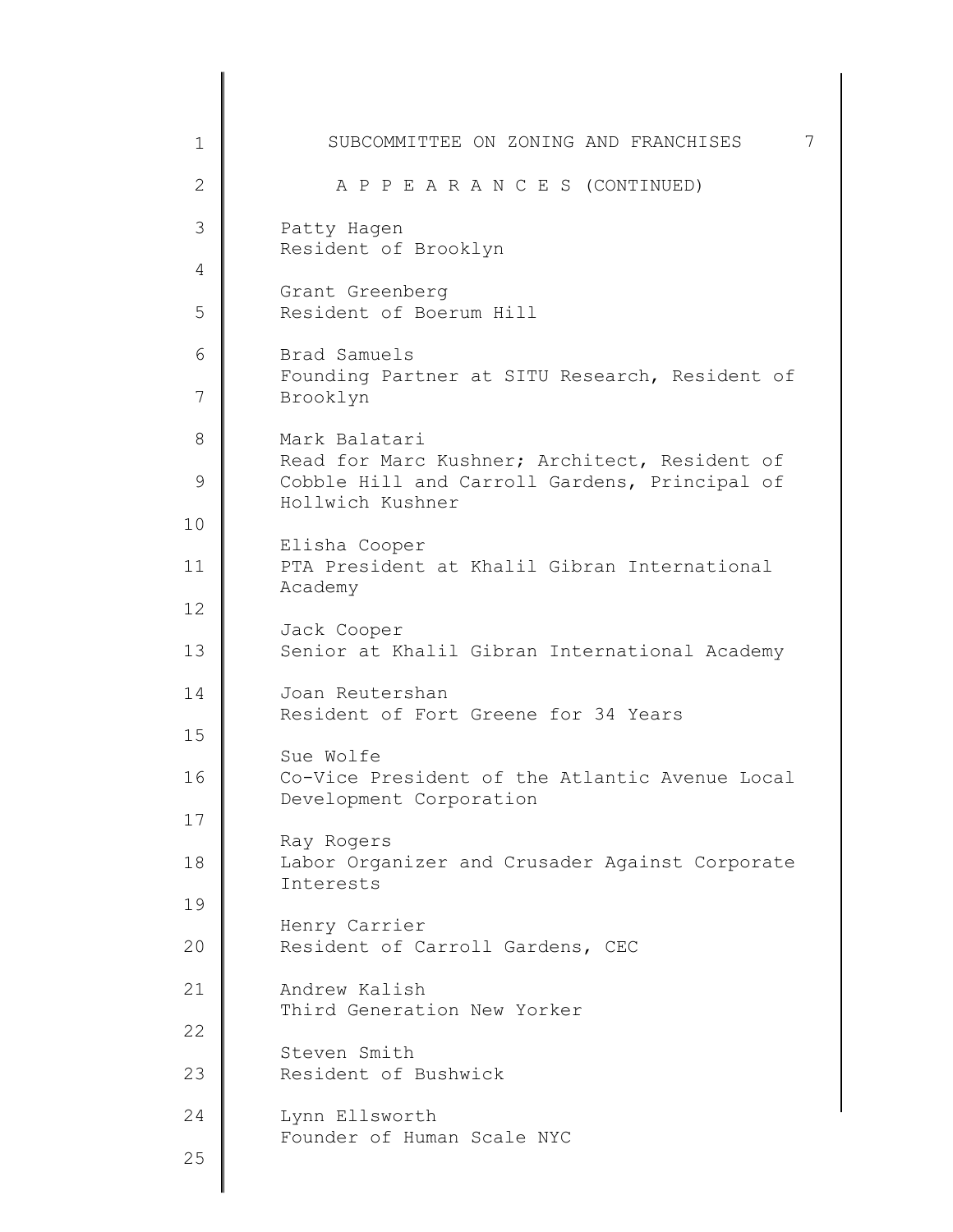A P P E A R A N C E S (CONTINUED)

Patty Hagen
Resident of Brooklyn

Grant Greenberg
Resident of Boerum Hill

Brad Samuels
Founding Partner at SITU Research, Resident of Brooklyn

Mark Balatari
Read for Marc Kushner; Architect, Resident of Cobble Hill and Carroll Gardens, Principal of Hollwich Kushner

Elisha Cooper
PTA President at Khalil Gibran International Academy

Jack Cooper
Senior at Khalil Gibran International Academy

Joan Reutershan
Resident of Fort Greene for 34 Years

Sue Wolfe
Co-Vice President of the Atlantic Avenue Local Development Corporation

Ray Rogers
Labor Organizer and Crusader Against Corporate Interests

Henry Carrier
Resident of Carroll Gardens, CEC

Andrew Kalish
Third Generation New Yorker

Steven Smith
Resident of Bushwick

Lynn Ellsworth
Founder of Human Scale NYC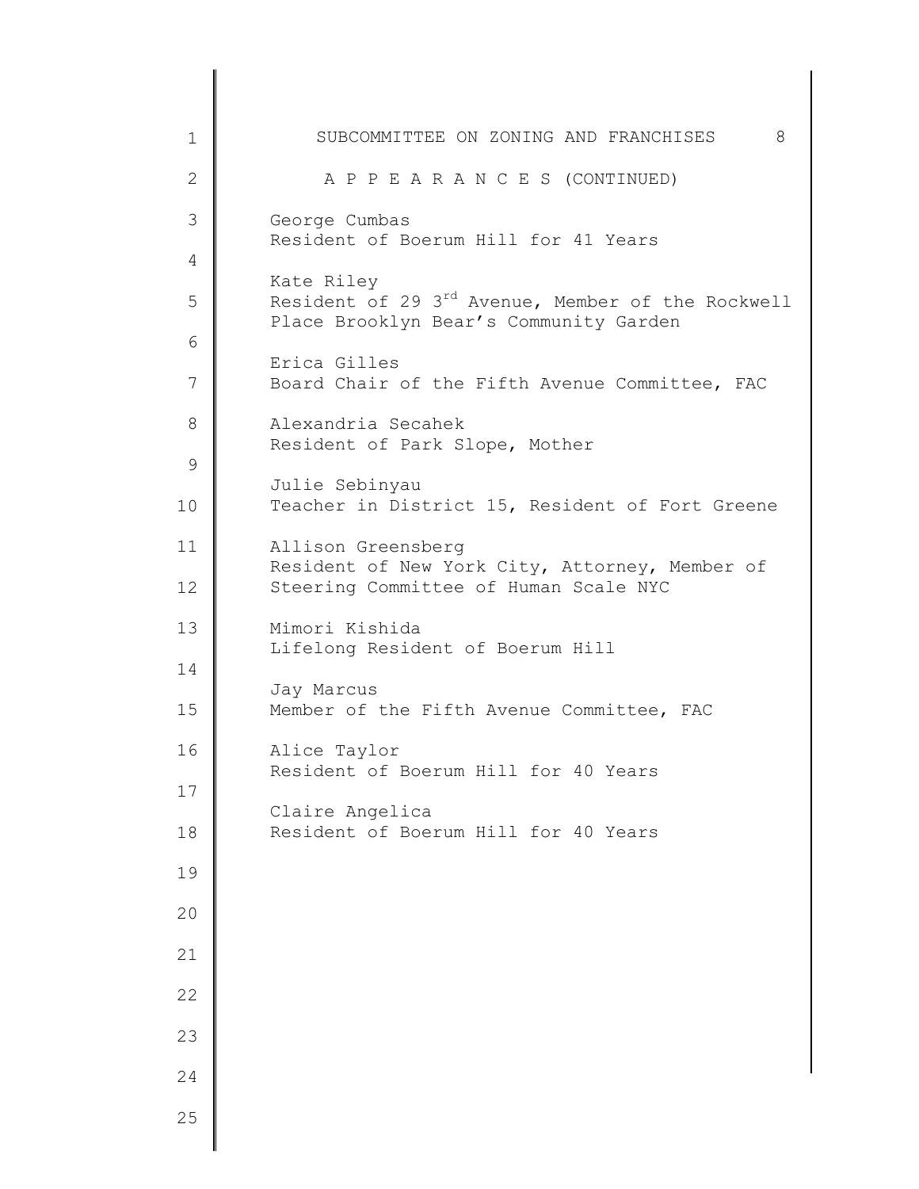A P P E A R A N C E S (CONTINUED)

George Cumbas
Resident of Boerum Hill for 41 Years

Kate Riley
Resident of 29 3rd Avenue, Member of the Rockwell Place Brooklyn Bear's Community Garden

Erica Gilles
Board Chair of the Fifth Avenue Committee, FAC

Alexandria Secahek
Resident of Park Slope, Mother

Julie Sebinyau
Teacher in District 15, Resident of Fort Greene

Allison Greensberg
Resident of New York City, Attorney, Member of Steering Committee of Human Scale NYC

Mimori Kishida
Lifelong Resident of Boerum Hill

Jay Marcus
Member of the Fifth Avenue Committee, FAC

Alice Taylor
Resident of Boerum Hill for 40 Years

Claire Angelica
Resident of Boerum Hill for 40 Years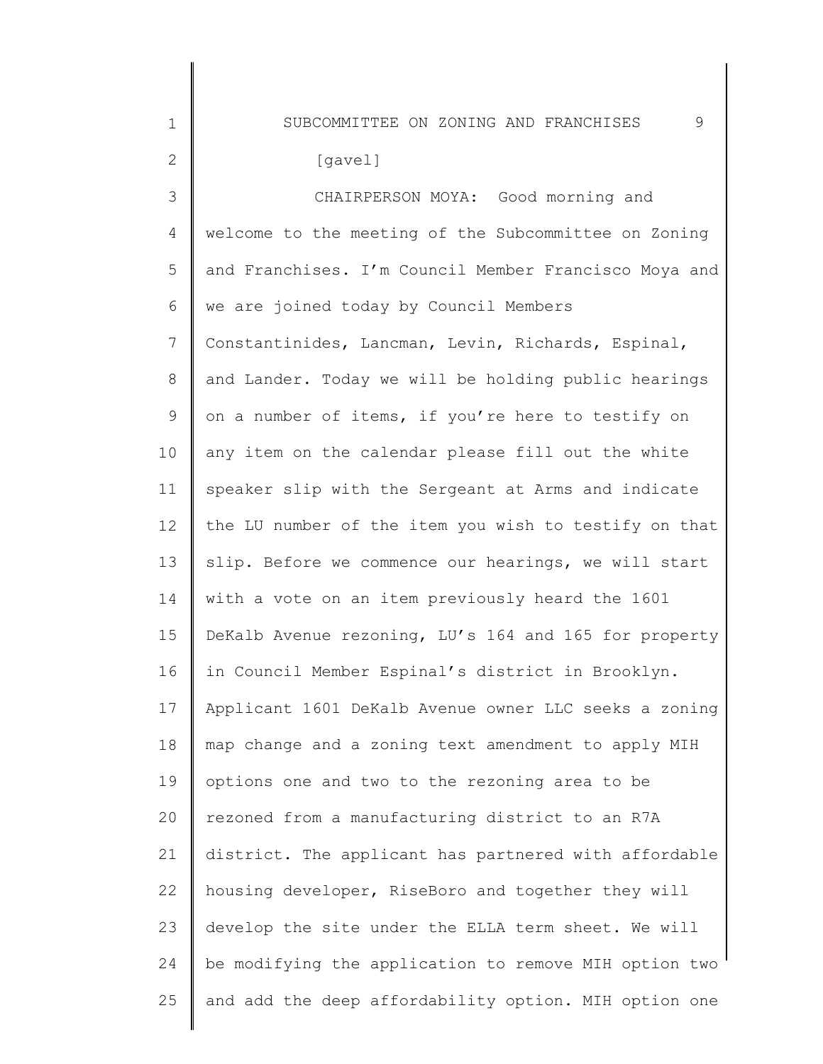[gavel]

CHAIRPERSON MOYA: Good morning and welcome to the meeting of the Subcommittee on Zoning and Franchises. I'm Council Member Francisco Moya and we are joined today by Council Members Constantinides, Lancman, Levin, Richards, Espinal, and Lander. Today we will be holding public hearings on a number of items, if you're here to testify on any item on the calendar please fill out the white speaker slip with the Sergeant at Arms and indicate the LU number of the item you wish to testify on that slip. Before we commence our hearings, we will start with a vote on an item previously heard the 1601 DeKalb Avenue rezoning, LU's 164 and 165 for property in Council Member Espinal's district in Brooklyn. Applicant 1601 DeKalb Avenue owner LLC seeks a zoning map change and a zoning text amendment to apply MIH options one and two to the rezoning area to be rezoned from a manufacturing district to an R7A district. The applicant has partnered with affordable housing developer, RiseBoro and together they will develop the site under the ELLA term sheet. We will be modifying the application to remove MIH option two and add the deep affordability option. MIH option one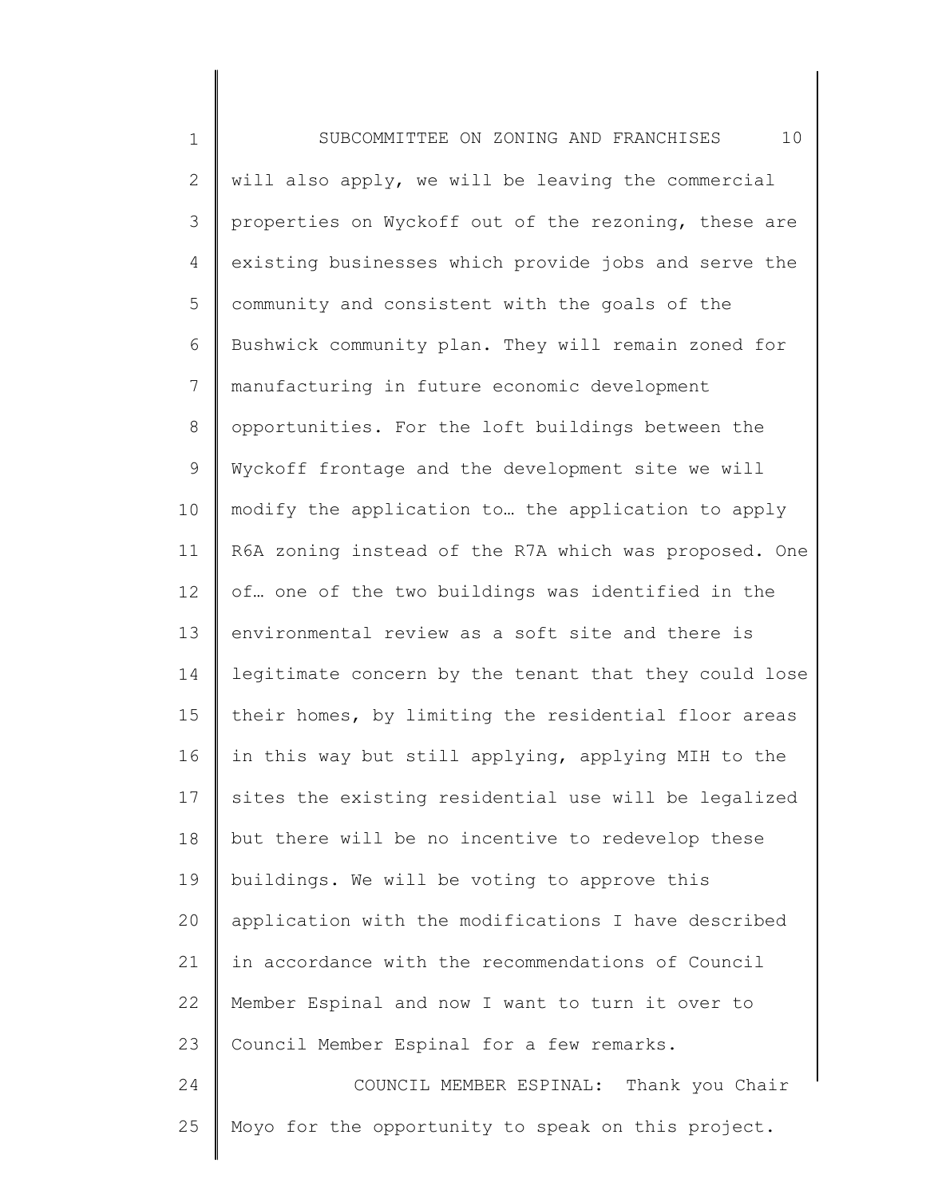will also apply, we will be leaving the commercial properties on Wyckoff out of the rezoning, these are existing businesses which provide jobs and serve the community and consistent with the goals of the Bushwick community plan. They will remain zoned for manufacturing in future economic development opportunities. For the loft buildings between the Wyckoff frontage and the development site we will modify the application to… the application to apply R6A zoning instead of the R7A which was proposed. One of… one of the two buildings was identified in the environmental review as a soft site and there is legitimate concern by the tenant that they could lose their homes, by limiting the residential floor areas in this way but still applying, applying MIH to the sites the existing residential use will be legalized but there will be no incentive to redevelop these buildings. We will be voting to approve this application with the modifications I have described in accordance with the recommendations of Council Member Espinal and now I want to turn it over to Council Member Espinal for a few remarks.

COUNCIL MEMBER ESPINAL: Thank you Chair Moyo for the opportunity to speak on this project.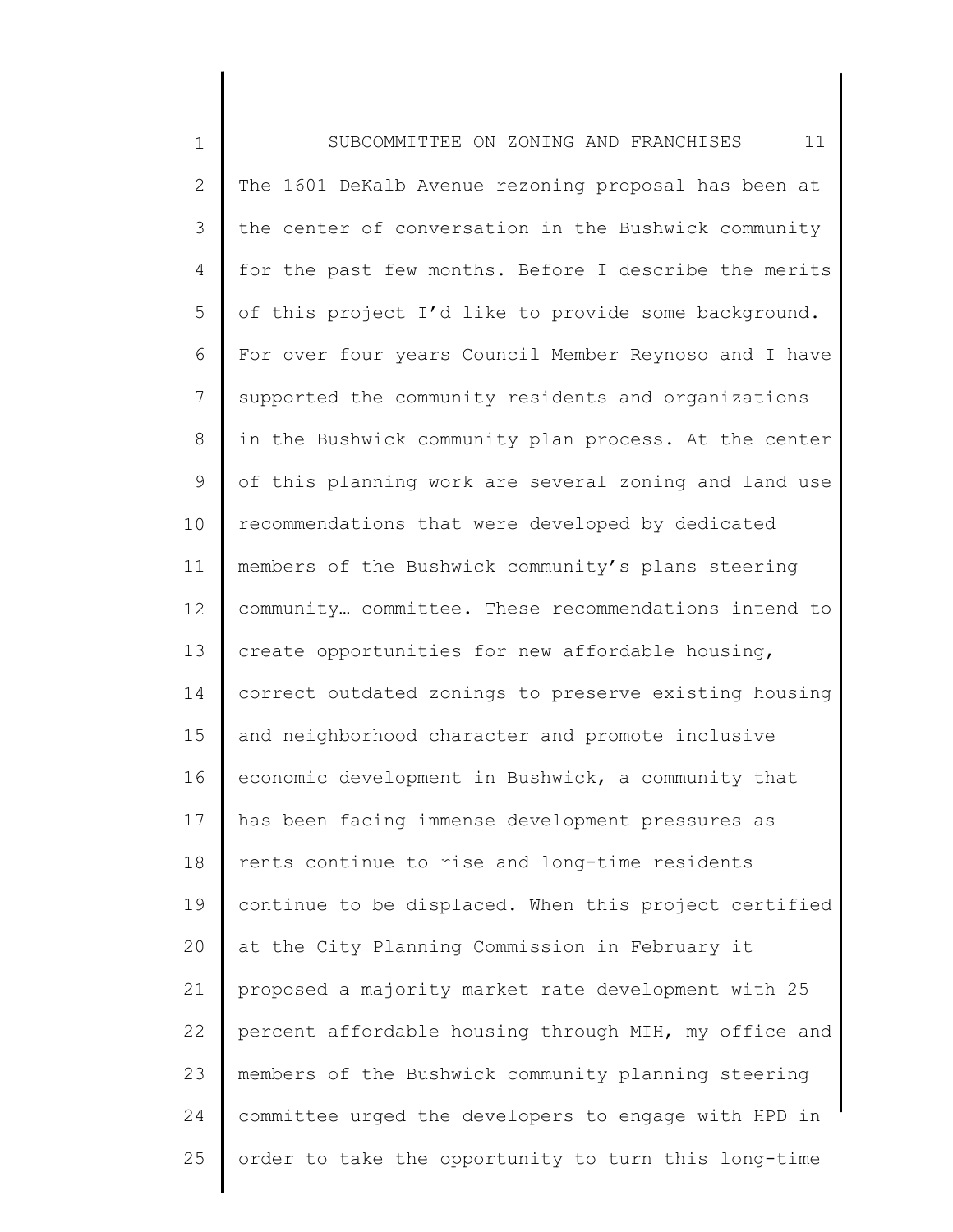The 1601 DeKalb Avenue rezoning proposal has been at the center of conversation in the Bushwick community for the past few months. Before I describe the merits of this project I'd like to provide some background. For over four years Council Member Reynoso and I have supported the community residents and organizations in the Bushwick community plan process. At the center of this planning work are several zoning and land use recommendations that were developed by dedicated members of the Bushwick community's plans steering community… committee. These recommendations intend to create opportunities for new affordable housing, correct outdated zonings to preserve existing housing and neighborhood character and promote inclusive economic development in Bushwick, a community that has been facing immense development pressures as rents continue to rise and long-time residents continue to be displaced. When this project certified at the City Planning Commission in February it proposed a majority market rate development with 25 percent affordable housing through MIH, my office and members of the Bushwick community planning steering committee urged the developers to engage with HPD in order to take the opportunity to turn this long-time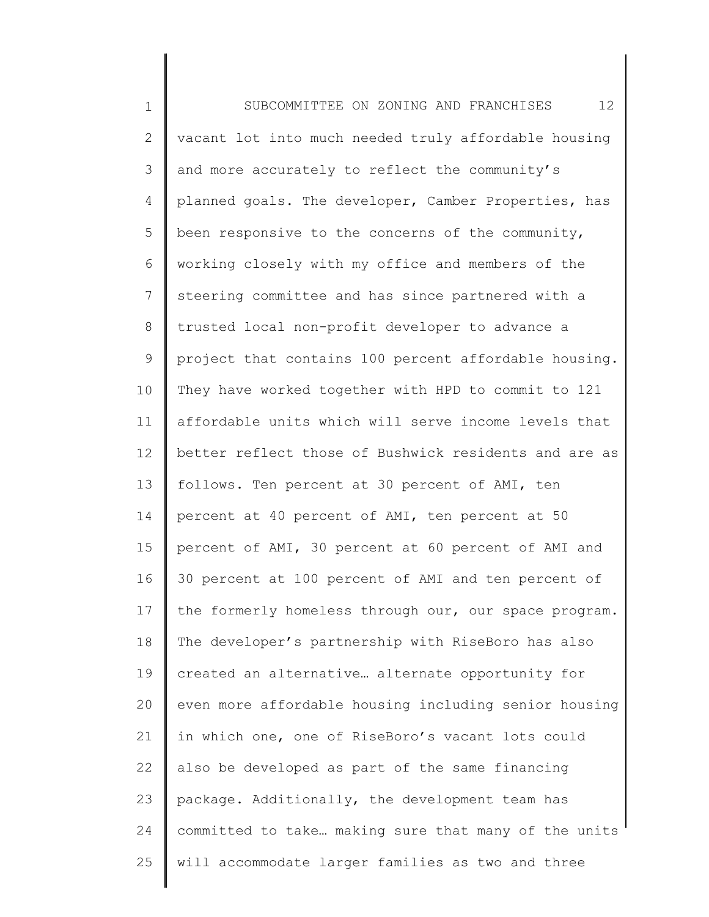vacant lot into much needed truly affordable housing and more accurately to reflect the community's planned goals. The developer, Camber Properties, has been responsive to the concerns of the community, working closely with my office and members of the steering committee and has since partnered with a trusted local non-profit developer to advance a project that contains 100 percent affordable housing. They have worked together with HPD to commit to 121 affordable units which will serve income levels that better reflect those of Bushwick residents and are as follows. Ten percent at 30 percent of AMI, ten percent at 40 percent of AMI, ten percent at 50 percent of AMI, 30 percent at 60 percent of AMI and 30 percent at 100 percent of AMI and ten percent of the formerly homeless through our, our space program. The developer's partnership with RiseBoro has also created an alternative… alternate opportunity for even more affordable housing including senior housing in which one, one of RiseBoro's vacant lots could also be developed as part of the same financing package. Additionally, the development team has committed to take… making sure that many of the units will accommodate larger families as two and three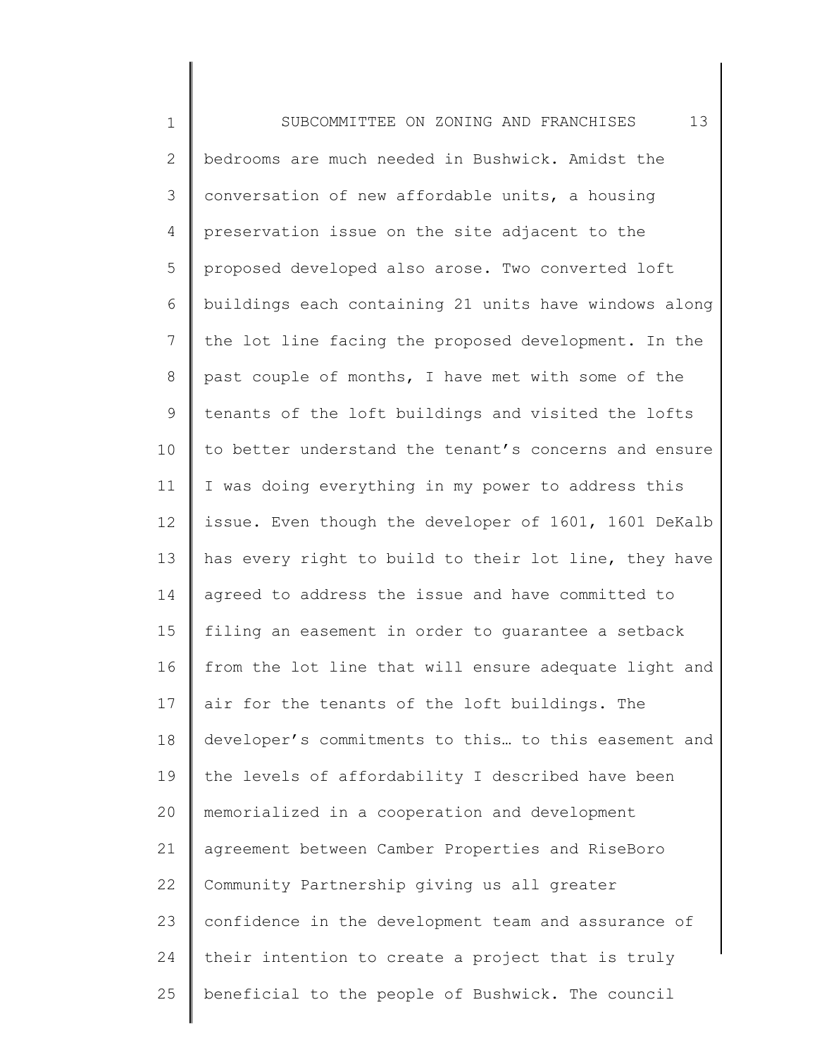bedrooms are much needed in Bushwick. Amidst the conversation of new affordable units, a housing preservation issue on the site adjacent to the proposed developed also arose. Two converted loft buildings each containing 21 units have windows along the lot line facing the proposed development. In the past couple of months, I have met with some of the tenants of the loft buildings and visited the lofts to better understand the tenant's concerns and ensure I was doing everything in my power to address this issue. Even though the developer of 1601, 1601 DeKalb has every right to build to their lot line, they have agreed to address the issue and have committed to filing an easement in order to guarantee a setback from the lot line that will ensure adequate light and air for the tenants of the loft buildings. The developer's commitments to this… to this easement and the levels of affordability I described have been memorialized in a cooperation and development agreement between Camber Properties and RiseBoro Community Partnership giving us all greater confidence in the development team and assurance of their intention to create a project that is truly beneficial to the people of Bushwick. The council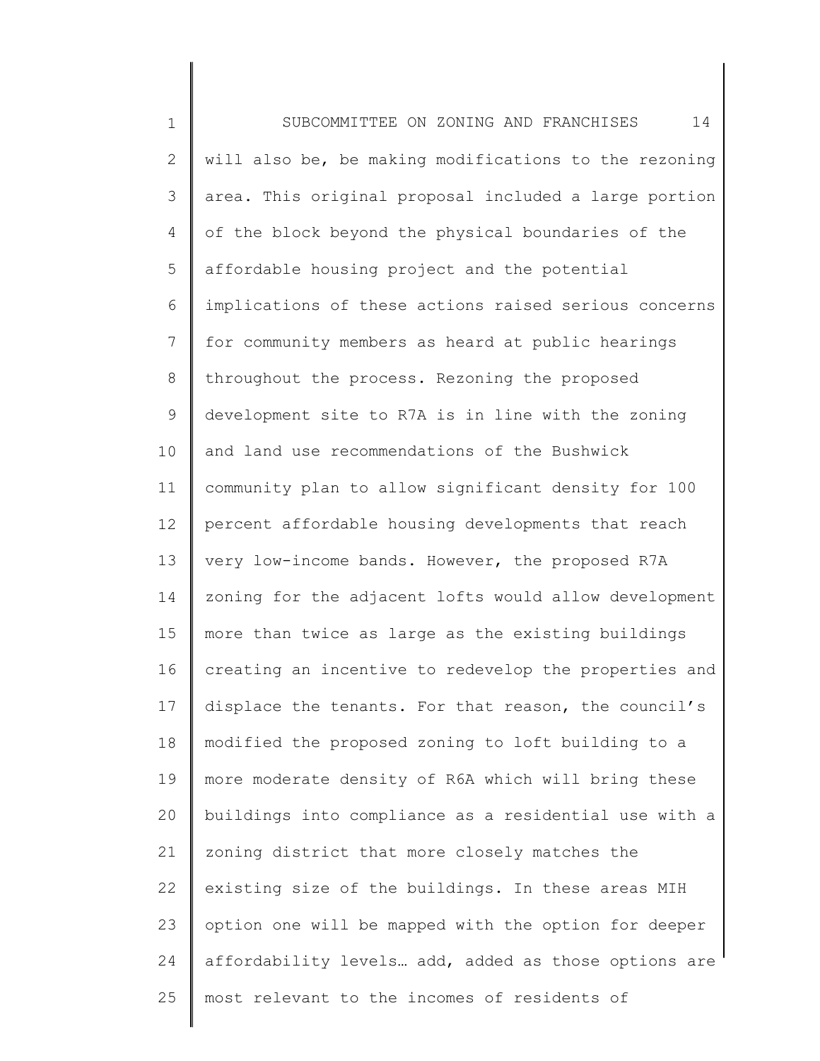will also be, be making modifications to the rezoning area. This original proposal included a large portion of the block beyond the physical boundaries of the affordable housing project and the potential implications of these actions raised serious concerns for community members as heard at public hearings throughout the process. Rezoning the proposed development site to R7A is in line with the zoning and land use recommendations of the Bushwick community plan to allow significant density for 100 percent affordable housing developments that reach very low-income bands. However, the proposed R7A zoning for the adjacent lofts would allow development more than twice as large as the existing buildings creating an incentive to redevelop the properties and displace the tenants. For that reason, the council's modified the proposed zoning to loft building to a more moderate density of R6A which will bring these buildings into compliance as a residential use with a zoning district that more closely matches the existing size of the buildings. In these areas MIH option one will be mapped with the option for deeper affordability levels… add, added as those options are most relevant to the incomes of residents of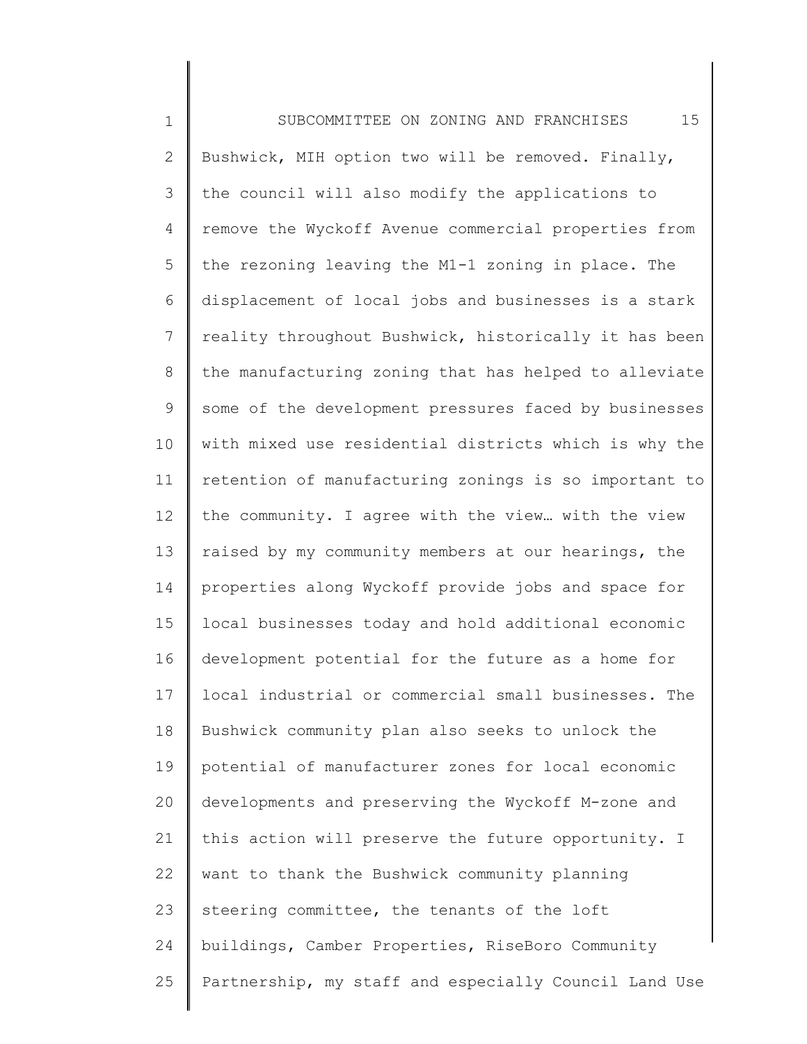Bushwick, MIH option two will be removed. Finally, the council will also modify the applications to remove the Wyckoff Avenue commercial properties from the rezoning leaving the M1-1 zoning in place. The displacement of local jobs and businesses is a stark reality throughout Bushwick, historically it has been the manufacturing zoning that has helped to alleviate some of the development pressures faced by businesses with mixed use residential districts which is why the retention of manufacturing zonings is so important to the community. I agree with the view… with the view raised by my community members at our hearings, the properties along Wyckoff provide jobs and space for local businesses today and hold additional economic development potential for the future as a home for local industrial or commercial small businesses. The Bushwick community plan also seeks to unlock the potential of manufacturer zones for local economic developments and preserving the Wyckoff M-zone and this action will preserve the future opportunity. I want to thank the Bushwick community planning steering committee, the tenants of the loft buildings, Camber Properties, RiseBoro Community Partnership, my staff and especially Council Land Use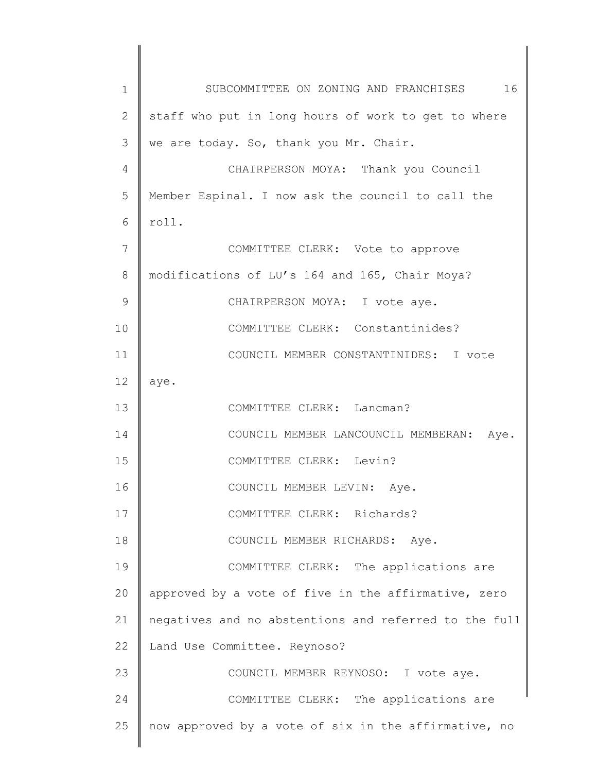staff who put in long hours of work to get to where we are today. So, thank you Mr. Chair.

CHAIRPERSON MOYA: Thank you Council Member Espinal. I now ask the council to call the roll.

COMMITTEE CLERK: Vote to approve modifications of LU's 164 and 165, Chair Moya?

CHAIRPERSON MOYA: I vote aye.

COMMITTEE CLERK: Constantinides?

COUNCIL MEMBER CONSTANTINIDES: I vote aye.

COMMITTEE CLERK: Lancman?

COUNCIL MEMBER LANCOUNCIL MEMBERAN: Aye.

COMMITTEE CLERK: Levin?

COUNCIL MEMBER LEVIN: Aye.

COMMITTEE CLERK: Richards?

COUNCIL MEMBER RICHARDS: Aye.

COMMITTEE CLERK: The applications are approved by a vote of five in the affirmative, zero negatives and no abstentions and referred to the full Land Use Committee. Reynoso?

COUNCIL MEMBER REYNOSO: I vote aye.

COMMITTEE CLERK: The applications are now approved by a vote of six in the affirmative, no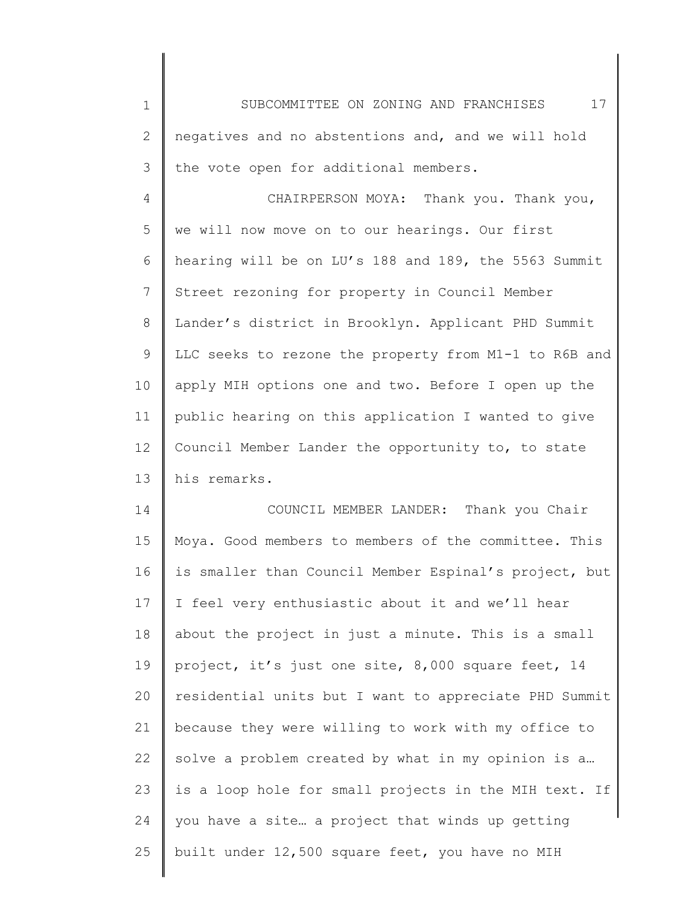negatives and no abstentions and, and we will hold the vote open for additional members.

CHAIRPERSON MOYA: Thank you. Thank you, we will now move on to our hearings. Our first hearing will be on LU's 188 and 189, the 5563 Summit Street rezoning for property in Council Member Lander's district in Brooklyn. Applicant PHD Summit LLC seeks to rezone the property from M1-1 to R6B and apply MIH options one and two. Before I open up the public hearing on this application I wanted to give Council Member Lander the opportunity to, to state his remarks.

COUNCIL MEMBER LANDER: Thank you Chair Moya. Good members to members of the committee. This is smaller than Council Member Espinal's project, but I feel very enthusiastic about it and we'll hear about the project in just a minute. This is a small project, it's just one site, 8,000 square feet, 14 residential units but I want to appreciate PHD Summit because they were willing to work with my office to solve a problem created by what in my opinion is a… is a loop hole for small projects in the MIH text. If you have a site… a project that winds up getting built under 12,500 square feet, you have no MIH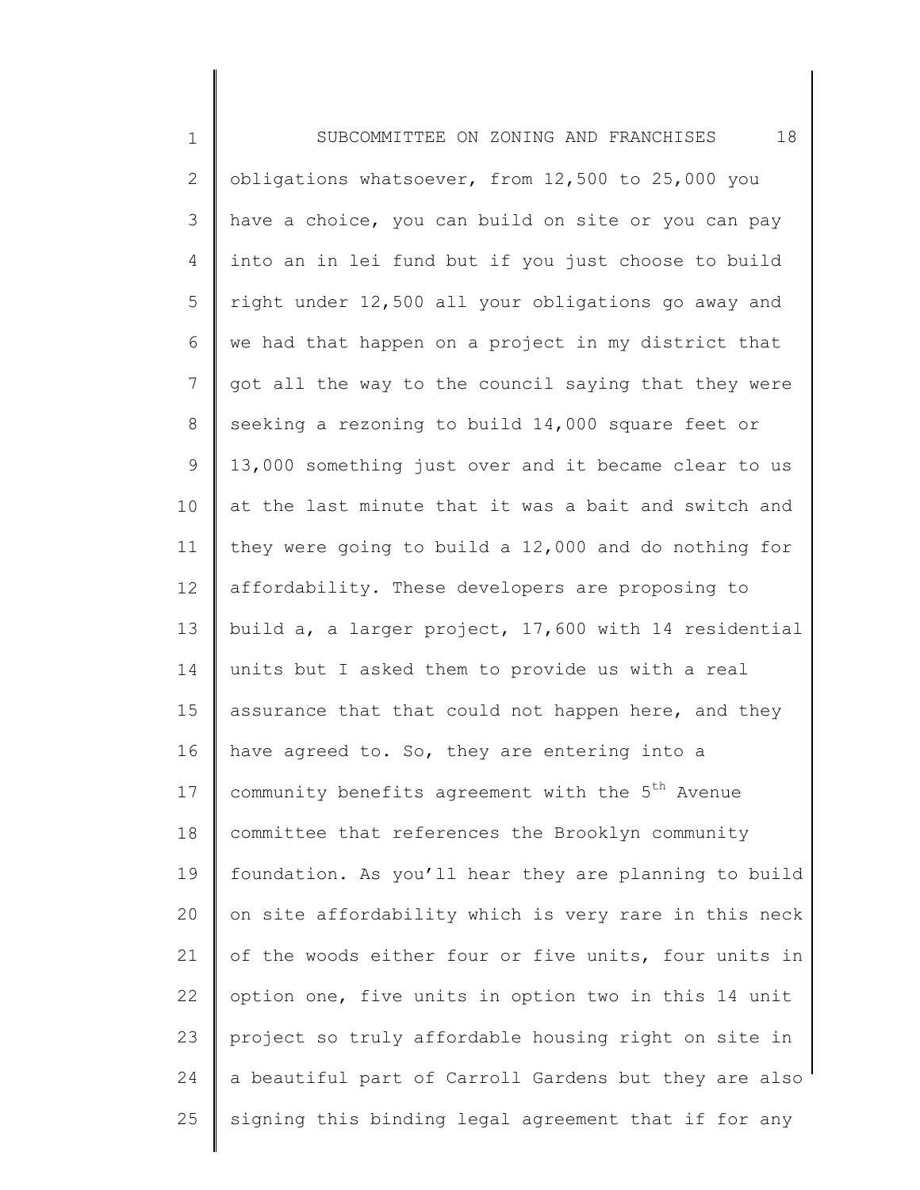obligations whatsoever, from 12,500 to 25,000 you have a choice, you can build on site or you can pay into an in lei fund but if you just choose to build right under 12,500 all your obligations go away and we had that happen on a project in my district that got all the way to the council saying that they were seeking a rezoning to build 14,000 square feet or 13,000 something just over and it became clear to us at the last minute that it was a bait and switch and they were going to build a 12,000 and do nothing for affordability. These developers are proposing to build a, a larger project, 17,600 with 14 residential units but I asked them to provide us with a real assurance that that could not happen here, and they have agreed to. So, they are entering into a community benefits agreement with the 5th Avenue committee that references the Brooklyn community foundation. As you'll hear they are planning to build on site affordability which is very rare in this neck of the woods either four or five units, four units in option one, five units in option two in this 14 unit project so truly affordable housing right on site in a beautiful part of Carroll Gardens but they are also signing this binding legal agreement that if for any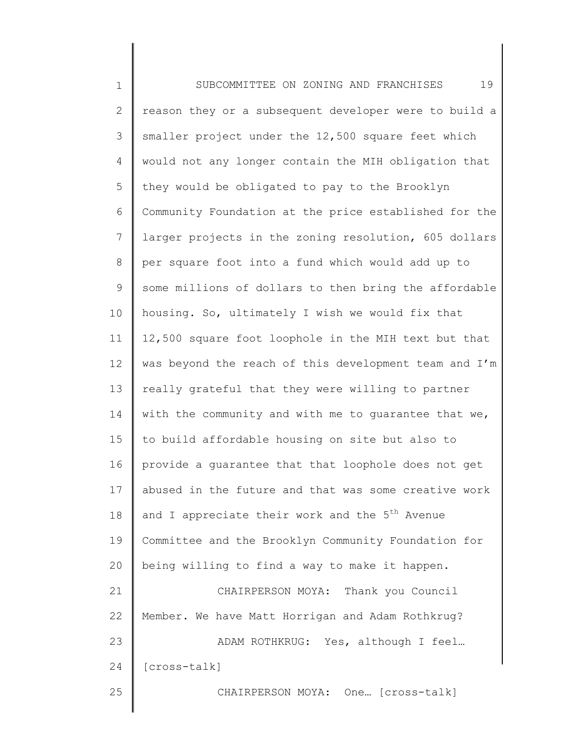reason they or a subsequent developer were to build a smaller project under the 12,500 square feet which would not any longer contain the MIH obligation that they would be obligated to pay to the Brooklyn Community Foundation at the price established for the larger projects in the zoning resolution, 605 dollars per square foot into a fund which would add up to some millions of dollars to then bring the affordable housing. So, ultimately I wish we would fix that 12,500 square foot loophole in the MIH text but that was beyond the reach of this development team and I'm really grateful that they were willing to partner with the community and with me to guarantee that we, to build affordable housing on site but also to provide a guarantee that that loophole does not get abused in the future and that was some creative work and I appreciate their work and the 5th Avenue Committee and the Brooklyn Community Foundation for being willing to find a way to make it happen.

CHAIRPERSON MOYA: Thank you Council Member. We have Matt Horrigan and Adam Rothkrug?

ADAM ROTHKRUG: Yes, although I feel… [cross-talk]

CHAIRPERSON MOYA: One… [cross-talk]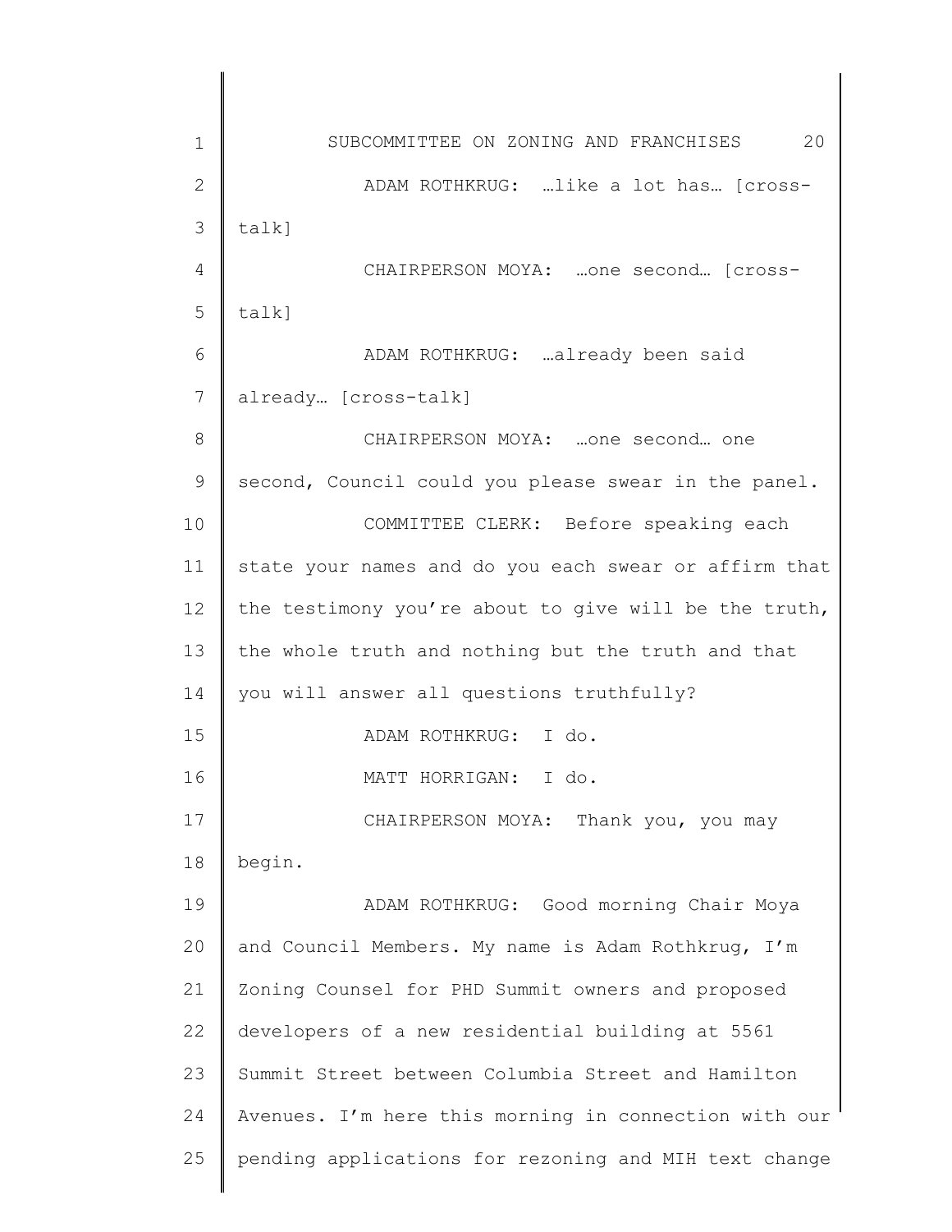ADAM ROTHKRUG: …like a lot has… [cross-talk]

CHAIRPERSON MOYA: …one second… [cross-talk]

ADAM ROTHKRUG: …already been said already… [cross-talk]

CHAIRPERSON MOYA: …one second… one second, Council could you please swear in the panel.

COMMITTEE CLERK: Before speaking each state your names and do you each swear or affirm that the testimony you're about to give will be the truth, the whole truth and nothing but the truth and that you will answer all questions truthfully?

ADAM ROTHKRUG: I do.

MATT HORRIGAN: I do.

CHAIRPERSON MOYA: Thank you, you may begin.

ADAM ROTHKRUG: Good morning Chair Moya and Council Members. My name is Adam Rothkrug, I'm Zoning Counsel for PHD Summit owners and proposed developers of a new residential building at 5561 Summit Street between Columbia Street and Hamilton Avenues. I'm here this morning in connection with our pending applications for rezoning and MIH text change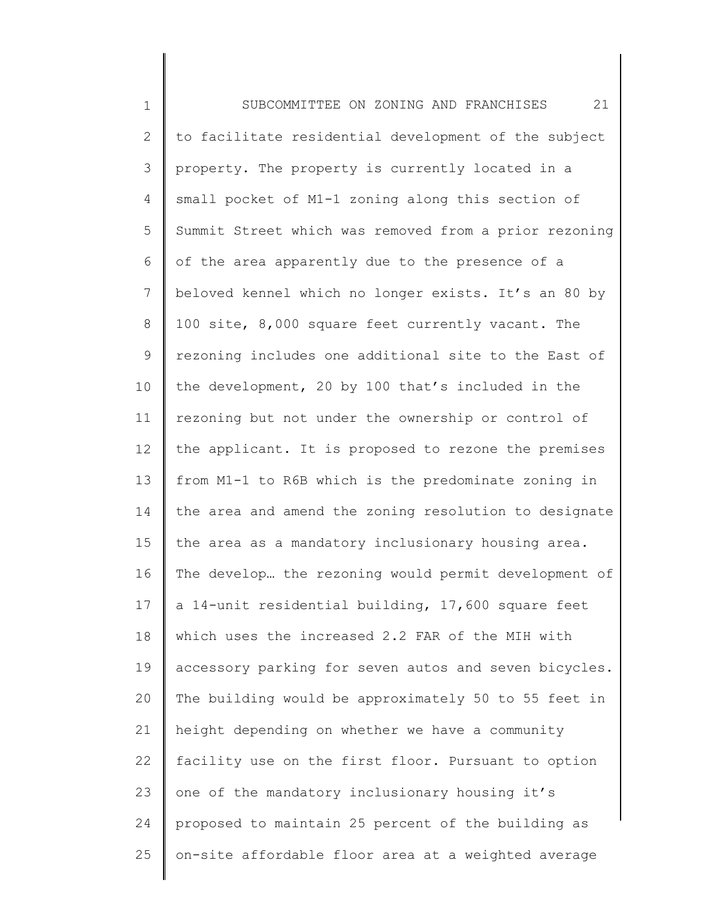to facilitate residential development of the subject property. The property is currently located in a small pocket of M1-1 zoning along this section of Summit Street which was removed from a prior rezoning of the area apparently due to the presence of a beloved kennel which no longer exists. It's an 80 by 100 site, 8,000 square feet currently vacant. The rezoning includes one additional site to the East of the development, 20 by 100 that's included in the rezoning but not under the ownership or control of the applicant. It is proposed to rezone the premises from M1-1 to R6B which is the predominate zoning in the area and amend the zoning resolution to designate the area as a mandatory inclusionary housing area. The develop… the rezoning would permit development of a 14-unit residential building, 17,600 square feet which uses the increased 2.2 FAR of the MIH with accessory parking for seven autos and seven bicycles. The building would be approximately 50 to 55 feet in height depending on whether we have a community facility use on the first floor. Pursuant to option one of the mandatory inclusionary housing it's proposed to maintain 25 percent of the building as on-site affordable floor area at a weighted average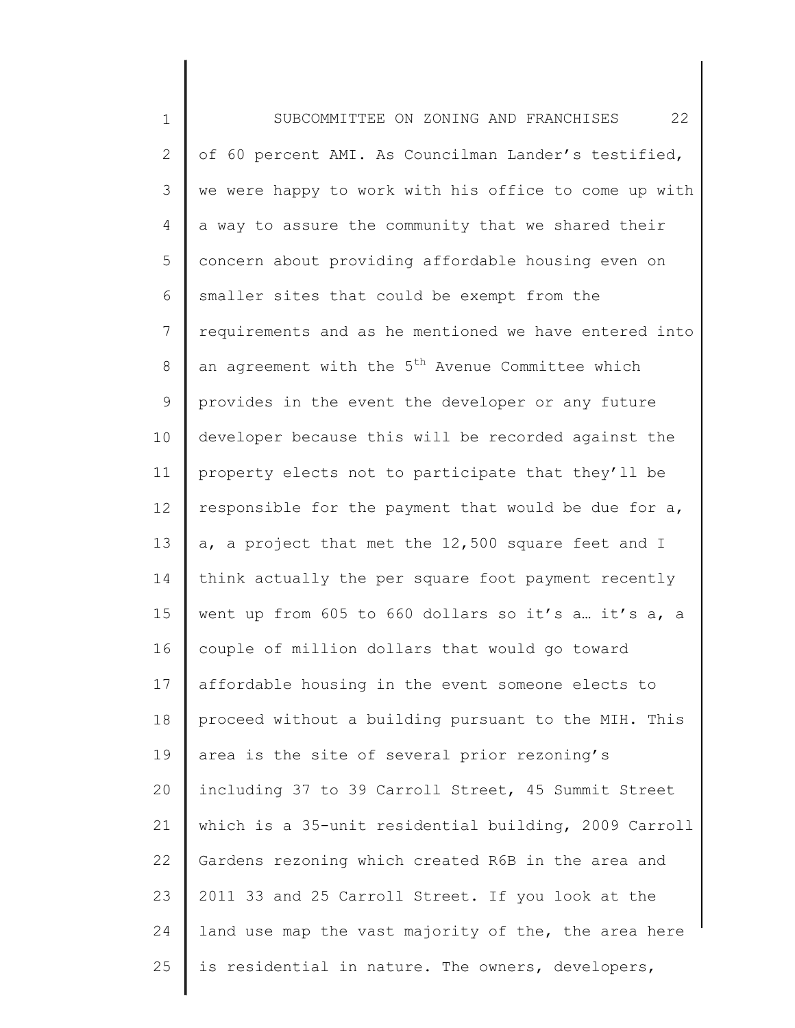of 60 percent AMI. As Councilman Lander's testified, we were happy to work with his office to come up with a way to assure the community that we shared their concern about providing affordable housing even on smaller sites that could be exempt from the requirements and as he mentioned we have entered into an agreement with the 5th Avenue Committee which provides in the event the developer or any future developer because this will be recorded against the property elects not to participate that they'll be responsible for the payment that would be due for a, a, a project that met the 12,500 square feet and I think actually the per square foot payment recently went up from 605 to 660 dollars so it's a… it's a, a couple of million dollars that would go toward affordable housing in the event someone elects to proceed without a building pursuant to the MIH. This area is the site of several prior rezoning's including 37 to 39 Carroll Street, 45 Summit Street which is a 35-unit residential building, 2009 Carroll Gardens rezoning which created R6B in the area and 2011 33 and 25 Carroll Street. If you look at the land use map the vast majority of the, the area here is residential in nature. The owners, developers,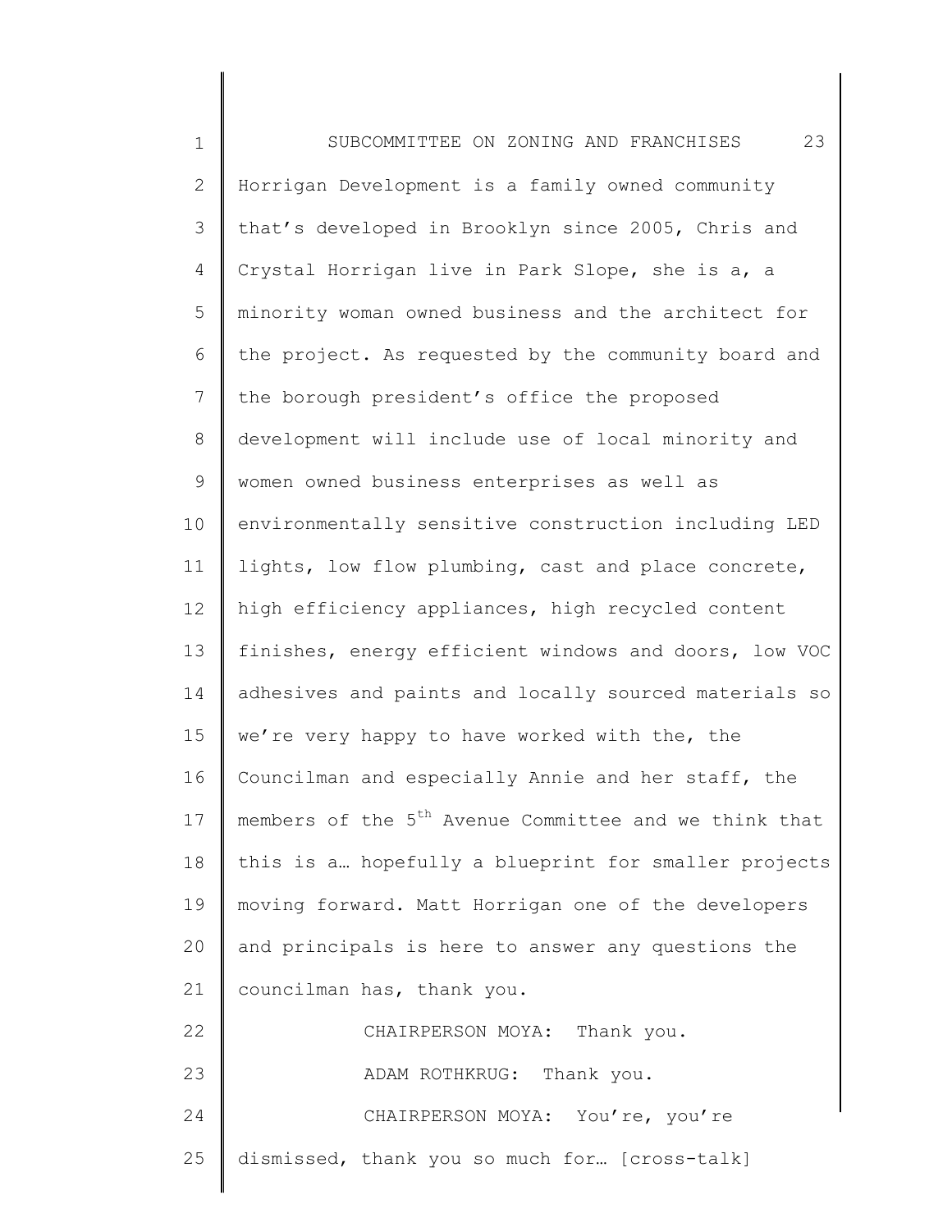Horrigan Development is a family owned community that's developed in Brooklyn since 2005, Chris and Crystal Horrigan live in Park Slope, she is a, a minority woman owned business and the architect for the project. As requested by the community board and the borough president's office the proposed development will include use of local minority and women owned business enterprises as well as environmentally sensitive construction including LED lights, low flow plumbing, cast and place concrete, high efficiency appliances, high recycled content finishes, energy efficient windows and doors, low VOC adhesives and paints and locally sourced materials so we're very happy to have worked with the, the Councilman and especially Annie and her staff, the members of the 5th Avenue Committee and we think that this is a… hopefully a blueprint for smaller projects moving forward. Matt Horrigan one of the developers and principals is here to answer any questions the councilman has, thank you.

CHAIRPERSON MOYA: Thank you.

ADAM ROTHKRUG: Thank you.

CHAIRPERSON MOYA: You're, you're dismissed, thank you so much for… [cross-talk]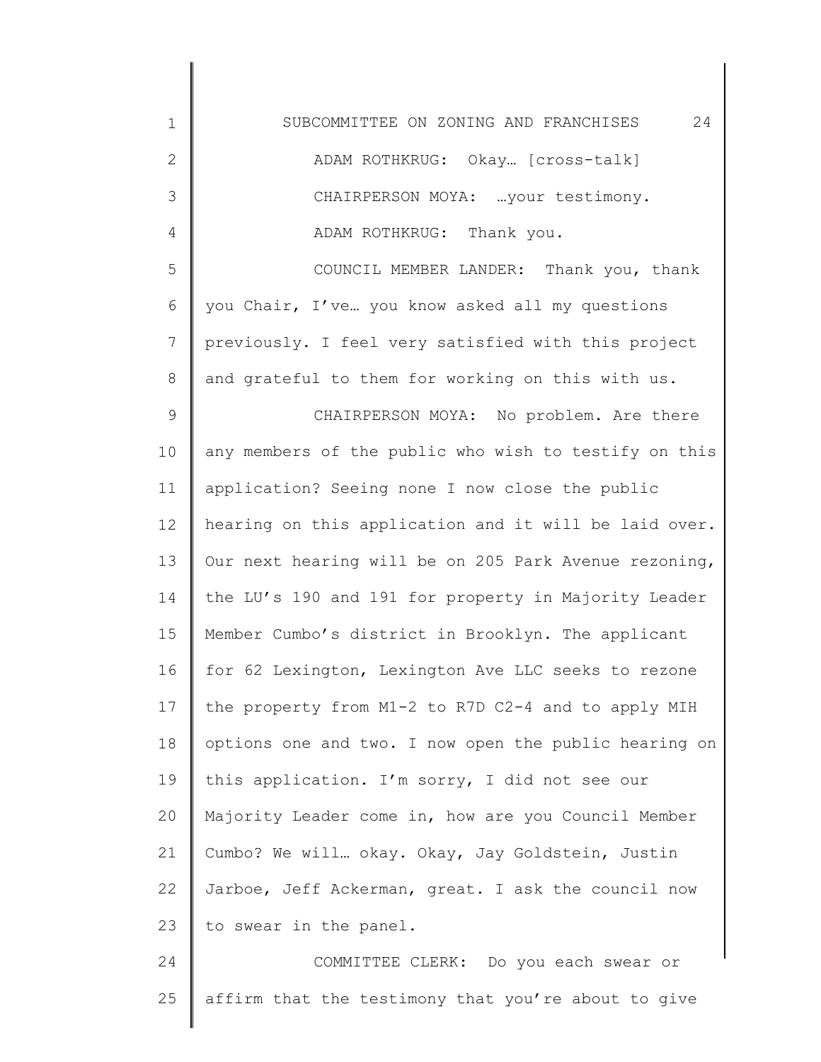ADAM ROTHKRUG: Okay… [cross-talk]

CHAIRPERSON MOYA: …your testimony.

ADAM ROTHKRUG: Thank you.

COUNCIL MEMBER LANDER: Thank you, thank you Chair, I've… you know asked all my questions previously. I feel very satisfied with this project and grateful to them for working on this with us.

CHAIRPERSON MOYA: No problem. Are there any members of the public who wish to testify on this application? Seeing none I now close the public hearing on this application and it will be laid over. Our next hearing will be on 205 Park Avenue rezoning, the LU's 190 and 191 for property in Majority Leader Member Cumbo's district in Brooklyn. The applicant for 62 Lexington, Lexington Ave LLC seeks to rezone the property from M1-2 to R7D C2-4 and to apply MIH options one and two. I now open the public hearing on this application. I'm sorry, I did not see our Majority Leader come in, how are you Council Member Cumbo? We will… okay. Okay, Jay Goldstein, Justin Jarboe, Jeff Ackerman, great. I ask the council now to swear in the panel.

COMMITTEE CLERK: Do you each swear or affirm that the testimony that you're about to give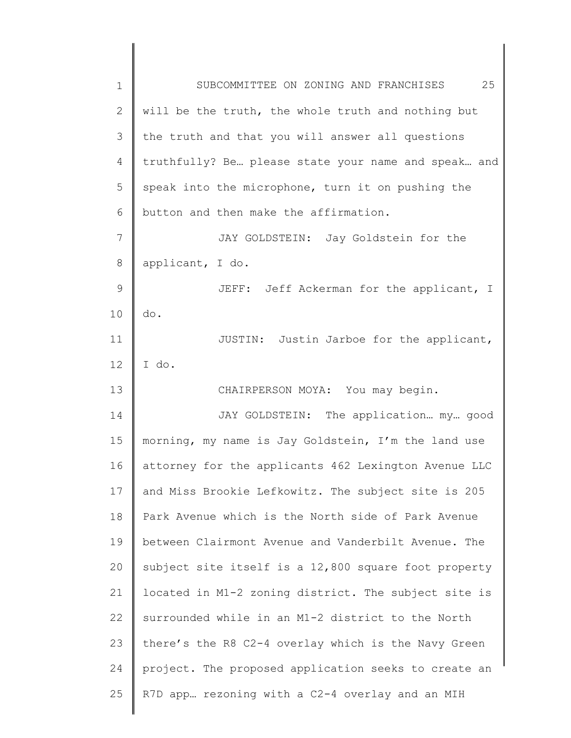will be the truth, the whole truth and nothing but the truth and that you will answer all questions truthfully? Be… please state your name and speak… and speak into the microphone, turn it on pushing the button and then make the affirmation.

JAY GOLDSTEIN: Jay Goldstein for the applicant, I do.

JEFF: Jeff Ackerman for the applicant, I do.

JUSTIN: Justin Jarboe for the applicant, I do.

CHAIRPERSON MOYA: You may begin.

JAY GOLDSTEIN: The application… my… good morning, my name is Jay Goldstein, I'm the land use attorney for the applicants 462 Lexington Avenue LLC and Miss Brookie Lefkowitz. The subject site is 205 Park Avenue which is the North side of Park Avenue between Clairmont Avenue and Vanderbilt Avenue. The subject site itself is a 12,800 square foot property located in M1-2 zoning district. The subject site is surrounded while in an M1-2 district to the North there's the R8 C2-4 overlay which is the Navy Green project. The proposed application seeks to create an R7D app… rezoning with a C2-4 overlay and an MIH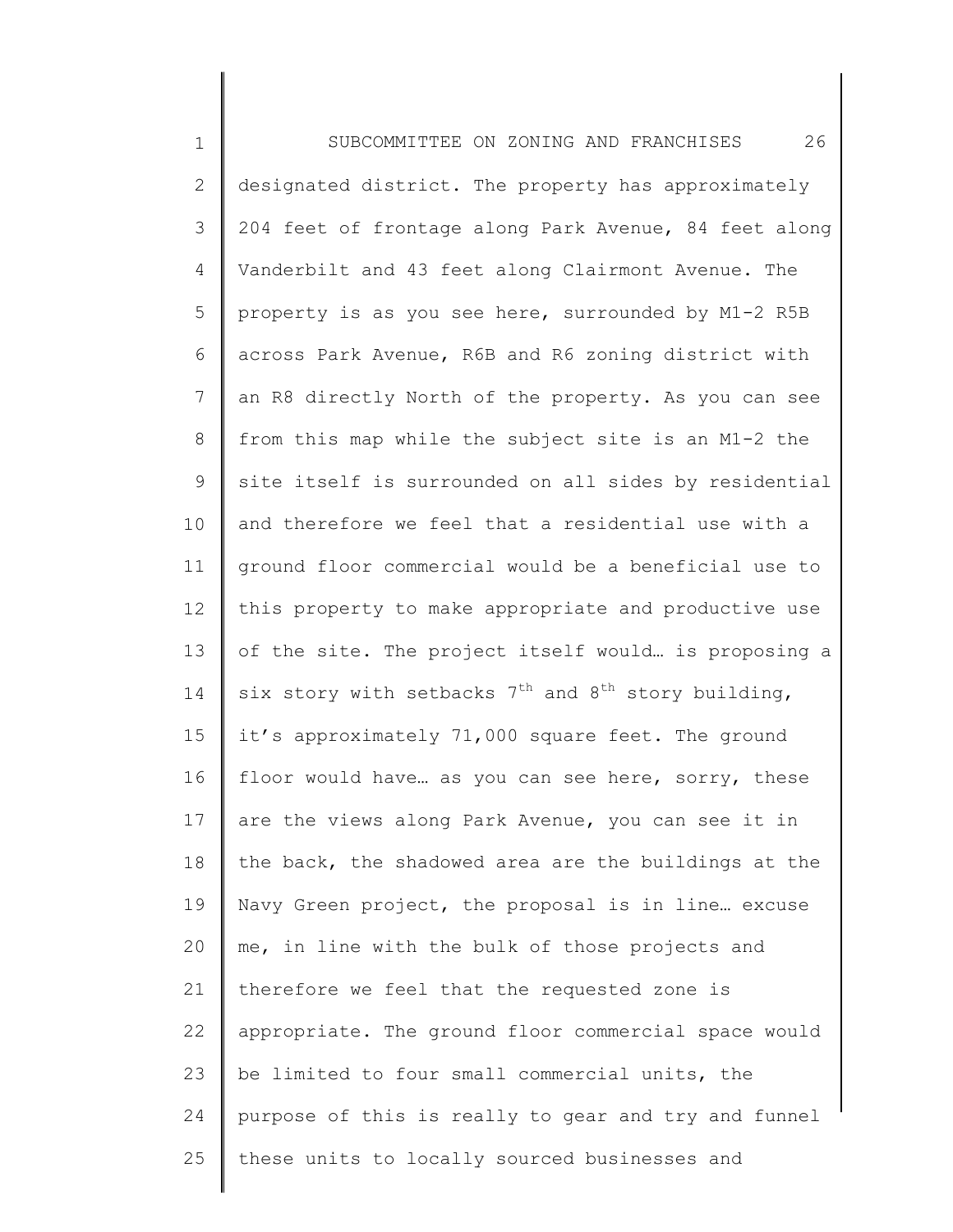designated district. The property has approximately 204 feet of frontage along Park Avenue, 84 feet along Vanderbilt and 43 feet along Clairmont Avenue. The property is as you see here, surrounded by M1-2 R5B across Park Avenue, R6B and R6 zoning district with an R8 directly North of the property. As you can see from this map while the subject site is an M1-2 the site itself is surrounded on all sides by residential and therefore we feel that a residential use with a ground floor commercial would be a beneficial use to this property to make appropriate and productive use of the site. The project itself would… is proposing a six story with setbacks 7th and 8th story building, it's approximately 71,000 square feet. The ground floor would have… as you can see here, sorry, these are the views along Park Avenue, you can see it in the back, the shadowed area are the buildings at the Navy Green project, the proposal is in line… excuse me, in line with the bulk of those projects and therefore we feel that the requested zone is appropriate. The ground floor commercial space would be limited to four small commercial units, the purpose of this is really to gear and try and funnel these units to locally sourced businesses and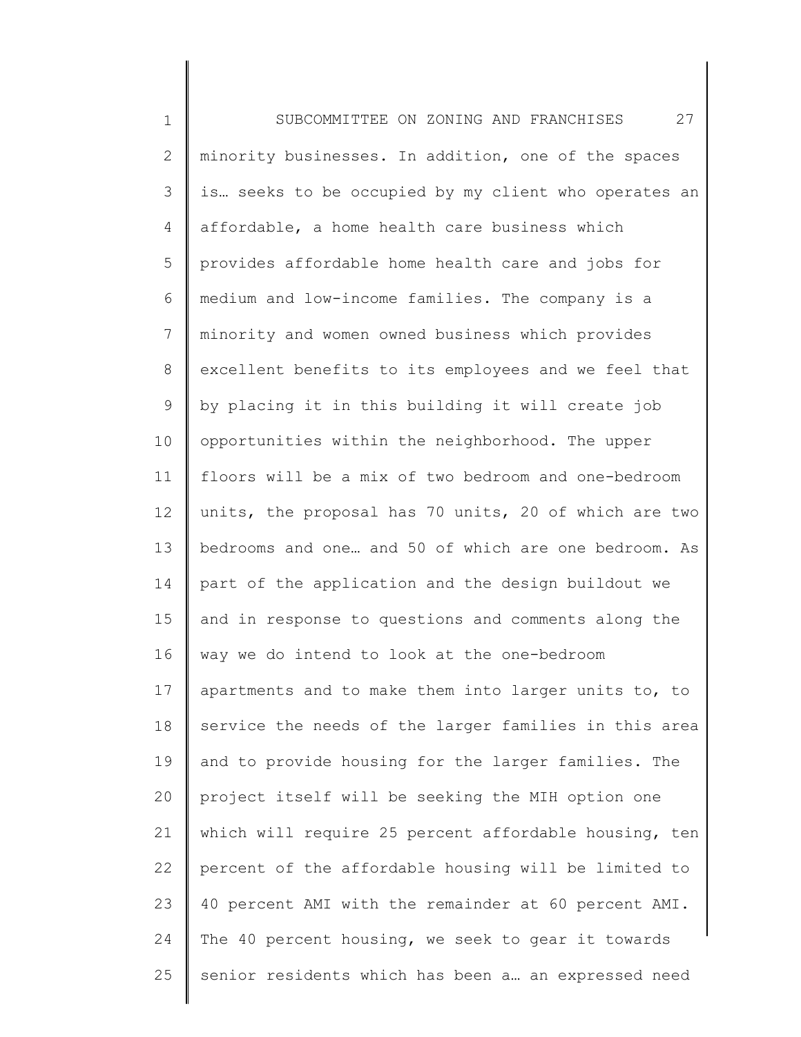minority businesses. In addition, one of the spaces is… seeks to be occupied by my client who operates an affordable, a home health care business which provides affordable home health care and jobs for medium and low-income families. The company is a minority and women owned business which provides excellent benefits to its employees and we feel that by placing it in this building it will create job opportunities within the neighborhood. The upper floors will be a mix of two bedroom and one-bedroom units, the proposal has 70 units, 20 of which are two bedrooms and one… and 50 of which are one bedroom. As part of the application and the design buildout we and in response to questions and comments along the way we do intend to look at the one-bedroom apartments and to make them into larger units to, to service the needs of the larger families in this area and to provide housing for the larger families. The project itself will be seeking the MIH option one which will require 25 percent affordable housing, ten percent of the affordable housing will be limited to 40 percent AMI with the remainder at 60 percent AMI. The 40 percent housing, we seek to gear it towards senior residents which has been a… an expressed need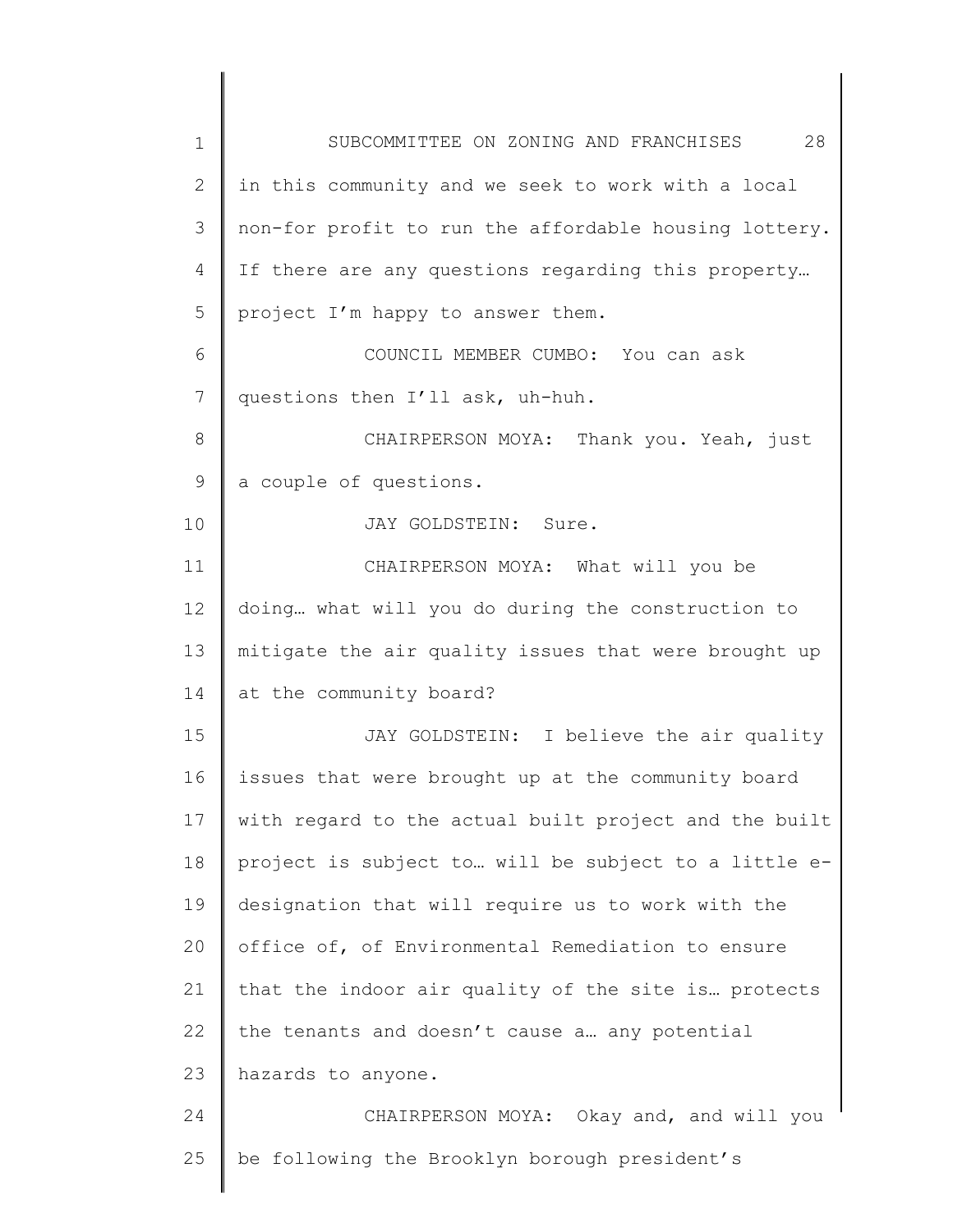in this community and we seek to work with a local non-for profit to run the affordable housing lottery. If there are any questions regarding this property… project I'm happy to answer them.

COUNCIL MEMBER CUMBO: You can ask questions then I'll ask, uh-huh.

CHAIRPERSON MOYA: Thank you. Yeah, just a couple of questions.

JAY GOLDSTEIN: Sure.

CHAIRPERSON MOYA: What will you be doing… what will you do during the construction to mitigate the air quality issues that were brought up at the community board?

JAY GOLDSTEIN: I believe the air quality issues that were brought up at the community board with regard to the actual built project and the built project is subject to… will be subject to a little e-designation that will require us to work with the office of, of Environmental Remediation to ensure that the indoor air quality of the site is… protects the tenants and doesn't cause a… any potential hazards to anyone.

CHAIRPERSON MOYA: Okay and, and will you be following the Brooklyn borough president's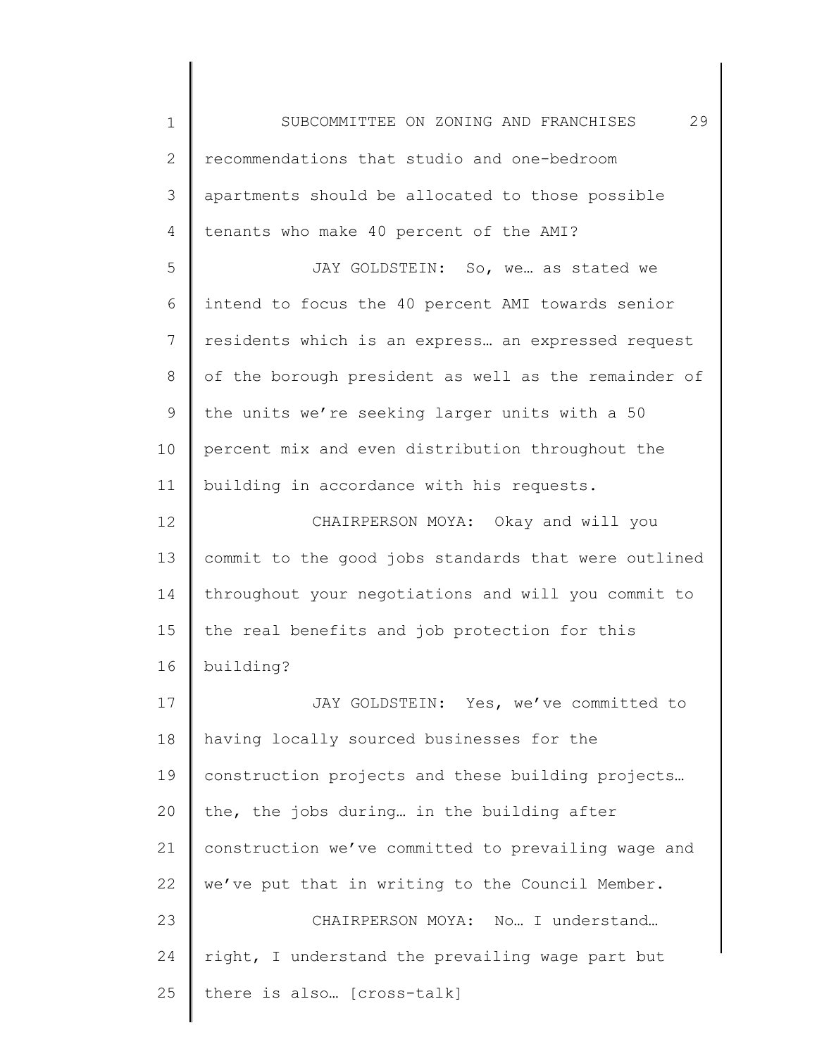recommendations that studio and one-bedroom apartments should be allocated to those possible tenants who make 40 percent of the AMI?

JAY GOLDSTEIN: So, we… as stated we intend to focus the 40 percent AMI towards senior residents which is an express… an expressed request of the borough president as well as the remainder of the units we're seeking larger units with a 50 percent mix and even distribution throughout the building in accordance with his requests.

CHAIRPERSON MOYA: Okay and will you commit to the good jobs standards that were outlined throughout your negotiations and will you commit to the real benefits and job protection for this building?

JAY GOLDSTEIN: Yes, we've committed to having locally sourced businesses for the construction projects and these building projects… the, the jobs during… in the building after construction we've committed to prevailing wage and we've put that in writing to the Council Member.

CHAIRPERSON MOYA: No… I understand… right, I understand the prevailing wage part but there is also… [cross-talk]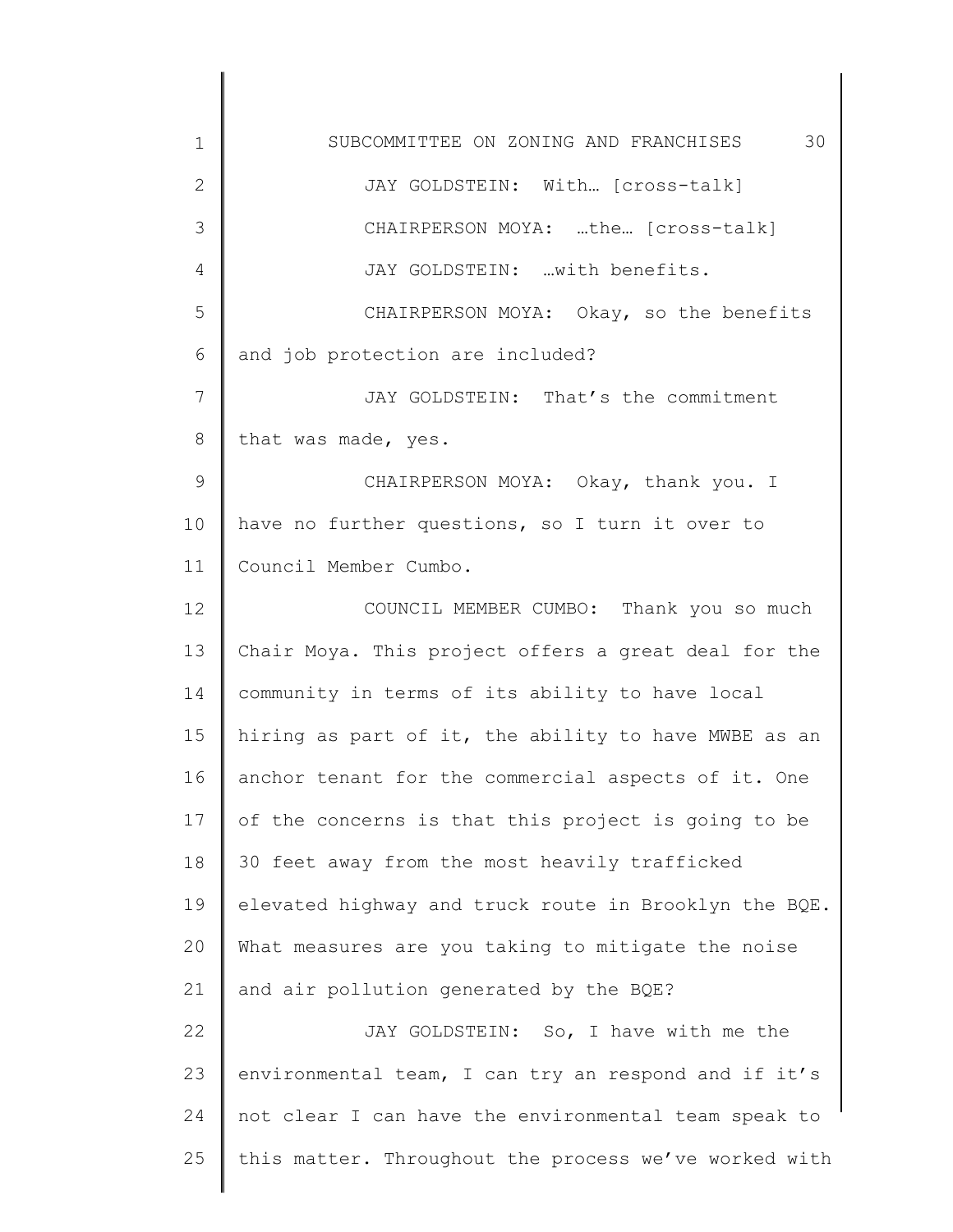JAY GOLDSTEIN: With… [cross-talk]

CHAIRPERSON MOYA: …the… [cross-talk]

JAY GOLDSTEIN: …with benefits.

CHAIRPERSON MOYA: Okay, so the benefits and job protection are included?

JAY GOLDSTEIN: That's the commitment that was made, yes.

CHAIRPERSON MOYA: Okay, thank you. I have no further questions, so I turn it over to Council Member Cumbo.

COUNCIL MEMBER CUMBO: Thank you so much Chair Moya. This project offers a great deal for the community in terms of its ability to have local hiring as part of it, the ability to have MWBE as an anchor tenant for the commercial aspects of it. One of the concerns is that this project is going to be 30 feet away from the most heavily trafficked elevated highway and truck route in Brooklyn the BQE. What measures are you taking to mitigate the noise and air pollution generated by the BQE?

JAY GOLDSTEIN: So, I have with me the environmental team, I can try an respond and if it's not clear I can have the environmental team speak to this matter. Throughout the process we've worked with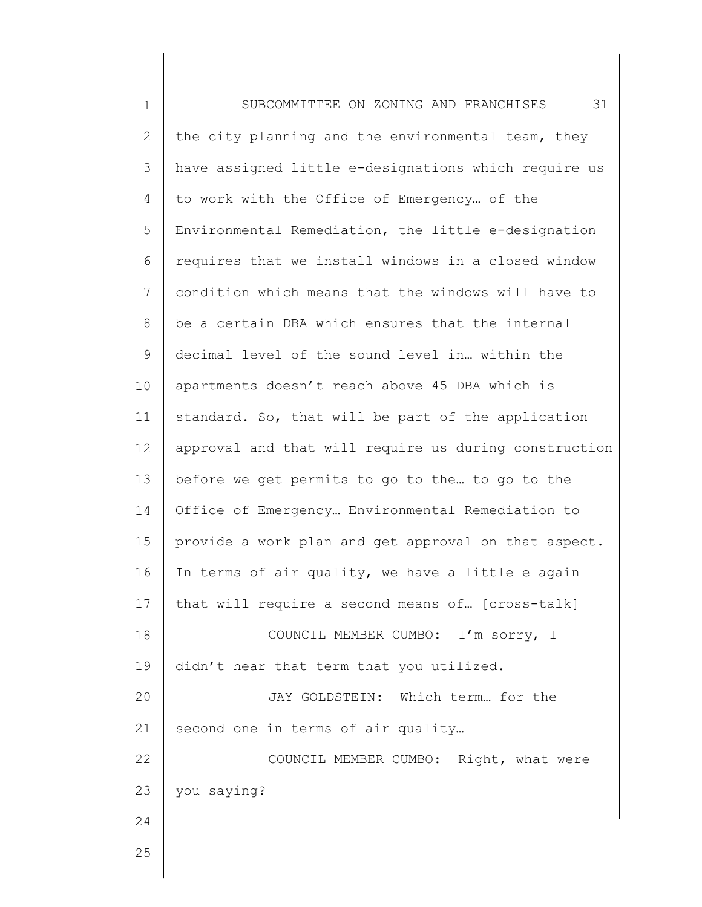the city planning and the environmental team, they have assigned little e-designations which require us to work with the Office of Emergency… of the Environmental Remediation, the little e-designation requires that we install windows in a closed window condition which means that the windows will have to be a certain DBA which ensures that the internal decimal level of the sound level in… within the apartments doesn't reach above 45 DBA which is standard. So, that will be part of the application approval and that will require us during construction before we get permits to go to the… to go to the Office of Emergency… Environmental Remediation to provide a work plan and get approval on that aspect. In terms of air quality, we have a little e again that will require a second means of… [cross-talk]

COUNCIL MEMBER CUMBO: I'm sorry, I didn't hear that term that you utilized.

JAY GOLDSTEIN: Which term… for the second one in terms of air quality…

COUNCIL MEMBER CUMBO: Right, what were you saying?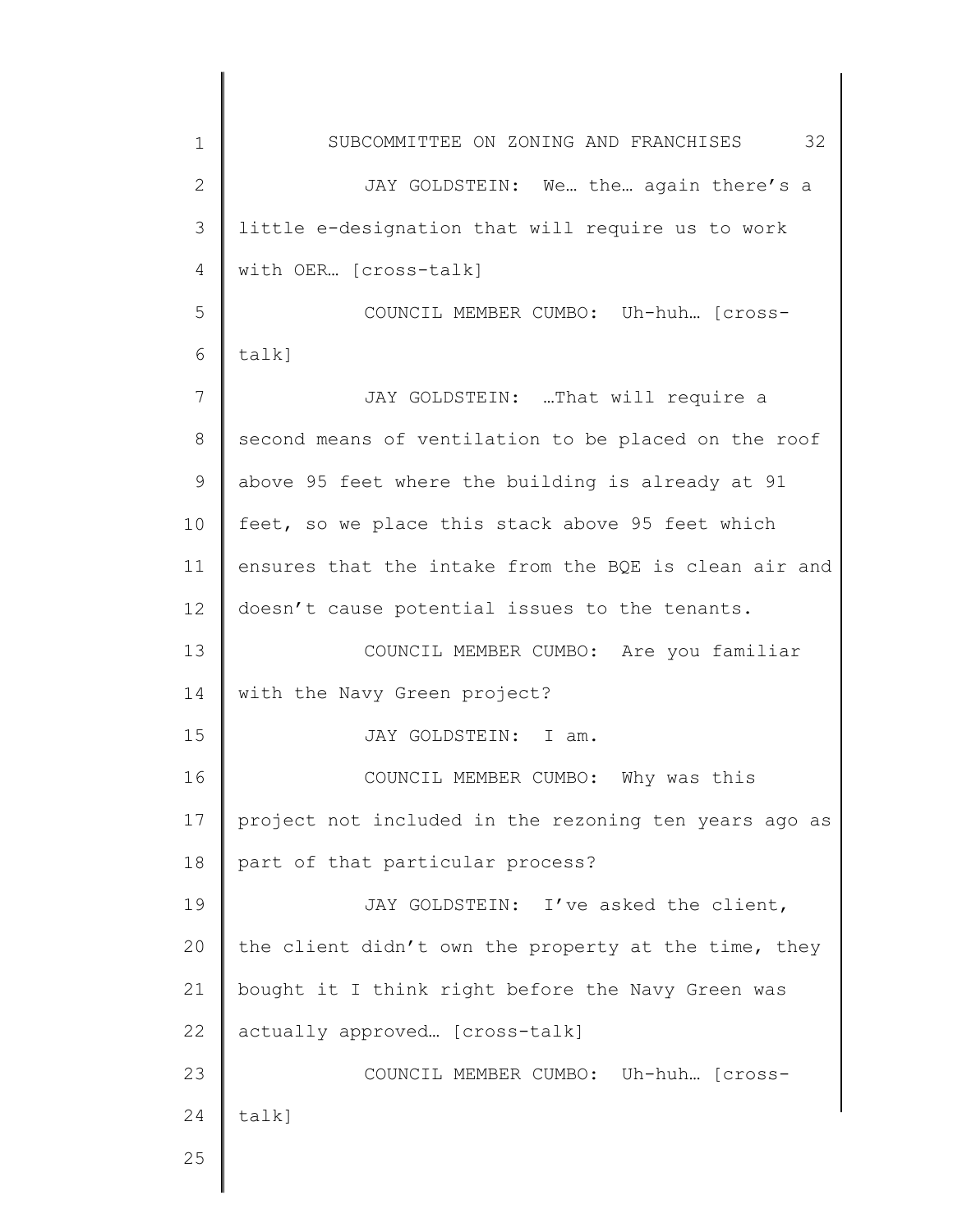JAY GOLDSTEIN: We… the… again there's a little e-designation that will require us to work with OER… [cross-talk]

COUNCIL MEMBER CUMBO: Uh-huh… [cross-talk]

JAY GOLDSTEIN: …That will require a second means of ventilation to be placed on the roof above 95 feet where the building is already at 91 feet, so we place this stack above 95 feet which ensures that the intake from the BQE is clean air and doesn't cause potential issues to the tenants.

COUNCIL MEMBER CUMBO: Are you familiar with the Navy Green project?

JAY GOLDSTEIN: I am.

COUNCIL MEMBER CUMBO: Why was this project not included in the rezoning ten years ago as part of that particular process?

JAY GOLDSTEIN: I've asked the client, the client didn't own the property at the time, they bought it I think right before the Navy Green was actually approved… [cross-talk]

COUNCIL MEMBER CUMBO: Uh-huh… [cross-talk]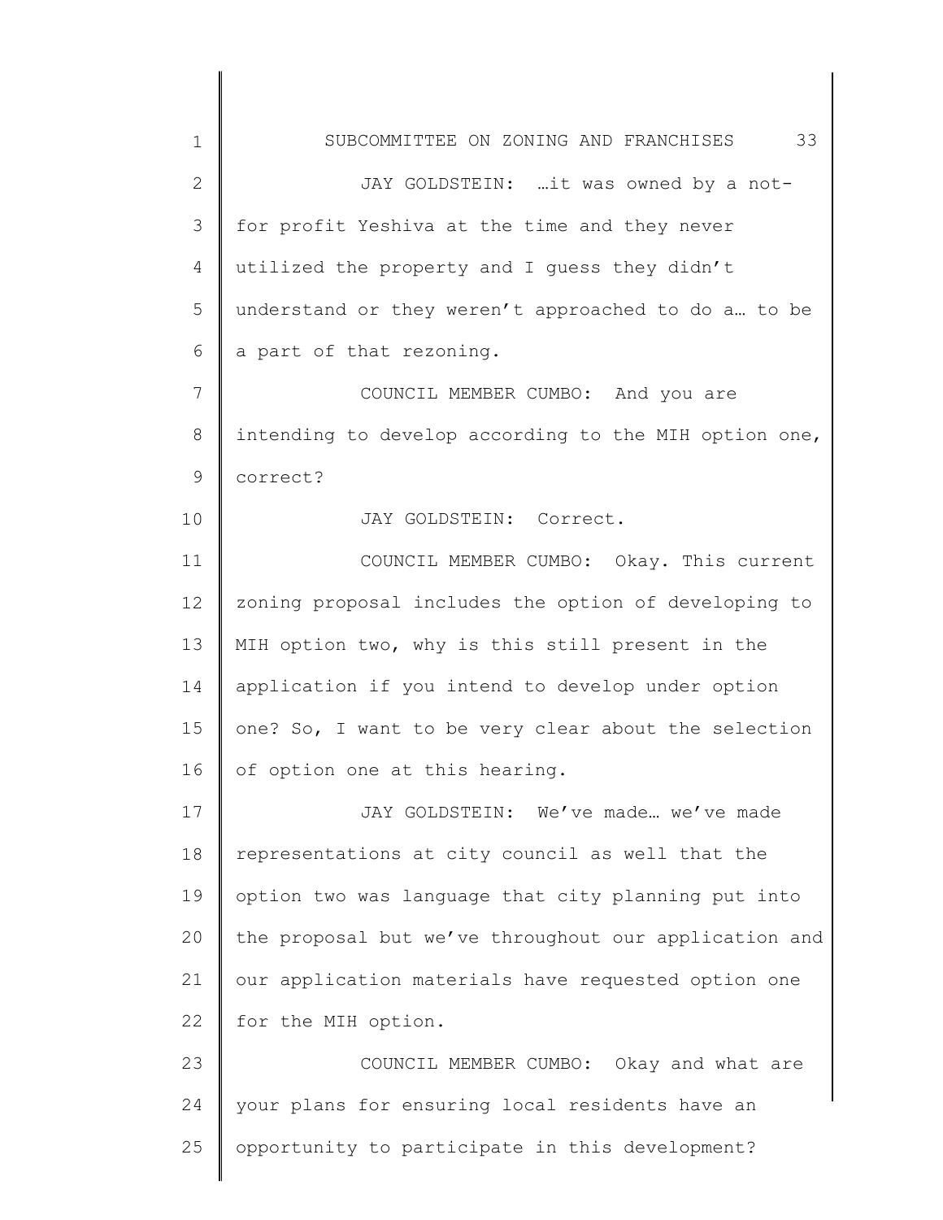JAY GOLDSTEIN: …it was owned by a not-for profit Yeshiva at the time and they never utilized the property and I guess they didn't understand or they weren't approached to do a… to be a part of that rezoning.

COUNCIL MEMBER CUMBO: And you are intending to develop according to the MIH option one, correct?

JAY GOLDSTEIN: Correct.

COUNCIL MEMBER CUMBO: Okay. This current zoning proposal includes the option of developing to MIH option two, why is this still present in the application if you intend to develop under option one? So, I want to be very clear about the selection of option one at this hearing.

JAY GOLDSTEIN: We've made… we've made representations at city council as well that the option two was language that city planning put into the proposal but we've throughout our application and our application materials have requested option one for the MIH option.

COUNCIL MEMBER CUMBO: Okay and what are your plans for ensuring local residents have an opportunity to participate in this development?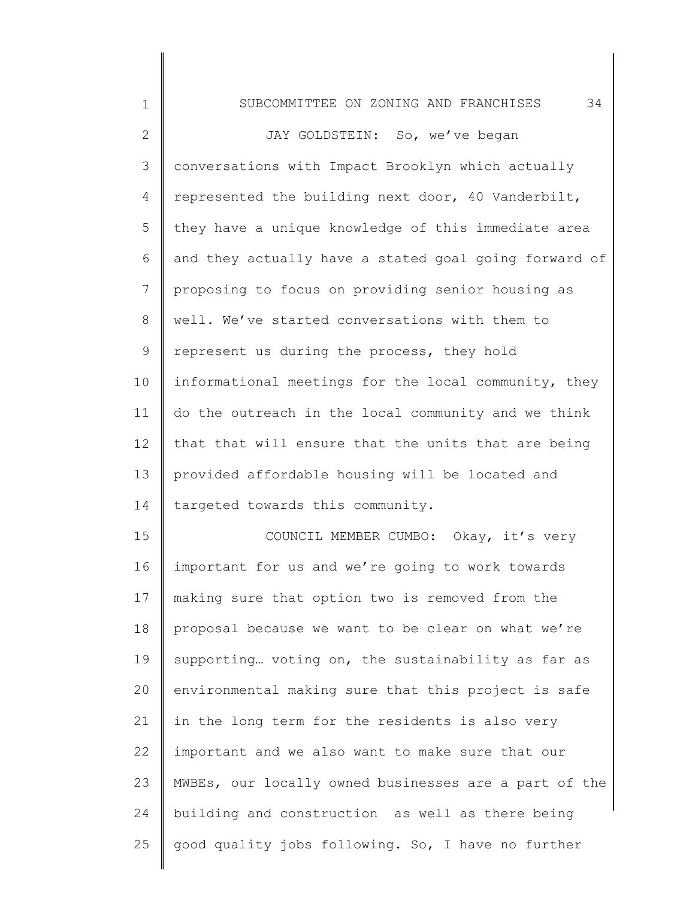JAY GOLDSTEIN: So, we've began conversations with Impact Brooklyn which actually represented the building next door, 40 Vanderbilt, they have a unique knowledge of this immediate area and they actually have a stated goal going forward of proposing to focus on providing senior housing as well. We've started conversations with them to represent us during the process, they hold informational meetings for the local community, they do the outreach in the local community and we think that that will ensure that the units that are being provided affordable housing will be located and targeted towards this community.

COUNCIL MEMBER CUMBO: Okay, it's very important for us and we're going to work towards making sure that option two is removed from the proposal because we want to be clear on what we're supporting… voting on, the sustainability as far as environmental making sure that this project is safe in the long term for the residents is also very important and we also want to make sure that our MWBEs, our locally owned businesses are a part of the building and construction as well as there being good quality jobs following. So, I have no further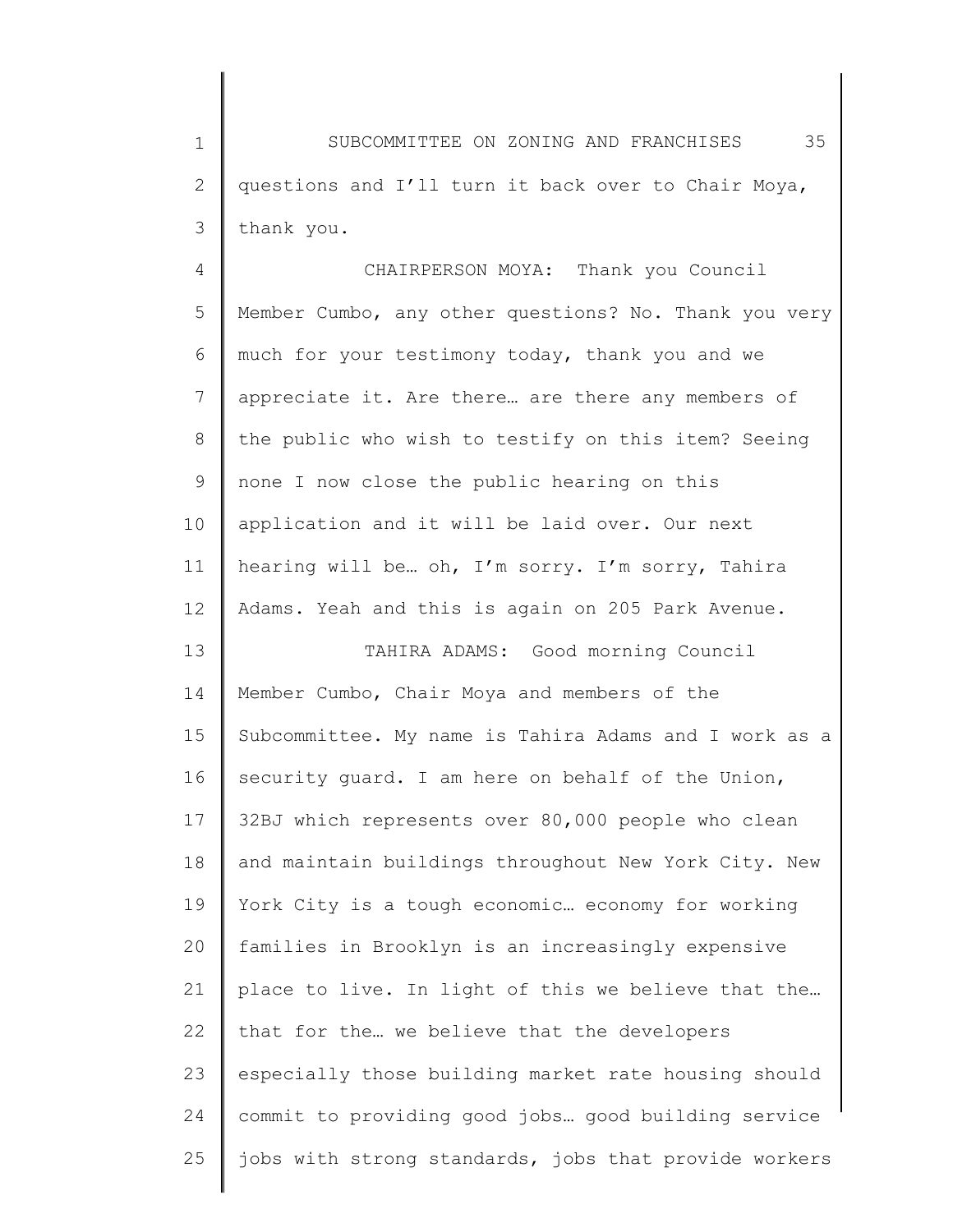questions and I'll turn it back over to Chair Moya, thank you.

CHAIRPERSON MOYA: Thank you Council Member Cumbo, any other questions? No. Thank you very much for your testimony today, thank you and we appreciate it. Are there… are there any members of the public who wish to testify on this item? Seeing none I now close the public hearing on this application and it will be laid over. Our next hearing will be… oh, I'm sorry. I'm sorry, Tahira Adams. Yeah and this is again on 205 Park Avenue.

TAHIRA ADAMS: Good morning Council Member Cumbo, Chair Moya and members of the Subcommittee. My name is Tahira Adams and I work as a security guard. I am here on behalf of the Union, 32BJ which represents over 80,000 people who clean and maintain buildings throughout New York City. New York City is a tough economic… economy for working families in Brooklyn is an increasingly expensive place to live. In light of this we believe that the… that for the… we believe that the developers especially those building market rate housing should commit to providing good jobs… good building service jobs with strong standards, jobs that provide workers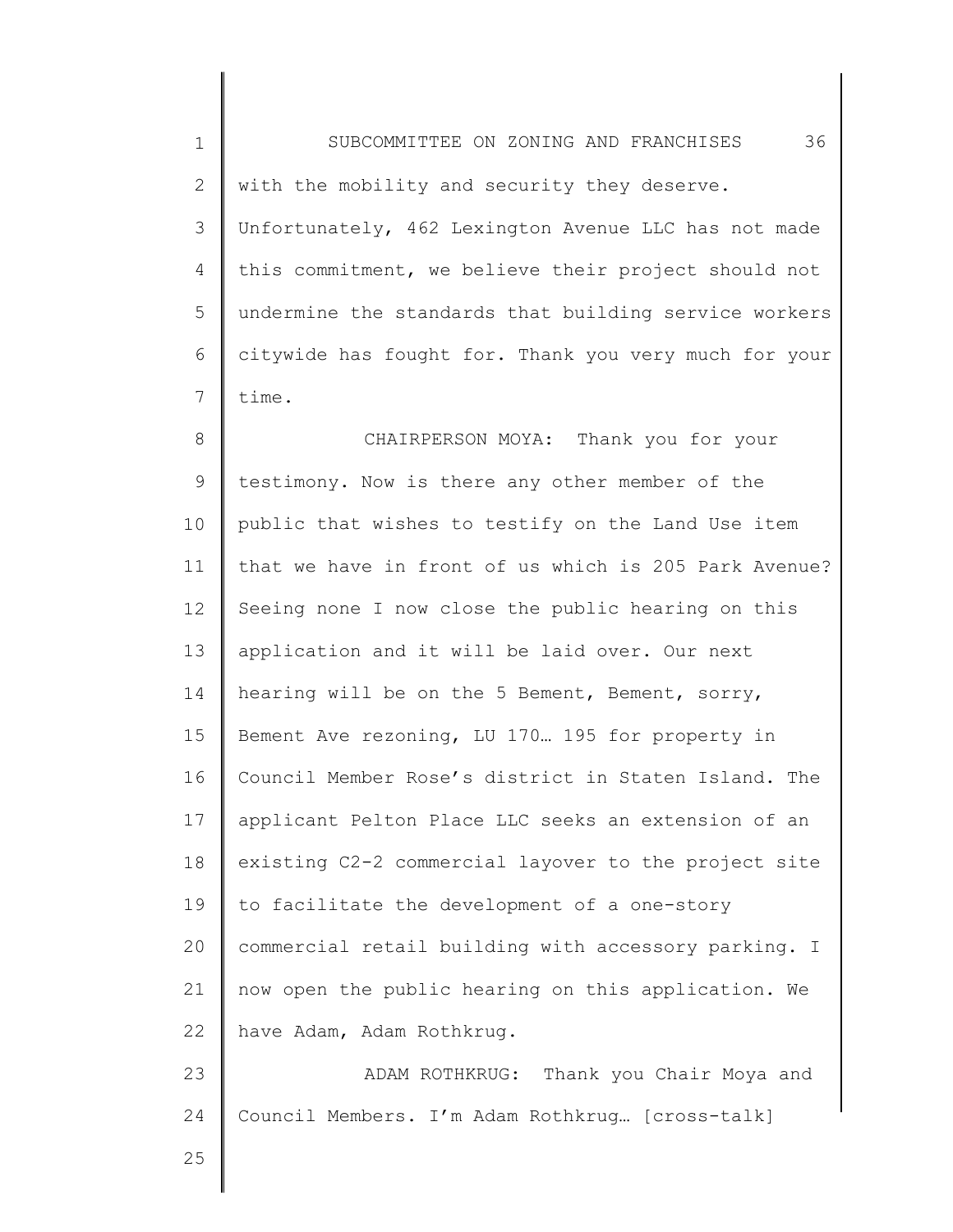with the mobility and security they deserve. Unfortunately, 462 Lexington Avenue LLC has not made this commitment, we believe their project should not undermine the standards that building service workers citywide has fought for. Thank you very much for your time.

CHAIRPERSON MOYA: Thank you for your testimony. Now is there any other member of the public that wishes to testify on the Land Use item that we have in front of us which is 205 Park Avenue? Seeing none I now close the public hearing on this application and it will be laid over. Our next hearing will be on the 5 Bement, Bement, sorry, Bement Ave rezoning, LU 170… 195 for property in Council Member Rose's district in Staten Island. The applicant Pelton Place LLC seeks an extension of an existing C2-2 commercial layover to the project site to facilitate the development of a one-story commercial retail building with accessory parking. I now open the public hearing on this application. We have Adam, Adam Rothkrug.

ADAM ROTHKRUG: Thank you Chair Moya and Council Members. I'm Adam Rothkrug… [cross-talk]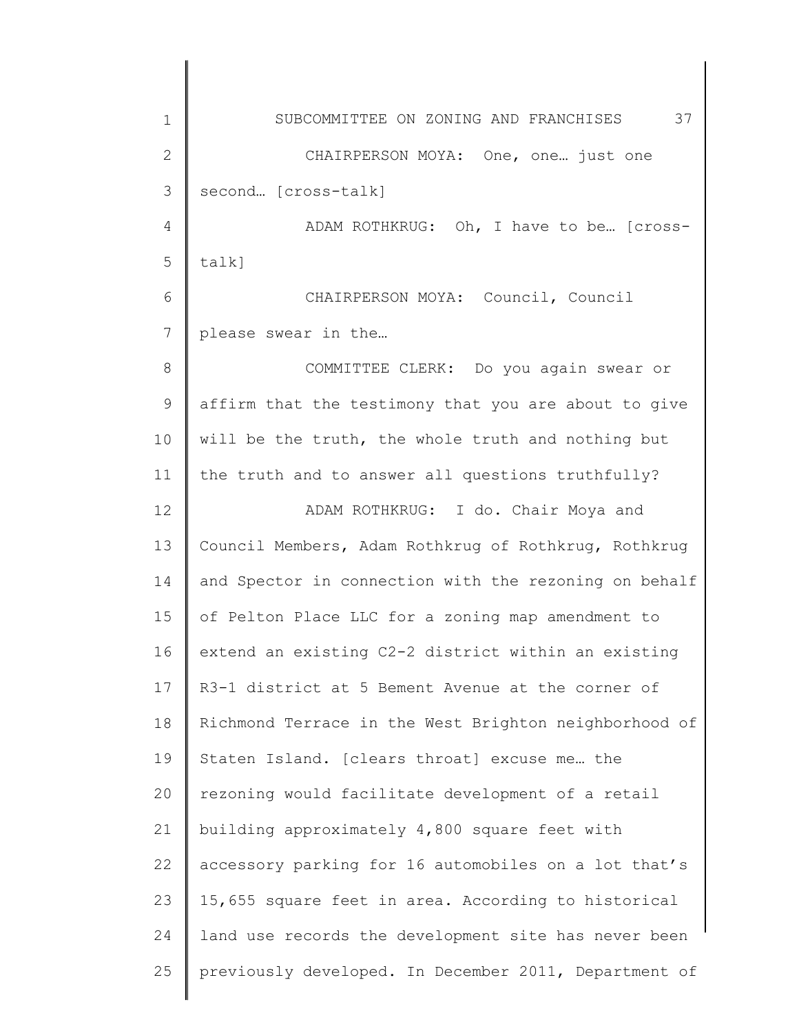CHAIRPERSON MOYA: One, one… just one second… [cross-talk]

ADAM ROTHKRUG: Oh, I have to be… [cross-talk]

CHAIRPERSON MOYA: Council, Council please swear in the…

COMMITTEE CLERK: Do you again swear or affirm that the testimony that you are about to give will be the truth, the whole truth and nothing but the truth and to answer all questions truthfully?

ADAM ROTHKRUG: I do. Chair Moya and Council Members, Adam Rothkrug of Rothkrug, Rothkrug and Spector in connection with the rezoning on behalf of Pelton Place LLC for a zoning map amendment to extend an existing C2-2 district within an existing R3-1 district at 5 Bement Avenue at the corner of Richmond Terrace in the West Brighton neighborhood of Staten Island. [clears throat] excuse me… the rezoning would facilitate development of a retail building approximately 4,800 square feet with accessory parking for 16 automobiles on a lot that's 15,655 square feet in area. According to historical land use records the development site has never been previously developed. In December 2011, Department of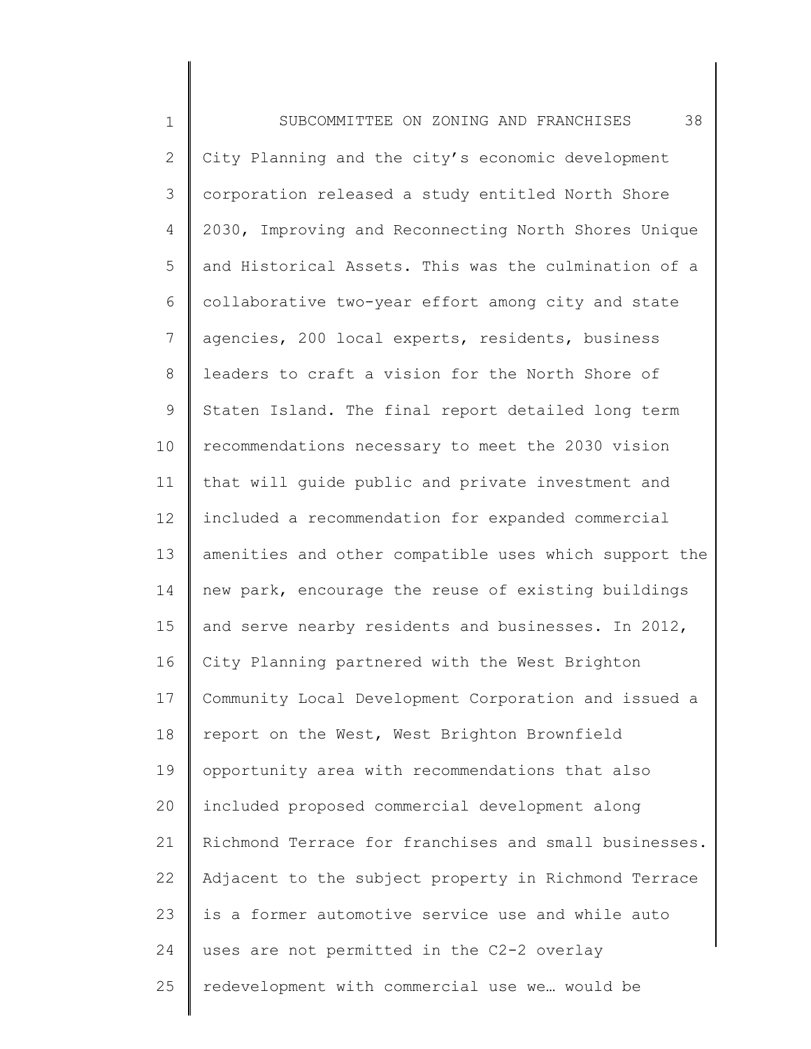City Planning and the city's economic development corporation released a study entitled North Shore 2030, Improving and Reconnecting North Shores Unique and Historical Assets. This was the culmination of a collaborative two-year effort among city and state agencies, 200 local experts, residents, business leaders to craft a vision for the North Shore of Staten Island. The final report detailed long term recommendations necessary to meet the 2030 vision that will guide public and private investment and included a recommendation for expanded commercial amenities and other compatible uses which support the new park, encourage the reuse of existing buildings and serve nearby residents and businesses. In 2012, City Planning partnered with the West Brighton Community Local Development Corporation and issued a report on the West, West Brighton Brownfield opportunity area with recommendations that also included proposed commercial development along Richmond Terrace for franchises and small businesses. Adjacent to the subject property in Richmond Terrace is a former automotive service use and while auto uses are not permitted in the C2-2 overlay redevelopment with commercial use we… would be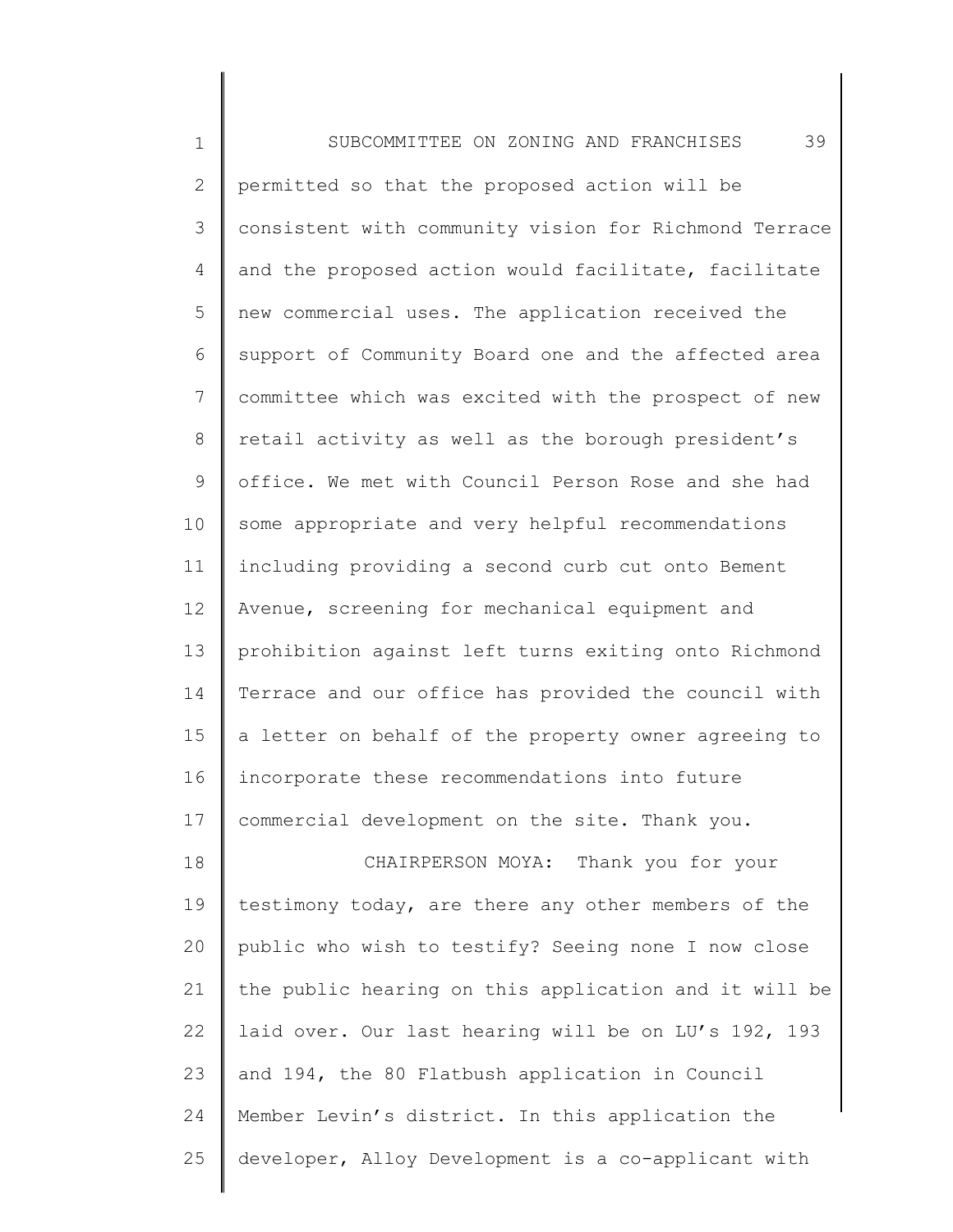permitted so that the proposed action will be consistent with community vision for Richmond Terrace and the proposed action would facilitate, facilitate new commercial uses. The application received the support of Community Board one and the affected area committee which was excited with the prospect of new retail activity as well as the borough president's office. We met with Council Person Rose and she had some appropriate and very helpful recommendations including providing a second curb cut onto Bement Avenue, screening for mechanical equipment and prohibition against left turns exiting onto Richmond Terrace and our office has provided the council with a letter on behalf of the property owner agreeing to incorporate these recommendations into future commercial development on the site. Thank you.

CHAIRPERSON MOYA: Thank you for your testimony today, are there any other members of the public who wish to testify? Seeing none I now close the public hearing on this application and it will be laid over. Our last hearing will be on LU's 192, 193 and 194, the 80 Flatbush application in Council Member Levin's district. In this application the developer, Alloy Development is a co-applicant with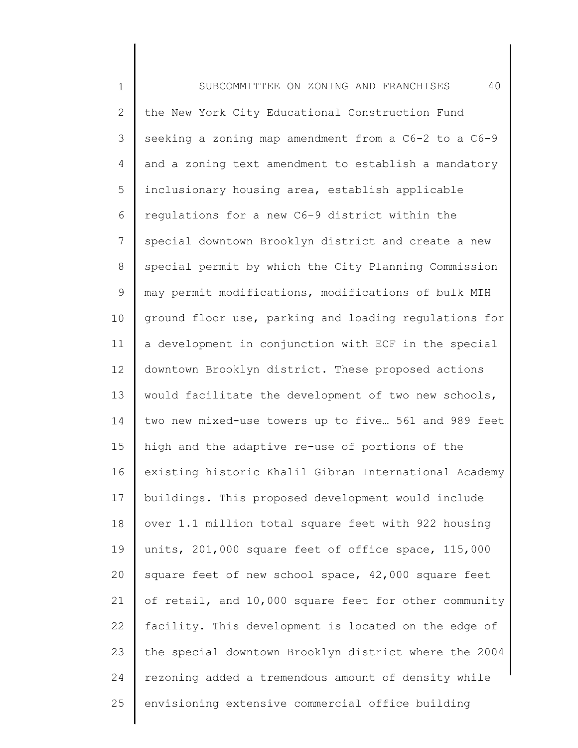the New York City Educational Construction Fund seeking a zoning map amendment from a C6-2 to a C6-9 and a zoning text amendment to establish a mandatory inclusionary housing area, establish applicable regulations for a new C6-9 district within the special downtown Brooklyn district and create a new special permit by which the City Planning Commission may permit modifications, modifications of bulk MIH ground floor use, parking and loading regulations for a development in conjunction with ECF in the special downtown Brooklyn district. These proposed actions would facilitate the development of two new schools, two new mixed-use towers up to five… 561 and 989 feet high and the adaptive re-use of portions of the existing historic Khalil Gibran International Academy buildings. This proposed development would include over 1.1 million total square feet with 922 housing units, 201,000 square feet of office space, 115,000 square feet of new school space, 42,000 square feet of retail, and 10,000 square feet for other community facility. This development is located on the edge of the special downtown Brooklyn district where the 2004 rezoning added a tremendous amount of density while envisioning extensive commercial office building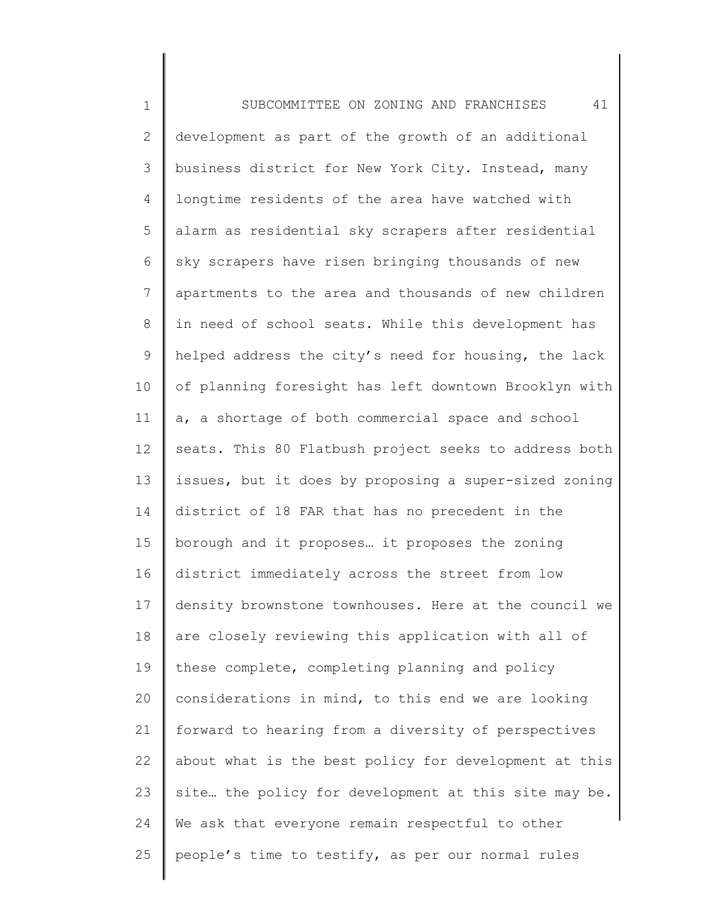development as part of the growth of an additional business district for New York City. Instead, many longtime residents of the area have watched with alarm as residential sky scrapers after residential sky scrapers have risen bringing thousands of new apartments to the area and thousands of new children in need of school seats. While this development has helped address the city's need for housing, the lack of planning foresight has left downtown Brooklyn with a, a shortage of both commercial space and school seats. This 80 Flatbush project seeks to address both issues, but it does by proposing a super-sized zoning district of 18 FAR that has no precedent in the borough and it proposes… it proposes the zoning district immediately across the street from low density brownstone townhouses. Here at the council we are closely reviewing this application with all of these complete, completing planning and policy considerations in mind, to this end we are looking forward to hearing from a diversity of perspectives about what is the best policy for development at this site… the policy for development at this site may be. We ask that everyone remain respectful to other people's time to testify, as per our normal rules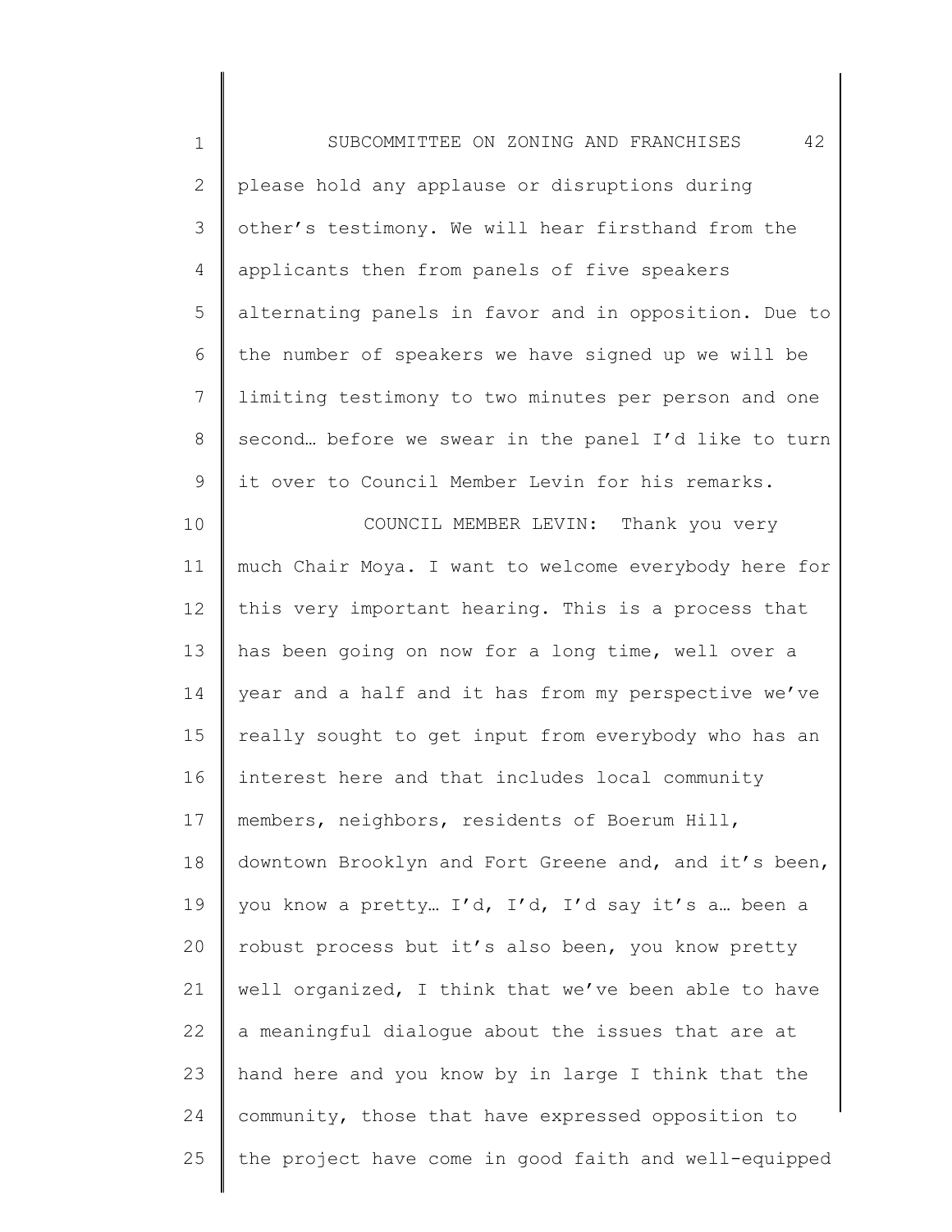please hold any applause or disruptions during other's testimony. We will hear firsthand from the applicants then from panels of five speakers alternating panels in favor and in opposition. Due to the number of speakers we have signed up we will be limiting testimony to two minutes per person and one second… before we swear in the panel I'd like to turn it over to Council Member Levin for his remarks.

COUNCIL MEMBER LEVIN: Thank you very much Chair Moya. I want to welcome everybody here for this very important hearing. This is a process that has been going on now for a long time, well over a year and a half and it has from my perspective we've really sought to get input from everybody who has an interest here and that includes local community members, neighbors, residents of Boerum Hill, downtown Brooklyn and Fort Greene and, and it's been, you know a pretty… I'd, I'd, I'd say it's a… been a robust process but it's also been, you know pretty well organized, I think that we've been able to have a meaningful dialogue about the issues that are at hand here and you know by in large I think that the community, those that have expressed opposition to the project have come in good faith and well-equipped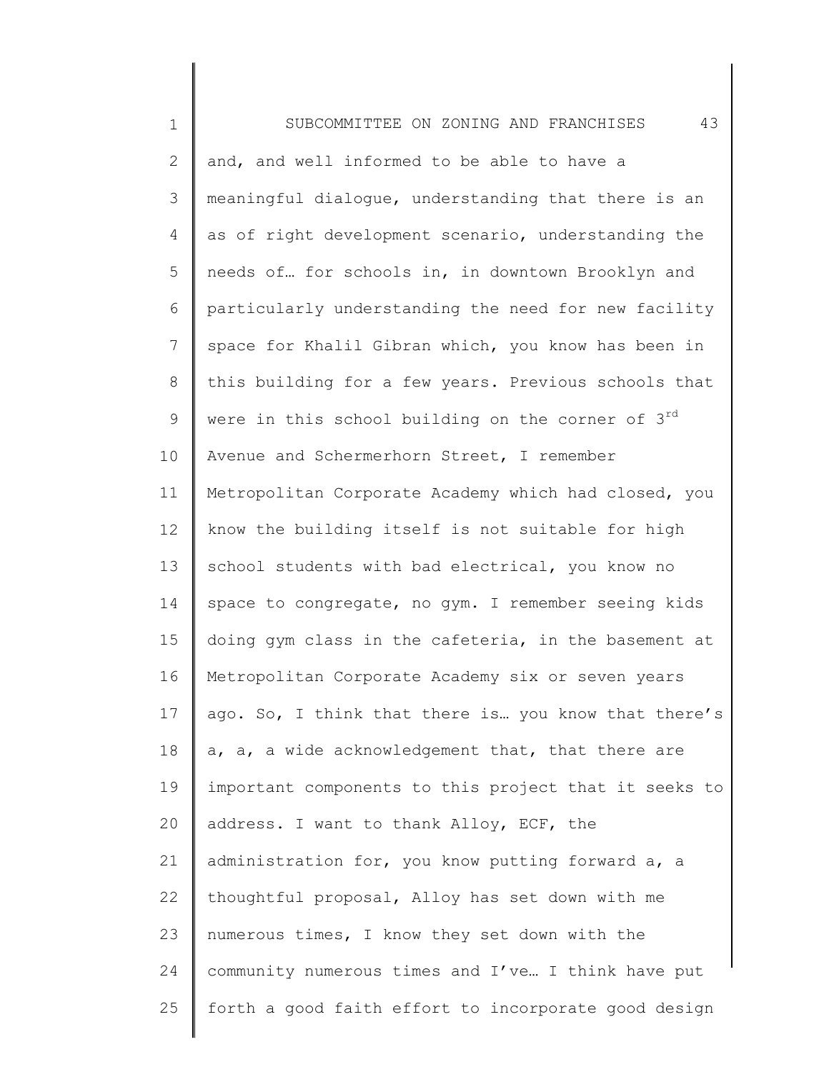and, and well informed to be able to have a meaningful dialogue, understanding that there is an as of right development scenario, understanding the needs of… for schools in, in downtown Brooklyn and particularly understanding the need for new facility space for Khalil Gibran which, you know has been in this building for a few years. Previous schools that were in this school building on the corner of 3rd Avenue and Schermerhorn Street, I remember Metropolitan Corporate Academy which had closed, you know the building itself is not suitable for high school students with bad electrical, you know no space to congregate, no gym. I remember seeing kids doing gym class in the cafeteria, in the basement at Metropolitan Corporate Academy six or seven years ago. So, I think that there is… you know that there's a, a, a wide acknowledgement that, that there are important components to this project that it seeks to address. I want to thank Alloy, ECF, the administration for, you know putting forward a, a thoughtful proposal, Alloy has set down with me numerous times, I know they set down with the community numerous times and I've… I think have put forth a good faith effort to incorporate good design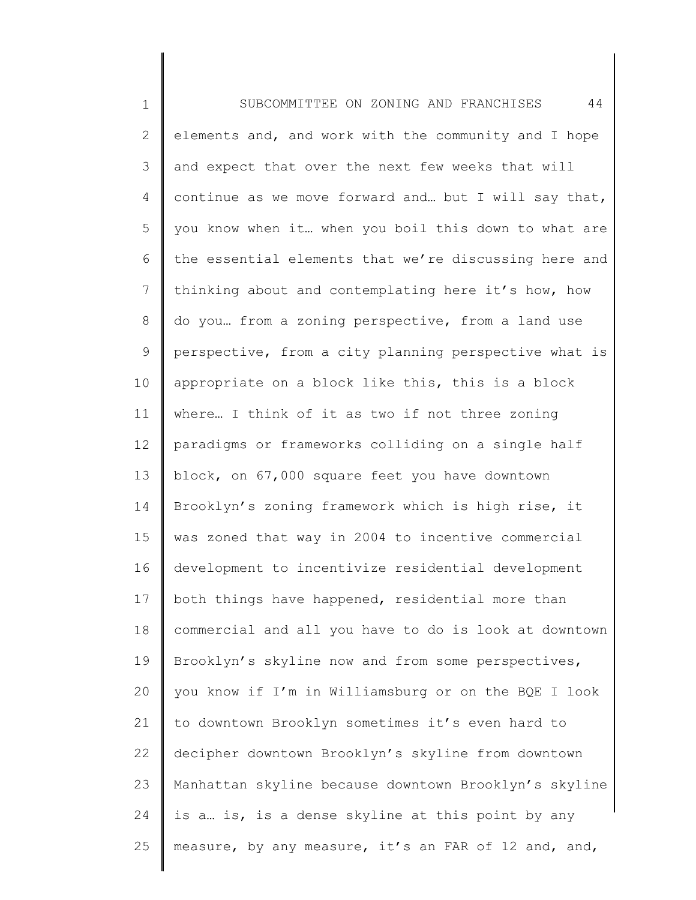elements and, and work with the community and I hope and expect that over the next few weeks that will continue as we move forward and… but I will say that, you know when it… when you boil this down to what are the essential elements that we're discussing here and thinking about and contemplating here it's how, how do you… from a zoning perspective, from a land use perspective, from a city planning perspective what is appropriate on a block like this, this is a block where… I think of it as two if not three zoning paradigms or frameworks colliding on a single half block, on 67,000 square feet you have downtown Brooklyn's zoning framework which is high rise, it was zoned that way in 2004 to incentive commercial development to incentivize residential development both things have happened, residential more than commercial and all you have to do is look at downtown Brooklyn's skyline now and from some perspectives, you know if I'm in Williamsburg or on the BQE I look to downtown Brooklyn sometimes it's even hard to decipher downtown Brooklyn's skyline from downtown Manhattan skyline because downtown Brooklyn's skyline is a… is, is a dense skyline at this point by any measure, by any measure, it's an FAR of 12 and, and,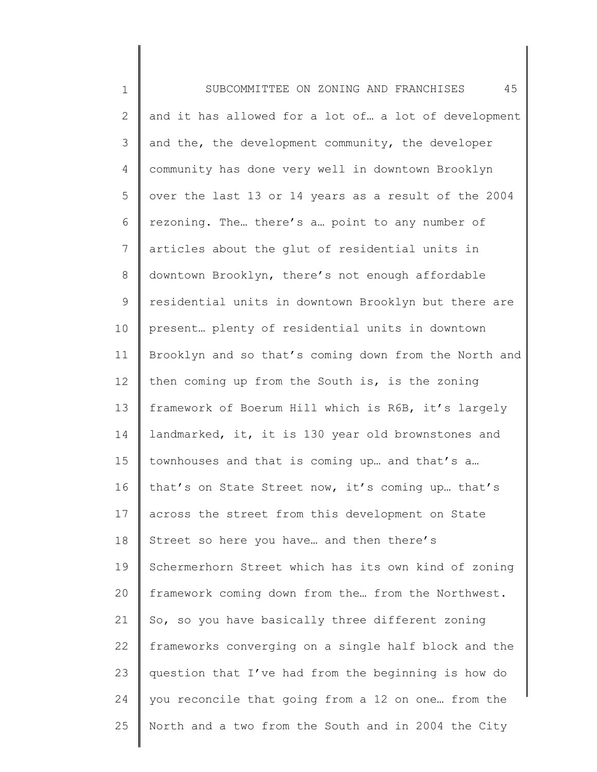and it has allowed for a lot of… a lot of development and the, the development community, the developer community has done very well in downtown Brooklyn over the last 13 or 14 years as a result of the 2004 rezoning. The… there's a… point to any number of articles about the glut of residential units in downtown Brooklyn, there's not enough affordable residential units in downtown Brooklyn but there are present… plenty of residential units in downtown Brooklyn and so that's coming down from the North and then coming up from the South is, is the zoning framework of Boerum Hill which is R6B, it's largely landmarked, it, it is 130 year old brownstones and townhouses and that is coming up… and that's a… that's on State Street now, it's coming up… that's across the street from this development on State Street so here you have… and then there's Schermerhorn Street which has its own kind of zoning framework coming down from the… from the Northwest. So, so you have basically three different zoning frameworks converging on a single half block and the question that I've had from the beginning is how do you reconcile that going from a 12 on one… from the North and a two from the South and in 2004 the City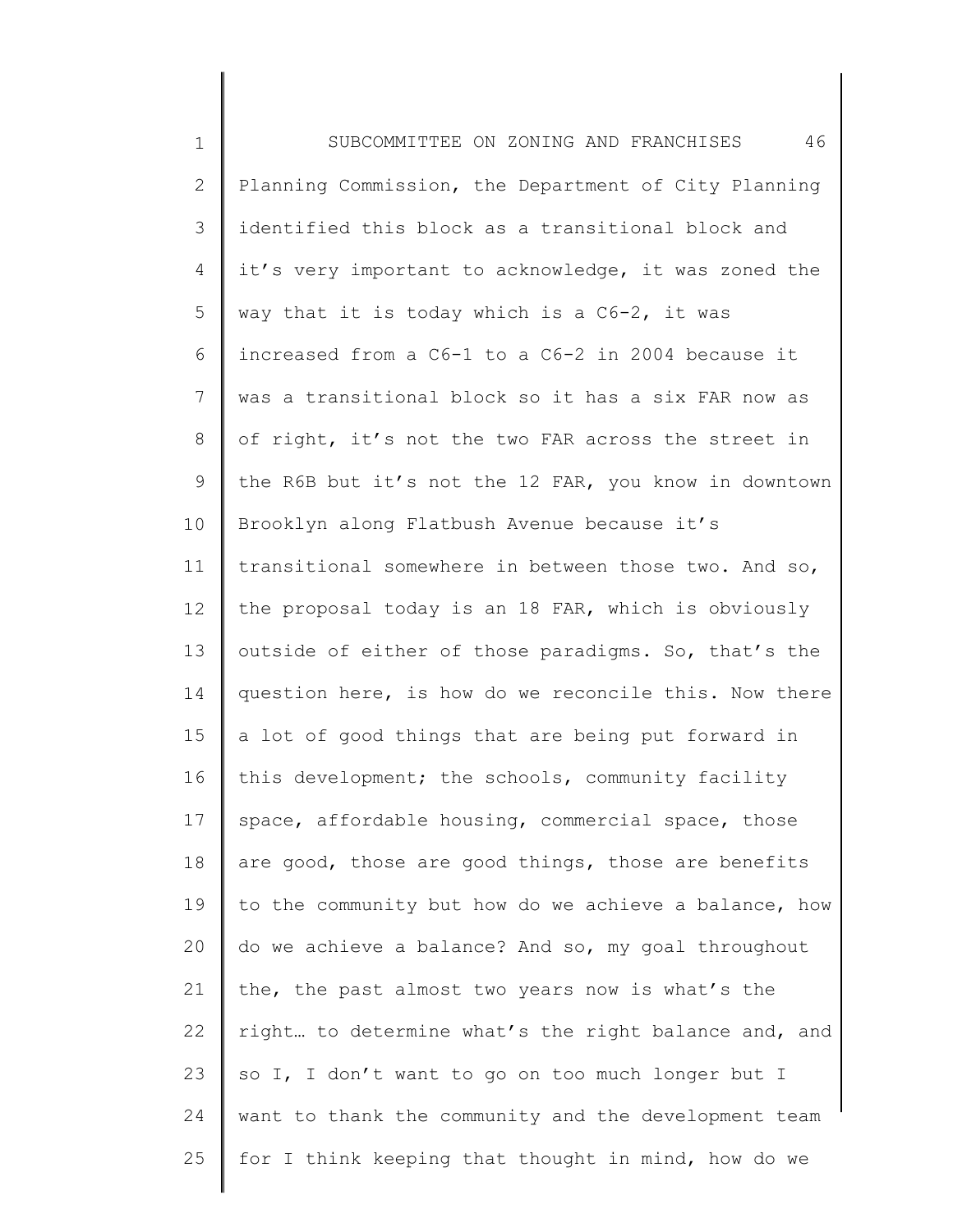Planning Commission, the Department of City Planning identified this block as a transitional block and it's very important to acknowledge, it was zoned the way that it is today which is a C6-2, it was increased from a C6-1 to a C6-2 in 2004 because it was a transitional block so it has a six FAR now as of right, it's not the two FAR across the street in the R6B but it's not the 12 FAR, you know in downtown Brooklyn along Flatbush Avenue because it's transitional somewhere in between those two. And so, the proposal today is an 18 FAR, which is obviously outside of either of those paradigms. So, that's the question here, is how do we reconcile this. Now there a lot of good things that are being put forward in this development; the schools, community facility space, affordable housing, commercial space, those are good, those are good things, those are benefits to the community but how do we achieve a balance, how do we achieve a balance? And so, my goal throughout the, the past almost two years now is what's the right… to determine what's the right balance and, and so I, I don't want to go on too much longer but I want to thank the community and the development team for I think keeping that thought in mind, how do we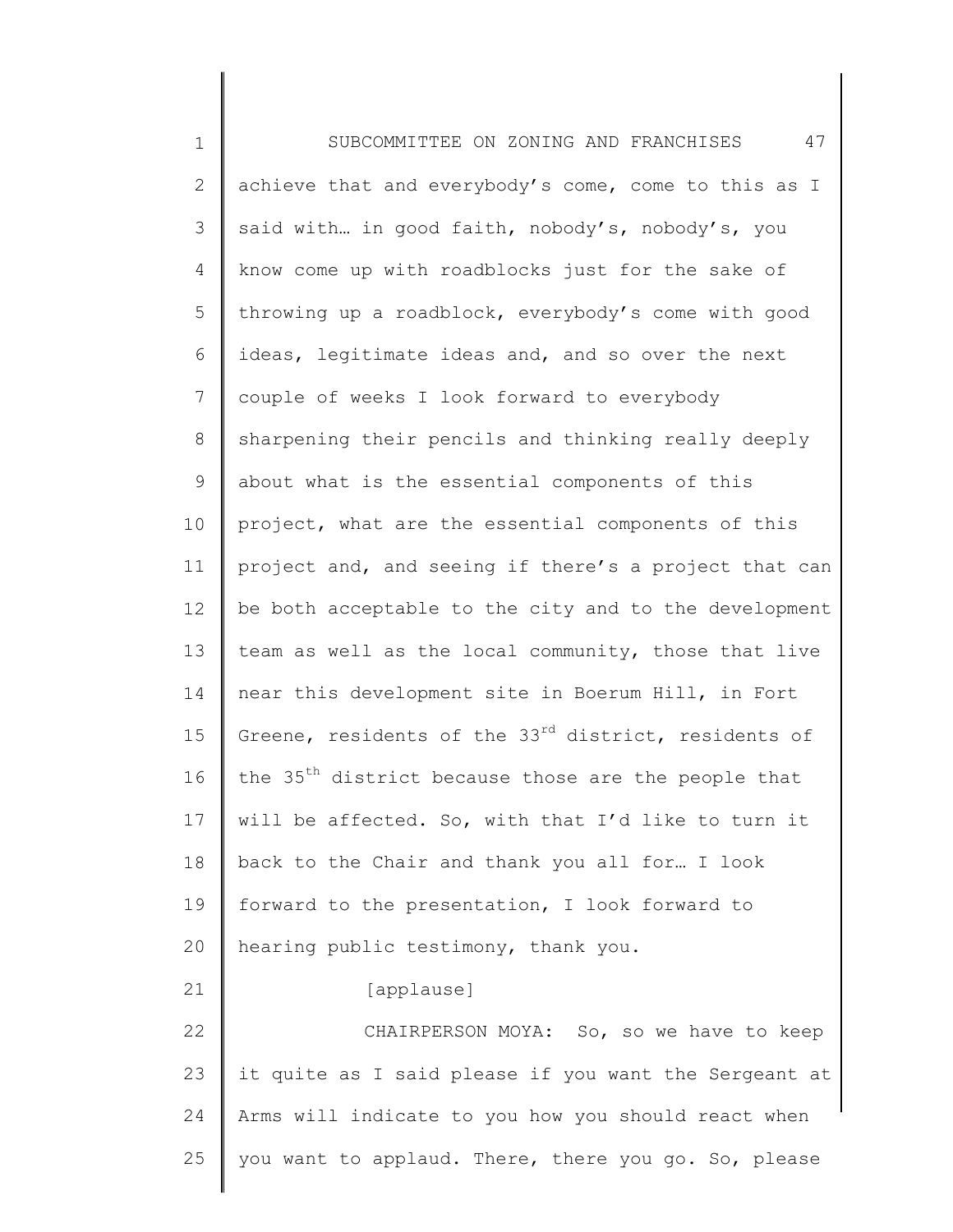achieve that and everybody's come, come to this as I said with… in good faith, nobody's, nobody's, you know come up with roadblocks just for the sake of throwing up a roadblock, everybody's come with good ideas, legitimate ideas and, and so over the next couple of weeks I look forward to everybody sharpening their pencils and thinking really deeply about what is the essential components of this project, what are the essential components of this project and, and seeing if there's a project that can be both acceptable to the city and to the development team as well as the local community, those that live near this development site in Boerum Hill, in Fort Greene, residents of the 33rd district, residents of the 35th district because those are the people that will be affected. So, with that I'd like to turn it back to the Chair and thank you all for… I look forward to the presentation, I look forward to hearing public testimony, thank you.

[applause]

CHAIRPERSON MOYA: So, so we have to keep it quite as I said please if you want the Sergeant at Arms will indicate to you how you should react when you want to applaud. There, there you go. So, please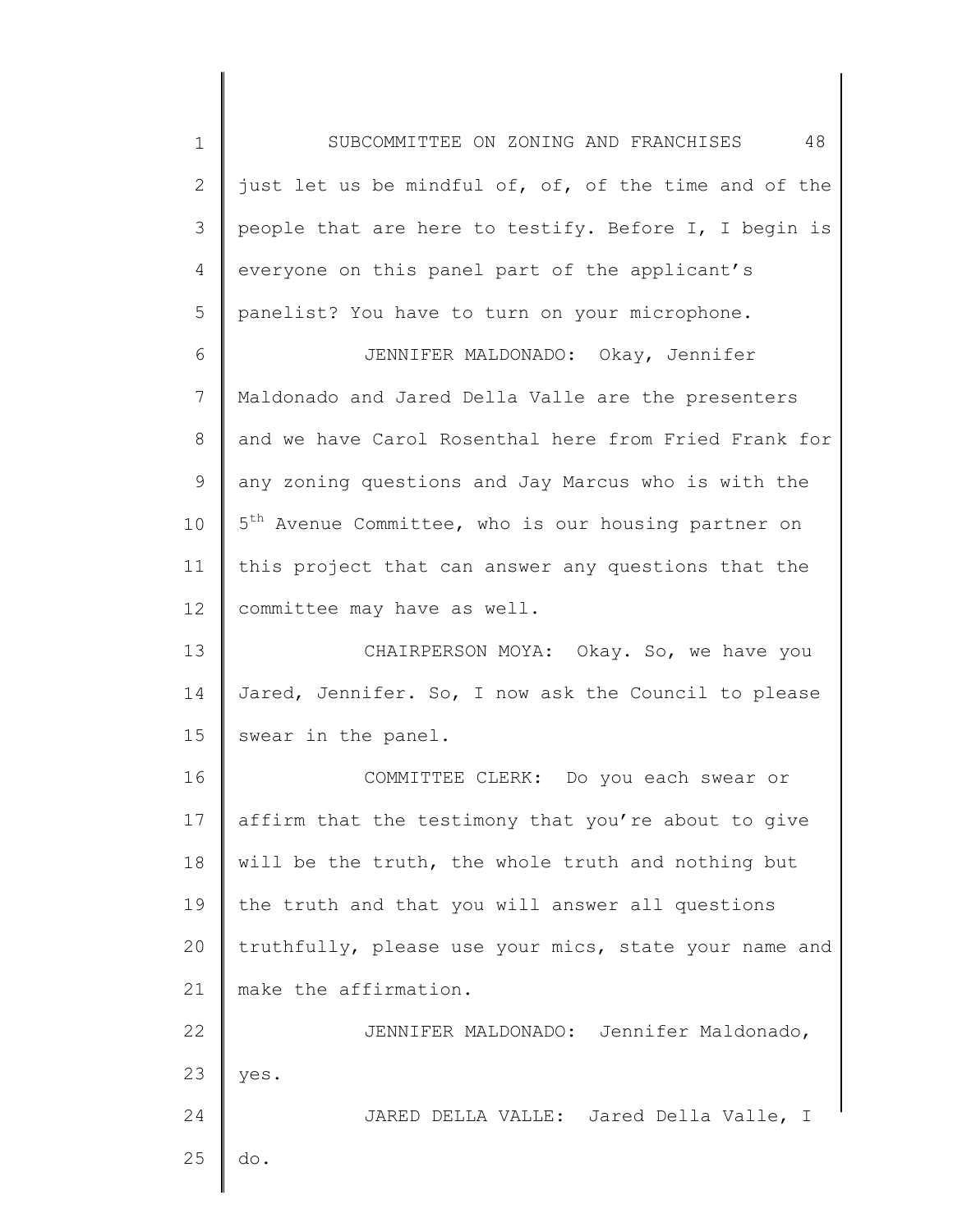just let us be mindful of, of, of the time and of the people that are here to testify. Before I, I begin is everyone on this panel part of the applicant's panelist? You have to turn on your microphone.

JENNIFER MALDONADO: Okay, Jennifer Maldonado and Jared Della Valle are the presenters and we have Carol Rosenthal here from Fried Frank for any zoning questions and Jay Marcus who is with the 5th Avenue Committee, who is our housing partner on this project that can answer any questions that the committee may have as well.

CHAIRPERSON MOYA: Okay. So, we have you Jared, Jennifer. So, I now ask the Council to please swear in the panel.

COMMITTEE CLERK: Do you each swear or affirm that the testimony that you're about to give will be the truth, the whole truth and nothing but the truth and that you will answer all questions truthfully, please use your mics, state your name and make the affirmation.

JENNIFER MALDONADO: Jennifer Maldonado, yes.

JARED DELLA VALLE: Jared Della Valle, I do.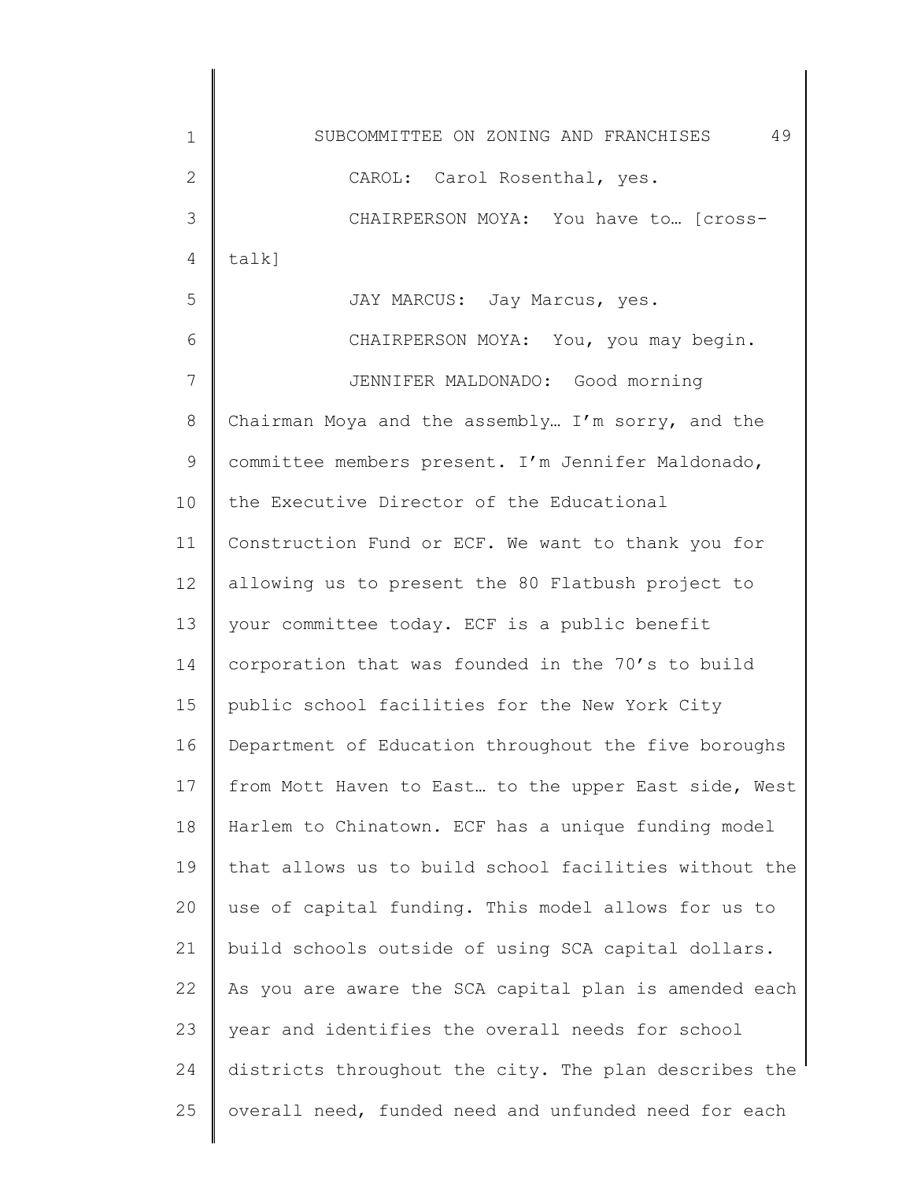CAROL: Carol Rosenthal, yes.

CHAIRPERSON MOYA: You have to… [cross-talk]

JAY MARCUS: Jay Marcus, yes.

CHAIRPERSON MOYA: You, you may begin.

JENNIFER MALDONADO: Good morning Chairman Moya and the assembly… I'm sorry, and the committee members present. I'm Jennifer Maldonado, the Executive Director of the Educational Construction Fund or ECF. We want to thank you for allowing us to present the 80 Flatbush project to your committee today. ECF is a public benefit corporation that was founded in the 70's to build public school facilities for the New York City Department of Education throughout the five boroughs from Mott Haven to East… to the upper East side, West Harlem to Chinatown. ECF has a unique funding model that allows us to build school facilities without the use of capital funding. This model allows for us to build schools outside of using SCA capital dollars. As you are aware the SCA capital plan is amended each year and identifies the overall needs for school districts throughout the city. The plan describes the overall need, funded need and unfunded need for each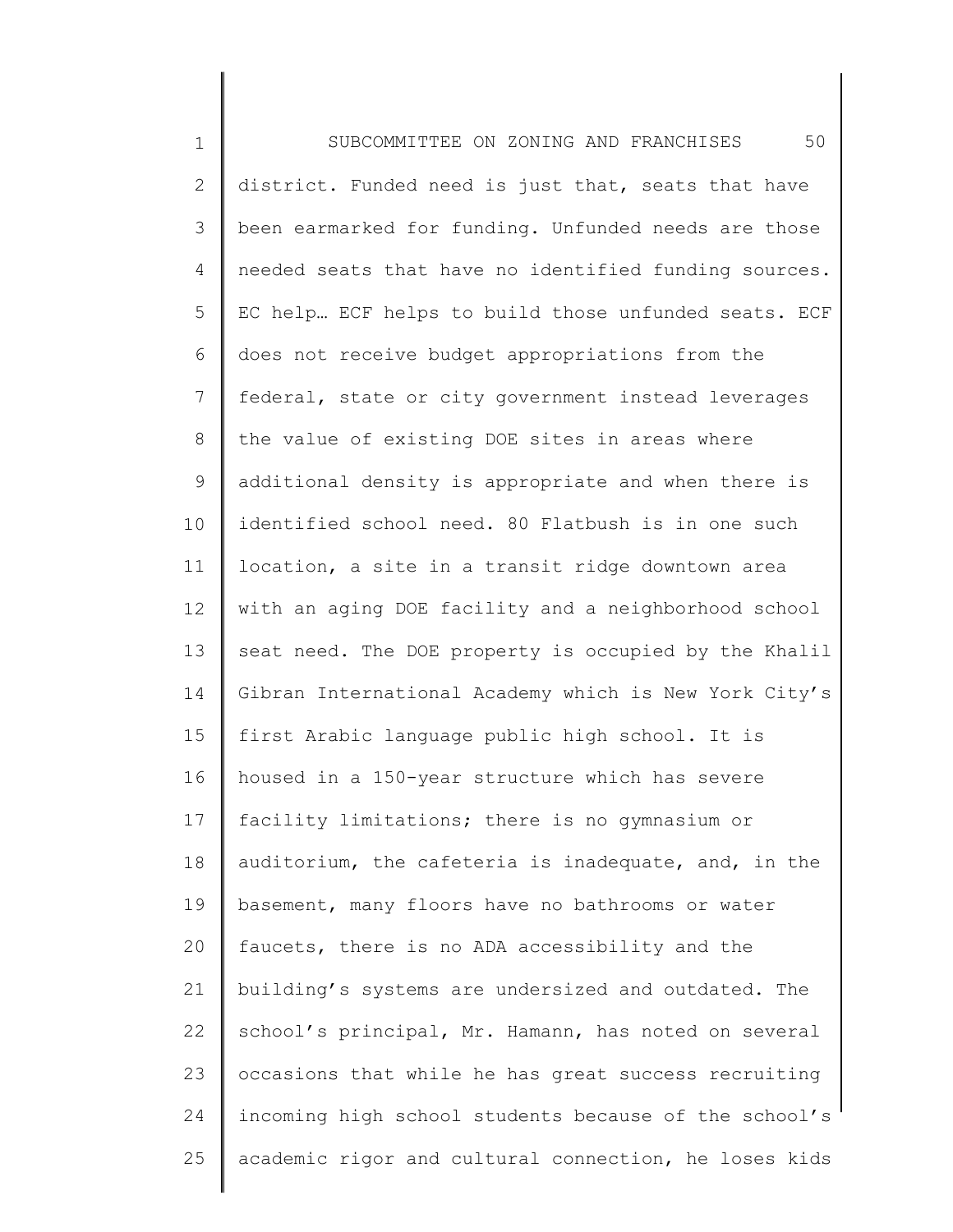district. Funded need is just that, seats that have been earmarked for funding. Unfunded needs are those needed seats that have no identified funding sources. EC help… ECF helps to build those unfunded seats. ECF does not receive budget appropriations from the federal, state or city government instead leverages the value of existing DOE sites in areas where additional density is appropriate and when there is identified school need. 80 Flatbush is in one such location, a site in a transit ridge downtown area with an aging DOE facility and a neighborhood school seat need. The DOE property is occupied by the Khalil Gibran International Academy which is New York City's first Arabic language public high school. It is housed in a 150-year structure which has severe facility limitations; there is no gymnasium or auditorium, the cafeteria is inadequate, and, in the basement, many floors have no bathrooms or water faucets, there is no ADA accessibility and the building's systems are undersized and outdated. The school's principal, Mr. Hamann, has noted on several occasions that while he has great success recruiting incoming high school students because of the school's academic rigor and cultural connection, he loses kids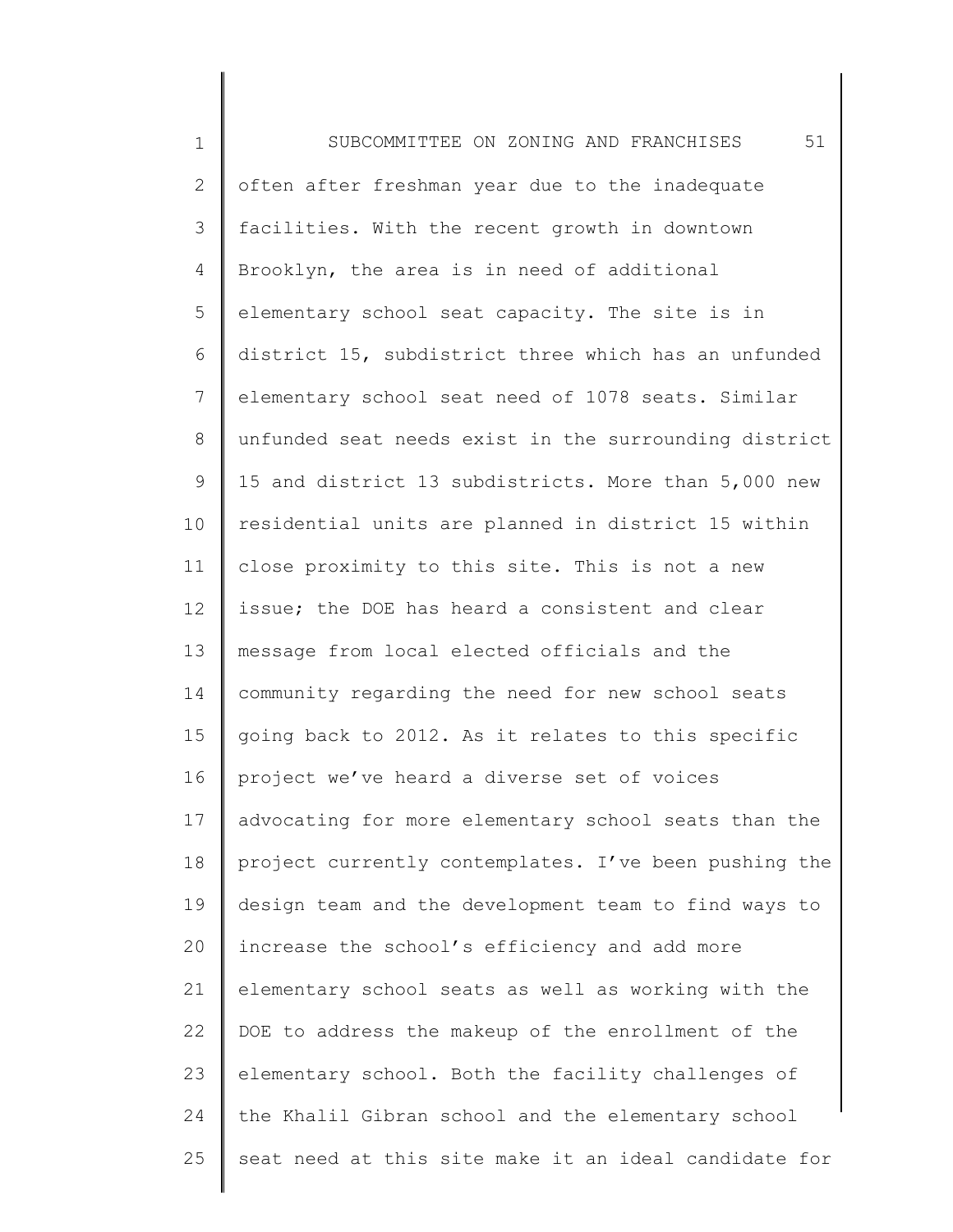often after freshman year due to the inadequate facilities. With the recent growth in downtown Brooklyn, the area is in need of additional elementary school seat capacity. The site is in district 15, subdistrict three which has an unfunded elementary school seat need of 1078 seats. Similar unfunded seat needs exist in the surrounding district 15 and district 13 subdistricts. More than 5,000 new residential units are planned in district 15 within close proximity to this site. This is not a new issue; the DOE has heard a consistent and clear message from local elected officials and the community regarding the need for new school seats going back to 2012. As it relates to this specific project we've heard a diverse set of voices advocating for more elementary school seats than the project currently contemplates. I've been pushing the design team and the development team to find ways to increase the school's efficiency and add more elementary school seats as well as working with the DOE to address the makeup of the enrollment of the elementary school. Both the facility challenges of the Khalil Gibran school and the elementary school seat need at this site make it an ideal candidate for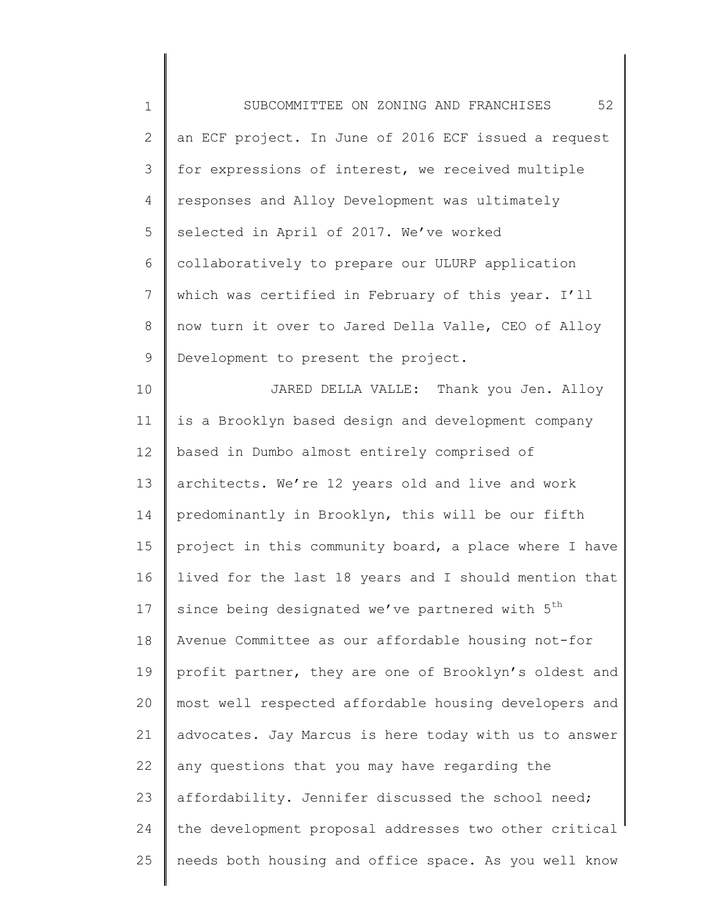an ECF project. In June of 2016 ECF issued a request for expressions of interest, we received multiple responses and Alloy Development was ultimately selected in April of 2017. We've worked collaboratively to prepare our ULURP application which was certified in February of this year. I'll now turn it over to Jared Della Valle, CEO of Alloy Development to present the project.

JARED DELLA VALLE: Thank you Jen. Alloy is a Brooklyn based design and development company based in Dumbo almost entirely comprised of architects. We're 12 years old and live and work predominantly in Brooklyn, this will be our fifth project in this community board, a place where I have lived for the last 18 years and I should mention that since being designated we've partnered with 5th Avenue Committee as our affordable housing not-for profit partner, they are one of Brooklyn's oldest and most well respected affordable housing developers and advocates. Jay Marcus is here today with us to answer any questions that you may have regarding the affordability. Jennifer discussed the school need; the development proposal addresses two other critical needs both housing and office space. As you well know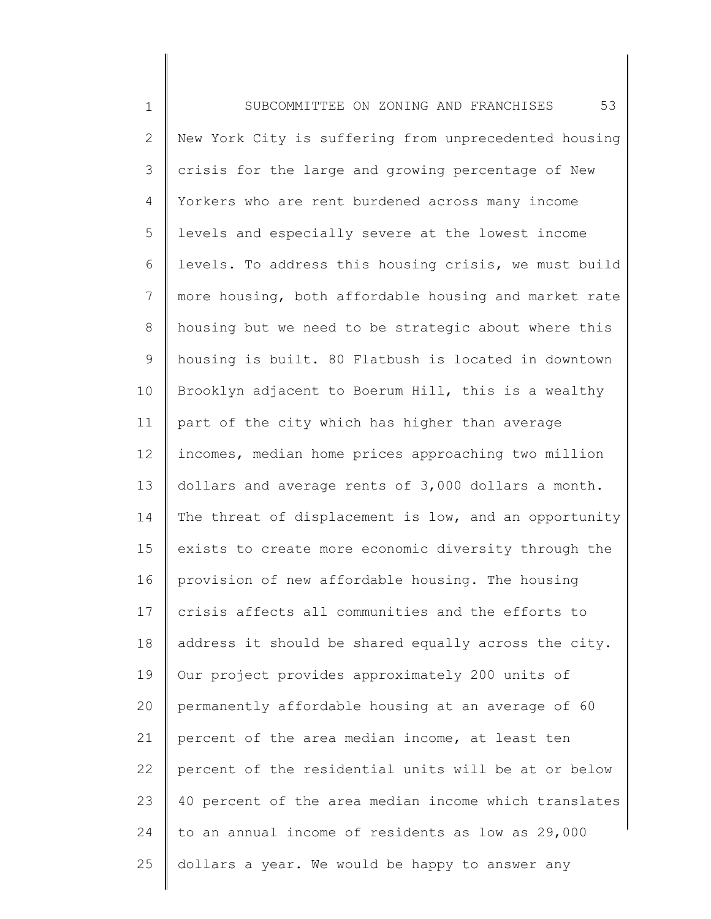New York City is suffering from unprecedented housing crisis for the large and growing percentage of New Yorkers who are rent burdened across many income levels and especially severe at the lowest income levels. To address this housing crisis, we must build more housing, both affordable housing and market rate housing but we need to be strategic about where this housing is built. 80 Flatbush is located in downtown Brooklyn adjacent to Boerum Hill, this is a wealthy part of the city which has higher than average incomes, median home prices approaching two million dollars and average rents of 3,000 dollars a month. The threat of displacement is low, and an opportunity exists to create more economic diversity through the provision of new affordable housing. The housing crisis affects all communities and the efforts to address it should be shared equally across the city. Our project provides approximately 200 units of permanently affordable housing at an average of 60 percent of the area median income, at least ten percent of the residential units will be at or below 40 percent of the area median income which translates to an annual income of residents as low as 29,000 dollars a year. We would be happy to answer any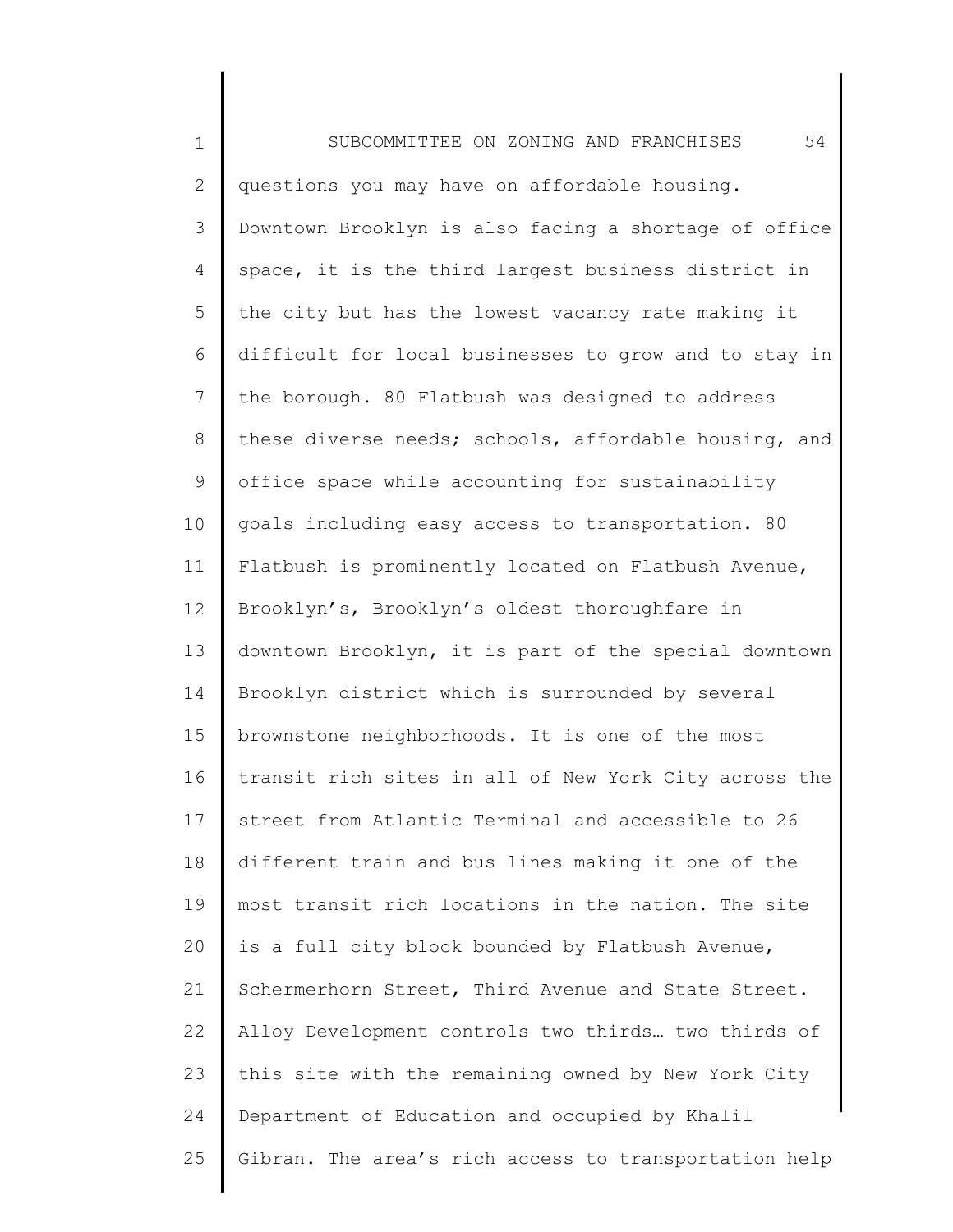questions you may have on affordable housing. Downtown Brooklyn is also facing a shortage of office space, it is the third largest business district in the city but has the lowest vacancy rate making it difficult for local businesses to grow and to stay in the borough. 80 Flatbush was designed to address these diverse needs; schools, affordable housing, and office space while accounting for sustainability goals including easy access to transportation. 80 Flatbush is prominently located on Flatbush Avenue, Brooklyn's, Brooklyn's oldest thoroughfare in downtown Brooklyn, it is part of the special downtown Brooklyn district which is surrounded by several brownstone neighborhoods. It is one of the most transit rich sites in all of New York City across the street from Atlantic Terminal and accessible to 26 different train and bus lines making it one of the most transit rich locations in the nation. The site is a full city block bounded by Flatbush Avenue, Schermerhorn Street, Third Avenue and State Street. Alloy Development controls two thirds… two thirds of this site with the remaining owned by New York City Department of Education and occupied by Khalil Gibran. The area's rich access to transportation help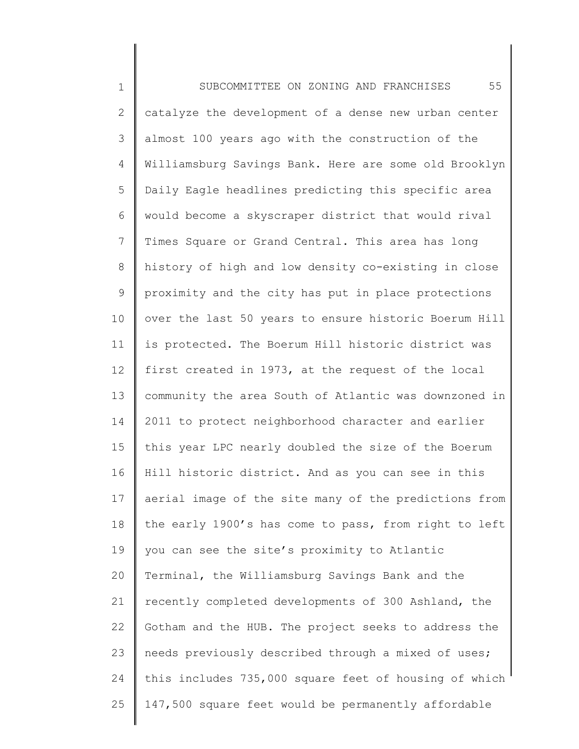catalyze the development of a dense new urban center almost 100 years ago with the construction of the Williamsburg Savings Bank. Here are some old Brooklyn Daily Eagle headlines predicting this specific area would become a skyscraper district that would rival Times Square or Grand Central. This area has long history of high and low density co-existing in close proximity and the city has put in place protections over the last 50 years to ensure historic Boerum Hill is protected. The Boerum Hill historic district was first created in 1973, at the request of the local community the area South of Atlantic was downzoned in 2011 to protect neighborhood character and earlier this year LPC nearly doubled the size of the Boerum Hill historic district. And as you can see in this aerial image of the site many of the predictions from the early 1900's has come to pass, from right to left you can see the site's proximity to Atlantic Terminal, the Williamsburg Savings Bank and the recently completed developments of 300 Ashland, the Gotham and the HUB. The project seeks to address the needs previously described through a mixed of uses; this includes 735,000 square feet of housing of which 147,500 square feet would be permanently affordable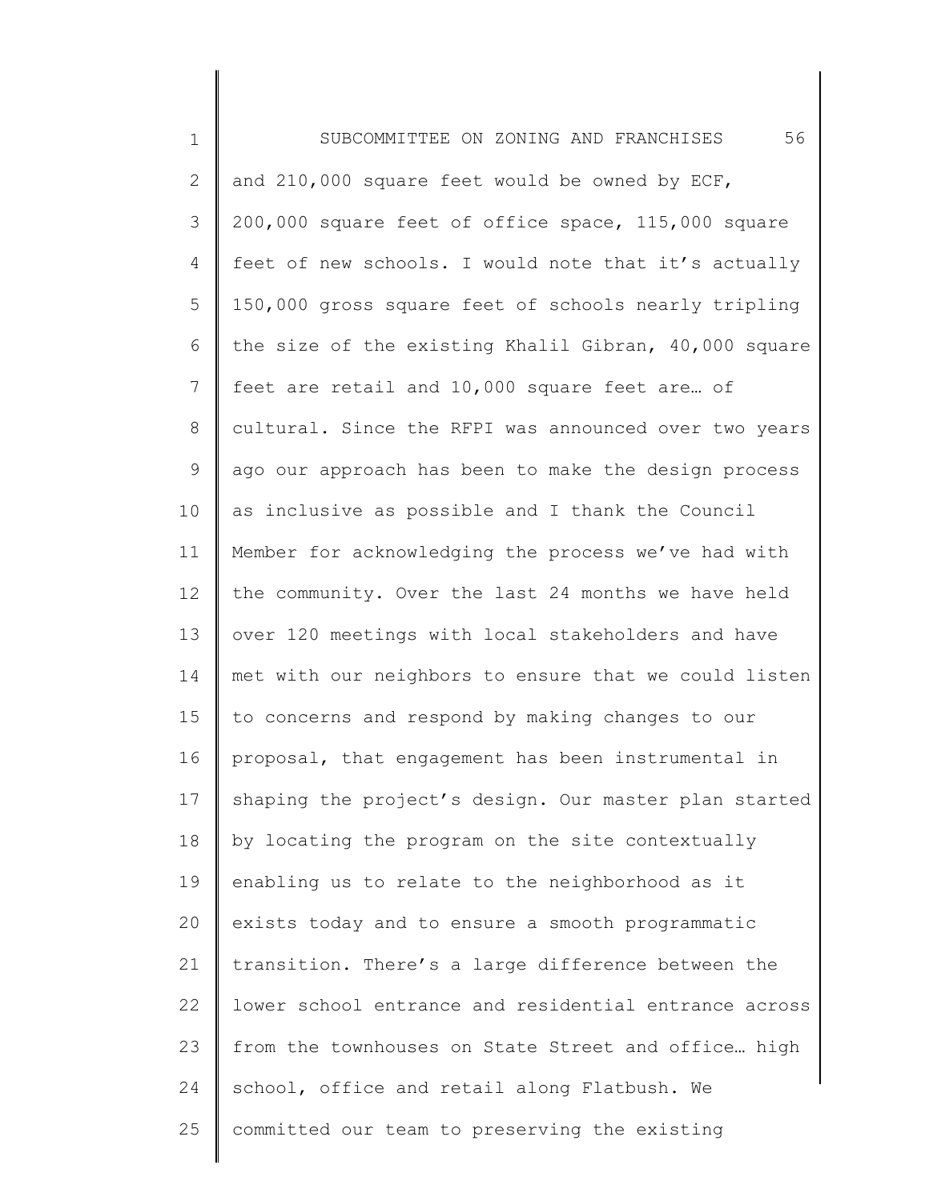and 210,000 square feet would be owned by ECF, 200,000 square feet of office space, 115,000 square feet of new schools. I would note that it's actually 150,000 gross square feet of schools nearly tripling the size of the existing Khalil Gibran, 40,000 square feet are retail and 10,000 square feet are… of cultural. Since the RFPI was announced over two years ago our approach has been to make the design process as inclusive as possible and I thank the Council Member for acknowledging the process we've had with the community. Over the last 24 months we have held over 120 meetings with local stakeholders and have met with our neighbors to ensure that we could listen to concerns and respond by making changes to our proposal, that engagement has been instrumental in shaping the project's design. Our master plan started by locating the program on the site contextually enabling us to relate to the neighborhood as it exists today and to ensure a smooth programmatic transition. There's a large difference between the lower school entrance and residential entrance across from the townhouses on State Street and office… high school, office and retail along Flatbush. We committed our team to preserving the existing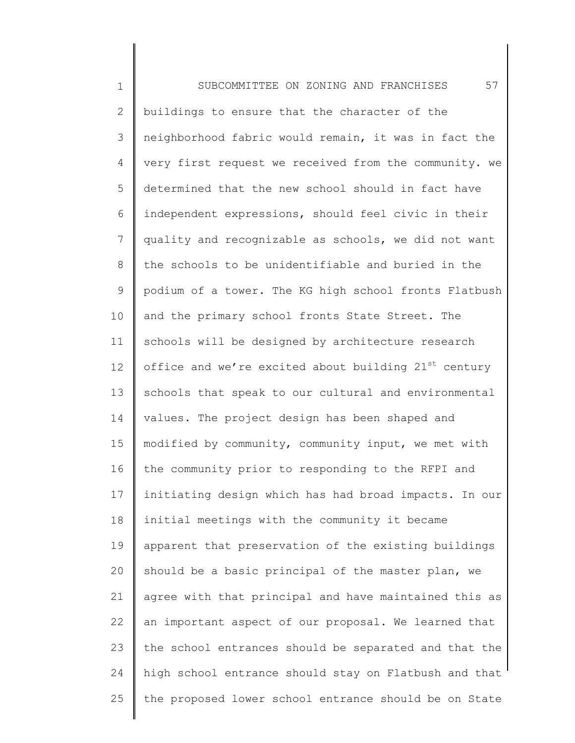buildings to ensure that the character of the neighborhood fabric would remain, it was in fact the very first request we received from the community. we determined that the new school should in fact have independent expressions, should feel civic in their quality and recognizable as schools, we did not want the schools to be unidentifiable and buried in the podium of a tower. The KG high school fronts Flatbush and the primary school fronts State Street. The schools will be designed by architecture research office and we're excited about building 21st century schools that speak to our cultural and environmental values. The project design has been shaped and modified by community, community input, we met with the community prior to responding to the RFPI and initiating design which has had broad impacts. In our initial meetings with the community it became apparent that preservation of the existing buildings should be a basic principal of the master plan, we agree with that principal and have maintained this as an important aspect of our proposal. We learned that the school entrances should be separated and that the high school entrance should stay on Flatbush and that the proposed lower school entrance should be on State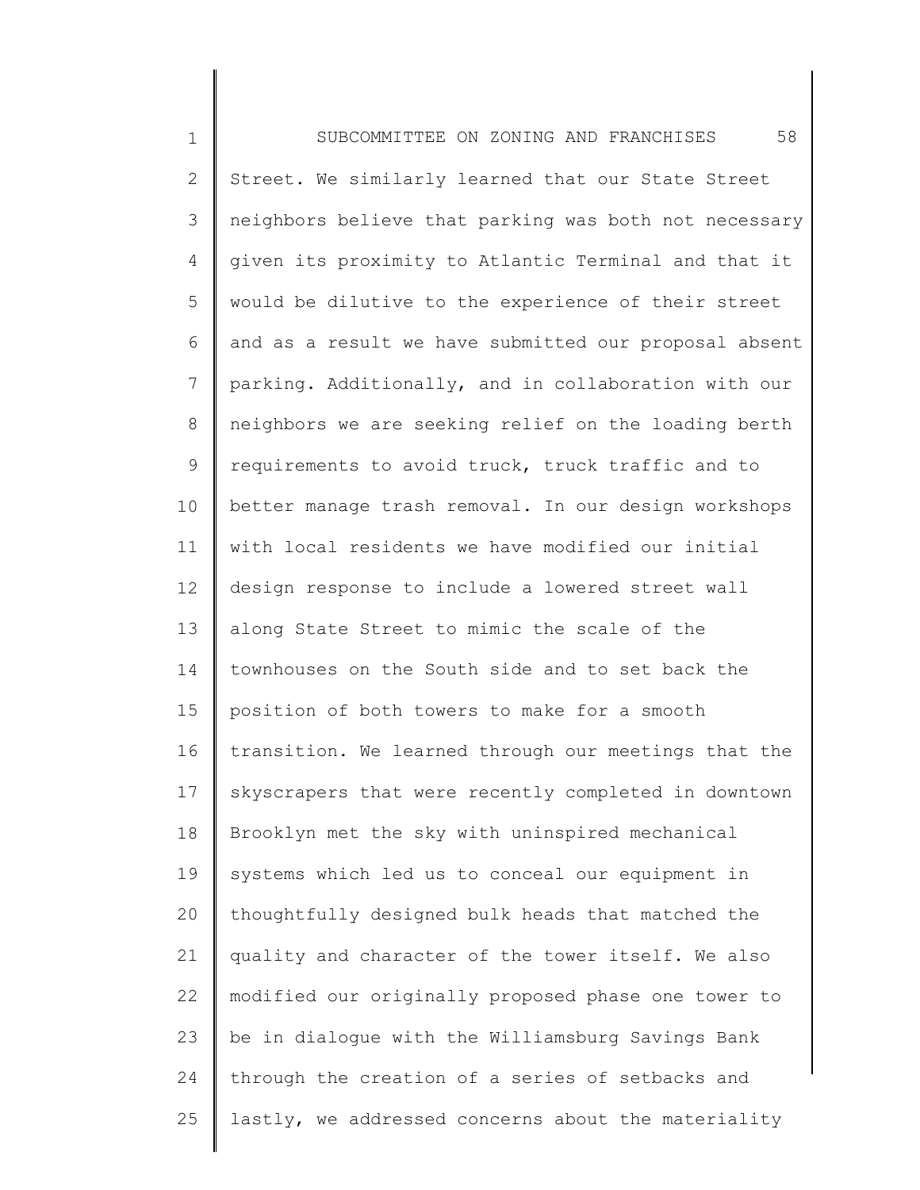Street. We similarly learned that our State Street neighbors believe that parking was both not necessary given its proximity to Atlantic Terminal and that it would be dilutive to the experience of their street and as a result we have submitted our proposal absent parking. Additionally, and in collaboration with our neighbors we are seeking relief on the loading berth requirements to avoid truck, truck traffic and to better manage trash removal. In our design workshops with local residents we have modified our initial design response to include a lowered street wall along State Street to mimic the scale of the townhouses on the South side and to set back the position of both towers to make for a smooth transition. We learned through our meetings that the skyscrapers that were recently completed in downtown Brooklyn met the sky with uninspired mechanical systems which led us to conceal our equipment in thoughtfully designed bulk heads that matched the quality and character of the tower itself. We also modified our originally proposed phase one tower to be in dialogue with the Williamsburg Savings Bank through the creation of a series of setbacks and lastly, we addressed concerns about the materiality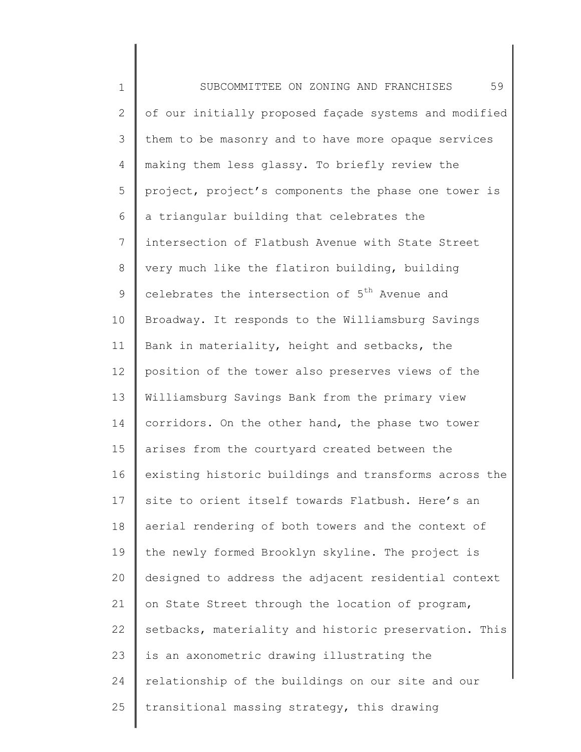of our initially proposed façade systems and modified them to be masonry and to have more opaque services making them less glassy. To briefly review the project, project's components the phase one tower is a triangular building that celebrates the intersection of Flatbush Avenue with State Street very much like the flatiron building, building celebrates the intersection of 5th Avenue and Broadway. It responds to the Williamsburg Savings Bank in materiality, height and setbacks, the position of the tower also preserves views of the Williamsburg Savings Bank from the primary view corridors. On the other hand, the phase two tower arises from the courtyard created between the existing historic buildings and transforms across the site to orient itself towards Flatbush. Here's an aerial rendering of both towers and the context of the newly formed Brooklyn skyline. The project is designed to address the adjacent residential context on State Street through the location of program, setbacks, materiality and historic preservation. This is an axonometric drawing illustrating the relationship of the buildings on our site and our transitional massing strategy, this drawing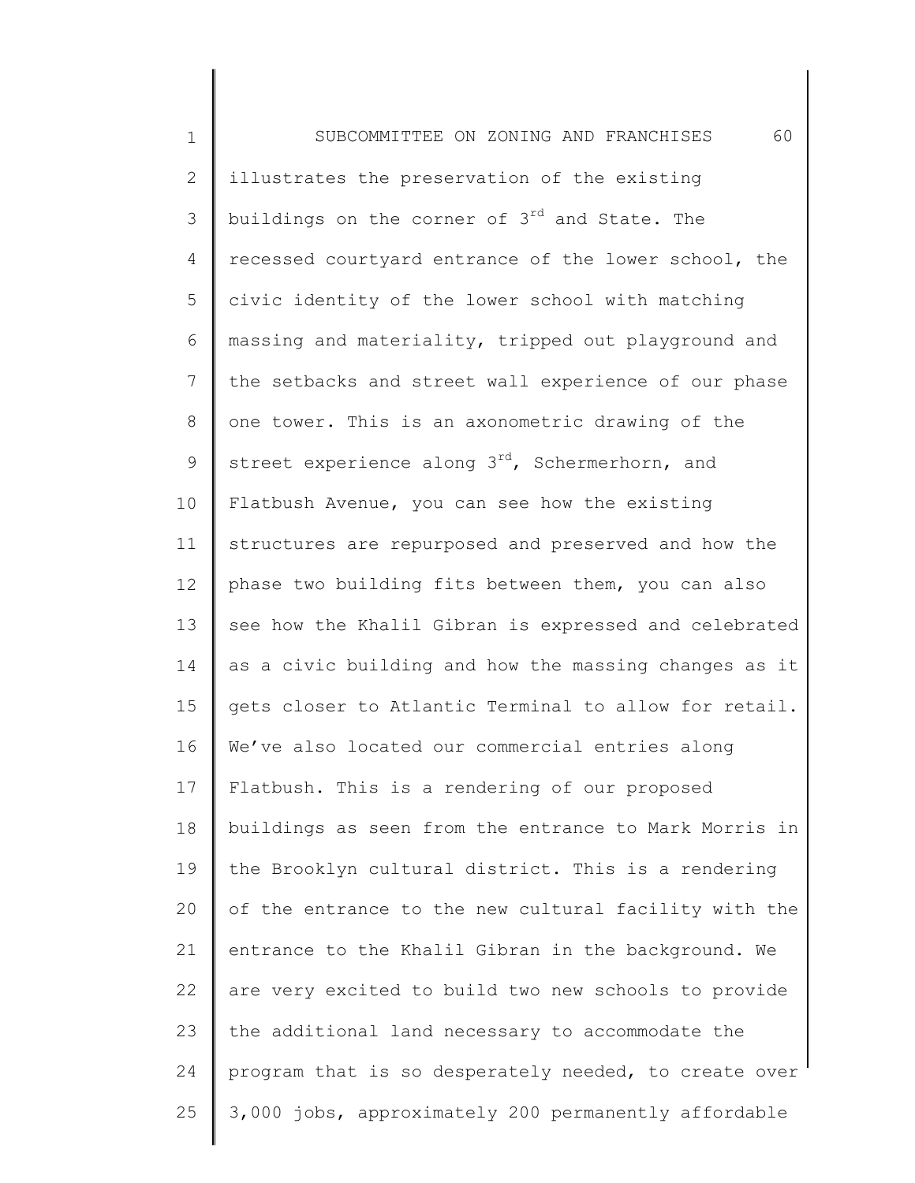illustrates the preservation of the existing buildings on the corner of 3rd and State. The recessed courtyard entrance of the lower school, the civic identity of the lower school with matching massing and materiality, tripped out playground and the setbacks and street wall experience of our phase one tower. This is an axonometric drawing of the street experience along 3rd, Schermerhorn, and Flatbush Avenue, you can see how the existing structures are repurposed and preserved and how the phase two building fits between them, you can also see how the Khalil Gibran is expressed and celebrated as a civic building and how the massing changes as it gets closer to Atlantic Terminal to allow for retail. We've also located our commercial entries along Flatbush. This is a rendering of our proposed buildings as seen from the entrance to Mark Morris in the Brooklyn cultural district. This is a rendering of the entrance to the new cultural facility with the entrance to the Khalil Gibran in the background. We are very excited to build two new schools to provide the additional land necessary to accommodate the program that is so desperately needed, to create over 3,000 jobs, approximately 200 permanently affordable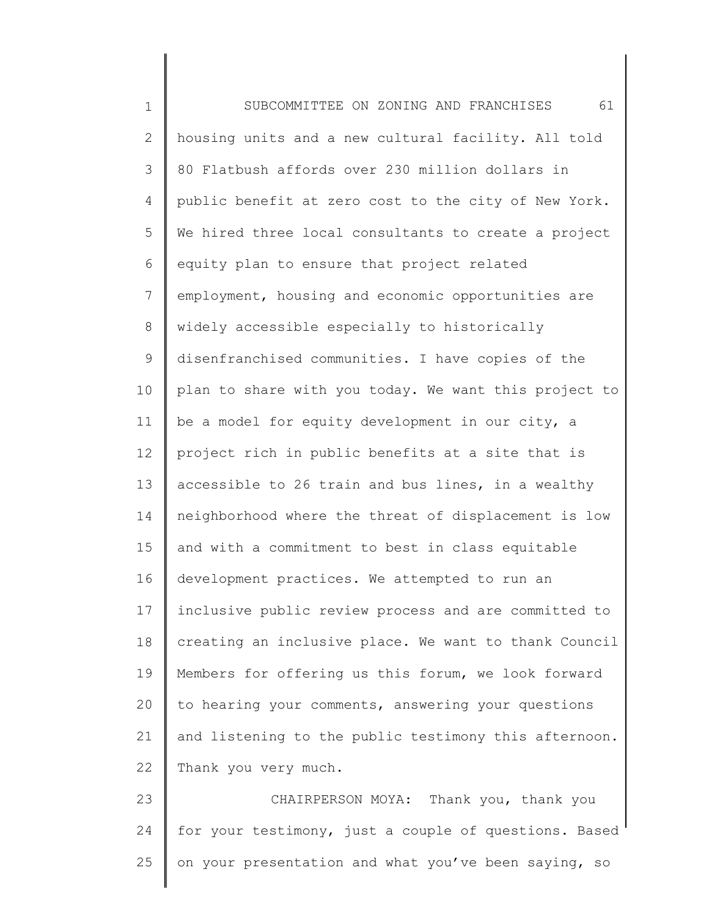housing units and a new cultural facility. All told 80 Flatbush affords over 230 million dollars in public benefit at zero cost to the city of New York. We hired three local consultants to create a project equity plan to ensure that project related employment, housing and economic opportunities are widely accessible especially to historically disenfranchised communities. I have copies of the plan to share with you today. We want this project to be a model for equity development in our city, a project rich in public benefits at a site that is accessible to 26 train and bus lines, in a wealthy neighborhood where the threat of displacement is low and with a commitment to best in class equitable development practices. We attempted to run an inclusive public review process and are committed to creating an inclusive place. We want to thank Council Members for offering us this forum, we look forward to hearing your comments, answering your questions and listening to the public testimony this afternoon. Thank you very much.

CHAIRPERSON MOYA: Thank you, thank you for your testimony, just a couple of questions. Based on your presentation and what you've been saying, so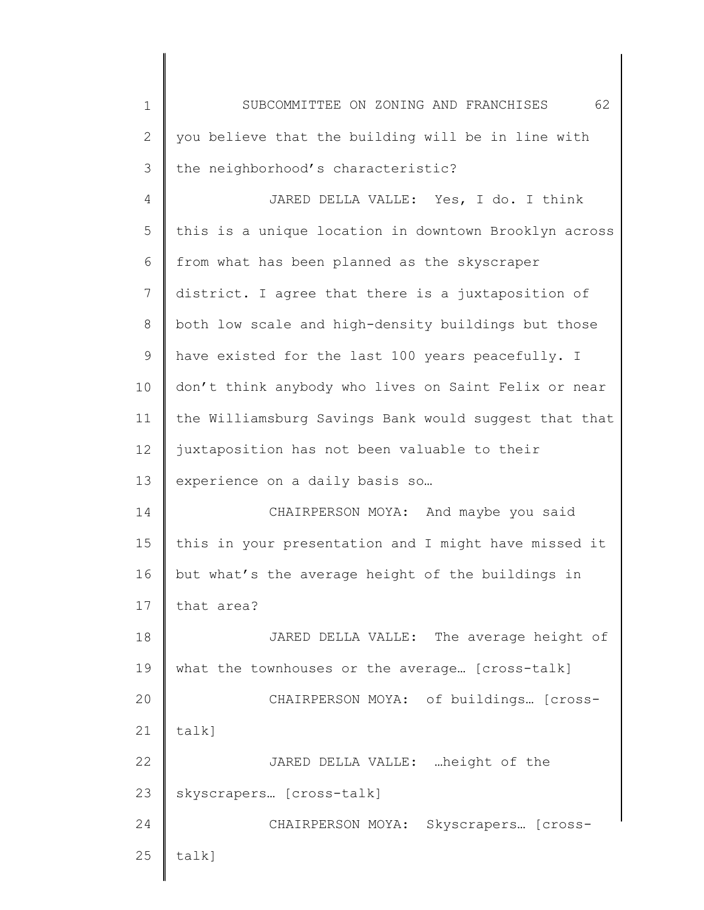you believe that the building will be in line with the neighborhood's characteristic?

JARED DELLA VALLE: Yes, I do. I think this is a unique location in downtown Brooklyn across from what has been planned as the skyscraper district. I agree that there is a juxtaposition of both low scale and high-density buildings but those have existed for the last 100 years peacefully. I don't think anybody who lives on Saint Felix or near the Williamsburg Savings Bank would suggest that that juxtaposition has not been valuable to their experience on a daily basis so…

CHAIRPERSON MOYA: And maybe you said this in your presentation and I might have missed it but what's the average height of the buildings in that area?

JARED DELLA VALLE: The average height of what the townhouses or the average… [cross-talk]

CHAIRPERSON MOYA: of buildings… [cross-talk]

JARED DELLA VALLE: …height of the skyscrapers… [cross-talk]

CHAIRPERSON MOYA: Skyscrapers… [cross-talk]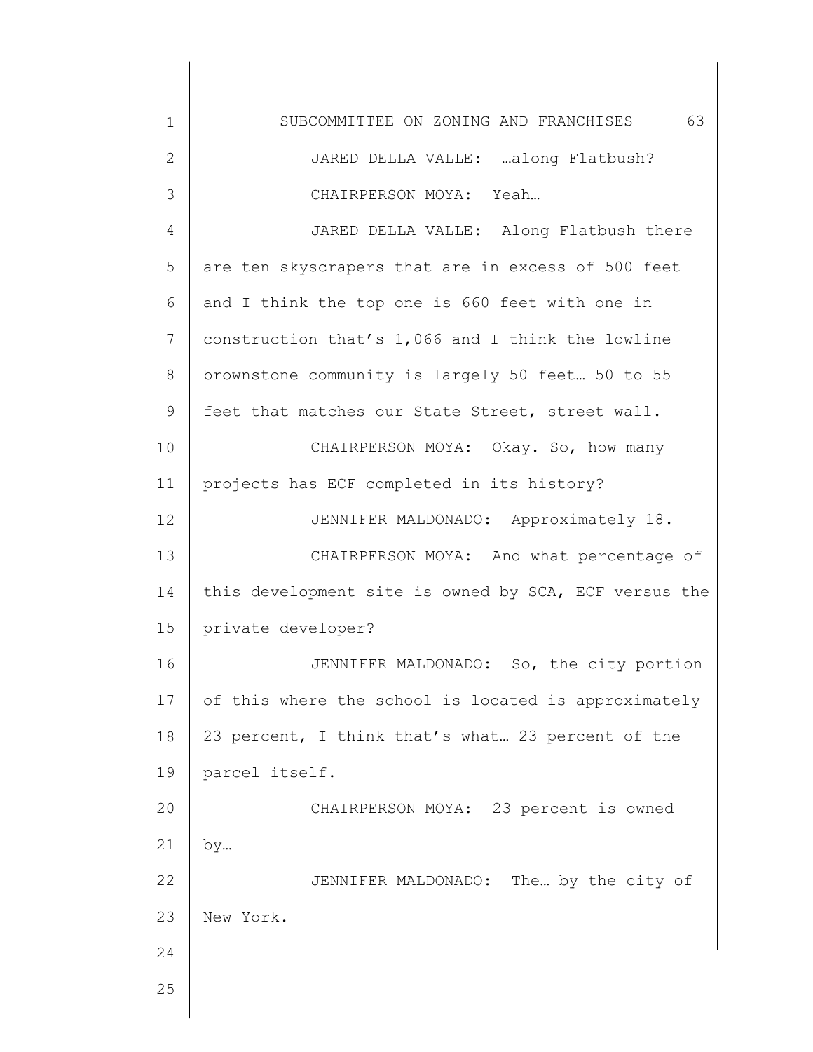JARED DELLA VALLE: …along Flatbush?

CHAIRPERSON MOYA: Yeah…

JARED DELLA VALLE: Along Flatbush there are ten skyscrapers that are in excess of 500 feet and I think the top one is 660 feet with one in construction that's 1,066 and I think the lowline brownstone community is largely 50 feet… 50 to 55 feet that matches our State Street, street wall.

CHAIRPERSON MOYA: Okay. So, how many projects has ECF completed in its history?

JENNIFER MALDONADO: Approximately 18.

CHAIRPERSON MOYA: And what percentage of this development site is owned by SCA, ECF versus the private developer?

JENNIFER MALDONADO: So, the city portion of this where the school is located is approximately 23 percent, I think that's what… 23 percent of the parcel itself.

CHAIRPERSON MOYA: 23 percent is owned by…

JENNIFER MALDONADO: The… by the city of New York.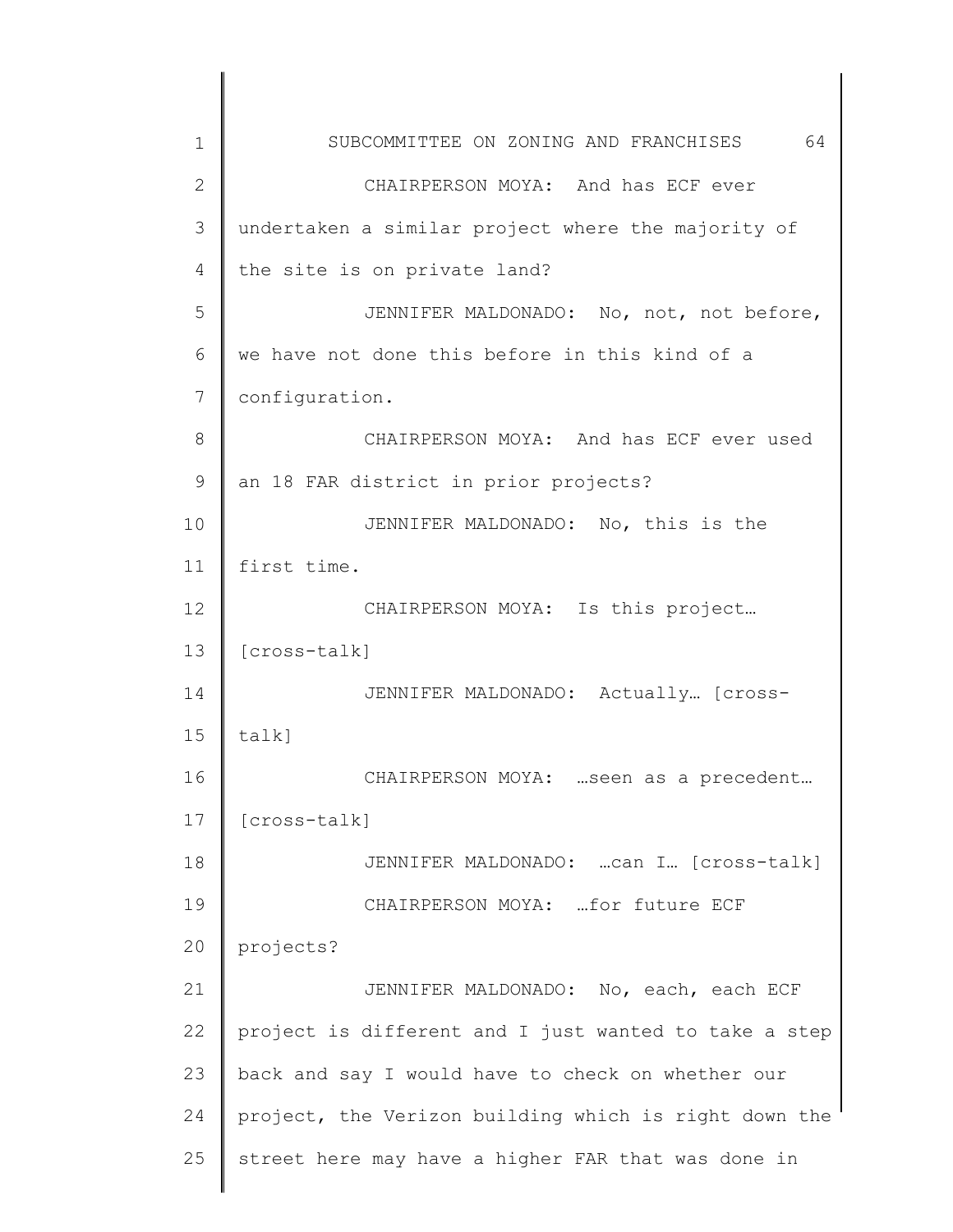CHAIRPERSON MOYA: And has ECF ever undertaken a similar project where the majority of the site is on private land?

JENNIFER MALDONADO: No, not, not before, we have not done this before in this kind of a configuration.

CHAIRPERSON MOYA: And has ECF ever used an 18 FAR district in prior projects?

JENNIFER MALDONADO: No, this is the first time.

CHAIRPERSON MOYA: Is this project… [cross-talk]

JENNIFER MALDONADO: Actually… [cross-talk]

CHAIRPERSON MOYA: …seen as a precedent… [cross-talk]

JENNIFER MALDONADO: …can I… [cross-talk]

CHAIRPERSON MOYA: …for future ECF projects?

JENNIFER MALDONADO: No, each, each ECF project is different and I just wanted to take a step back and say I would have to check on whether our project, the Verizon building which is right down the street here may have a higher FAR that was done in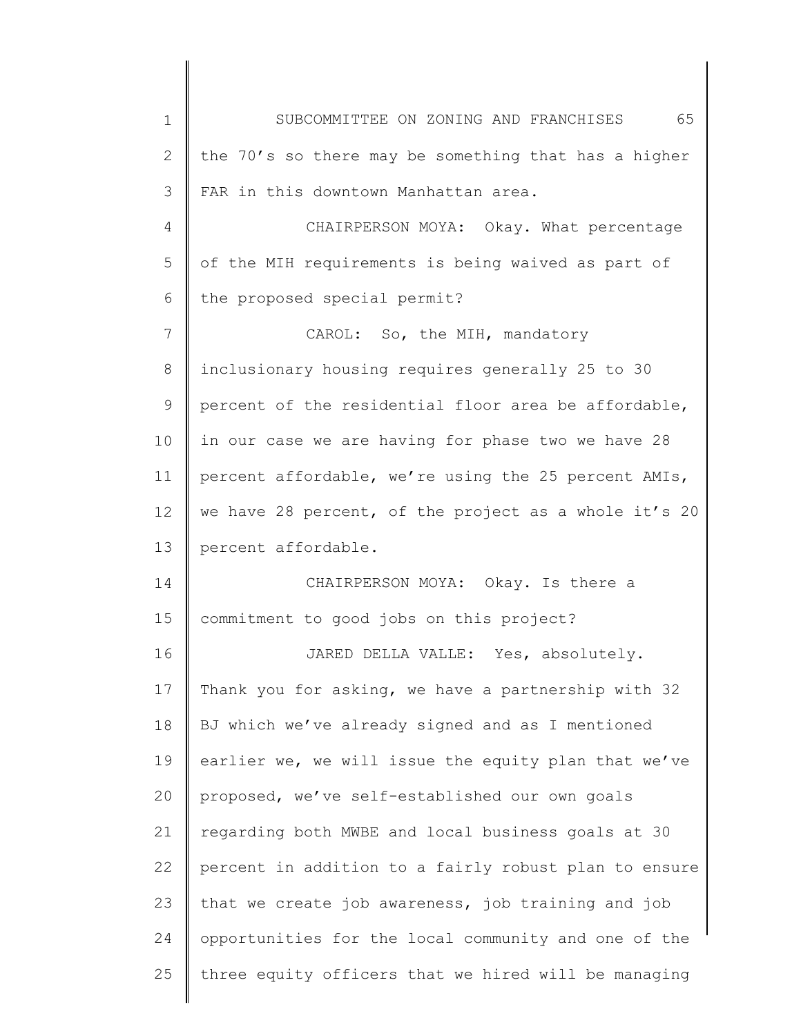the 70's so there may be something that has a higher FAR in this downtown Manhattan area.

CHAIRPERSON MOYA: Okay. What percentage of the MIH requirements is being waived as part of the proposed special permit?

CAROL: So, the MIH, mandatory inclusionary housing requires generally 25 to 30 percent of the residential floor area be affordable, in our case we are having for phase two we have 28 percent affordable, we're using the 25 percent AMIs, we have 28 percent, of the project as a whole it's 20 percent affordable.

CHAIRPERSON MOYA: Okay. Is there a commitment to good jobs on this project?

JARED DELLA VALLE: Yes, absolutely. Thank you for asking, we have a partnership with 32 BJ which we've already signed and as I mentioned earlier we, we will issue the equity plan that we've proposed, we've self-established our own goals regarding both MWBE and local business goals at 30 percent in addition to a fairly robust plan to ensure that we create job awareness, job training and job opportunities for the local community and one of the three equity officers that we hired will be managing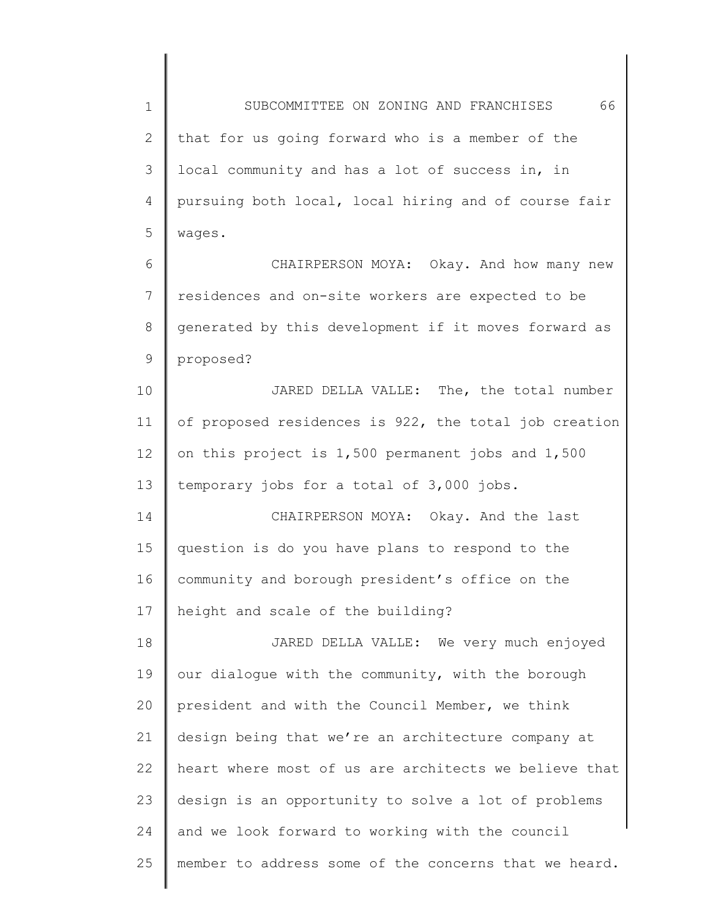that for us going forward who is a member of the local community and has a lot of success in, in pursuing both local, local hiring and of course fair wages.

CHAIRPERSON MOYA: Okay. And how many new residences and on-site workers are expected to be generated by this development if it moves forward as proposed?

JARED DELLA VALLE: The, the total number of proposed residences is 922, the total job creation on this project is 1,500 permanent jobs and 1,500 temporary jobs for a total of 3,000 jobs.

CHAIRPERSON MOYA: Okay. And the last question is do you have plans to respond to the community and borough president's office on the height and scale of the building?

JARED DELLA VALLE: We very much enjoyed our dialogue with the community, with the borough president and with the Council Member, we think design being that we're an architecture company at heart where most of us are architects we believe that design is an opportunity to solve a lot of problems and we look forward to working with the council member to address some of the concerns that we heard.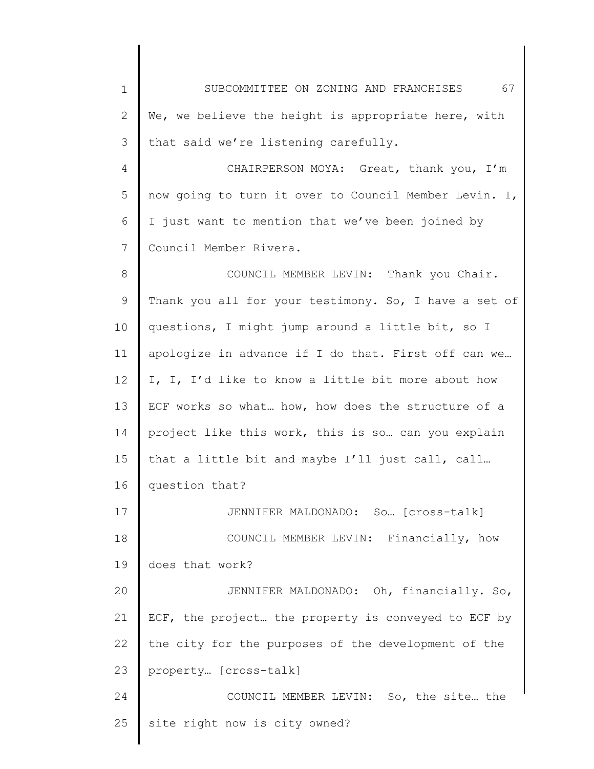We, we believe the height is appropriate here, with that said we're listening carefully.

CHAIRPERSON MOYA: Great, thank you, I'm now going to turn it over to Council Member Levin. I, I just want to mention that we've been joined by Council Member Rivera.

COUNCIL MEMBER LEVIN: Thank you Chair. Thank you all for your testimony. So, I have a set of questions, I might jump around a little bit, so I apologize in advance if I do that. First off can we… I, I, I'd like to know a little bit more about how ECF works so what… how, how does the structure of a project like this work, this is so… can you explain that a little bit and maybe I'll just call, call… question that?

JENNIFER MALDONADO: So… [cross-talk]

COUNCIL MEMBER LEVIN: Financially, how does that work?

JENNIFER MALDONADO: Oh, financially. So, ECF, the project… the property is conveyed to ECF by the city for the purposes of the development of the property… [cross-talk]

COUNCIL MEMBER LEVIN: So, the site… the site right now is city owned?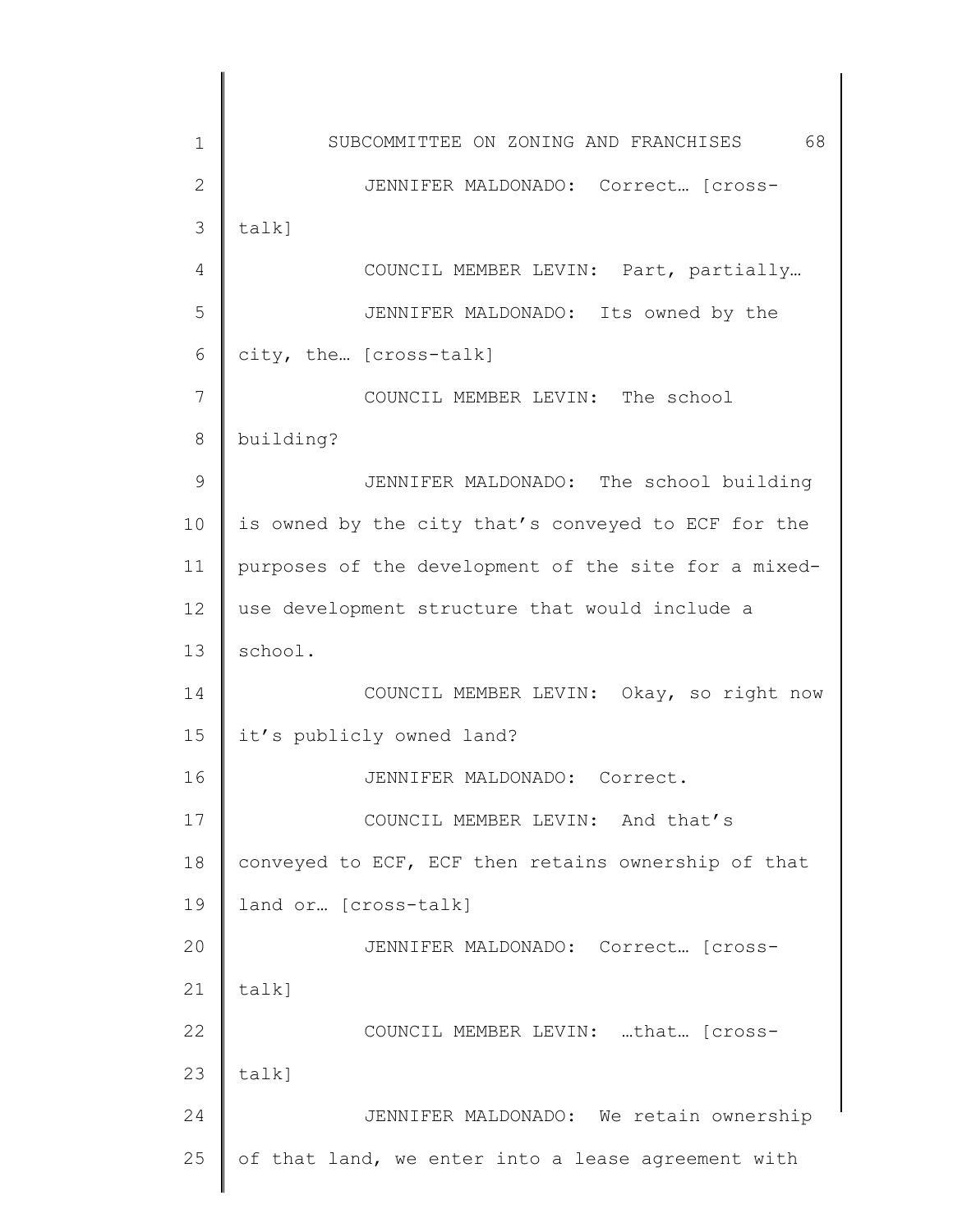JENNIFER MALDONADO: Correct… [cross-talk]

COUNCIL MEMBER LEVIN: Part, partially…

JENNIFER MALDONADO: Its owned by the city, the… [cross-talk]

COUNCIL MEMBER LEVIN: The school building?

JENNIFER MALDONADO: The school building is owned by the city that's conveyed to ECF for the purposes of the development of the site for a mixed-use development structure that would include a school.

COUNCIL MEMBER LEVIN: Okay, so right now it's publicly owned land?

JENNIFER MALDONADO: Correct.

COUNCIL MEMBER LEVIN: And that's conveyed to ECF, ECF then retains ownership of that land or… [cross-talk]

JENNIFER MALDONADO: Correct… [cross-talk]

COUNCIL MEMBER LEVIN: …that… [cross-talk]

JENNIFER MALDONADO: We retain ownership of that land, we enter into a lease agreement with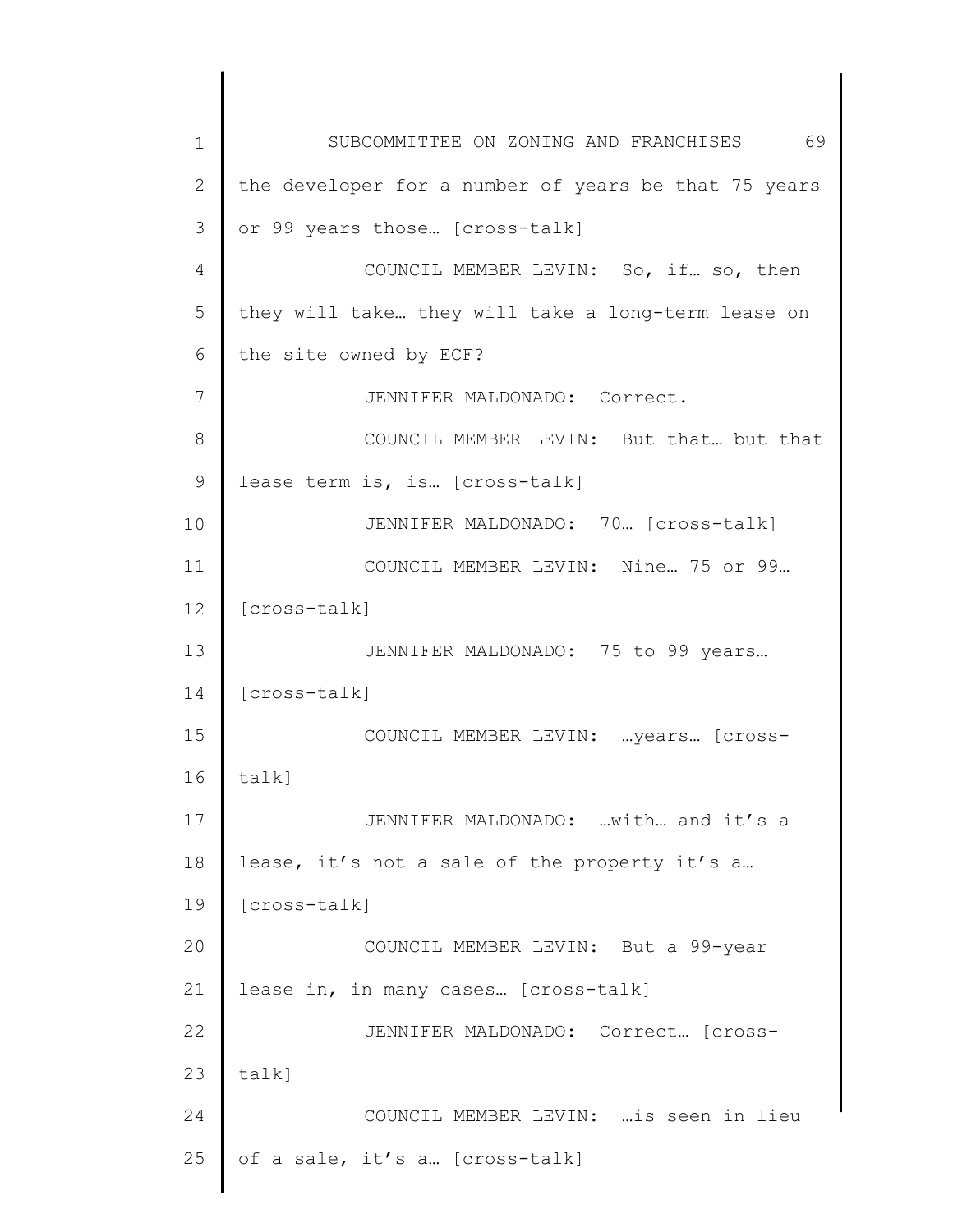the developer for a number of years be that 75 years or 99 years those… [cross-talk]

COUNCIL MEMBER LEVIN: So, if… so, then they will take… they will take a long-term lease on the site owned by ECF?

JENNIFER MALDONADO: Correct.

COUNCIL MEMBER LEVIN: But that… but that lease term is, is… [cross-talk]

JENNIFER MALDONADO: 70… [cross-talk]

COUNCIL MEMBER LEVIN: Nine… 75 or 99… [cross-talk]

JENNIFER MALDONADO: 75 to 99 years… [cross-talk]

COUNCIL MEMBER LEVIN: …years… [cross-talk]

JENNIFER MALDONADO: …with… and it's a lease, it's not a sale of the property it's a… [cross-talk]

COUNCIL MEMBER LEVIN: But a 99-year lease in, in many cases… [cross-talk]

JENNIFER MALDONADO: Correct… [cross-talk]

COUNCIL MEMBER LEVIN: …is seen in lieu of a sale, it's a… [cross-talk]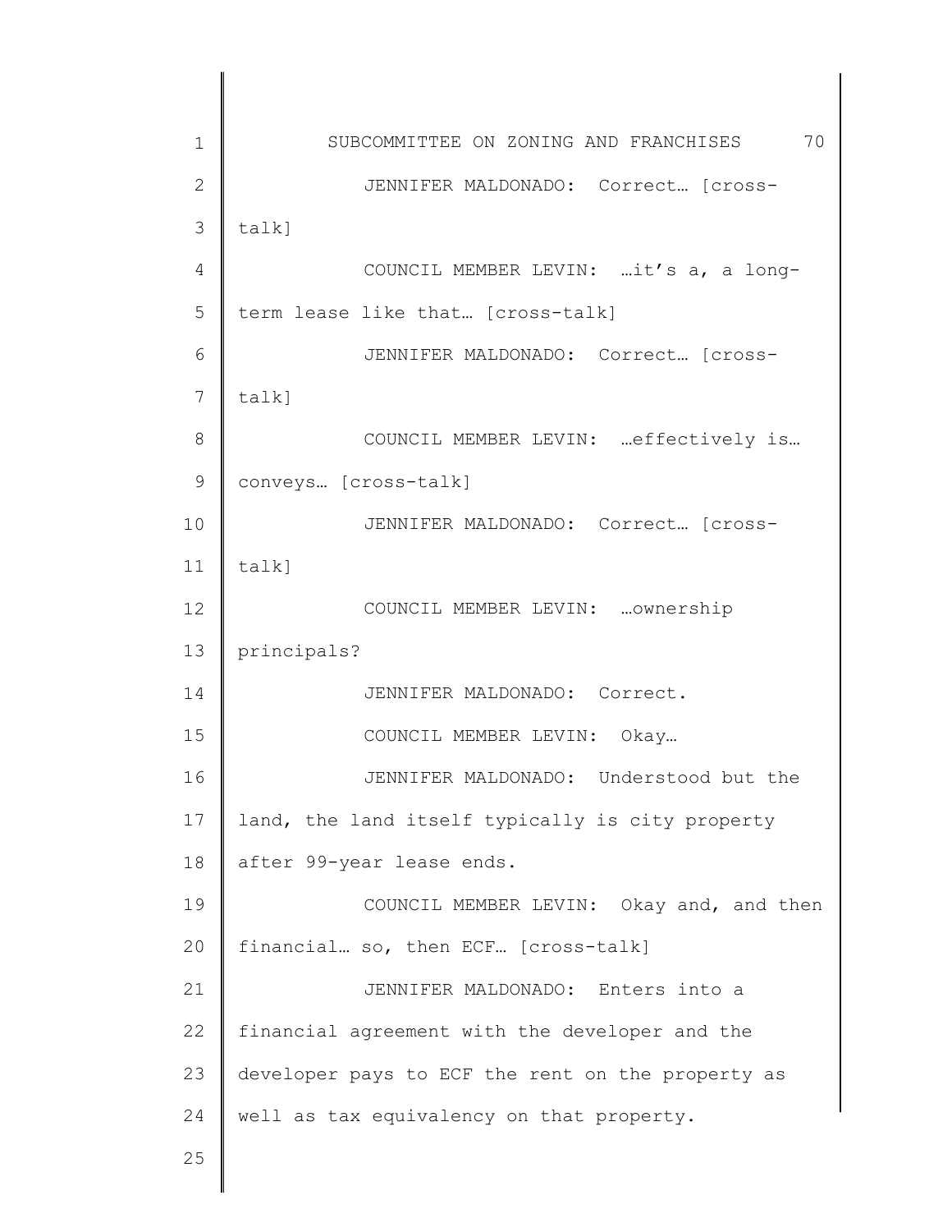JENNIFER MALDONADO: Correct… [cross-talk]

COUNCIL MEMBER LEVIN: …it's a, a long-term lease like that… [cross-talk]

JENNIFER MALDONADO: Correct… [cross-talk]

COUNCIL MEMBER LEVIN: …effectively is… conveys… [cross-talk]

JENNIFER MALDONADO: Correct… [cross-talk]

COUNCIL MEMBER LEVIN: …ownership principals?

JENNIFER MALDONADO: Correct.

COUNCIL MEMBER LEVIN: Okay…

JENNIFER MALDONADO: Understood but the land, the land itself typically is city property after 99-year lease ends.

COUNCIL MEMBER LEVIN: Okay and, and then financial… so, then ECF… [cross-talk]

JENNIFER MALDONADO: Enters into a financial agreement with the developer and the developer pays to ECF the rent on the property as well as tax equivalency on that property.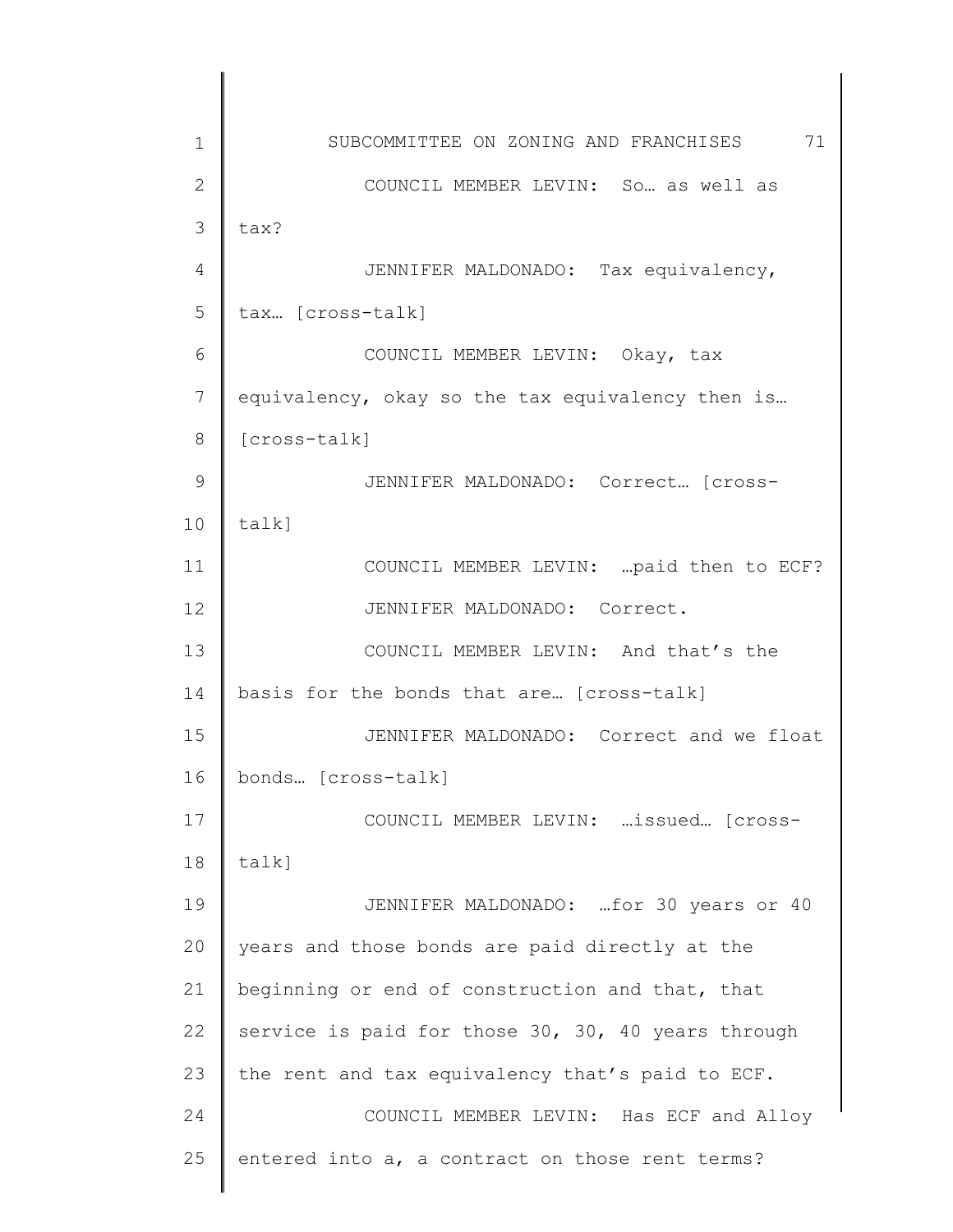COUNCIL MEMBER LEVIN: So… as well as tax?

JENNIFER MALDONADO: Tax equivalency, tax… [cross-talk]

COUNCIL MEMBER LEVIN: Okay, tax equivalency, okay so the tax equivalency then is… [cross-talk]

JENNIFER MALDONADO: Correct… [cross-talk]

COUNCIL MEMBER LEVIN: …paid then to ECF?

JENNIFER MALDONADO: Correct.

COUNCIL MEMBER LEVIN: And that's the basis for the bonds that are… [cross-talk]

JENNIFER MALDONADO: Correct and we float bonds… [cross-talk]

COUNCIL MEMBER LEVIN: …issued… [cross-talk]

JENNIFER MALDONADO: …for 30 years or 40 years and those bonds are paid directly at the beginning or end of construction and that, that service is paid for those 30, 30, 40 years through the rent and tax equivalency that's paid to ECF.

COUNCIL MEMBER LEVIN: Has ECF and Alloy entered into a, a contract on those rent terms?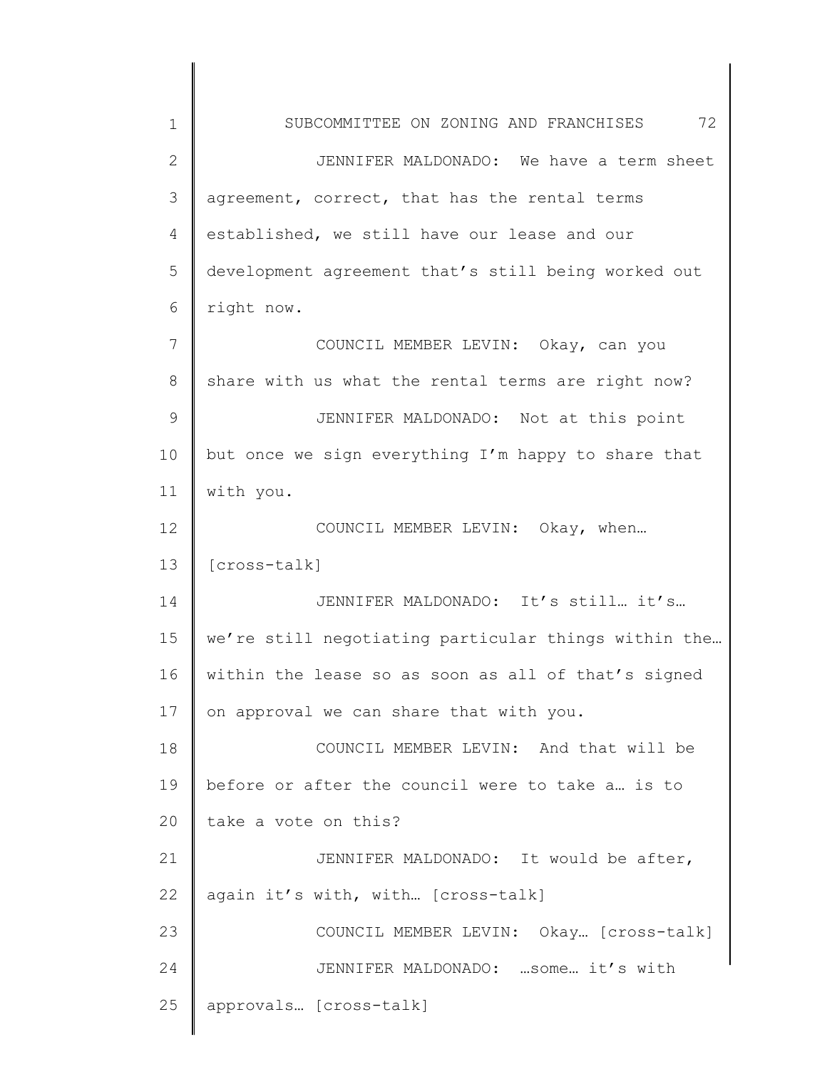JENNIFER MALDONADO: We have a term sheet agreement, correct, that has the rental terms established, we still have our lease and our development agreement that's still being worked out right now.

COUNCIL MEMBER LEVIN: Okay, can you share with us what the rental terms are right now?

JENNIFER MALDONADO: Not at this point but once we sign everything I'm happy to share that with you.

COUNCIL MEMBER LEVIN: Okay, when… [cross-talk]

JENNIFER MALDONADO: It's still… it's… we're still negotiating particular things within the… within the lease so as soon as all of that's signed on approval we can share that with you.

COUNCIL MEMBER LEVIN: And that will be before or after the council were to take a… is to take a vote on this?

JENNIFER MALDONADO: It would be after, again it's with, with… [cross-talk]

COUNCIL MEMBER LEVIN: Okay… [cross-talk]

JENNIFER MALDONADO: …some… it's with approvals… [cross-talk]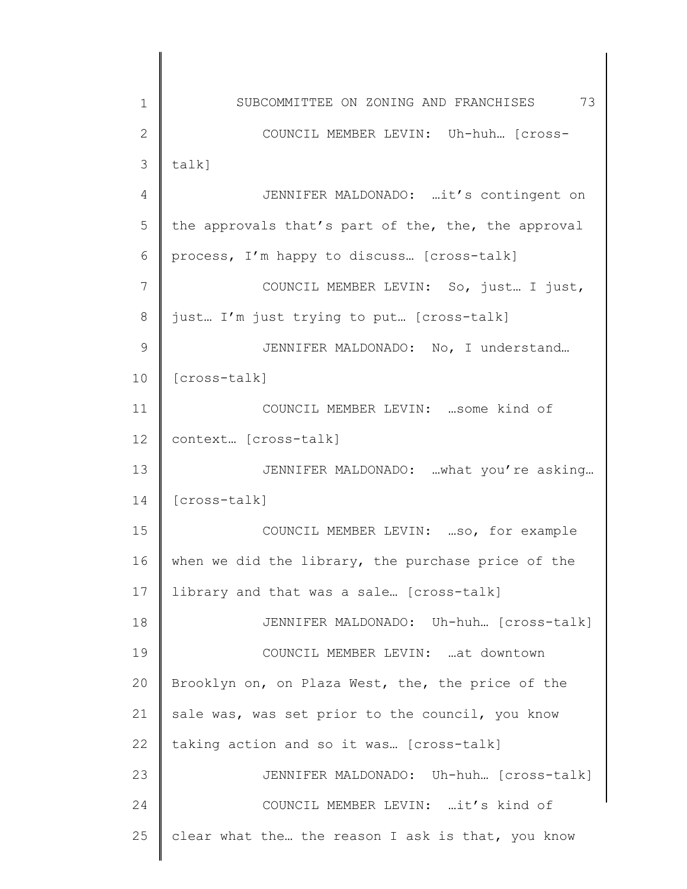COUNCIL MEMBER LEVIN: Uh-huh… [cross-talk]

JENNIFER MALDONADO: …it's contingent on the approvals that's part of the, the, the approval process, I'm happy to discuss… [cross-talk]

COUNCIL MEMBER LEVIN: So, just… I just, just… I'm just trying to put… [cross-talk]

JENNIFER MALDONADO: No, I understand… [cross-talk]

COUNCIL MEMBER LEVIN: …some kind of context… [cross-talk]

JENNIFER MALDONADO: …what you're asking… [cross-talk]

COUNCIL MEMBER LEVIN: …so, for example when we did the library, the purchase price of the library and that was a sale… [cross-talk]

JENNIFER MALDONADO: Uh-huh… [cross-talk]

COUNCIL MEMBER LEVIN: …at downtown Brooklyn on, on Plaza West, the, the price of the sale was, was set prior to the council, you know taking action and so it was… [cross-talk]

JENNIFER MALDONADO: Uh-huh… [cross-talk]

COUNCIL MEMBER LEVIN: …it's kind of clear what the… the reason I ask is that, you know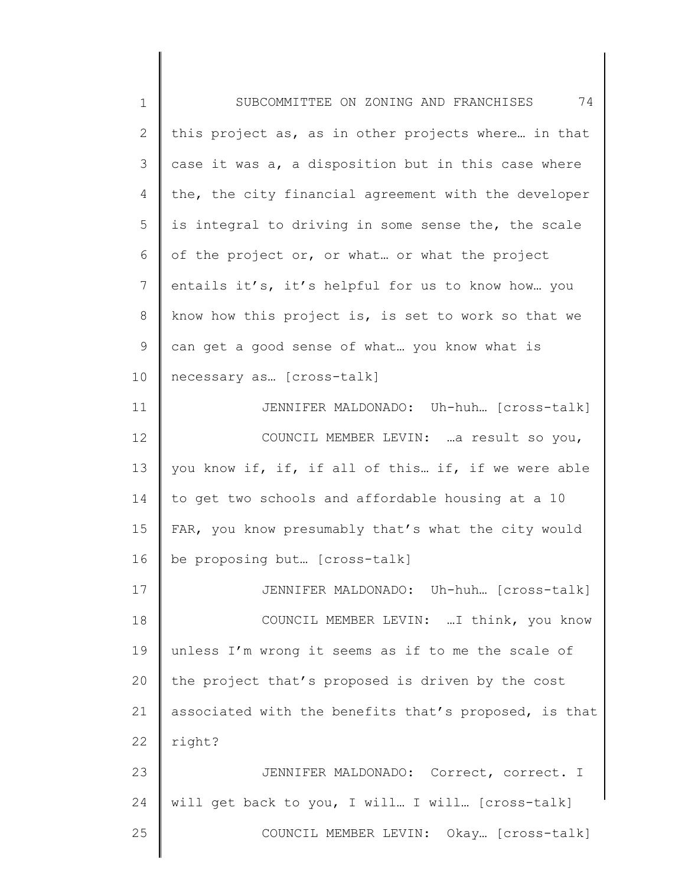this project as, as in other projects where… in that case it was a, a disposition but in this case where the, the city financial agreement with the developer is integral to driving in some sense the, the scale of the project or, or what… or what the project entails it's, it's helpful for us to know how… you know how this project is, is set to work so that we can get a good sense of what… you know what is necessary as… [cross-talk]

JENNIFER MALDONADO: Uh-huh… [cross-talk]

COUNCIL MEMBER LEVIN: …a result so you, you know if, if, if all of this… if, if we were able to get two schools and affordable housing at a 10 FAR, you know presumably that's what the city would be proposing but… [cross-talk]

JENNIFER MALDONADO: Uh-huh… [cross-talk]

COUNCIL MEMBER LEVIN: …I think, you know unless I'm wrong it seems as if to me the scale of the project that's proposed is driven by the cost associated with the benefits that's proposed, is that right?

JENNIFER MALDONADO: Correct, correct. I will get back to you, I will… I will… [cross-talk]

COUNCIL MEMBER LEVIN: Okay… [cross-talk]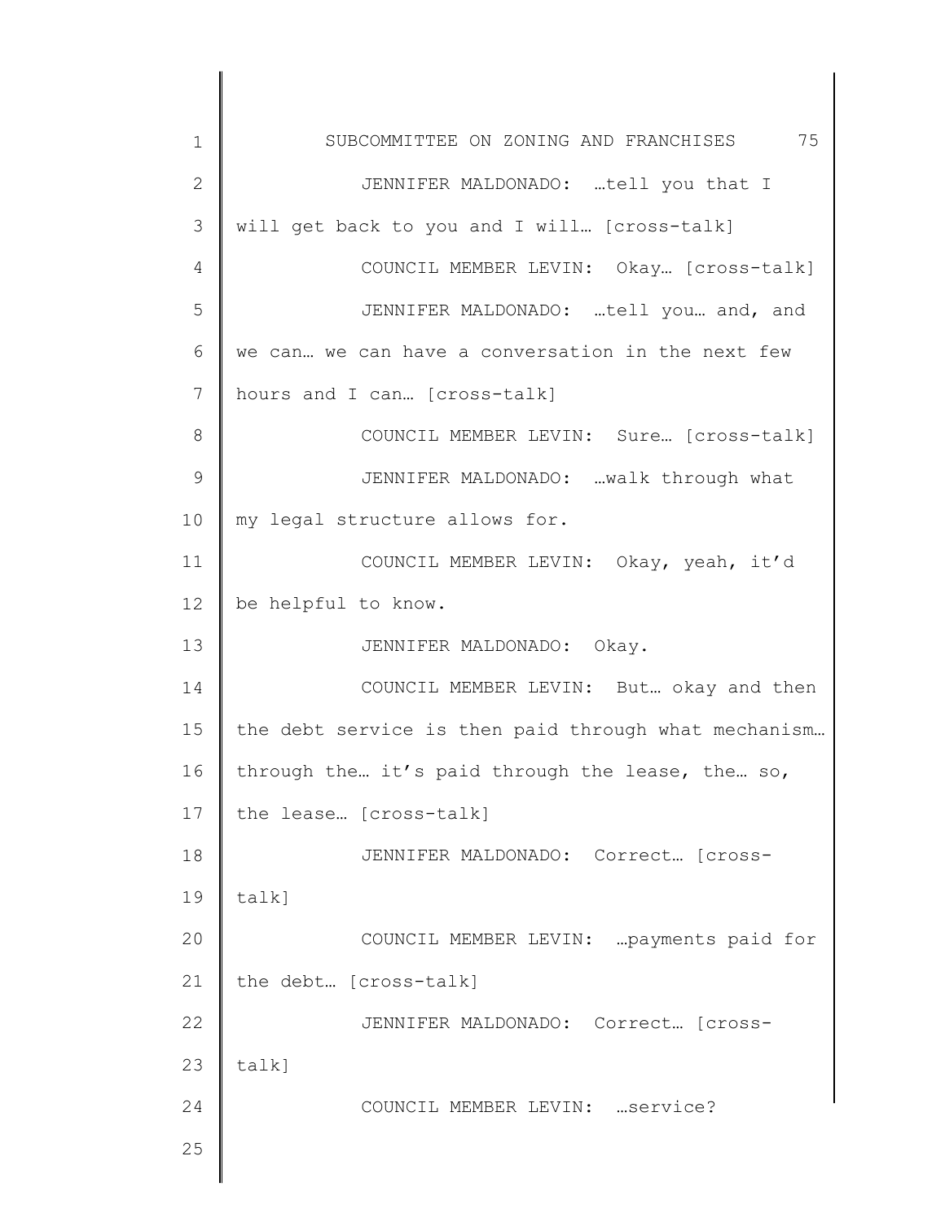JENNIFER MALDONADO: …tell you that I will get back to you and I will… [cross-talk]

COUNCIL MEMBER LEVIN: Okay… [cross-talk]

JENNIFER MALDONADO: …tell you… and, and we can… we can have a conversation in the next few hours and I can… [cross-talk]

COUNCIL MEMBER LEVIN: Sure… [cross-talk]

JENNIFER MALDONADO: …walk through what my legal structure allows for.

COUNCIL MEMBER LEVIN: Okay, yeah, it'd be helpful to know.

JENNIFER MALDONADO: Okay.

COUNCIL MEMBER LEVIN: But… okay and then the debt service is then paid through what mechanism… through the… it's paid through the lease, the… so, the lease… [cross-talk]

JENNIFER MALDONADO: Correct… [cross-talk]

COUNCIL MEMBER LEVIN: …payments paid for the debt… [cross-talk]

JENNIFER MALDONADO: Correct… [cross-talk]

COUNCIL MEMBER LEVIN: …service?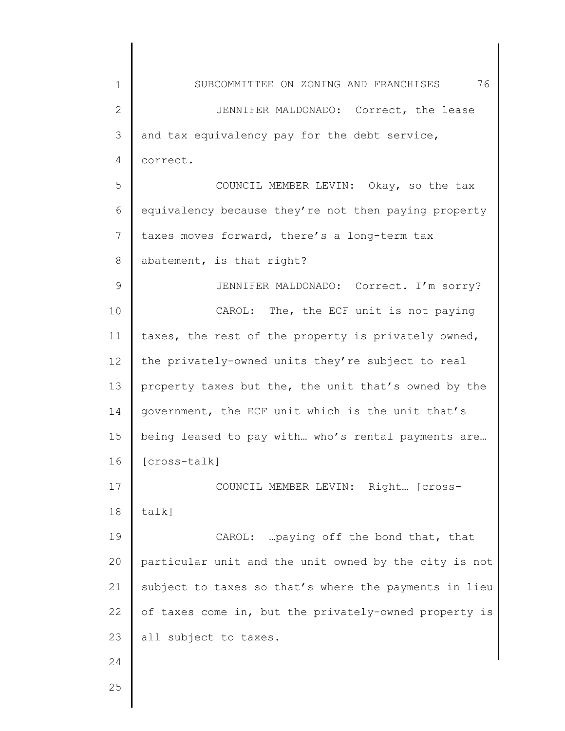JENNIFER MALDONADO: Correct, the lease and tax equivalency pay for the debt service, correct.

COUNCIL MEMBER LEVIN: Okay, so the tax equivalency because they're not then paying property taxes moves forward, there's a long-term tax abatement, is that right?

JENNIFER MALDONADO: Correct. I'm sorry?

CAROL: The, the ECF unit is not paying taxes, the rest of the property is privately owned, the privately-owned units they're subject to real property taxes but the, the unit that's owned by the government, the ECF unit which is the unit that's being leased to pay with… who's rental payments are… [cross-talk]

COUNCIL MEMBER LEVIN: Right… [cross-talk]

CAROL: …paying off the bond that, that particular unit and the unit owned by the city is not subject to taxes so that's where the payments in lieu of taxes come in, but the privately-owned property is all subject to taxes.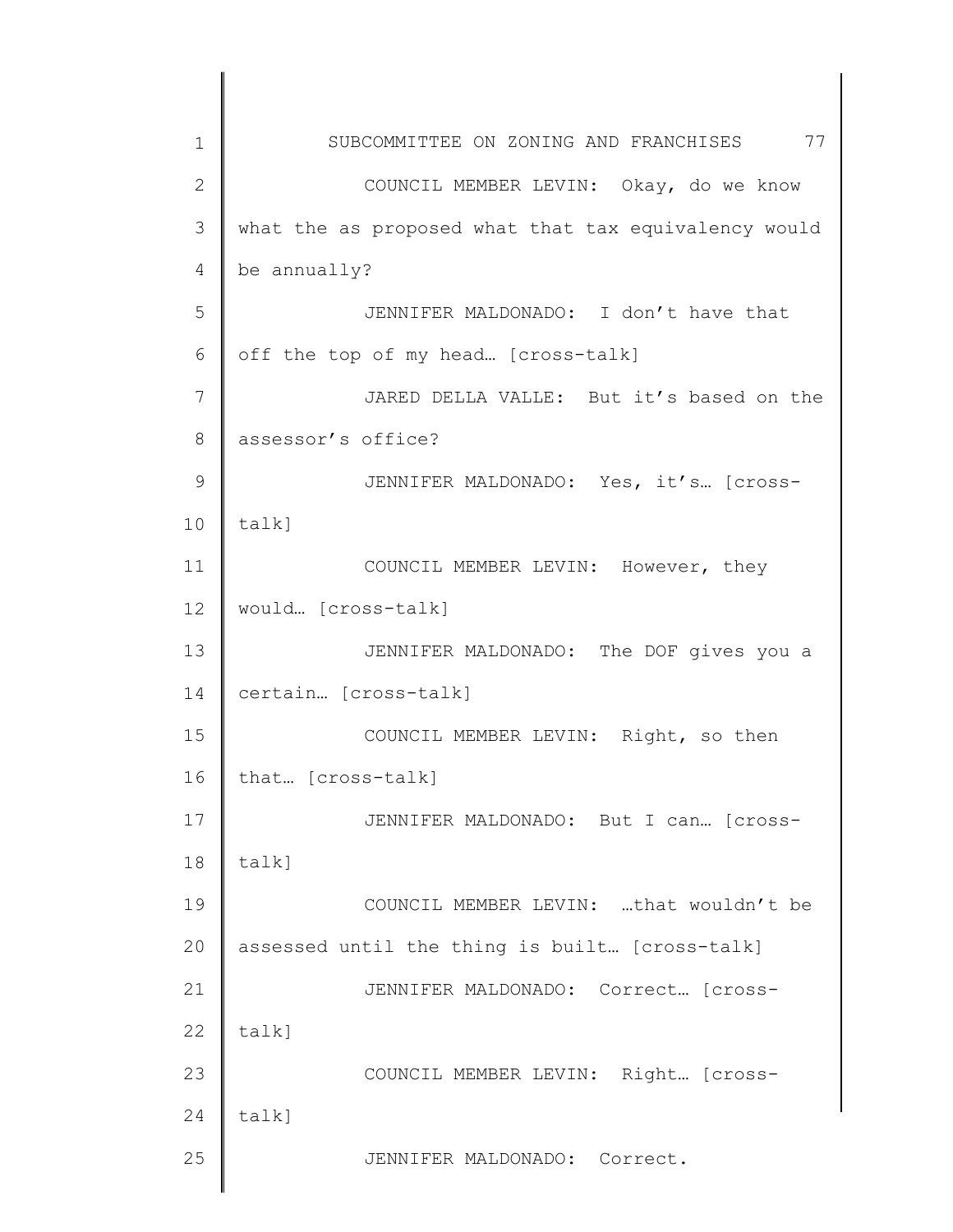COUNCIL MEMBER LEVIN: Okay, do we know what the as proposed what that tax equivalency would be annually?

JENNIFER MALDONADO: I don't have that off the top of my head… [cross-talk]

JARED DELLA VALLE: But it's based on the assessor's office?

JENNIFER MALDONADO: Yes, it's… [cross-talk]

COUNCIL MEMBER LEVIN: However, they would… [cross-talk]

JENNIFER MALDONADO: The DOF gives you a certain… [cross-talk]

COUNCIL MEMBER LEVIN: Right, so then that… [cross-talk]

JENNIFER MALDONADO: But I can… [cross-talk]

COUNCIL MEMBER LEVIN: …that wouldn't be assessed until the thing is built… [cross-talk]

JENNIFER MALDONADO: Correct… [cross-talk]

COUNCIL MEMBER LEVIN: Right… [cross-talk]

JENNIFER MALDONADO: Correct.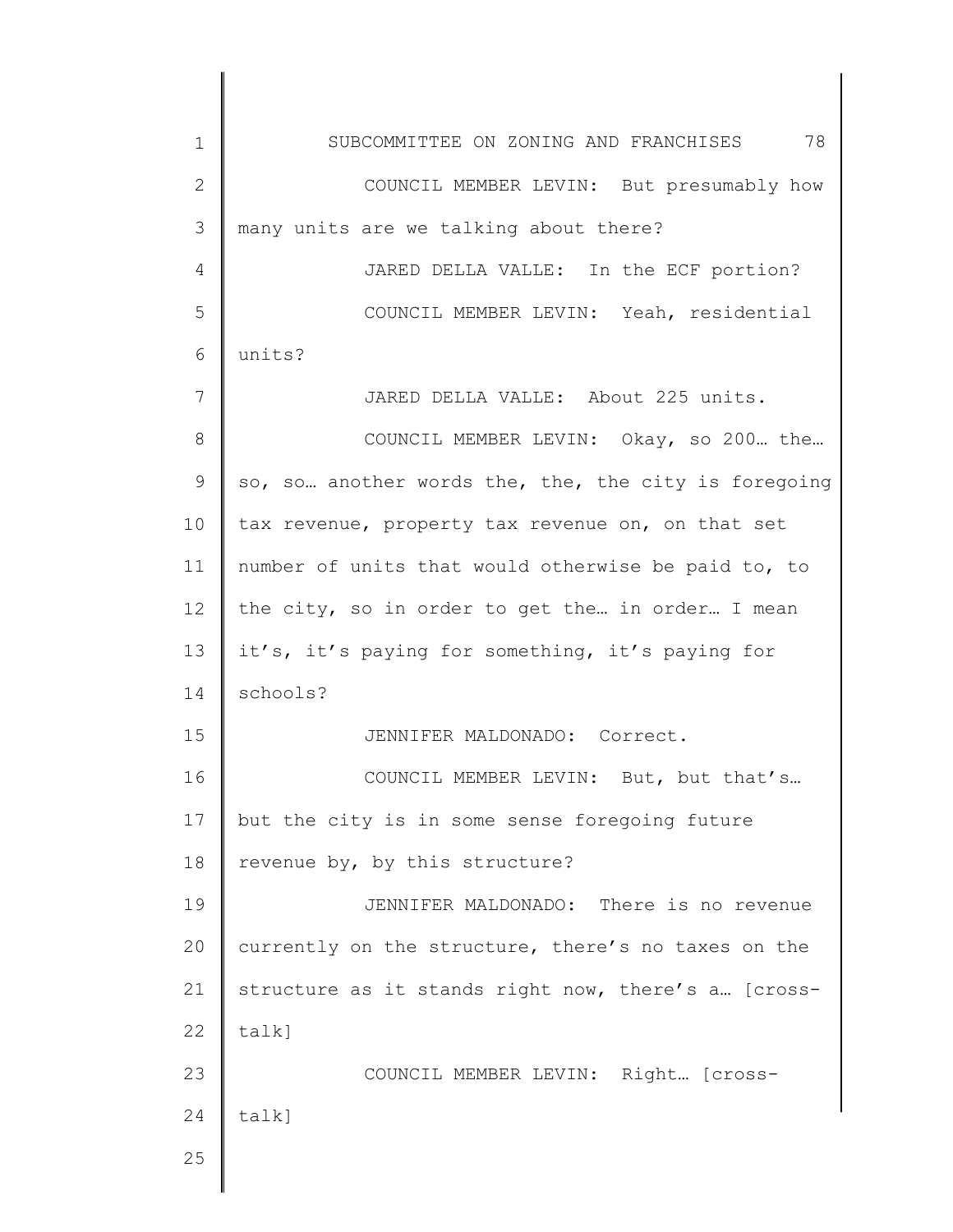COUNCIL MEMBER LEVIN: But presumably how many units are we talking about there?

JARED DELLA VALLE: In the ECF portion?

COUNCIL MEMBER LEVIN: Yeah, residential units?

JARED DELLA VALLE: About 225 units.

COUNCIL MEMBER LEVIN: Okay, so 200… the… so, so… another words the, the, the city is foregoing tax revenue, property tax revenue on, on that set number of units that would otherwise be paid to, to the city, so in order to get the… in order… I mean it's, it's paying for something, it's paying for schools?

JENNIFER MALDONADO: Correct.

COUNCIL MEMBER LEVIN: But, but that's… but the city is in some sense foregoing future revenue by, by this structure?

JENNIFER MALDONADO: There is no revenue currently on the structure, there's no taxes on the structure as it stands right now, there's a… [cross-talk]

COUNCIL MEMBER LEVIN: Right… [cross-talk]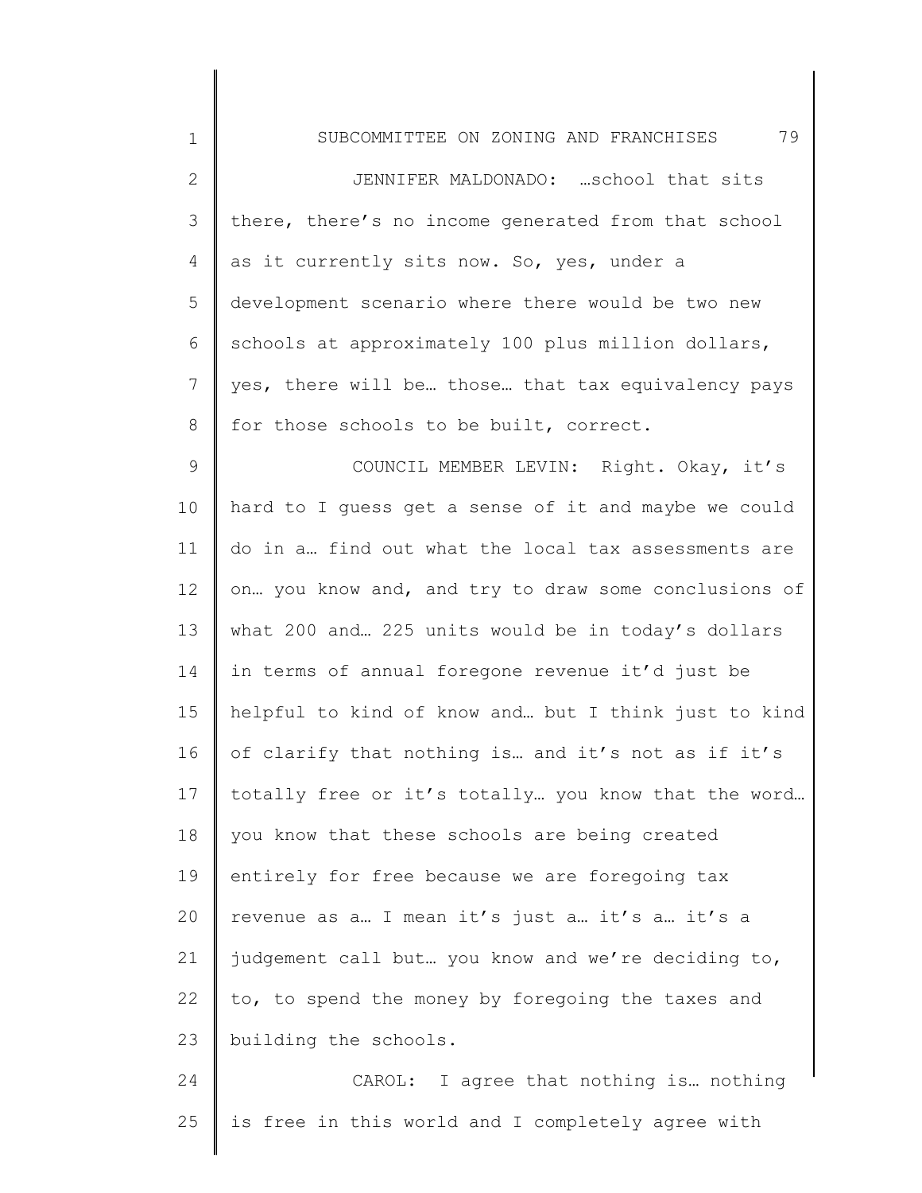JENNIFER MALDONADO: …school that sits there, there's no income generated from that school as it currently sits now. So, yes, under a development scenario where there would be two new schools at approximately 100 plus million dollars, yes, there will be… those… that tax equivalency pays for those schools to be built, correct.

COUNCIL MEMBER LEVIN: Right. Okay, it's hard to I guess get a sense of it and maybe we could do in a… find out what the local tax assessments are on… you know and, and try to draw some conclusions of what 200 and… 225 units would be in today's dollars in terms of annual foregone revenue it'd just be helpful to kind of know and… but I think just to kind of clarify that nothing is… and it's not as if it's totally free or it's totally… you know that the word… you know that these schools are being created entirely for free because we are foregoing tax revenue as a… I mean it's just a… it's a… it's a judgement call but… you know and we're deciding to, to, to spend the money by foregoing the taxes and building the schools.

CAROL: I agree that nothing is… nothing is free in this world and I completely agree with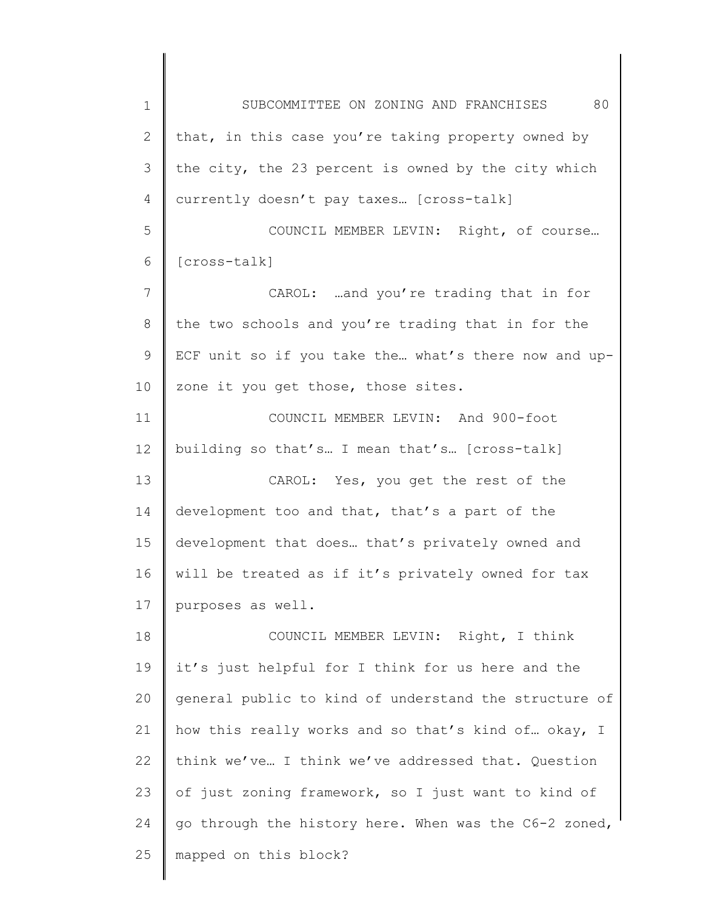that, in this case you're taking property owned by the city, the 23 percent is owned by the city which currently doesn't pay taxes… [cross-talk]

COUNCIL MEMBER LEVIN: Right, of course… [cross-talk]

CAROL: …and you're trading that in for the two schools and you're trading that in for the ECF unit so if you take the… what's there now and up-zone it you get those, those sites.

COUNCIL MEMBER LEVIN: And 900-foot building so that's… I mean that's… [cross-talk]

CAROL: Yes, you get the rest of the development too and that, that's a part of the development that does… that's privately owned and will be treated as if it's privately owned for tax purposes as well.

COUNCIL MEMBER LEVIN: Right, I think it's just helpful for I think for us here and the general public to kind of understand the structure of how this really works and so that's kind of… okay, I think we've… I think we've addressed that. Question of just zoning framework, so I just want to kind of go through the history here. When was the C6-2 zoned, mapped on this block?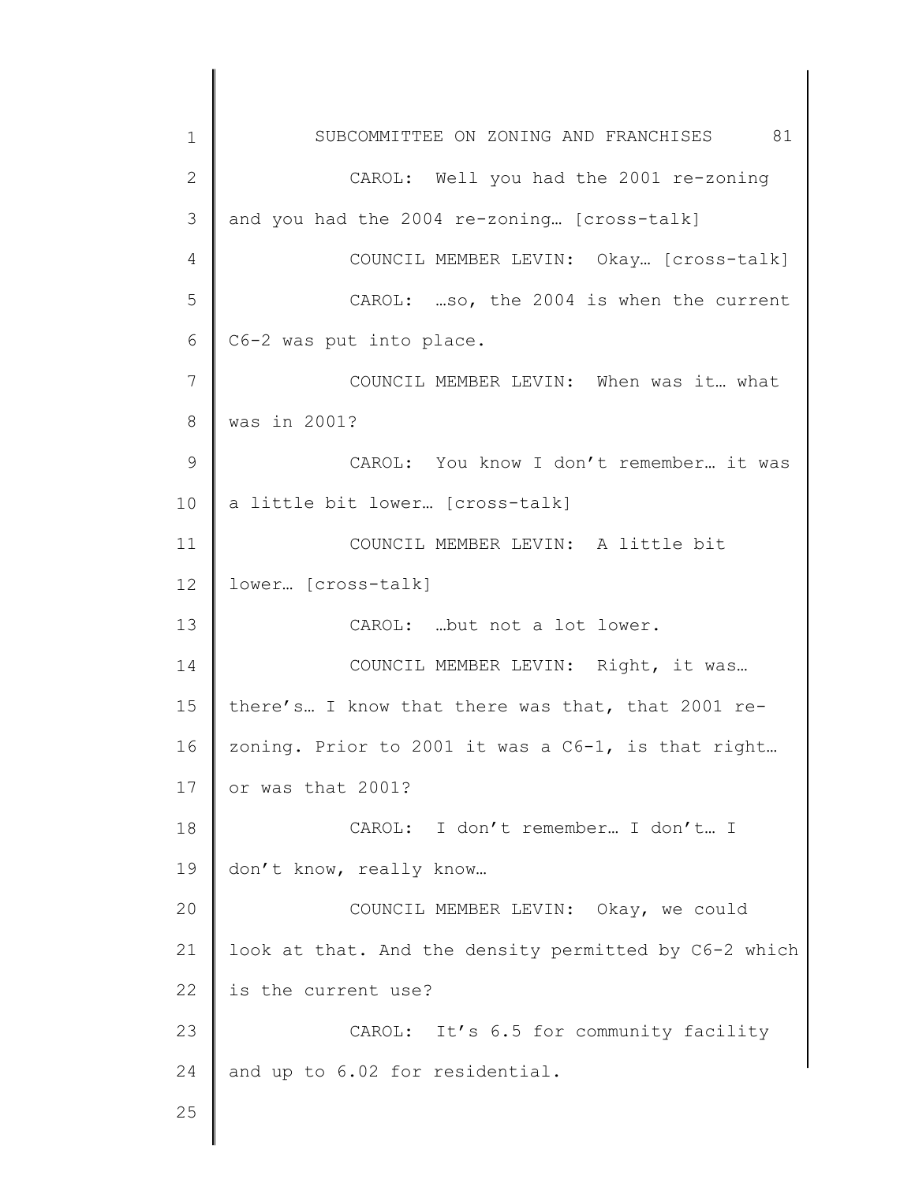CAROL: Well you had the 2001 re-zoning and you had the 2004 re-zoning… [cross-talk]

COUNCIL MEMBER LEVIN: Okay… [cross-talk]

CAROL: …so, the 2004 is when the current C6-2 was put into place.

COUNCIL MEMBER LEVIN: When was it… what was in 2001?

CAROL: You know I don't remember… it was a little bit lower… [cross-talk]

COUNCIL MEMBER LEVIN: A little bit lower… [cross-talk]

CAROL: …but not a lot lower.

COUNCIL MEMBER LEVIN: Right, it was… there's… I know that there was that, that 2001 re-zoning. Prior to 2001 it was a C6-1, is that right… or was that 2001?

CAROL: I don't remember… I don't… I don't know, really know…

COUNCIL MEMBER LEVIN: Okay, we could look at that. And the density permitted by C6-2 which is the current use?

CAROL: It's 6.5 for community facility and up to 6.02 for residential.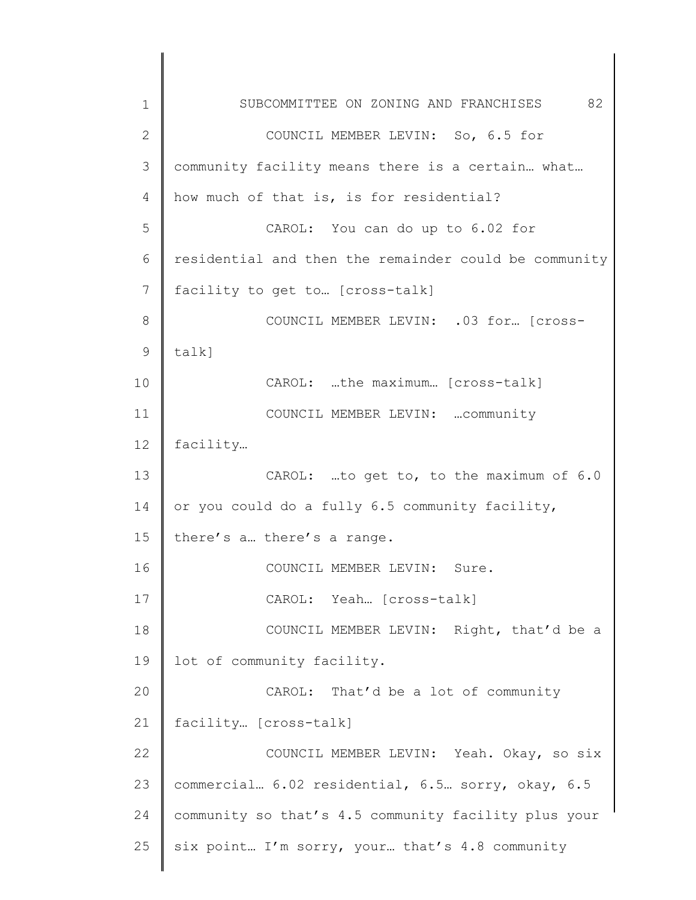COUNCIL MEMBER LEVIN: So, 6.5 for community facility means there is a certain… what… how much of that is, is for residential?

CAROL: You can do up to 6.02 for residential and then the remainder could be community facility to get to… [cross-talk]

COUNCIL MEMBER LEVIN: .03 for… [cross-talk]

CAROL: …the maximum… [cross-talk]

COUNCIL MEMBER LEVIN: …community facility…

CAROL: …to get to, to the maximum of 6.0 or you could do a fully 6.5 community facility, there's a… there's a range.

COUNCIL MEMBER LEVIN: Sure.

CAROL: Yeah… [cross-talk]

COUNCIL MEMBER LEVIN: Right, that'd be a lot of community facility.

CAROL: That'd be a lot of community facility… [cross-talk]

COUNCIL MEMBER LEVIN: Yeah. Okay, so six commercial… 6.02 residential, 6.5… sorry, okay, 6.5 community so that's 4.5 community facility plus your six point… I'm sorry, your… that's 4.8 community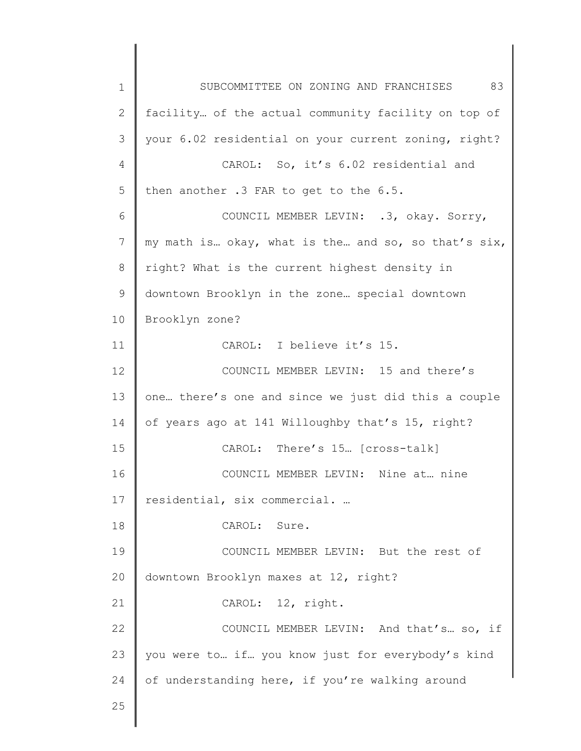facility… of the actual community facility on top of your 6.02 residential on your current zoning, right?

CAROL: So, it's 6.02 residential and then another .3 FAR to get to the 6.5.

COUNCIL MEMBER LEVIN: .3, okay. Sorry, my math is… okay, what is the… and so, so that's six, right? What is the current highest density in downtown Brooklyn in the zone… special downtown Brooklyn zone?

CAROL: I believe it's 15.

COUNCIL MEMBER LEVIN: 15 and there's one… there's one and since we just did this a couple of years ago at 141 Willoughby that's 15, right?

CAROL: There's 15… [cross-talk]

COUNCIL MEMBER LEVIN: Nine at… nine residential, six commercial. …

CAROL: Sure.

COUNCIL MEMBER LEVIN: But the rest of downtown Brooklyn maxes at 12, right?

CAROL: 12, right.

COUNCIL MEMBER LEVIN: And that's… so, if you were to… if… you know just for everybody's kind of understanding here, if you're walking around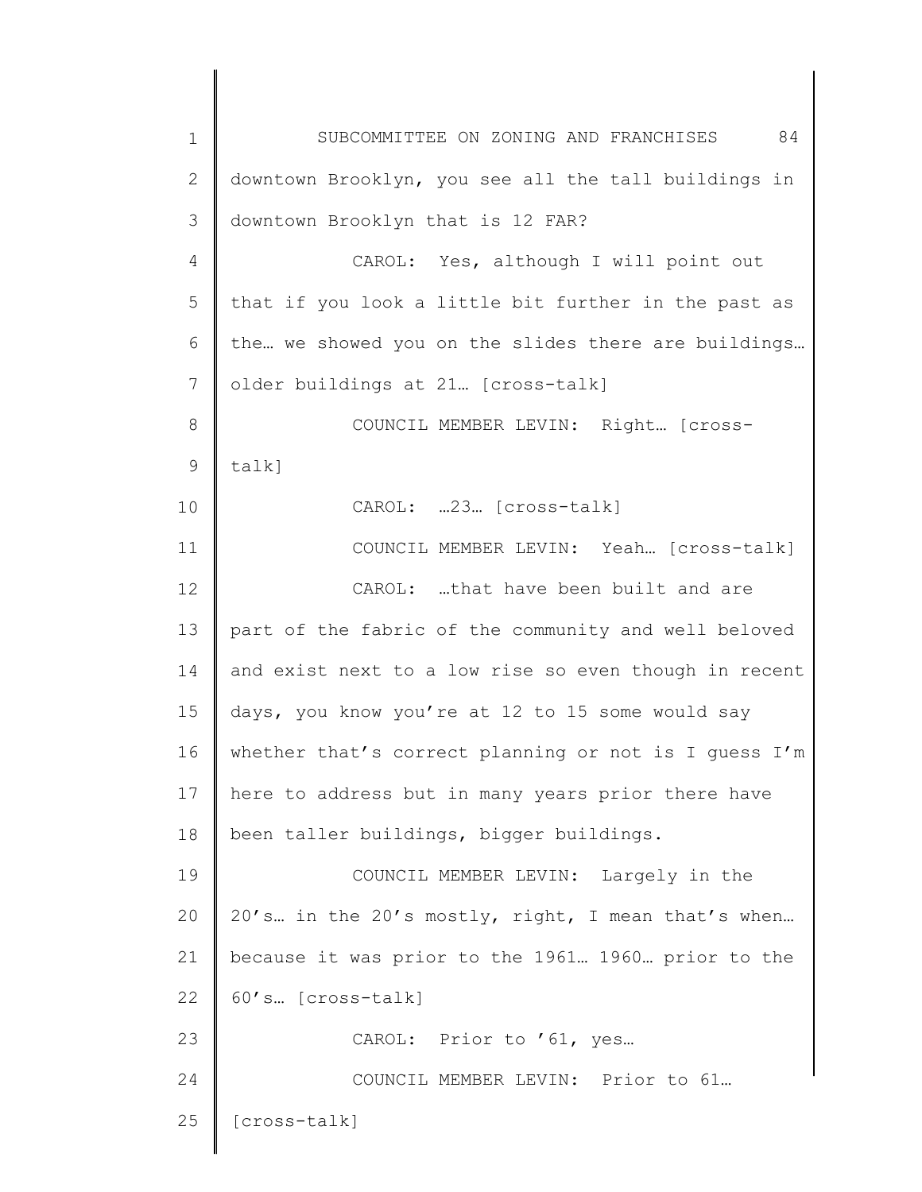downtown Brooklyn, you see all the tall buildings in downtown Brooklyn that is 12 FAR?

CAROL: Yes, although I will point out that if you look a little bit further in the past as the… we showed you on the slides there are buildings… older buildings at 21… [cross-talk]

COUNCIL MEMBER LEVIN: Right… [cross-talk]

CAROL: …23… [cross-talk]

COUNCIL MEMBER LEVIN: Yeah… [cross-talk]

CAROL: …that have been built and are part of the fabric of the community and well beloved and exist next to a low rise so even though in recent days, you know you're at 12 to 15 some would say whether that's correct planning or not is I guess I'm here to address but in many years prior there have been taller buildings, bigger buildings.

COUNCIL MEMBER LEVIN: Largely in the 20's… in the 20's mostly, right, I mean that's when… because it was prior to the 1961… 1960… prior to the 60's… [cross-talk]

CAROL: Prior to '61, yes…

COUNCIL MEMBER LEVIN: Prior to 61… [cross-talk]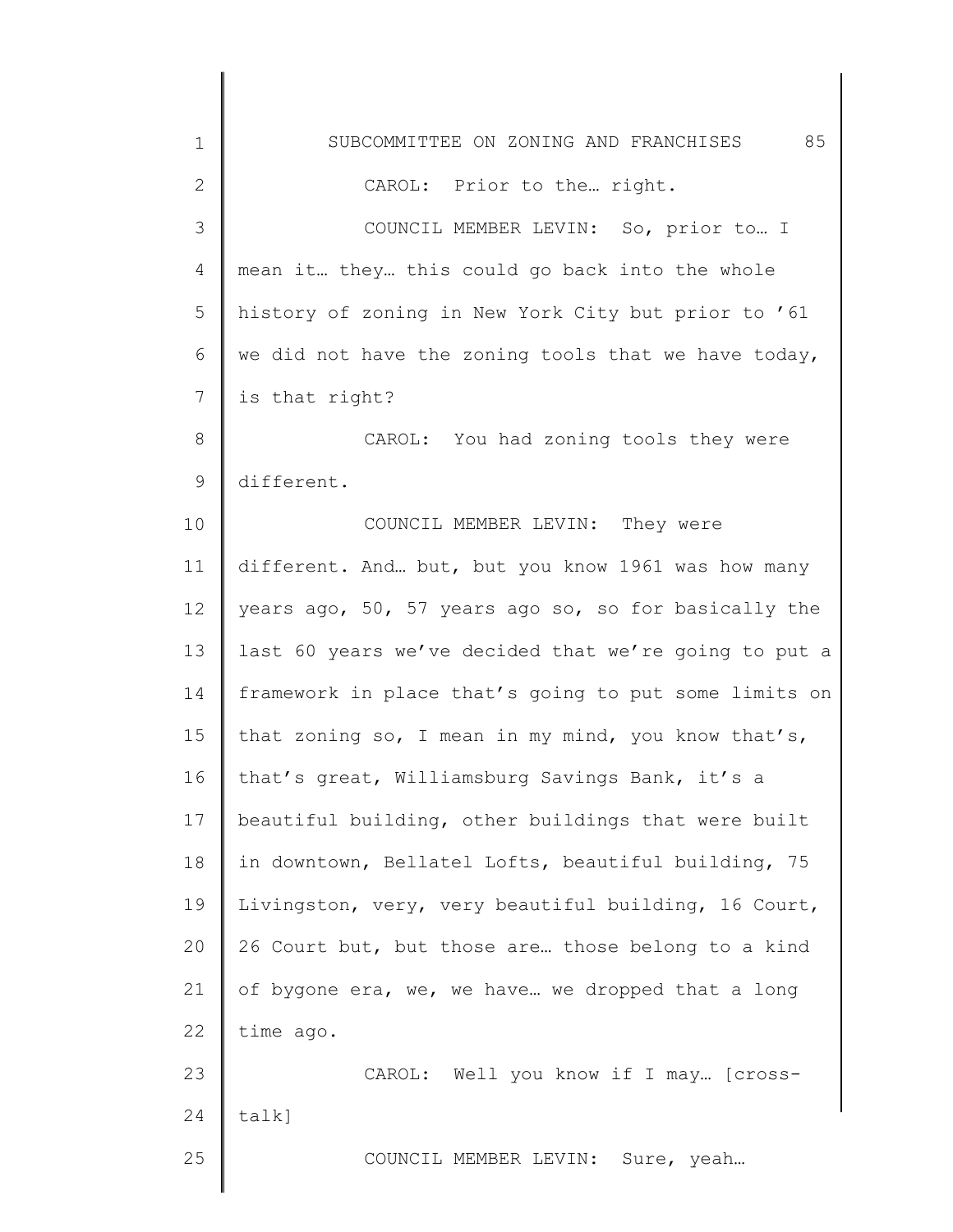CAROL: Prior to the… right.

COUNCIL MEMBER LEVIN: So, prior to… I mean it… they… this could go back into the whole history of zoning in New York City but prior to '61 we did not have the zoning tools that we have today, is that right?

CAROL: You had zoning tools they were different.

COUNCIL MEMBER LEVIN: They were different. And… but, but you know 1961 was how many years ago, 50, 57 years ago so, so for basically the last 60 years we've decided that we're going to put a framework in place that's going to put some limits on that zoning so, I mean in my mind, you know that's, that's great, Williamsburg Savings Bank, it's a beautiful building, other buildings that were built in downtown, Bellatel Lofts, beautiful building, 75 Livingston, very, very beautiful building, 16 Court, 26 Court but, but those are… those belong to a kind of bygone era, we, we have… we dropped that a long time ago.

CAROL: Well you know if I may… [cross-talk]

COUNCIL MEMBER LEVIN: Sure, yeah…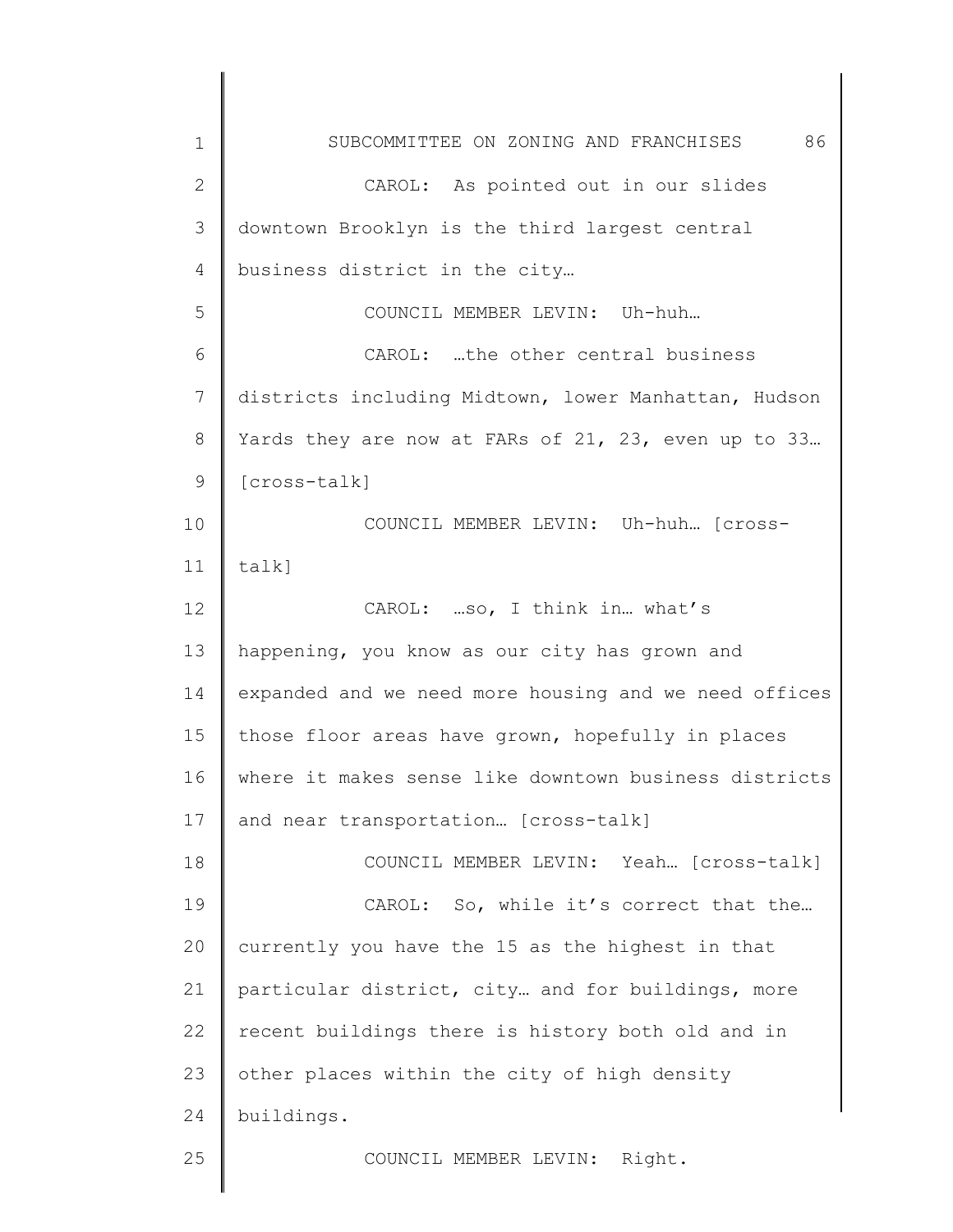CAROL: As pointed out in our slides downtown Brooklyn is the third largest central business district in the city…

COUNCIL MEMBER LEVIN: Uh-huh…

CAROL: …the other central business districts including Midtown, lower Manhattan, Hudson Yards they are now at FARs of 21, 23, even up to 33… [cross-talk]

COUNCIL MEMBER LEVIN: Uh-huh… [cross-talk]

CAROL: …so, I think in… what's happening, you know as our city has grown and expanded and we need more housing and we need offices those floor areas have grown, hopefully in places where it makes sense like downtown business districts and near transportation… [cross-talk]

COUNCIL MEMBER LEVIN: Yeah… [cross-talk]

CAROL: So, while it's correct that the… currently you have the 15 as the highest in that particular district, city… and for buildings, more recent buildings there is history both old and in other places within the city of high density buildings.

COUNCIL MEMBER LEVIN: Right.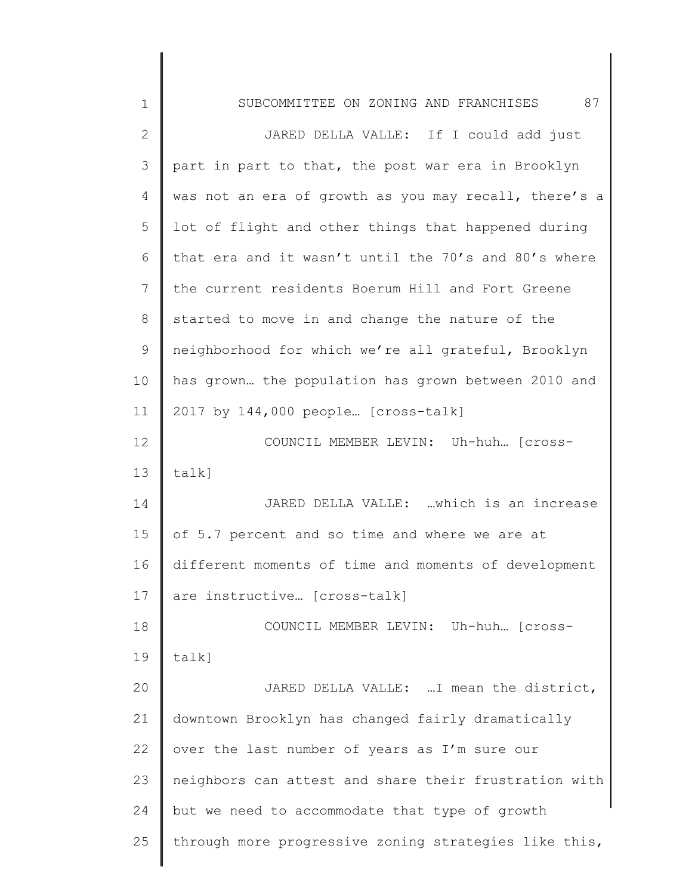JARED DELLA VALLE: If I could add just part in part to that, the post war era in Brooklyn was not an era of growth as you may recall, there's a lot of flight and other things that happened during that era and it wasn't until the 70's and 80's where the current residents Boerum Hill and Fort Greene started to move in and change the nature of the neighborhood for which we're all grateful, Brooklyn has grown… the population has grown between 2010 and 2017 by 144,000 people… [cross-talk]

COUNCIL MEMBER LEVIN: Uh-huh… [cross-talk]

JARED DELLA VALLE: …which is an increase of 5.7 percent and so time and where we are at different moments of time and moments of development are instructive… [cross-talk]

COUNCIL MEMBER LEVIN: Uh-huh… [cross-talk]

JARED DELLA VALLE: …I mean the district, downtown Brooklyn has changed fairly dramatically over the last number of years as I'm sure our neighbors can attest and share their frustration with but we need to accommodate that type of growth through more progressive zoning strategies like this,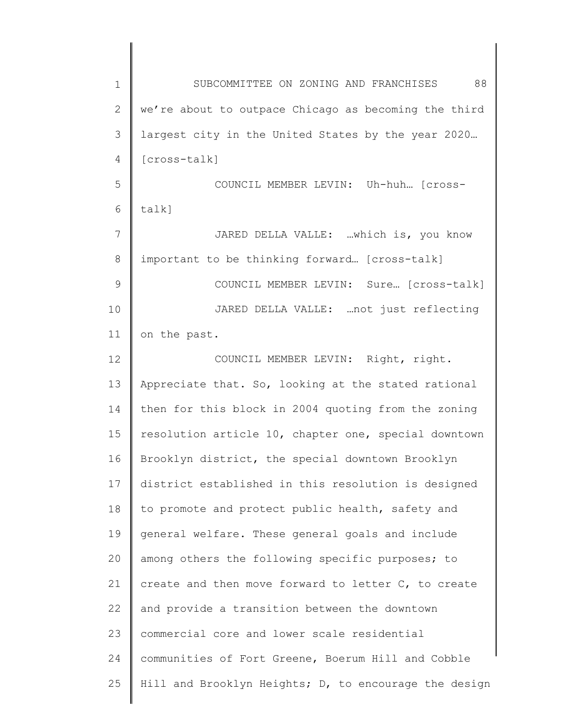we're about to outpace Chicago as becoming the third largest city in the United States by the year 2020… [cross-talk]

COUNCIL MEMBER LEVIN: Uh-huh… [cross-talk]

JARED DELLA VALLE: …which is, you know important to be thinking forward… [cross-talk]

COUNCIL MEMBER LEVIN: Sure… [cross-talk]

JARED DELLA VALLE: …not just reflecting on the past.

COUNCIL MEMBER LEVIN: Right, right. Appreciate that. So, looking at the stated rational then for this block in 2004 quoting from the zoning resolution article 10, chapter one, special downtown Brooklyn district, the special downtown Brooklyn district established in this resolution is designed to promote and protect public health, safety and general welfare. These general goals and include among others the following specific purposes; to create and then move forward to letter C, to create and provide a transition between the downtown commercial core and lower scale residential communities of Fort Greene, Boerum Hill and Cobble Hill and Brooklyn Heights; D, to encourage the design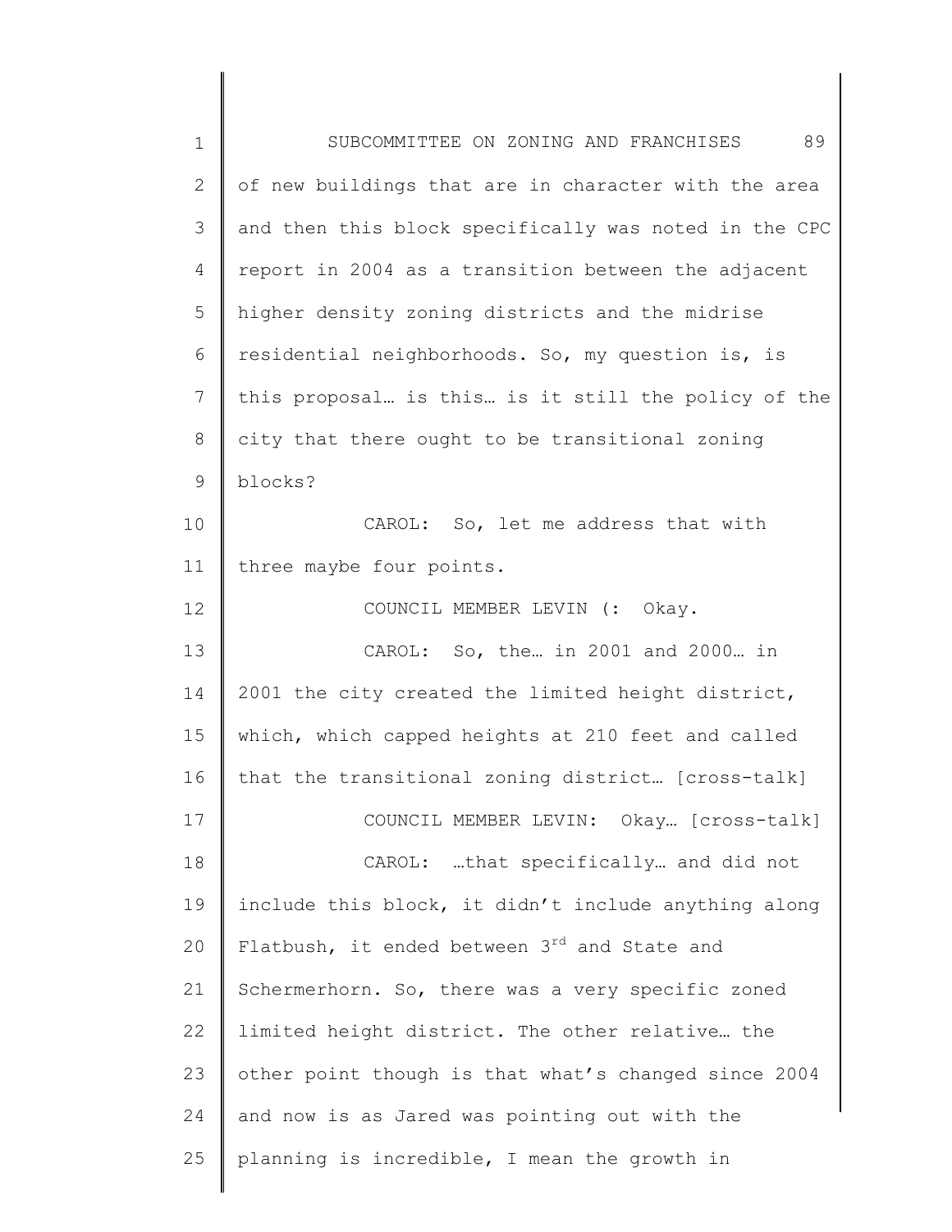of new buildings that are in character with the area and then this block specifically was noted in the CPC report in 2004 as a transition between the adjacent higher density zoning districts and the midrise residential neighborhoods. So, my question is, is this proposal… is this… is it still the policy of the city that there ought to be transitional zoning blocks?

CAROL: So, let me address that with three maybe four points.

COUNCIL MEMBER LEVIN (: Okay.

CAROL: So, the… in 2001 and 2000… in 2001 the city created the limited height district, which, which capped heights at 210 feet and called that the transitional zoning district… [cross-talk]

COUNCIL MEMBER LEVIN: Okay… [cross-talk]

CAROL: …that specifically… and did not include this block, it didn't include anything along Flatbush, it ended between 3rd and State and Schermerhorn. So, there was a very specific zoned limited height district. The other relative… the other point though is that what's changed since 2004 and now is as Jared was pointing out with the planning is incredible, I mean the growth in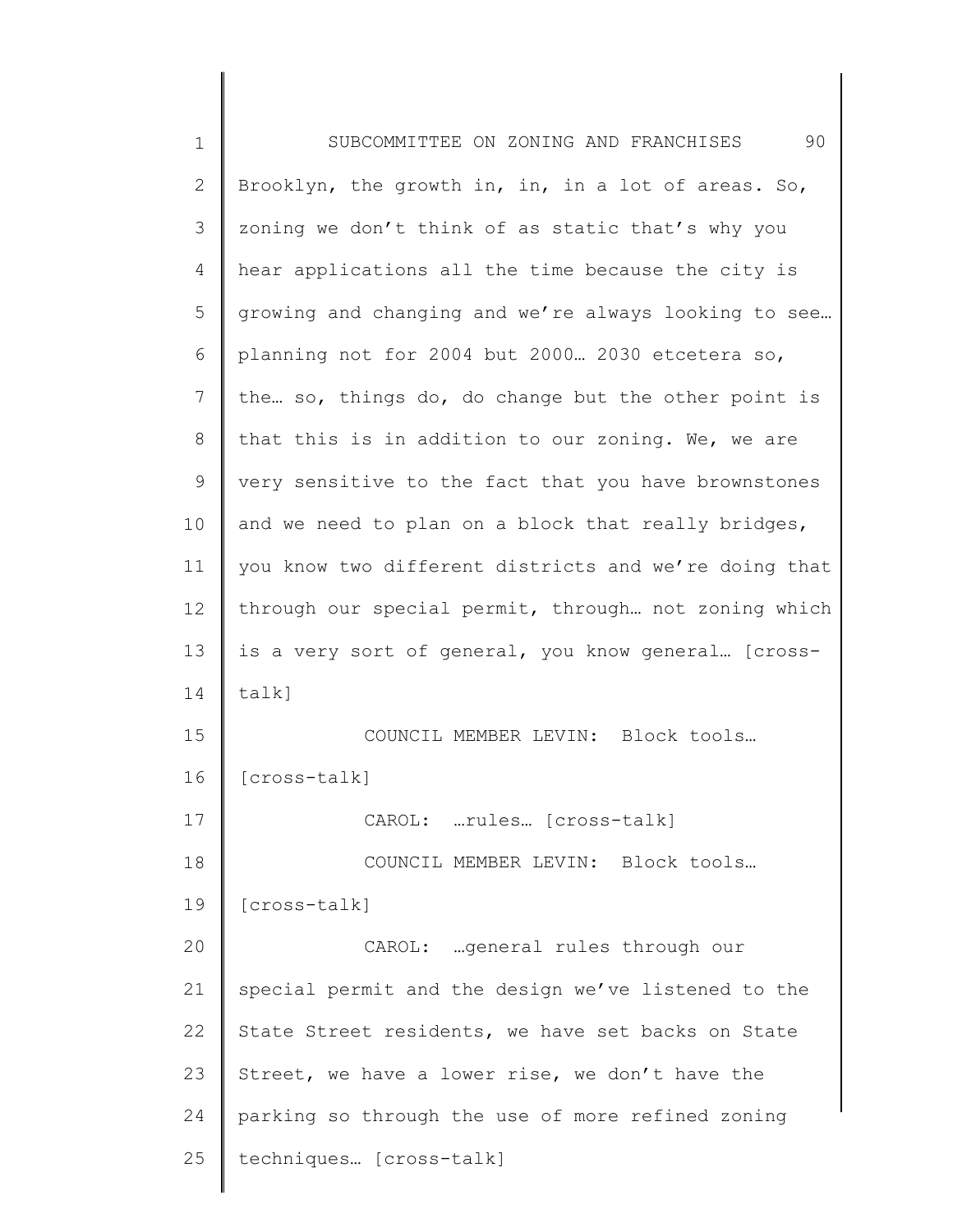Brooklyn, the growth in, in, in a lot of areas. So, zoning we don't think of as static that's why you hear applications all the time because the city is growing and changing and we're always looking to see… planning not for 2004 but 2000… 2030 etcetera so, the… so, things do, do change but the other point is that this is in addition to our zoning. We, we are very sensitive to the fact that you have brownstones and we need to plan on a block that really bridges, you know two different districts and we're doing that through our special permit, through… not zoning which is a very sort of general, you know general… [cross-talk]

COUNCIL MEMBER LEVIN: Block tools… [cross-talk]

CAROL: …rules… [cross-talk]

COUNCIL MEMBER LEVIN: Block tools… [cross-talk]

CAROL: …general rules through our special permit and the design we've listened to the State Street residents, we have set backs on State Street, we have a lower rise, we don't have the parking so through the use of more refined zoning techniques… [cross-talk]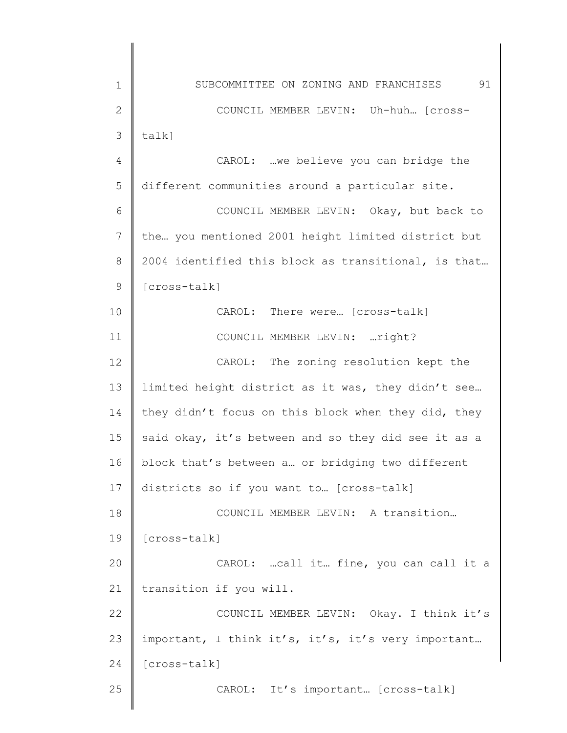COUNCIL MEMBER LEVIN: Uh-huh… [cross-talk]

CAROL: …we believe you can bridge the different communities around a particular site.

COUNCIL MEMBER LEVIN: Okay, but back to the… you mentioned 2001 height limited district but 2004 identified this block as transitional, is that… [cross-talk]

CAROL: There were… [cross-talk]

COUNCIL MEMBER LEVIN: …right?

CAROL: The zoning resolution kept the limited height district as it was, they didn't see… they didn't focus on this block when they did, they said okay, it's between and so they did see it as a block that's between a… or bridging two different districts so if you want to… [cross-talk]

COUNCIL MEMBER LEVIN: A transition… [cross-talk]

CAROL: …call it… fine, you can call it a transition if you will.

COUNCIL MEMBER LEVIN: Okay. I think it's important, I think it's, it's, it's very important… [cross-talk]

CAROL: It's important… [cross-talk]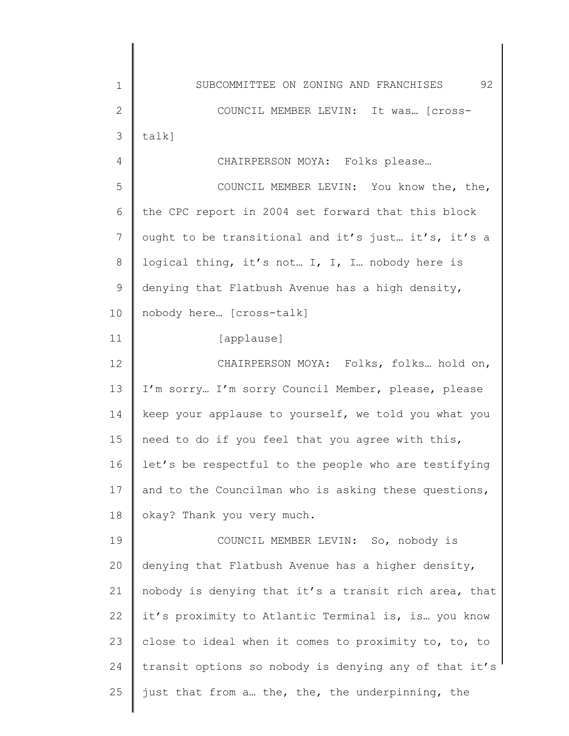COUNCIL MEMBER LEVIN: It was… [cross-talk]

CHAIRPERSON MOYA: Folks please…

COUNCIL MEMBER LEVIN: You know the, the, the CPC report in 2004 set forward that this block ought to be transitional and it's just… it's, it's a logical thing, it's not… I, I, I… nobody here is denying that Flatbush Avenue has a high density, nobody here… [cross-talk]

[applause]

CHAIRPERSON MOYA: Folks, folks… hold on, I'm sorry… I'm sorry Council Member, please, please keep your applause to yourself, we told you what you need to do if you feel that you agree with this, let's be respectful to the people who are testifying and to the Councilman who is asking these questions, okay? Thank you very much.

COUNCIL MEMBER LEVIN: So, nobody is denying that Flatbush Avenue has a higher density, nobody is denying that it's a transit rich area, that it's proximity to Atlantic Terminal is, is… you know close to ideal when it comes to proximity to, to, to transit options so nobody is denying any of that it's just that from a… the, the, the underpinning, the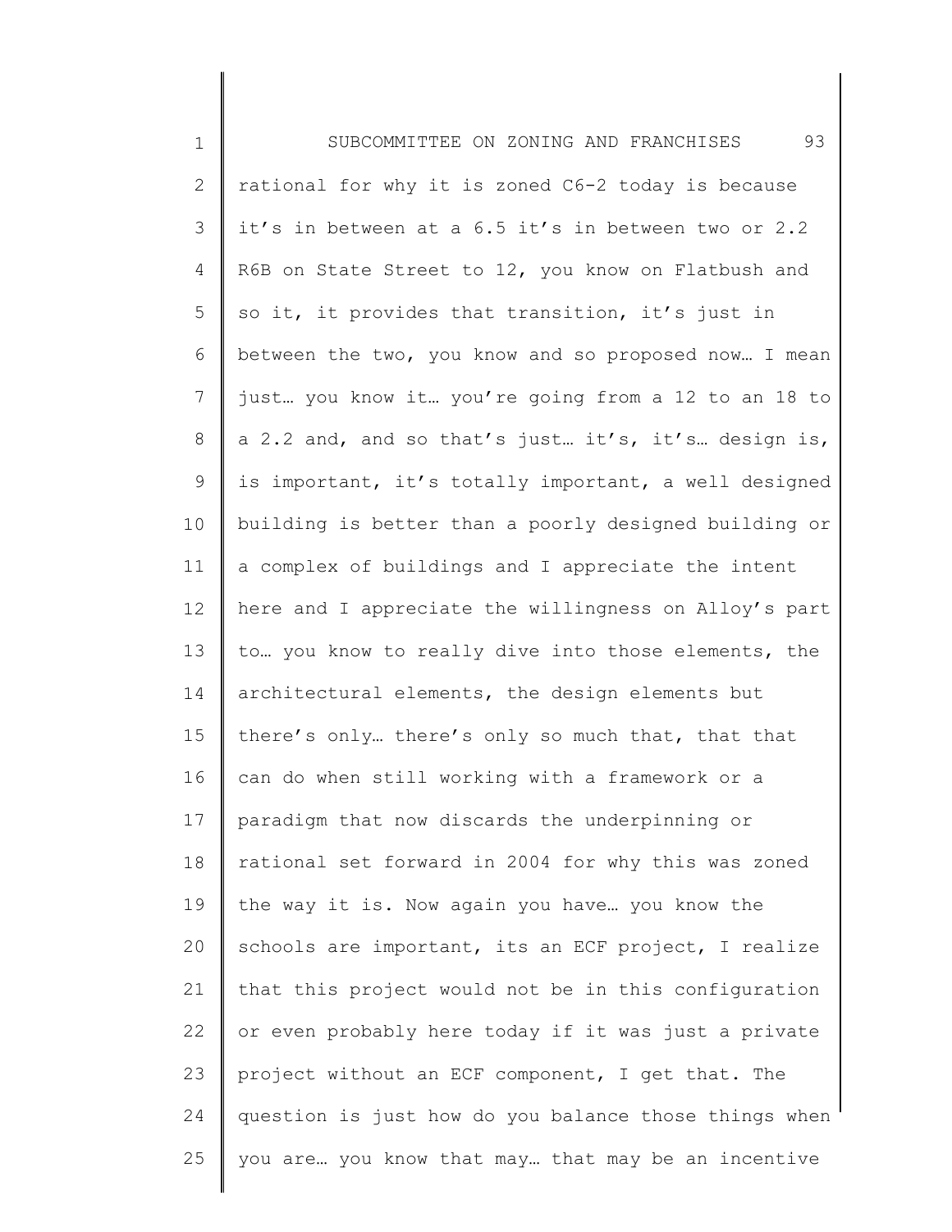rational for why it is zoned C6-2 today is because it's in between at a 6.5 it's in between two or 2.2 R6B on State Street to 12, you know on Flatbush and so it, it provides that transition, it's just in between the two, you know and so proposed now… I mean just… you know it… you're going from a 12 to an 18 to a 2.2 and, and so that's just… it's, it's… design is, is important, it's totally important, a well designed building is better than a poorly designed building or a complex of buildings and I appreciate the intent here and I appreciate the willingness on Alloy's part to… you know to really dive into those elements, the architectural elements, the design elements but there's only… there's only so much that, that that can do when still working with a framework or a paradigm that now discards the underpinning or rational set forward in 2004 for why this was zoned the way it is. Now again you have… you know the schools are important, its an ECF project, I realize that this project would not be in this configuration or even probably here today if it was just a private project without an ECF component, I get that. The question is just how do you balance those things when you are… you know that may… that may be an incentive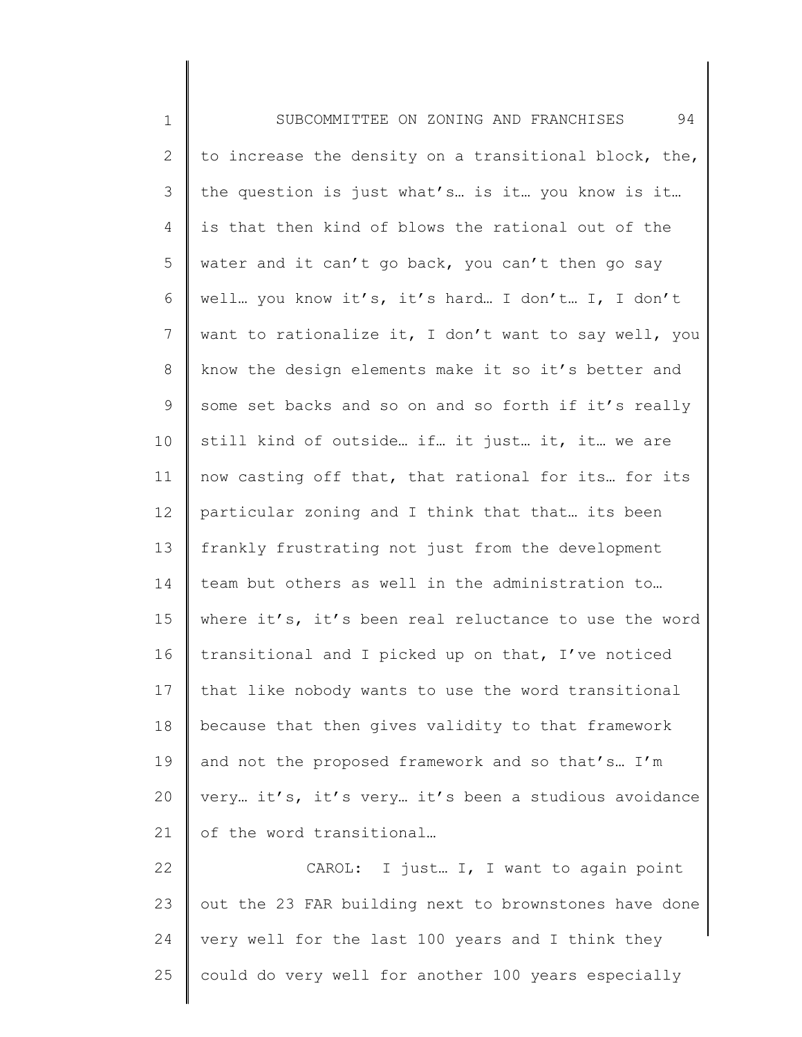to increase the density on a transitional block, the, the question is just what's… is it… you know is it… is that then kind of blows the rational out of the water and it can't go back, you can't then go say well… you know it's, it's hard… I don't… I, I don't want to rationalize it, I don't want to say well, you know the design elements make it so it's better and some set backs and so on and so forth if it's really still kind of outside… if… it just… it, it… we are now casting off that, that rational for its… for its particular zoning and I think that that… its been frankly frustrating not just from the development team but others as well in the administration to… where it's, it's been real reluctance to use the word transitional and I picked up on that, I've noticed that like nobody wants to use the word transitional because that then gives validity to that framework and not the proposed framework and so that's… I'm very… it's, it's very… it's been a studious avoidance of the word transitional…

CAROL: I just… I, I want to again point out the 23 FAR building next to brownstones have done very well for the last 100 years and I think they could do very well for another 100 years especially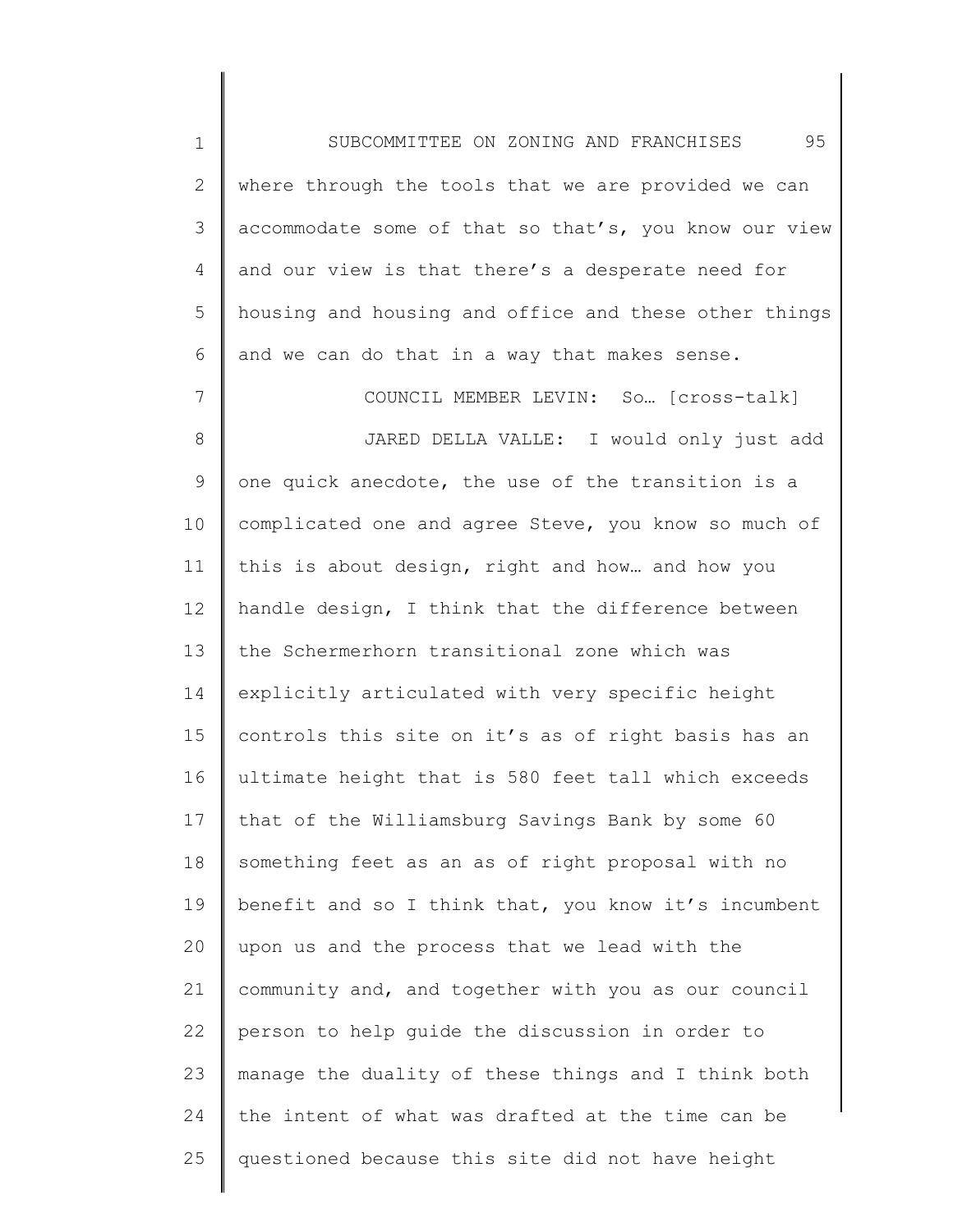where through the tools that we are provided we can accommodate some of that so that's, you know our view and our view is that there's a desperate need for housing and housing and office and these other things and we can do that in a way that makes sense.

COUNCIL MEMBER LEVIN: So… [cross-talk]

JARED DELLA VALLE: I would only just add one quick anecdote, the use of the transition is a complicated one and agree Steve, you know so much of this is about design, right and how… and how you handle design, I think that the difference between the Schermerhorn transitional zone which was explicitly articulated with very specific height controls this site on it's as of right basis has an ultimate height that is 580 feet tall which exceeds that of the Williamsburg Savings Bank by some 60 something feet as an as of right proposal with no benefit and so I think that, you know it's incumbent upon us and the process that we lead with the community and, and together with you as our council person to help guide the discussion in order to manage the duality of these things and I think both the intent of what was drafted at the time can be questioned because this site did not have height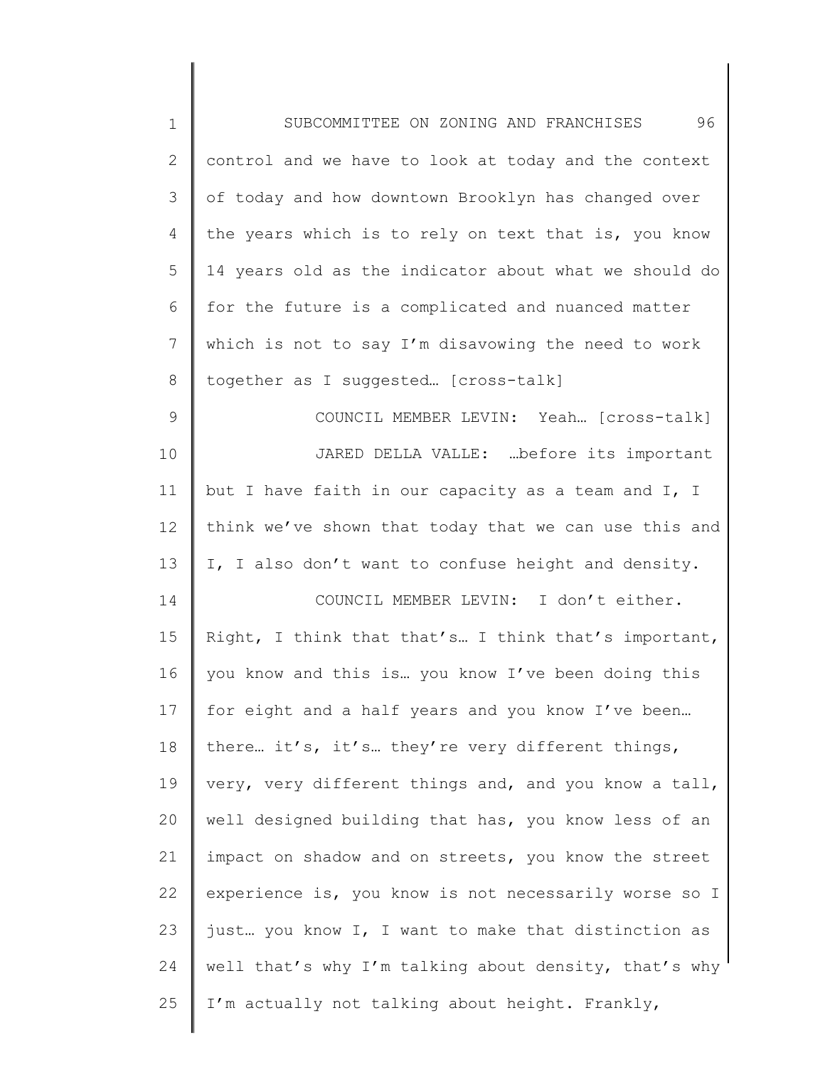control and we have to look at today and the context of today and how downtown Brooklyn has changed over the years which is to rely on text that is, you know 14 years old as the indicator about what we should do for the future is a complicated and nuanced matter which is not to say I'm disavowing the need to work together as I suggested… [cross-talk]

COUNCIL MEMBER LEVIN: Yeah… [cross-talk]

JARED DELLA VALLE: …before its important but I have faith in our capacity as a team and I, I think we've shown that today that we can use this and I, I also don't want to confuse height and density.

COUNCIL MEMBER LEVIN: I don't either. Right, I think that that's… I think that's important, you know and this is… you know I've been doing this for eight and a half years and you know I've been… there… it's, it's… they're very different things, very, very different things and, and you know a tall, well designed building that has, you know less of an impact on shadow and on streets, you know the street experience is, you know is not necessarily worse so I just… you know I, I want to make that distinction as well that's why I'm talking about density, that's why I'm actually not talking about height. Frankly,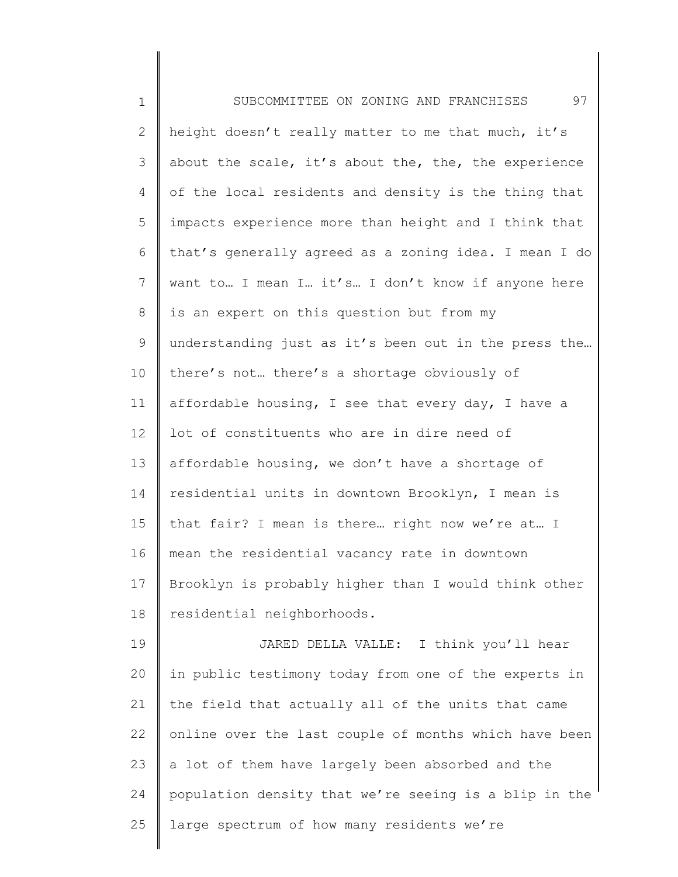height doesn't really matter to me that much, it's about the scale, it's about the, the, the experience of the local residents and density is the thing that impacts experience more than height and I think that that's generally agreed as a zoning idea. I mean I do want to… I mean I… it's… I don't know if anyone here is an expert on this question but from my understanding just as it's been out in the press the… there's not… there's a shortage obviously of affordable housing, I see that every day, I have a lot of constituents who are in dire need of affordable housing, we don't have a shortage of residential units in downtown Brooklyn, I mean is that fair? I mean is there… right now we're at… I mean the residential vacancy rate in downtown Brooklyn is probably higher than I would think other residential neighborhoods.

JARED DELLA VALLE: I think you'll hear in public testimony today from one of the experts in the field that actually all of the units that came online over the last couple of months which have been a lot of them have largely been absorbed and the population density that we're seeing is a blip in the large spectrum of how many residents we're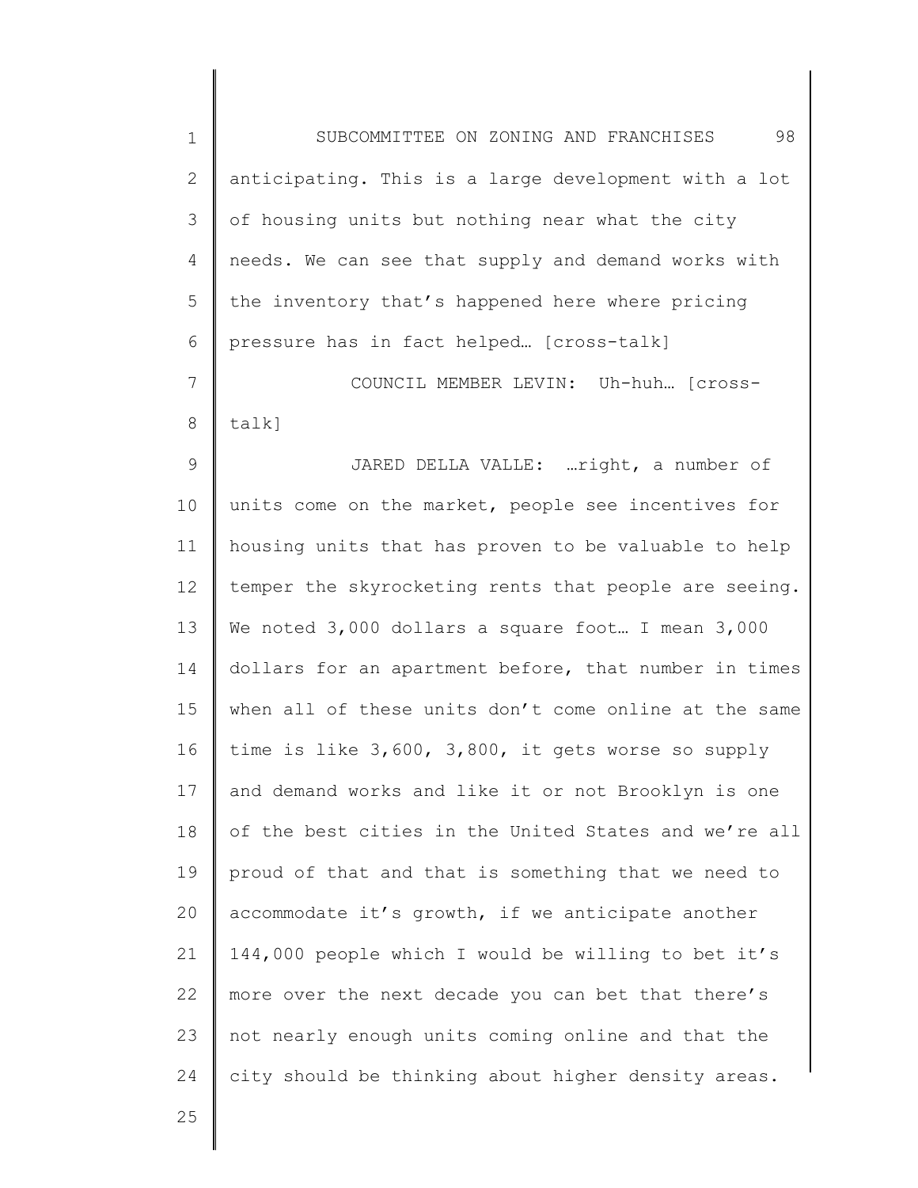anticipating. This is a large development with a lot of housing units but nothing near what the city needs. We can see that supply and demand works with the inventory that's happened here where pricing pressure has in fact helped… [cross-talk]

COUNCIL MEMBER LEVIN: Uh-huh… [cross-talk]

JARED DELLA VALLE: …right, a number of units come on the market, people see incentives for housing units that has proven to be valuable to help temper the skyrocketing rents that people are seeing. We noted 3,000 dollars a square foot… I mean 3,000 dollars for an apartment before, that number in times when all of these units don't come online at the same time is like 3,600, 3,800, it gets worse so supply and demand works and like it or not Brooklyn is one of the best cities in the United States and we're all proud of that and that is something that we need to accommodate it's growth, if we anticipate another 144,000 people which I would be willing to bet it's more over the next decade you can bet that there's not nearly enough units coming online and that the city should be thinking about higher density areas.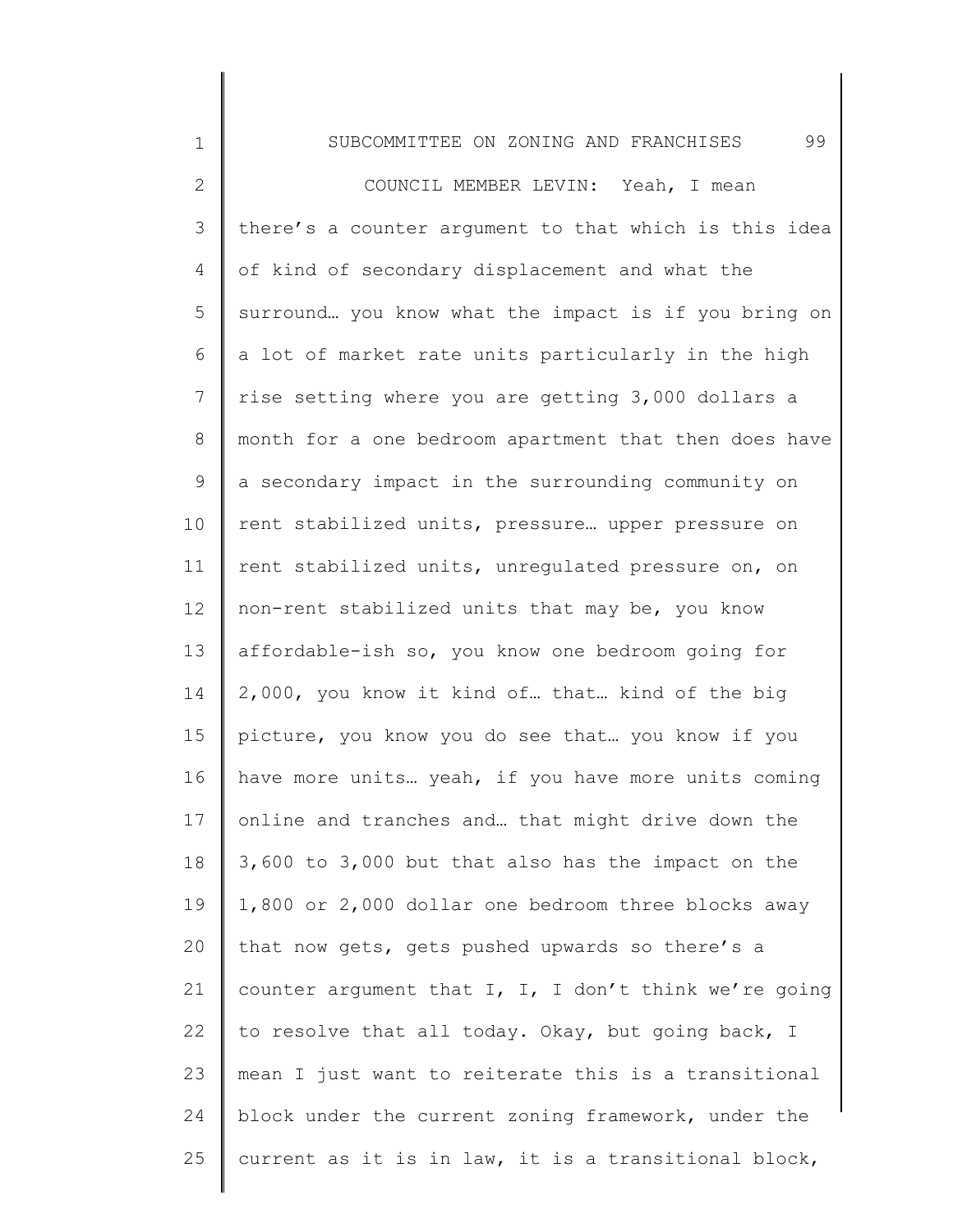COUNCIL MEMBER LEVIN: Yeah, I mean there's a counter argument to that which is this idea of kind of secondary displacement and what the surround… you know what the impact is if you bring on a lot of market rate units particularly in the high rise setting where you are getting 3,000 dollars a month for a one bedroom apartment that then does have a secondary impact in the surrounding community on rent stabilized units, pressure… upper pressure on rent stabilized units, unregulated pressure on, on non-rent stabilized units that may be, you know affordable-ish so, you know one bedroom going for 2,000, you know it kind of… that… kind of the big picture, you know you do see that… you know if you have more units… yeah, if you have more units coming online and tranches and… that might drive down the 3,600 to 3,000 but that also has the impact on the 1,800 or 2,000 dollar one bedroom three blocks away that now gets, gets pushed upwards so there's a counter argument that I, I, I don't think we're going to resolve that all today. Okay, but going back, I mean I just want to reiterate this is a transitional block under the current zoning framework, under the current as it is in law, it is a transitional block,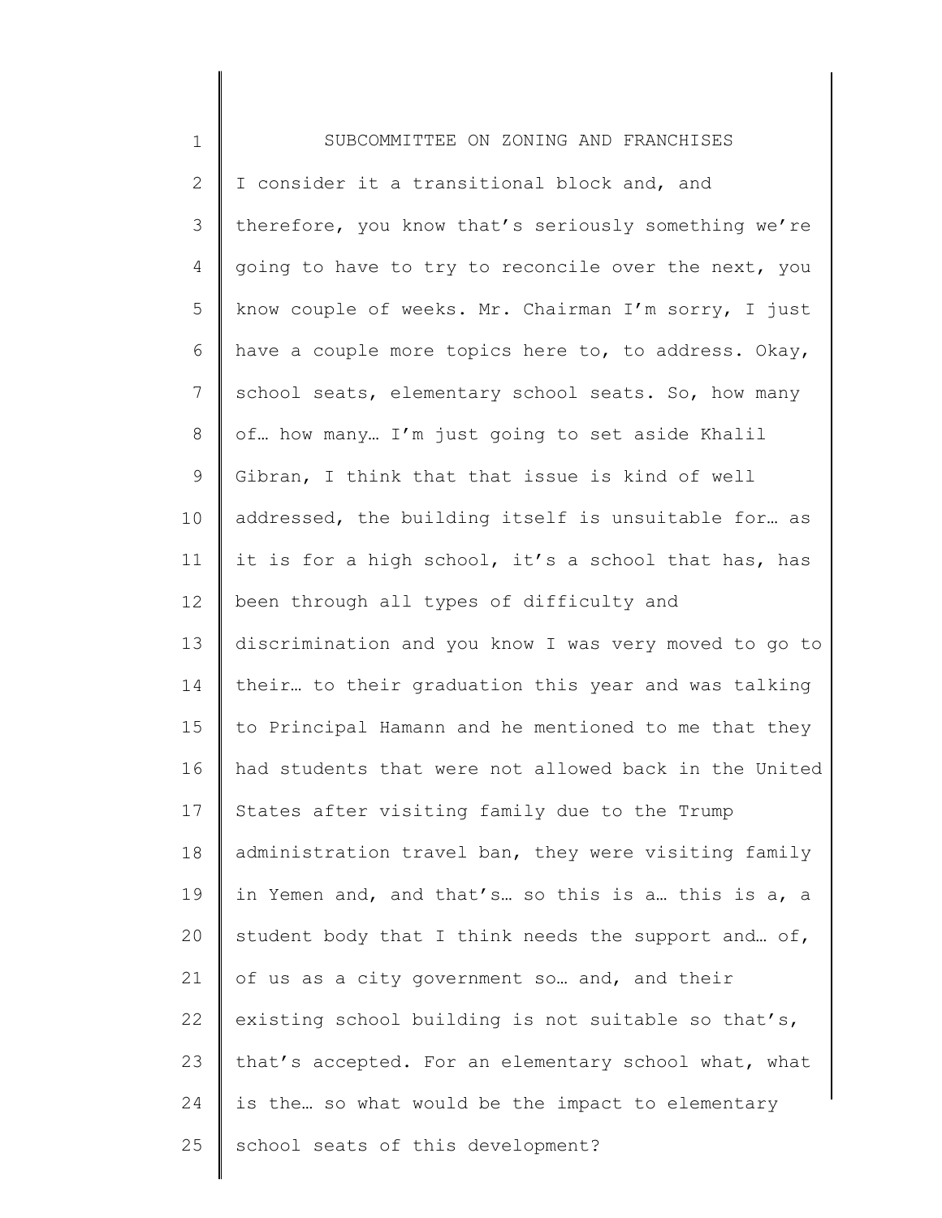I consider it a transitional block and, and therefore, you know that's seriously something we're going to have to try to reconcile over the next, you know couple of weeks. Mr. Chairman I'm sorry, I just have a couple more topics here to, to address. Okay, school seats, elementary school seats. So, how many of… how many… I'm just going to set aside Khalil Gibran, I think that that issue is kind of well addressed, the building itself is unsuitable for… as it is for a high school, it's a school that has, has been through all types of difficulty and discrimination and you know I was very moved to go to their… to their graduation this year and was talking to Principal Hamann and he mentioned to me that they had students that were not allowed back in the United States after visiting family due to the Trump administration travel ban, they were visiting family in Yemen and, and that's… so this is a… this is a, a student body that I think needs the support and… of, of us as a city government so… and, and their existing school building is not suitable so that's, that's accepted. For an elementary school what, what is the… so what would be the impact to elementary school seats of this development?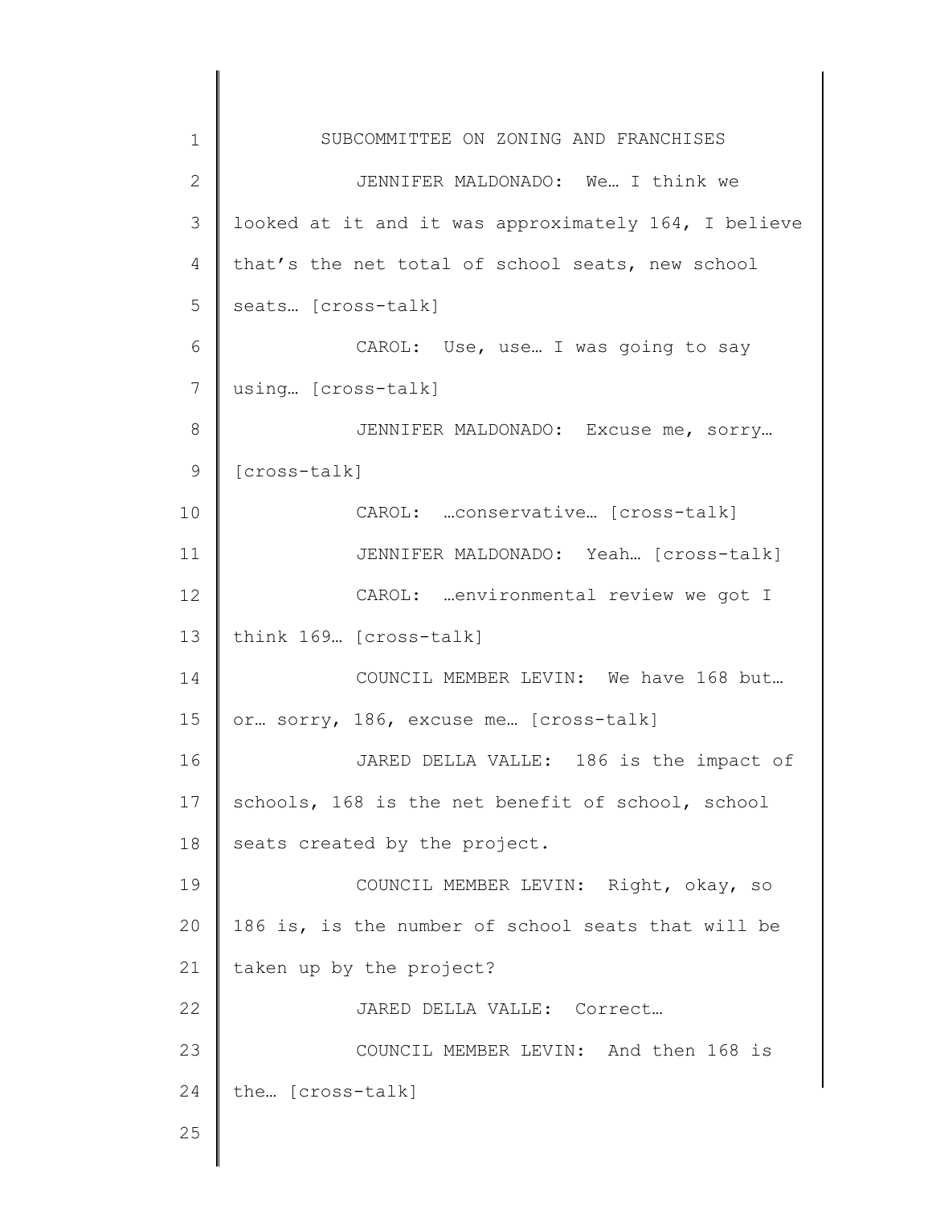JENNIFER MALDONADO: We… I think we looked at it and it was approximately 164, I believe that's the net total of school seats, new school seats… [cross-talk]

CAROL: Use, use… I was going to say using… [cross-talk]

JENNIFER MALDONADO: Excuse me, sorry… [cross-talk]

CAROL: …conservative… [cross-talk]

JENNIFER MALDONADO: Yeah… [cross-talk]

CAROL: …environmental review we got I think 169… [cross-talk]

COUNCIL MEMBER LEVIN: We have 168 but… or… sorry, 186, excuse me… [cross-talk]

JARED DELLA VALLE: 186 is the impact of schools, 168 is the net benefit of school, school seats created by the project.

COUNCIL MEMBER LEVIN: Right, okay, so 186 is, is the number of school seats that will be taken up by the project?

JARED DELLA VALLE: Correct…

COUNCIL MEMBER LEVIN: And then 168 is the… [cross-talk]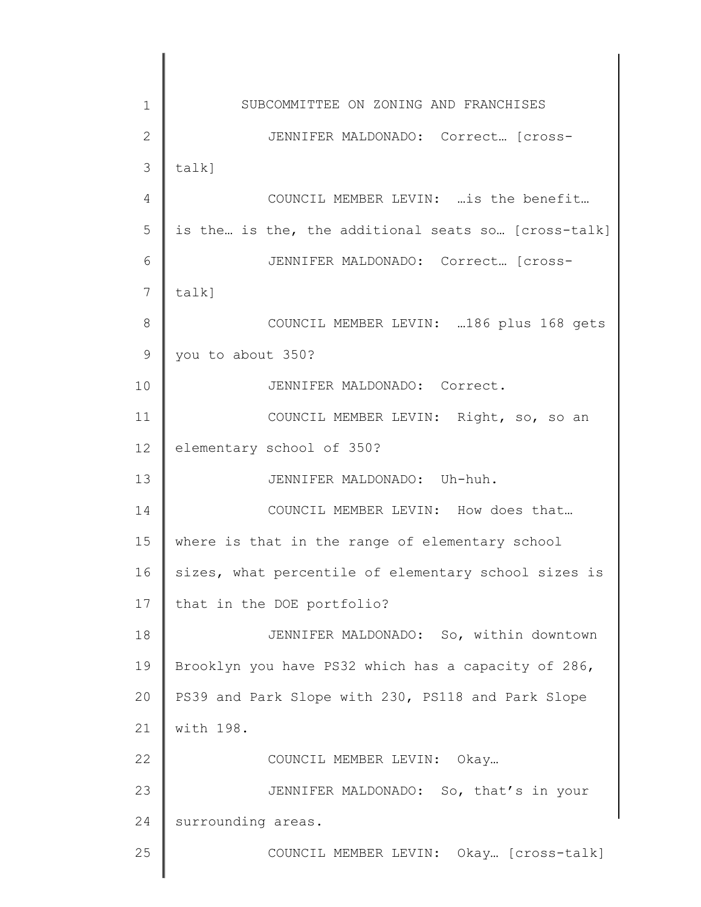SUBCOMMITTEE ON ZONING AND FRANCHISES

JENNIFER MALDONADO: Correct… [cross-talk]

COUNCIL MEMBER LEVIN: …is the benefit… is the… is the, the additional seats so… [cross-talk]

JENNIFER MALDONADO: Correct… [cross-talk]

COUNCIL MEMBER LEVIN: …186 plus 168 gets you to about 350?

JENNIFER MALDONADO: Correct.

COUNCIL MEMBER LEVIN: Right, so, so an elementary school of 350?

JENNIFER MALDONADO: Uh-huh.

COUNCIL MEMBER LEVIN: How does that… where is that in the range of elementary school sizes, what percentile of elementary school sizes is that in the DOE portfolio?

JENNIFER MALDONADO: So, within downtown Brooklyn you have PS32 which has a capacity of 286, PS39 and Park Slope with 230, PS118 and Park Slope with 198.

COUNCIL MEMBER LEVIN: Okay…

JENNIFER MALDONADO: So, that's in your surrounding areas.

COUNCIL MEMBER LEVIN: Okay… [cross-talk]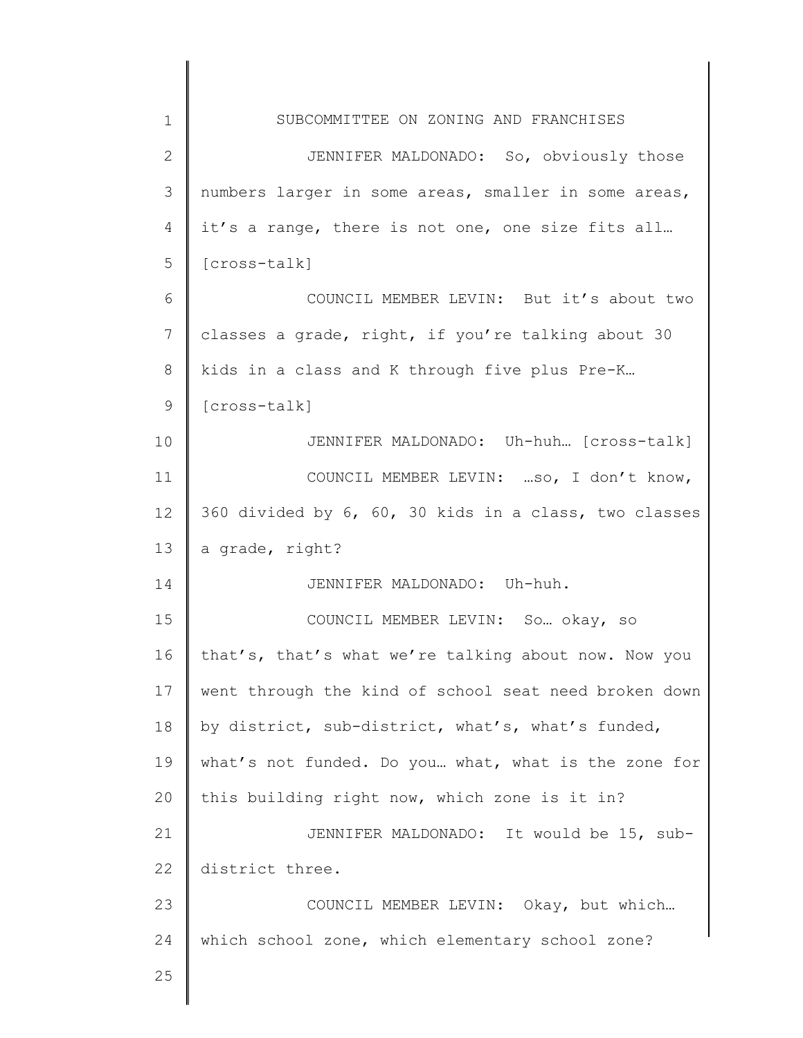SUBCOMMITTEE ON ZONING AND FRANCHISES

JENNIFER MALDONADO: So, obviously those numbers larger in some areas, smaller in some areas, it's a range, there is not one, one size fits all… [cross-talk]

COUNCIL MEMBER LEVIN: But it's about two classes a grade, right, if you're talking about 30 kids in a class and K through five plus Pre-K… [cross-talk]

JENNIFER MALDONADO: Uh-huh… [cross-talk]

COUNCIL MEMBER LEVIN: …so, I don't know, 360 divided by 6, 60, 30 kids in a class, two classes a grade, right?

JENNIFER MALDONADO: Uh-huh.

COUNCIL MEMBER LEVIN: So… okay, so that's, that's what we're talking about now. Now you went through the kind of school seat need broken down by district, sub-district, what's, what's funded, what's not funded. Do you… what, what is the zone for this building right now, which zone is it in?

JENNIFER MALDONADO: It would be 15, sub-district three.

COUNCIL MEMBER LEVIN: Okay, but which… which school zone, which elementary school zone?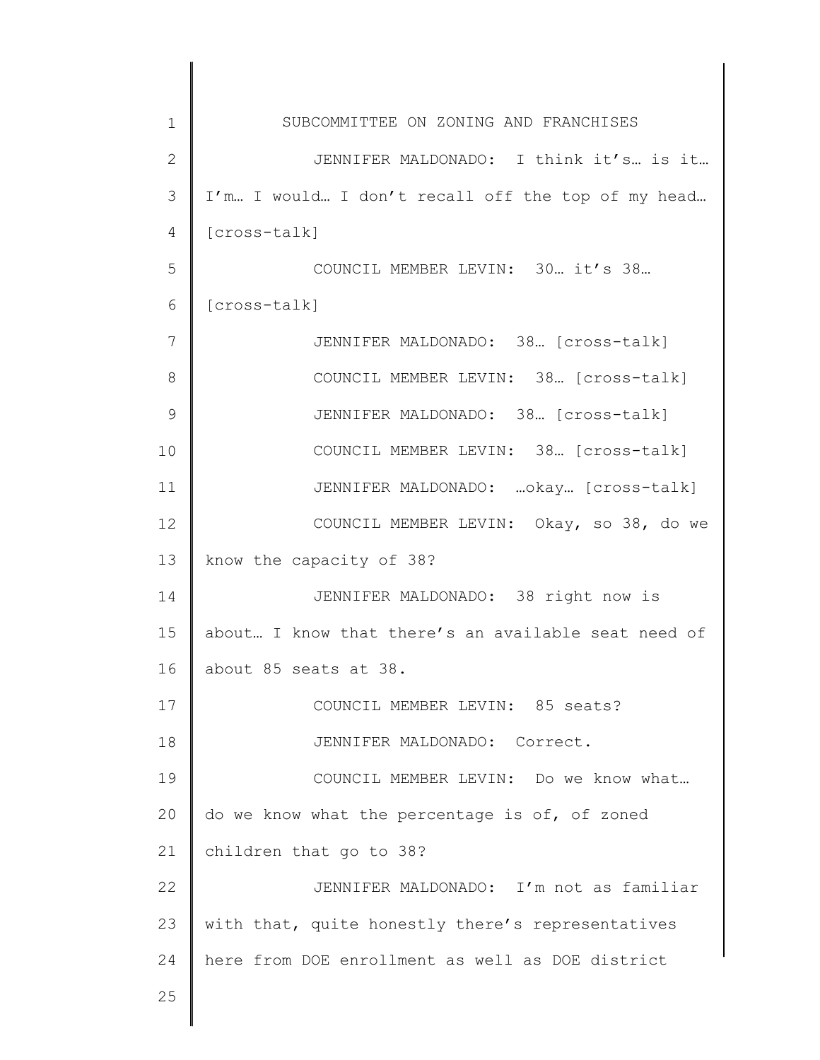JENNIFER MALDONADO: I think it's… is it… I'm… I would… I don't recall off the top of my head… [cross-talk]

COUNCIL MEMBER LEVIN: 30… it's 38… [cross-talk]

JENNIFER MALDONADO: 38… [cross-talk]

COUNCIL MEMBER LEVIN: 38… [cross-talk]

JENNIFER MALDONADO: 38… [cross-talk]

COUNCIL MEMBER LEVIN: 38… [cross-talk]

JENNIFER MALDONADO: …okay… [cross-talk]

COUNCIL MEMBER LEVIN: Okay, so 38, do we know the capacity of 38?

JENNIFER MALDONADO: 38 right now is about… I know that there's an available seat need of about 85 seats at 38.

COUNCIL MEMBER LEVIN: 85 seats?

JENNIFER MALDONADO: Correct.

COUNCIL MEMBER LEVIN: Do we know what… do we know what the percentage is of, of zoned children that go to 38?

JENNIFER MALDONADO: I'm not as familiar with that, quite honestly there's representatives here from DOE enrollment as well as DOE district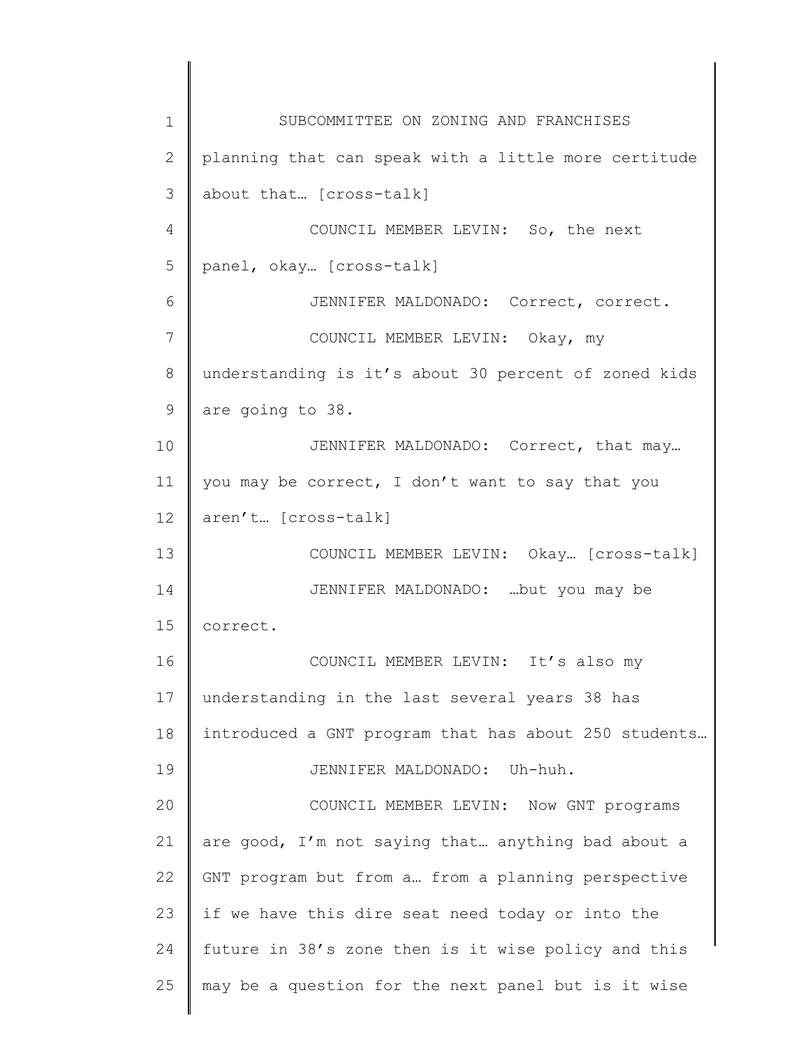planning that can speak with a little more certitude about that… [cross-talk]

COUNCIL MEMBER LEVIN: So, the next panel, okay… [cross-talk]

JENNIFER MALDONADO: Correct, correct.

COUNCIL MEMBER LEVIN: Okay, my understanding is it's about 30 percent of zoned kids are going to 38.

JENNIFER MALDONADO: Correct, that may… you may be correct, I don't want to say that you aren't… [cross-talk]

COUNCIL MEMBER LEVIN: Okay… [cross-talk]

JENNIFER MALDONADO: …but you may be correct.

COUNCIL MEMBER LEVIN: It's also my understanding in the last several years 38 has introduced a GNT program that has about 250 students…

JENNIFER MALDONADO: Uh-huh.

COUNCIL MEMBER LEVIN: Now GNT programs are good, I'm not saying that… anything bad about a GNT program but from a… from a planning perspective if we have this dire seat need today or into the future in 38's zone then is it wise policy and this may be a question for the next panel but is it wise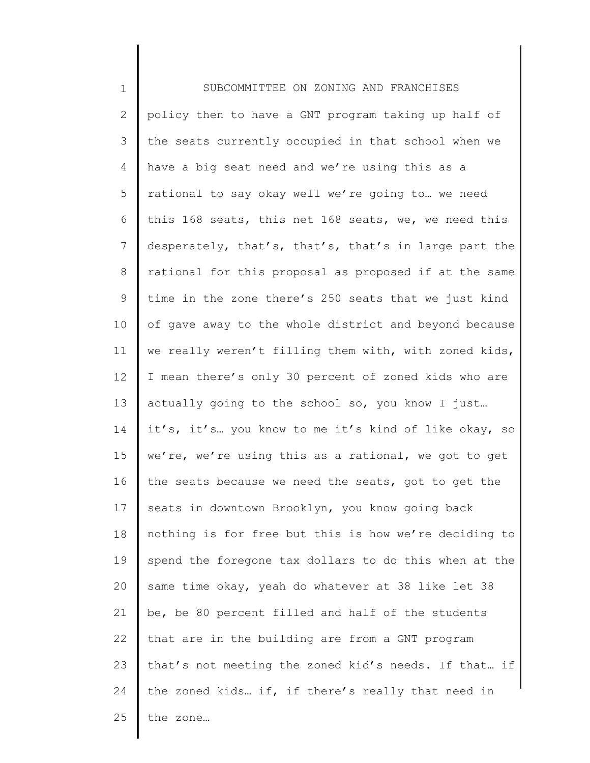policy then to have a GNT program taking up half of the seats currently occupied in that school when we have a big seat need and we're using this as a rational to say okay well we're going to… we need this 168 seats, this net 168 seats, we, we need this desperately, that's, that's, that's in large part the rational for this proposal as proposed if at the same time in the zone there's 250 seats that we just kind of gave away to the whole district and beyond because we really weren't filling them with, with zoned kids, I mean there's only 30 percent of zoned kids who are actually going to the school so, you know I just… it's, it's… you know to me it's kind of like okay, so we're, we're using this as a rational, we got to get the seats because we need the seats, got to get the seats in downtown Brooklyn, you know going back nothing is for free but this is how we're deciding to spend the foregone tax dollars to do this when at the same time okay, yeah do whatever at 38 like let 38 be, be 80 percent filled and half of the students that are in the building are from a GNT program that's not meeting the zoned kid's needs. If that… if the zoned kids… if, if there's really that need in the zone…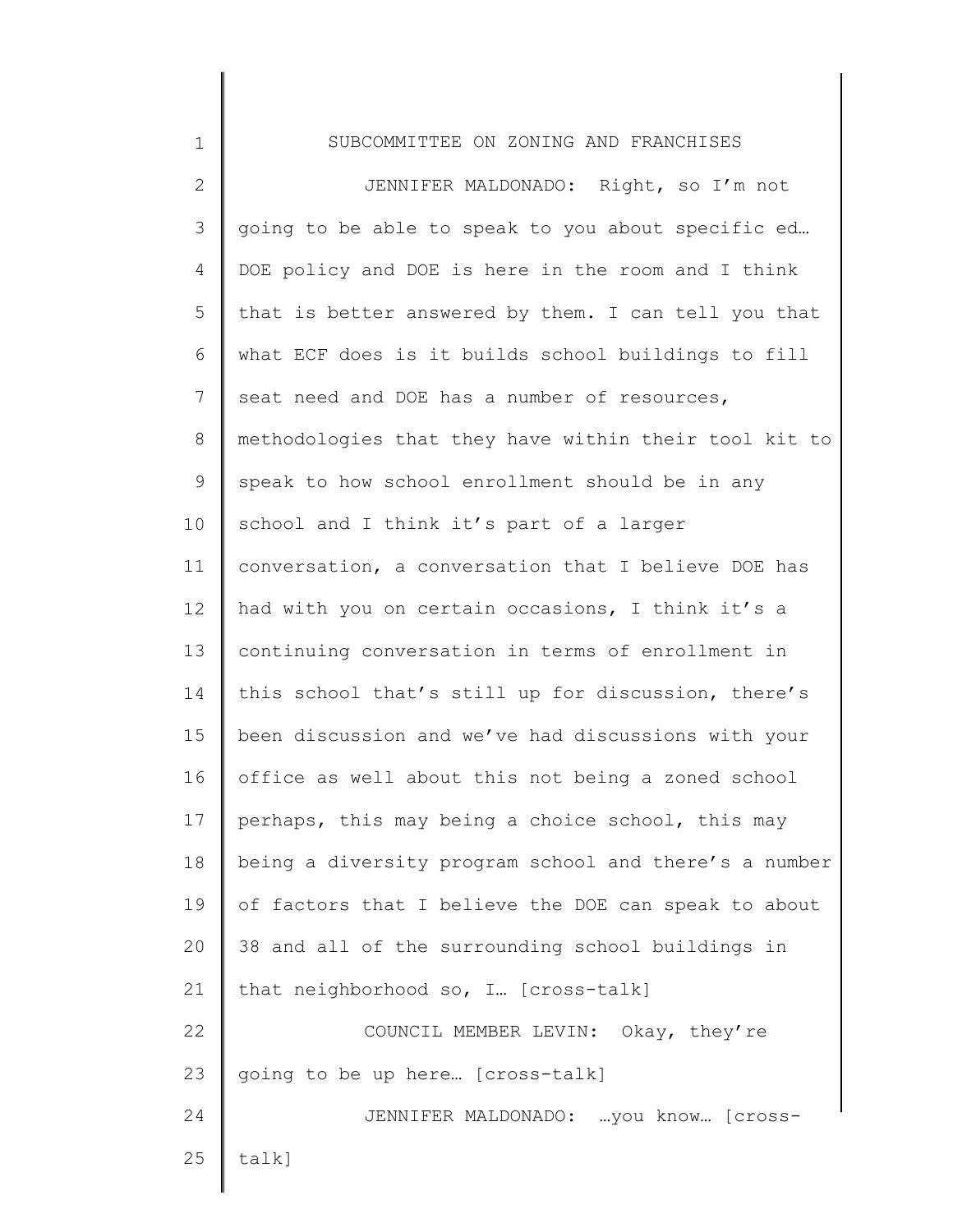JENNIFER MALDONADO: Right, so I'm not going to be able to speak to you about specific ed… DOE policy and DOE is here in the room and I think that is better answered by them. I can tell you that what ECF does is it builds school buildings to fill seat need and DOE has a number of resources, methodologies that they have within their tool kit to speak to how school enrollment should be in any school and I think it's part of a larger conversation, a conversation that I believe DOE has had with you on certain occasions, I think it's a continuing conversation in terms of enrollment in this school that's still up for discussion, there's been discussion and we've had discussions with your office as well about this not being a zoned school perhaps, this may being a choice school, this may being a diversity program school and there's a number of factors that I believe the DOE can speak to about 38 and all of the surrounding school buildings in that neighborhood so, I… [cross-talk]

COUNCIL MEMBER LEVIN: Okay, they're going to be up here… [cross-talk]

JENNIFER MALDONADO: …you know… [cross-talk]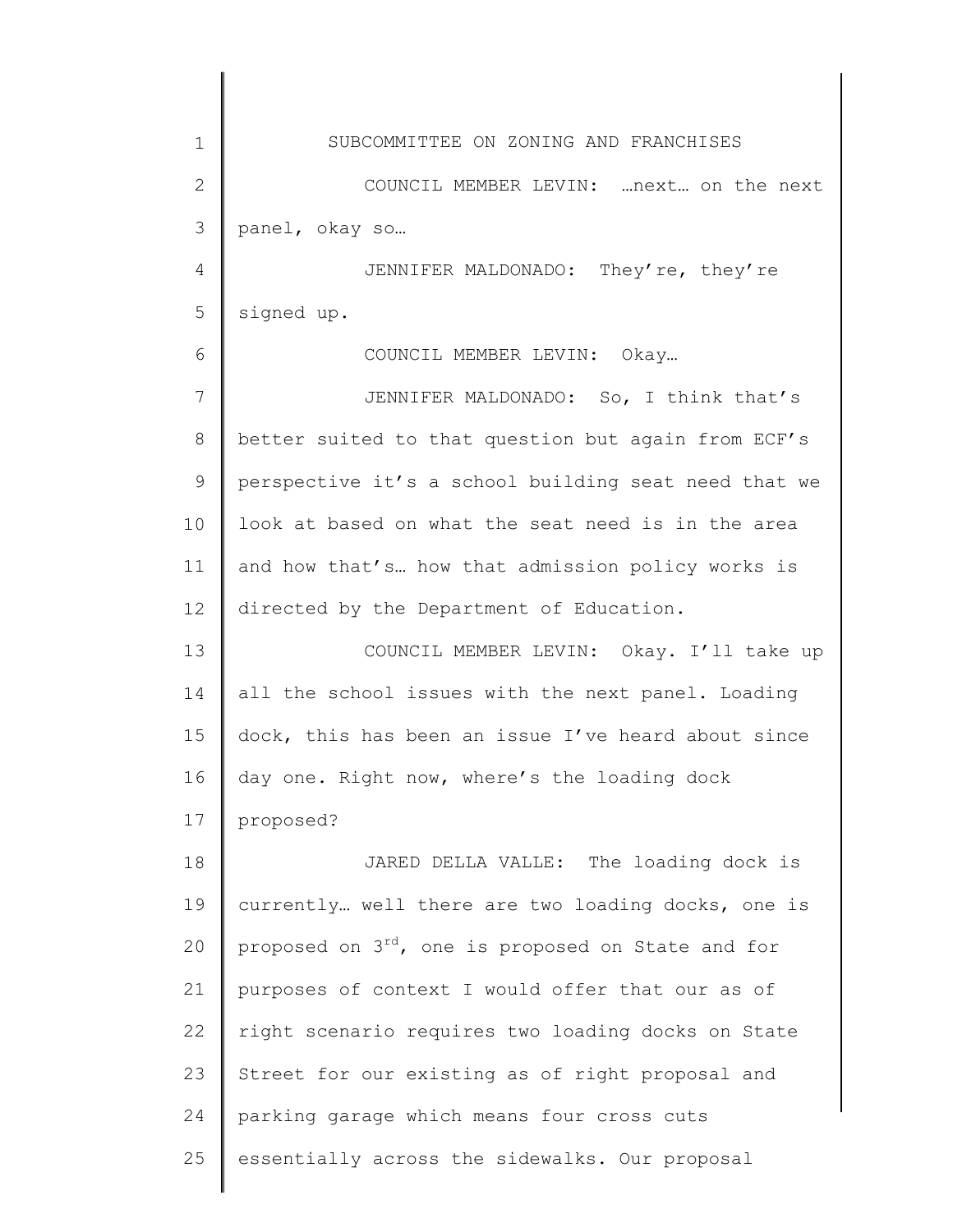COUNCIL MEMBER LEVIN: …next… on the next panel, okay so…

JENNIFER MALDONADO: They're, they're signed up.

COUNCIL MEMBER LEVIN: Okay…

JENNIFER MALDONADO: So, I think that's better suited to that question but again from ECF's perspective it's a school building seat need that we look at based on what the seat need is in the area and how that's… how that admission policy works is directed by the Department of Education.

COUNCIL MEMBER LEVIN: Okay. I'll take up all the school issues with the next panel. Loading dock, this has been an issue I've heard about since day one. Right now, where's the loading dock proposed?

JARED DELLA VALLE: The loading dock is currently… well there are two loading docks, one is proposed on 3rd, one is proposed on State and for purposes of context I would offer that our as of right scenario requires two loading docks on State Street for our existing as of right proposal and parking garage which means four cross cuts essentially across the sidewalks. Our proposal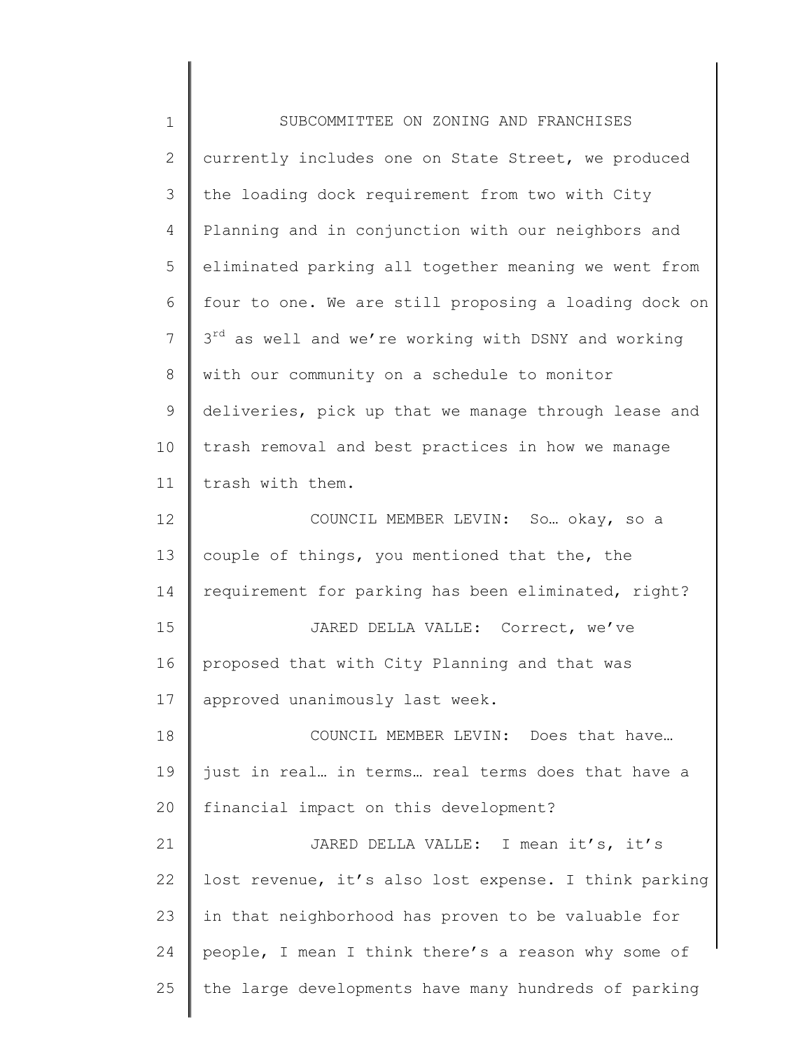currently includes one on State Street, we produced the loading dock requirement from two with City Planning and in conjunction with our neighbors and eliminated parking all together meaning we went from four to one. We are still proposing a loading dock on 3rd as well and we're working with DSNY and working with our community on a schedule to monitor deliveries, pick up that we manage through lease and trash removal and best practices in how we manage trash with them.

COUNCIL MEMBER LEVIN: So… okay, so a couple of things, you mentioned that the, the requirement for parking has been eliminated, right?

JARED DELLA VALLE: Correct, we've proposed that with City Planning and that was approved unanimously last week.

COUNCIL MEMBER LEVIN: Does that have… just in real… in terms… real terms does that have a financial impact on this development?

JARED DELLA VALLE: I mean it's, it's lost revenue, it's also lost expense. I think parking in that neighborhood has proven to be valuable for people, I mean I think there's a reason why some of the large developments have many hundreds of parking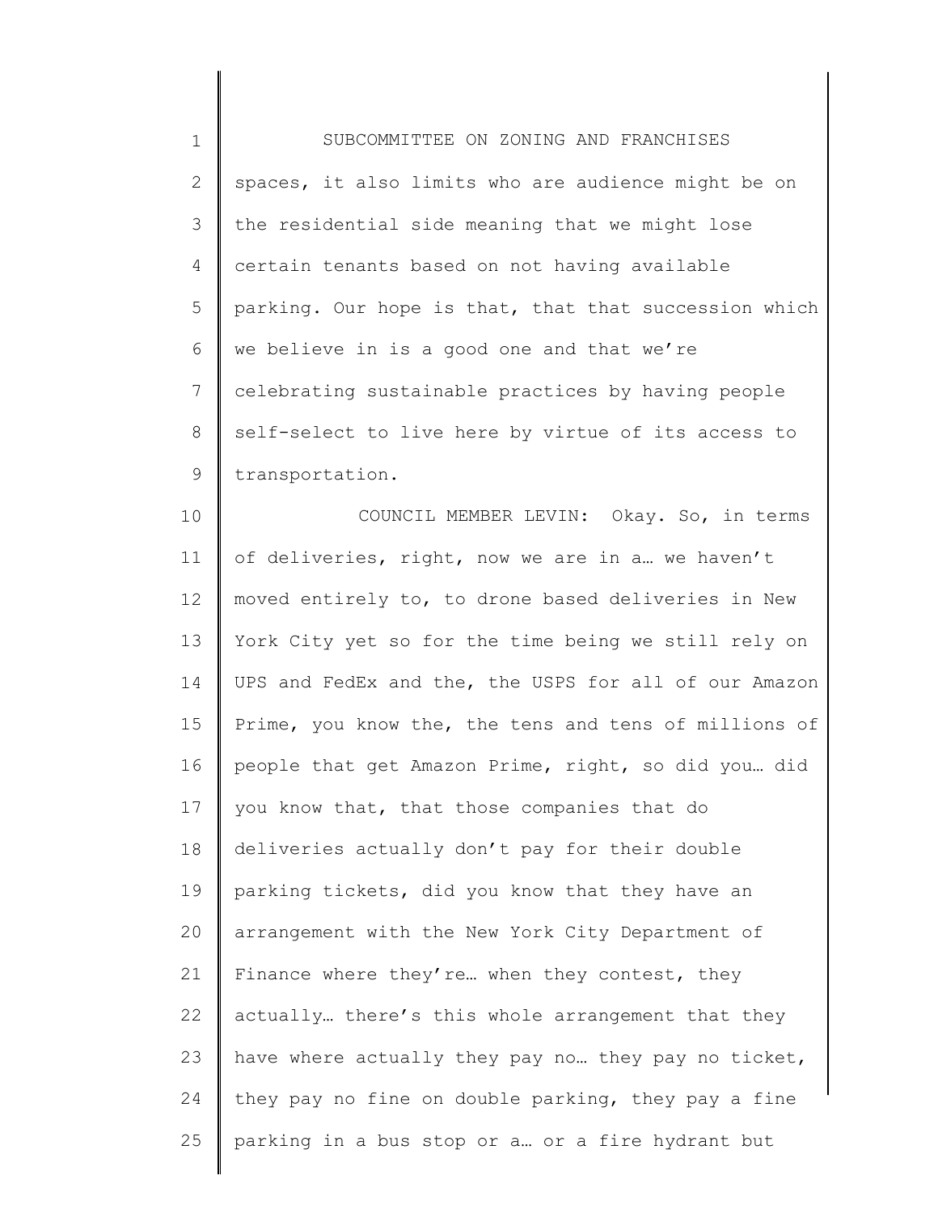spaces, it also limits who are audience might be on the residential side meaning that we might lose certain tenants based on not having available parking. Our hope is that, that that succession which we believe in is a good one and that we're celebrating sustainable practices by having people self-select to live here by virtue of its access to transportation.

COUNCIL MEMBER LEVIN: Okay. So, in terms of deliveries, right, now we are in a… we haven't moved entirely to, to drone based deliveries in New York City yet so for the time being we still rely on UPS and FedEx and the, the USPS for all of our Amazon Prime, you know the, the tens and tens of millions of people that get Amazon Prime, right, so did you… did you know that, that those companies that do deliveries actually don't pay for their double parking tickets, did you know that they have an arrangement with the New York City Department of Finance where they're… when they contest, they actually… there's this whole arrangement that they have where actually they pay no… they pay no ticket, they pay no fine on double parking, they pay a fine parking in a bus stop or a… or a fire hydrant but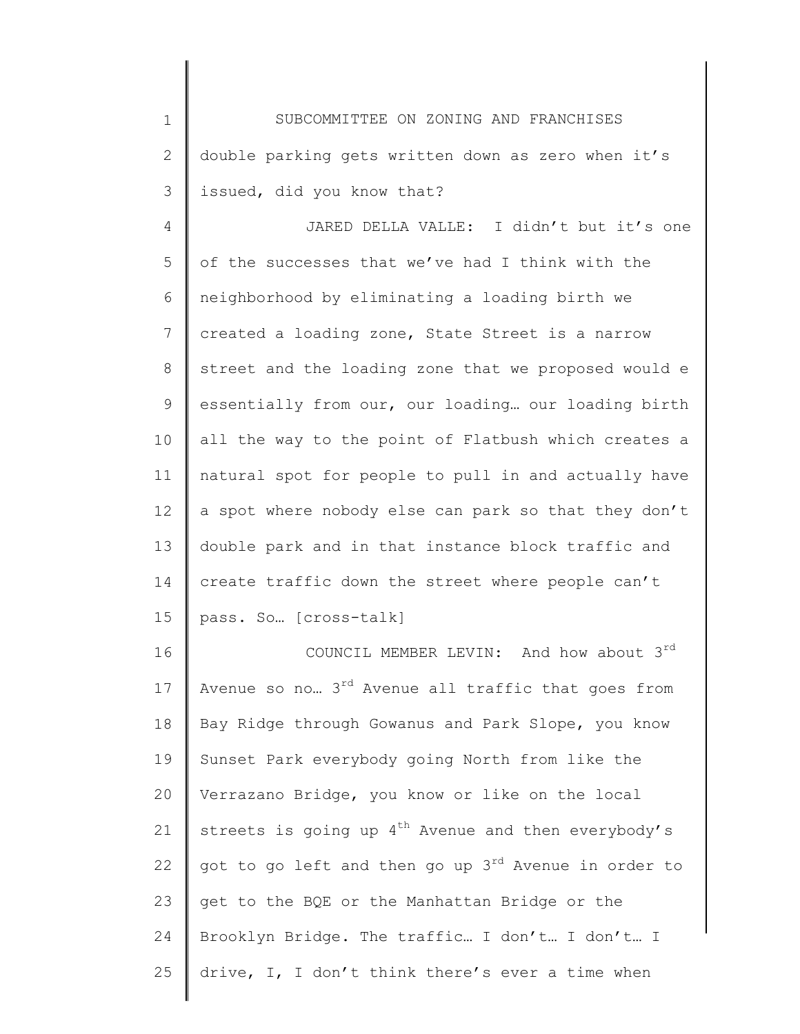double parking gets written down as zero when it's issued, did you know that?

JARED DELLA VALLE: I didn't but it's one of the successes that we've had I think with the neighborhood by eliminating a loading birth we created a loading zone, State Street is a narrow street and the loading zone that we proposed would e essentially from our, our loading… our loading birth all the way to the point of Flatbush which creates a natural spot for people to pull in and actually have a spot where nobody else can park so that they don't double park and in that instance block traffic and create traffic down the street where people can't pass. So… [cross-talk]

COUNCIL MEMBER LEVIN: And how about 3rd Avenue so no… 3rd Avenue all traffic that goes from Bay Ridge through Gowanus and Park Slope, you know Sunset Park everybody going North from like the Verrazano Bridge, you know or like on the local streets is going up 4th Avenue and then everybody's got to go left and then go up 3rd Avenue in order to get to the BQE or the Manhattan Bridge or the Brooklyn Bridge. The traffic… I don't… I don't… I drive, I, I don't think there's ever a time when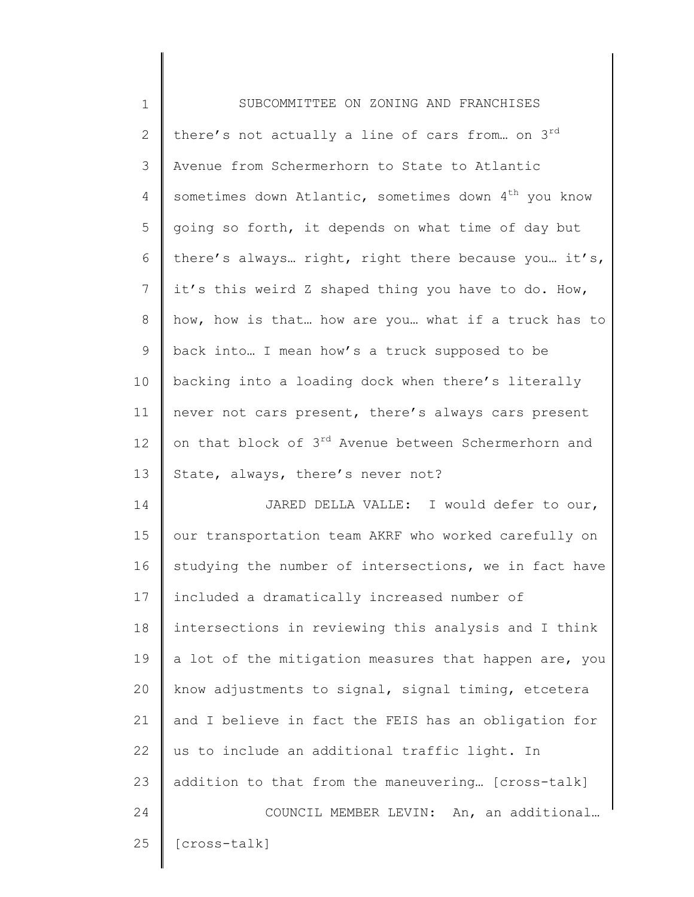SUBCOMMITTEE ON ZONING AND FRANCHISES

there's not actually a line of cars from… on 3rd Avenue from Schermerhorn to State to Atlantic sometimes down Atlantic, sometimes down 4th you know going so forth, it depends on what time of day but there's always… right, right there because you… it's, it's this weird Z shaped thing you have to do. How, how, how is that… how are you… what if a truck has to back into… I mean how's a truck supposed to be backing into a loading dock when there's literally never not cars present, there's always cars present on that block of 3rd Avenue between Schermerhorn and State, always, there's never not?

JARED DELLA VALLE: I would defer to our, our transportation team AKRF who worked carefully on studying the number of intersections, we in fact have included a dramatically increased number of intersections in reviewing this analysis and I think a lot of the mitigation measures that happen are, you know adjustments to signal, signal timing, etcetera and I believe in fact the FEIS has an obligation for us to include an additional traffic light. In addition to that from the maneuvering… [cross-talk]

COUNCIL MEMBER LEVIN: An, an additional… [cross-talk]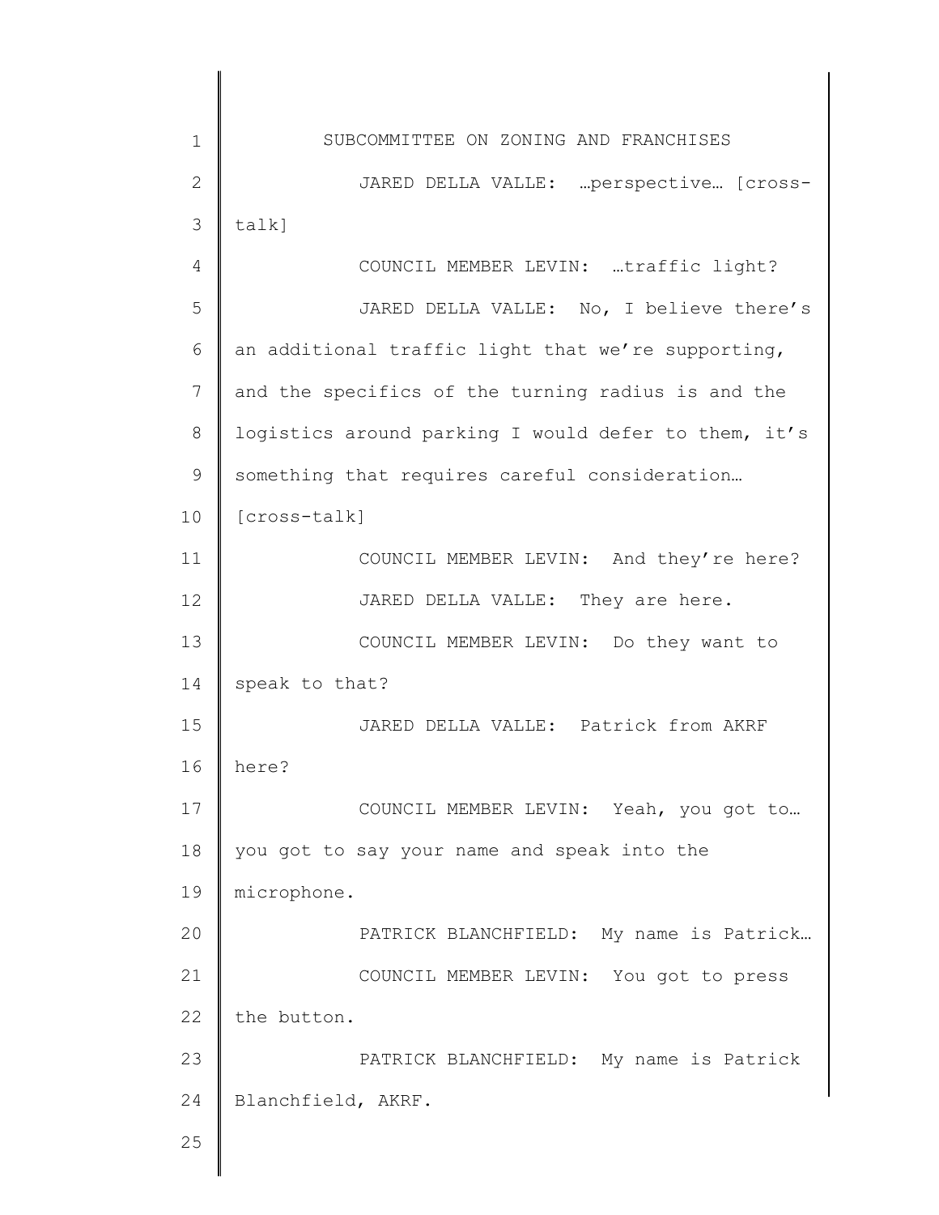JARED DELLA VALLE: …perspective… [cross-talk]

COUNCIL MEMBER LEVIN: …traffic light?

JARED DELLA VALLE: No, I believe there's an additional traffic light that we're supporting, and the specifics of the turning radius is and the logistics around parking I would defer to them, it's something that requires careful consideration… [cross-talk]

COUNCIL MEMBER LEVIN: And they're here?

JARED DELLA VALLE: They are here.

COUNCIL MEMBER LEVIN: Do they want to speak to that?

JARED DELLA VALLE: Patrick from AKRF here?

COUNCIL MEMBER LEVIN: Yeah, you got to… you got to say your name and speak into the microphone.

PATRICK BLANCHFIELD: My name is Patrick…

COUNCIL MEMBER LEVIN: You got to press the button.

PATRICK BLANCHFIELD: My name is Patrick Blanchfield, AKRF.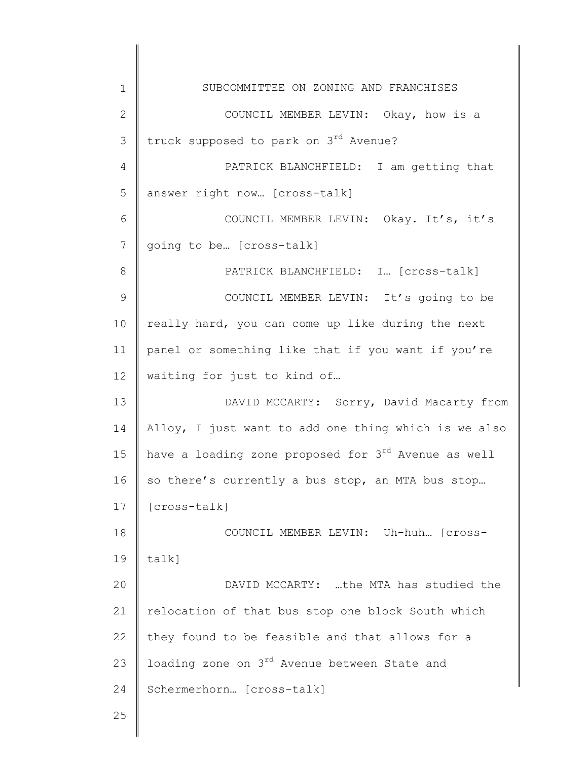COUNCIL MEMBER LEVIN: Okay, how is a truck supposed to park on 3rd Avenue?

PATRICK BLANCHFIELD: I am getting that answer right now… [cross-talk]

COUNCIL MEMBER LEVIN: Okay. It's, it's going to be… [cross-talk]

PATRICK BLANCHFIELD: I… [cross-talk]

COUNCIL MEMBER LEVIN: It's going to be really hard, you can come up like during the next panel or something like that if you want if you're waiting for just to kind of…

DAVID MCCARTY: Sorry, David Macarty from Alloy, I just want to add one thing which is we also have a loading zone proposed for 3rd Avenue as well so there's currently a bus stop, an MTA bus stop… [cross-talk]

COUNCIL MEMBER LEVIN: Uh-huh… [cross-talk]

DAVID MCCARTY: …the MTA has studied the relocation of that bus stop one block South which they found to be feasible and that allows for a loading zone on 3rd Avenue between State and Schermerhorn… [cross-talk]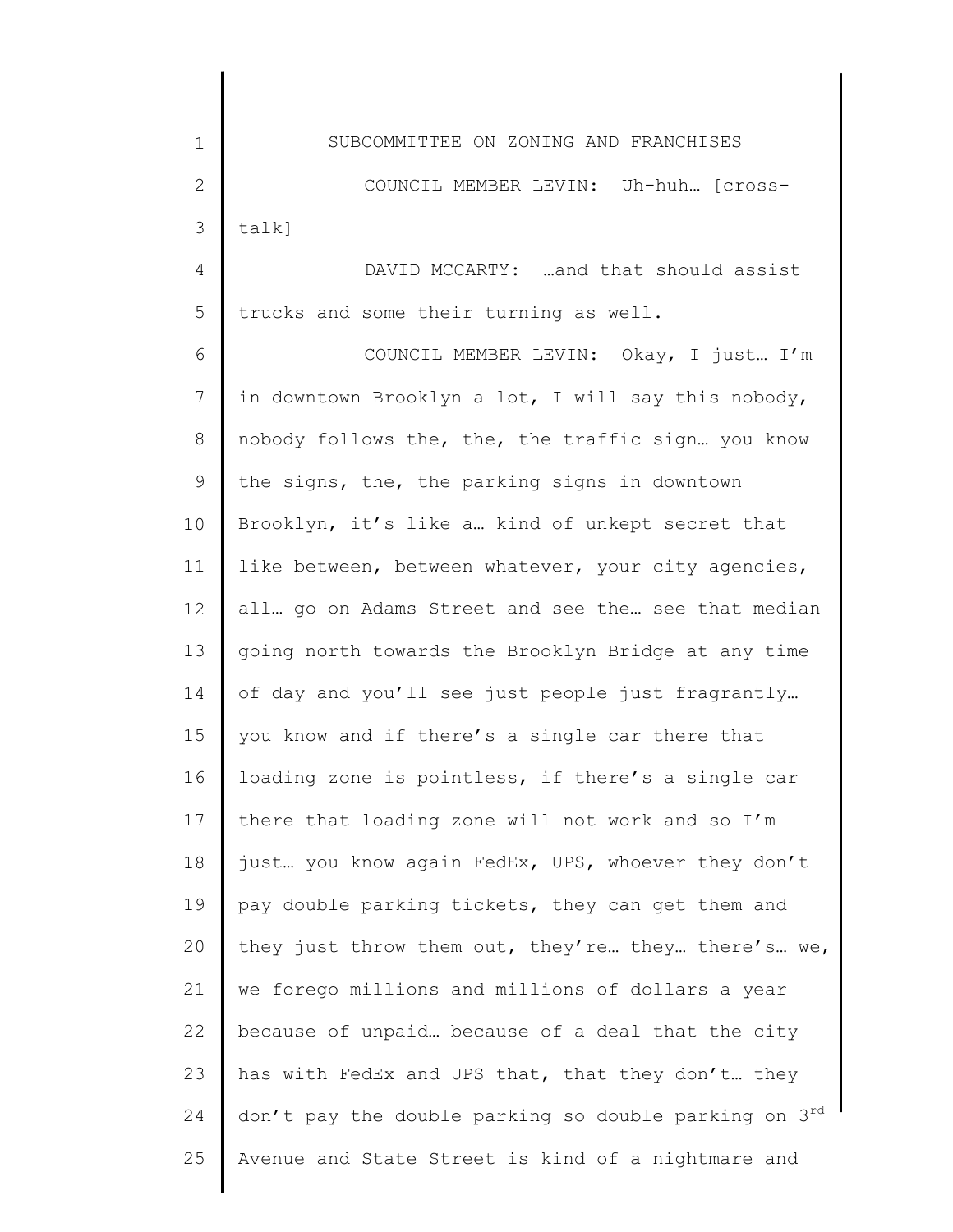COUNCIL MEMBER LEVIN: Uh-huh… [cross-talk]

DAVID MCCARTY: …and that should assist trucks and some their turning as well.

COUNCIL MEMBER LEVIN: Okay, I just… I'm in downtown Brooklyn a lot, I will say this nobody, nobody follows the, the, the traffic sign… you know the signs, the, the parking signs in downtown Brooklyn, it's like a… kind of unkept secret that like between, between whatever, your city agencies, all… go on Adams Street and see the… see that median going north towards the Brooklyn Bridge at any time of day and you'll see just people just fragrantly… you know and if there's a single car there that loading zone is pointless, if there's a single car there that loading zone will not work and so I'm just… you know again FedEx, UPS, whoever they don't pay double parking tickets, they can get them and they just throw them out, they're… they… there's… we, we forego millions and millions of dollars a year because of unpaid… because of a deal that the city has with FedEx and UPS that, that they don't… they don't pay the double parking so double parking on 3rd Avenue and State Street is kind of a nightmare and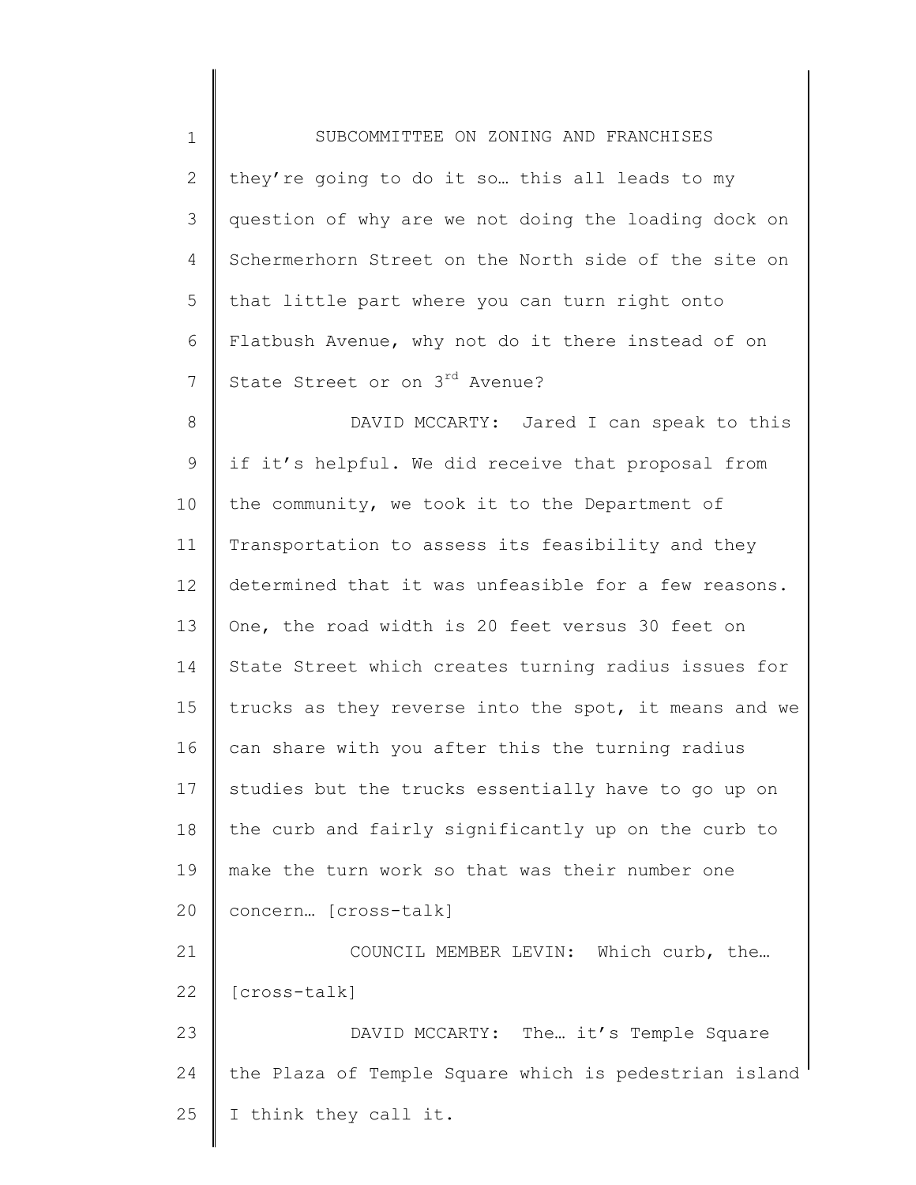they're going to do it so… this all leads to my question of why are we not doing the loading dock on Schermerhorn Street on the North side of the site on that little part where you can turn right onto Flatbush Avenue, why not do it there instead of on State Street or on 3rd Avenue?

DAVID MCCARTY: Jared I can speak to this if it's helpful. We did receive that proposal from the community, we took it to the Department of Transportation to assess its feasibility and they determined that it was unfeasible for a few reasons. One, the road width is 20 feet versus 30 feet on State Street which creates turning radius issues for trucks as they reverse into the spot, it means and we can share with you after this the turning radius studies but the trucks essentially have to go up on the curb and fairly significantly up on the curb to make the turn work so that was their number one concern… [cross-talk]

COUNCIL MEMBER LEVIN: Which curb, the… [cross-talk]

DAVID MCCARTY: The… it's Temple Square the Plaza of Temple Square which is pedestrian island I think they call it.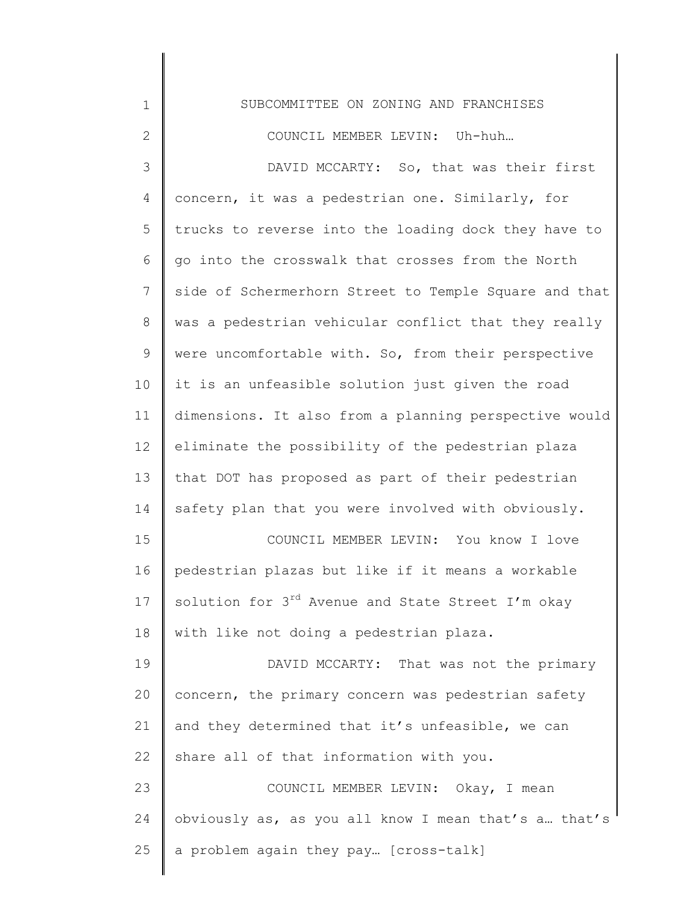SUBCOMMITTEE ON ZONING AND FRANCHISES

COUNCIL MEMBER LEVIN: Uh-huh…

DAVID MCCARTY: So, that was their first concern, it was a pedestrian one. Similarly, for trucks to reverse into the loading dock they have to go into the crosswalk that crosses from the North side of Schermerhorn Street to Temple Square and that was a pedestrian vehicular conflict that they really were uncomfortable with. So, from their perspective it is an unfeasible solution just given the road dimensions. It also from a planning perspective would eliminate the possibility of the pedestrian plaza that DOT has proposed as part of their pedestrian safety plan that you were involved with obviously.

COUNCIL MEMBER LEVIN: You know I love pedestrian plazas but like if it means a workable solution for 3rd Avenue and State Street I'm okay with like not doing a pedestrian plaza.

DAVID MCCARTY: That was not the primary concern, the primary concern was pedestrian safety and they determined that it's unfeasible, we can share all of that information with you.

COUNCIL MEMBER LEVIN: Okay, I mean obviously as, as you all know I mean that's a… that's a problem again they pay… [cross-talk]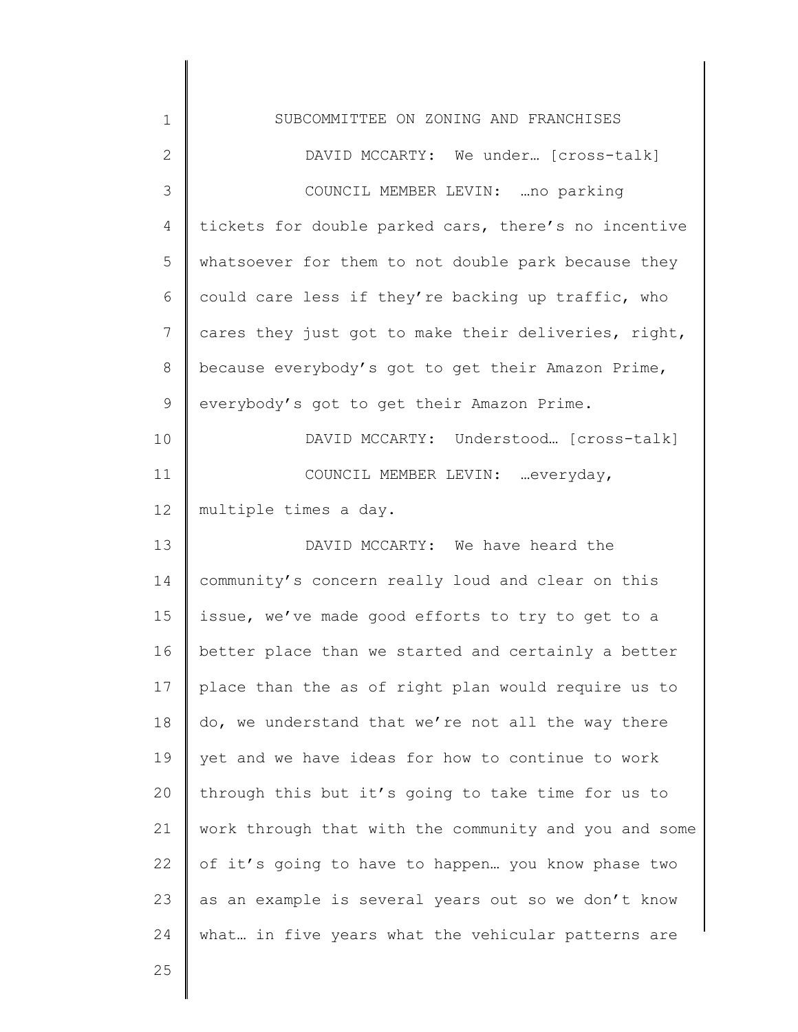DAVID MCCARTY: We under… [cross-talk]

COUNCIL MEMBER LEVIN: …no parking tickets for double parked cars, there's no incentive whatsoever for them to not double park because they could care less if they're backing up traffic, who cares they just got to make their deliveries, right, because everybody's got to get their Amazon Prime, everybody's got to get their Amazon Prime.

DAVID MCCARTY: Understood… [cross-talk]

COUNCIL MEMBER LEVIN: …everyday, multiple times a day.

DAVID MCCARTY: We have heard the community's concern really loud and clear on this issue, we've made good efforts to try to get to a better place than we started and certainly a better place than the as of right plan would require us to do, we understand that we're not all the way there yet and we have ideas for how to continue to work through this but it's going to take time for us to work through that with the community and you and some of it's going to have to happen… you know phase two as an example is several years out so we don't know what… in five years what the vehicular patterns are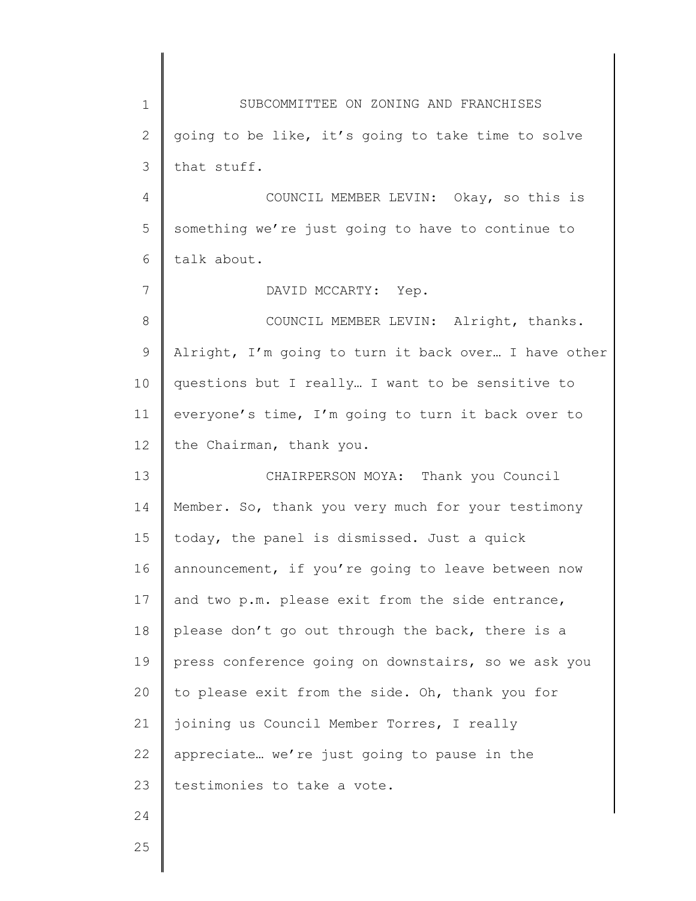going to be like, it's going to take time to solve that stuff.

COUNCIL MEMBER LEVIN: Okay, so this is something we're just going to have to continue to talk about.

DAVID MCCARTY: Yep.

COUNCIL MEMBER LEVIN: Alright, thanks. Alright, I'm going to turn it back over… I have other questions but I really… I want to be sensitive to everyone's time, I'm going to turn it back over to the Chairman, thank you.

CHAIRPERSON MOYA: Thank you Council Member. So, thank you very much for your testimony today, the panel is dismissed. Just a quick announcement, if you're going to leave between now and two p.m. please exit from the side entrance, please don't go out through the back, there is a press conference going on downstairs, so we ask you to please exit from the side. Oh, thank you for joining us Council Member Torres, I really appreciate… we're just going to pause in the testimonies to take a vote.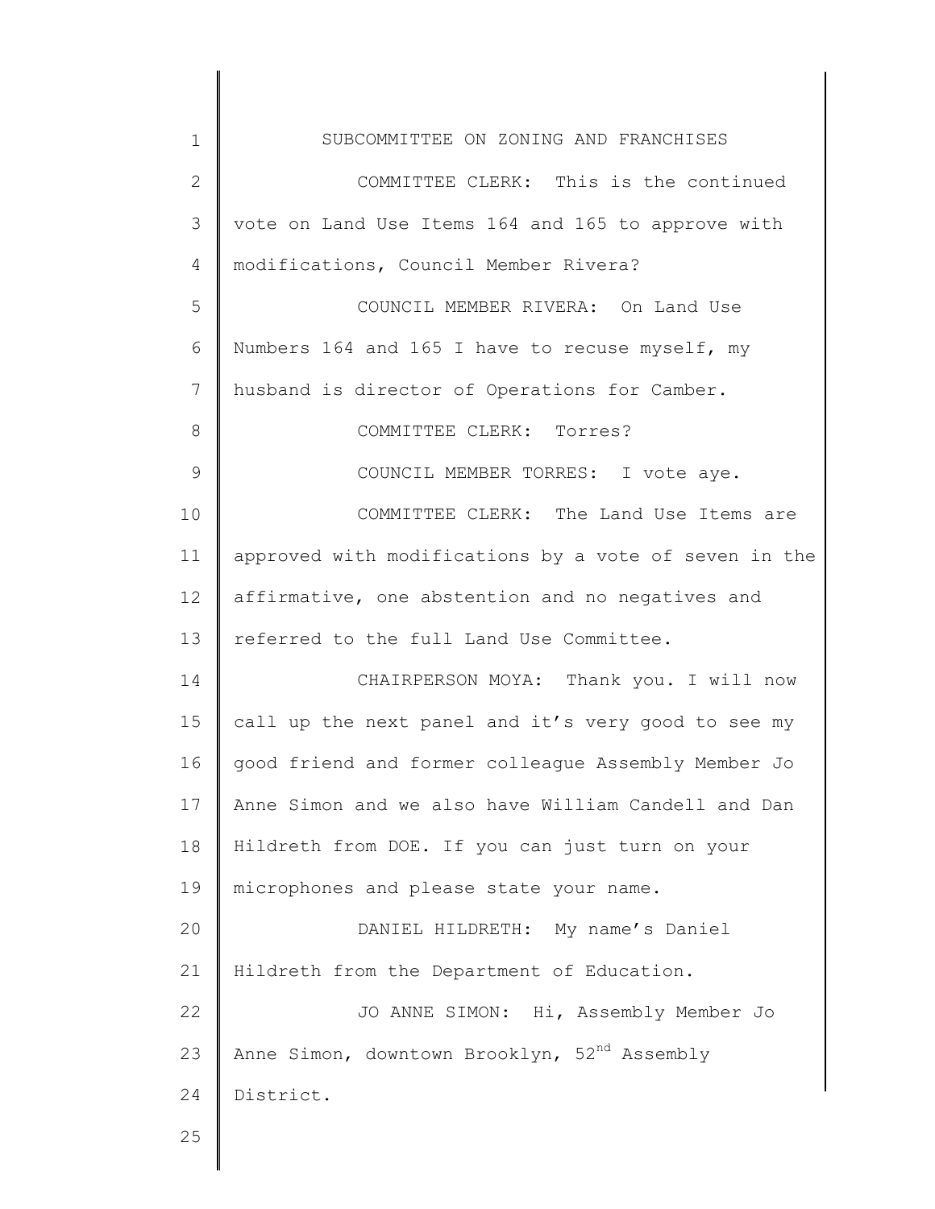SUBCOMMITTEE ON ZONING AND FRANCHISES

COMMITTEE CLERK: This is the continued vote on Land Use Items 164 and 165 to approve with modifications, Council Member Rivera?

COUNCIL MEMBER RIVERA: On Land Use Numbers 164 and 165 I have to recuse myself, my husband is director of Operations for Camber.

COMMITTEE CLERK: Torres?

COUNCIL MEMBER TORRES: I vote aye.

COMMITTEE CLERK: The Land Use Items are approved with modifications by a vote of seven in the affirmative, one abstention and no negatives and referred to the full Land Use Committee.

CHAIRPERSON MOYA: Thank you. I will now call up the next panel and it's very good to see my good friend and former colleague Assembly Member Jo Anne Simon and we also have William Candell and Dan Hildreth from DOE. If you can just turn on your microphones and please state your name.

DANIEL HILDRETH: My name's Daniel Hildreth from the Department of Education.

JO ANNE SIMON: Hi, Assembly Member Jo Anne Simon, downtown Brooklyn, 52nd Assembly District.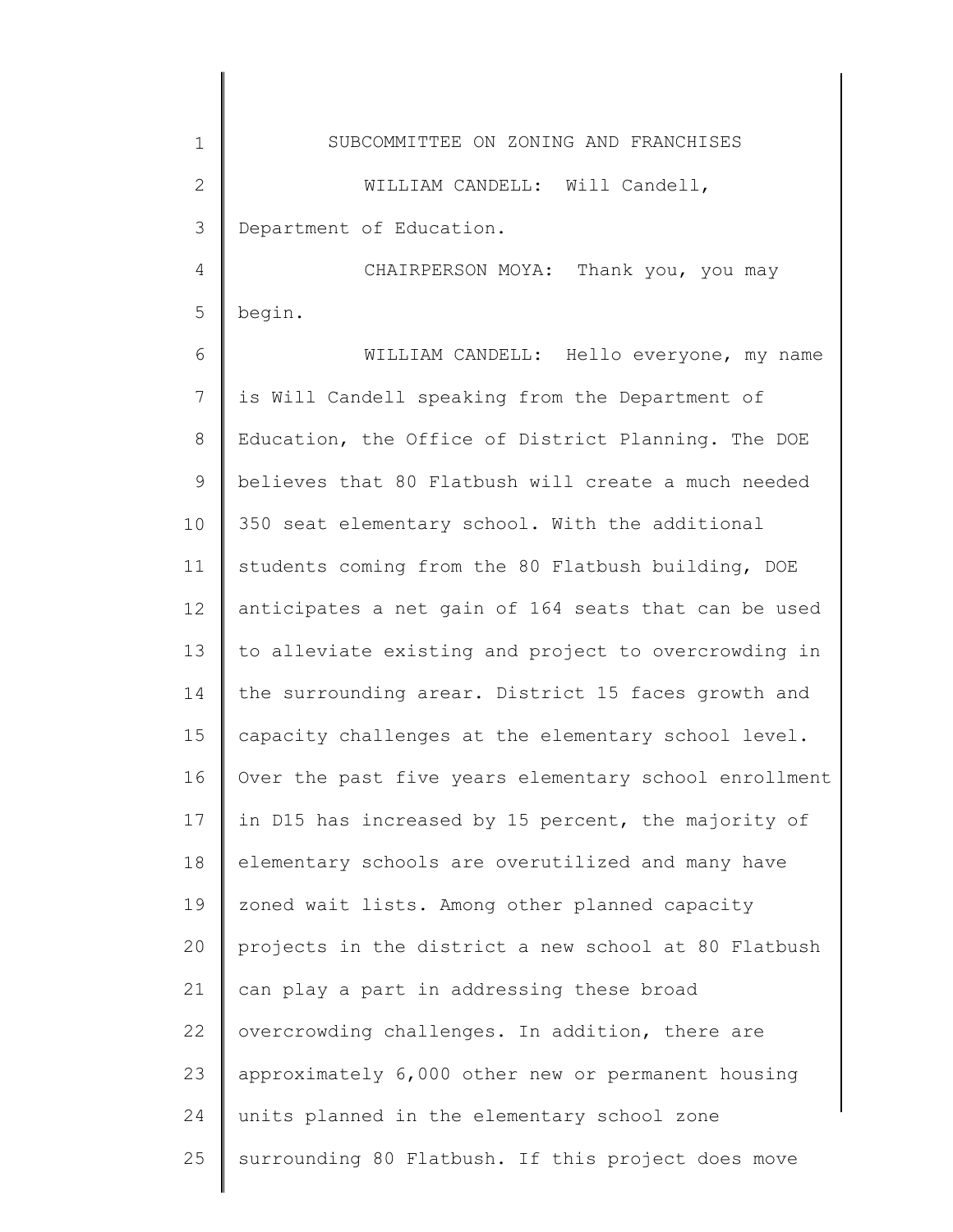WILLIAM CANDELL: Will Candell, Department of Education.

CHAIRPERSON MOYA: Thank you, you may begin.

WILLIAM CANDELL: Hello everyone, my name is Will Candell speaking from the Department of Education, the Office of District Planning. The DOE believes that 80 Flatbush will create a much needed 350 seat elementary school. With the additional students coming from the 80 Flatbush building, DOE anticipates a net gain of 164 seats that can be used to alleviate existing and project to overcrowding in the surrounding arear. District 15 faces growth and capacity challenges at the elementary school level. Over the past five years elementary school enrollment in D15 has increased by 15 percent, the majority of elementary schools are overutilized and many have zoned wait lists. Among other planned capacity projects in the district a new school at 80 Flatbush can play a part in addressing these broad overcrowding challenges. In addition, there are approximately 6,000 other new or permanent housing units planned in the elementary school zone surrounding 80 Flatbush. If this project does move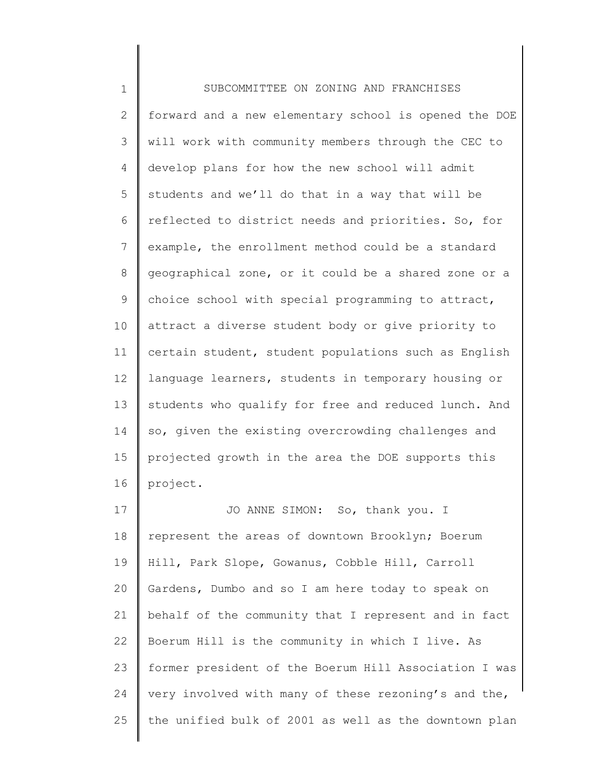forward and a new elementary school is opened the DOE will work with community members through the CEC to develop plans for how the new school will admit students and we'll do that in a way that will be reflected to district needs and priorities. So, for example, the enrollment method could be a standard geographical zone, or it could be a shared zone or a choice school with special programming to attract, attract a diverse student body or give priority to certain student, student populations such as English language learners, students in temporary housing or students who qualify for free and reduced lunch. And so, given the existing overcrowding challenges and projected growth in the area the DOE supports this project.

JO ANNE SIMON: So, thank you. I represent the areas of downtown Brooklyn; Boerum Hill, Park Slope, Gowanus, Cobble Hill, Carroll Gardens, Dumbo and so I am here today to speak on behalf of the community that I represent and in fact Boerum Hill is the community in which I live. As former president of the Boerum Hill Association I was very involved with many of these rezoning's and the, the unified bulk of 2001 as well as the downtown plan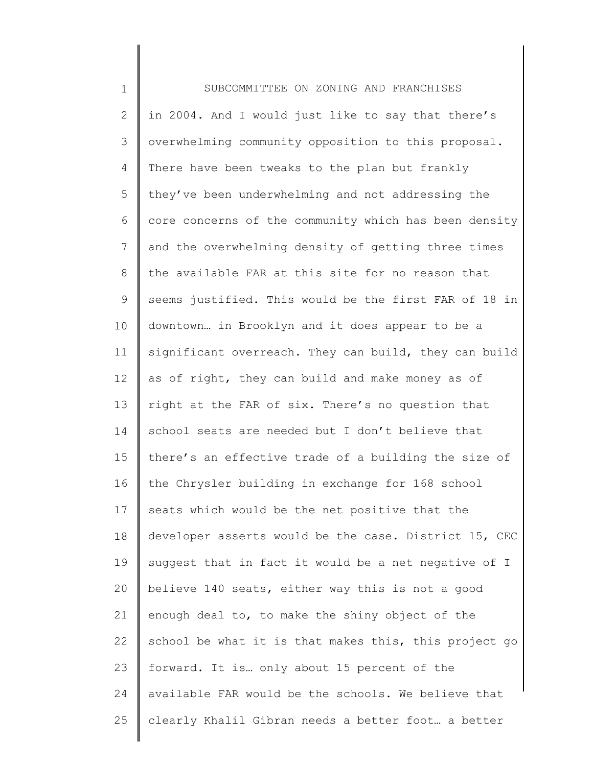in 2004. And I would just like to say that there's overwhelming community opposition to this proposal. There have been tweaks to the plan but frankly they've been underwhelming and not addressing the core concerns of the community which has been density and the overwhelming density of getting three times the available FAR at this site for no reason that seems justified. This would be the first FAR of 18 in downtown… in Brooklyn and it does appear to be a significant overreach. They can build, they can build as of right, they can build and make money as of right at the FAR of six. There's no question that school seats are needed but I don't believe that there's an effective trade of a building the size of the Chrysler building in exchange for 168 school seats which would be the net positive that the developer asserts would be the case. District 15, CEC suggest that in fact it would be a net negative of I believe 140 seats, either way this is not a good enough deal to, to make the shiny object of the school be what it is that makes this, this project go forward. It is… only about 15 percent of the available FAR would be the schools. We believe that clearly Khalil Gibran needs a better foot… a better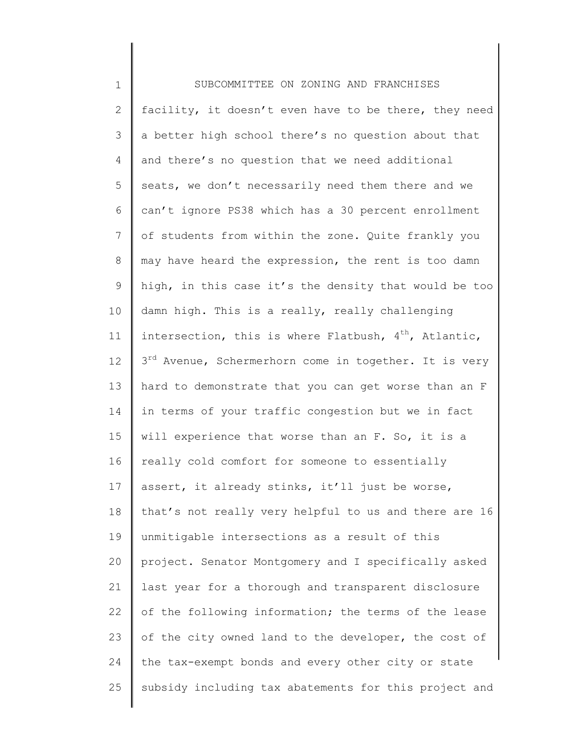facility, it doesn't even have to be there, they need a better high school there's no question about that and there's no question that we need additional seats, we don't necessarily need them there and we can't ignore PS38 which has a 30 percent enrollment of students from within the zone. Quite frankly you may have heard the expression, the rent is too damn high, in this case it's the density that would be too damn high. This is a really, really challenging intersection, this is where Flatbush, 4th, Atlantic, 3rd Avenue, Schermerhorn come in together. It is very hard to demonstrate that you can get worse than an F in terms of your traffic congestion but we in fact will experience that worse than an F. So, it is a really cold comfort for someone to essentially assert, it already stinks, it'll just be worse, that's not really very helpful to us and there are 16 unmitigable intersections as a result of this project. Senator Montgomery and I specifically asked last year for a thorough and transparent disclosure of the following information; the terms of the lease of the city owned land to the developer, the cost of the tax-exempt bonds and every other city or state subsidy including tax abatements for this project and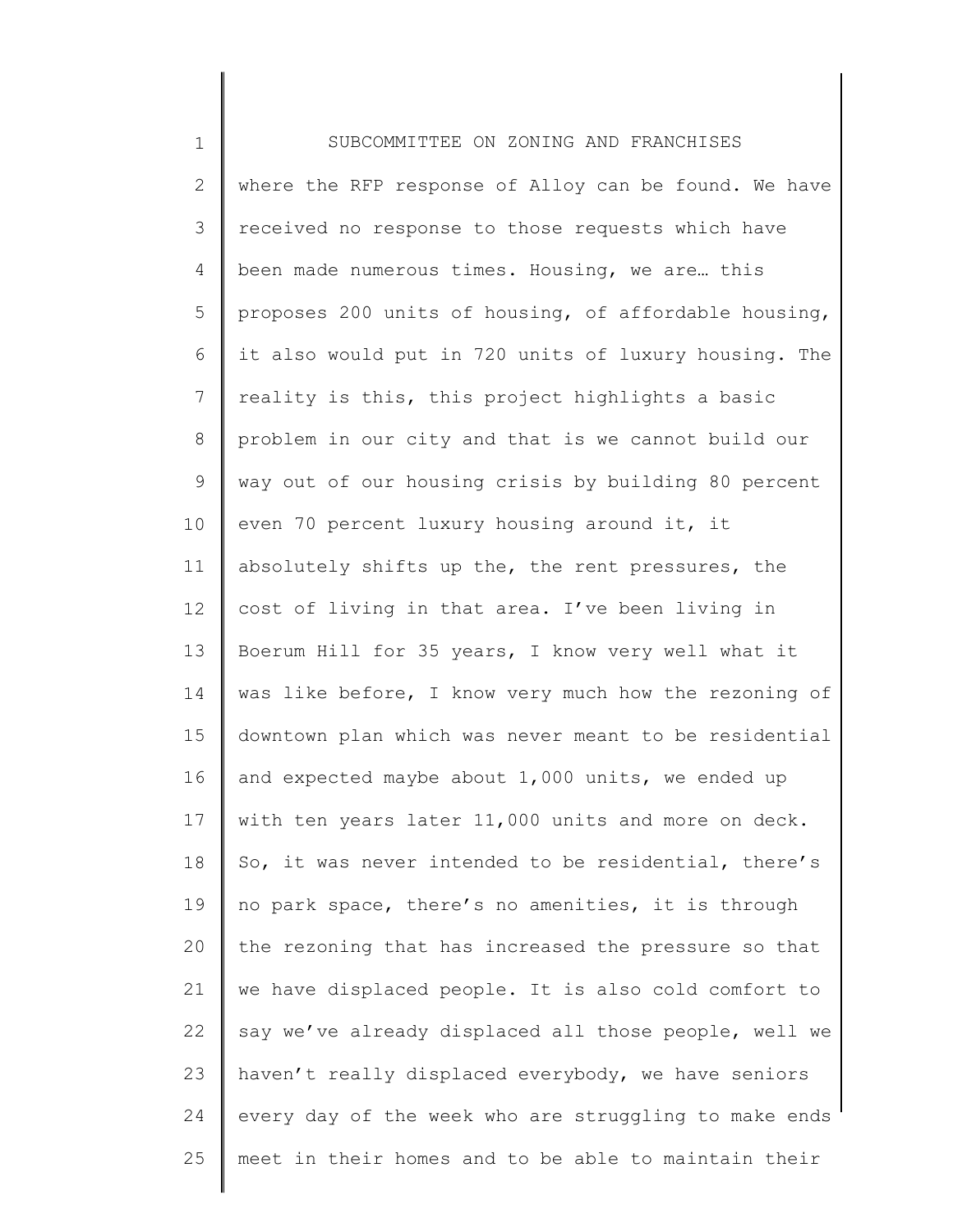where the RFP response of Alloy can be found. We have received no response to those requests which have been made numerous times. Housing, we are… this proposes 200 units of housing, of affordable housing, it also would put in 720 units of luxury housing. The reality is this, this project highlights a basic problem in our city and that is we cannot build our way out of our housing crisis by building 80 percent even 70 percent luxury housing around it, it absolutely shifts up the, the rent pressures, the cost of living in that area. I've been living in Boerum Hill for 35 years, I know very well what it was like before, I know very much how the rezoning of downtown plan which was never meant to be residential and expected maybe about 1,000 units, we ended up with ten years later 11,000 units and more on deck. So, it was never intended to be residential, there's no park space, there's no amenities, it is through the rezoning that has increased the pressure so that we have displaced people. It is also cold comfort to say we've already displaced all those people, well we haven't really displaced everybody, we have seniors every day of the week who are struggling to make ends meet in their homes and to be able to maintain their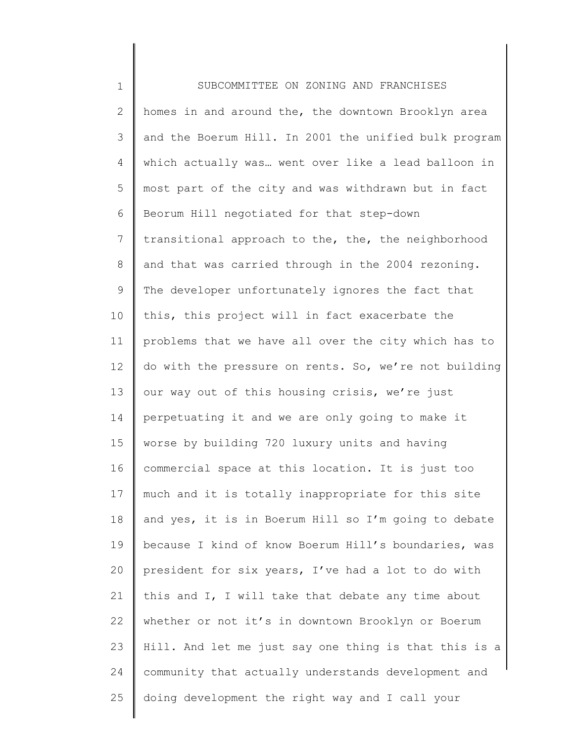homes in and around the, the downtown Brooklyn area and the Boerum Hill. In 2001 the unified bulk program which actually was… went over like a lead balloon in most part of the city and was withdrawn but in fact Beorum Hill negotiated for that step-down transitional approach to the, the, the neighborhood and that was carried through in the 2004 rezoning. The developer unfortunately ignores the fact that this, this project will in fact exacerbate the problems that we have all over the city which has to do with the pressure on rents. So, we're not building our way out of this housing crisis, we're just perpetuating it and we are only going to make it worse by building 720 luxury units and having commercial space at this location. It is just too much and it is totally inappropriate for this site and yes, it is in Boerum Hill so I'm going to debate because I kind of know Boerum Hill's boundaries, was president for six years, I've had a lot to do with this and I, I will take that debate any time about whether or not it's in downtown Brooklyn or Boerum Hill. And let me just say one thing is that this is a community that actually understands development and doing development the right way and I call your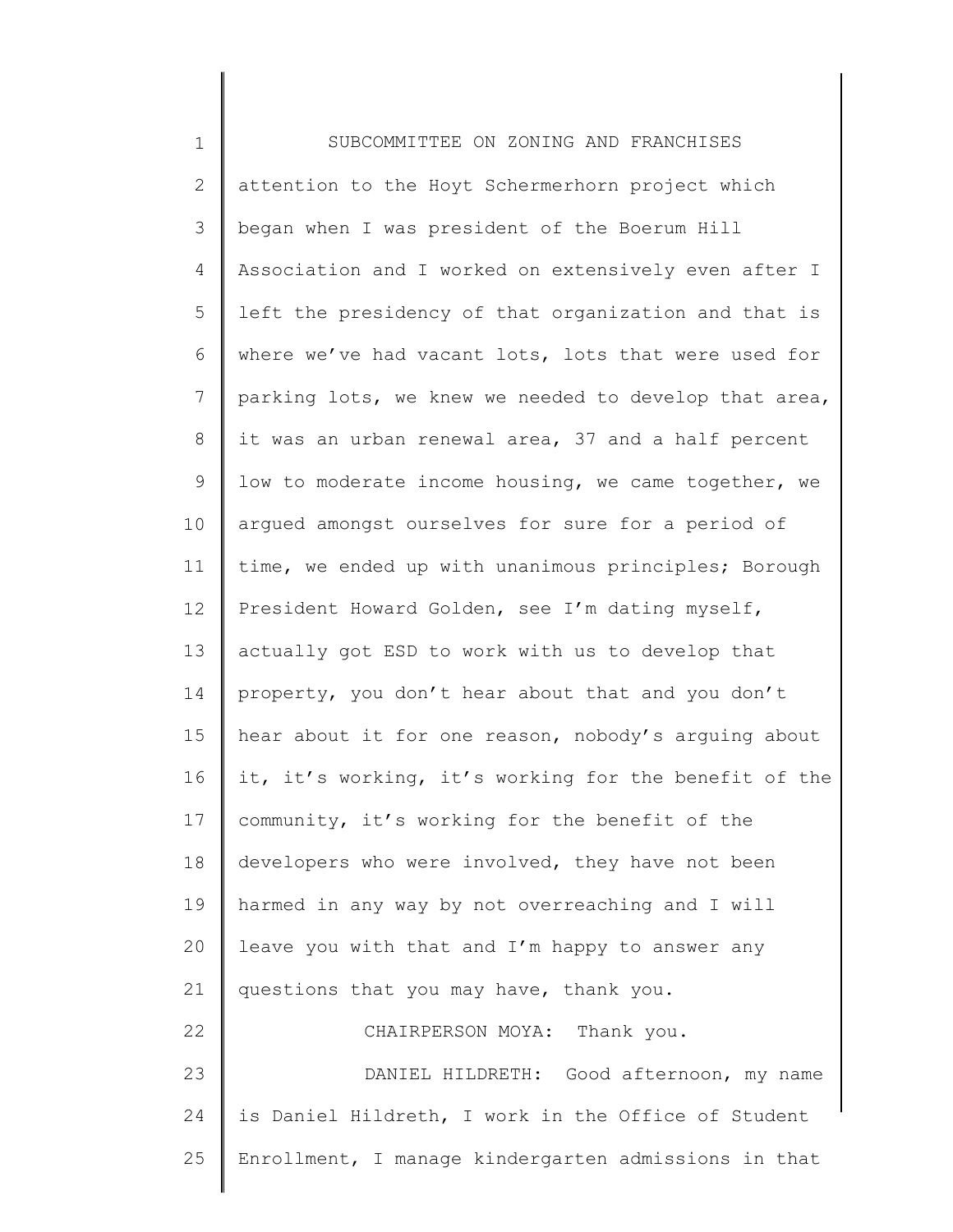attention to the Hoyt Schermerhorn project which began when I was president of the Boerum Hill Association and I worked on extensively even after I left the presidency of that organization and that is where we've had vacant lots, lots that were used for parking lots, we knew we needed to develop that area, it was an urban renewal area, 37 and a half percent low to moderate income housing, we came together, we argued amongst ourselves for sure for a period of time, we ended up with unanimous principles; Borough President Howard Golden, see I'm dating myself, actually got ESD to work with us to develop that property, you don't hear about that and you don't hear about it for one reason, nobody's arguing about it, it's working, it's working for the benefit of the community, it's working for the benefit of the developers who were involved, they have not been harmed in any way by not overreaching and I will leave you with that and I'm happy to answer any questions that you may have, thank you.

CHAIRPERSON MOYA: Thank you.

DANIEL HILDRETH: Good afternoon, my name is Daniel Hildreth, I work in the Office of Student Enrollment, I manage kindergarten admissions in that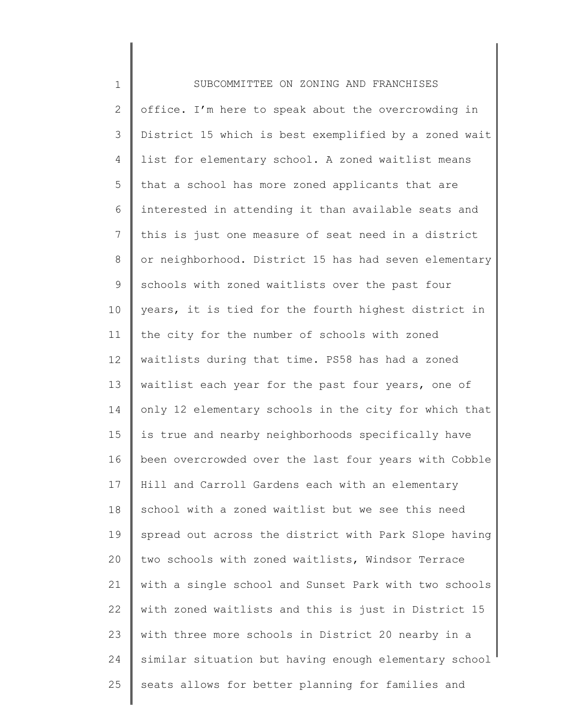office. I'm here to speak about the overcrowding in District 15 which is best exemplified by a zoned wait list for elementary school. A zoned waitlist means that a school has more zoned applicants that are interested in attending it than available seats and this is just one measure of seat need in a district or neighborhood. District 15 has had seven elementary schools with zoned waitlists over the past four years, it is tied for the fourth highest district in the city for the number of schools with zoned waitlists during that time. PS58 has had a zoned waitlist each year for the past four years, one of only 12 elementary schools in the city for which that is true and nearby neighborhoods specifically have been overcrowded over the last four years with Cobble Hill and Carroll Gardens each with an elementary school with a zoned waitlist but we see this need spread out across the district with Park Slope having two schools with zoned waitlists, Windsor Terrace with a single school and Sunset Park with two schools with zoned waitlists and this is just in District 15 with three more schools in District 20 nearby in a similar situation but having enough elementary school seats allows for better planning for families and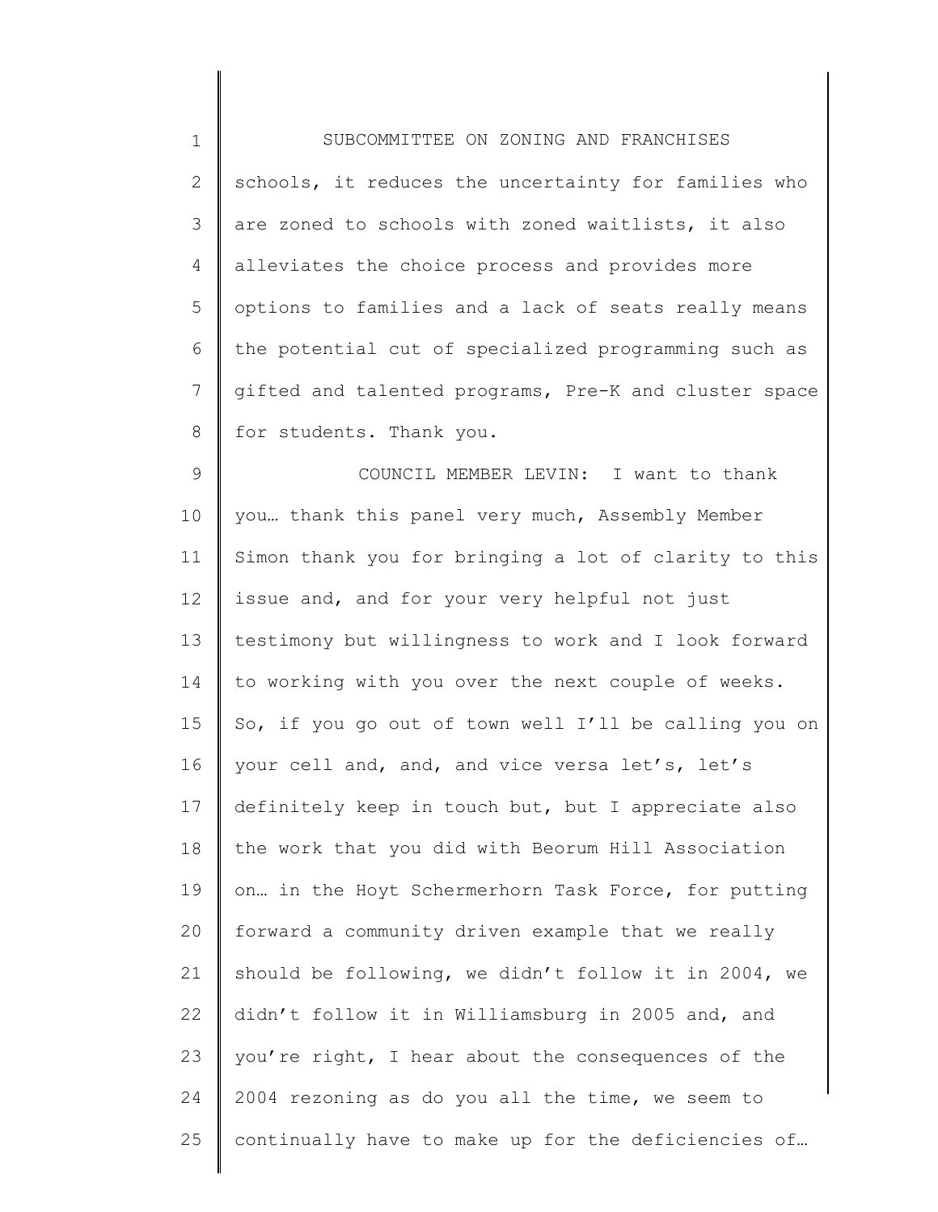schools, it reduces the uncertainty for families who are zoned to schools with zoned waitlists, it also alleviates the choice process and provides more options to families and a lack of seats really means the potential cut of specialized programming such as gifted and talented programs, Pre-K and cluster space for students. Thank you.

COUNCIL MEMBER LEVIN: I want to thank you… thank this panel very much, Assembly Member Simon thank you for bringing a lot of clarity to this issue and, and for your very helpful not just testimony but willingness to work and I look forward to working with you over the next couple of weeks. So, if you go out of town well I'll be calling you on your cell and, and, and vice versa let's, let's definitely keep in touch but, but I appreciate also the work that you did with Beorum Hill Association on… in the Hoyt Schermerhorn Task Force, for putting forward a community driven example that we really should be following, we didn't follow it in 2004, we didn't follow it in Williamsburg in 2005 and, and you're right, I hear about the consequences of the 2004 rezoning as do you all the time, we seem to continually have to make up for the deficiencies of…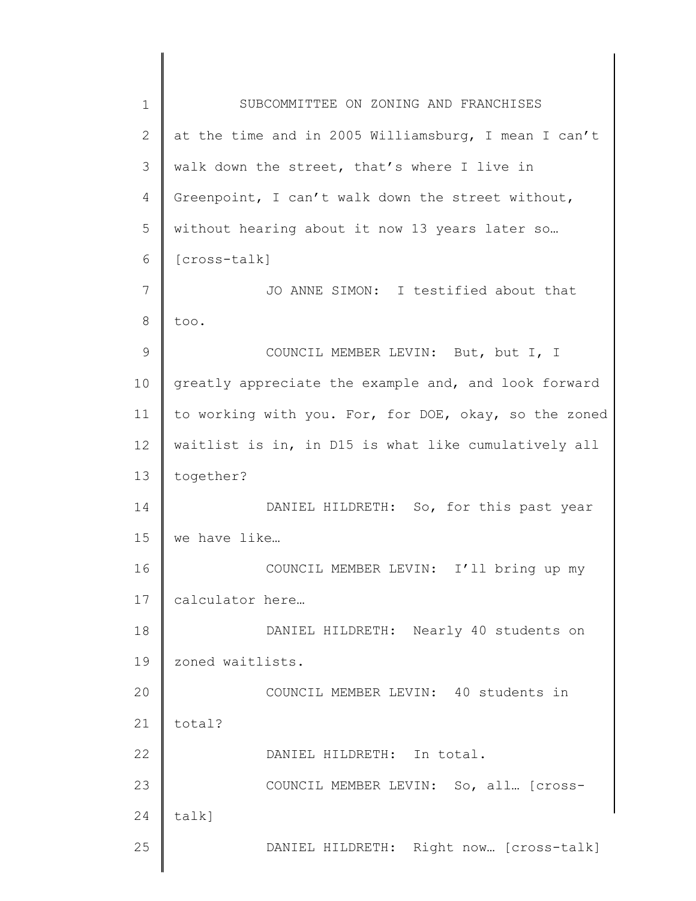at the time and in 2005 Williamsburg, I mean I can't walk down the street, that's where I live in Greenpoint, I can't walk down the street without, without hearing about it now 13 years later so… [cross-talk]

JO ANNE SIMON: I testified about that too.

COUNCIL MEMBER LEVIN: But, but I, I greatly appreciate the example and, and look forward to working with you. For, for DOE, okay, so the zoned waitlist is in, in D15 is what like cumulatively all together?

DANIEL HILDRETH: So, for this past year we have like…

COUNCIL MEMBER LEVIN: I'll bring up my calculator here…

DANIEL HILDRETH: Nearly 40 students on zoned waitlists.

COUNCIL MEMBER LEVIN: 40 students in total?

DANIEL HILDRETH: In total.

COUNCIL MEMBER LEVIN: So, all… [cross-talk]

DANIEL HILDRETH: Right now… [cross-talk]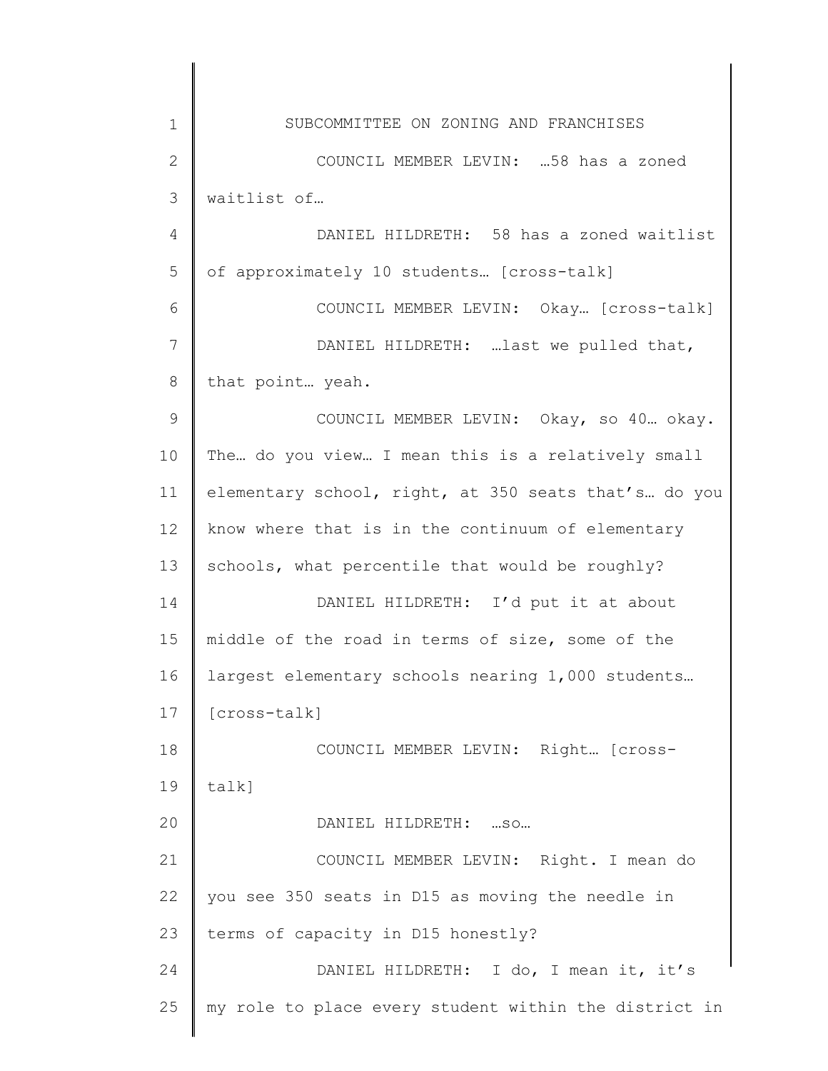SUBCOMMITTEE ON ZONING AND FRANCHISES

COUNCIL MEMBER LEVIN: …58 has a zoned waitlist of…

DANIEL HILDRETH: 58 has a zoned waitlist of approximately 10 students… [cross-talk]

COUNCIL MEMBER LEVIN: Okay… [cross-talk]

DANIEL HILDRETH: …last we pulled that, that point… yeah.

COUNCIL MEMBER LEVIN: Okay, so 40… okay. The… do you view… I mean this is a relatively small elementary school, right, at 350 seats that's… do you know where that is in the continuum of elementary schools, what percentile that would be roughly?

DANIEL HILDRETH: I'd put it at about middle of the road in terms of size, some of the largest elementary schools nearing 1,000 students… [cross-talk]

COUNCIL MEMBER LEVIN: Right… [cross-talk]

DANIEL HILDRETH: …so…

COUNCIL MEMBER LEVIN: Right. I mean do you see 350 seats in D15 as moving the needle in terms of capacity in D15 honestly?

DANIEL HILDRETH: I do, I mean it, it's my role to place every student within the district in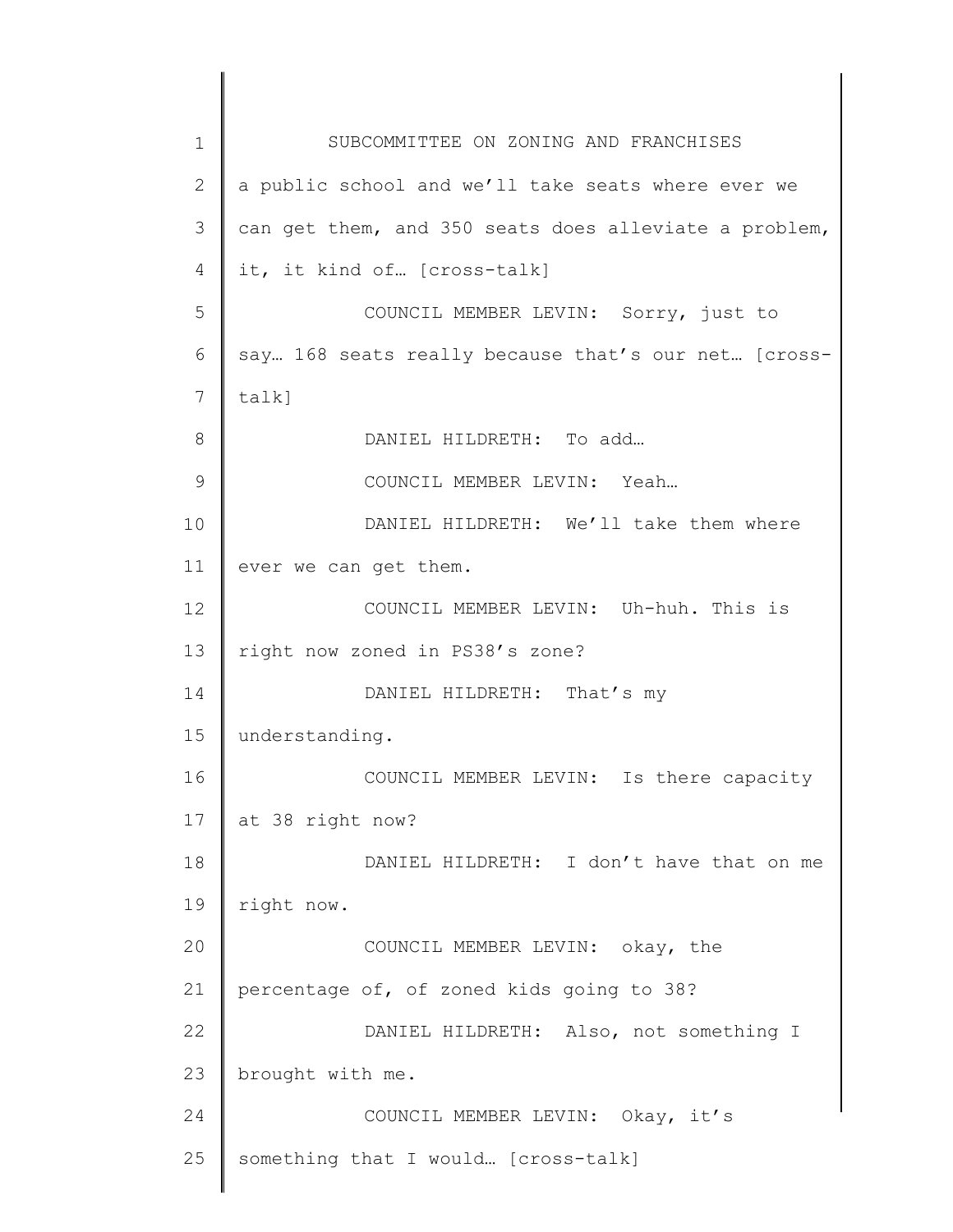a public school and we'll take seats where ever we can get them, and 350 seats does alleviate a problem, it, it kind of… [cross-talk]

COUNCIL MEMBER LEVIN: Sorry, just to say… 168 seats really because that's our net… [cross-talk]

DANIEL HILDRETH: To add…

COUNCIL MEMBER LEVIN: Yeah…

DANIEL HILDRETH: We'll take them where ever we can get them.

COUNCIL MEMBER LEVIN: Uh-huh. This is right now zoned in PS38's zone?

DANIEL HILDRETH: That's my understanding.

COUNCIL MEMBER LEVIN: Is there capacity at 38 right now?

DANIEL HILDRETH: I don't have that on me right now.

COUNCIL MEMBER LEVIN: okay, the percentage of, of zoned kids going to 38?

DANIEL HILDRETH: Also, not something I brought with me.

COUNCIL MEMBER LEVIN: Okay, it's something that I would… [cross-talk]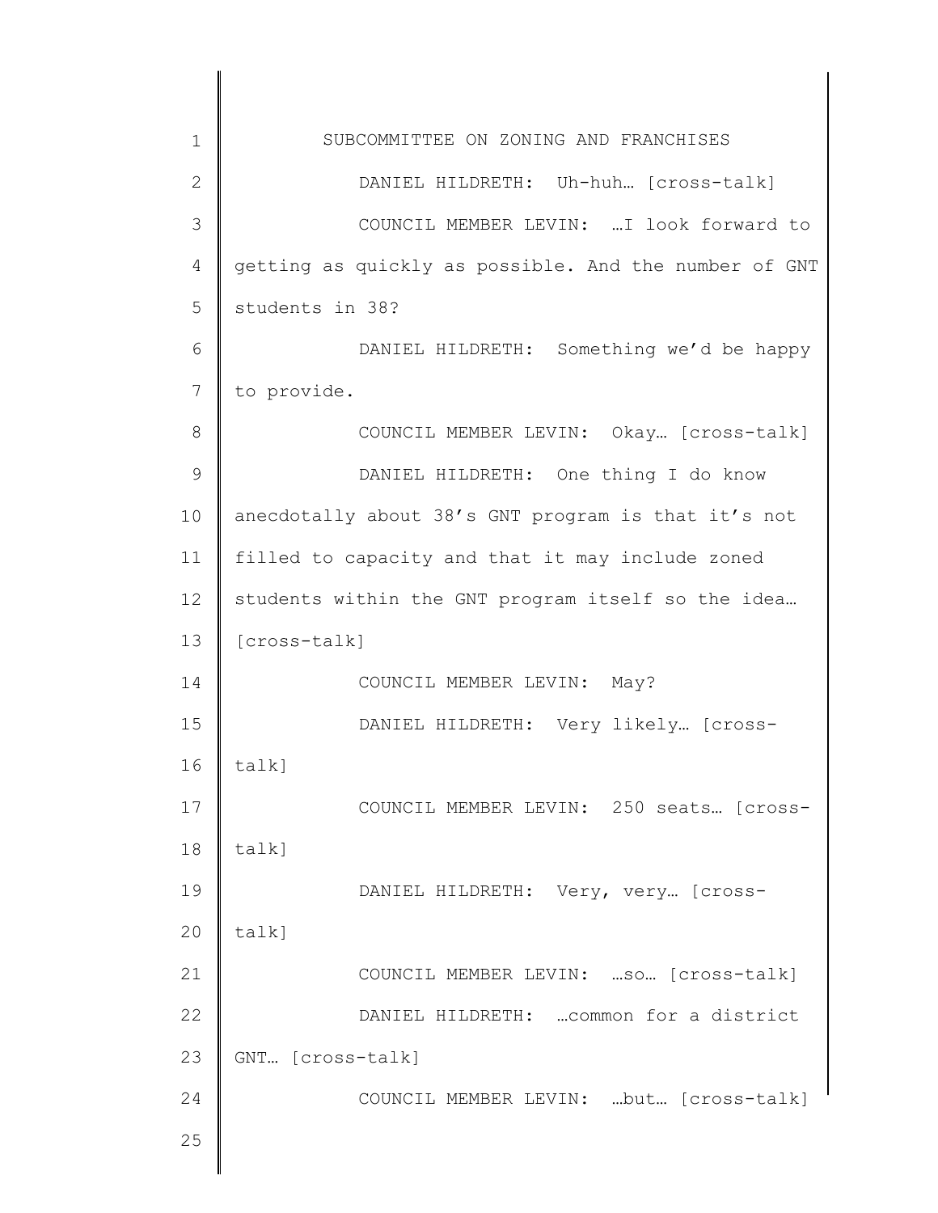DANIEL HILDRETH: Uh-huh… [cross-talk]

COUNCIL MEMBER LEVIN: …I look forward to getting as quickly as possible. And the number of GNT students in 38?

DANIEL HILDRETH: Something we'd be happy to provide.

COUNCIL MEMBER LEVIN: Okay… [cross-talk]

DANIEL HILDRETH: One thing I do know anecdotally about 38's GNT program is that it's not filled to capacity and that it may include zoned students within the GNT program itself so the idea… [cross-talk]

COUNCIL MEMBER LEVIN: May?

DANIEL HILDRETH: Very likely… [cross-talk]

COUNCIL MEMBER LEVIN: 250 seats… [cross-talk]

DANIEL HILDRETH: Very, very… [cross-talk]

COUNCIL MEMBER LEVIN: …so… [cross-talk]

DANIEL HILDRETH: …common for a district GNT… [cross-talk]

COUNCIL MEMBER LEVIN: …but… [cross-talk]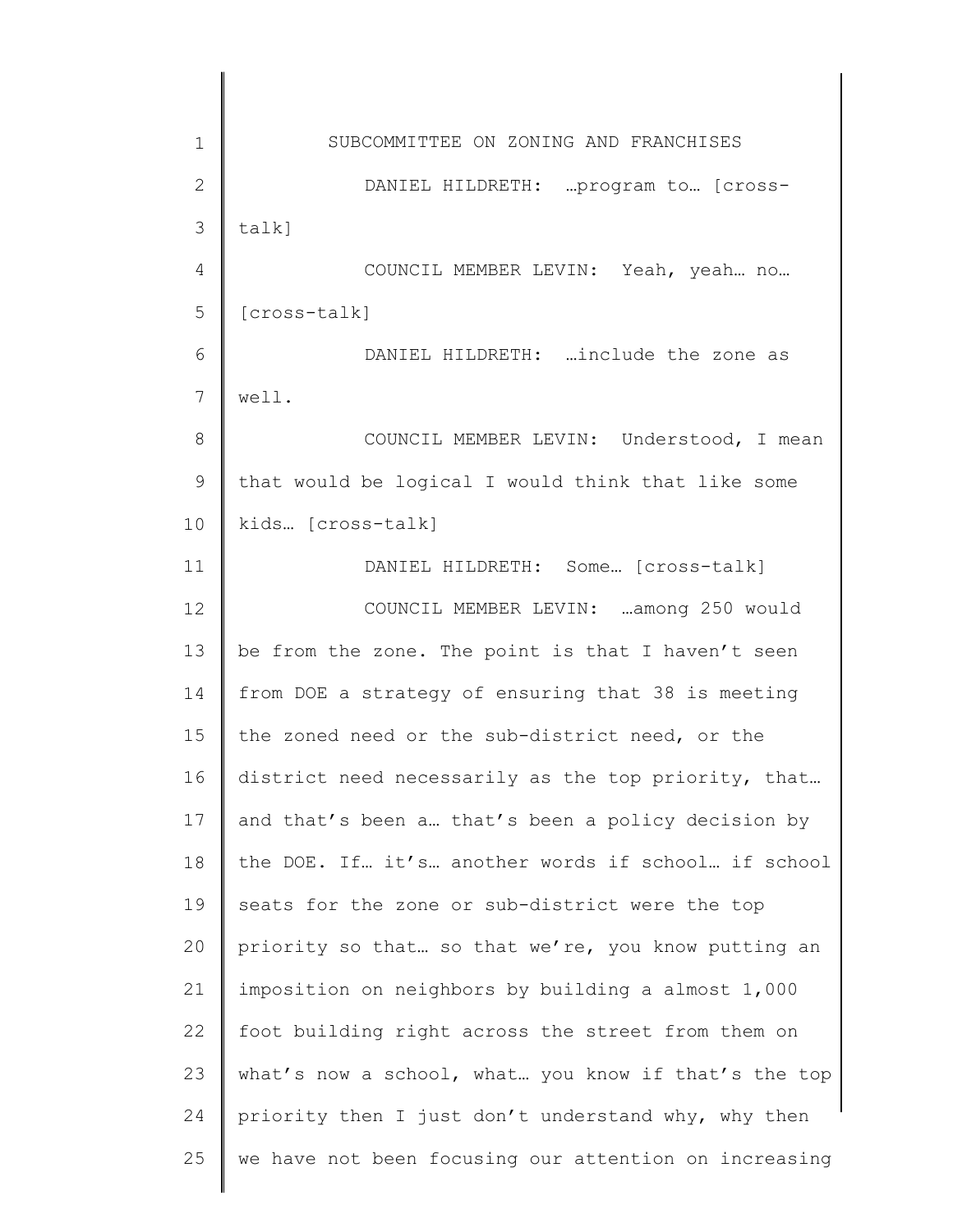DANIEL HILDRETH: …program to… [cross-talk]

COUNCIL MEMBER LEVIN: Yeah, yeah… no… [cross-talk]

DANIEL HILDRETH: …include the zone as well.

COUNCIL MEMBER LEVIN: Understood, I mean that would be logical I would think that like some kids… [cross-talk]

DANIEL HILDRETH: Some… [cross-talk]

COUNCIL MEMBER LEVIN: …among 250 would be from the zone. The point is that I haven't seen from DOE a strategy of ensuring that 38 is meeting the zoned need or the sub-district need, or the district need necessarily as the top priority, that… and that's been a… that's been a policy decision by the DOE. If… it's… another words if school… if school seats for the zone or sub-district were the top priority so that… so that we're, you know putting an imposition on neighbors by building a almost 1,000 foot building right across the street from them on what's now a school, what… you know if that's the top priority then I just don't understand why, why then we have not been focusing our attention on increasing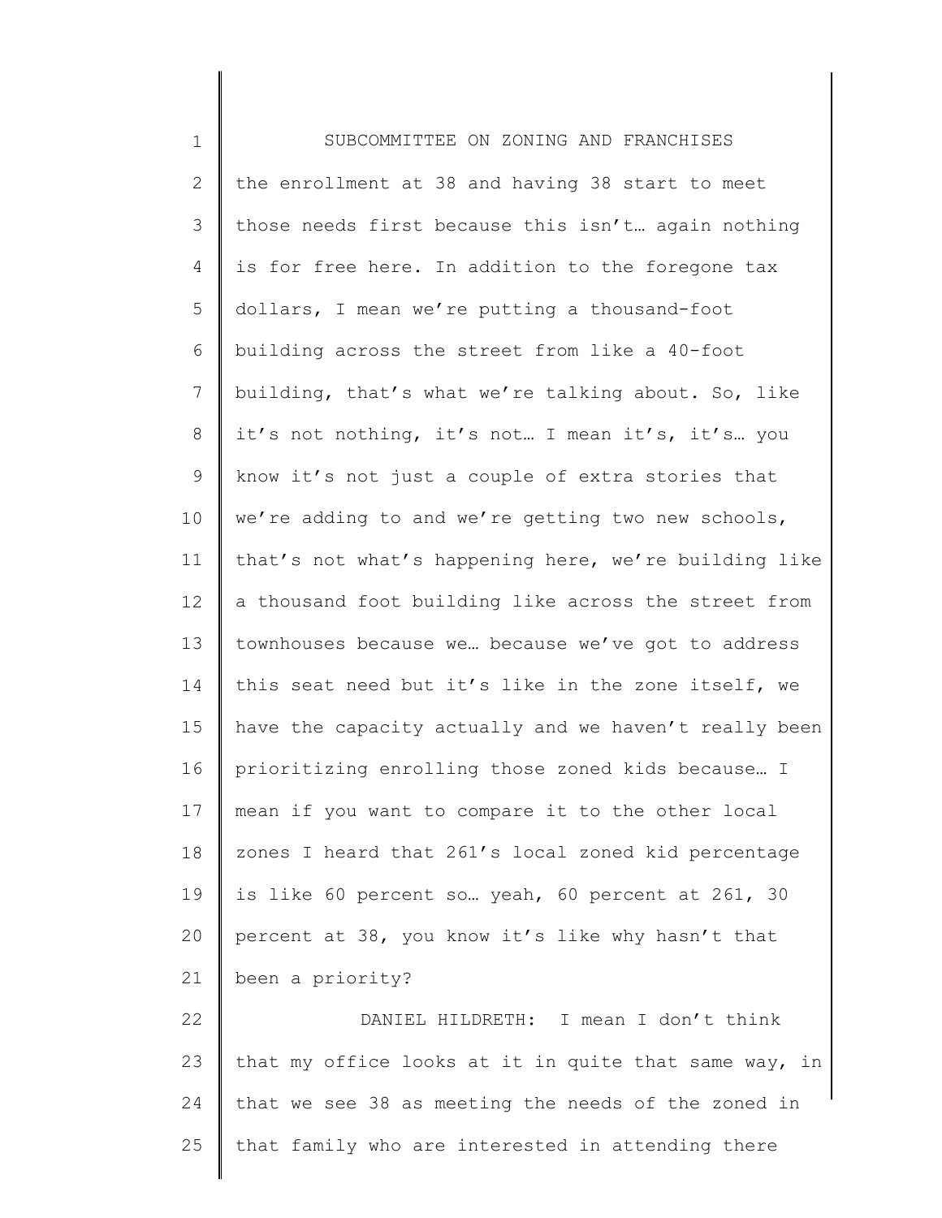the enrollment at 38 and having 38 start to meet those needs first because this isn't… again nothing is for free here. In addition to the foregone tax dollars, I mean we're putting a thousand-foot building across the street from like a 40-foot building, that's what we're talking about. So, like it's not nothing, it's not… I mean it's, it's… you know it's not just a couple of extra stories that we're adding to and we're getting two new schools, that's not what's happening here, we're building like a thousand foot building like across the street from townhouses because we… because we've got to address this seat need but it's like in the zone itself, we have the capacity actually and we haven't really been prioritizing enrolling those zoned kids because… I mean if you want to compare it to the other local zones I heard that 261's local zoned kid percentage is like 60 percent so… yeah, 60 percent at 261, 30 percent at 38, you know it's like why hasn't that been a priority?

DANIEL HILDRETH: I mean I don't think that my office looks at it in quite that same way, in that we see 38 as meeting the needs of the zoned in that family who are interested in attending there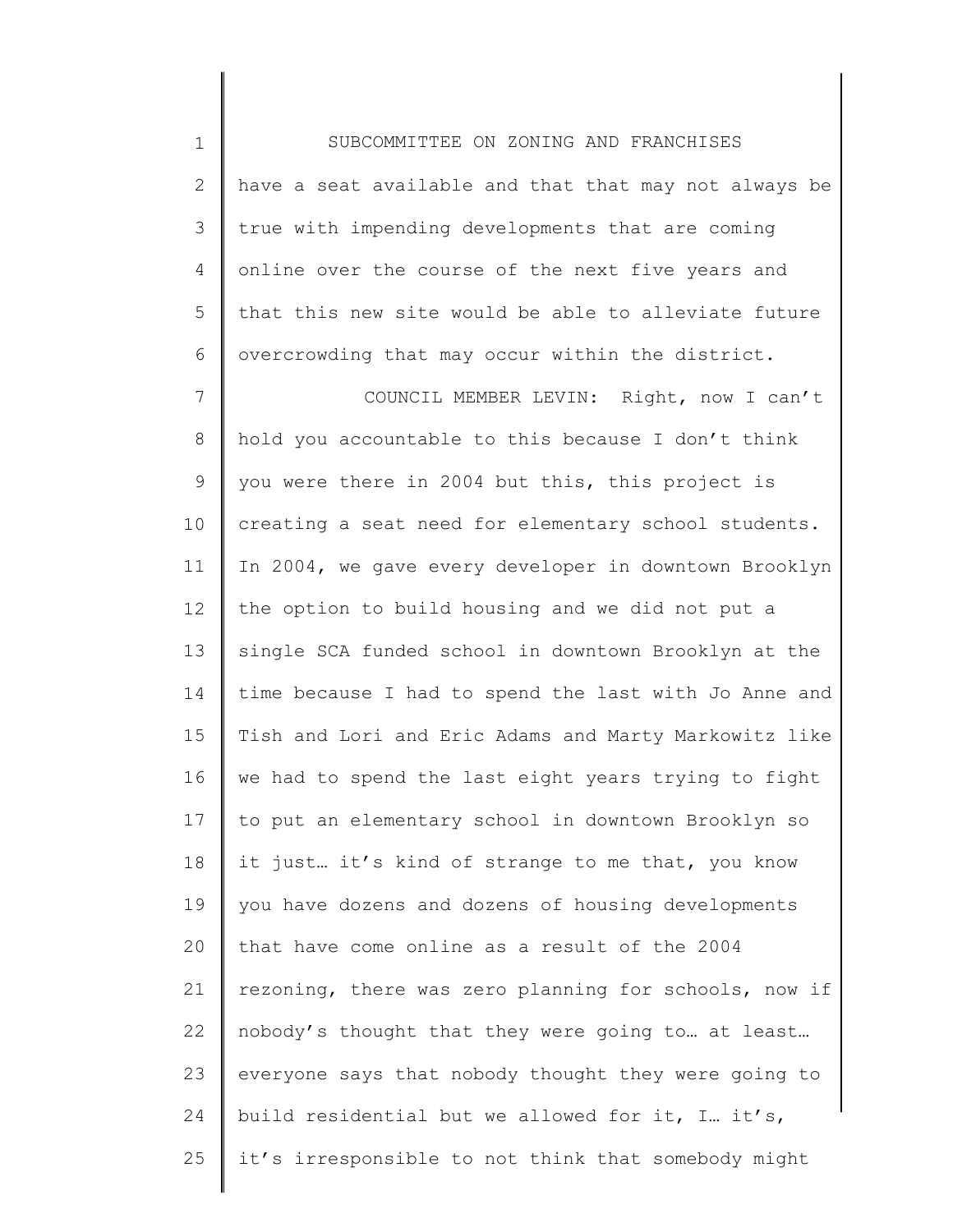have a seat available and that that may not always be true with impending developments that are coming online over the course of the next five years and that this new site would be able to alleviate future overcrowding that may occur within the district.

COUNCIL MEMBER LEVIN: Right, now I can't hold you accountable to this because I don't think you were there in 2004 but this, this project is creating a seat need for elementary school students. In 2004, we gave every developer in downtown Brooklyn the option to build housing and we did not put a single SCA funded school in downtown Brooklyn at the time because I had to spend the last with Jo Anne and Tish and Lori and Eric Adams and Marty Markowitz like we had to spend the last eight years trying to fight to put an elementary school in downtown Brooklyn so it just… it's kind of strange to me that, you know you have dozens and dozens of housing developments that have come online as a result of the 2004 rezoning, there was zero planning for schools, now if nobody's thought that they were going to… at least… everyone says that nobody thought they were going to build residential but we allowed for it, I… it's, it's irresponsible to not think that somebody might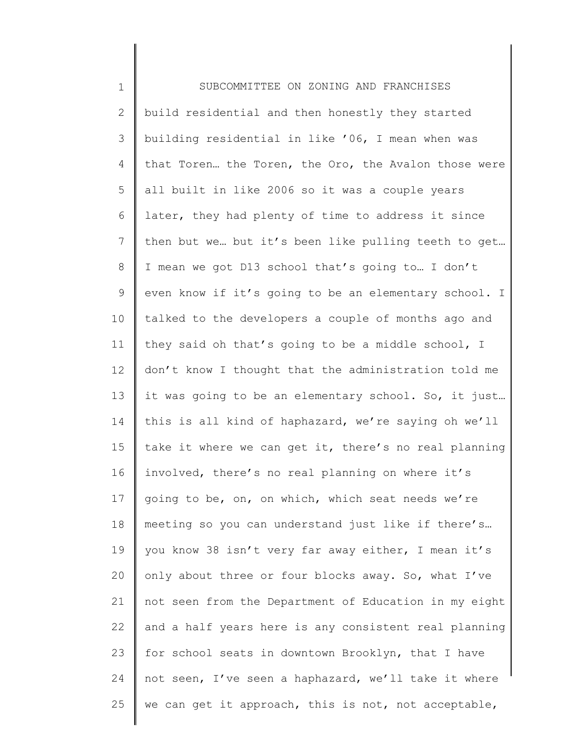SUBCOMMITTEE ON ZONING AND FRANCHISES

build residential and then honestly they started building residential in like ’06, I mean when was that Toren… the Toren, the Oro, the Avalon those were all built in like 2006 so it was a couple years later, they had plenty of time to address it since then but we… but it’s been like pulling teeth to get… I mean we got D13 school that’s going to… I don’t even know if it’s going to be an elementary school. I talked to the developers a couple of months ago and they said oh that’s going to be a middle school, I don’t know I thought that the administration told me it was going to be an elementary school. So, it just… this is all kind of haphazard, we’re saying oh we’ll take it where we can get it, there’s no real planning involved, there’s no real planning on where it’s going to be, on, on which, which seat needs we’re meeting so you can understand just like if there’s… you know 38 isn’t very far away either, I mean it’s only about three or four blocks away. So, what I’ve not seen from the Department of Education in my eight and a half years here is any consistent real planning for school seats in downtown Brooklyn, that I have not seen, I’ve seen a haphazard, we’ll take it where we can get it approach, this is not, not acceptable,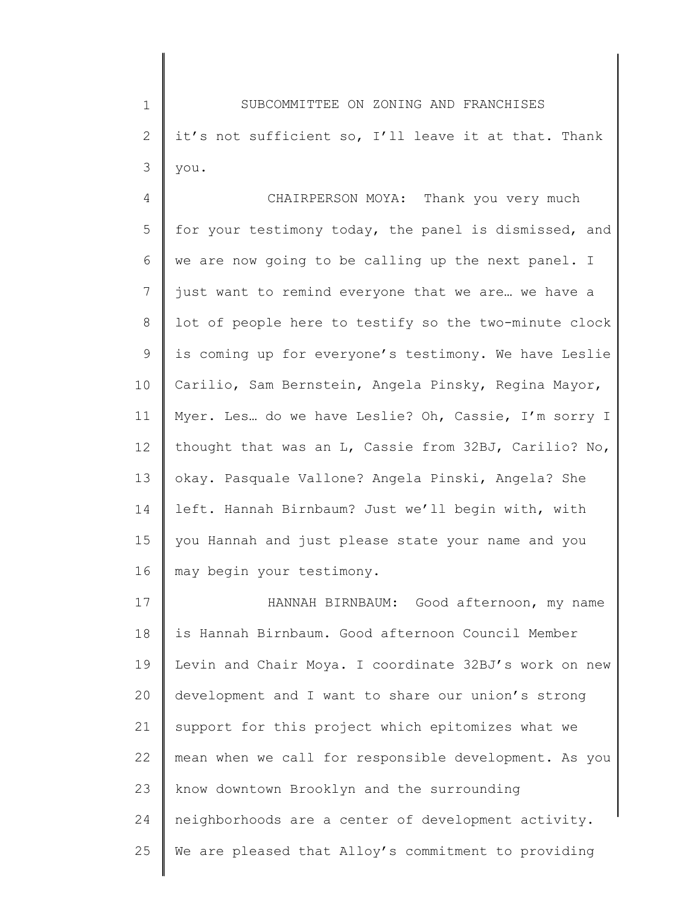it's not sufficient so, I'll leave it at that. Thank you.

CHAIRPERSON MOYA: Thank you very much for your testimony today, the panel is dismissed, and we are now going to be calling up the next panel. I just want to remind everyone that we are… we have a lot of people here to testify so the two-minute clock is coming up for everyone's testimony. We have Leslie Carilio, Sam Bernstein, Angela Pinsky, Regina Mayor, Myer. Les… do we have Leslie? Oh, Cassie, I'm sorry I thought that was an L, Cassie from 32BJ, Carilio? No, okay. Pasquale Vallone? Angela Pinski, Angela? She left. Hannah Birnbaum? Just we'll begin with, with you Hannah and just please state your name and you may begin your testimony.

HANNAH BIRNBAUM: Good afternoon, my name is Hannah Birnbaum. Good afternoon Council Member Levin and Chair Moya. I coordinate 32BJ's work on new development and I want to share our union's strong support for this project which epitomizes what we mean when we call for responsible development. As you know downtown Brooklyn and the surrounding neighborhoods are a center of development activity. We are pleased that Alloy's commitment to providing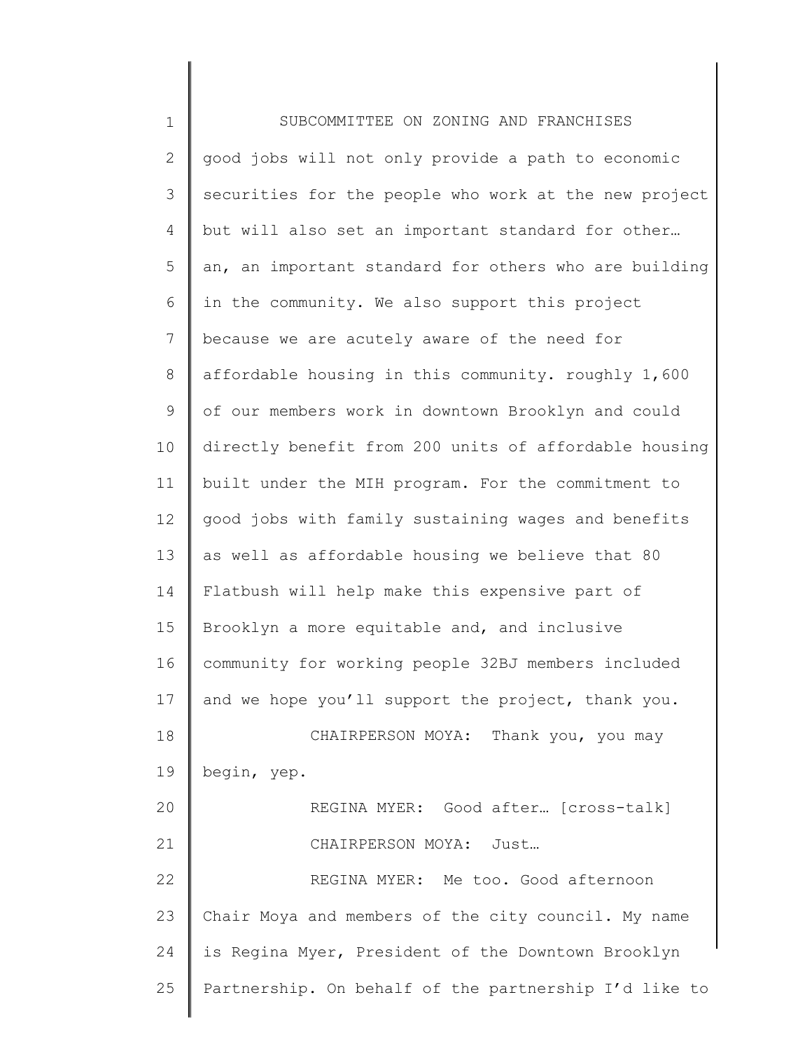good jobs will not only provide a path to economic securities for the people who work at the new project but will also set an important standard for other… an, an important standard for others who are building in the community. We also support this project because we are acutely aware of the need for affordable housing in this community. roughly 1,600 of our members work in downtown Brooklyn and could directly benefit from 200 units of affordable housing built under the MIH program. For the commitment to good jobs with family sustaining wages and benefits as well as affordable housing we believe that 80 Flatbush will help make this expensive part of Brooklyn a more equitable and, and inclusive community for working people 32BJ members included and we hope you'll support the project, thank you.

CHAIRPERSON MOYA: Thank you, you may begin, yep.

REGINA MYER: Good after… [cross-talk]

CHAIRPERSON MOYA: Just…

REGINA MYER: Me too. Good afternoon Chair Moya and members of the city council. My name is Regina Myer, President of the Downtown Brooklyn Partnership. On behalf of the partnership I'd like to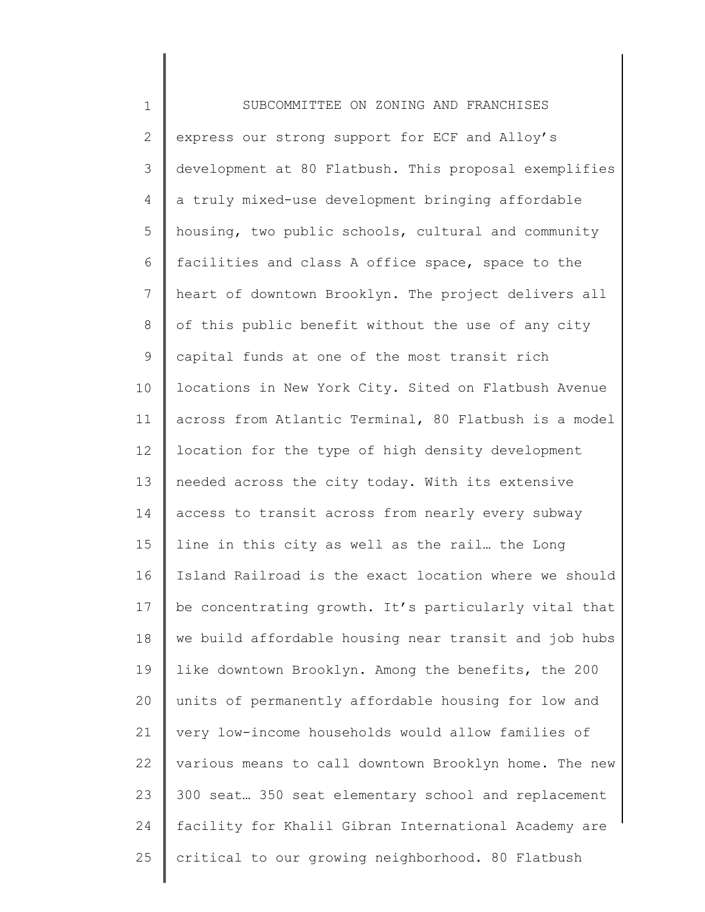express our strong support for ECF and Alloy's development at 80 Flatbush. This proposal exemplifies a truly mixed-use development bringing affordable housing, two public schools, cultural and community facilities and class A office space, space to the heart of downtown Brooklyn. The project delivers all of this public benefit without the use of any city capital funds at one of the most transit rich locations in New York City. Sited on Flatbush Avenue across from Atlantic Terminal, 80 Flatbush is a model location for the type of high density development needed across the city today. With its extensive access to transit across from nearly every subway line in this city as well as the rail… the Long Island Railroad is the exact location where we should be concentrating growth. It's particularly vital that we build affordable housing near transit and job hubs like downtown Brooklyn. Among the benefits, the 200 units of permanently affordable housing for low and very low-income households would allow families of various means to call downtown Brooklyn home. The new 300 seat… 350 seat elementary school and replacement facility for Khalil Gibran International Academy are critical to our growing neighborhood. 80 Flatbush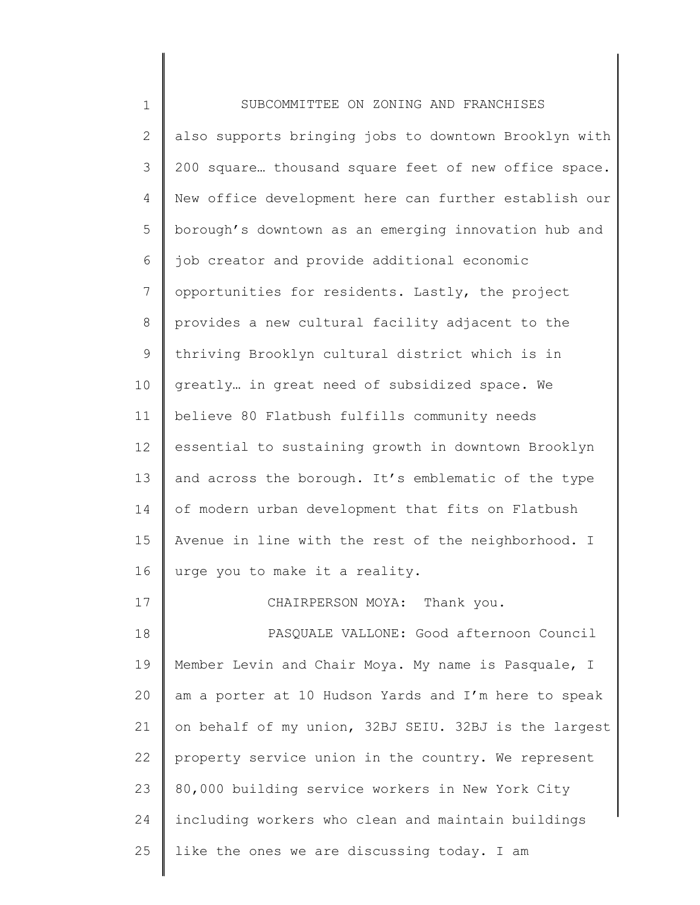also supports bringing jobs to downtown Brooklyn with 200 square… thousand square feet of new office space. New office development here can further establish our borough's downtown as an emerging innovation hub and job creator and provide additional economic opportunities for residents. Lastly, the project provides a new cultural facility adjacent to the thriving Brooklyn cultural district which is in greatly… in great need of subsidized space. We believe 80 Flatbush fulfills community needs essential to sustaining growth in downtown Brooklyn and across the borough. It's emblematic of the type of modern urban development that fits on Flatbush Avenue in line with the rest of the neighborhood. I urge you to make it a reality.

CHAIRPERSON MOYA: Thank you.

PASQUALE VALLONE: Good afternoon Council Member Levin and Chair Moya. My name is Pasquale, I am a porter at 10 Hudson Yards and I'm here to speak on behalf of my union, 32BJ SEIU. 32BJ is the largest property service union in the country. We represent 80,000 building service workers in New York City including workers who clean and maintain buildings like the ones we are discussing today. I am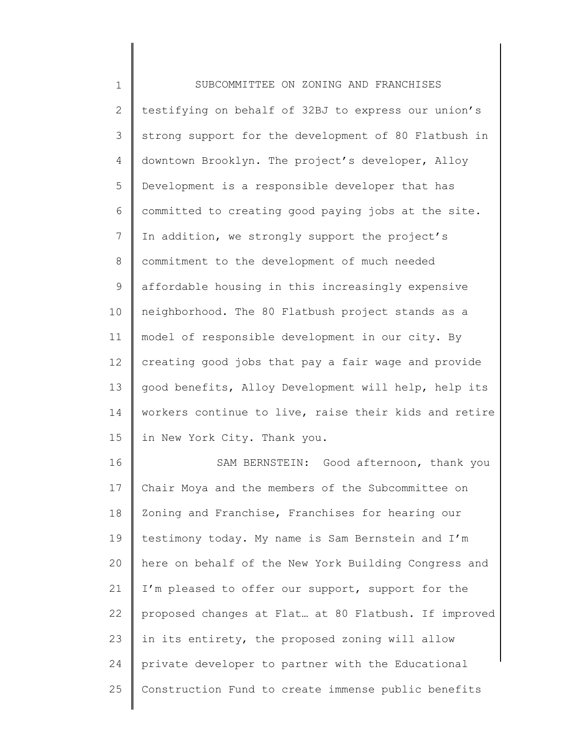testifying on behalf of 32BJ to express our union's strong support for the development of 80 Flatbush in downtown Brooklyn. The project's developer, Alloy Development is a responsible developer that has committed to creating good paying jobs at the site. In addition, we strongly support the project's commitment to the development of much needed affordable housing in this increasingly expensive neighborhood. The 80 Flatbush project stands as a model of responsible development in our city. By creating good jobs that pay a fair wage and provide good benefits, Alloy Development will help, help its workers continue to live, raise their kids and retire in New York City. Thank you.

SAM BERNSTEIN: Good afternoon, thank you Chair Moya and the members of the Subcommittee on Zoning and Franchise, Franchises for hearing our testimony today. My name is Sam Bernstein and I'm here on behalf of the New York Building Congress and I'm pleased to offer our support, support for the proposed changes at Flat… at 80 Flatbush. If improved in its entirety, the proposed zoning will allow private developer to partner with the Educational Construction Fund to create immense public benefits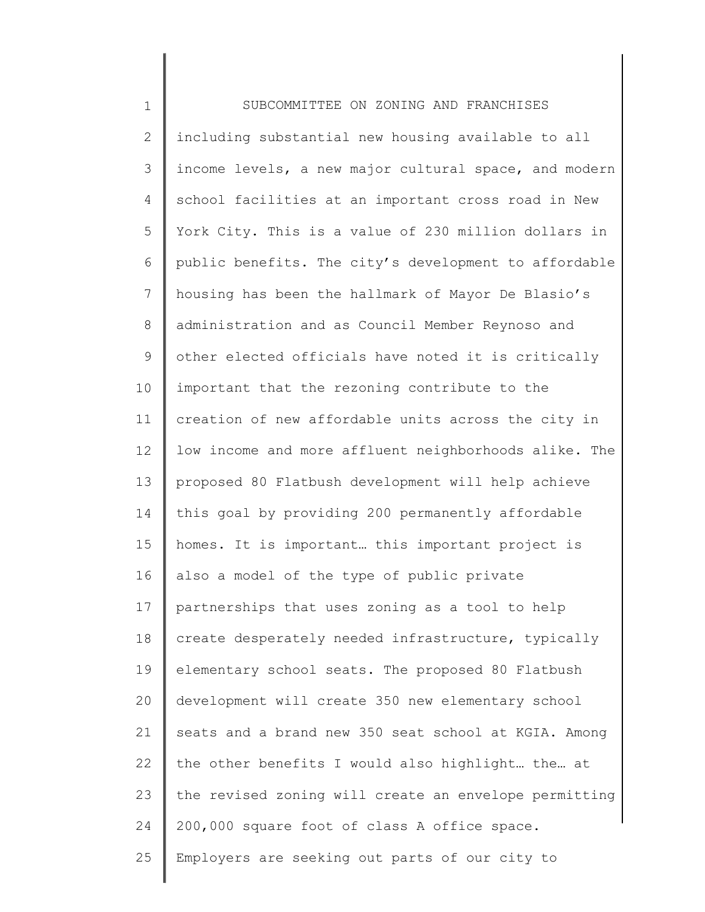including substantial new housing available to all income levels, a new major cultural space, and modern school facilities at an important cross road in New York City. This is a value of 230 million dollars in public benefits. The city's development to affordable housing has been the hallmark of Mayor De Blasio's administration and as Council Member Reynoso and other elected officials have noted it is critically important that the rezoning contribute to the creation of new affordable units across the city in low income and more affluent neighborhoods alike. The proposed 80 Flatbush development will help achieve this goal by providing 200 permanently affordable homes. It is important… this important project is also a model of the type of public private partnerships that uses zoning as a tool to help create desperately needed infrastructure, typically elementary school seats. The proposed 80 Flatbush development will create 350 new elementary school seats and a brand new 350 seat school at KGIA. Among the other benefits I would also highlight… the… at the revised zoning will create an envelope permitting 200,000 square foot of class A office space. Employers are seeking out parts of our city to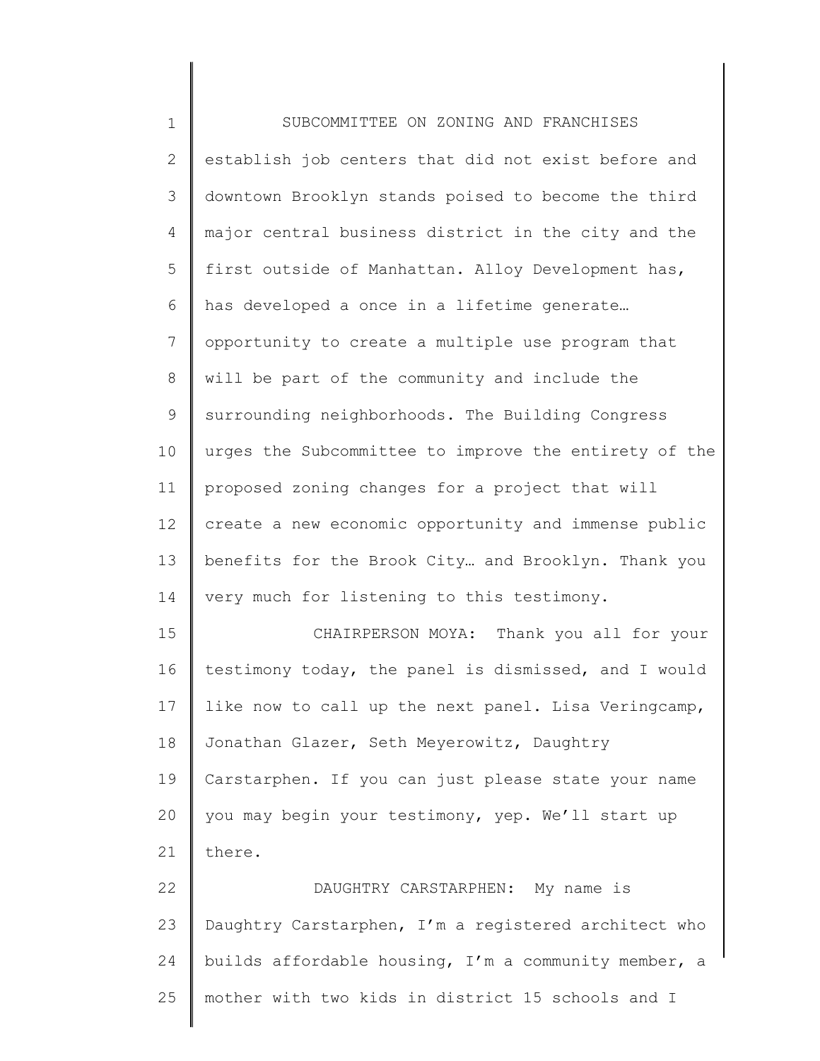establish job centers that did not exist before and downtown Brooklyn stands poised to become the third major central business district in the city and the first outside of Manhattan. Alloy Development has, has developed a once in a lifetime generate… opportunity to create a multiple use program that will be part of the community and include the surrounding neighborhoods. The Building Congress urges the Subcommittee to improve the entirety of the proposed zoning changes for a project that will create a new economic opportunity and immense public benefits for the Brook City… and Brooklyn. Thank you very much for listening to this testimony.

CHAIRPERSON MOYA: Thank you all for your testimony today, the panel is dismissed, and I would like now to call up the next panel. Lisa Veringcamp, Jonathan Glazer, Seth Meyerowitz, Daughtry Carstarphen. If you can just please state your name you may begin your testimony, yep. We'll start up there.

DAUGHTRY CARSTARPHEN: My name is Daughtry Carstarphen, I'm a registered architect who builds affordable housing, I'm a community member, a mother with two kids in district 15 schools and I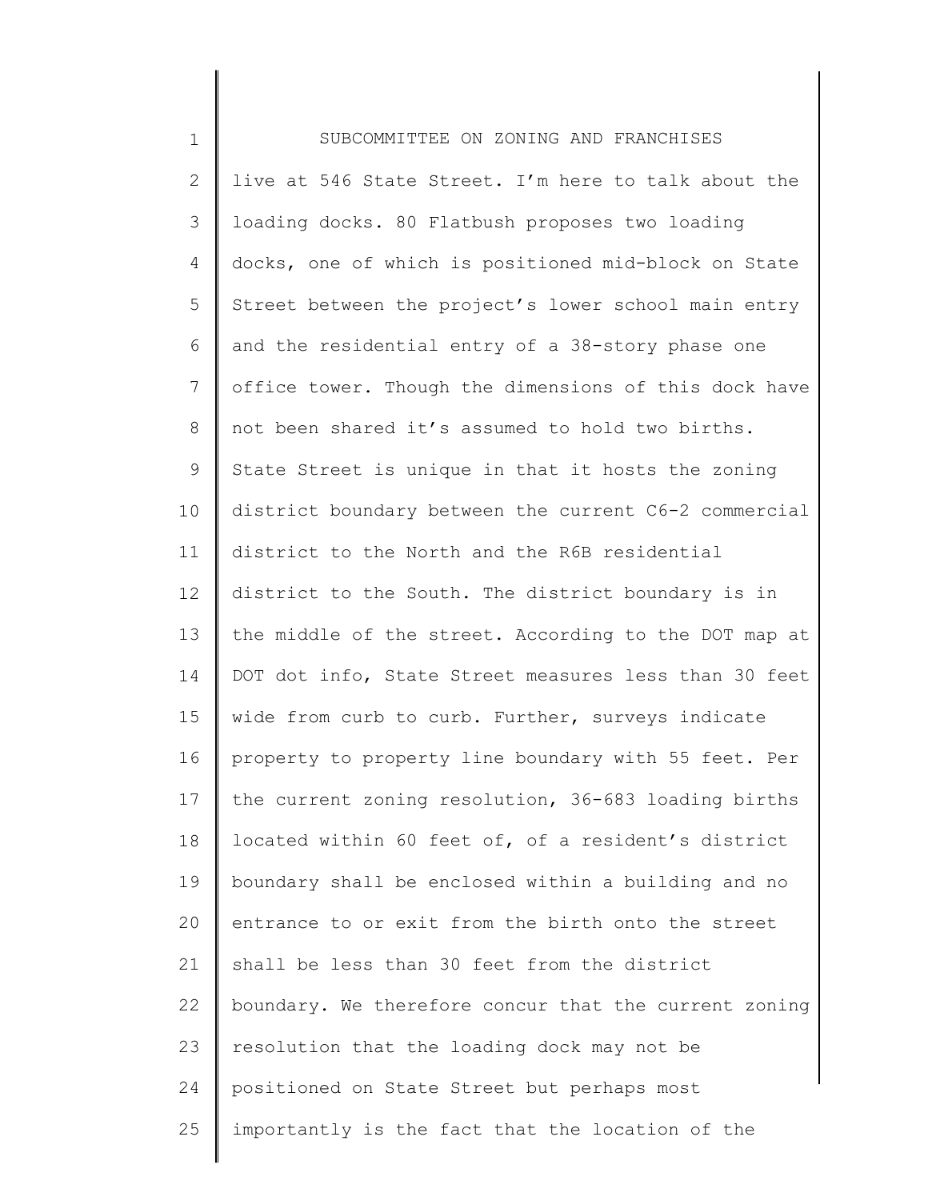live at 546 State Street. I'm here to talk about the loading docks. 80 Flatbush proposes two loading docks, one of which is positioned mid-block on State Street between the project's lower school main entry and the residential entry of a 38-story phase one office tower. Though the dimensions of this dock have not been shared it's assumed to hold two births. State Street is unique in that it hosts the zoning district boundary between the current C6-2 commercial district to the North and the R6B residential district to the South. The district boundary is in the middle of the street. According to the DOT map at DOT dot info, State Street measures less than 30 feet wide from curb to curb. Further, surveys indicate property to property line boundary with 55 feet. Per the current zoning resolution, 36-683 loading births located within 60 feet of, of a resident's district boundary shall be enclosed within a building and no entrance to or exit from the birth onto the street shall be less than 30 feet from the district boundary. We therefore concur that the current zoning resolution that the loading dock may not be positioned on State Street but perhaps most importantly is the fact that the location of the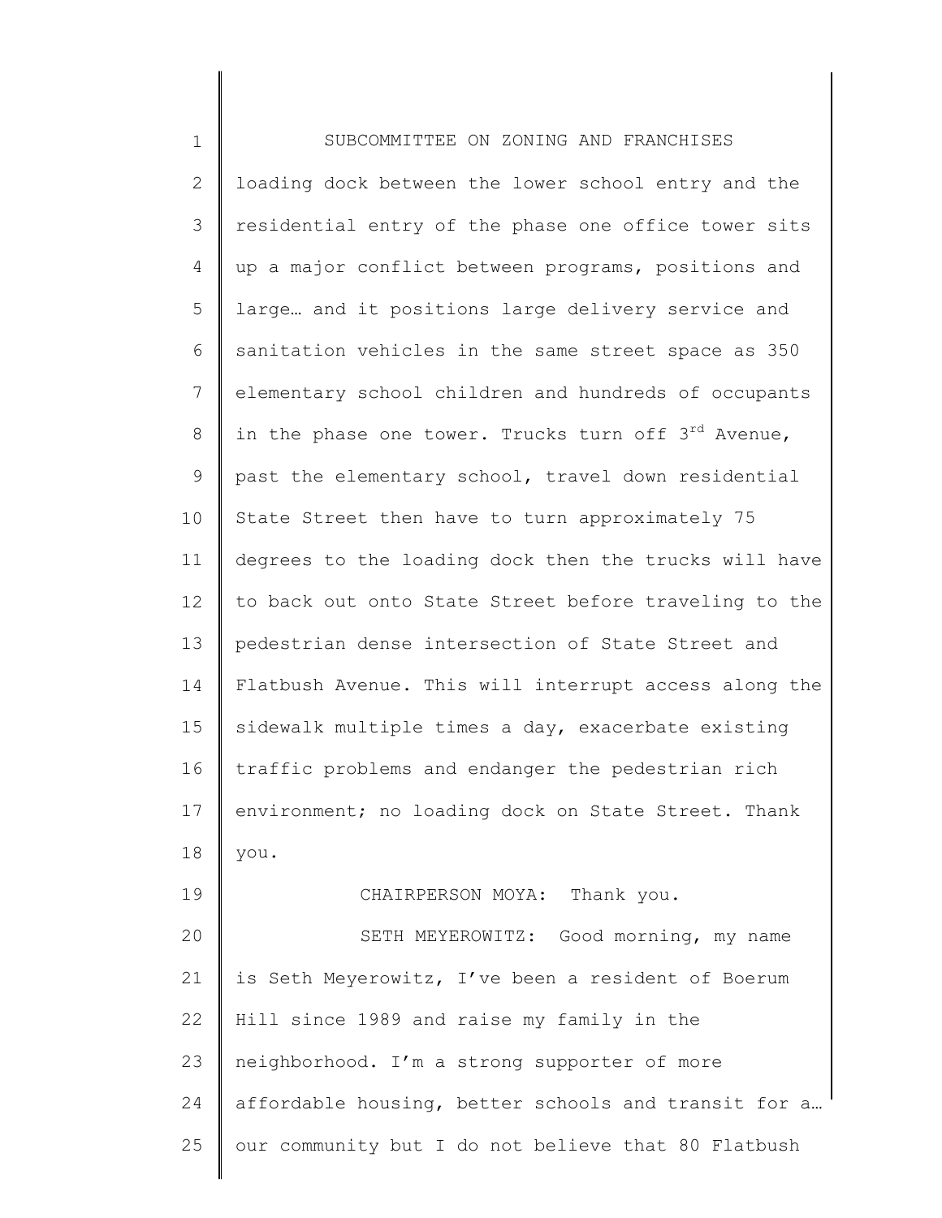loading dock between the lower school entry and the residential entry of the phase one office tower sits up a major conflict between programs, positions and large… and it positions large delivery service and sanitation vehicles in the same street space as 350 elementary school children and hundreds of occupants in the phase one tower. Trucks turn off 3rd Avenue, past the elementary school, travel down residential State Street then have to turn approximately 75 degrees to the loading dock then the trucks will have to back out onto State Street before traveling to the pedestrian dense intersection of State Street and Flatbush Avenue. This will interrupt access along the sidewalk multiple times a day, exacerbate existing traffic problems and endanger the pedestrian rich environment; no loading dock on State Street. Thank you.

CHAIRPERSON MOYA: Thank you.

SETH MEYEROWITZ: Good morning, my name is Seth Meyerowitz, I've been a resident of Boerum Hill since 1989 and raise my family in the neighborhood. I'm a strong supporter of more affordable housing, better schools and transit for a… our community but I do not believe that 80 Flatbush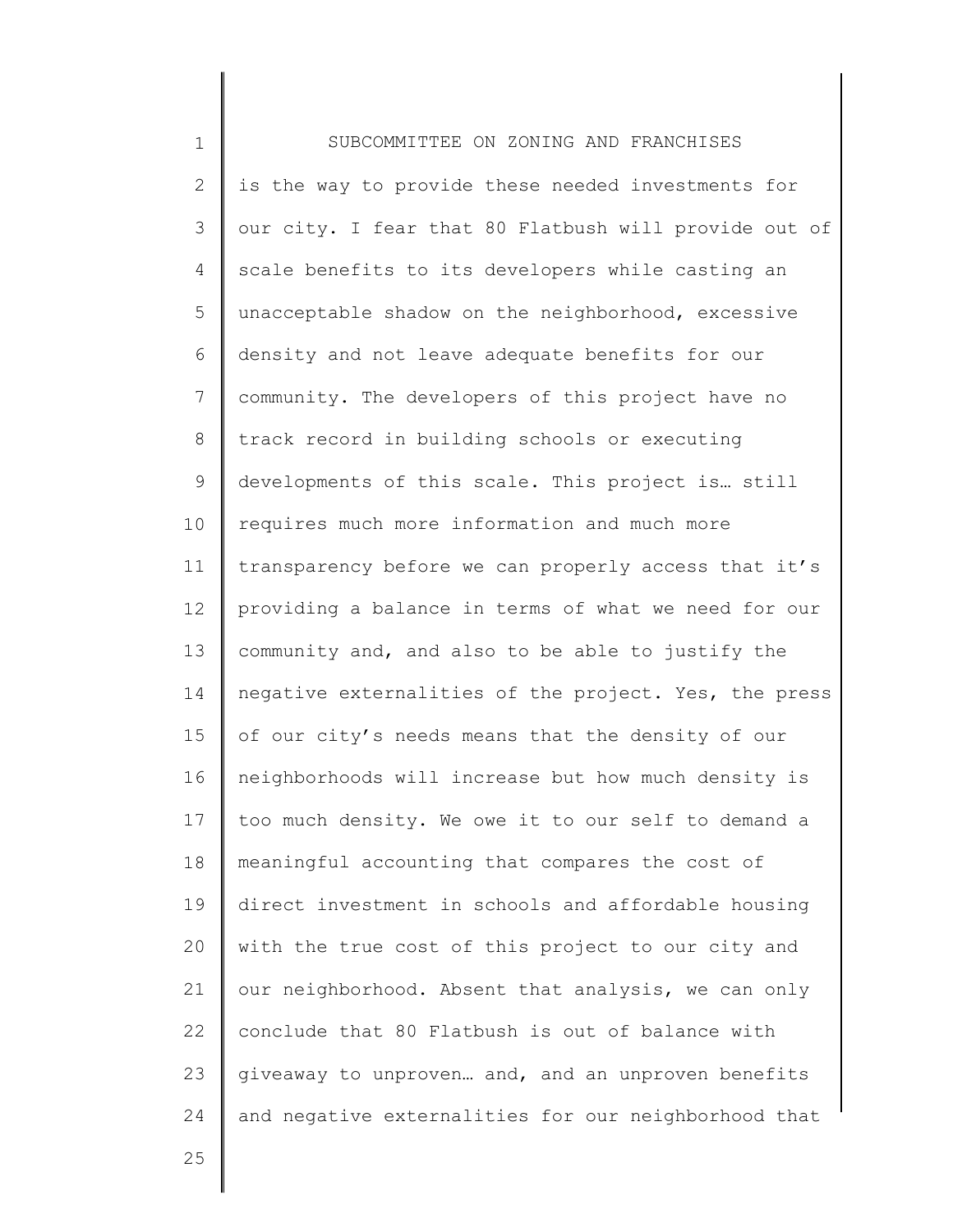is the way to provide these needed investments for our city. I fear that 80 Flatbush will provide out of scale benefits to its developers while casting an unacceptable shadow on the neighborhood, excessive density and not leave adequate benefits for our community. The developers of this project have no track record in building schools or executing developments of this scale. This project is… still requires much more information and much more transparency before we can properly access that it's providing a balance in terms of what we need for our community and, and also to be able to justify the negative externalities of the project. Yes, the press of our city's needs means that the density of our neighborhoods will increase but how much density is too much density. We owe it to our self to demand a meaningful accounting that compares the cost of direct investment in schools and affordable housing with the true cost of this project to our city and our neighborhood. Absent that analysis, we can only conclude that 80 Flatbush is out of balance with giveaway to unproven… and, and an unproven benefits and negative externalities for our neighborhood that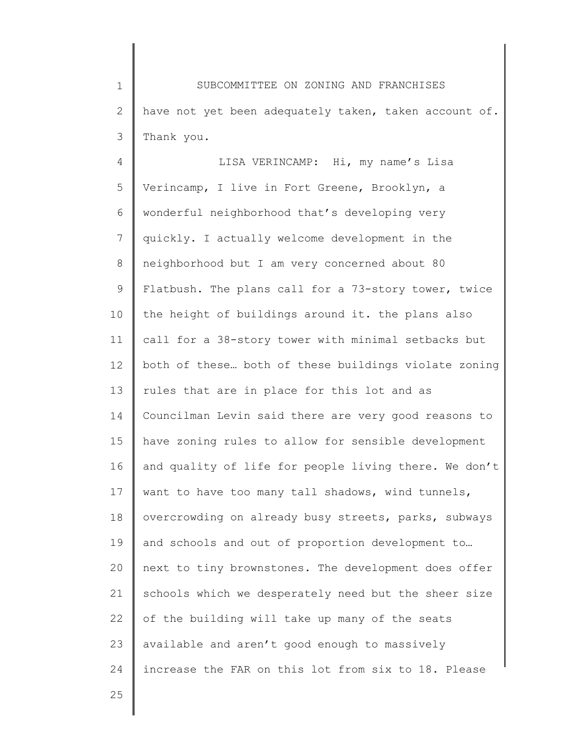have not yet been adequately taken, taken account of. Thank you.

LISA VERINCAMP: Hi, my name's Lisa Verincamp, I live in Fort Greene, Brooklyn, a wonderful neighborhood that's developing very quickly. I actually welcome development in the neighborhood but I am very concerned about 80 Flatbush. The plans call for a 73-story tower, twice the height of buildings around it. the plans also call for a 38-story tower with minimal setbacks but both of these… both of these buildings violate zoning rules that are in place for this lot and as Councilman Levin said there are very good reasons to have zoning rules to allow for sensible development and quality of life for people living there. We don't want to have too many tall shadows, wind tunnels, overcrowding on already busy streets, parks, subways and schools and out of proportion development to… next to tiny brownstones. The development does offer schools which we desperately need but the sheer size of the building will take up many of the seats available and aren't good enough to massively increase the FAR on this lot from six to 18. Please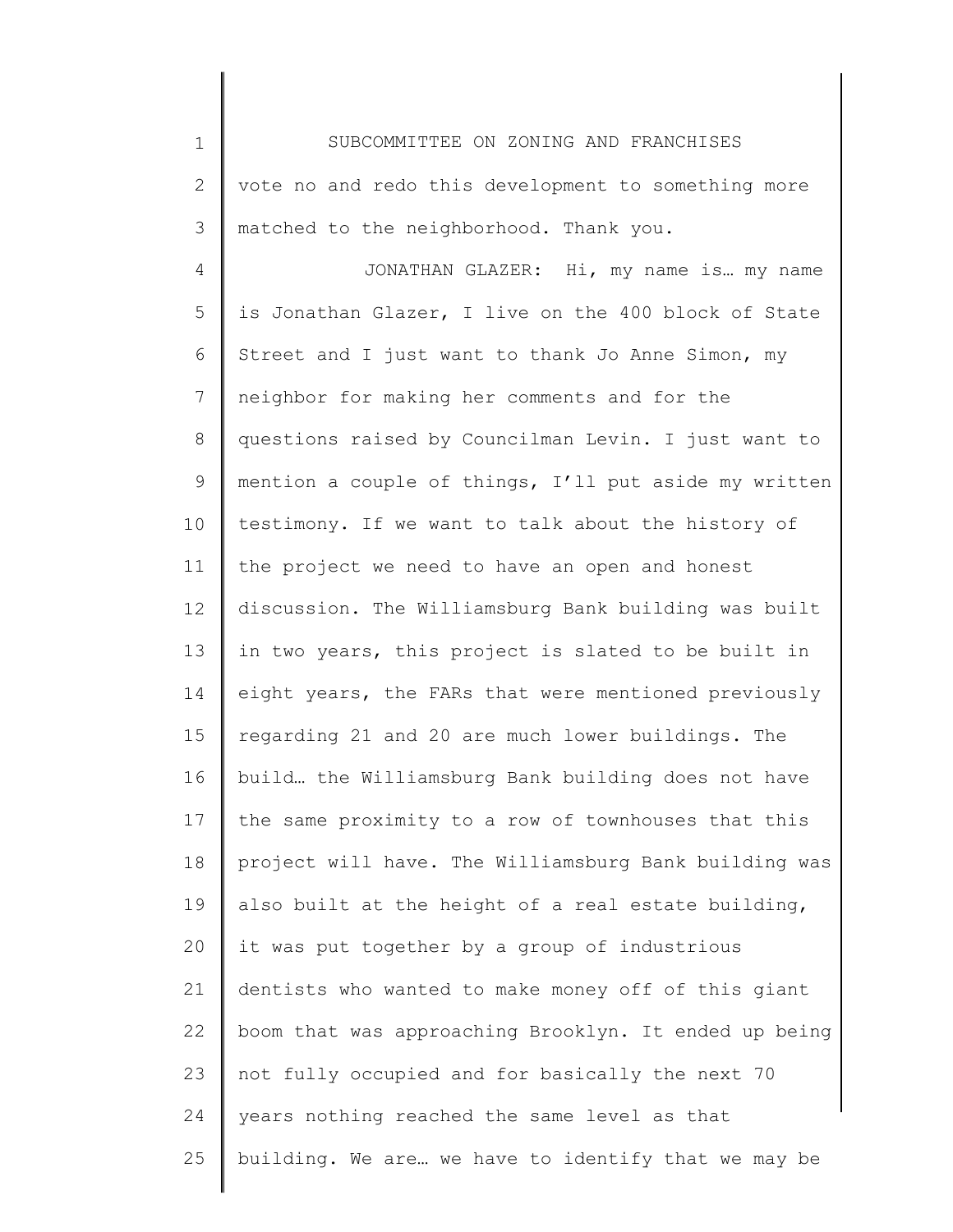vote no and redo this development to something more matched to the neighborhood. Thank you.

JONATHAN GLAZER: Hi, my name is… my name is Jonathan Glazer, I live on the 400 block of State Street and I just want to thank Jo Anne Simon, my neighbor for making her comments and for the questions raised by Councilman Levin. I just want to mention a couple of things, I'll put aside my written testimony. If we want to talk about the history of the project we need to have an open and honest discussion. The Williamsburg Bank building was built in two years, this project is slated to be built in eight years, the FARs that were mentioned previously regarding 21 and 20 are much lower buildings. The build… the Williamsburg Bank building does not have the same proximity to a row of townhouses that this project will have. The Williamsburg Bank building was also built at the height of a real estate building, it was put together by a group of industrious dentists who wanted to make money off of this giant boom that was approaching Brooklyn. It ended up being not fully occupied and for basically the next 70 years nothing reached the same level as that building. We are… we have to identify that we may be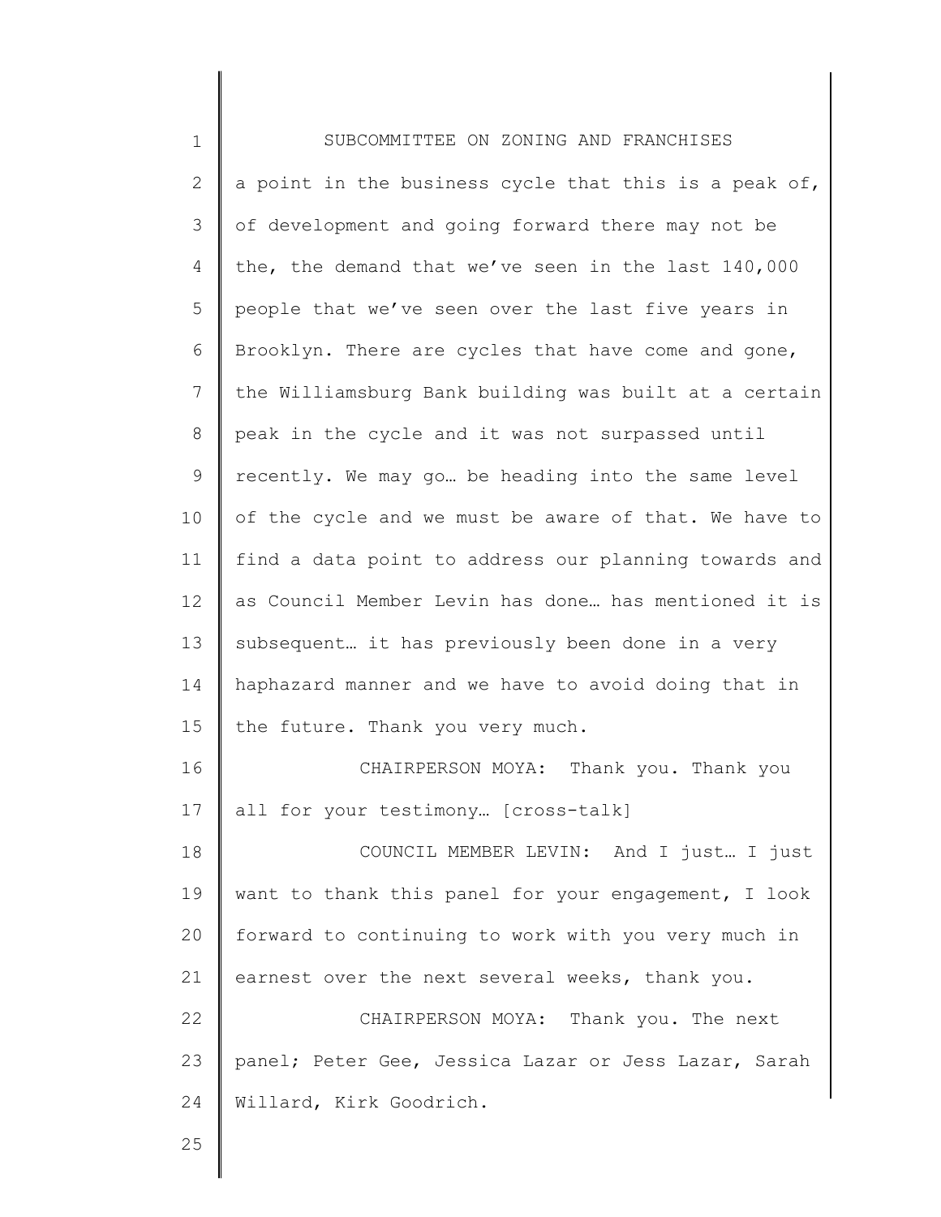a point in the business cycle that this is a peak of, of development and going forward there may not be the, the demand that we've seen in the last 140,000 people that we've seen over the last five years in Brooklyn. There are cycles that have come and gone, the Williamsburg Bank building was built at a certain peak in the cycle and it was not surpassed until recently. We may go… be heading into the same level of the cycle and we must be aware of that. We have to find a data point to address our planning towards and as Council Member Levin has done… has mentioned it is subsequent… it has previously been done in a very haphazard manner and we have to avoid doing that in the future. Thank you very much.

CHAIRPERSON MOYA: Thank you. Thank you all for your testimony… [cross-talk]

COUNCIL MEMBER LEVIN: And I just… I just want to thank this panel for your engagement, I look forward to continuing to work with you very much in earnest over the next several weeks, thank you.

CHAIRPERSON MOYA: Thank you. The next panel; Peter Gee, Jessica Lazar or Jess Lazar, Sarah Willard, Kirk Goodrich.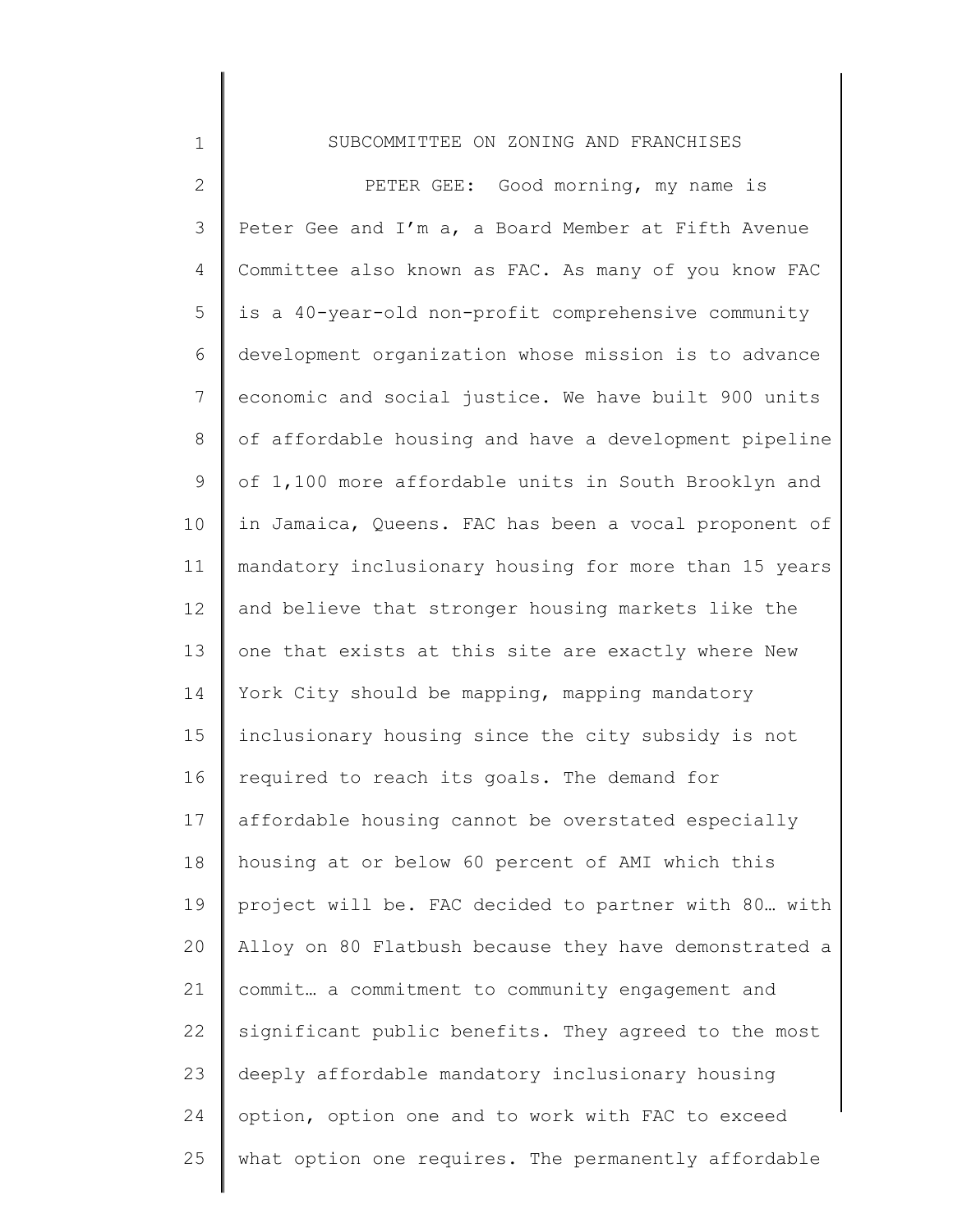SUBCOMMITTEE ON ZONING AND FRANCHISES

PETER GEE: Good morning, my name is Peter Gee and I'm a, a Board Member at Fifth Avenue Committee also known as FAC. As many of you know FAC is a 40-year-old non-profit comprehensive community development organization whose mission is to advance economic and social justice. We have built 900 units of affordable housing and have a development pipeline of 1,100 more affordable units in South Brooklyn and in Jamaica, Queens. FAC has been a vocal proponent of mandatory inclusionary housing for more than 15 years and believe that stronger housing markets like the one that exists at this site are exactly where New York City should be mapping, mapping mandatory inclusionary housing since the city subsidy is not required to reach its goals. The demand for affordable housing cannot be overstated especially housing at or below 60 percent of AMI which this project will be. FAC decided to partner with 80… with Alloy on 80 Flatbush because they have demonstrated a commit… a commitment to community engagement and significant public benefits. They agreed to the most deeply affordable mandatory inclusionary housing option, option one and to work with FAC to exceed what option one requires. The permanently affordable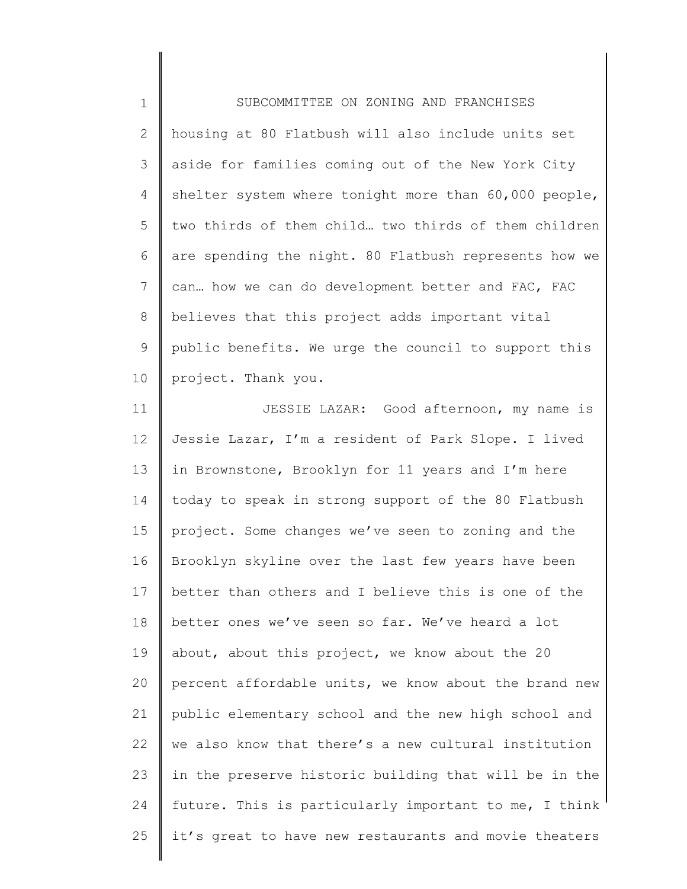housing at 80 Flatbush will also include units set aside for families coming out of the New York City shelter system where tonight more than 60,000 people, two thirds of them child… two thirds of them children are spending the night. 80 Flatbush represents how we can… how we can do development better and FAC, FAC believes that this project adds important vital public benefits. We urge the council to support this project. Thank you.

JESSIE LAZAR: Good afternoon, my name is Jessie Lazar, I'm a resident of Park Slope. I lived in Brownstone, Brooklyn for 11 years and I'm here today to speak in strong support of the 80 Flatbush project. Some changes we've seen to zoning and the Brooklyn skyline over the last few years have been better than others and I believe this is one of the better ones we've seen so far. We've heard a lot about, about this project, we know about the 20 percent affordable units, we know about the brand new public elementary school and the new high school and we also know that there's a new cultural institution in the preserve historic building that will be in the future. This is particularly important to me, I think it's great to have new restaurants and movie theaters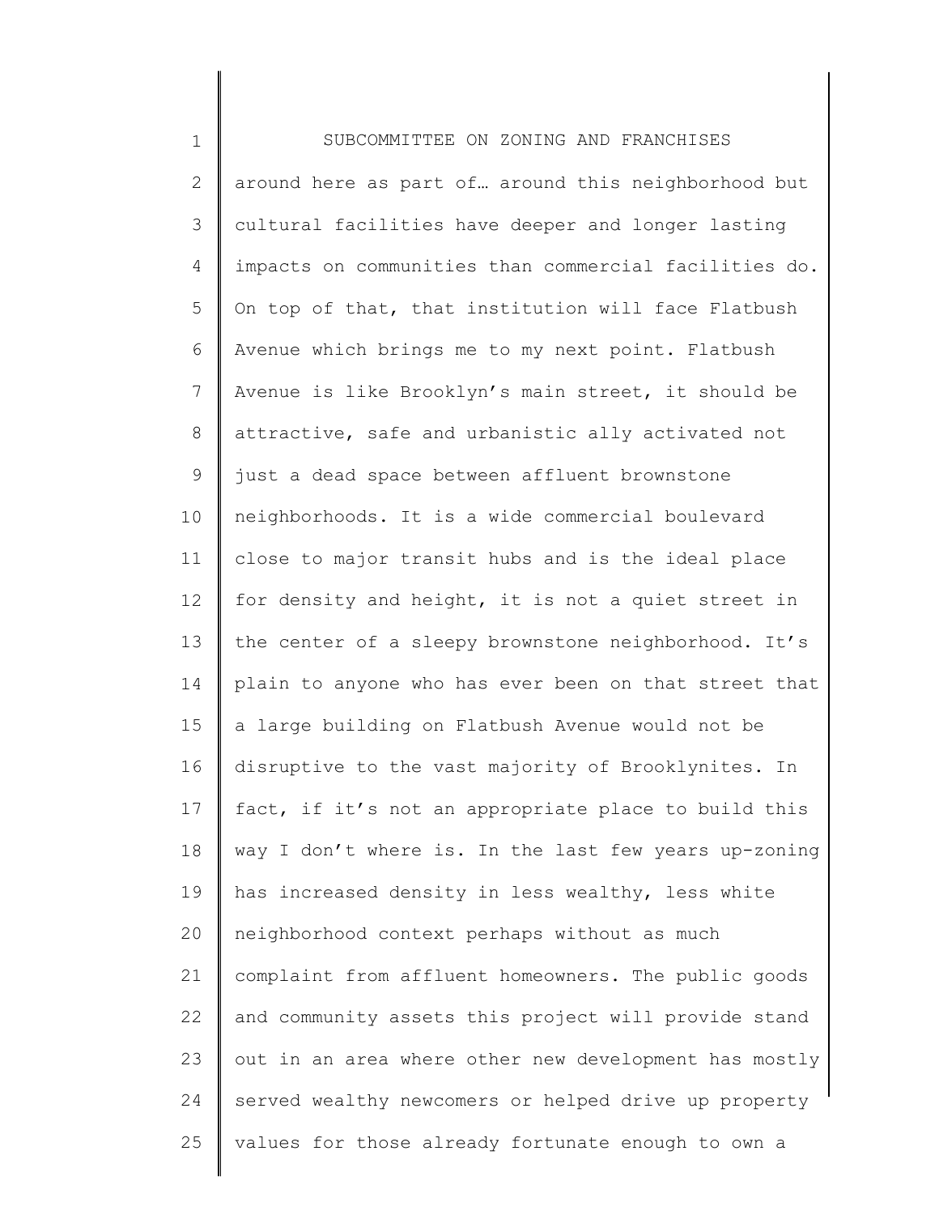around here as part of… around this neighborhood but cultural facilities have deeper and longer lasting impacts on communities than commercial facilities do. On top of that, that institution will face Flatbush Avenue which brings me to my next point. Flatbush Avenue is like Brooklyn's main street, it should be attractive, safe and urbanistic ally activated not just a dead space between affluent brownstone neighborhoods. It is a wide commercial boulevard close to major transit hubs and is the ideal place for density and height, it is not a quiet street in the center of a sleepy brownstone neighborhood. It's plain to anyone who has ever been on that street that a large building on Flatbush Avenue would not be disruptive to the vast majority of Brooklynites. In fact, if it's not an appropriate place to build this way I don't where is. In the last few years up-zoning has increased density in less wealthy, less white neighborhood context perhaps without as much complaint from affluent homeowners. The public goods and community assets this project will provide stand out in an area where other new development has mostly served wealthy newcomers or helped drive up property values for those already fortunate enough to own a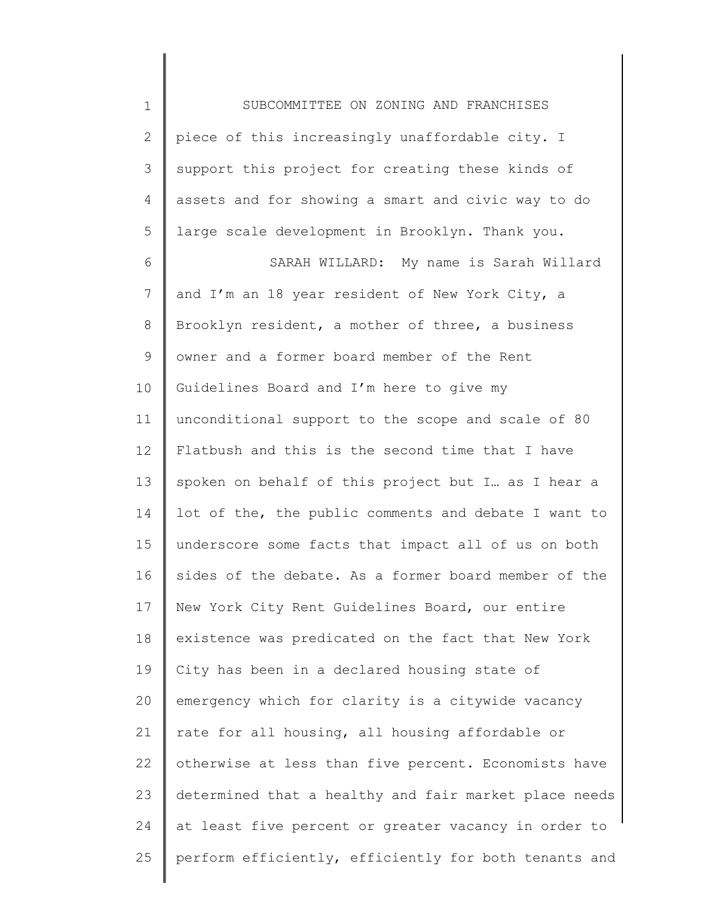piece of this increasingly unaffordable city. I support this project for creating these kinds of assets and for showing a smart and civic way to do large scale development in Brooklyn. Thank you.

SARAH WILLARD: My name is Sarah Willard and I'm an 18 year resident of New York City, a Brooklyn resident, a mother of three, a business owner and a former board member of the Rent Guidelines Board and I'm here to give my unconditional support to the scope and scale of 80 Flatbush and this is the second time that I have spoken on behalf of this project but I… as I hear a lot of the, the public comments and debate I want to underscore some facts that impact all of us on both sides of the debate. As a former board member of the New York City Rent Guidelines Board, our entire existence was predicated on the fact that New York City has been in a declared housing state of emergency which for clarity is a citywide vacancy rate for all housing, all housing affordable or otherwise at less than five percent. Economists have determined that a healthy and fair market place needs at least five percent or greater vacancy in order to perform efficiently, efficiently for both tenants and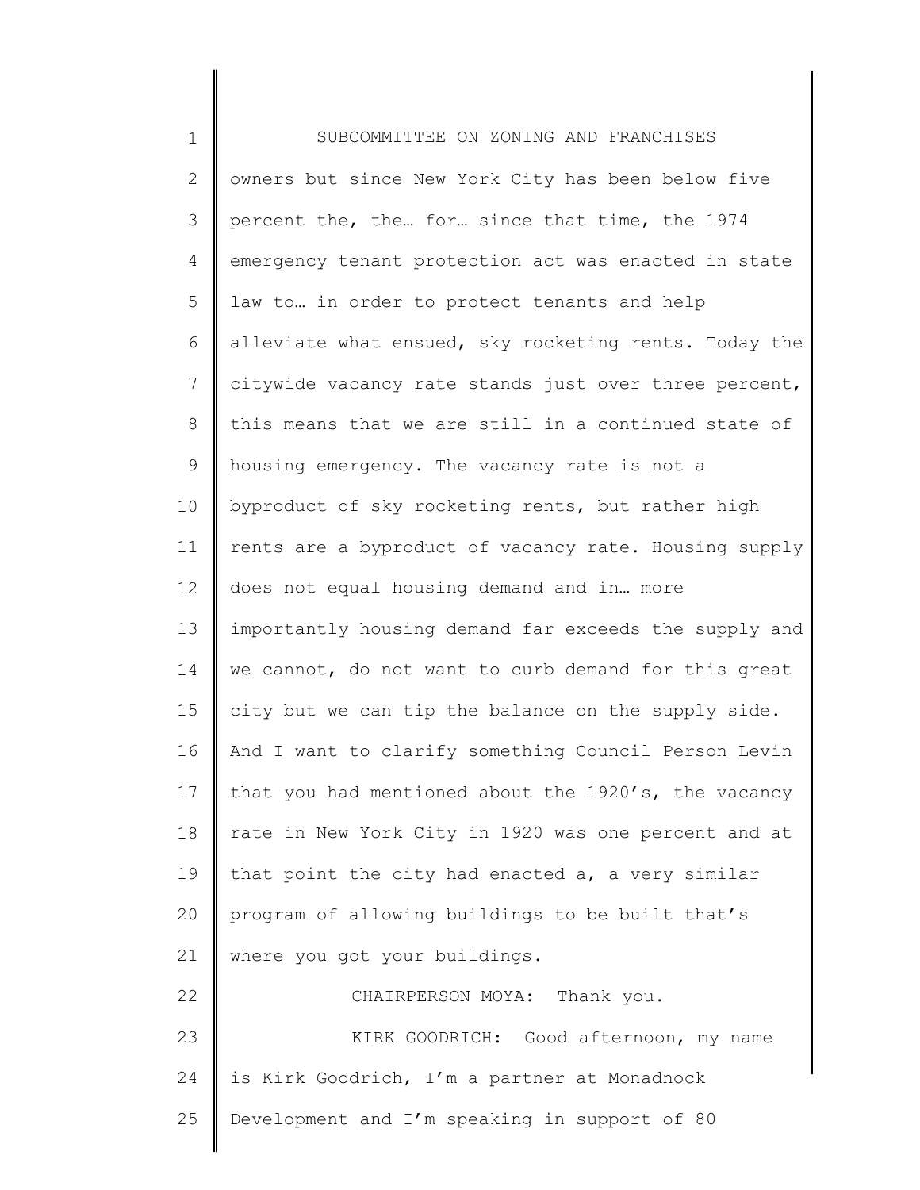owners but since New York City has been below five percent the, the… for… since that time, the 1974 emergency tenant protection act was enacted in state law to… in order to protect tenants and help alleviate what ensued, sky rocketing rents. Today the citywide vacancy rate stands just over three percent, this means that we are still in a continued state of housing emergency. The vacancy rate is not a byproduct of sky rocketing rents, but rather high rents are a byproduct of vacancy rate. Housing supply does not equal housing demand and in… more importantly housing demand far exceeds the supply and we cannot, do not want to curb demand for this great city but we can tip the balance on the supply side. And I want to clarify something Council Person Levin that you had mentioned about the 1920's, the vacancy rate in New York City in 1920 was one percent and at that point the city had enacted a, a very similar program of allowing buildings to be built that's where you got your buildings.

CHAIRPERSON MOYA: Thank you.

KIRK GOODRICH: Good afternoon, my name is Kirk Goodrich, I'm a partner at Monadnock Development and I'm speaking in support of 80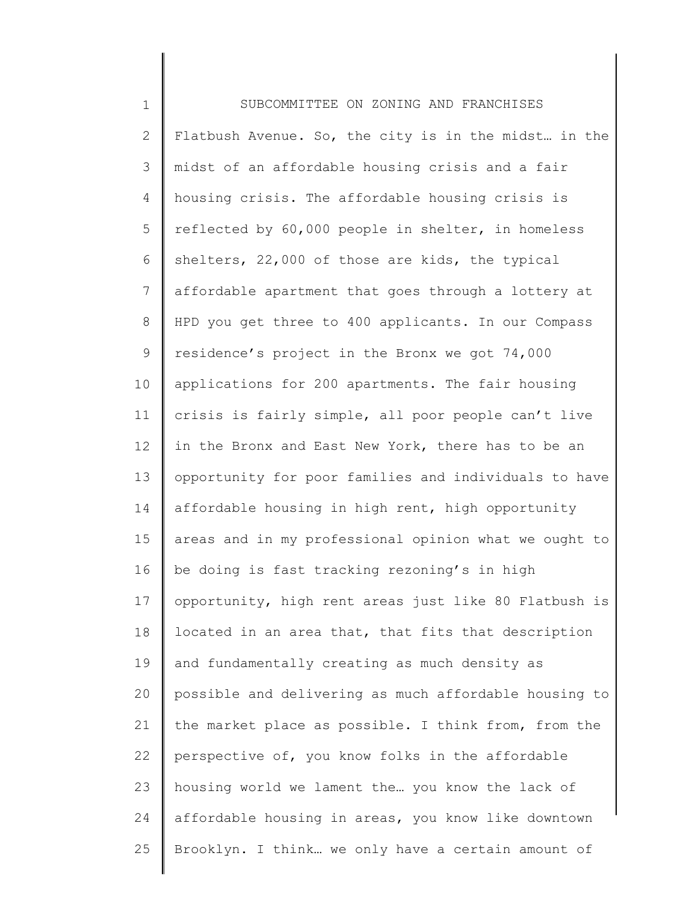Flatbush Avenue. So, the city is in the midst… in the midst of an affordable housing crisis and a fair housing crisis. The affordable housing crisis is reflected by 60,000 people in shelter, in homeless shelters, 22,000 of those are kids, the typical affordable apartment that goes through a lottery at HPD you get three to 400 applicants. In our Compass residence's project in the Bronx we got 74,000 applications for 200 apartments. The fair housing crisis is fairly simple, all poor people can't live in the Bronx and East New York, there has to be an opportunity for poor families and individuals to have affordable housing in high rent, high opportunity areas and in my professional opinion what we ought to be doing is fast tracking rezoning's in high opportunity, high rent areas just like 80 Flatbush is located in an area that, that fits that description and fundamentally creating as much density as possible and delivering as much affordable housing to the market place as possible. I think from, from the perspective of, you know folks in the affordable housing world we lament the… you know the lack of affordable housing in areas, you know like downtown Brooklyn. I think… we only have a certain amount of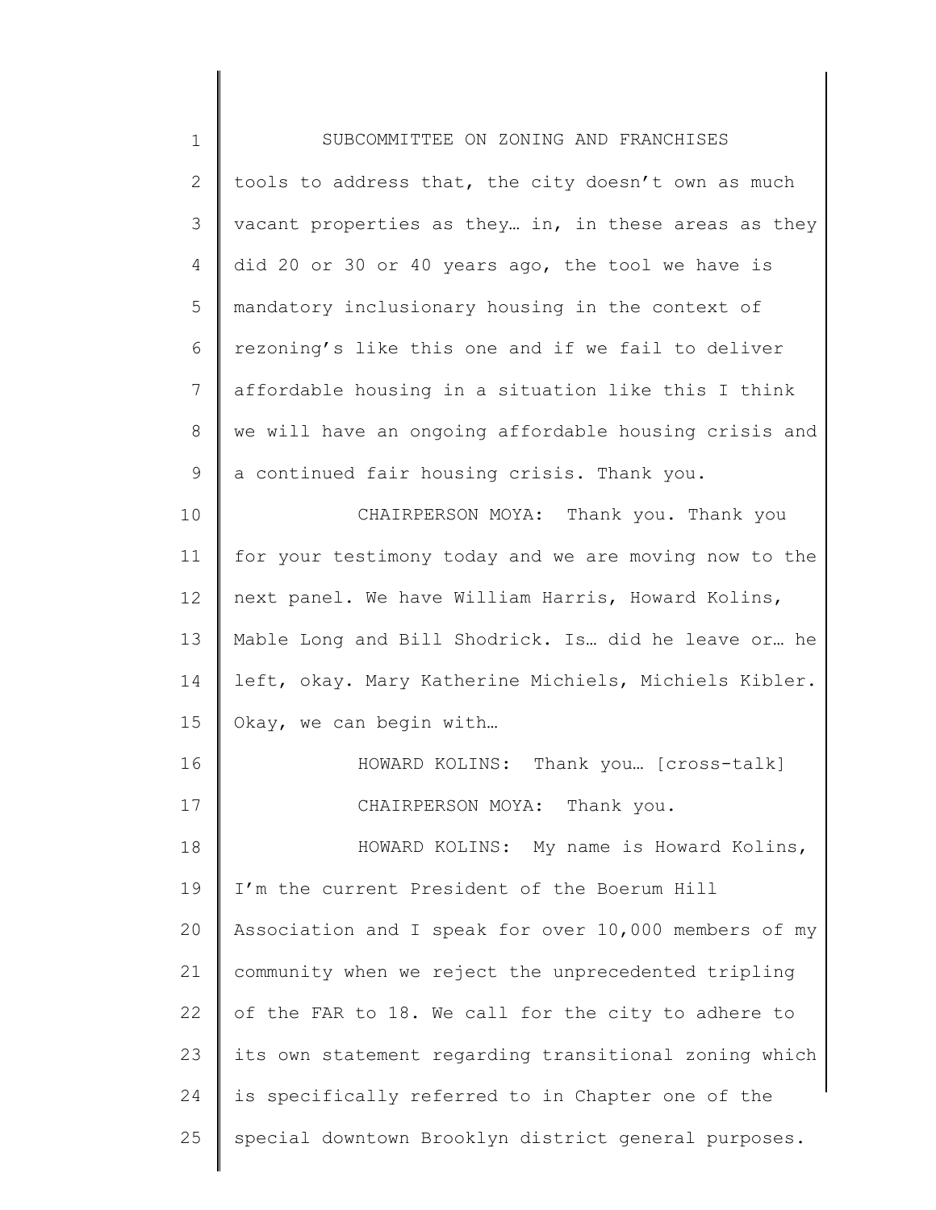tools to address that, the city doesn't own as much vacant properties as they… in, in these areas as they did 20 or 30 or 40 years ago, the tool we have is mandatory inclusionary housing in the context of rezoning's like this one and if we fail to deliver affordable housing in a situation like this I think we will have an ongoing affordable housing crisis and a continued fair housing crisis. Thank you.

CHAIRPERSON MOYA: Thank you. Thank you for your testimony today and we are moving now to the next panel. We have William Harris, Howard Kolins, Mable Long and Bill Shodrick. Is… did he leave or… he left, okay. Mary Katherine Michiels, Michiels Kibler. Okay, we can begin with…

HOWARD KOLINS: Thank you… [cross-talk]

CHAIRPERSON MOYA: Thank you.

HOWARD KOLINS: My name is Howard Kolins, I'm the current President of the Boerum Hill Association and I speak for over 10,000 members of my community when we reject the unprecedented tripling of the FAR to 18. We call for the city to adhere to its own statement regarding transitional zoning which is specifically referred to in Chapter one of the special downtown Brooklyn district general purposes.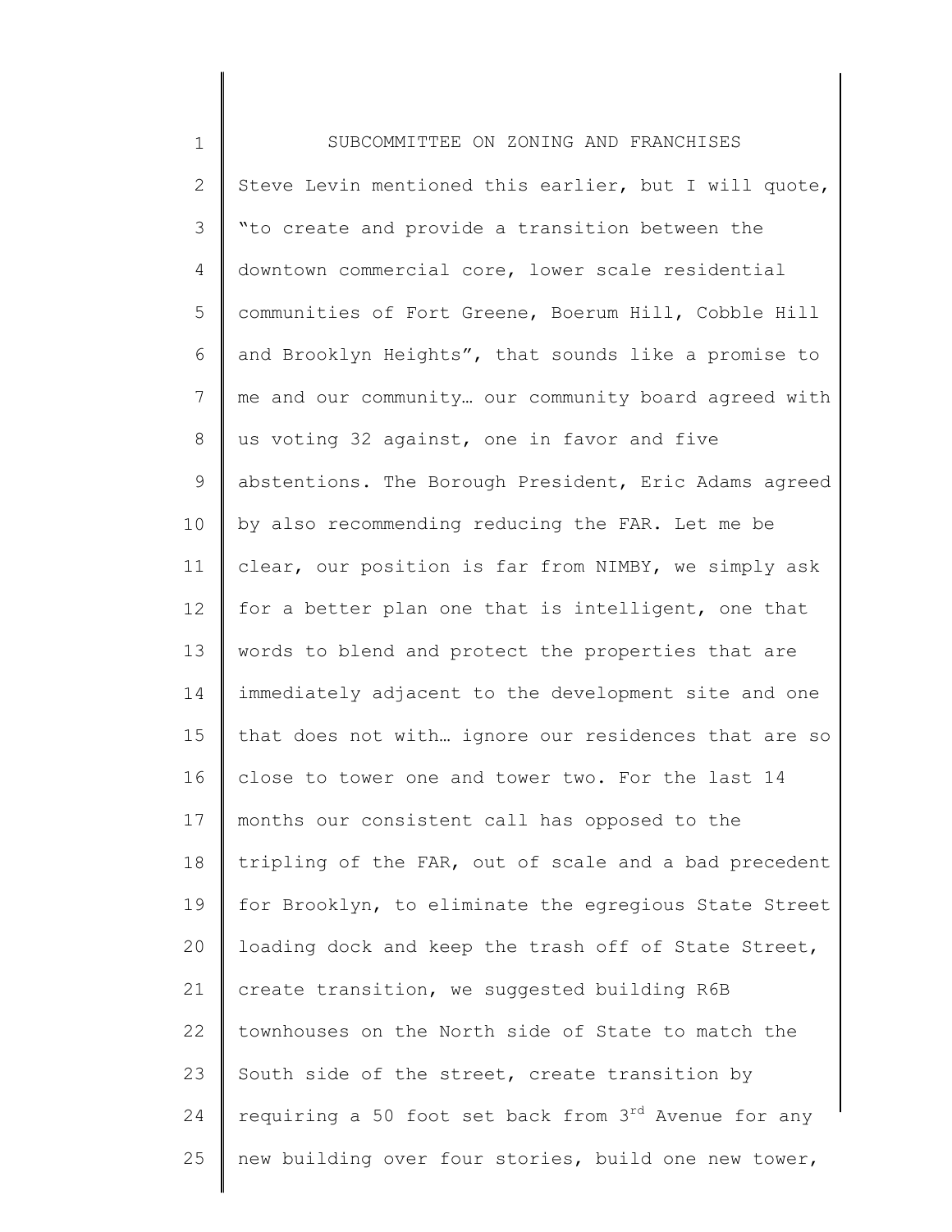Steve Levin mentioned this earlier, but I will quote, "to create and provide a transition between the downtown commercial core, lower scale residential communities of Fort Greene, Boerum Hill, Cobble Hill and Brooklyn Heights", that sounds like a promise to me and our community… our community board agreed with us voting 32 against, one in favor and five abstentions. The Borough President, Eric Adams agreed by also recommending reducing the FAR. Let me be clear, our position is far from NIMBY, we simply ask for a better plan one that is intelligent, one that words to blend and protect the properties that are immediately adjacent to the development site and one that does not with… ignore our residences that are so close to tower one and tower two. For the last 14 months our consistent call has opposed to the tripling of the FAR, out of scale and a bad precedent for Brooklyn, to eliminate the egregious State Street loading dock and keep the trash off of State Street, create transition, we suggested building R6B townhouses on the North side of State to match the South side of the street, create transition by requiring a 50 foot set back from 3rd Avenue for any new building over four stories, build one new tower,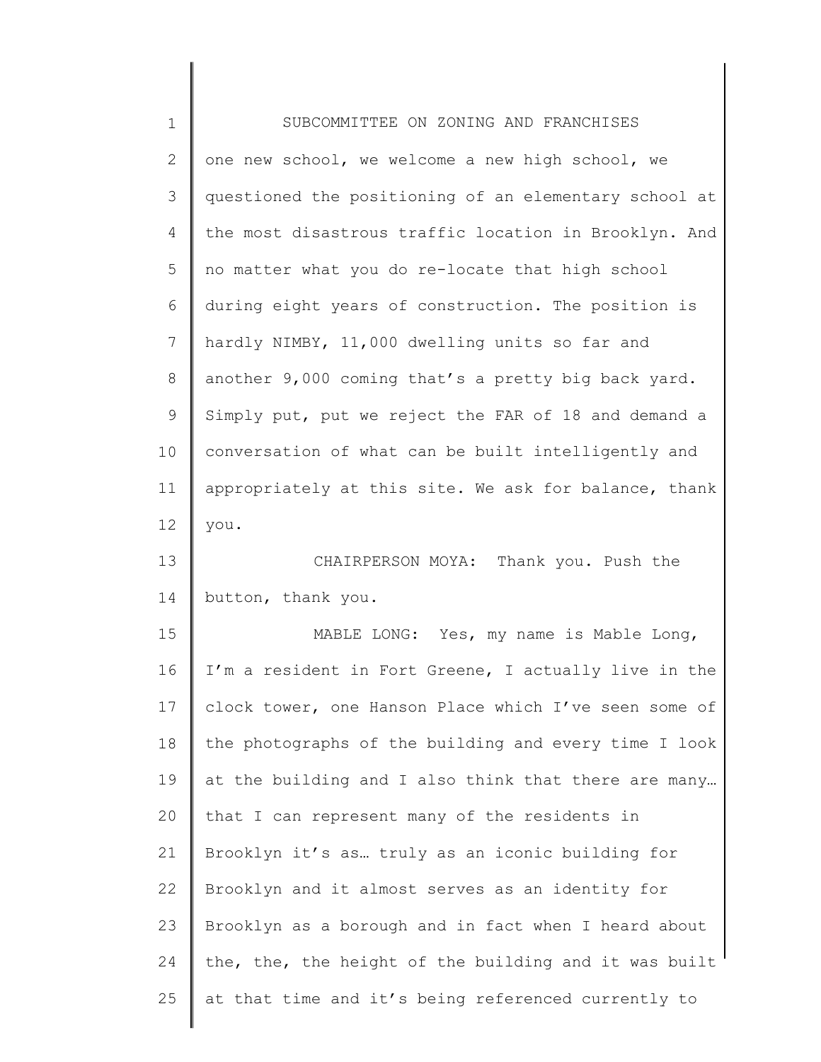one new school, we welcome a new high school, we questioned the positioning of an elementary school at the most disastrous traffic location in Brooklyn. And no matter what you do re-locate that high school during eight years of construction. The position is hardly NIMBY, 11,000 dwelling units so far and another 9,000 coming that's a pretty big back yard. Simply put, put we reject the FAR of 18 and demand a conversation of what can be built intelligently and appropriately at this site. We ask for balance, thank you.

CHAIRPERSON MOYA: Thank you. Push the button, thank you.

MABLE LONG: Yes, my name is Mable Long, I'm a resident in Fort Greene, I actually live in the clock tower, one Hanson Place which I've seen some of the photographs of the building and every time I look at the building and I also think that there are many… that I can represent many of the residents in Brooklyn it's as… truly as an iconic building for Brooklyn and it almost serves as an identity for Brooklyn as a borough and in fact when I heard about the, the, the height of the building and it was built at that time and it's being referenced currently to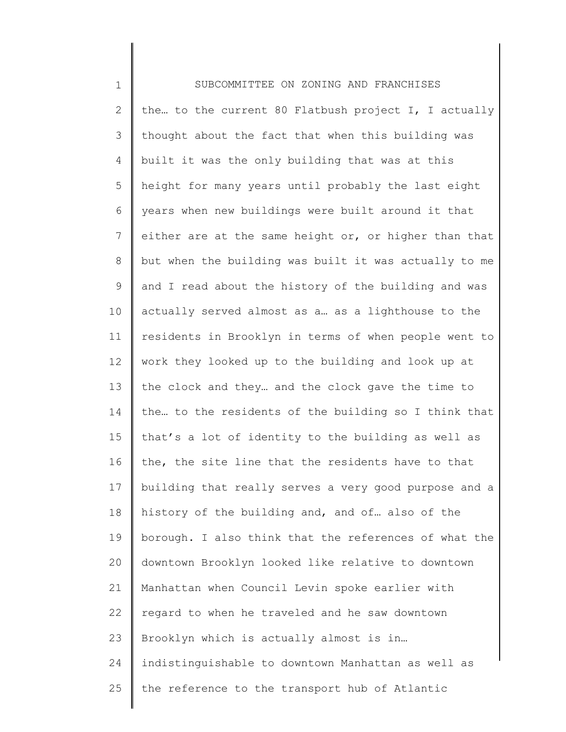the… to the current 80 Flatbush project I, I actually thought about the fact that when this building was built it was the only building that was at this height for many years until probably the last eight years when new buildings were built around it that either are at the same height or, or higher than that but when the building was built it was actually to me and I read about the history of the building and was actually served almost as a… as a lighthouse to the residents in Brooklyn in terms of when people went to work they looked up to the building and look up at the clock and they… and the clock gave the time to the… to the residents of the building so I think that that's a lot of identity to the building as well as the, the site line that the residents have to that building that really serves a very good purpose and a history of the building and, and of… also of the borough. I also think that the references of what the downtown Brooklyn looked like relative to downtown Manhattan when Council Levin spoke earlier with regard to when he traveled and he saw downtown Brooklyn which is actually almost is in… indistinguishable to downtown Manhattan as well as the reference to the transport hub of Atlantic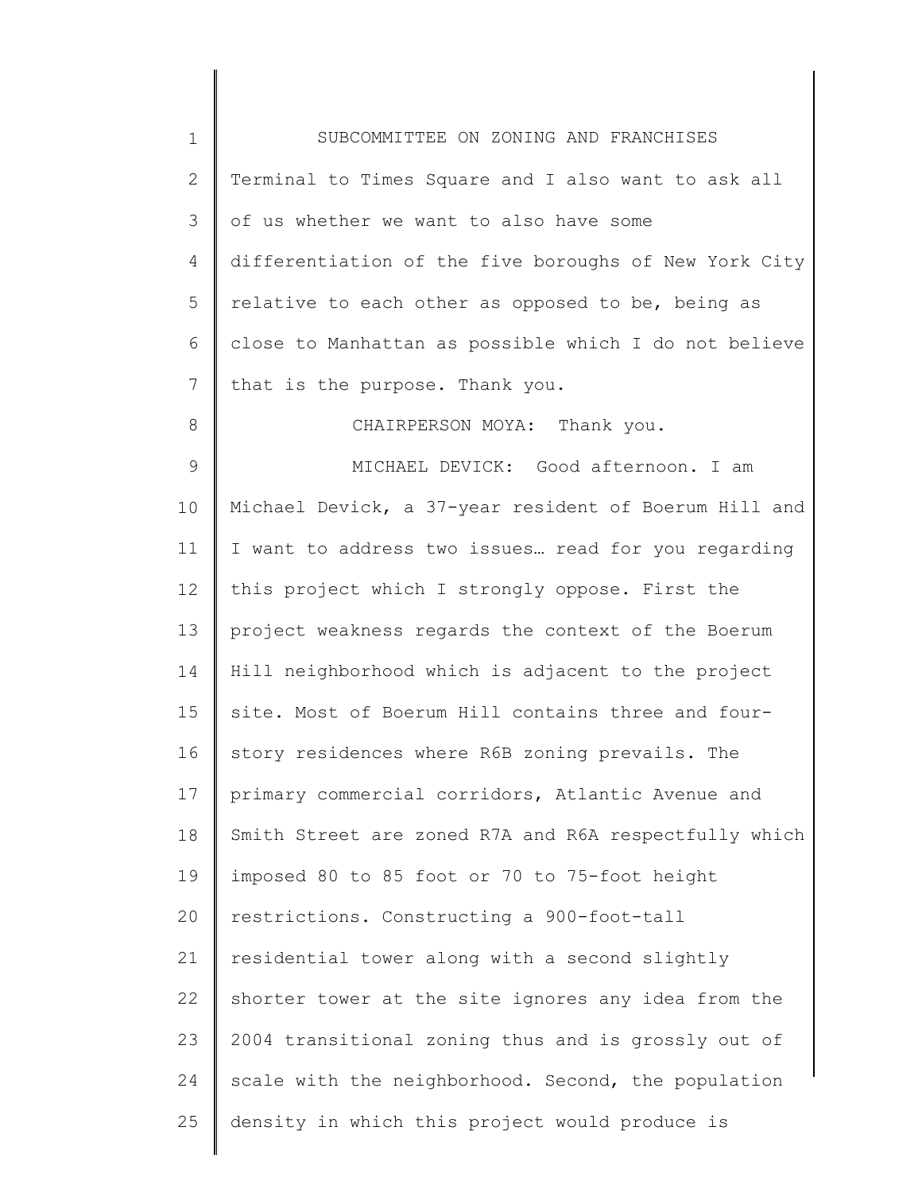Terminal to Times Square and I also want to ask all of us whether we want to also have some differentiation of the five boroughs of New York City relative to each other as opposed to be, being as close to Manhattan as possible which I do not believe that is the purpose. Thank you.

CHAIRPERSON MOYA: Thank you.

MICHAEL DEVICK: Good afternoon. I am Michael Devick, a 37-year resident of Boerum Hill and I want to address two issues… read for you regarding this project which I strongly oppose. First the project weakness regards the context of the Boerum Hill neighborhood which is adjacent to the project site. Most of Boerum Hill contains three and four-story residences where R6B zoning prevails. The primary commercial corridors, Atlantic Avenue and Smith Street are zoned R7A and R6A respectfully which imposed 80 to 85 foot or 70 to 75-foot height restrictions. Constructing a 900-foot-tall residential tower along with a second slightly shorter tower at the site ignores any idea from the 2004 transitional zoning thus and is grossly out of scale with the neighborhood. Second, the population density in which this project would produce is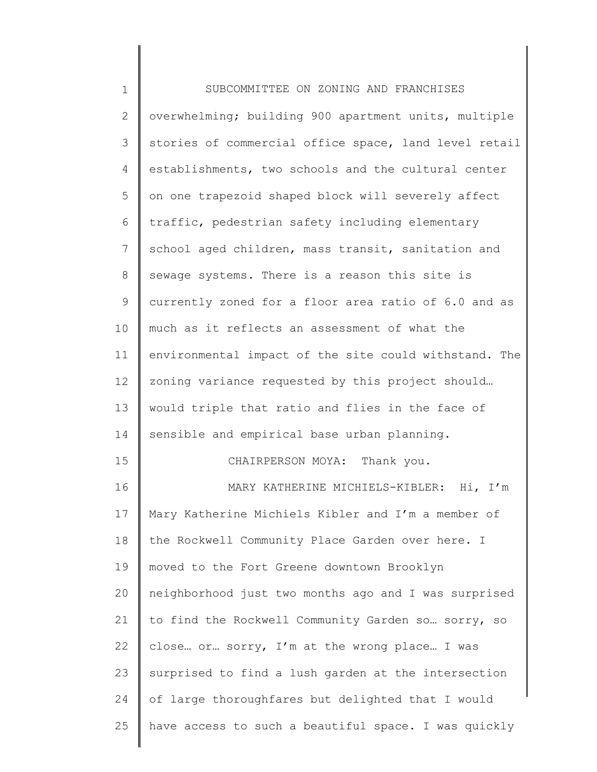overwhelming; building 900 apartment units, multiple stories of commercial office space, land level retail establishments, two schools and the cultural center on one trapezoid shaped block will severely affect traffic, pedestrian safety including elementary school aged children, mass transit, sanitation and sewage systems. There is a reason this site is currently zoned for a floor area ratio of 6.0 and as much as it reflects an assessment of what the environmental impact of the site could withstand. The zoning variance requested by this project should… would triple that ratio and flies in the face of sensible and empirical base urban planning.

CHAIRPERSON MOYA: Thank you.

MARY KATHERINE MICHIELS-KIBLER: Hi, I'm Mary Katherine Michiels Kibler and I'm a member of the Rockwell Community Place Garden over here. I moved to the Fort Greene downtown Brooklyn neighborhood just two months ago and I was surprised to find the Rockwell Community Garden so… sorry, so close… or… sorry, I'm at the wrong place… I was surprised to find a lush garden at the intersection of large thoroughfares but delighted that I would have access to such a beautiful space. I was quickly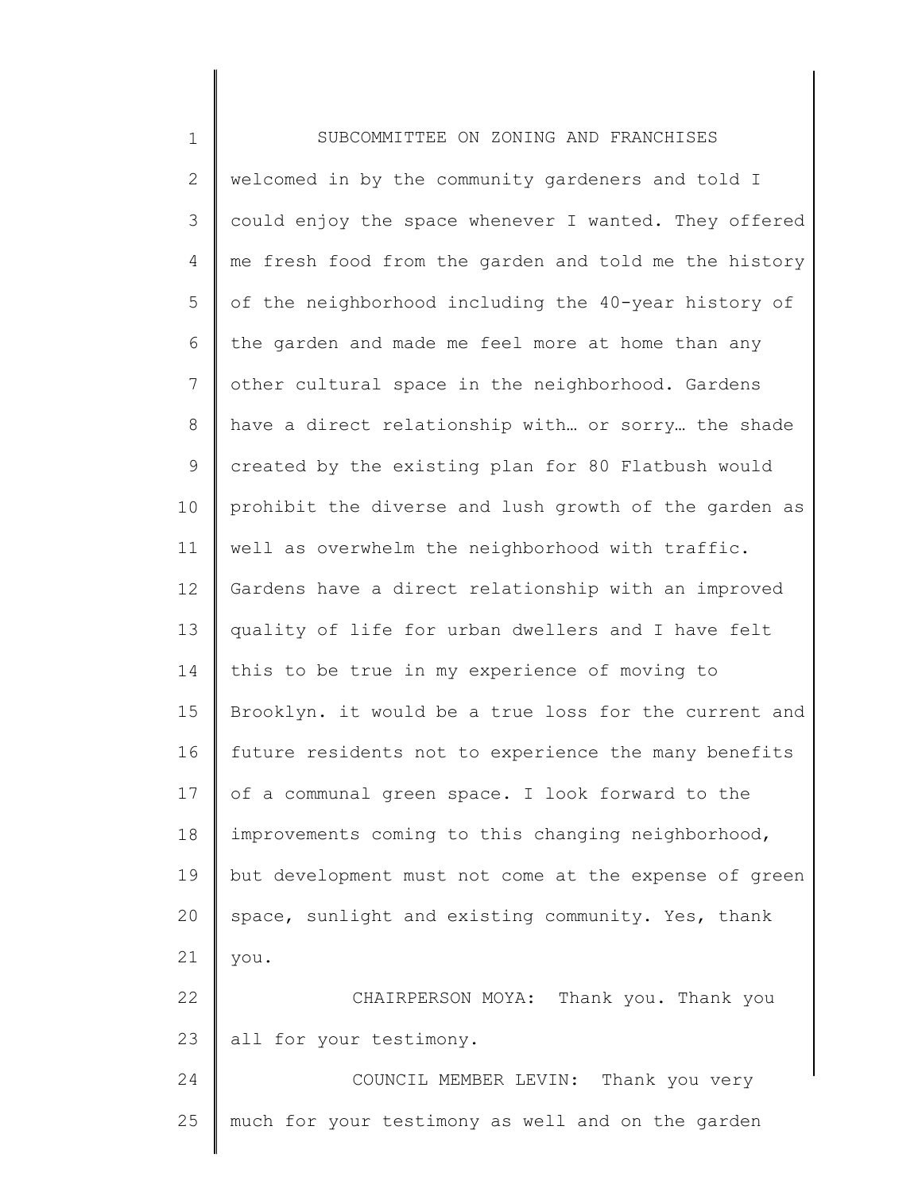welcomed in by the community gardeners and told I could enjoy the space whenever I wanted. They offered me fresh food from the garden and told me the history of the neighborhood including the 40-year history of the garden and made me feel more at home than any other cultural space in the neighborhood. Gardens have a direct relationship with… or sorry… the shade created by the existing plan for 80 Flatbush would prohibit the diverse and lush growth of the garden as well as overwhelm the neighborhood with traffic. Gardens have a direct relationship with an improved quality of life for urban dwellers and I have felt this to be true in my experience of moving to Brooklyn. it would be a true loss for the current and future residents not to experience the many benefits of a communal green space. I look forward to the improvements coming to this changing neighborhood, but development must not come at the expense of green space, sunlight and existing community. Yes, thank you.

CHAIRPERSON MOYA: Thank you. Thank you all for your testimony.

COUNCIL MEMBER LEVIN: Thank you very much for your testimony as well and on the garden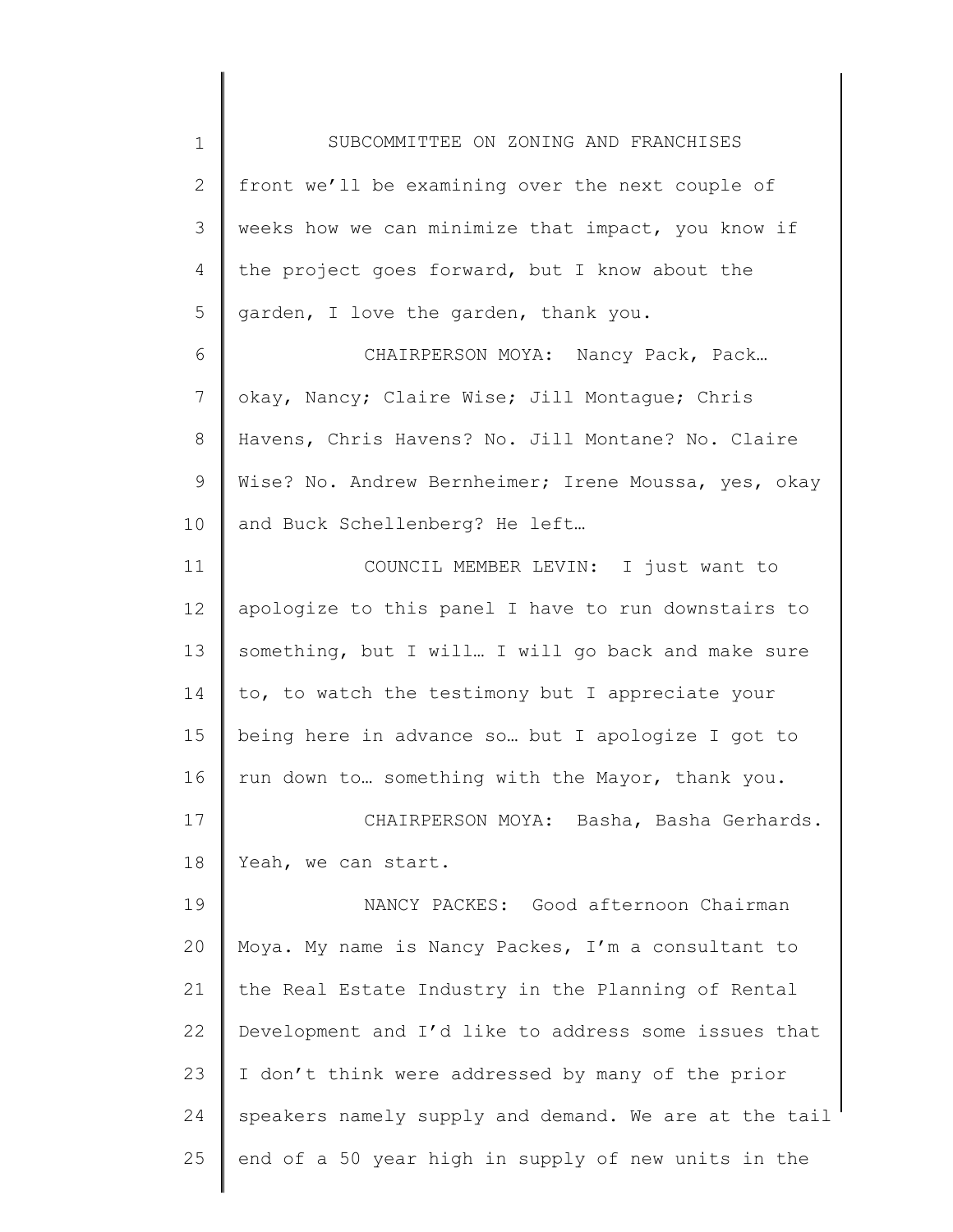SUBCOMMITTEE ON ZONING AND FRANCHISES

front we'll be examining over the next couple of weeks how we can minimize that impact, you know if the project goes forward, but I know about the garden, I love the garden, thank you.

CHAIRPERSON MOYA: Nancy Pack, Pack… okay, Nancy; Claire Wise; Jill Montague; Chris Havens, Chris Havens? No. Jill Montane? No. Claire Wise? No. Andrew Bernheimer; Irene Moussa, yes, okay and Buck Schellenberg? He left…

COUNCIL MEMBER LEVIN: I just want to apologize to this panel I have to run downstairs to something, but I will… I will go back and make sure to, to watch the testimony but I appreciate your being here in advance so… but I apologize I got to run down to… something with the Mayor, thank you.

CHAIRPERSON MOYA: Basha, Basha Gerhards. Yeah, we can start.

NANCY PACKES: Good afternoon Chairman Moya. My name is Nancy Packes, I'm a consultant to the Real Estate Industry in the Planning of Rental Development and I'd like to address some issues that I don't think were addressed by many of the prior speakers namely supply and demand. We are at the tail end of a 50 year high in supply of new units in the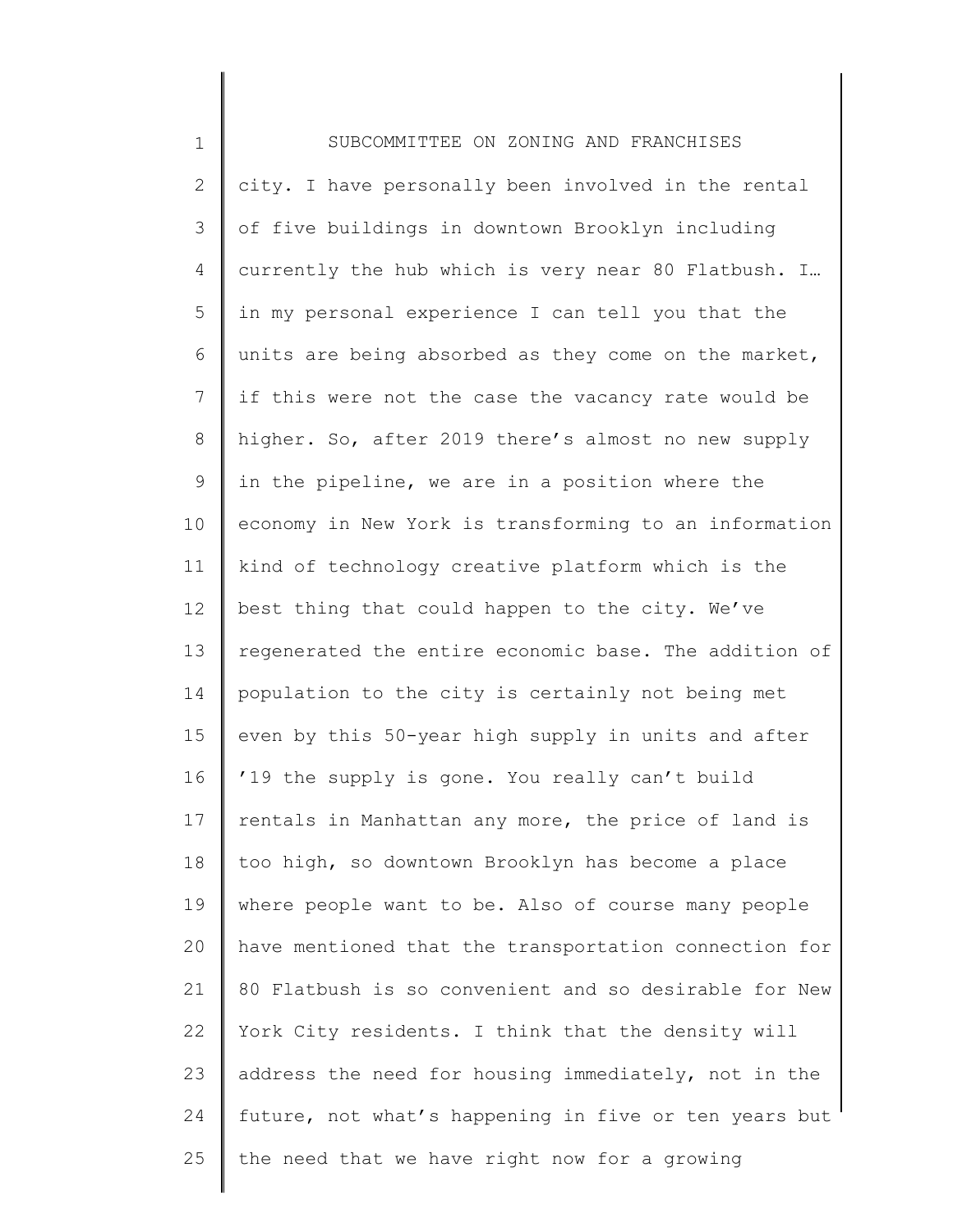city. I have personally been involved in the rental of five buildings in downtown Brooklyn including currently the hub which is very near 80 Flatbush. I… in my personal experience I can tell you that the units are being absorbed as they come on the market, if this were not the case the vacancy rate would be higher. So, after 2019 there's almost no new supply in the pipeline, we are in a position where the economy in New York is transforming to an information kind of technology creative platform which is the best thing that could happen to the city. We've regenerated the entire economic base. The addition of population to the city is certainly not being met even by this 50-year high supply in units and after '19 the supply is gone. You really can't build rentals in Manhattan any more, the price of land is too high, so downtown Brooklyn has become a place where people want to be. Also of course many people have mentioned that the transportation connection for 80 Flatbush is so convenient and so desirable for New York City residents. I think that the density will address the need for housing immediately, not in the future, not what's happening in five or ten years but the need that we have right now for a growing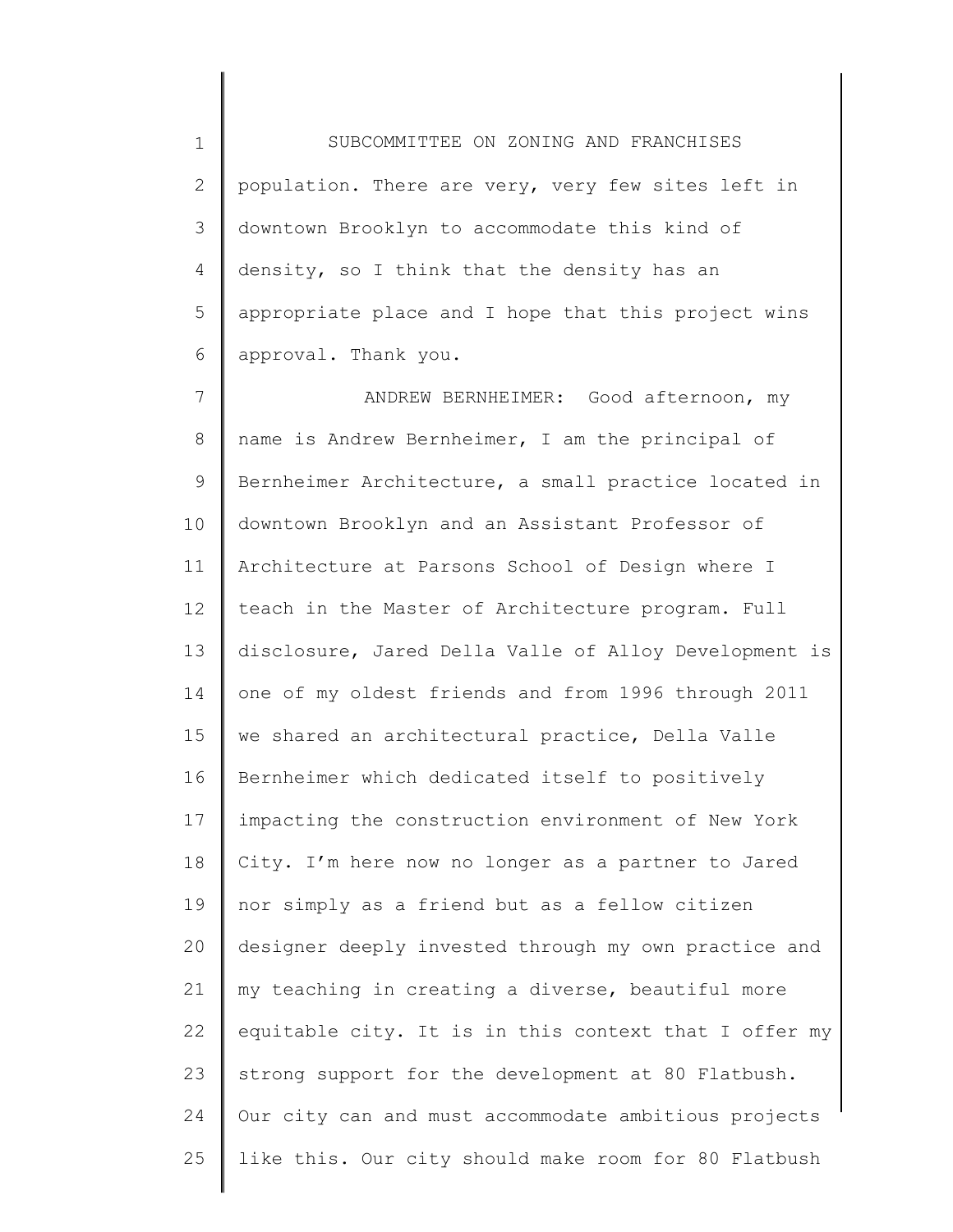population. There are very, very few sites left in downtown Brooklyn to accommodate this kind of density, so I think that the density has an appropriate place and I hope that this project wins approval. Thank you.

ANDREW BERNHEIMER: Good afternoon, my name is Andrew Bernheimer, I am the principal of Bernheimer Architecture, a small practice located in downtown Brooklyn and an Assistant Professor of Architecture at Parsons School of Design where I teach in the Master of Architecture program. Full disclosure, Jared Della Valle of Alloy Development is one of my oldest friends and from 1996 through 2011 we shared an architectural practice, Della Valle Bernheimer which dedicated itself to positively impacting the construction environment of New York City. I'm here now no longer as a partner to Jared nor simply as a friend but as a fellow citizen designer deeply invested through my own practice and my teaching in creating a diverse, beautiful more equitable city. It is in this context that I offer my strong support for the development at 80 Flatbush. Our city can and must accommodate ambitious projects like this. Our city should make room for 80 Flatbush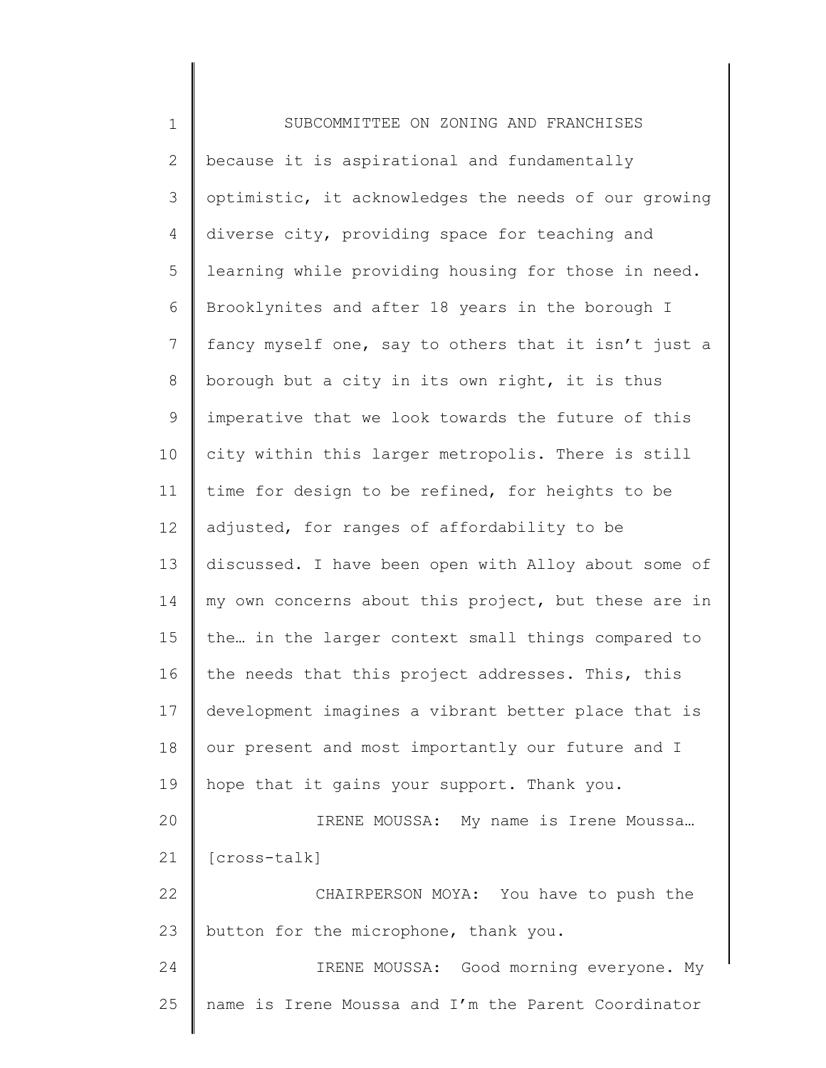because it is aspirational and fundamentally optimistic, it acknowledges the needs of our growing diverse city, providing space for teaching and learning while providing housing for those in need. Brooklynites and after 18 years in the borough I fancy myself one, say to others that it isn't just a borough but a city in its own right, it is thus imperative that we look towards the future of this city within this larger metropolis. There is still time for design to be refined, for heights to be adjusted, for ranges of affordability to be discussed. I have been open with Alloy about some of my own concerns about this project, but these are in the… in the larger context small things compared to the needs that this project addresses. This, this development imagines a vibrant better place that is our present and most importantly our future and I hope that it gains your support. Thank you.

IRENE MOUSSA: My name is Irene Moussa… [cross-talk]

CHAIRPERSON MOYA: You have to push the button for the microphone, thank you.

IRENE MOUSSA: Good morning everyone. My name is Irene Moussa and I'm the Parent Coordinator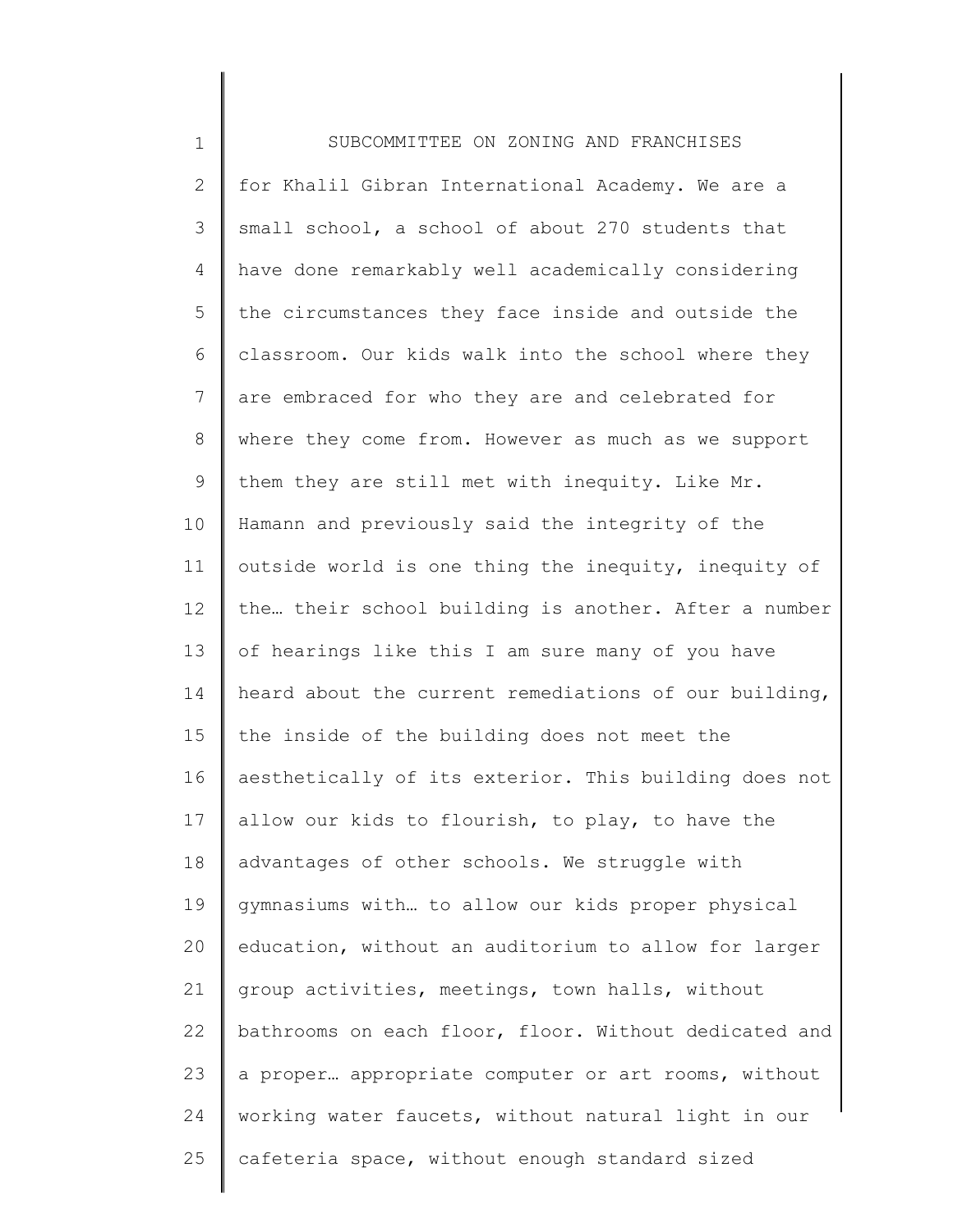SUBCOMMITTEE ON ZONING AND FRANCHISES

for Khalil Gibran International Academy. We are a small school, a school of about 270 students that have done remarkably well academically considering the circumstances they face inside and outside the classroom. Our kids walk into the school where they are embraced for who they are and celebrated for where they come from. However as much as we support them they are still met with inequity. Like Mr. Hamann and previously said the integrity of the outside world is one thing the inequity, inequity of the… their school building is another. After a number of hearings like this I am sure many of you have heard about the current remediations of our building, the inside of the building does not meet the aesthetically of its exterior. This building does not allow our kids to flourish, to play, to have the advantages of other schools. We struggle with gymnasiums with… to allow our kids proper physical education, without an auditorium to allow for larger group activities, meetings, town halls, without bathrooms on each floor, floor. Without dedicated and a proper… appropriate computer or art rooms, without working water faucets, without natural light in our cafeteria space, without enough standard sized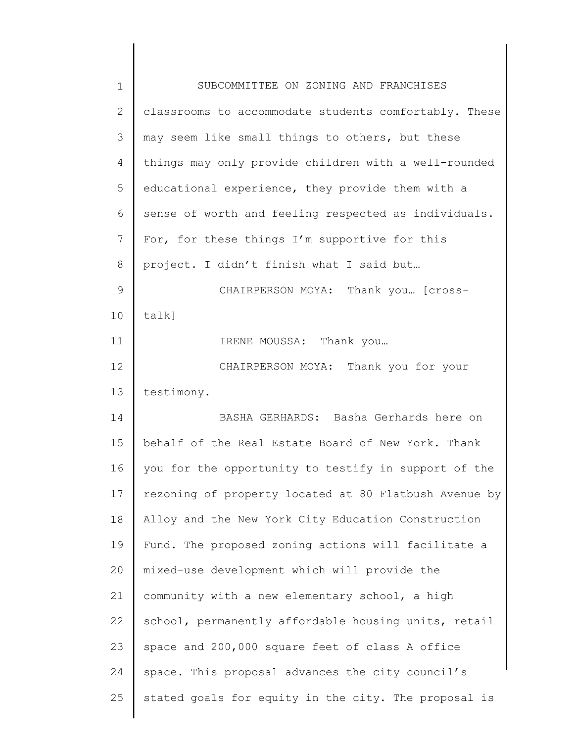classrooms to accommodate students comfortably. These may seem like small things to others, but these things may only provide children with a well-rounded educational experience, they provide them with a sense of worth and feeling respected as individuals. For, for these things I'm supportive for this project. I didn't finish what I said but…

CHAIRPERSON MOYA: Thank you… [cross-talk]

IRENE MOUSSA: Thank you…

CHAIRPERSON MOYA: Thank you for your testimony.

BASHA GERHARDS: Basha Gerhards here on behalf of the Real Estate Board of New York. Thank you for the opportunity to testify in support of the rezoning of property located at 80 Flatbush Avenue by Alloy and the New York City Education Construction Fund. The proposed zoning actions will facilitate a mixed-use development which will provide the community with a new elementary school, a high school, permanently affordable housing units, retail space and 200,000 square feet of class A office space. This proposal advances the city council's stated goals for equity in the city. The proposal is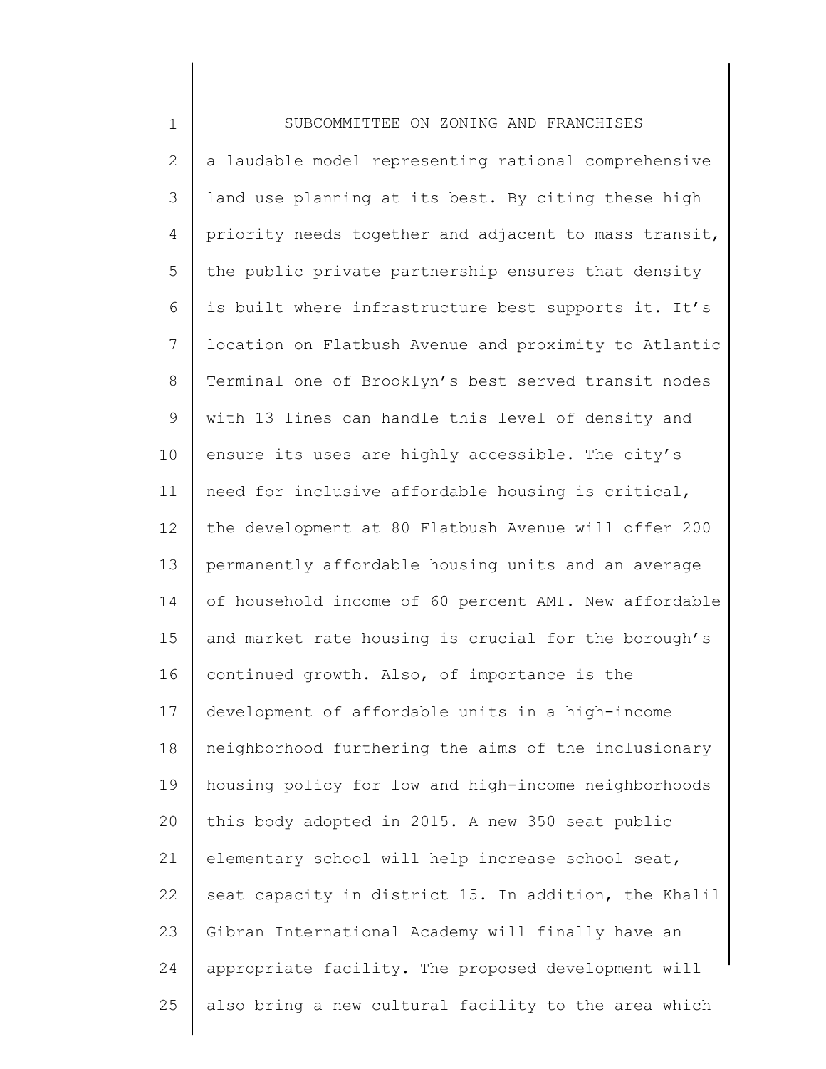a laudable model representing rational comprehensive land use planning at its best. By citing these high priority needs together and adjacent to mass transit, the public private partnership ensures that density is built where infrastructure best supports it. It's location on Flatbush Avenue and proximity to Atlantic Terminal one of Brooklyn's best served transit nodes with 13 lines can handle this level of density and ensure its uses are highly accessible. The city's need for inclusive affordable housing is critical, the development at 80 Flatbush Avenue will offer 200 permanently affordable housing units and an average of household income of 60 percent AMI. New affordable and market rate housing is crucial for the borough's continued growth. Also, of importance is the development of affordable units in a high-income neighborhood furthering the aims of the inclusionary housing policy for low and high-income neighborhoods this body adopted in 2015. A new 350 seat public elementary school will help increase school seat, seat capacity in district 15. In addition, the Khalil Gibran International Academy will finally have an appropriate facility. The proposed development will also bring a new cultural facility to the area which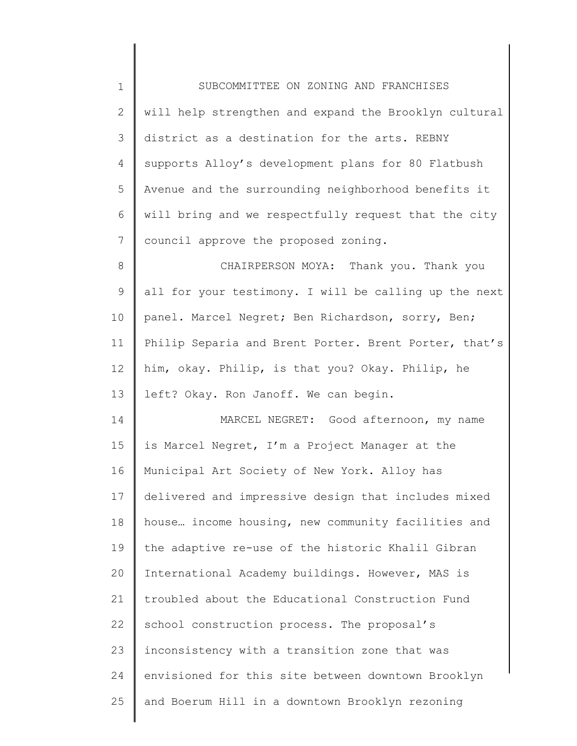will help strengthen and expand the Brooklyn cultural district as a destination for the arts. REBNY supports Alloy's development plans for 80 Flatbush Avenue and the surrounding neighborhood benefits it will bring and we respectfully request that the city council approve the proposed zoning.

CHAIRPERSON MOYA: Thank you. Thank you all for your testimony. I will be calling up the next panel. Marcel Negret; Ben Richardson, sorry, Ben; Philip Separia and Brent Porter. Brent Porter, that's him, okay. Philip, is that you? Okay. Philip, he left? Okay. Ron Janoff. We can begin.

MARCEL NEGRET: Good afternoon, my name is Marcel Negret, I'm a Project Manager at the Municipal Art Society of New York. Alloy has delivered and impressive design that includes mixed house… income housing, new community facilities and the adaptive re-use of the historic Khalil Gibran International Academy buildings. However, MAS is troubled about the Educational Construction Fund school construction process. The proposal's inconsistency with a transition zone that was envisioned for this site between downtown Brooklyn and Boerum Hill in a downtown Brooklyn rezoning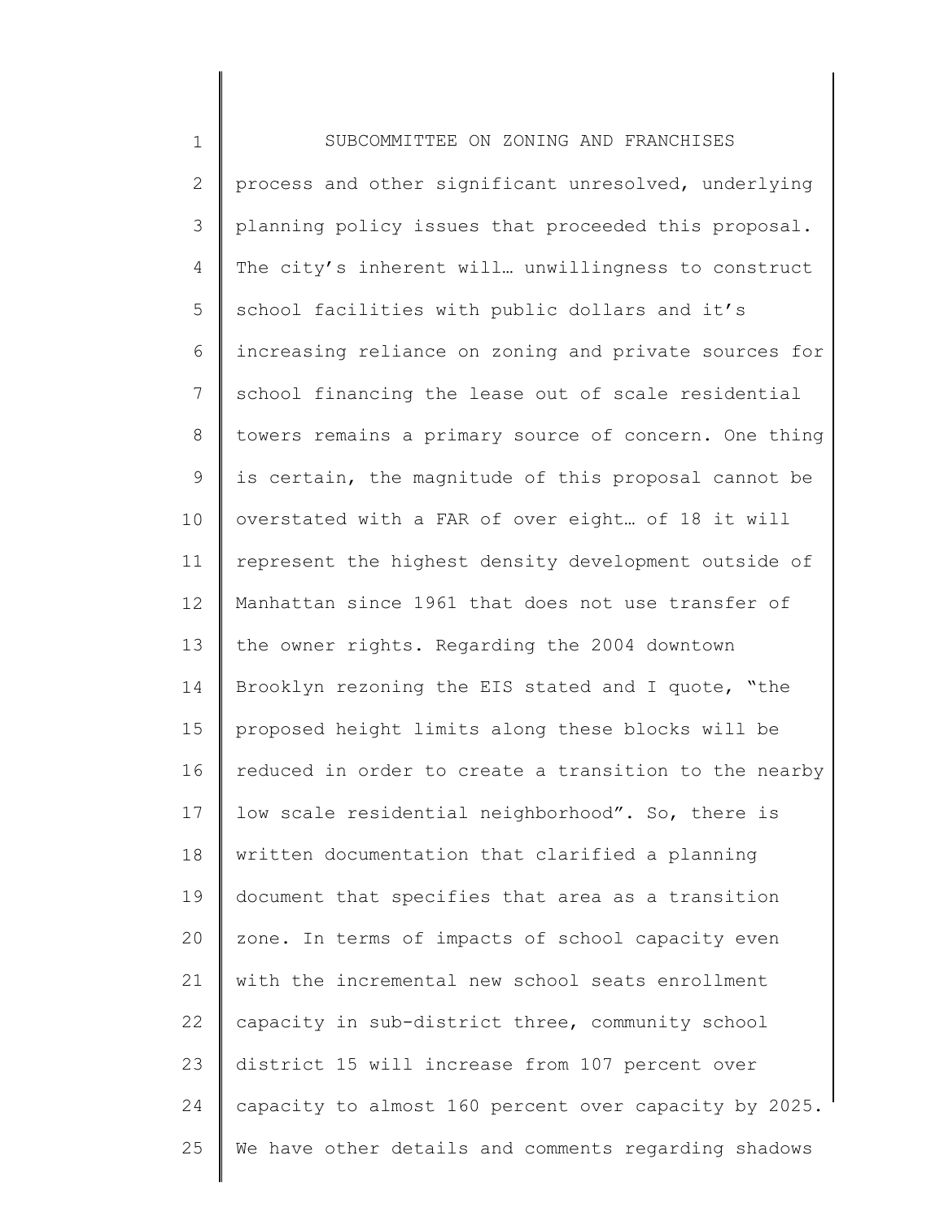process and other significant unresolved, underlying planning policy issues that proceeded this proposal. The city's inherent will… unwillingness to construct school facilities with public dollars and it's increasing reliance on zoning and private sources for school financing the lease out of scale residential towers remains a primary source of concern. One thing is certain, the magnitude of this proposal cannot be overstated with a FAR of over eight… of 18 it will represent the highest density development outside of Manhattan since 1961 that does not use transfer of the owner rights. Regarding the 2004 downtown Brooklyn rezoning the EIS stated and I quote, "the proposed height limits along these blocks will be reduced in order to create a transition to the nearby low scale residential neighborhood". So, there is written documentation that clarified a planning document that specifies that area as a transition zone. In terms of impacts of school capacity even with the incremental new school seats enrollment capacity in sub-district three, community school district 15 will increase from 107 percent over capacity to almost 160 percent over capacity by 2025. We have other details and comments regarding shadows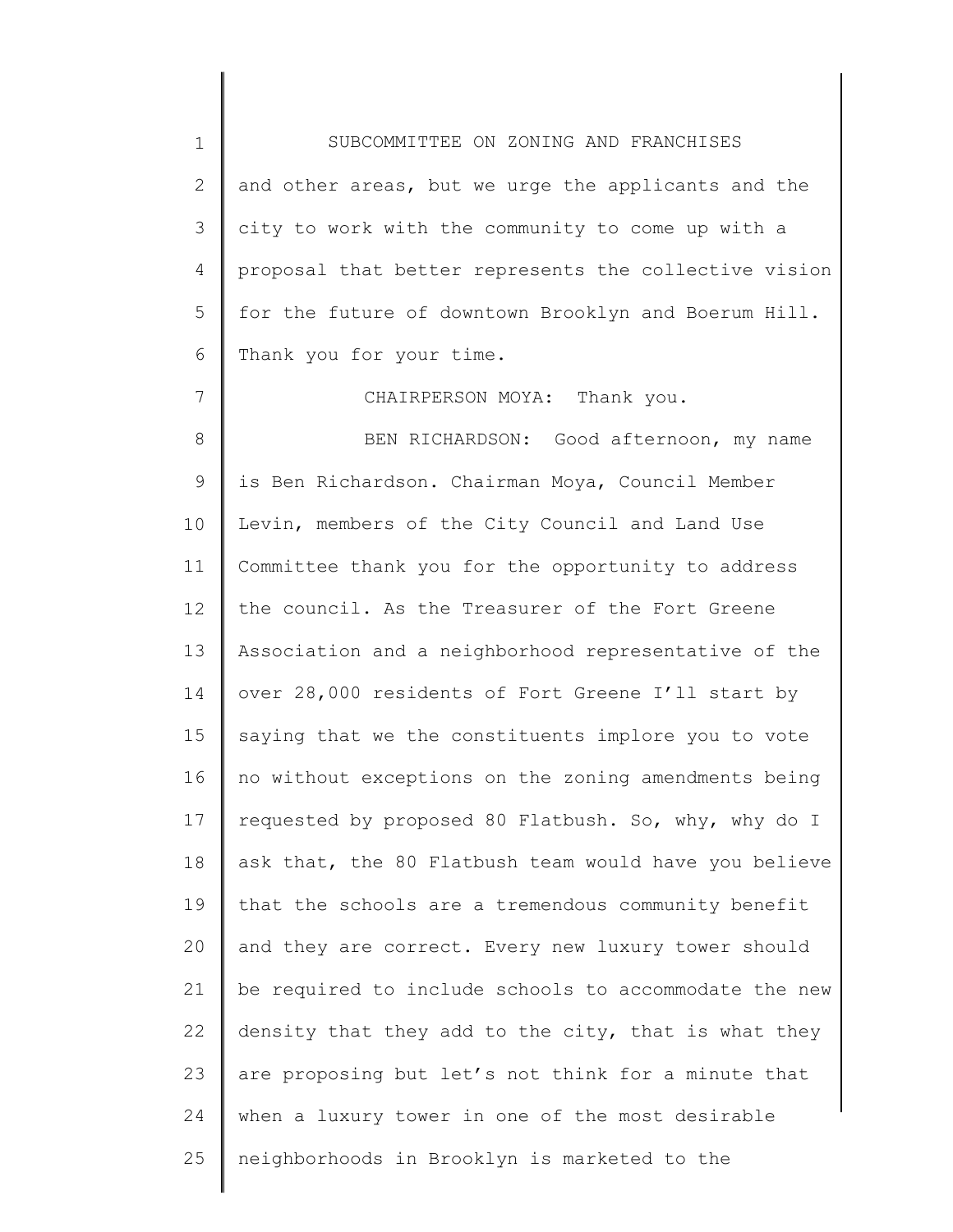and other areas, but we urge the applicants and the city to work with the community to come up with a proposal that better represents the collective vision for the future of downtown Brooklyn and Boerum Hill. Thank you for your time.

CHAIRPERSON MOYA: Thank you.

BEN RICHARDSON: Good afternoon, my name is Ben Richardson. Chairman Moya, Council Member Levin, members of the City Council and Land Use Committee thank you for the opportunity to address the council. As the Treasurer of the Fort Greene Association and a neighborhood representative of the over 28,000 residents of Fort Greene I'll start by saying that we the constituents implore you to vote no without exceptions on the zoning amendments being requested by proposed 80 Flatbush. So, why, why do I ask that, the 80 Flatbush team would have you believe that the schools are a tremendous community benefit and they are correct. Every new luxury tower should be required to include schools to accommodate the new density that they add to the city, that is what they are proposing but let's not think for a minute that when a luxury tower in one of the most desirable neighborhoods in Brooklyn is marketed to the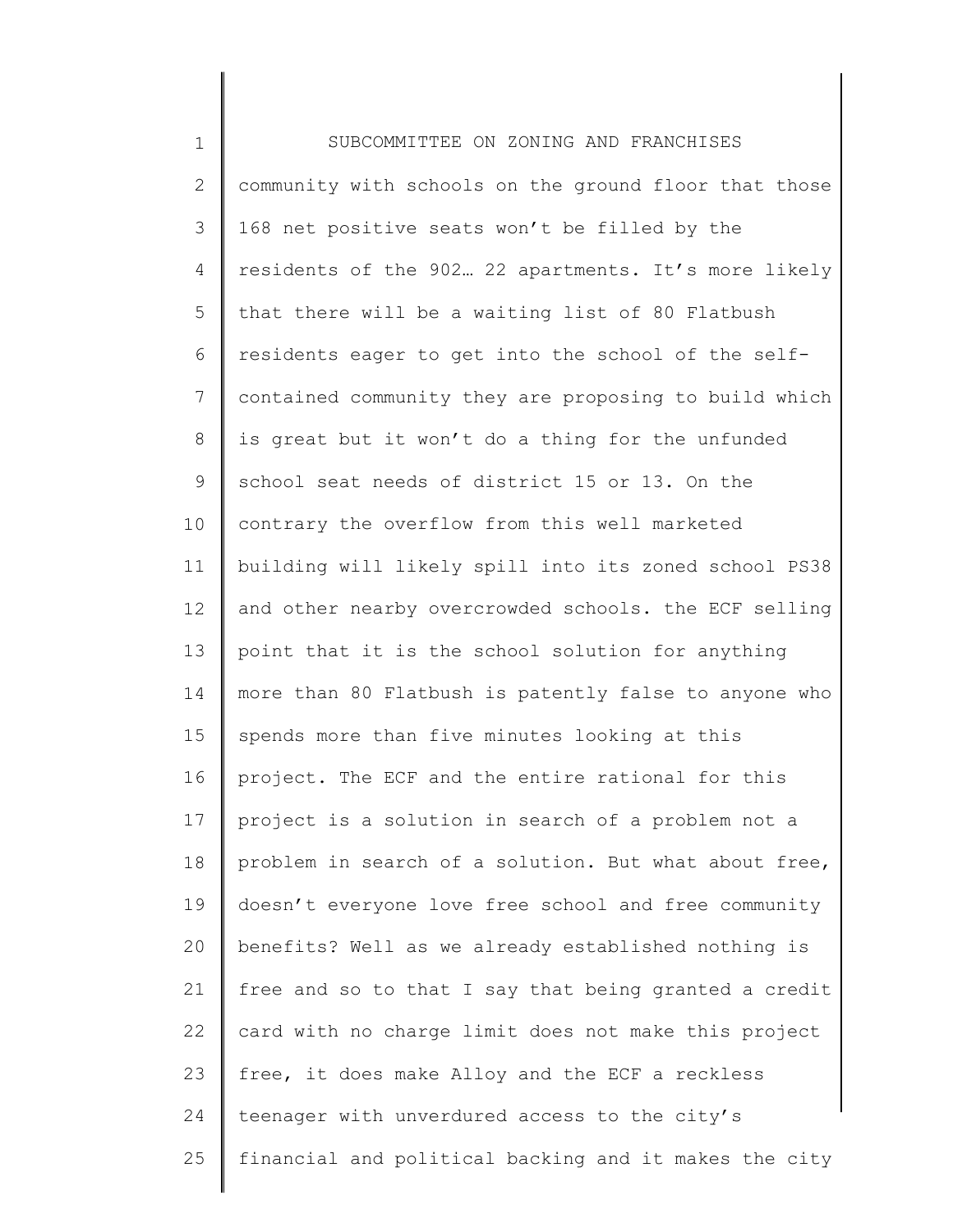community with schools on the ground floor that those 168 net positive seats won't be filled by the residents of the 902… 22 apartments. It's more likely that there will be a waiting list of 80 Flatbush residents eager to get into the school of the self-contained community they are proposing to build which is great but it won't do a thing for the unfunded school seat needs of district 15 or 13. On the contrary the overflow from this well marketed building will likely spill into its zoned school PS38 and other nearby overcrowded schools. the ECF selling point that it is the school solution for anything more than 80 Flatbush is patently false to anyone who spends more than five minutes looking at this project. The ECF and the entire rational for this project is a solution in search of a problem not a problem in search of a solution. But what about free, doesn't everyone love free school and free community benefits? Well as we already established nothing is free and so to that I say that being granted a credit card with no charge limit does not make this project free, it does make Alloy and the ECF a reckless teenager with unverdured access to the city's financial and political backing and it makes the city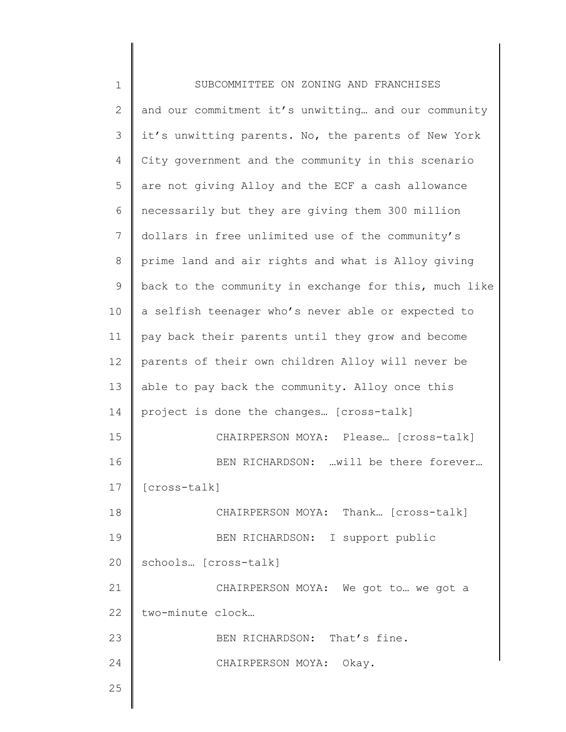and our commitment it's unwitting… and our community it's unwitting parents. No, the parents of New York City government and the community in this scenario are not giving Alloy and the ECF a cash allowance necessarily but they are giving them 300 million dollars in free unlimited use of the community's prime land and air rights and what is Alloy giving back to the community in exchange for this, much like a selfish teenager who's never able or expected to pay back their parents until they grow and become parents of their own children Alloy will never be able to pay back the community. Alloy once this project is done the changes… [cross-talk]

CHAIRPERSON MOYA: Please… [cross-talk]

BEN RICHARDSON: …will be there forever… [cross-talk]

CHAIRPERSON MOYA: Thank… [cross-talk]

BEN RICHARDSON: I support public schools… [cross-talk]

CHAIRPERSON MOYA: We got to… we got a two-minute clock…

BEN RICHARDSON: That's fine.

CHAIRPERSON MOYA: Okay.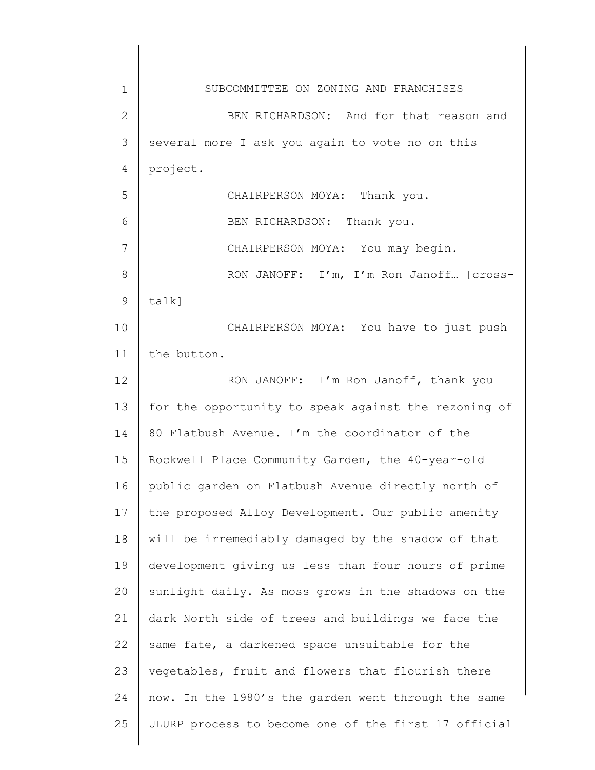BEN RICHARDSON: And for that reason and several more I ask you again to vote no on this project.

CHAIRPERSON MOYA: Thank you.

BEN RICHARDSON: Thank you.

CHAIRPERSON MOYA: You may begin.

RON JANOFF: I'm, I'm Ron Janoff… [cross-talk]

CHAIRPERSON MOYA: You have to just push the button.

RON JANOFF: I'm Ron Janoff, thank you for the opportunity to speak against the rezoning of 80 Flatbush Avenue. I'm the coordinator of the Rockwell Place Community Garden, the 40-year-old public garden on Flatbush Avenue directly north of the proposed Alloy Development. Our public amenity will be irremediably damaged by the shadow of that development giving us less than four hours of prime sunlight daily. As moss grows in the shadows on the dark North side of trees and buildings we face the same fate, a darkened space unsuitable for the vegetables, fruit and flowers that flourish there now. In the 1980's the garden went through the same ULURP process to become one of the first 17 official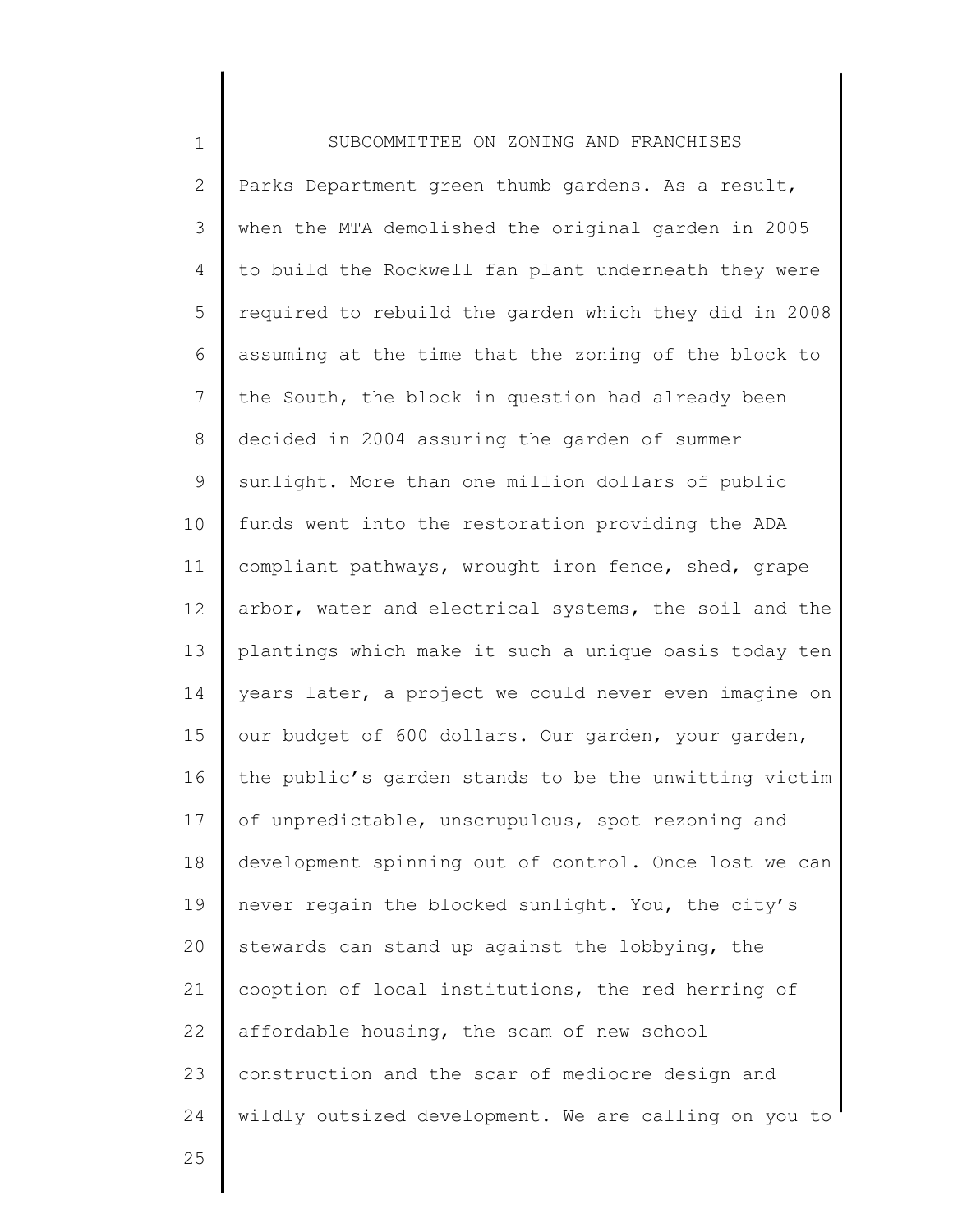Parks Department green thumb gardens. As a result, when the MTA demolished the original garden in 2005 to build the Rockwell fan plant underneath they were required to rebuild the garden which they did in 2008 assuming at the time that the zoning of the block to the South, the block in question had already been decided in 2004 assuring the garden of summer sunlight. More than one million dollars of public funds went into the restoration providing the ADA compliant pathways, wrought iron fence, shed, grape arbor, water and electrical systems, the soil and the plantings which make it such a unique oasis today ten years later, a project we could never even imagine on our budget of 600 dollars. Our garden, your garden, the public's garden stands to be the unwitting victim of unpredictable, unscrupulous, spot rezoning and development spinning out of control. Once lost we can never regain the blocked sunlight. You, the city's stewards can stand up against the lobbying, the cooption of local institutions, the red herring of affordable housing, the scam of new school construction and the scar of mediocre design and wildly outsized development. We are calling on you to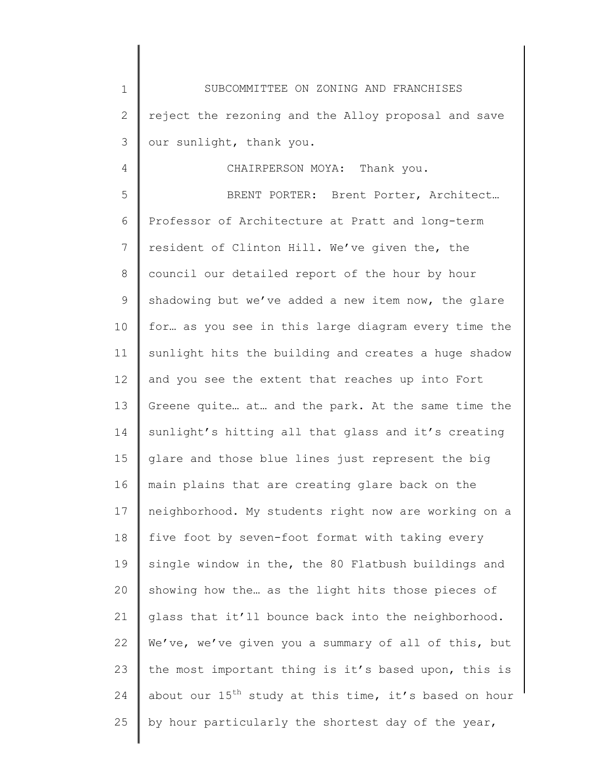reject the rezoning and the Alloy proposal and save our sunlight, thank you.

CHAIRPERSON MOYA: Thank you.

BRENT PORTER: Brent Porter, Architect… Professor of Architecture at Pratt and long-term resident of Clinton Hill. We've given the, the council our detailed report of the hour by hour shadowing but we've added a new item now, the glare for… as you see in this large diagram every time the sunlight hits the building and creates a huge shadow and you see the extent that reaches up into Fort Greene quite… at… and the park. At the same time the sunlight's hitting all that glass and it's creating glare and those blue lines just represent the big main plains that are creating glare back on the neighborhood. My students right now are working on a five foot by seven-foot format with taking every single window in the, the 80 Flatbush buildings and showing how the… as the light hits those pieces of glass that it'll bounce back into the neighborhood. We've, we've given you a summary of all of this, but the most important thing is it's based upon, this is about our 15th study at this time, it's based on hour by hour particularly the shortest day of the year,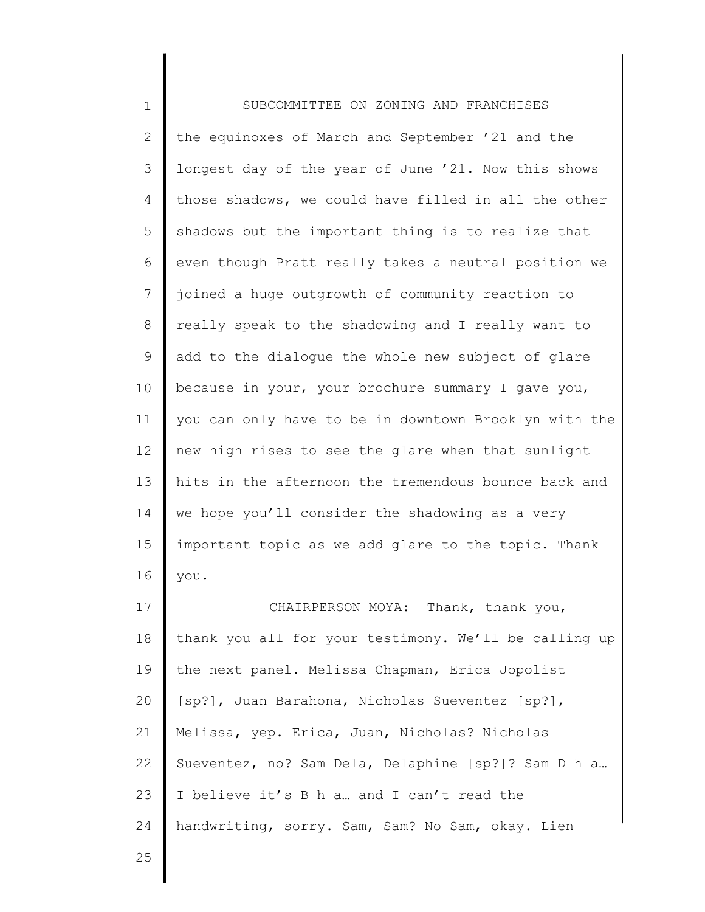the equinoxes of March and September '21 and the longest day of the year of June '21. Now this shows those shadows, we could have filled in all the other shadows but the important thing is to realize that even though Pratt really takes a neutral position we joined a huge outgrowth of community reaction to really speak to the shadowing and I really want to add to the dialogue the whole new subject of glare because in your, your brochure summary I gave you, you can only have to be in downtown Brooklyn with the new high rises to see the glare when that sunlight hits in the afternoon the tremendous bounce back and we hope you'll consider the shadowing as a very important topic as we add glare to the topic. Thank you.

CHAIRPERSON MOYA: Thank, thank you, thank you all for your testimony. We'll be calling up the next panel. Melissa Chapman, Erica Jopolist [sp?], Juan Barahona, Nicholas Sueventez [sp?], Melissa, yep. Erica, Juan, Nicholas? Nicholas Sueventez, no? Sam Dela, Delaphine [sp?]? Sam D h a… I believe it's B h a… and I can't read the handwriting, sorry. Sam, Sam? No Sam, okay. Lien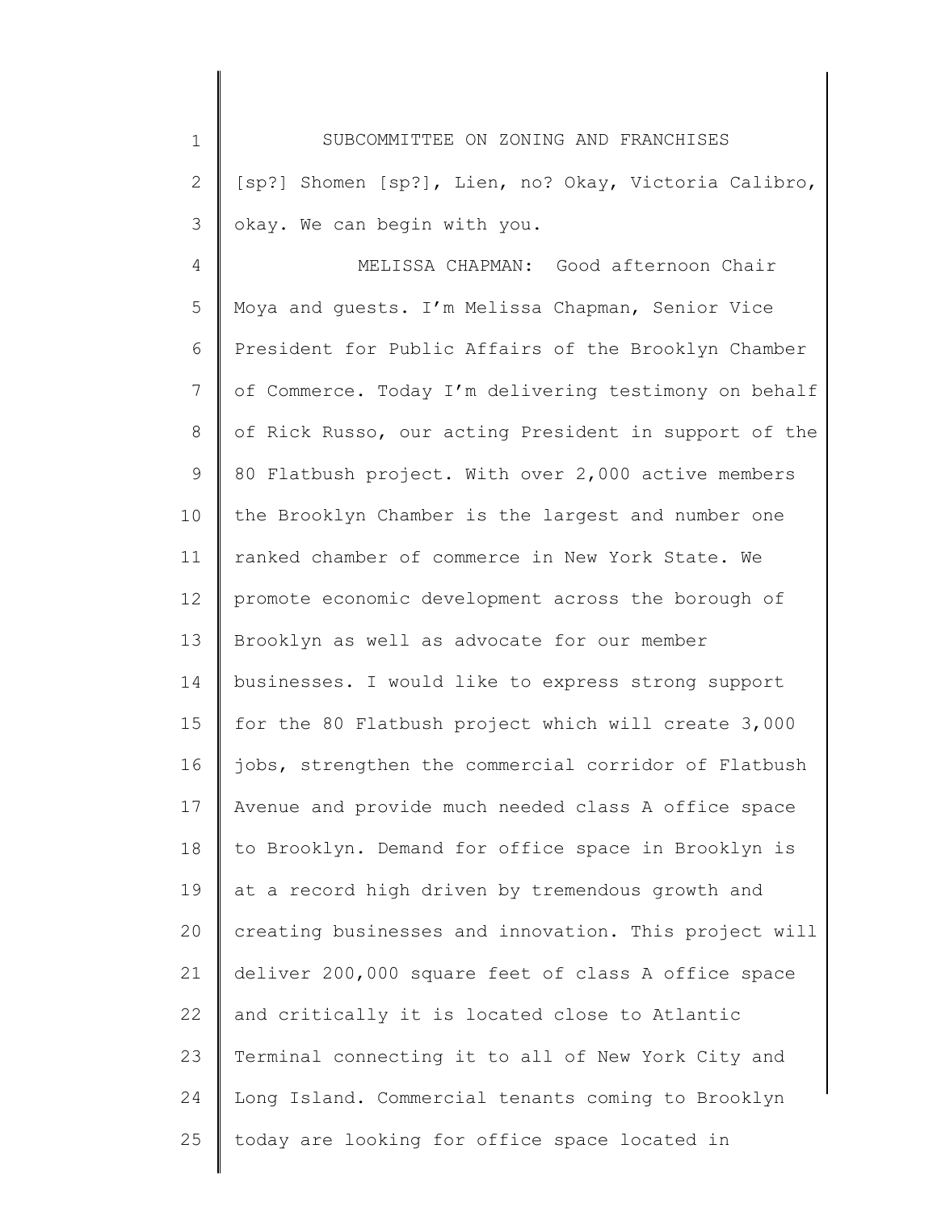[sp?] Shomen [sp?], Lien, no? Okay, Victoria Calibro, okay. We can begin with you.

MELISSA CHAPMAN: Good afternoon Chair Moya and guests. I'm Melissa Chapman, Senior Vice President for Public Affairs of the Brooklyn Chamber of Commerce. Today I'm delivering testimony on behalf of Rick Russo, our acting President in support of the 80 Flatbush project. With over 2,000 active members the Brooklyn Chamber is the largest and number one ranked chamber of commerce in New York State. We promote economic development across the borough of Brooklyn as well as advocate for our member businesses. I would like to express strong support for the 80 Flatbush project which will create 3,000 jobs, strengthen the commercial corridor of Flatbush Avenue and provide much needed class A office space to Brooklyn. Demand for office space in Brooklyn is at a record high driven by tremendous growth and creating businesses and innovation. This project will deliver 200,000 square feet of class A office space and critically it is located close to Atlantic Terminal connecting it to all of New York City and Long Island. Commercial tenants coming to Brooklyn today are looking for office space located in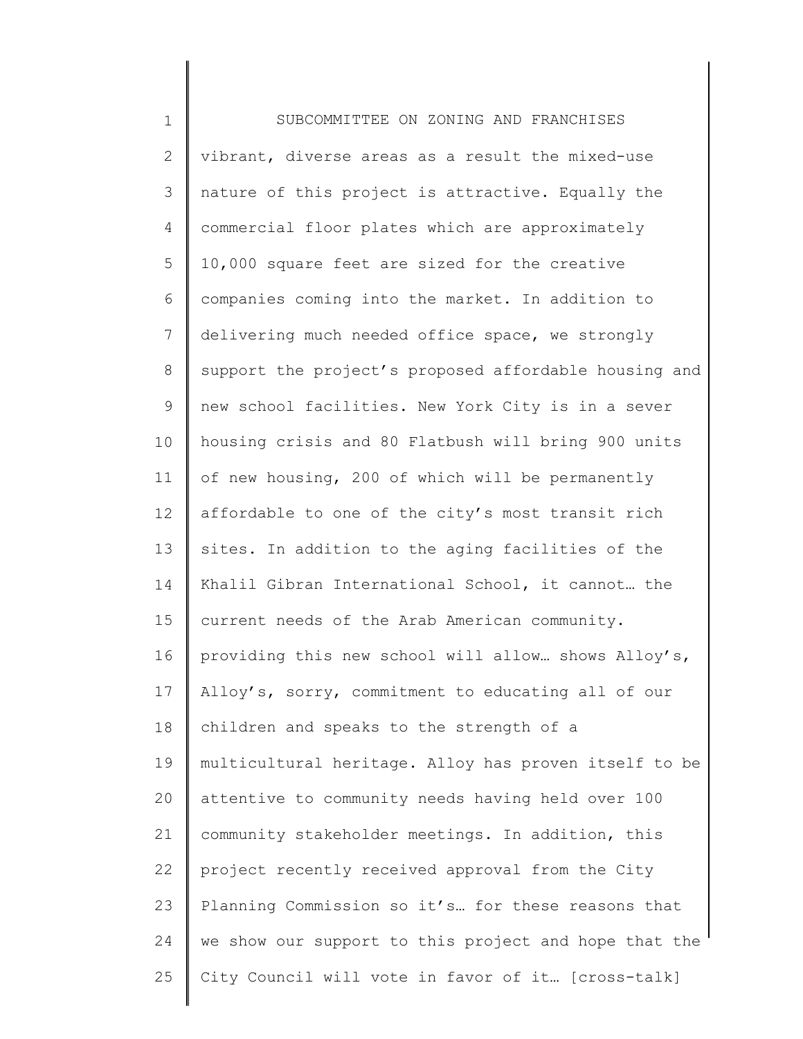vibrant, diverse areas as a result the mixed-use nature of this project is attractive. Equally the commercial floor plates which are approximately 10,000 square feet are sized for the creative companies coming into the market. In addition to delivering much needed office space, we strongly support the project's proposed affordable housing and new school facilities. New York City is in a sever housing crisis and 80 Flatbush will bring 900 units of new housing, 200 of which will be permanently affordable to one of the city's most transit rich sites. In addition to the aging facilities of the Khalil Gibran International School, it cannot… the current needs of the Arab American community. providing this new school will allow… shows Alloy's, Alloy's, sorry, commitment to educating all of our children and speaks to the strength of a multicultural heritage. Alloy has proven itself to be attentive to community needs having held over 100 community stakeholder meetings. In addition, this project recently received approval from the City Planning Commission so it's… for these reasons that we show our support to this project and hope that the City Council will vote in favor of it… [cross-talk]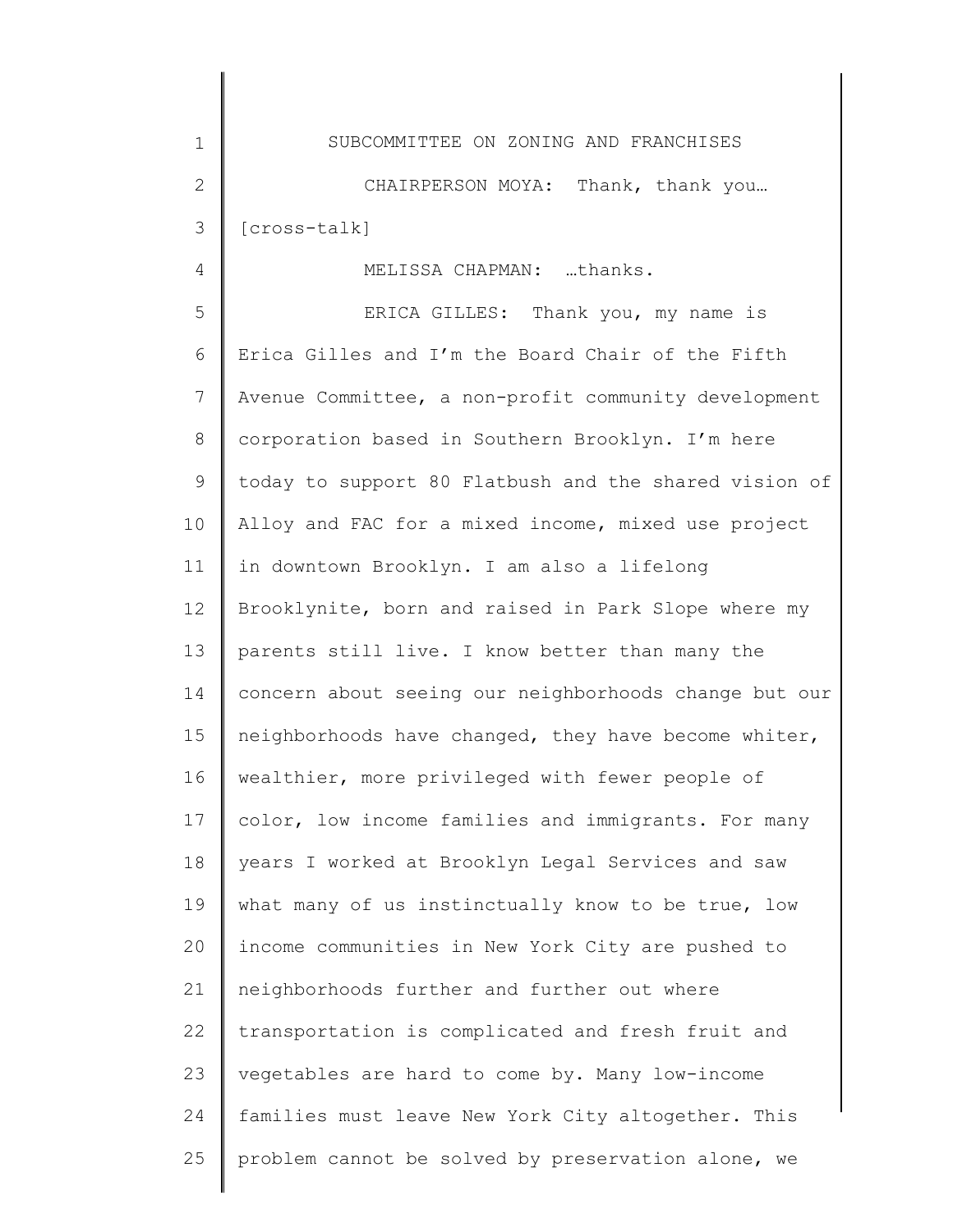CHAIRPERSON MOYA: Thank, thank you… [cross-talk]

MELISSA CHAPMAN: …thanks.

ERICA GILLES: Thank you, my name is Erica Gilles and I'm the Board Chair of the Fifth Avenue Committee, a non-profit community development corporation based in Southern Brooklyn. I'm here today to support 80 Flatbush and the shared vision of Alloy and FAC for a mixed income, mixed use project in downtown Brooklyn. I am also a lifelong Brooklynite, born and raised in Park Slope where my parents still live. I know better than many the concern about seeing our neighborhoods change but our neighborhoods have changed, they have become whiter, wealthier, more privileged with fewer people of color, low income families and immigrants. For many years I worked at Brooklyn Legal Services and saw what many of us instinctually know to be true, low income communities in New York City are pushed to neighborhoods further and further out where transportation is complicated and fresh fruit and vegetables are hard to come by. Many low-income families must leave New York City altogether. This problem cannot be solved by preservation alone, we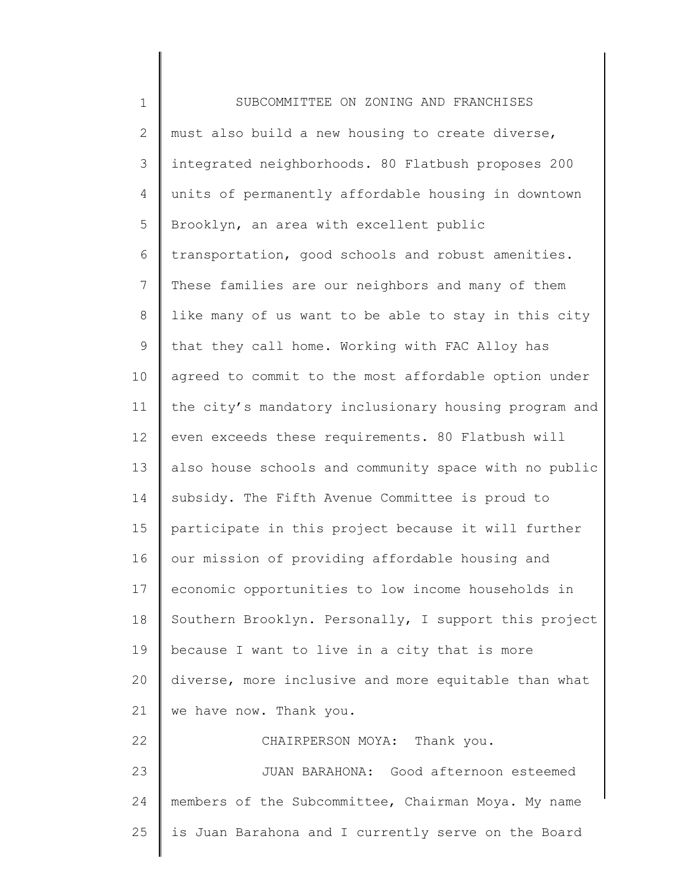must also build a new housing to create diverse, integrated neighborhoods. 80 Flatbush proposes 200 units of permanently affordable housing in downtown Brooklyn, an area with excellent public transportation, good schools and robust amenities. These families are our neighbors and many of them like many of us want to be able to stay in this city that they call home. Working with FAC Alloy has agreed to commit to the most affordable option under the city's mandatory inclusionary housing program and even exceeds these requirements. 80 Flatbush will also house schools and community space with no public subsidy. The Fifth Avenue Committee is proud to participate in this project because it will further our mission of providing affordable housing and economic opportunities to low income households in Southern Brooklyn. Personally, I support this project because I want to live in a city that is more diverse, more inclusive and more equitable than what we have now. Thank you.

CHAIRPERSON MOYA: Thank you.

JUAN BARAHONA: Good afternoon esteemed members of the Subcommittee, Chairman Moya. My name is Juan Barahona and I currently serve on the Board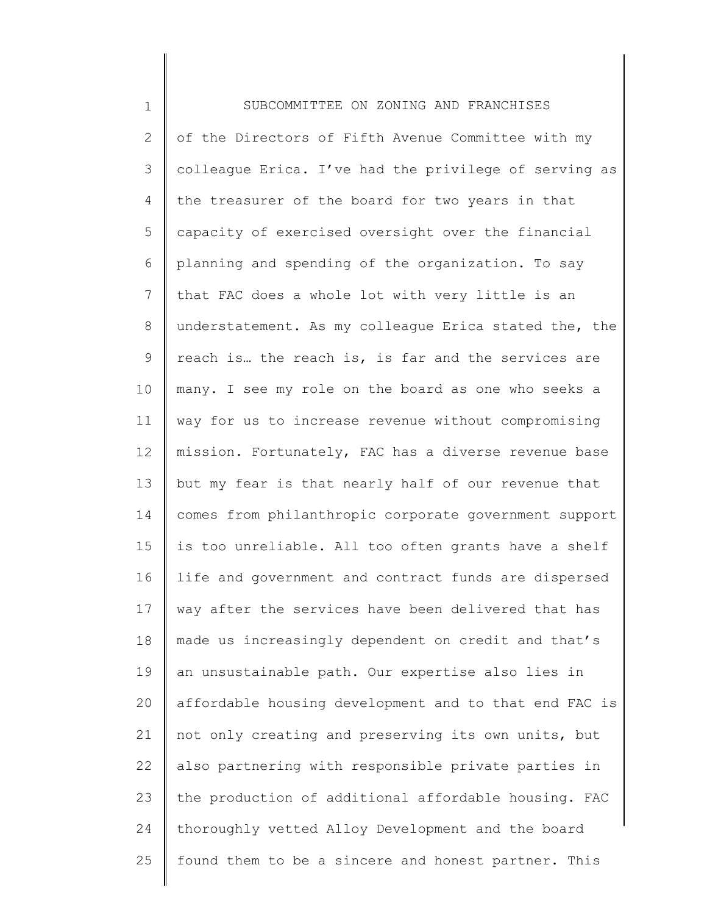of the Directors of Fifth Avenue Committee with my colleague Erica. I've had the privilege of serving as the treasurer of the board for two years in that capacity of exercised oversight over the financial planning and spending of the organization. To say that FAC does a whole lot with very little is an understatement. As my colleague Erica stated the, the reach is… the reach is, is far and the services are many. I see my role on the board as one who seeks a way for us to increase revenue without compromising mission. Fortunately, FAC has a diverse revenue base but my fear is that nearly half of our revenue that comes from philanthropic corporate government support is too unreliable. All too often grants have a shelf life and government and contract funds are dispersed way after the services have been delivered that has made us increasingly dependent on credit and that's an unsustainable path. Our expertise also lies in affordable housing development and to that end FAC is not only creating and preserving its own units, but also partnering with responsible private parties in the production of additional affordable housing. FAC thoroughly vetted Alloy Development and the board found them to be a sincere and honest partner. This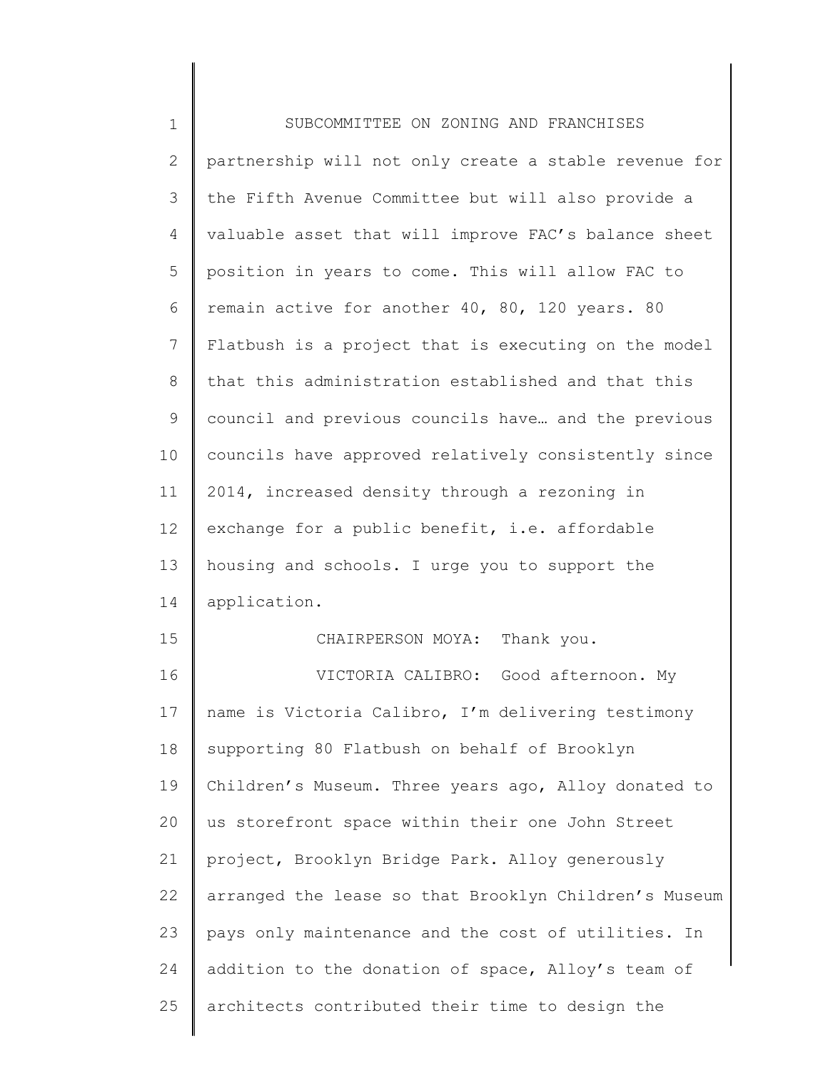partnership will not only create a stable revenue for the Fifth Avenue Committee but will also provide a valuable asset that will improve FAC's balance sheet position in years to come. This will allow FAC to remain active for another 40, 80, 120 years. 80 Flatbush is a project that is executing on the model that this administration established and that this council and previous councils have… and the previous councils have approved relatively consistently since 2014, increased density through a rezoning in exchange for a public benefit, i.e. affordable housing and schools. I urge you to support the application.

CHAIRPERSON MOYA: Thank you.

VICTORIA CALIBRO: Good afternoon. My name is Victoria Calibro, I'm delivering testimony supporting 80 Flatbush on behalf of Brooklyn Children's Museum. Three years ago, Alloy donated to us storefront space within their one John Street project, Brooklyn Bridge Park. Alloy generously arranged the lease so that Brooklyn Children's Museum pays only maintenance and the cost of utilities. In addition to the donation of space, Alloy's team of architects contributed their time to design the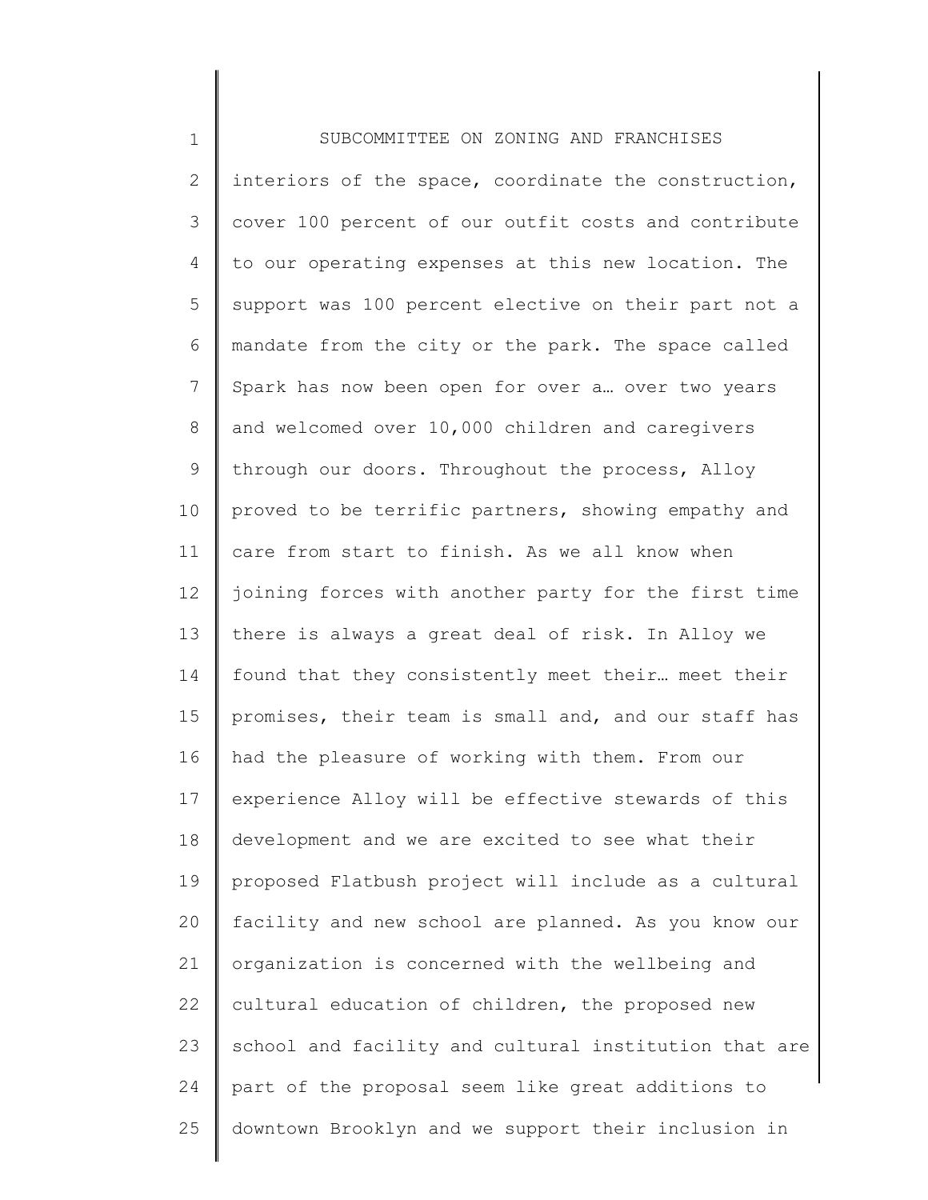interiors of the space, coordinate the construction, cover 100 percent of our outfit costs and contribute to our operating expenses at this new location. The support was 100 percent elective on their part not a mandate from the city or the park. The space called Spark has now been open for over a… over two years and welcomed over 10,000 children and caregivers through our doors. Throughout the process, Alloy proved to be terrific partners, showing empathy and care from start to finish. As we all know when joining forces with another party for the first time there is always a great deal of risk. In Alloy we found that they consistently meet their… meet their promises, their team is small and, and our staff has had the pleasure of working with them. From our experience Alloy will be effective stewards of this development and we are excited to see what their proposed Flatbush project will include as a cultural facility and new school are planned. As you know our organization is concerned with the wellbeing and cultural education of children, the proposed new school and facility and cultural institution that are part of the proposal seem like great additions to downtown Brooklyn and we support their inclusion in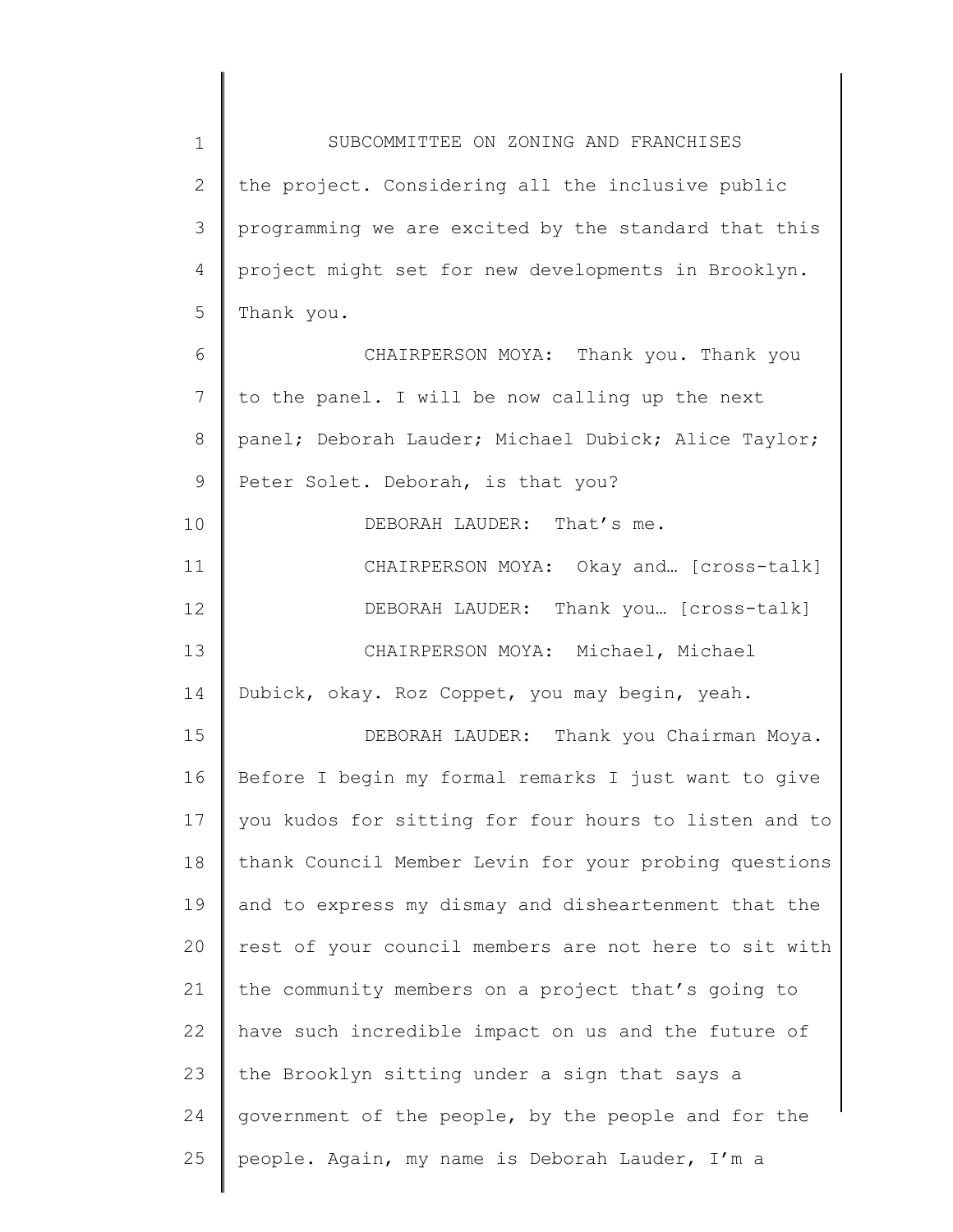the project. Considering all the inclusive public programming we are excited by the standard that this project might set for new developments in Brooklyn. Thank you.

CHAIRPERSON MOYA: Thank you. Thank you to the panel. I will be now calling up the next panel; Deborah Lauder; Michael Dubick; Alice Taylor; Peter Solet. Deborah, is that you?

DEBORAH LAUDER: That's me.

CHAIRPERSON MOYA: Okay and… [cross-talk]

DEBORAH LAUDER: Thank you… [cross-talk]

CHAIRPERSON MOYA: Michael, Michael Dubick, okay. Roz Coppet, you may begin, yeah.

DEBORAH LAUDER: Thank you Chairman Moya. Before I begin my formal remarks I just want to give you kudos for sitting for four hours to listen and to thank Council Member Levin for your probing questions and to express my dismay and disheartenment that the rest of your council members are not here to sit with the community members on a project that's going to have such incredible impact on us and the future of the Brooklyn sitting under a sign that says a government of the people, by the people and for the people. Again, my name is Deborah Lauder, I'm a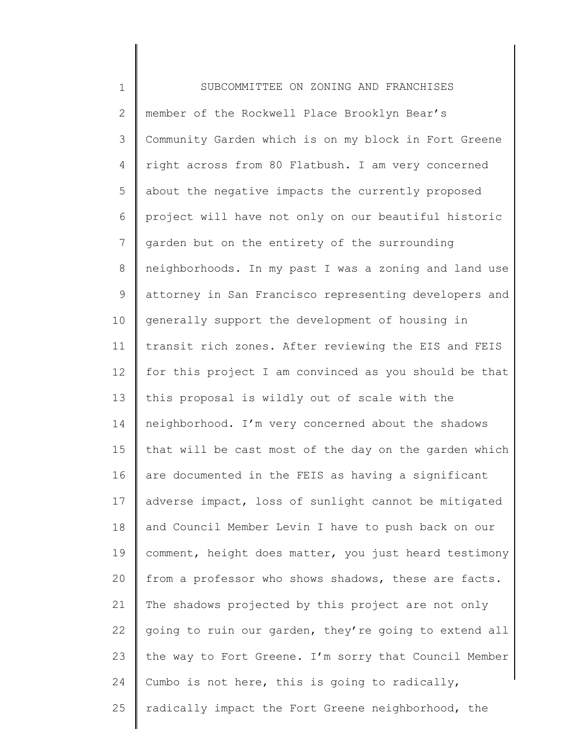member of the Rockwell Place Brooklyn Bear's Community Garden which is on my block in Fort Greene right across from 80 Flatbush. I am very concerned about the negative impacts the currently proposed project will have not only on our beautiful historic garden but on the entirety of the surrounding neighborhoods. In my past I was a zoning and land use attorney in San Francisco representing developers and generally support the development of housing in transit rich zones. After reviewing the EIS and FEIS for this project I am convinced as you should be that this proposal is wildly out of scale with the neighborhood. I'm very concerned about the shadows that will be cast most of the day on the garden which are documented in the FEIS as having a significant adverse impact, loss of sunlight cannot be mitigated and Council Member Levin I have to push back on our comment, height does matter, you just heard testimony from a professor who shows shadows, these are facts. The shadows projected by this project are not only going to ruin our garden, they're going to extend all the way to Fort Greene. I'm sorry that Council Member Cumbo is not here, this is going to radically, radically impact the Fort Greene neighborhood, the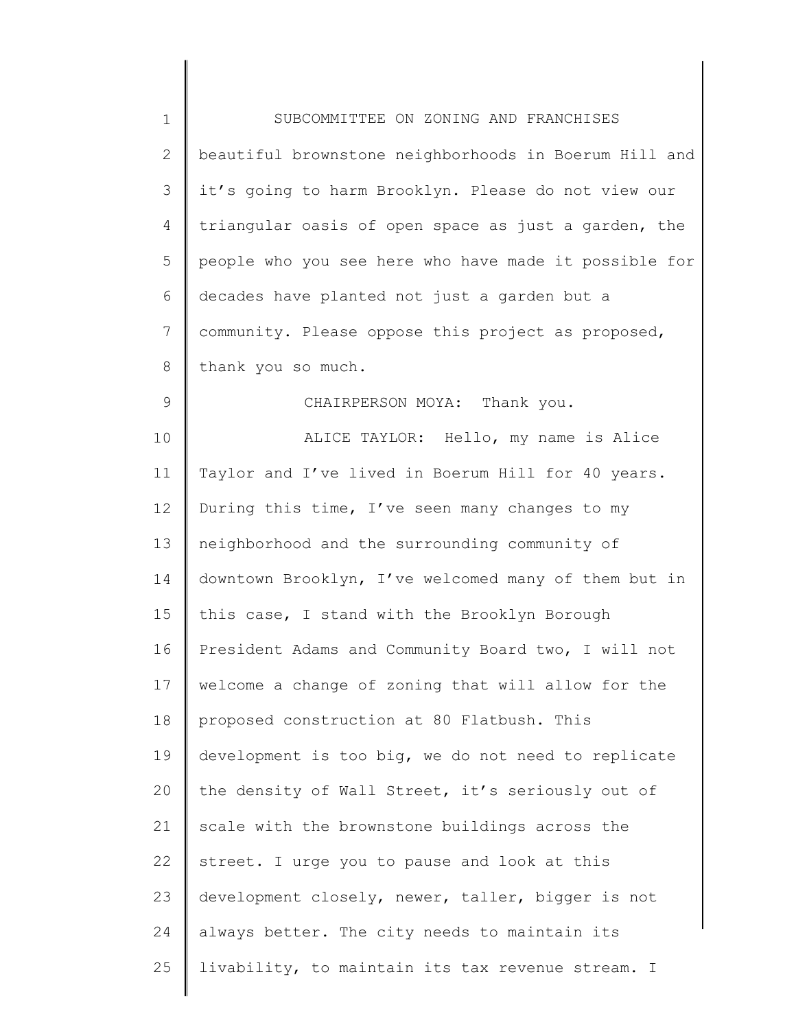beautiful brownstone neighborhoods in Boerum Hill and it's going to harm Brooklyn. Please do not view our triangular oasis of open space as just a garden, the people who you see here who have made it possible for decades have planted not just a garden but a community. Please oppose this project as proposed, thank you so much.

CHAIRPERSON MOYA: Thank you.

ALICE TAYLOR: Hello, my name is Alice Taylor and I've lived in Boerum Hill for 40 years. During this time, I've seen many changes to my neighborhood and the surrounding community of downtown Brooklyn, I've welcomed many of them but in this case, I stand with the Brooklyn Borough President Adams and Community Board two, I will not welcome a change of zoning that will allow for the proposed construction at 80 Flatbush. This development is too big, we do not need to replicate the density of Wall Street, it's seriously out of scale with the brownstone buildings across the street. I urge you to pause and look at this development closely, newer, taller, bigger is not always better. The city needs to maintain its livability, to maintain its tax revenue stream. I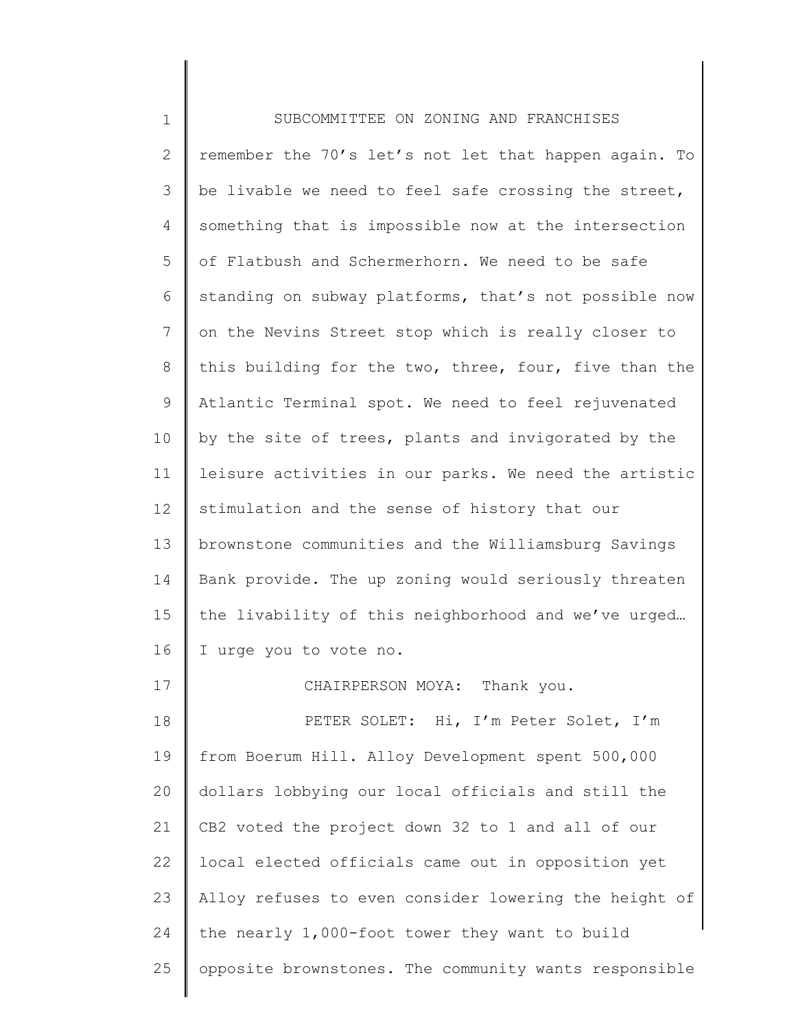remember the 70's let's not let that happen again. To be livable we need to feel safe crossing the street, something that is impossible now at the intersection of Flatbush and Schermerhorn. We need to be safe standing on subway platforms, that's not possible now on the Nevins Street stop which is really closer to this building for the two, three, four, five than the Atlantic Terminal spot. We need to feel rejuvenated by the site of trees, plants and invigorated by the leisure activities in our parks. We need the artistic stimulation and the sense of history that our brownstone communities and the Williamsburg Savings Bank provide. The up zoning would seriously threaten the livability of this neighborhood and we've urged… I urge you to vote no.

CHAIRPERSON MOYA: Thank you.

PETER SOLET: Hi, I'm Peter Solet, I'm from Boerum Hill. Alloy Development spent 500,000 dollars lobbying our local officials and still the CB2 voted the project down 32 to 1 and all of our local elected officials came out in opposition yet Alloy refuses to even consider lowering the height of the nearly 1,000-foot tower they want to build opposite brownstones. The community wants responsible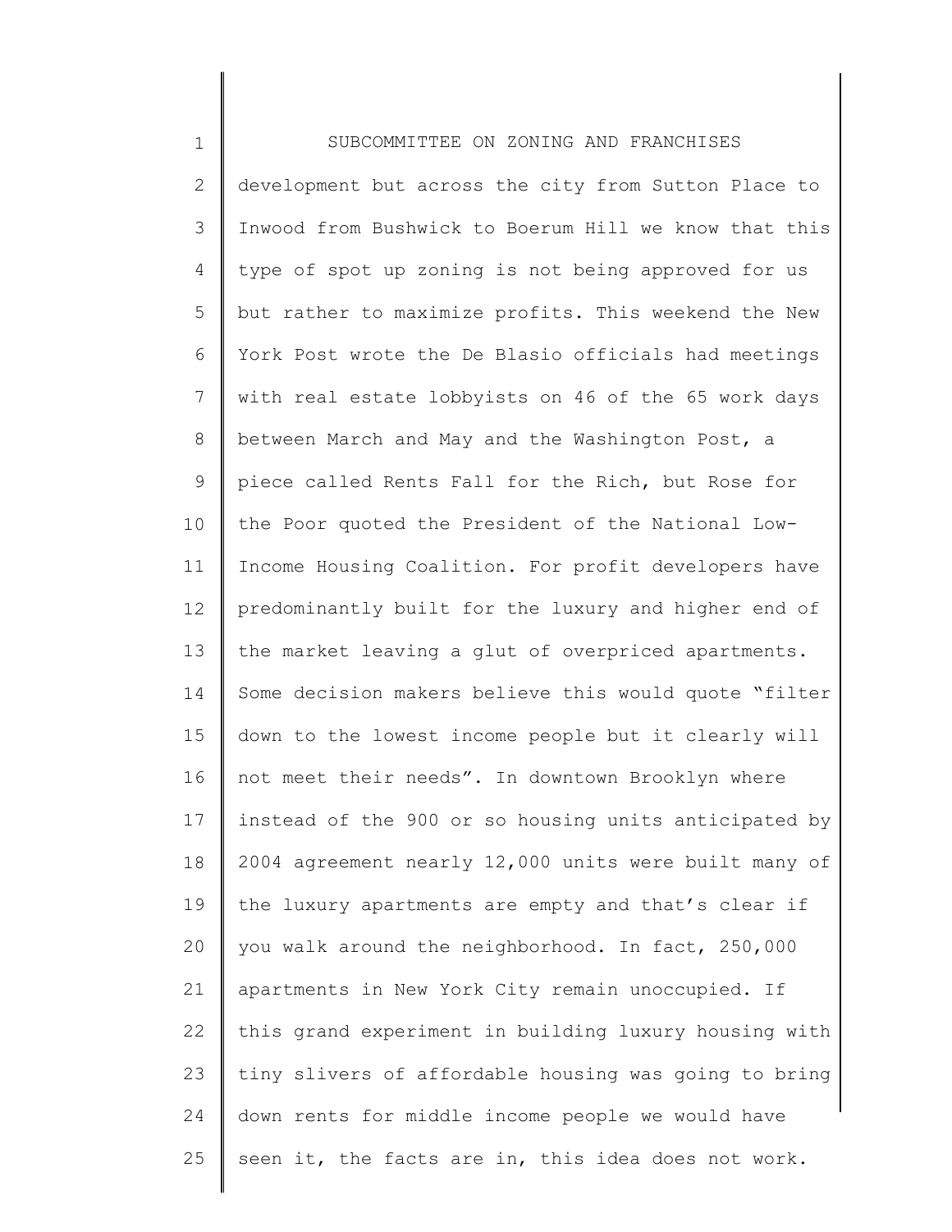development but across the city from Sutton Place to Inwood from Bushwick to Boerum Hill we know that this type of spot up zoning is not being approved for us but rather to maximize profits. This weekend the New York Post wrote the De Blasio officials had meetings with real estate lobbyists on 46 of the 65 work days between March and May and the Washington Post, a piece called Rents Fall for the Rich, but Rose for the Poor quoted the President of the National Low-Income Housing Coalition. For profit developers have predominantly built for the luxury and higher end of the market leaving a glut of overpriced apartments. Some decision makers believe this would quote "filter down to the lowest income people but it clearly will not meet their needs". In downtown Brooklyn where instead of the 900 or so housing units anticipated by 2004 agreement nearly 12,000 units were built many of the luxury apartments are empty and that's clear if you walk around the neighborhood. In fact, 250,000 apartments in New York City remain unoccupied. If this grand experiment in building luxury housing with tiny slivers of affordable housing was going to bring down rents for middle income people we would have seen it, the facts are in, this idea does not work.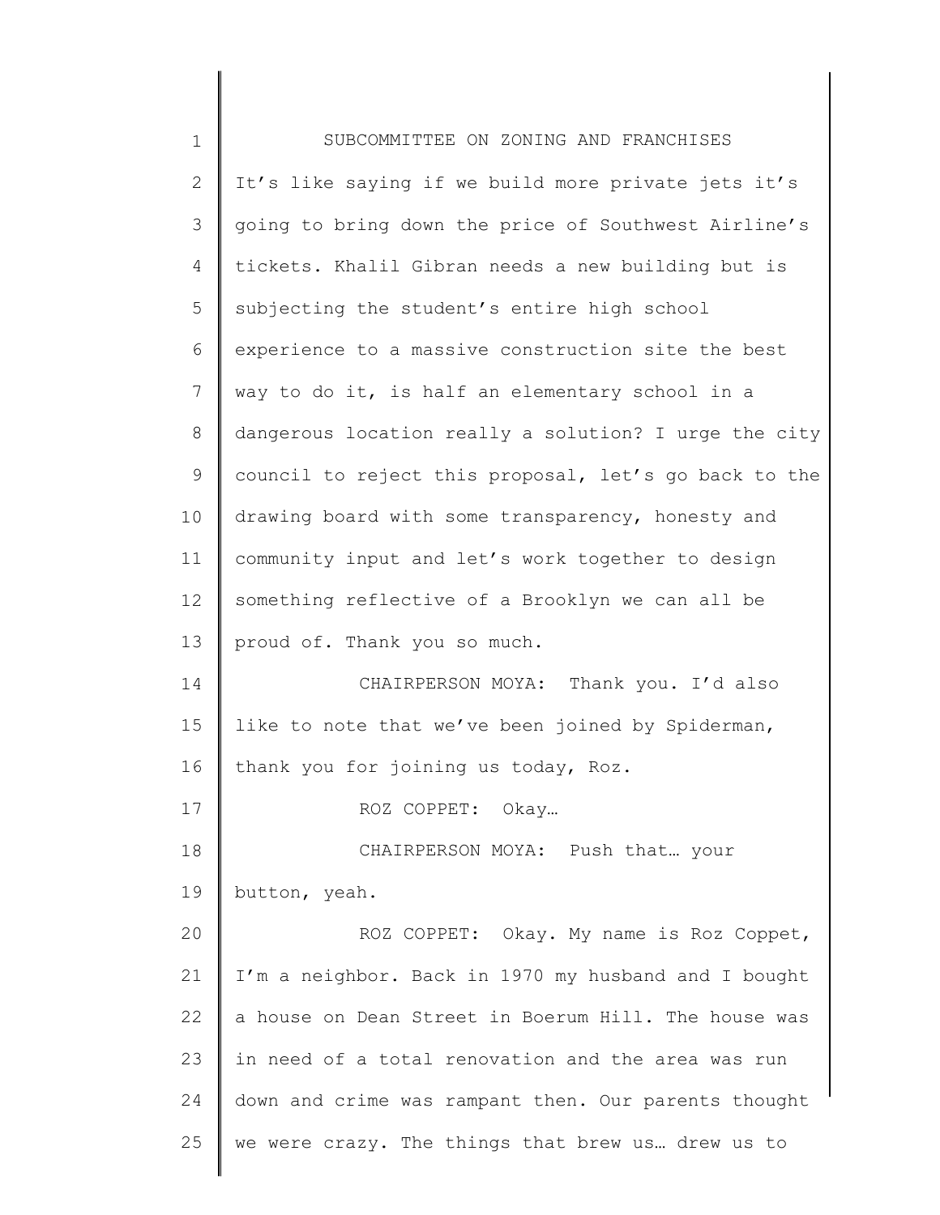It's like saying if we build more private jets it's going to bring down the price of Southwest Airline's tickets. Khalil Gibran needs a new building but is subjecting the student's entire high school experience to a massive construction site the best way to do it, is half an elementary school in a dangerous location really a solution? I urge the city council to reject this proposal, let's go back to the drawing board with some transparency, honesty and community input and let's work together to design something reflective of a Brooklyn we can all be proud of. Thank you so much.

CHAIRPERSON MOYA: Thank you. I'd also like to note that we've been joined by Spiderman, thank you for joining us today, Roz.

ROZ COPPET: Okay…

CHAIRPERSON MOYA: Push that… your button, yeah.

ROZ COPPET: Okay. My name is Roz Coppet, I'm a neighbor. Back in 1970 my husband and I bought a house on Dean Street in Boerum Hill. The house was in need of a total renovation and the area was run down and crime was rampant then. Our parents thought we were crazy. The things that brew us… drew us to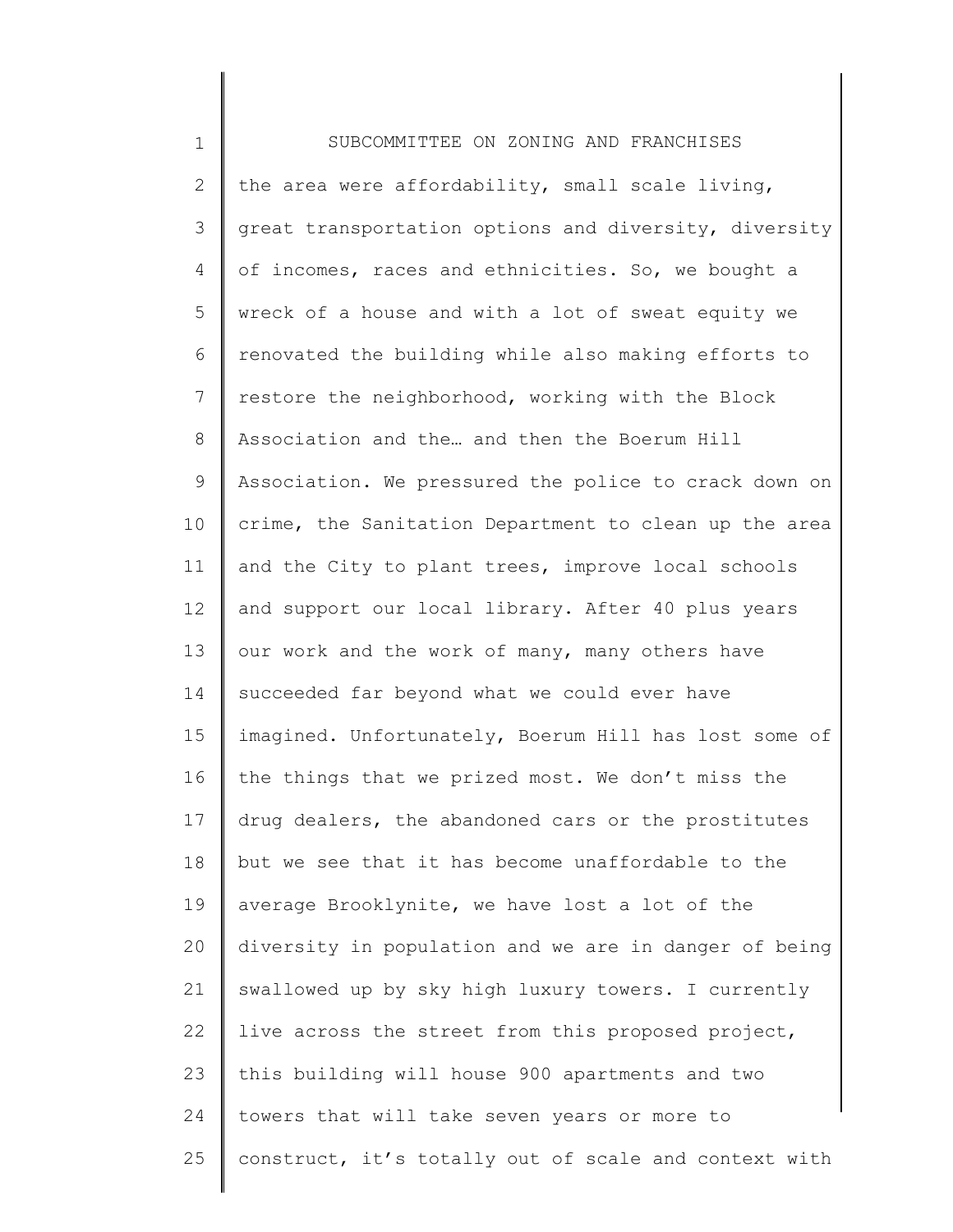the area were affordability, small scale living, great transportation options and diversity, diversity of incomes, races and ethnicities. So, we bought a wreck of a house and with a lot of sweat equity we renovated the building while also making efforts to restore the neighborhood, working with the Block Association and the… and then the Boerum Hill Association. We pressured the police to crack down on crime, the Sanitation Department to clean up the area and the City to plant trees, improve local schools and support our local library. After 40 plus years our work and the work of many, many others have succeeded far beyond what we could ever have imagined. Unfortunately, Boerum Hill has lost some of the things that we prized most. We don't miss the drug dealers, the abandoned cars or the prostitutes but we see that it has become unaffordable to the average Brooklynite, we have lost a lot of the diversity in population and we are in danger of being swallowed up by sky high luxury towers. I currently live across the street from this proposed project, this building will house 900 apartments and two towers that will take seven years or more to construct, it's totally out of scale and context with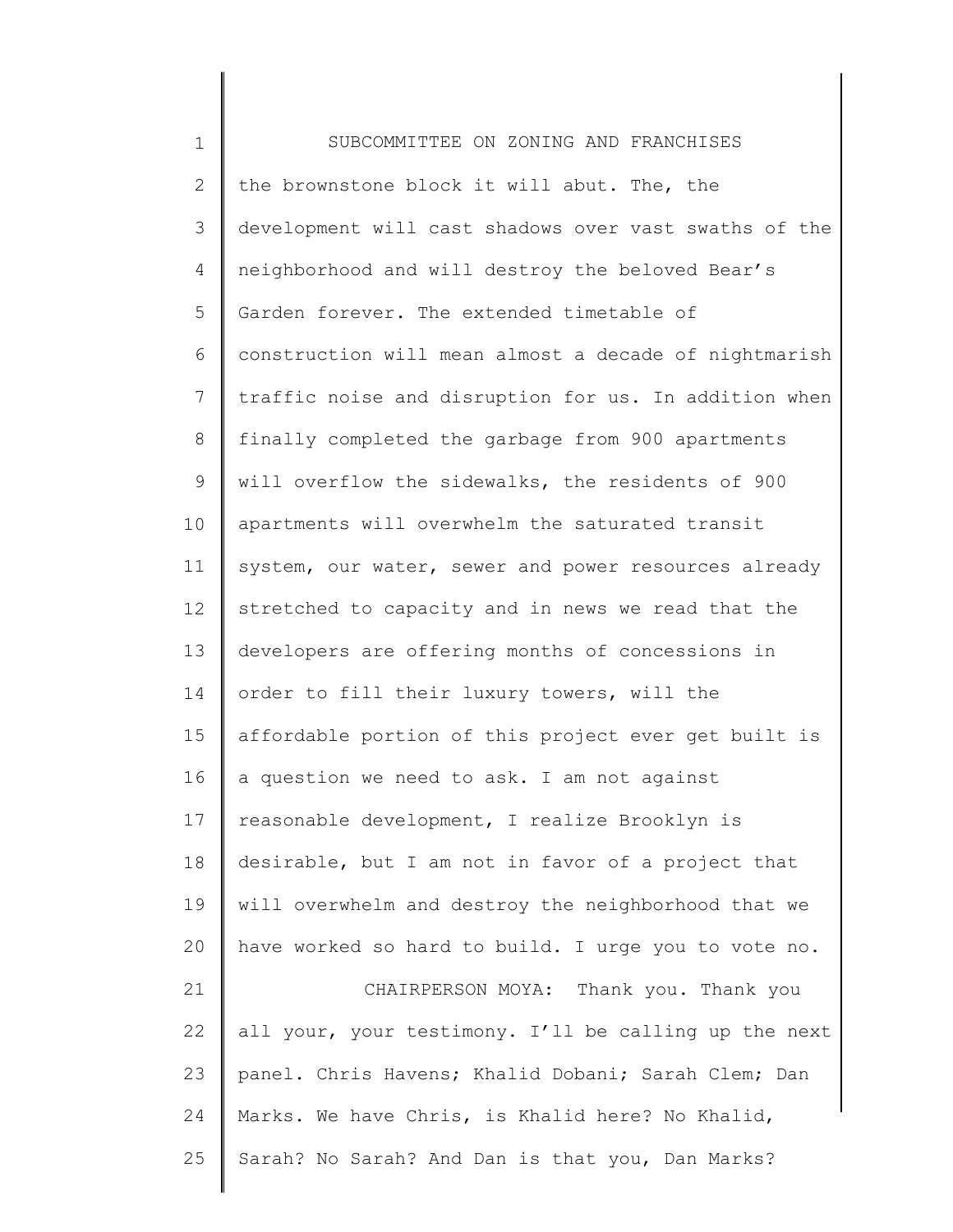the brownstone block it will abut. The, the development will cast shadows over vast swaths of the neighborhood and will destroy the beloved Bear's Garden forever. The extended timetable of construction will mean almost a decade of nightmarish traffic noise and disruption for us. In addition when finally completed the garbage from 900 apartments will overflow the sidewalks, the residents of 900 apartments will overwhelm the saturated transit system, our water, sewer and power resources already stretched to capacity and in news we read that the developers are offering months of concessions in order to fill their luxury towers, will the affordable portion of this project ever get built is a question we need to ask. I am not against reasonable development, I realize Brooklyn is desirable, but I am not in favor of a project that will overwhelm and destroy the neighborhood that we have worked so hard to build. I urge you to vote no.

CHAIRPERSON MOYA: Thank you. Thank you all your, your testimony. I'll be calling up the next panel. Chris Havens; Khalid Dobani; Sarah Clem; Dan Marks. We have Chris, is Khalid here? No Khalid, Sarah? No Sarah? And Dan is that you, Dan Marks?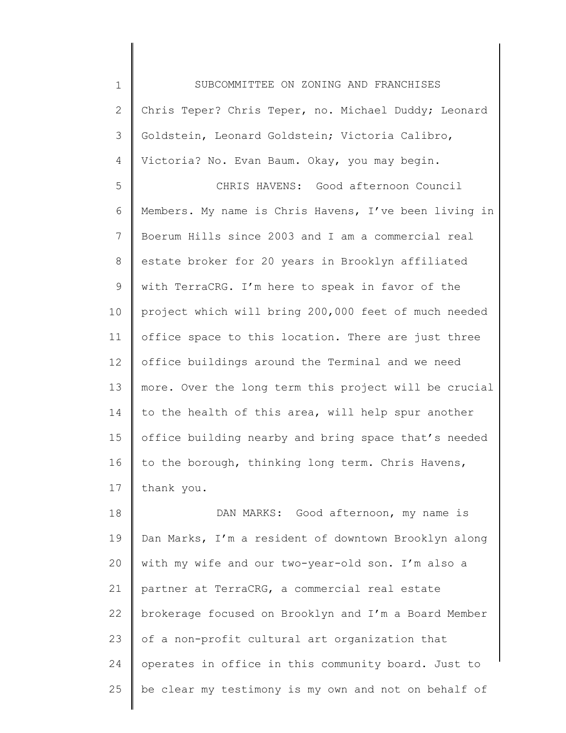Chris Teper? Chris Teper, no. Michael Duddy; Leonard Goldstein, Leonard Goldstein; Victoria Calibro, Victoria? No. Evan Baum. Okay, you may begin.

CHRIS HAVENS: Good afternoon Council Members. My name is Chris Havens, I've been living in Boerum Hills since 2003 and I am a commercial real estate broker for 20 years in Brooklyn affiliated with TerraCRG. I'm here to speak in favor of the project which will bring 200,000 feet of much needed office space to this location. There are just three office buildings around the Terminal and we need more. Over the long term this project will be crucial to the health of this area, will help spur another office building nearby and bring space that's needed to the borough, thinking long term. Chris Havens, thank you.

DAN MARKS: Good afternoon, my name is Dan Marks, I'm a resident of downtown Brooklyn along with my wife and our two-year-old son. I'm also a partner at TerraCRG, a commercial real estate brokerage focused on Brooklyn and I'm a Board Member of a non-profit cultural art organization that operates in office in this community board. Just to be clear my testimony is my own and not on behalf of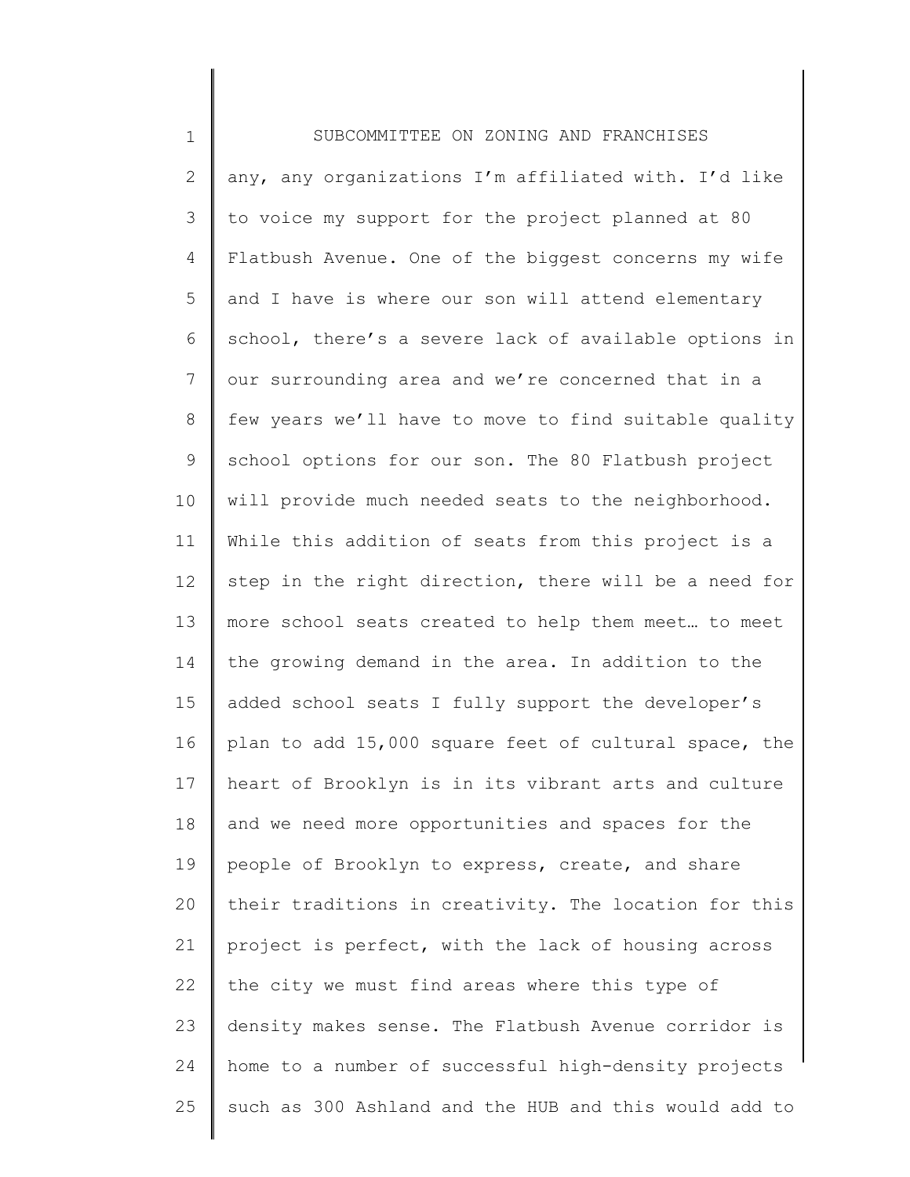any, any organizations I'm affiliated with. I'd like to voice my support for the project planned at 80 Flatbush Avenue. One of the biggest concerns my wife and I have is where our son will attend elementary school, there's a severe lack of available options in our surrounding area and we're concerned that in a few years we'll have to move to find suitable quality school options for our son. The 80 Flatbush project will provide much needed seats to the neighborhood. While this addition of seats from this project is a step in the right direction, there will be a need for more school seats created to help them meet… to meet the growing demand in the area. In addition to the added school seats I fully support the developer's plan to add 15,000 square feet of cultural space, the heart of Brooklyn is in its vibrant arts and culture and we need more opportunities and spaces for the people of Brooklyn to express, create, and share their traditions in creativity. The location for this project is perfect, with the lack of housing across the city we must find areas where this type of density makes sense. The Flatbush Avenue corridor is home to a number of successful high-density projects such as 300 Ashland and the HUB and this would add to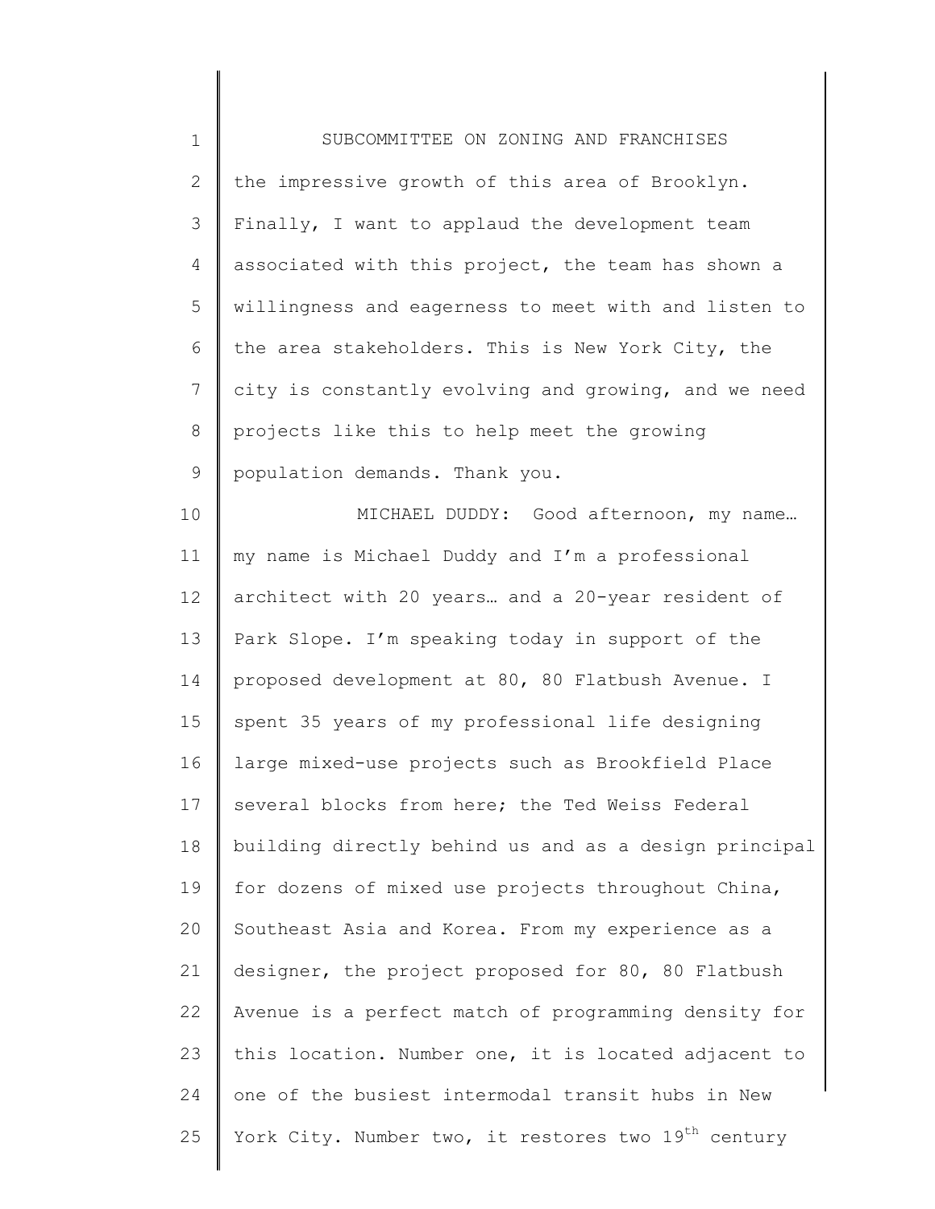the impressive growth of this area of Brooklyn. Finally, I want to applaud the development team associated with this project, the team has shown a willingness and eagerness to meet with and listen to the area stakeholders. This is New York City, the city is constantly evolving and growing, and we need projects like this to help meet the growing population demands. Thank you.

MICHAEL DUDDY: Good afternoon, my name… my name is Michael Duddy and I'm a professional architect with 20 years… and a 20-year resident of Park Slope. I'm speaking today in support of the proposed development at 80, 80 Flatbush Avenue. I spent 35 years of my professional life designing large mixed-use projects such as Brookfield Place several blocks from here; the Ted Weiss Federal building directly behind us and as a design principal for dozens of mixed use projects throughout China, Southeast Asia and Korea. From my experience as a designer, the project proposed for 80, 80 Flatbush Avenue is a perfect match of programming density for this location. Number one, it is located adjacent to one of the busiest intermodal transit hubs in New York City. Number two, it restores two 19th century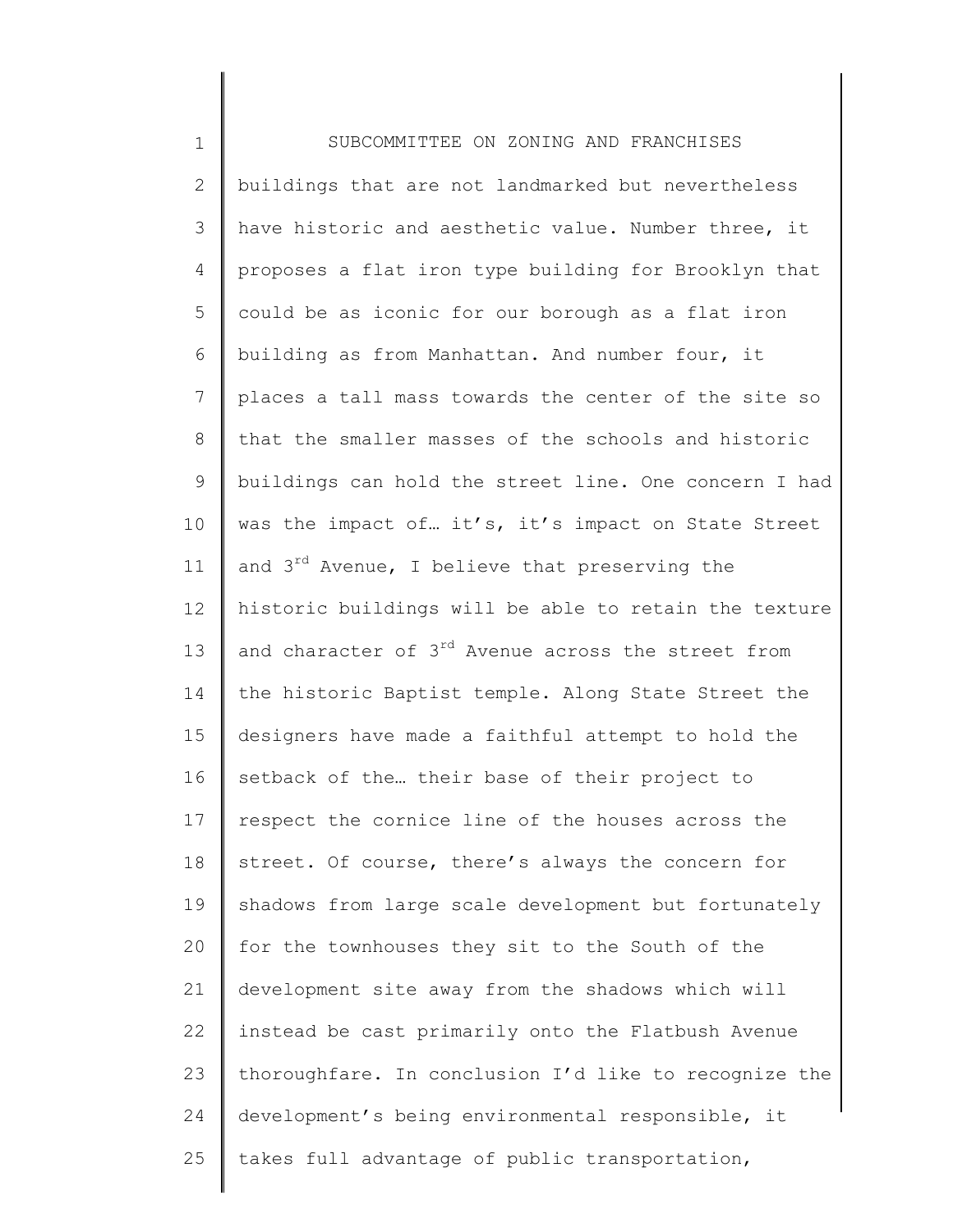buildings that are not landmarked but nevertheless have historic and aesthetic value. Number three, it proposes a flat iron type building for Brooklyn that could be as iconic for our borough as a flat iron building as from Manhattan. And number four, it places a tall mass towards the center of the site so that the smaller masses of the schools and historic buildings can hold the street line. One concern I had was the impact of… it's, it's impact on State Street and 3rd Avenue, I believe that preserving the historic buildings will be able to retain the texture and character of 3rd Avenue across the street from the historic Baptist temple. Along State Street the designers have made a faithful attempt to hold the setback of the… their base of their project to respect the cornice line of the houses across the street. Of course, there's always the concern for shadows from large scale development but fortunately for the townhouses they sit to the South of the development site away from the shadows which will instead be cast primarily onto the Flatbush Avenue thoroughfare. In conclusion I'd like to recognize the development's being environmental responsible, it takes full advantage of public transportation,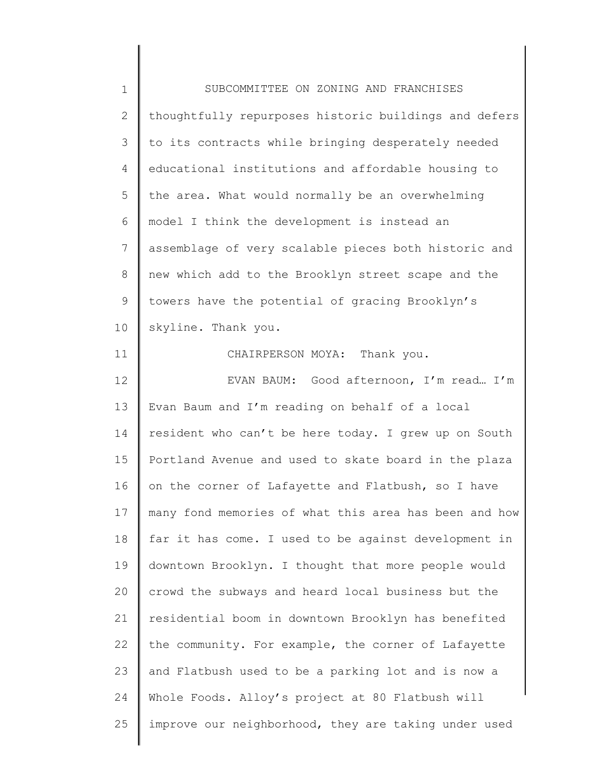thoughtfully repurposes historic buildings and defers to its contracts while bringing desperately needed educational institutions and affordable housing to the area. What would normally be an overwhelming model I think the development is instead an assemblage of very scalable pieces both historic and new which add to the Brooklyn street scape and the towers have the potential of gracing Brooklyn's skyline. Thank you.

CHAIRPERSON MOYA: Thank you.

EVAN BAUM: Good afternoon, I'm read… I'm Evan Baum and I'm reading on behalf of a local resident who can't be here today. I grew up on South Portland Avenue and used to skate board in the plaza on the corner of Lafayette and Flatbush, so I have many fond memories of what this area has been and how far it has come. I used to be against development in downtown Brooklyn. I thought that more people would crowd the subways and heard local business but the residential boom in downtown Brooklyn has benefited the community. For example, the corner of Lafayette and Flatbush used to be a parking lot and is now a Whole Foods. Alloy's project at 80 Flatbush will improve our neighborhood, they are taking under used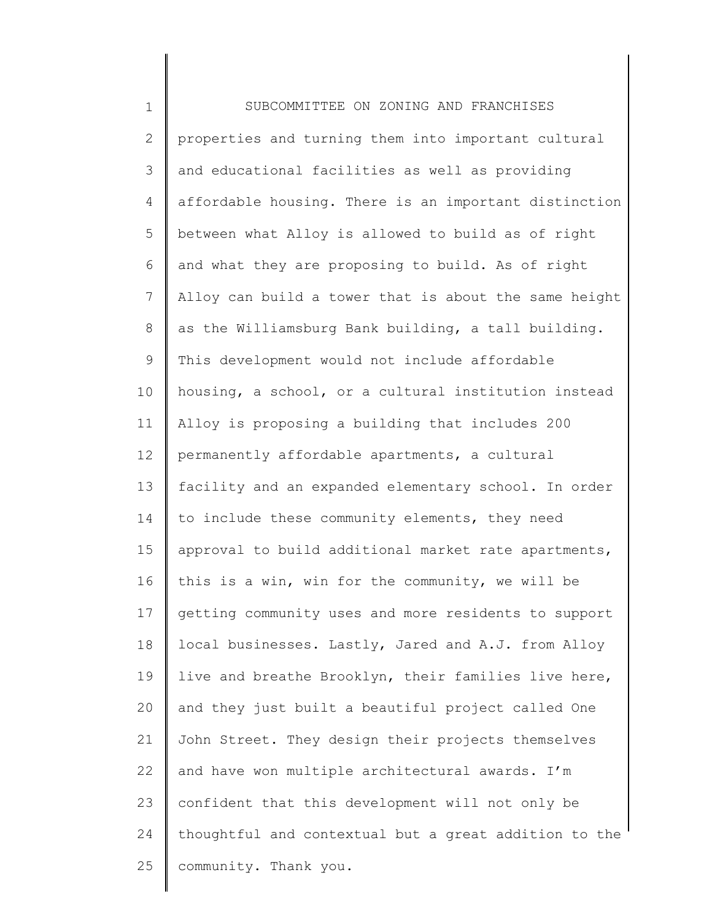properties and turning them into important cultural and educational facilities as well as providing affordable housing. There is an important distinction between what Alloy is allowed to build as of right and what they are proposing to build. As of right Alloy can build a tower that is about the same height as the Williamsburg Bank building, a tall building. This development would not include affordable housing, a school, or a cultural institution instead Alloy is proposing a building that includes 200 permanently affordable apartments, a cultural facility and an expanded elementary school. In order to include these community elements, they need approval to build additional market rate apartments, this is a win, win for the community, we will be getting community uses and more residents to support local businesses. Lastly, Jared and A.J. from Alloy live and breathe Brooklyn, their families live here, and they just built a beautiful project called One John Street. They design their projects themselves and have won multiple architectural awards. I'm confident that this development will not only be thoughtful and contextual but a great addition to the community. Thank you.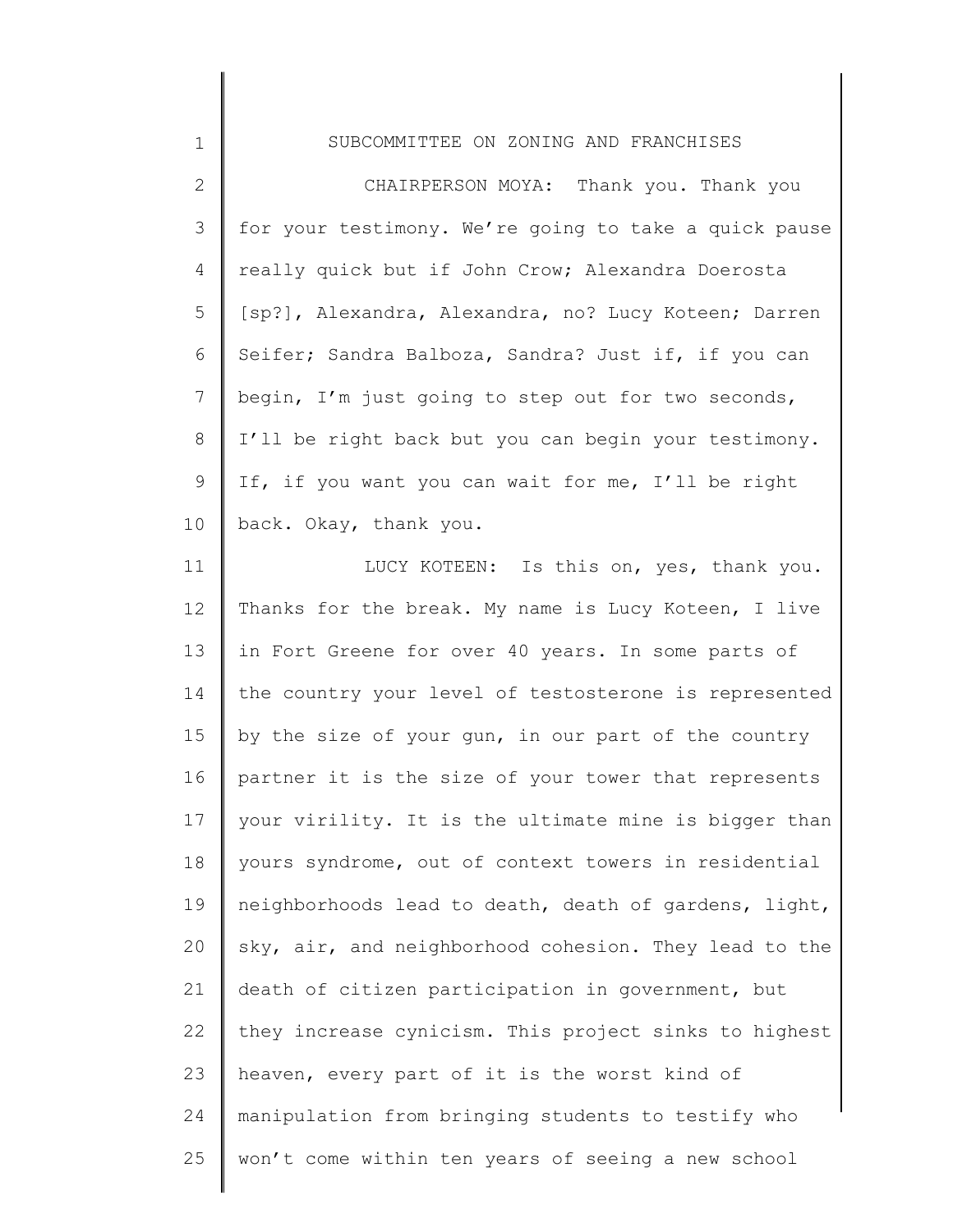CHAIRPERSON MOYA: Thank you. Thank you for your testimony. We're going to take a quick pause really quick but if John Crow; Alexandra Doerosta [sp?], Alexandra, Alexandra, no? Lucy Koteen; Darren Seifer; Sandra Balboza, Sandra? Just if, if you can begin, I'm just going to step out for two seconds, I'll be right back but you can begin your testimony. If, if you want you can wait for me, I'll be right back. Okay, thank you.

LUCY KOTEEN: Is this on, yes, thank you. Thanks for the break. My name is Lucy Koteen, I live in Fort Greene for over 40 years. In some parts of the country your level of testosterone is represented by the size of your gun, in our part of the country partner it is the size of your tower that represents your virility. It is the ultimate mine is bigger than yours syndrome, out of context towers in residential neighborhoods lead to death, death of gardens, light, sky, air, and neighborhood cohesion. They lead to the death of citizen participation in government, but they increase cynicism. This project sinks to highest heaven, every part of it is the worst kind of manipulation from bringing students to testify who won't come within ten years of seeing a new school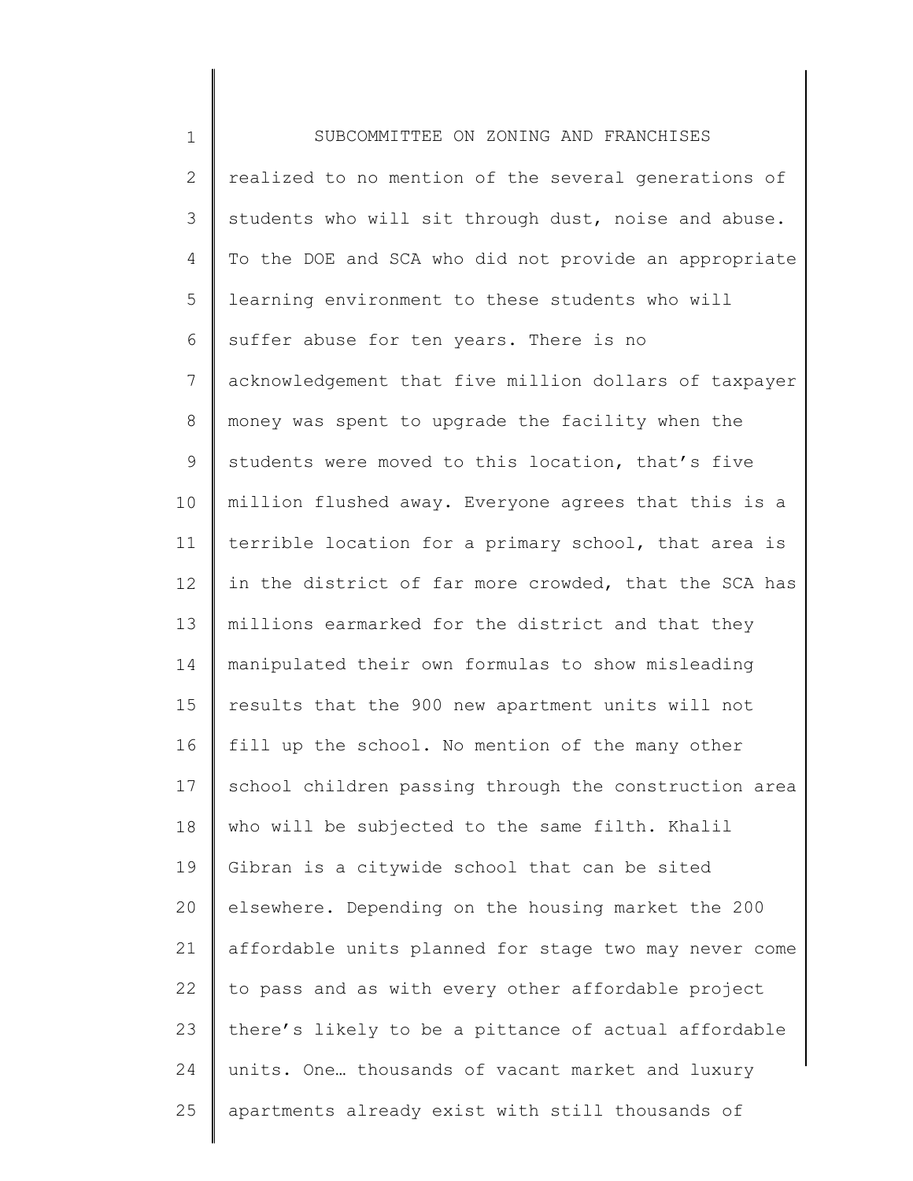realized to no mention of the several generations of students who will sit through dust, noise and abuse. To the DOE and SCA who did not provide an appropriate learning environment to these students who will suffer abuse for ten years. There is no acknowledgement that five million dollars of taxpayer money was spent to upgrade the facility when the students were moved to this location, that's five million flushed away. Everyone agrees that this is a terrible location for a primary school, that area is in the district of far more crowded, that the SCA has millions earmarked for the district and that they manipulated their own formulas to show misleading results that the 900 new apartment units will not fill up the school. No mention of the many other school children passing through the construction area who will be subjected to the same filth. Khalil Gibran is a citywide school that can be sited elsewhere. Depending on the housing market the 200 affordable units planned for stage two may never come to pass and as with every other affordable project there's likely to be a pittance of actual affordable units. One… thousands of vacant market and luxury apartments already exist with still thousands of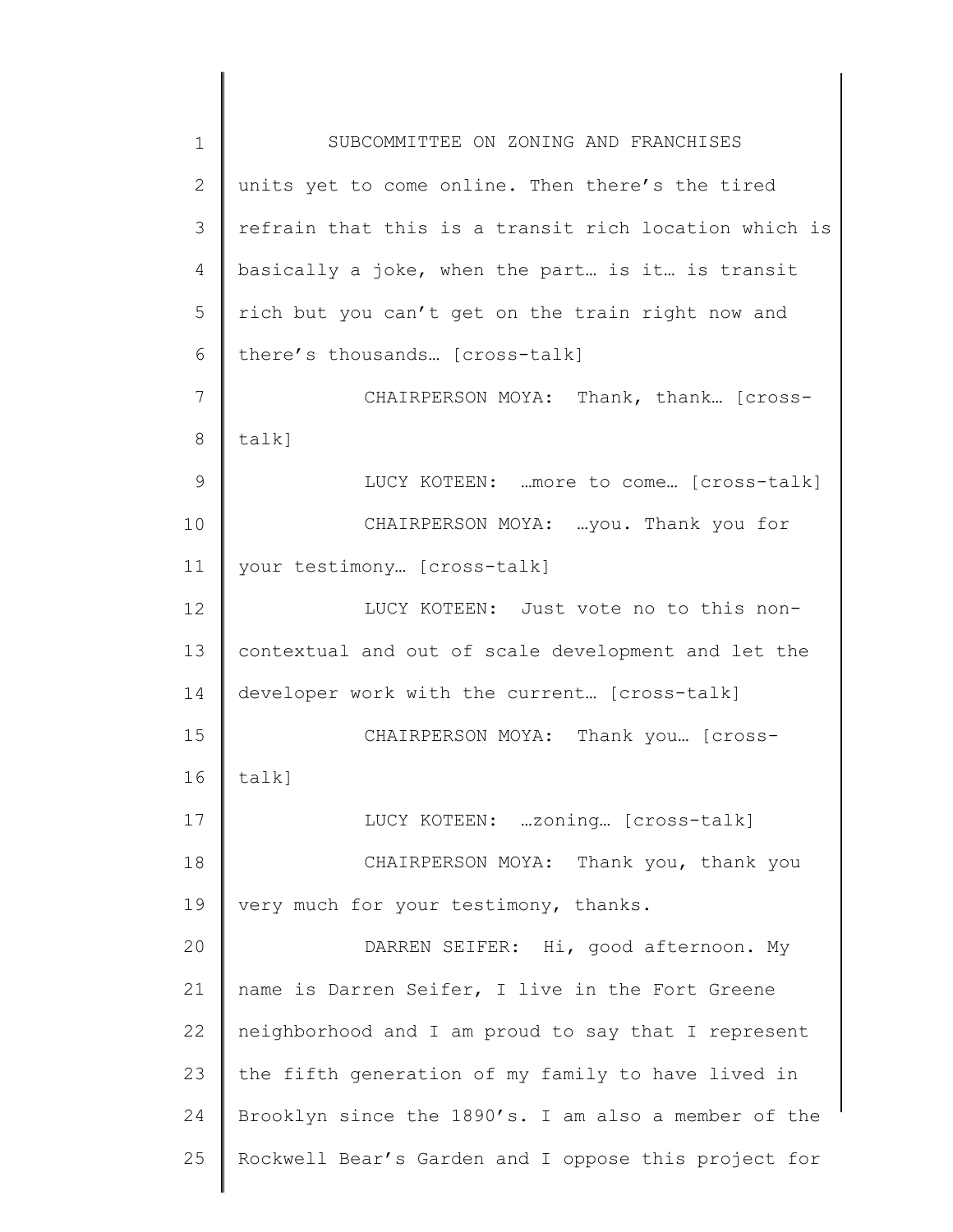units yet to come online. Then there's the tired refrain that this is a transit rich location which is basically a joke, when the part… is it… is transit rich but you can't get on the train right now and there's thousands… [cross-talk]

CHAIRPERSON MOYA: Thank, thank… [cross-talk]

LUCY KOTEEN: …more to come… [cross-talk]

CHAIRPERSON MOYA: …you. Thank you for your testimony… [cross-talk]

LUCY KOTEEN: Just vote no to this non-contextual and out of scale development and let the developer work with the current… [cross-talk]

CHAIRPERSON MOYA: Thank you… [cross-talk]

LUCY KOTEEN: …zoning… [cross-talk]

CHAIRPERSON MOYA: Thank you, thank you very much for your testimony, thanks.

DARREN SEIFER: Hi, good afternoon. My name is Darren Seifer, I live in the Fort Greene neighborhood and I am proud to say that I represent the fifth generation of my family to have lived in Brooklyn since the 1890's. I am also a member of the Rockwell Bear's Garden and I oppose this project for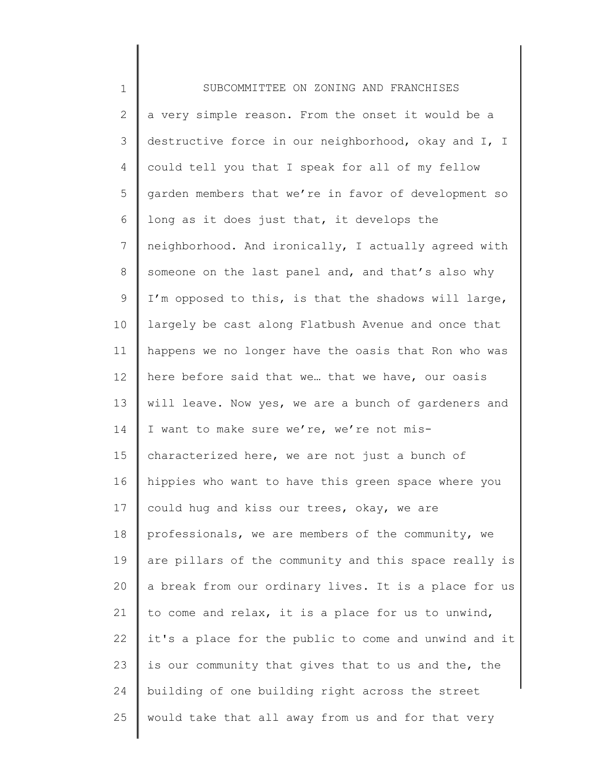a very simple reason. From the onset it would be a destructive force in our neighborhood, okay and I, I could tell you that I speak for all of my fellow garden members that we're in favor of development so long as it does just that, it develops the neighborhood. And ironically, I actually agreed with someone on the last panel and, and that's also why I'm opposed to this, is that the shadows will large, largely be cast along Flatbush Avenue and once that happens we no longer have the oasis that Ron who was here before said that we… that we have, our oasis will leave. Now yes, we are a bunch of gardeners and I want to make sure we're, we're not mis-characterized here, we are not just a bunch of hippies who want to have this green space where you could hug and kiss our trees, okay, we are professionals, we are members of the community, we are pillars of the community and this space really is a break from our ordinary lives. It is a place for us to come and relax, it is a place for us to unwind, it's a place for the public to come and unwind and it is our community that gives that to us and the, the building of one building right across the street would take that all away from us and for that very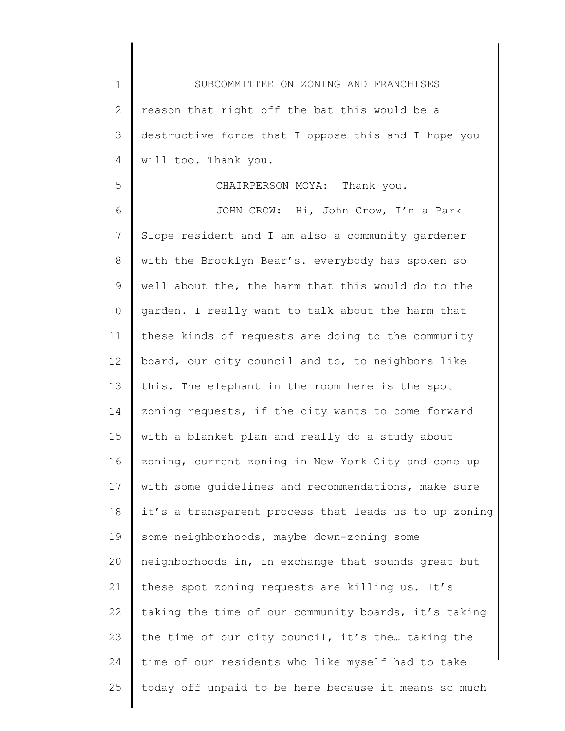reason that right off the bat this would be a destructive force that I oppose this and I hope you will too. Thank you.

CHAIRPERSON MOYA: Thank you.

JOHN CROW: Hi, John Crow, I'm a Park Slope resident and I am also a community gardener with the Brooklyn Bear's. everybody has spoken so well about the, the harm that this would do to the garden. I really want to talk about the harm that these kinds of requests are doing to the community board, our city council and to, to neighbors like this. The elephant in the room here is the spot zoning requests, if the city wants to come forward with a blanket plan and really do a study about zoning, current zoning in New York City and come up with some guidelines and recommendations, make sure it's a transparent process that leads us to up zoning some neighborhoods, maybe down-zoning some neighborhoods in, in exchange that sounds great but these spot zoning requests are killing us. It's taking the time of our community boards, it's taking the time of our city council, it's the… taking the time of our residents who like myself had to take today off unpaid to be here because it means so much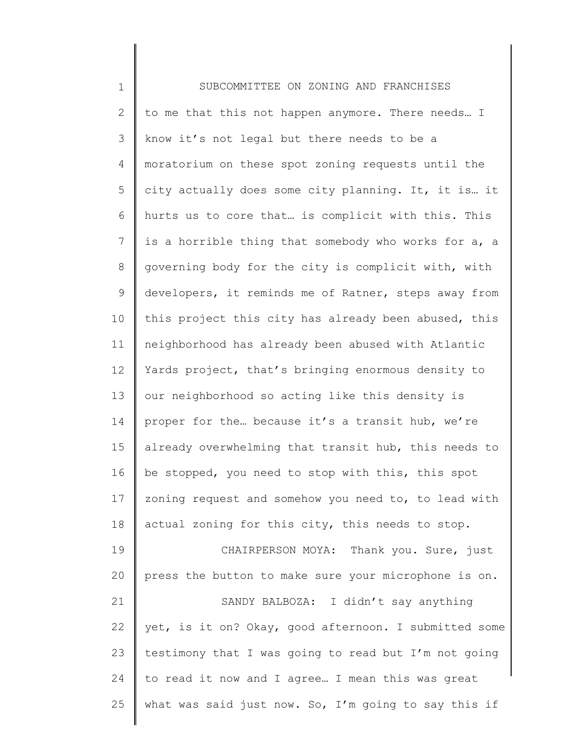to me that this not happen anymore. There needs… I know it's not legal but there needs to be a moratorium on these spot zoning requests until the city actually does some city planning. It, it is… it hurts us to core that… is complicit with this. This is a horrible thing that somebody who works for a, a governing body for the city is complicit with, with developers, it reminds me of Ratner, steps away from this project this city has already been abused, this neighborhood has already been abused with Atlantic Yards project, that's bringing enormous density to our neighborhood so acting like this density is proper for the… because it's a transit hub, we're already overwhelming that transit hub, this needs to be stopped, you need to stop with this, this spot zoning request and somehow you need to, to lead with actual zoning for this city, this needs to stop.

CHAIRPERSON MOYA: Thank you. Sure, just press the button to make sure your microphone is on.

SANDY BALBOZA: I didn't say anything yet, is it on? Okay, good afternoon. I submitted some testimony that I was going to read but I'm not going to read it now and I agree… I mean this was great what was said just now. So, I'm going to say this if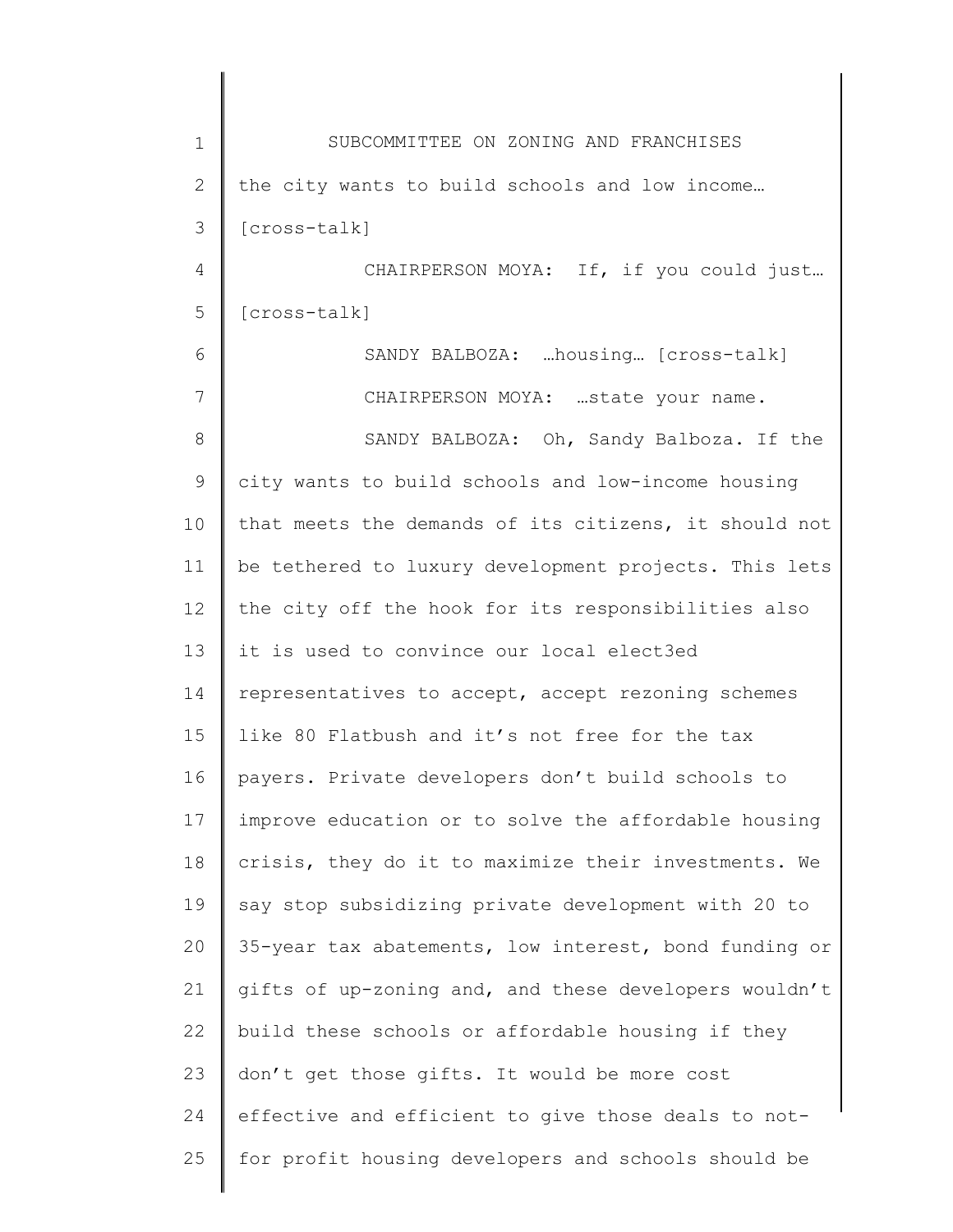the city wants to build schools and low income… [cross-talk]

CHAIRPERSON MOYA: If, if you could just… [cross-talk]

SANDY BALBOZA: …housing… [cross-talk]

CHAIRPERSON MOYA: …state your name.

SANDY BALBOZA: Oh, Sandy Balboza. If the city wants to build schools and low-income housing that meets the demands of its citizens, it should not be tethered to luxury development projects. This lets the city off the hook for its responsibilities also it is used to convince our local elect3ed representatives to accept, accept rezoning schemes like 80 Flatbush and it's not free for the tax payers. Private developers don't build schools to improve education or to solve the affordable housing crisis, they do it to maximize their investments. We say stop subsidizing private development with 20 to 35-year tax abatements, low interest, bond funding or gifts of up-zoning and, and these developers wouldn't build these schools or affordable housing if they don't get those gifts. It would be more cost effective and efficient to give those deals to not-for profit housing developers and schools should be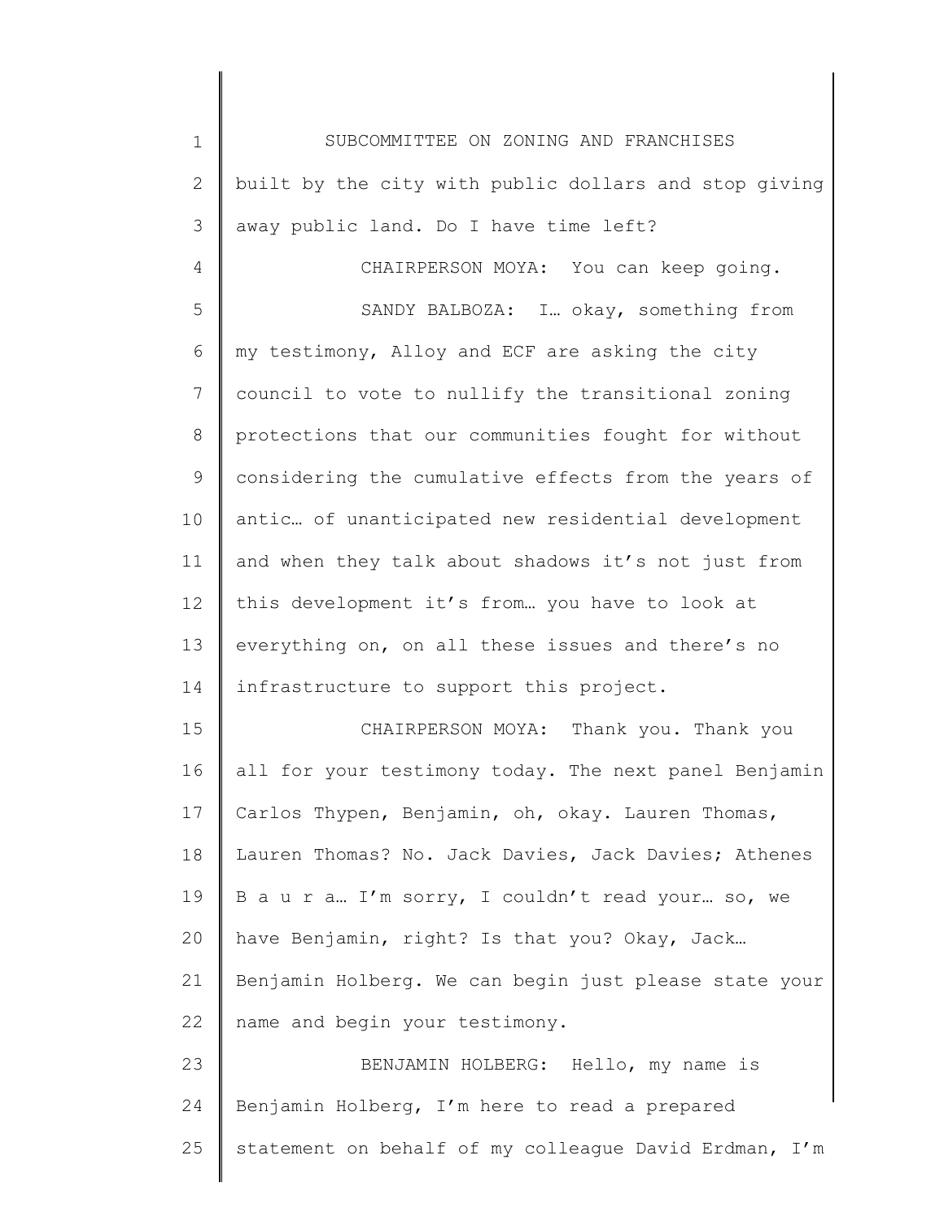built by the city with public dollars and stop giving away public land. Do I have time left?

CHAIRPERSON MOYA: You can keep going.

SANDY BALBOZA: I… okay, something from my testimony, Alloy and ECF are asking the city council to vote to nullify the transitional zoning protections that our communities fought for without considering the cumulative effects from the years of antic… of unanticipated new residential development and when they talk about shadows it's not just from this development it's from… you have to look at everything on, on all these issues and there's no infrastructure to support this project.

CHAIRPERSON MOYA: Thank you. Thank you all for your testimony today. The next panel Benjamin Carlos Thypen, Benjamin, oh, okay. Lauren Thomas, Lauren Thomas? No. Jack Davies, Jack Davies; Athenes B a u r a… I'm sorry, I couldn't read your… so, we have Benjamin, right? Is that you? Okay, Jack… Benjamin Holberg. We can begin just please state your name and begin your testimony.

BENJAMIN HOLBERG: Hello, my name is Benjamin Holberg, I'm here to read a prepared statement on behalf of my colleague David Erdman, I'm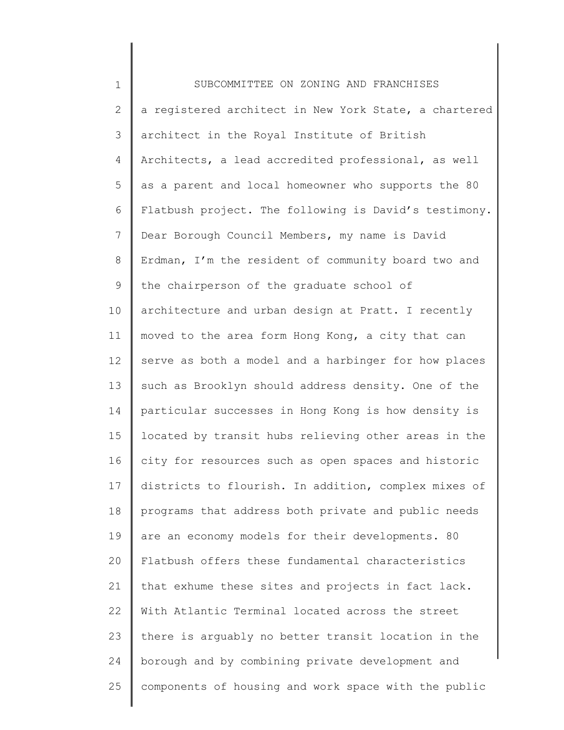a registered architect in New York State, a chartered architect in the Royal Institute of British Architects, a lead accredited professional, as well as a parent and local homeowner who supports the 80 Flatbush project. The following is David's testimony. Dear Borough Council Members, my name is David Erdman, I'm the resident of community board two and the chairperson of the graduate school of architecture and urban design at Pratt. I recently moved to the area form Hong Kong, a city that can serve as both a model and a harbinger for how places such as Brooklyn should address density. One of the particular successes in Hong Kong is how density is located by transit hubs relieving other areas in the city for resources such as open spaces and historic districts to flourish. In addition, complex mixes of programs that address both private and public needs are an economy models for their developments. 80 Flatbush offers these fundamental characteristics that exhume these sites and projects in fact lack. With Atlantic Terminal located across the street there is arguably no better transit location in the borough and by combining private development and components of housing and work space with the public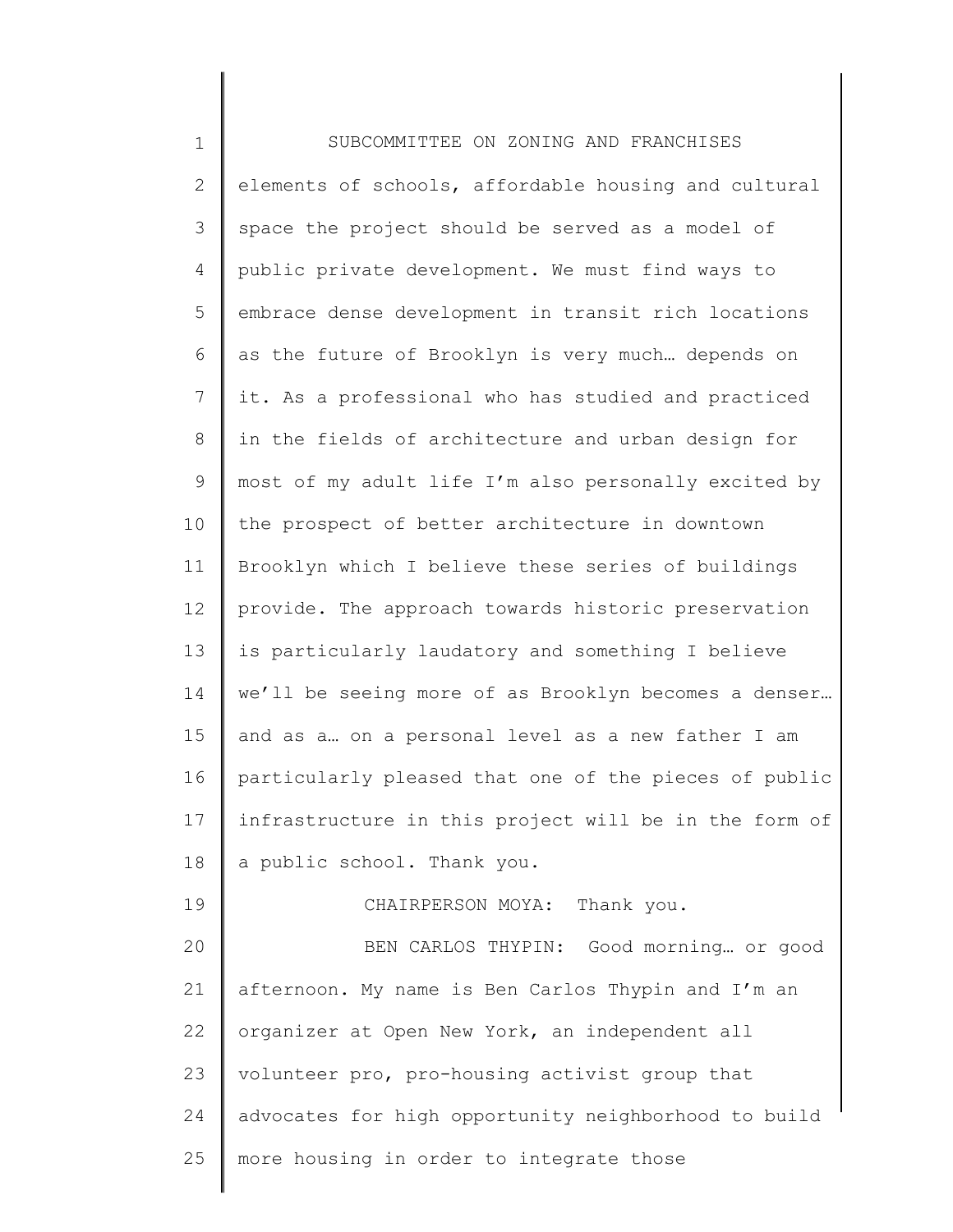elements of schools, affordable housing and cultural space the project should be served as a model of public private development. We must find ways to embrace dense development in transit rich locations as the future of Brooklyn is very much… depends on it. As a professional who has studied and practiced in the fields of architecture and urban design for most of my adult life I'm also personally excited by the prospect of better architecture in downtown Brooklyn which I believe these series of buildings provide. The approach towards historic preservation is particularly laudatory and something I believe we'll be seeing more of as Brooklyn becomes a denser… and as a… on a personal level as a new father I am particularly pleased that one of the pieces of public infrastructure in this project will be in the form of a public school. Thank you.

CHAIRPERSON MOYA: Thank you.

BEN CARLOS THYPIN: Good morning… or good afternoon. My name is Ben Carlos Thypin and I'm an organizer at Open New York, an independent all volunteer pro, pro-housing activist group that advocates for high opportunity neighborhood to build more housing in order to integrate those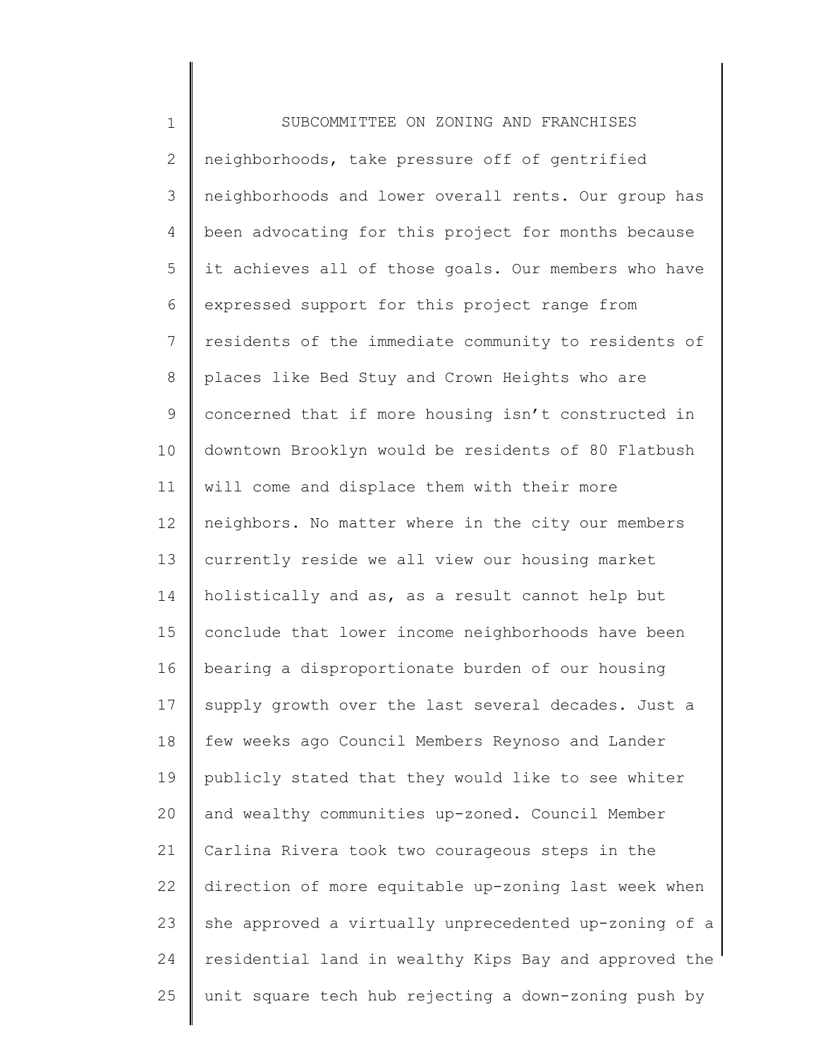neighborhoods, take pressure off of gentrified neighborhoods and lower overall rents. Our group has been advocating for this project for months because it achieves all of those goals. Our members who have expressed support for this project range from residents of the immediate community to residents of places like Bed Stuy and Crown Heights who are concerned that if more housing isn't constructed in downtown Brooklyn would be residents of 80 Flatbush will come and displace them with their more neighbors. No matter where in the city our members currently reside we all view our housing market holistically and as, as a result cannot help but conclude that lower income neighborhoods have been bearing a disproportionate burden of our housing supply growth over the last several decades. Just a few weeks ago Council Members Reynoso and Lander publicly stated that they would like to see whiter and wealthy communities up-zoned. Council Member Carlina Rivera took two courageous steps in the direction of more equitable up-zoning last week when she approved a virtually unprecedented up-zoning of a residential land in wealthy Kips Bay and approved the unit square tech hub rejecting a down-zoning push by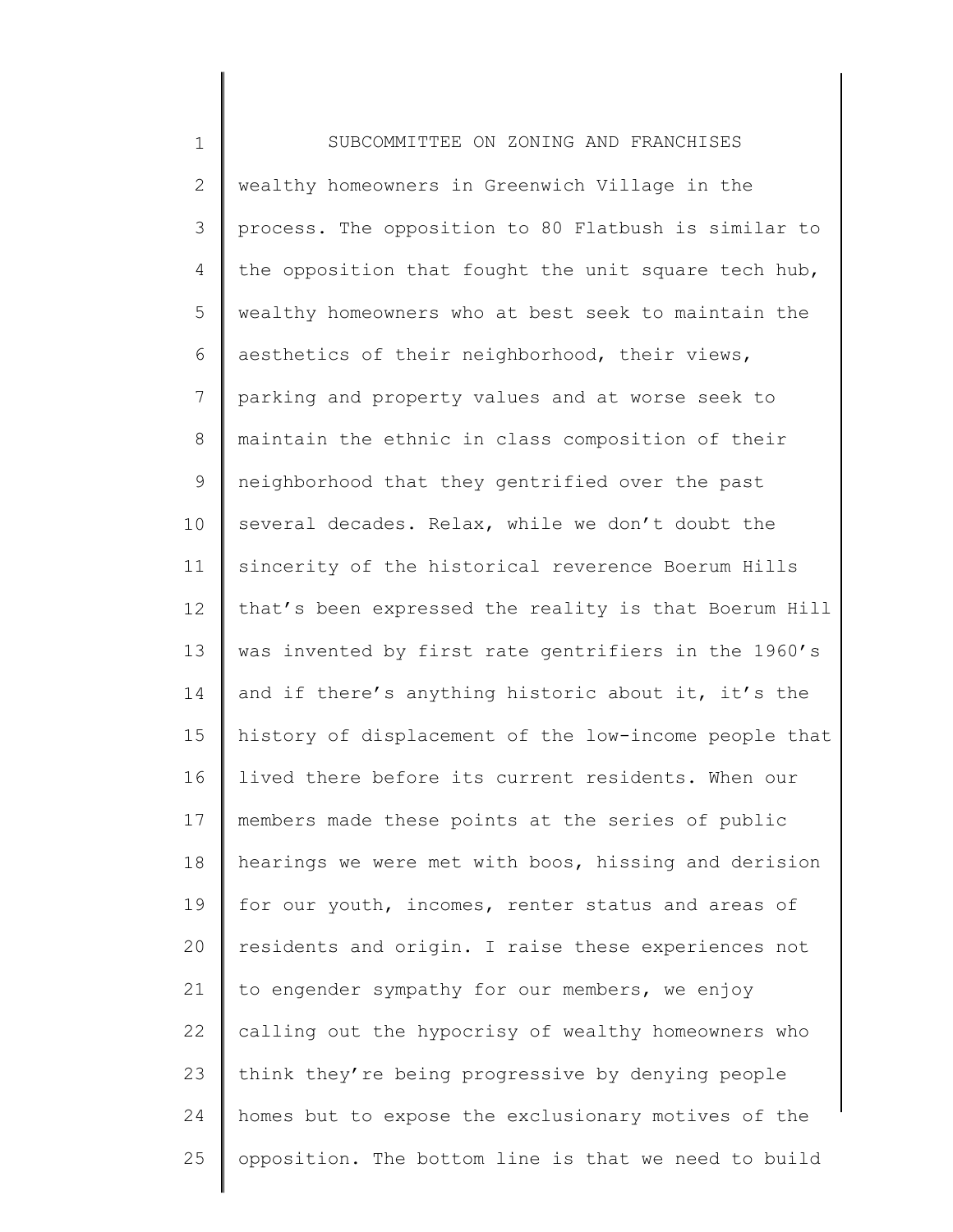wealthy homeowners in Greenwich Village in the process. The opposition to 80 Flatbush is similar to the opposition that fought the unit square tech hub, wealthy homeowners who at best seek to maintain the aesthetics of their neighborhood, their views, parking and property values and at worse seek to maintain the ethnic in class composition of their neighborhood that they gentrified over the past several decades. Relax, while we don't doubt the sincerity of the historical reverence Boerum Hills that's been expressed the reality is that Boerum Hill was invented by first rate gentrifiers in the 1960's and if there's anything historic about it, it's the history of displacement of the low-income people that lived there before its current residents. When our members made these points at the series of public hearings we were met with boos, hissing and derision for our youth, incomes, renter status and areas of residents and origin. I raise these experiences not to engender sympathy for our members, we enjoy calling out the hypocrisy of wealthy homeowners who think they're being progressive by denying people homes but to expose the exclusionary motives of the opposition. The bottom line is that we need to build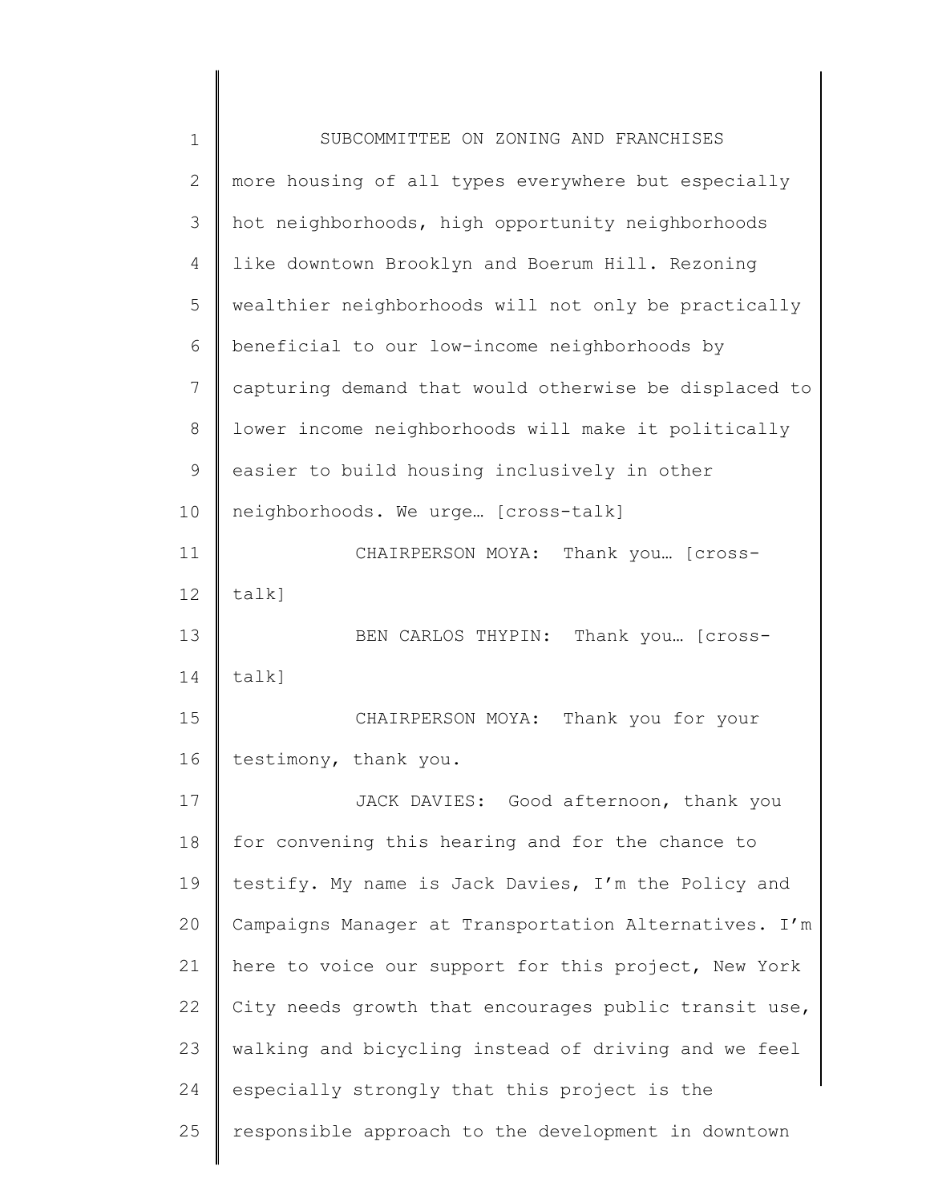more housing of all types everywhere but especially hot neighborhoods, high opportunity neighborhoods like downtown Brooklyn and Boerum Hill. Rezoning wealthier neighborhoods will not only be practically beneficial to our low-income neighborhoods by capturing demand that would otherwise be displaced to lower income neighborhoods will make it politically easier to build housing inclusively in other neighborhoods. We urge… [cross-talk]

CHAIRPERSON MOYA: Thank you… [cross-talk]

BEN CARLOS THYPIN: Thank you… [cross-talk]

CHAIRPERSON MOYA: Thank you for your testimony, thank you.

JACK DAVIES: Good afternoon, thank you for convening this hearing and for the chance to testify. My name is Jack Davies, I'm the Policy and Campaigns Manager at Transportation Alternatives. I'm here to voice our support for this project, New York City needs growth that encourages public transit use, walking and bicycling instead of driving and we feel especially strongly that this project is the responsible approach to the development in downtown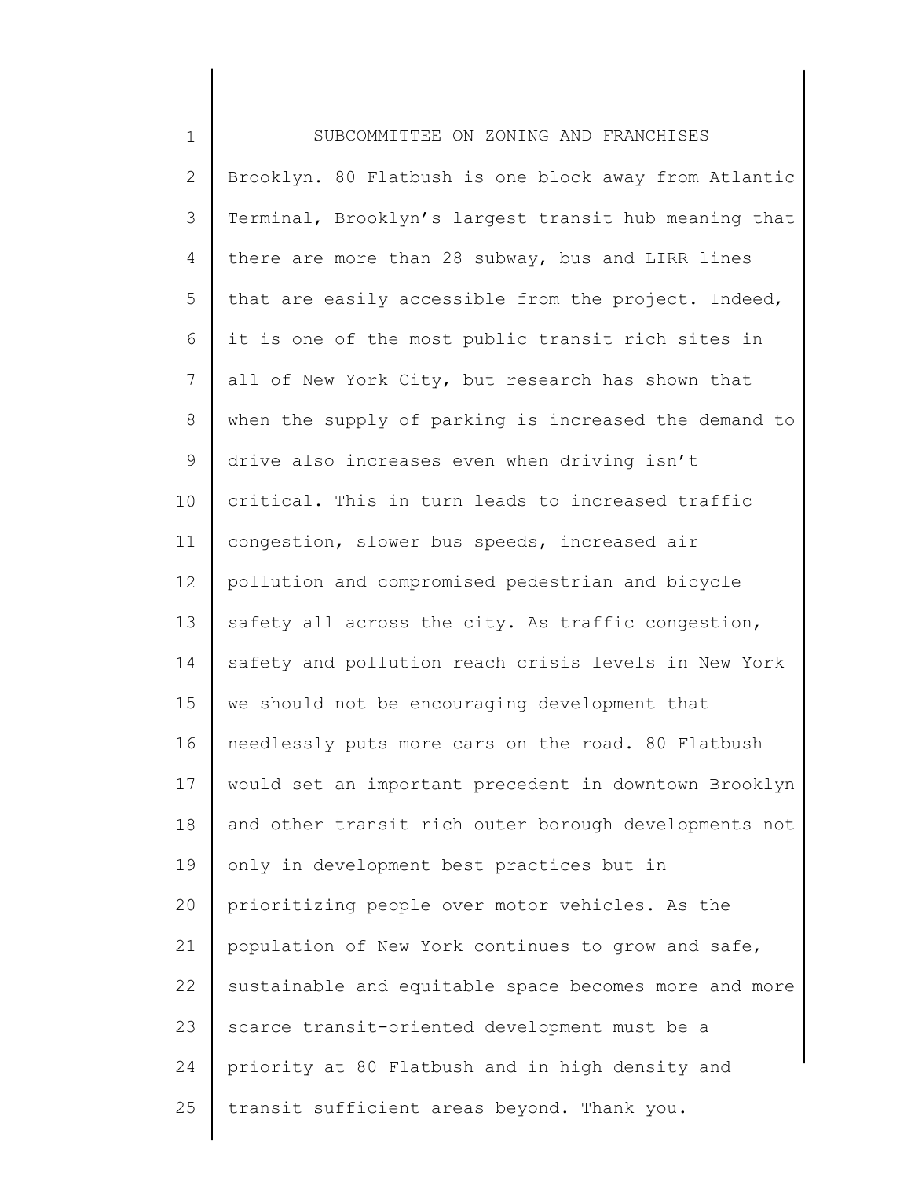Brooklyn. 80 Flatbush is one block away from Atlantic Terminal, Brooklyn's largest transit hub meaning that there are more than 28 subway, bus and LIRR lines that are easily accessible from the project. Indeed, it is one of the most public transit rich sites in all of New York City, but research has shown that when the supply of parking is increased the demand to drive also increases even when driving isn't critical. This in turn leads to increased traffic congestion, slower bus speeds, increased air pollution and compromised pedestrian and bicycle safety all across the city. As traffic congestion, safety and pollution reach crisis levels in New York we should not be encouraging development that needlessly puts more cars on the road. 80 Flatbush would set an important precedent in downtown Brooklyn and other transit rich outer borough developments not only in development best practices but in prioritizing people over motor vehicles. As the population of New York continues to grow and safe, sustainable and equitable space becomes more and more scarce transit-oriented development must be a priority at 80 Flatbush and in high density and transit sufficient areas beyond. Thank you.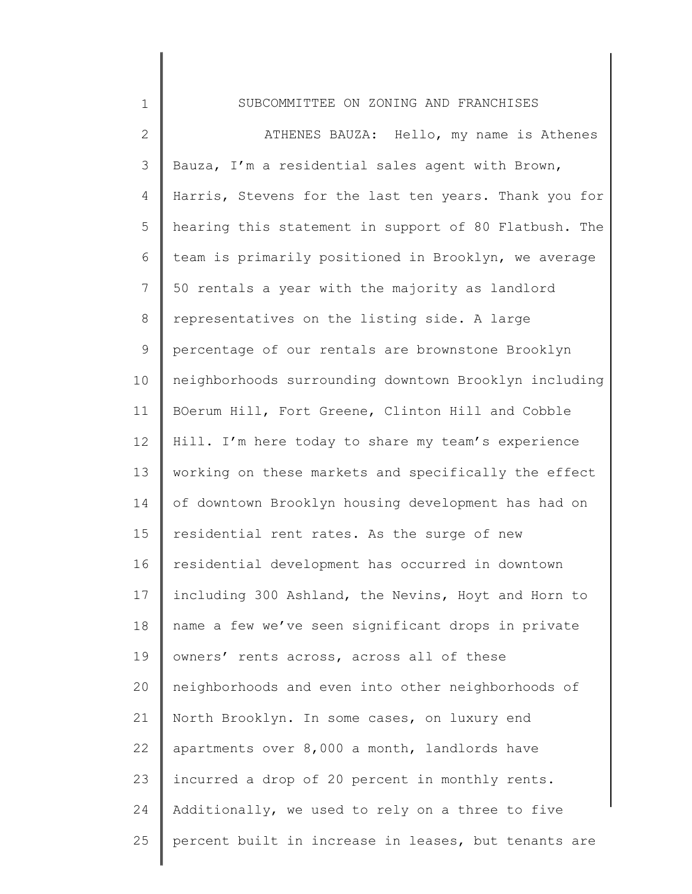ATHENES BAUZA: Hello, my name is Athenes Bauza, I'm a residential sales agent with Brown, Harris, Stevens for the last ten years. Thank you for hearing this statement in support of 80 Flatbush. The team is primarily positioned in Brooklyn, we average 50 rentals a year with the majority as landlord representatives on the listing side. A large percentage of our rentals are brownstone Brooklyn neighborhoods surrounding downtown Brooklyn including BOerum Hill, Fort Greene, Clinton Hill and Cobble Hill. I'm here today to share my team's experience working on these markets and specifically the effect of downtown Brooklyn housing development has had on residential rent rates. As the surge of new residential development has occurred in downtown including 300 Ashland, the Nevins, Hoyt and Horn to name a few we've seen significant drops in private owners' rents across, across all of these neighborhoods and even into other neighborhoods of North Brooklyn. In some cases, on luxury end apartments over 8,000 a month, landlords have incurred a drop of 20 percent in monthly rents. Additionally, we used to rely on a three to five percent built in increase in leases, but tenants are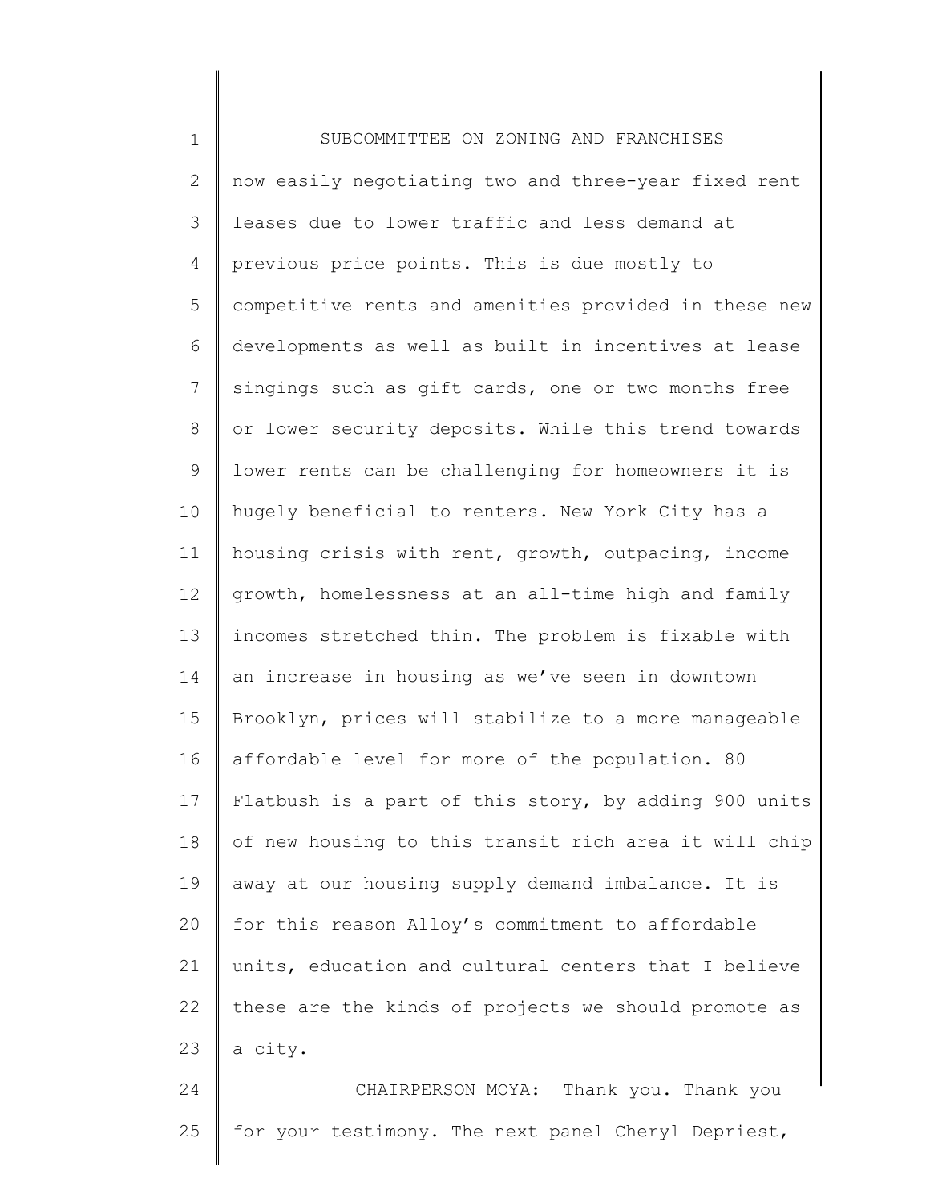now easily negotiating two and three-year fixed rent leases due to lower traffic and less demand at previous price points. This is due mostly to competitive rents and amenities provided in these new developments as well as built in incentives at lease singings such as gift cards, one or two months free or lower security deposits. While this trend towards lower rents can be challenging for homeowners it is hugely beneficial to renters. New York City has a housing crisis with rent, growth, outpacing, income growth, homelessness at an all-time high and family incomes stretched thin. The problem is fixable with an increase in housing as we've seen in downtown Brooklyn, prices will stabilize to a more manageable affordable level for more of the population. 80 Flatbush is a part of this story, by adding 900 units of new housing to this transit rich area it will chip away at our housing supply demand imbalance. It is for this reason Alloy's commitment to affordable units, education and cultural centers that I believe these are the kinds of projects we should promote as a city.

CHAIRPERSON MOYA: Thank you. Thank you for your testimony. The next panel Cheryl Depriest,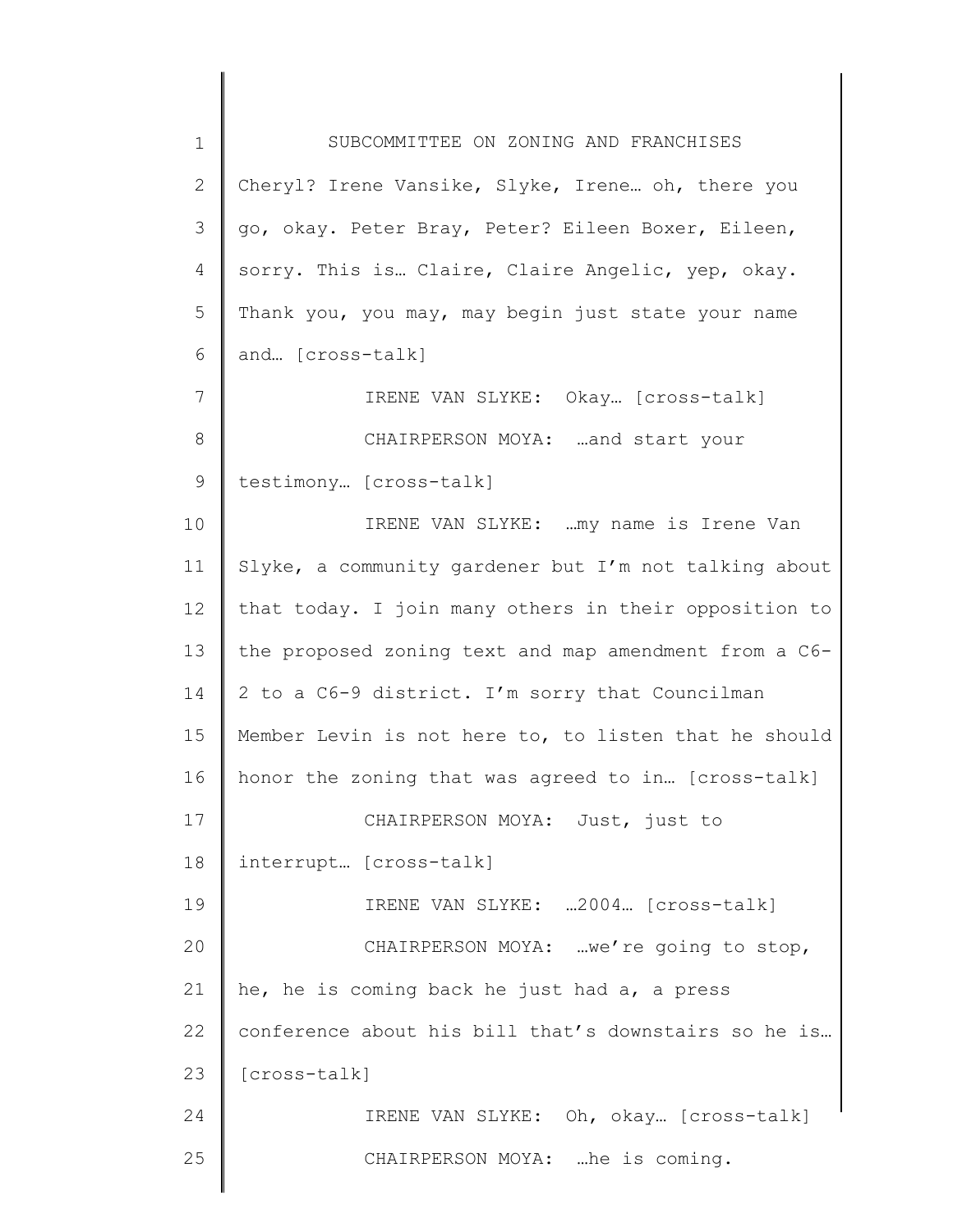Cheryl? Irene Vansike, Slyke, Irene… oh, there you go, okay. Peter Bray, Peter? Eileen Boxer, Eileen, sorry. This is… Claire, Claire Angelic, yep, okay. Thank you, you may, may begin just state your name and… [cross-talk]

IRENE VAN SLYKE: Okay… [cross-talk]

CHAIRPERSON MOYA: …and start your testimony… [cross-talk]

IRENE VAN SLYKE: …my name is Irene Van Slyke, a community gardener but I'm not talking about that today. I join many others in their opposition to the proposed zoning text and map amendment from a C6-2 to a C6-9 district. I'm sorry that Councilman Member Levin is not here to, to listen that he should honor the zoning that was agreed to in… [cross-talk]

CHAIRPERSON MOYA: Just, just to interrupt… [cross-talk]

IRENE VAN SLYKE: …2004… [cross-talk]

CHAIRPERSON MOYA: …we're going to stop, he, he is coming back he just had a, a press conference about his bill that's downstairs so he is… [cross-talk]

IRENE VAN SLYKE: Oh, okay… [cross-talk]

CHAIRPERSON MOYA: …he is coming.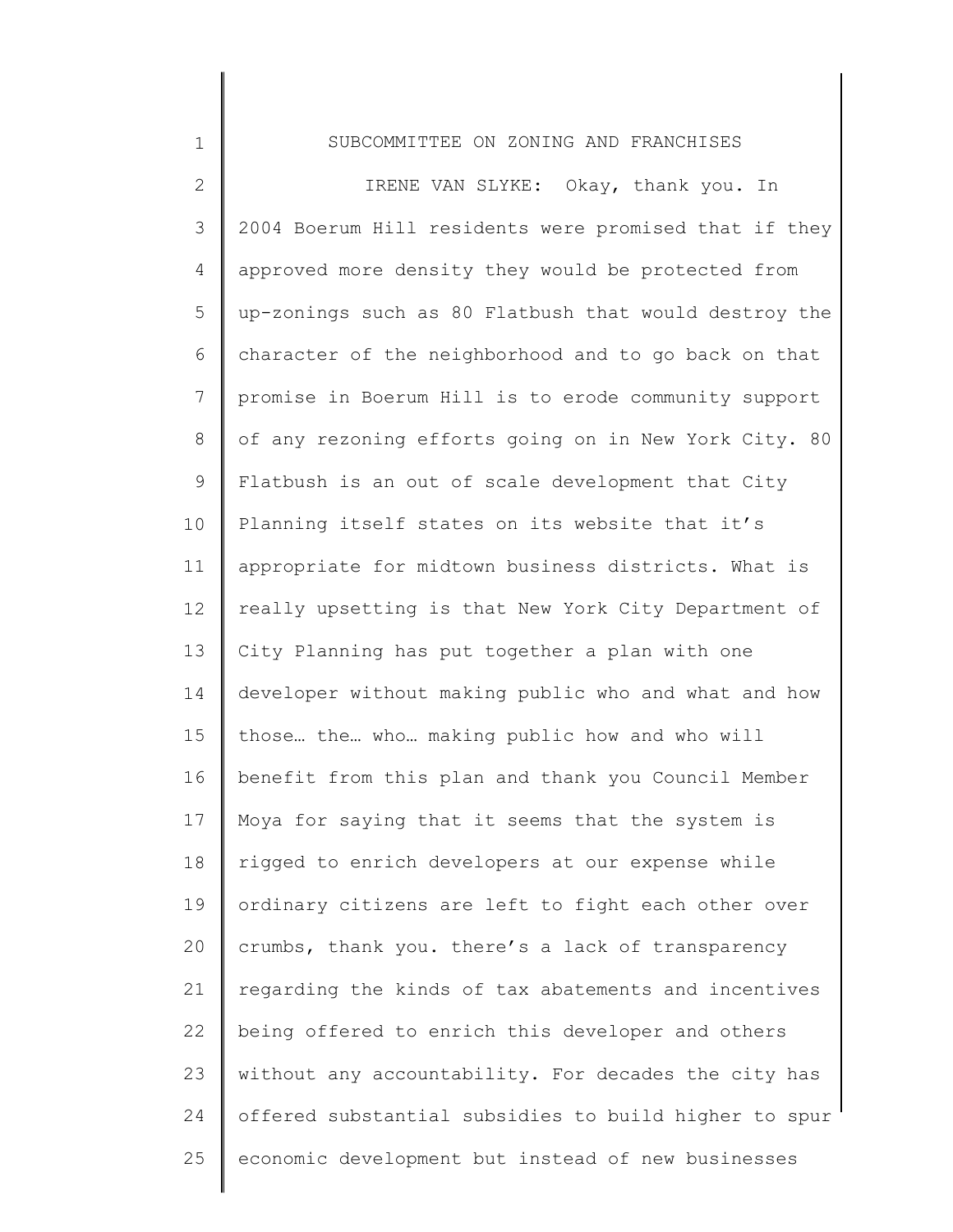IRENE VAN SLYKE: Okay, thank you. In 2004 Boerum Hill residents were promised that if they approved more density they would be protected from up-zonings such as 80 Flatbush that would destroy the character of the neighborhood and to go back on that promise in Boerum Hill is to erode community support of any rezoning efforts going on in New York City. 80 Flatbush is an out of scale development that City Planning itself states on its website that it's appropriate for midtown business districts. What is really upsetting is that New York City Department of City Planning has put together a plan with one developer without making public who and what and how those… the… who… making public how and who will benefit from this plan and thank you Council Member Moya for saying that it seems that the system is rigged to enrich developers at our expense while ordinary citizens are left to fight each other over crumbs, thank you. there's a lack of transparency regarding the kinds of tax abatements and incentives being offered to enrich this developer and others without any accountability. For decades the city has offered substantial subsidies to build higher to spur economic development but instead of new businesses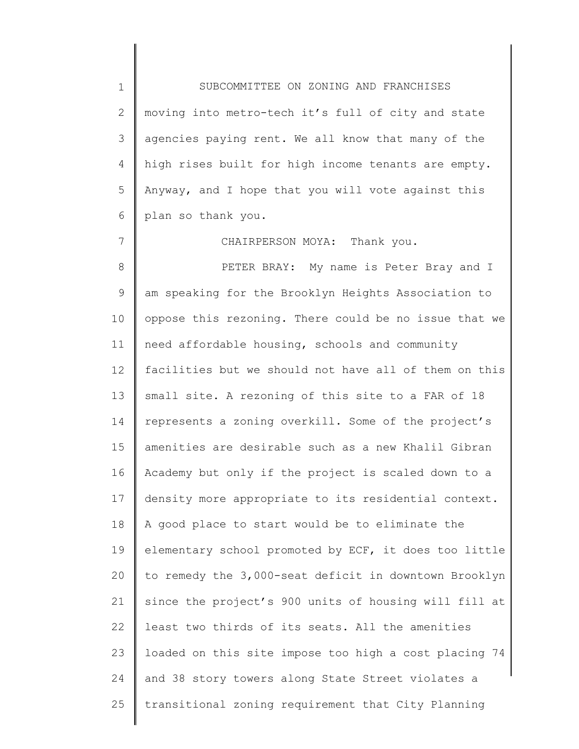moving into metro-tech it's full of city and state agencies paying rent. We all know that many of the high rises built for high income tenants are empty. Anyway, and I hope that you will vote against this plan so thank you.

CHAIRPERSON MOYA: Thank you.

PETER BRAY: My name is Peter Bray and I am speaking for the Brooklyn Heights Association to oppose this rezoning. There could be no issue that we need affordable housing, schools and community facilities but we should not have all of them on this small site. A rezoning of this site to a FAR of 18 represents a zoning overkill. Some of the project's amenities are desirable such as a new Khalil Gibran Academy but only if the project is scaled down to a density more appropriate to its residential context. A good place to start would be to eliminate the elementary school promoted by ECF, it does too little to remedy the 3,000-seat deficit in downtown Brooklyn since the project's 900 units of housing will fill at least two thirds of its seats. All the amenities loaded on this site impose too high a cost placing 74 and 38 story towers along State Street violates a transitional zoning requirement that City Planning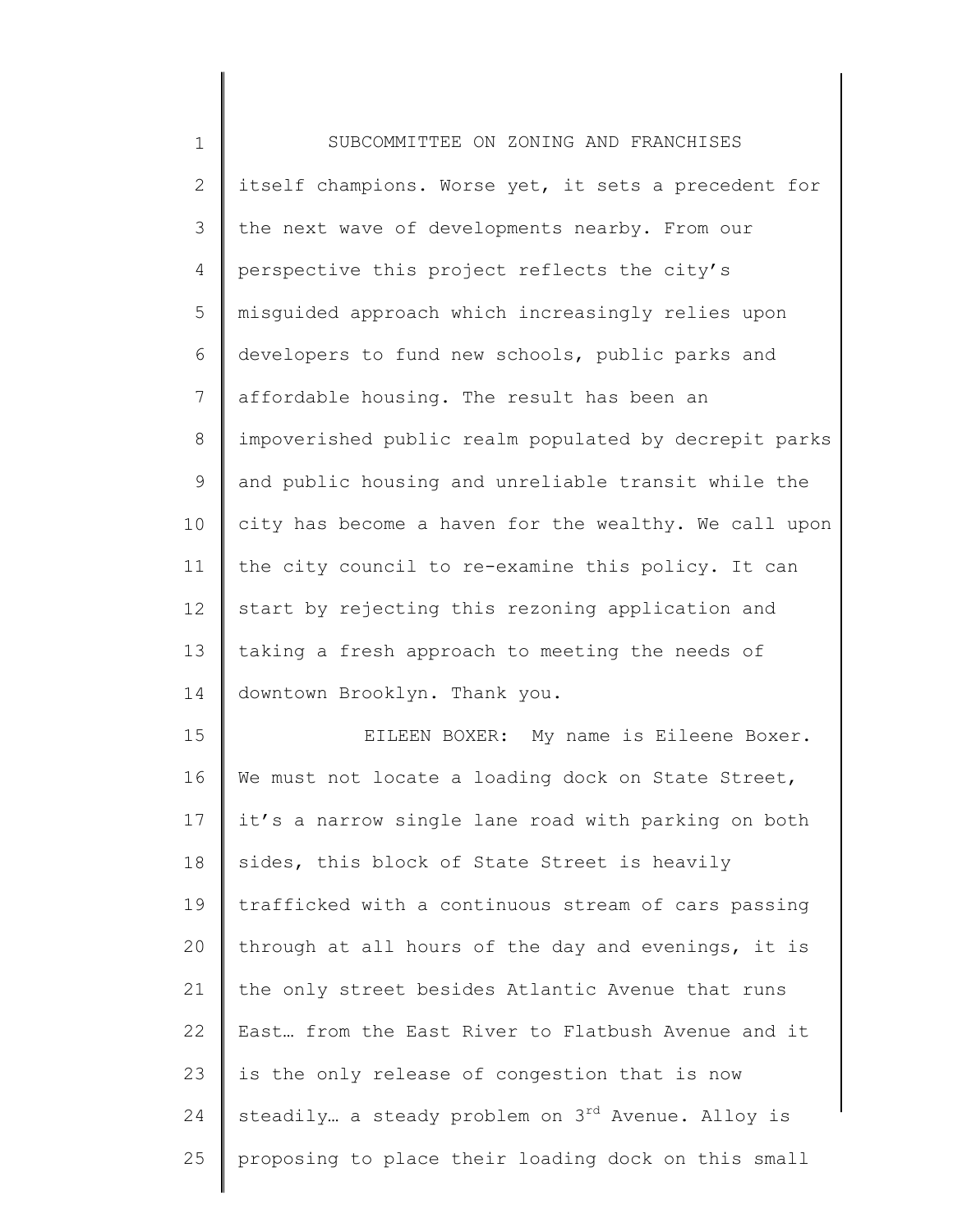itself champions. Worse yet, it sets a precedent for the next wave of developments nearby. From our perspective this project reflects the city's misguided approach which increasingly relies upon developers to fund new schools, public parks and affordable housing. The result has been an impoverished public realm populated by decrepit parks and public housing and unreliable transit while the city has become a haven for the wealthy. We call upon the city council to re-examine this policy. It can start by rejecting this rezoning application and taking a fresh approach to meeting the needs of downtown Brooklyn. Thank you.

EILEEN BOXER: My name is Eileene Boxer. We must not locate a loading dock on State Street, it's a narrow single lane road with parking on both sides, this block of State Street is heavily trafficked with a continuous stream of cars passing through at all hours of the day and evenings, it is the only street besides Atlantic Avenue that runs East… from the East River to Flatbush Avenue and it is the only release of congestion that is now steadily… a steady problem on 3rd Avenue. Alloy is proposing to place their loading dock on this small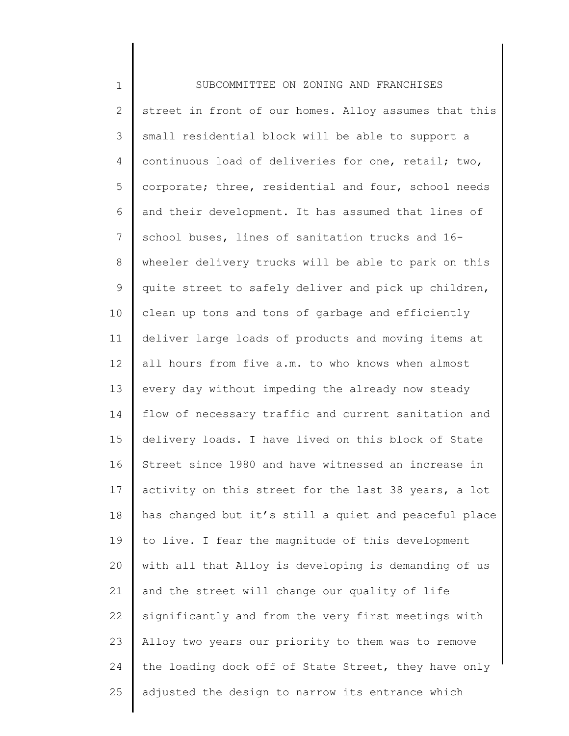SUBCOMMITTEE ON ZONING AND FRANCHISES

street in front of our homes. Alloy assumes that this small residential block will be able to support a continuous load of deliveries for one, retail; two, corporate; three, residential and four, school needs and their development. It has assumed that lines of school buses, lines of sanitation trucks and 16-wheeler delivery trucks will be able to park on this quite street to safely deliver and pick up children, clean up tons and tons of garbage and efficiently deliver large loads of products and moving items at all hours from five a.m. to who knows when almost every day without impeding the already now steady flow of necessary traffic and current sanitation and delivery loads. I have lived on this block of State Street since 1980 and have witnessed an increase in activity on this street for the last 38 years, a lot has changed but it's still a quiet and peaceful place to live. I fear the magnitude of this development with all that Alloy is developing is demanding of us and the street will change our quality of life significantly and from the very first meetings with Alloy two years our priority to them was to remove the loading dock off of State Street, they have only adjusted the design to narrow its entrance which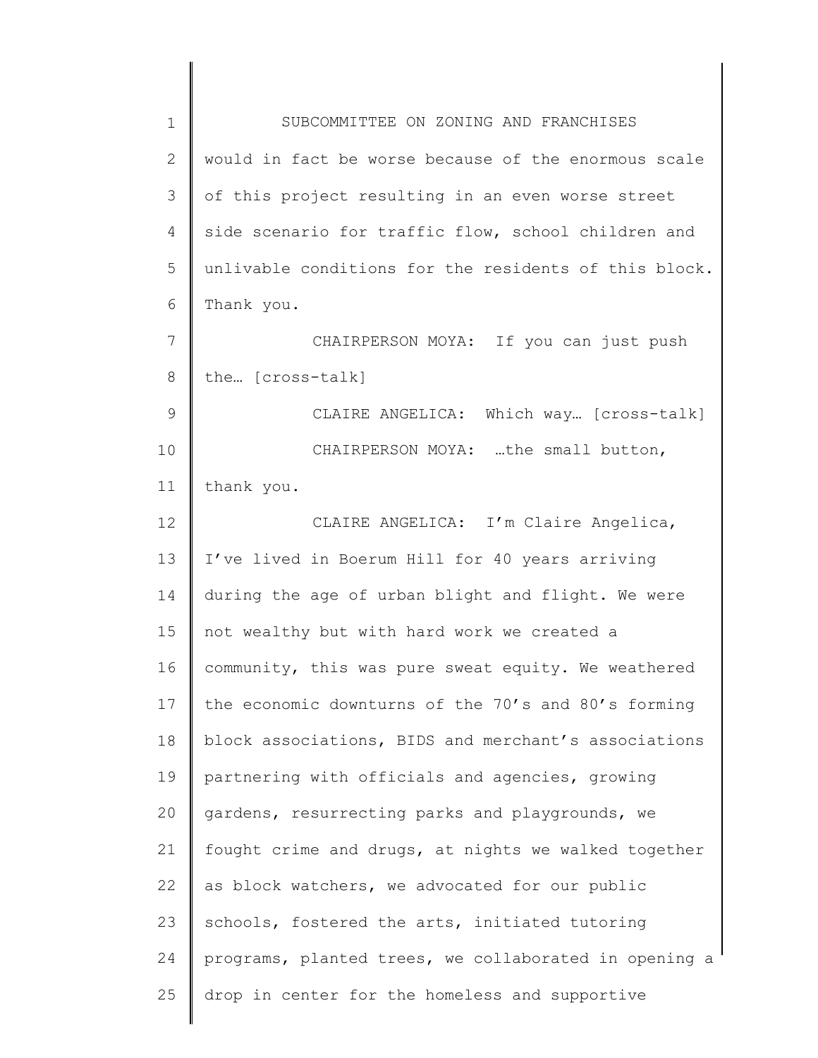would in fact be worse because of the enormous scale of this project resulting in an even worse street side scenario for traffic flow, school children and unlivable conditions for the residents of this block. Thank you.

CHAIRPERSON MOYA: If you can just push the… [cross-talk]

CLAIRE ANGELICA: Which way… [cross-talk]

CHAIRPERSON MOYA: …the small button, thank you.

CLAIRE ANGELICA: I'm Claire Angelica, I've lived in Boerum Hill for 40 years arriving during the age of urban blight and flight. We were not wealthy but with hard work we created a community, this was pure sweat equity. We weathered the economic downturns of the 70's and 80's forming block associations, BIDS and merchant's associations partnering with officials and agencies, growing gardens, resurrecting parks and playgrounds, we fought crime and drugs, at nights we walked together as block watchers, we advocated for our public schools, fostered the arts, initiated tutoring programs, planted trees, we collaborated in opening a drop in center for the homeless and supportive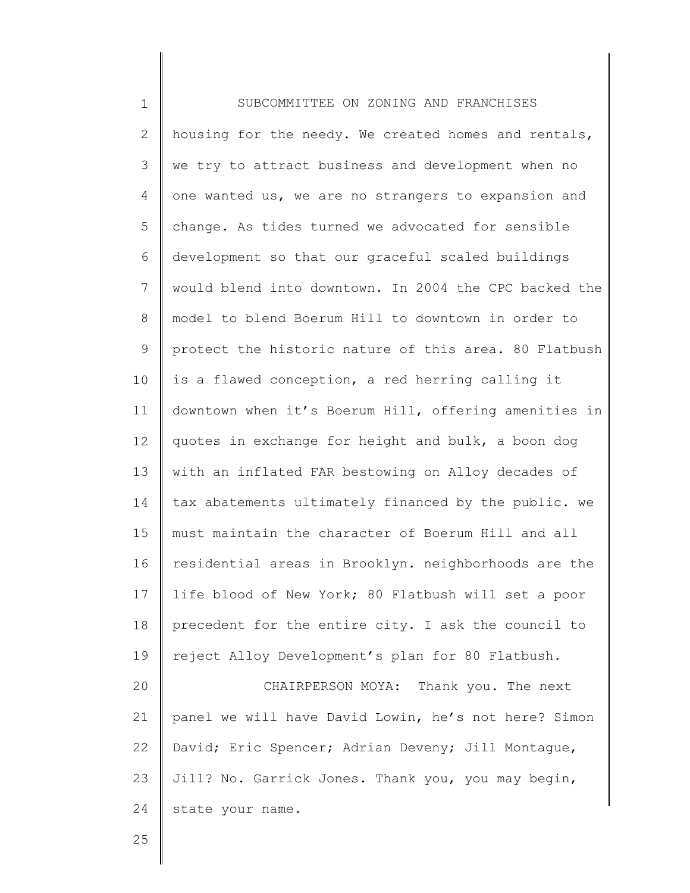housing for the needy. We created homes and rentals, we try to attract business and development when no one wanted us, we are no strangers to expansion and change. As tides turned we advocated for sensible development so that our graceful scaled buildings would blend into downtown. In 2004 the CPC backed the model to blend Boerum Hill to downtown in order to protect the historic nature of this area. 80 Flatbush is a flawed conception, a red herring calling it downtown when it's Boerum Hill, offering amenities in quotes in exchange for height and bulk, a boon dog with an inflated FAR bestowing on Alloy decades of tax abatements ultimately financed by the public. we must maintain the character of Boerum Hill and all residential areas in Brooklyn. neighborhoods are the life blood of New York; 80 Flatbush will set a poor precedent for the entire city. I ask the council to reject Alloy Development's plan for 80 Flatbush.

CHAIRPERSON MOYA: Thank you. The next panel we will have David Lowin, he's not here? Simon David; Eric Spencer; Adrian Deveny; Jill Montague, Jill? No. Garrick Jones. Thank you, you may begin, state your name.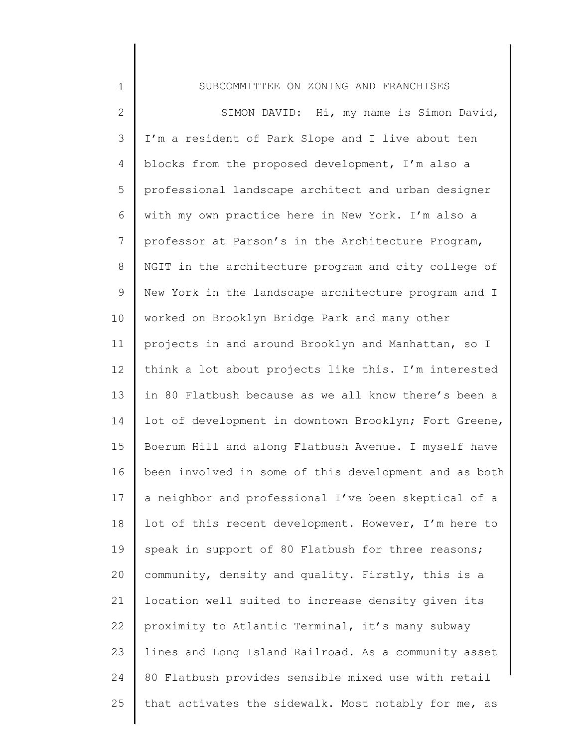SUBCOMMITTEE ON ZONING AND FRANCHISES

SIMON DAVID: Hi, my name is Simon David, I'm a resident of Park Slope and I live about ten blocks from the proposed development, I'm also a professional landscape architect and urban designer with my own practice here in New York. I'm also a professor at Parson's in the Architecture Program, NGIT in the architecture program and city college of New York in the landscape architecture program and I worked on Brooklyn Bridge Park and many other projects in and around Brooklyn and Manhattan, so I think a lot about projects like this. I'm interested in 80 Flatbush because as we all know there's been a lot of development in downtown Brooklyn; Fort Greene, Boerum Hill and along Flatbush Avenue. I myself have been involved in some of this development and as both a neighbor and professional I've been skeptical of a lot of this recent development. However, I'm here to speak in support of 80 Flatbush for three reasons; community, density and quality. Firstly, this is a location well suited to increase density given its proximity to Atlantic Terminal, it's many subway lines and Long Island Railroad. As a community asset 80 Flatbush provides sensible mixed use with retail that activates the sidewalk. Most notably for me, as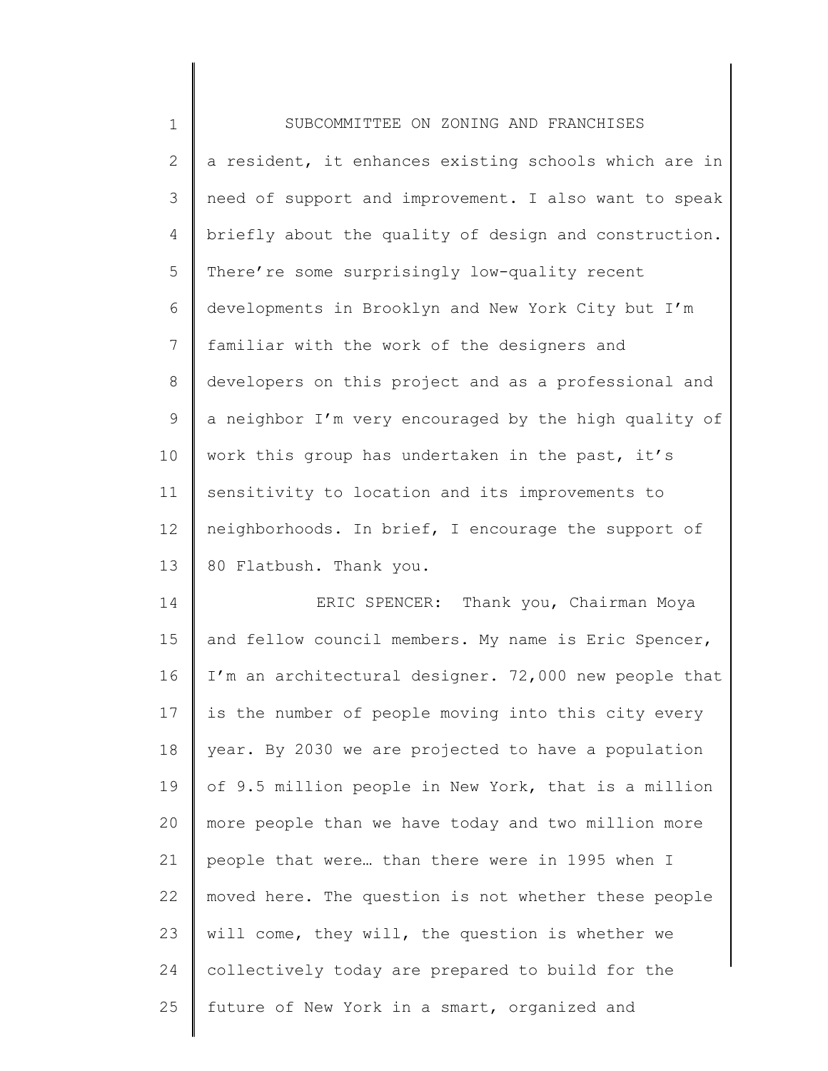a resident, it enhances existing schools which are in need of support and improvement. I also want to speak briefly about the quality of design and construction. There're some surprisingly low-quality recent developments in Brooklyn and New York City but I'm familiar with the work of the designers and developers on this project and as a professional and a neighbor I'm very encouraged by the high quality of work this group has undertaken in the past, it's sensitivity to location and its improvements to neighborhoods. In brief, I encourage the support of 80 Flatbush. Thank you.

ERIC SPENCER: Thank you, Chairman Moya and fellow council members. My name is Eric Spencer, I'm an architectural designer. 72,000 new people that is the number of people moving into this city every year. By 2030 we are projected to have a population of 9.5 million people in New York, that is a million more people than we have today and two million more people that were… than there were in 1995 when I moved here. The question is not whether these people will come, they will, the question is whether we collectively today are prepared to build for the future of New York in a smart, organized and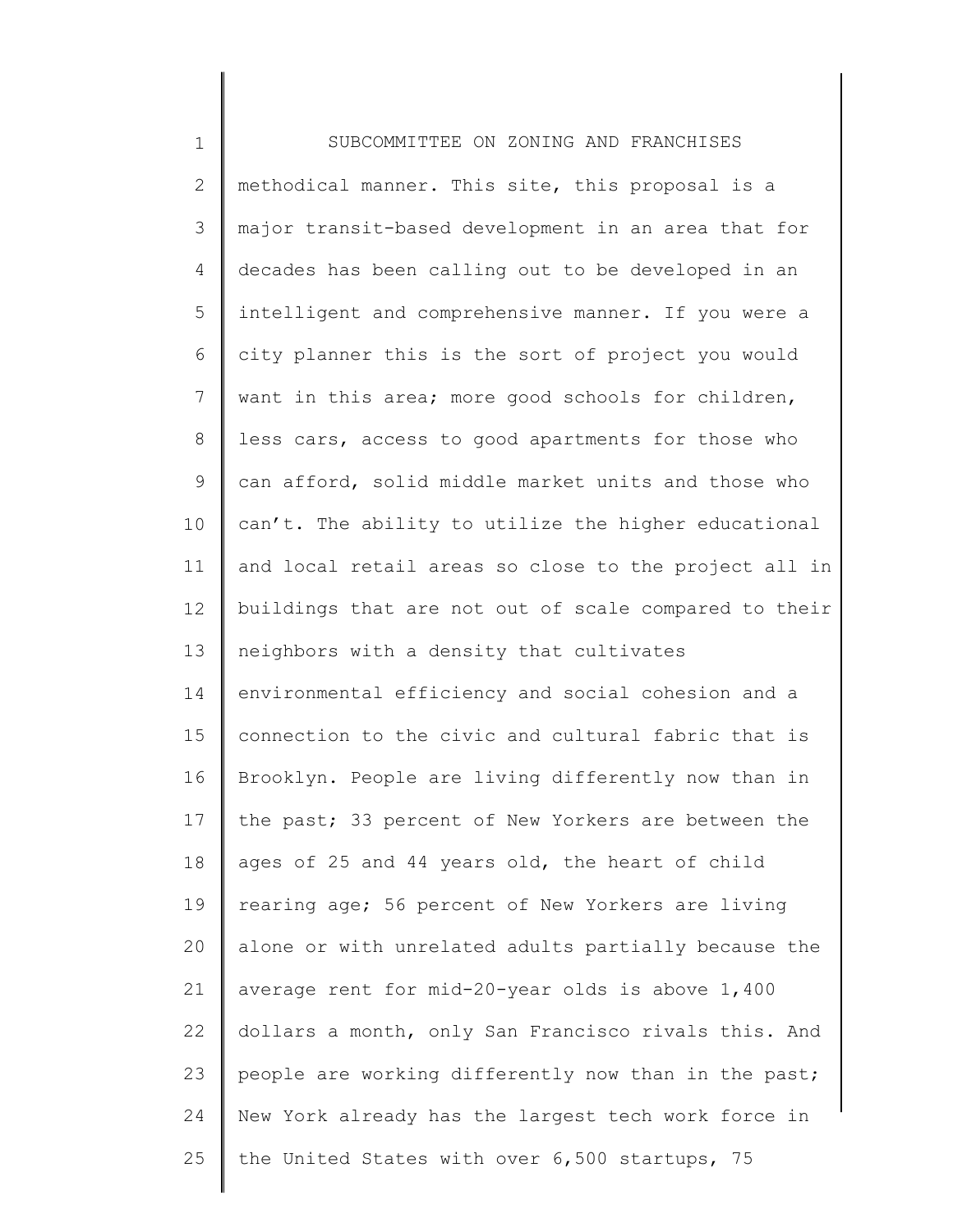methodical manner. This site, this proposal is a major transit-based development in an area that for decades has been calling out to be developed in an intelligent and comprehensive manner. If you were a city planner this is the sort of project you would want in this area; more good schools for children, less cars, access to good apartments for those who can afford, solid middle market units and those who can't. The ability to utilize the higher educational and local retail areas so close to the project all in buildings that are not out of scale compared to their neighbors with a density that cultivates environmental efficiency and social cohesion and a connection to the civic and cultural fabric that is Brooklyn. People are living differently now than in the past; 33 percent of New Yorkers are between the ages of 25 and 44 years old, the heart of child rearing age; 56 percent of New Yorkers are living alone or with unrelated adults partially because the average rent for mid-20-year olds is above 1,400 dollars a month, only San Francisco rivals this. And people are working differently now than in the past; New York already has the largest tech work force in the United States with over 6,500 startups, 75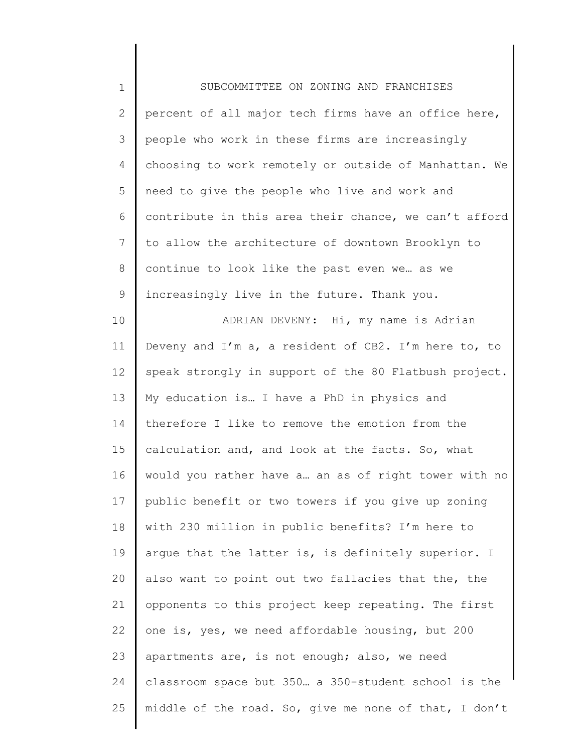percent of all major tech firms have an office here, people who work in these firms are increasingly choosing to work remotely or outside of Manhattan. We need to give the people who live and work and contribute in this area their chance, we can't afford to allow the architecture of downtown Brooklyn to continue to look like the past even we… as we increasingly live in the future. Thank you.

ADRIAN DEVENY: Hi, my name is Adrian Deveny and I'm a, a resident of CB2. I'm here to, to speak strongly in support of the 80 Flatbush project. My education is… I have a PhD in physics and therefore I like to remove the emotion from the calculation and, and look at the facts. So, what would you rather have a… an as of right tower with no public benefit or two towers if you give up zoning with 230 million in public benefits? I'm here to argue that the latter is, is definitely superior. I also want to point out two fallacies that the, the opponents to this project keep repeating. The first one is, yes, we need affordable housing, but 200 apartments are, is not enough; also, we need classroom space but 350… a 350-student school is the middle of the road. So, give me none of that, I don't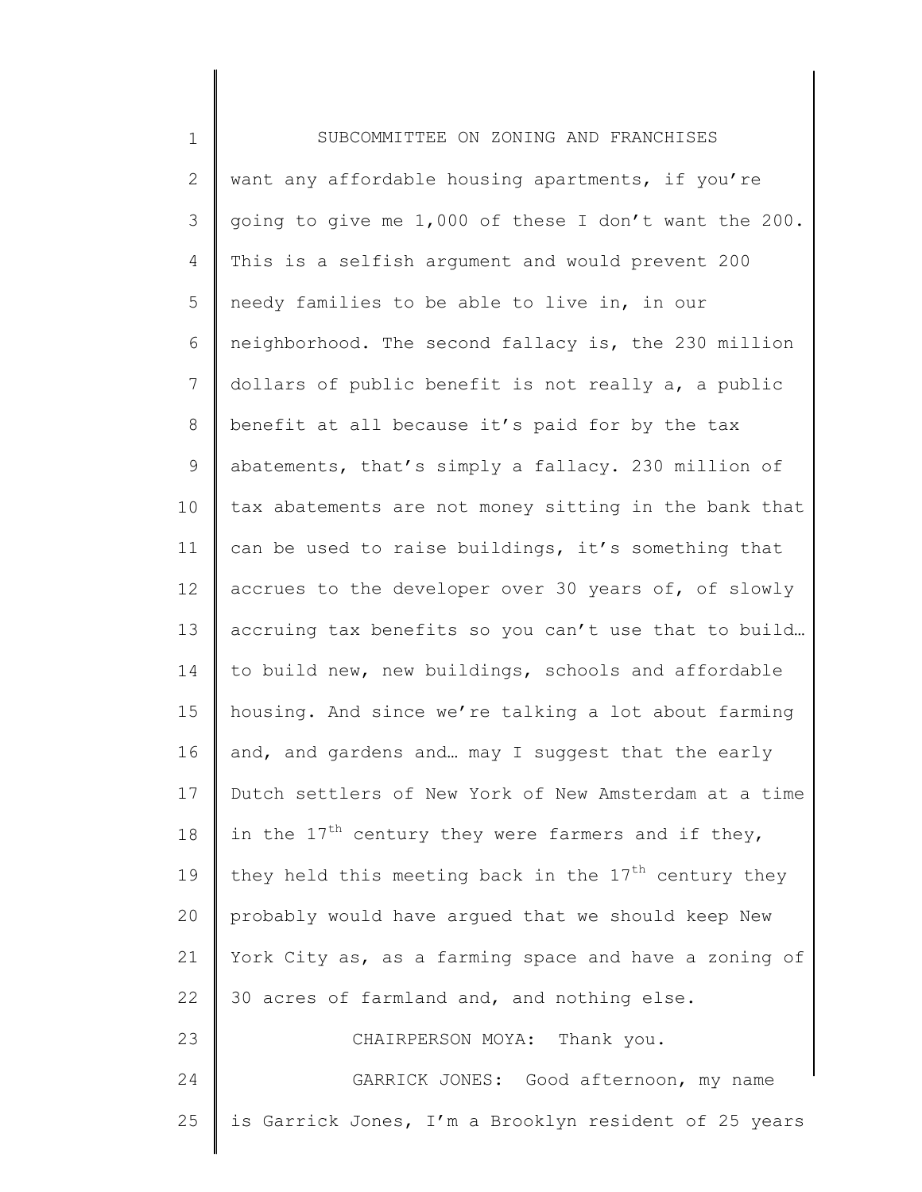SUBCOMMITTEE ON ZONING AND FRANCHISES

want any affordable housing apartments, if you're going to give me 1,000 of these I don't want the 200. This is a selfish argument and would prevent 200 needy families to be able to live in, in our neighborhood. The second fallacy is, the 230 million dollars of public benefit is not really a, a public benefit at all because it's paid for by the tax abatements, that's simply a fallacy. 230 million of tax abatements are not money sitting in the bank that can be used to raise buildings, it's something that accrues to the developer over 30 years of, of slowly accruing tax benefits so you can't use that to build… to build new, new buildings, schools and affordable housing. And since we're talking a lot about farming and, and gardens and… may I suggest that the early Dutch settlers of New York of New Amsterdam at a time in the 17th century they were farmers and if they, they held this meeting back in the 17th century they probably would have argued that we should keep New York City as, as a farming space and have a zoning of 30 acres of farmland and, and nothing else.

CHAIRPERSON MOYA: Thank you.

GARRICK JONES: Good afternoon, my name is Garrick Jones, I'm a Brooklyn resident of 25 years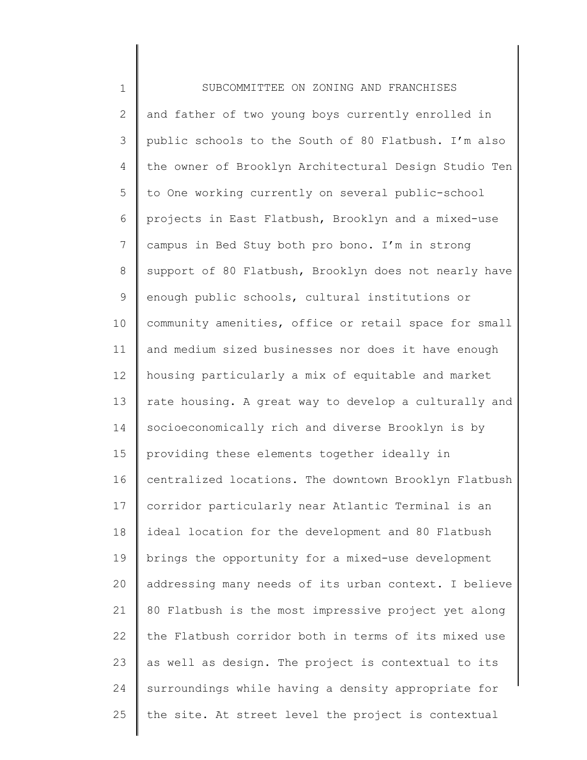and father of two young boys currently enrolled in public schools to the South of 80 Flatbush. I'm also the owner of Brooklyn Architectural Design Studio Ten to One working currently on several public-school projects in East Flatbush, Brooklyn and a mixed-use campus in Bed Stuy both pro bono. I'm in strong support of 80 Flatbush, Brooklyn does not nearly have enough public schools, cultural institutions or community amenities, office or retail space for small and medium sized businesses nor does it have enough housing particularly a mix of equitable and market rate housing. A great way to develop a culturally and socioeconomically rich and diverse Brooklyn is by providing these elements together ideally in centralized locations. The downtown Brooklyn Flatbush corridor particularly near Atlantic Terminal is an ideal location for the development and 80 Flatbush brings the opportunity for a mixed-use development addressing many needs of its urban context. I believe 80 Flatbush is the most impressive project yet along the Flatbush corridor both in terms of its mixed use as well as design. The project is contextual to its surroundings while having a density appropriate for the site. At street level the project is contextual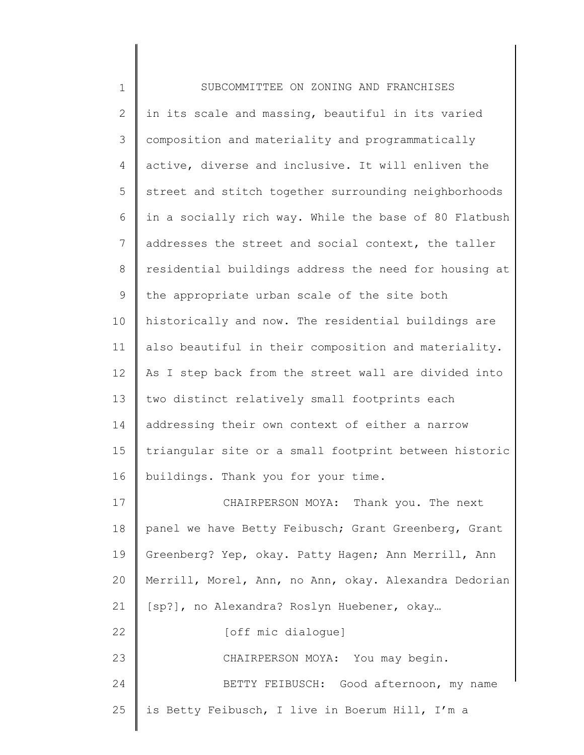in its scale and massing, beautiful in its varied composition and materiality and programmatically active, diverse and inclusive. It will enliven the street and stitch together surrounding neighborhoods in a socially rich way. While the base of 80 Flatbush addresses the street and social context, the taller residential buildings address the need for housing at the appropriate urban scale of the site both historically and now. The residential buildings are also beautiful in their composition and materiality. As I step back from the street wall are divided into two distinct relatively small footprints each addressing their own context of either a narrow triangular site or a small footprint between historic buildings. Thank you for your time.

CHAIRPERSON MOYA: Thank you. The next panel we have Betty Feibusch; Grant Greenberg, Grant Greenberg? Yep, okay. Patty Hagen; Ann Merrill, Ann Merrill, Morel, Ann, no Ann, okay. Alexandra Dedorian [sp?], no Alexandra? Roslyn Huebener, okay…

[off mic dialogue]

CHAIRPERSON MOYA: You may begin.

BETTY FEIBUSCH: Good afternoon, my name is Betty Feibusch, I live in Boerum Hill, I'm a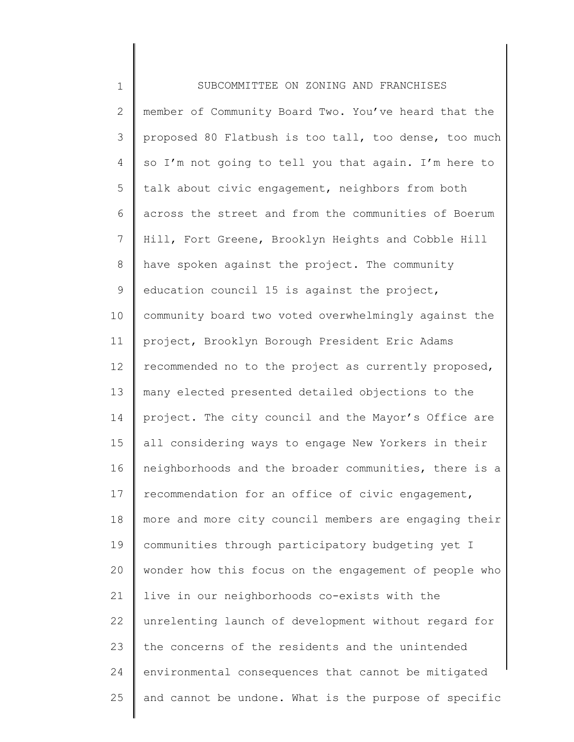member of Community Board Two. You've heard that the proposed 80 Flatbush is too tall, too dense, too much so I'm not going to tell you that again. I'm here to talk about civic engagement, neighbors from both across the street and from the communities of Boerum Hill, Fort Greene, Brooklyn Heights and Cobble Hill have spoken against the project. The community education council 15 is against the project, community board two voted overwhelmingly against the project, Brooklyn Borough President Eric Adams recommended no to the project as currently proposed, many elected presented detailed objections to the project. The city council and the Mayor's Office are all considering ways to engage New Yorkers in their neighborhoods and the broader communities, there is a recommendation for an office of civic engagement, more and more city council members are engaging their communities through participatory budgeting yet I wonder how this focus on the engagement of people who live in our neighborhoods co-exists with the unrelenting launch of development without regard for the concerns of the residents and the unintended environmental consequences that cannot be mitigated and cannot be undone. What is the purpose of specific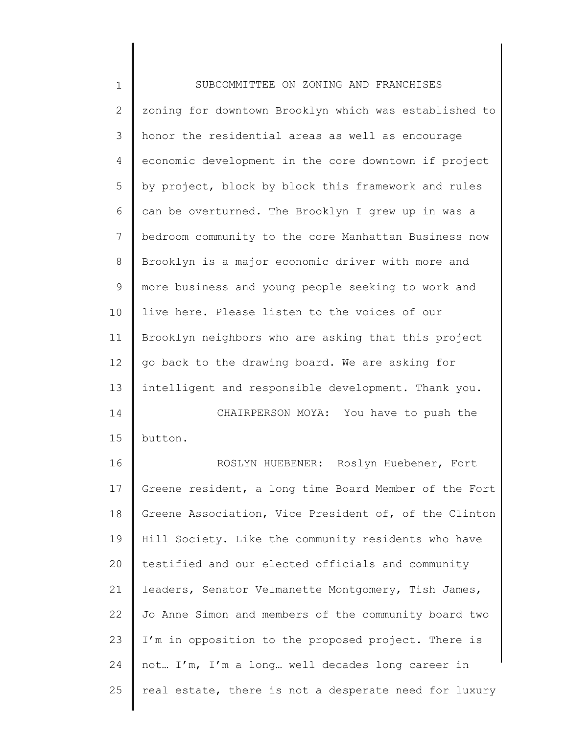zoning for downtown Brooklyn which was established to honor the residential areas as well as encourage economic development in the core downtown if project by project, block by block this framework and rules can be overturned. The Brooklyn I grew up in was a bedroom community to the core Manhattan Business now Brooklyn is a major economic driver with more and more business and young people seeking to work and live here. Please listen to the voices of our Brooklyn neighbors who are asking that this project go back to the drawing board. We are asking for intelligent and responsible development. Thank you.

CHAIRPERSON MOYA: You have to push the button.

ROSLYN HUEBENER: Roslyn Huebener, Fort Greene resident, a long time Board Member of the Fort Greene Association, Vice President of, of the Clinton Hill Society. Like the community residents who have testified and our elected officials and community leaders, Senator Velmanette Montgomery, Tish James, Jo Anne Simon and members of the community board two I'm in opposition to the proposed project. There is not… I'm, I'm a long… well decades long career in real estate, there is not a desperate need for luxury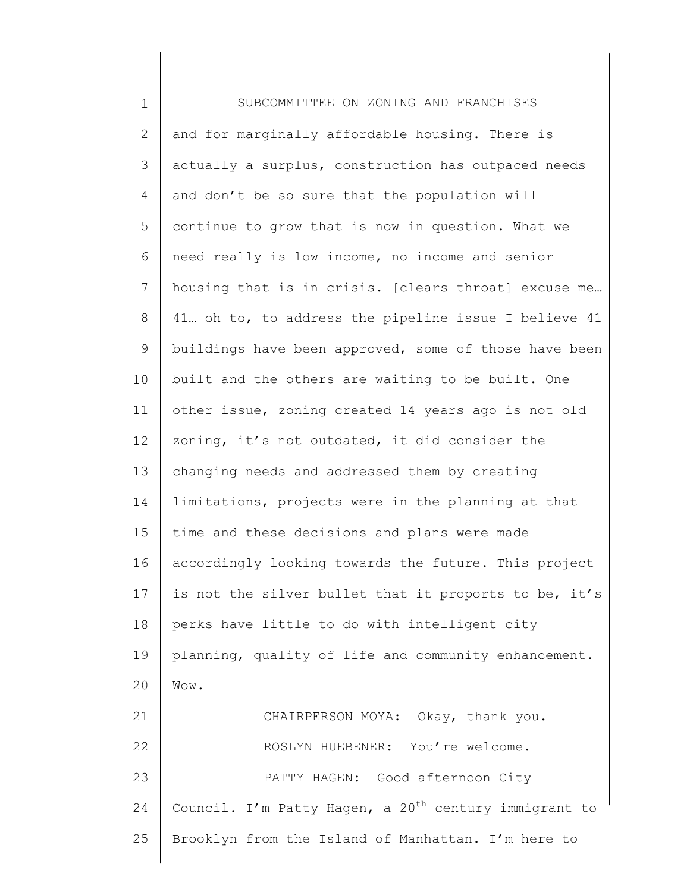and for marginally affordable housing. There is actually a surplus, construction has outpaced needs and don't be so sure that the population will continue to grow that is now in question. What we need really is low income, no income and senior housing that is in crisis. [clears throat] excuse me… 41… oh to, to address the pipeline issue I believe 41 buildings have been approved, some of those have been built and the others are waiting to be built. One other issue, zoning created 14 years ago is not old zoning, it's not outdated, it did consider the changing needs and addressed them by creating limitations, projects were in the planning at that time and these decisions and plans were made accordingly looking towards the future. This project is not the silver bullet that it proports to be, it's perks have little to do with intelligent city planning, quality of life and community enhancement. Wow.

CHAIRPERSON MOYA: Okay, thank you.

ROSLYN HUEBENER: You're welcome.

PATTY HAGEN: Good afternoon City Council. I'm Patty Hagen, a 20th century immigrant to Brooklyn from the Island of Manhattan. I'm here to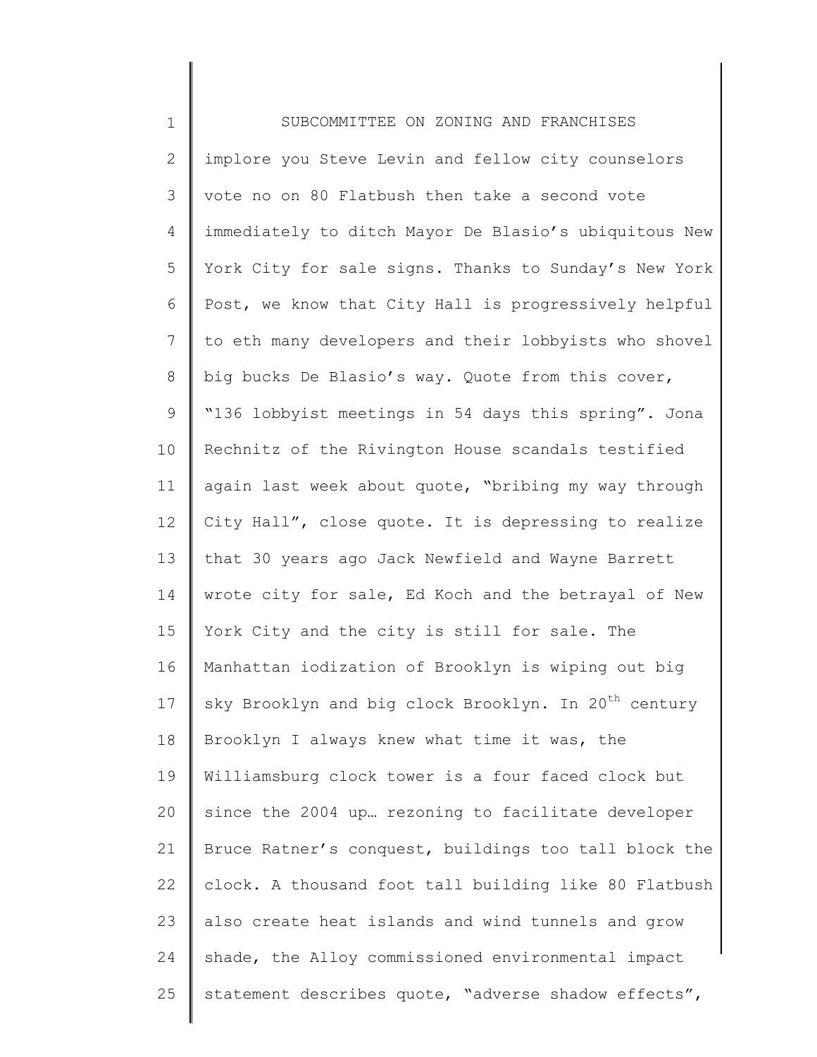SUBCOMMITTEE ON ZONING AND FRANCHISES

implore you Steve Levin and fellow city counselors vote no on 80 Flatbush then take a second vote immediately to ditch Mayor De Blasio's ubiquitous New York City for sale signs. Thanks to Sunday's New York Post, we know that City Hall is progressively helpful to eth many developers and their lobbyists who shovel big bucks De Blasio's way. Quote from this cover, "136 lobbyist meetings in 54 days this spring". Jona Rechnitz of the Rivington House scandals testified again last week about quote, "bribing my way through City Hall", close quote. It is depressing to realize that 30 years ago Jack Newfield and Wayne Barrett wrote city for sale, Ed Koch and the betrayal of New York City and the city is still for sale. The Manhattan iodization of Brooklyn is wiping out big sky Brooklyn and big clock Brooklyn. In 20th century Brooklyn I always knew what time it was, the Williamsburg clock tower is a four faced clock but since the 2004 up… rezoning to facilitate developer Bruce Ratner's conquest, buildings too tall block the clock. A thousand foot tall building like 80 Flatbush also create heat islands and wind tunnels and grow shade, the Alloy commissioned environmental impact statement describes quote, "adverse shadow effects",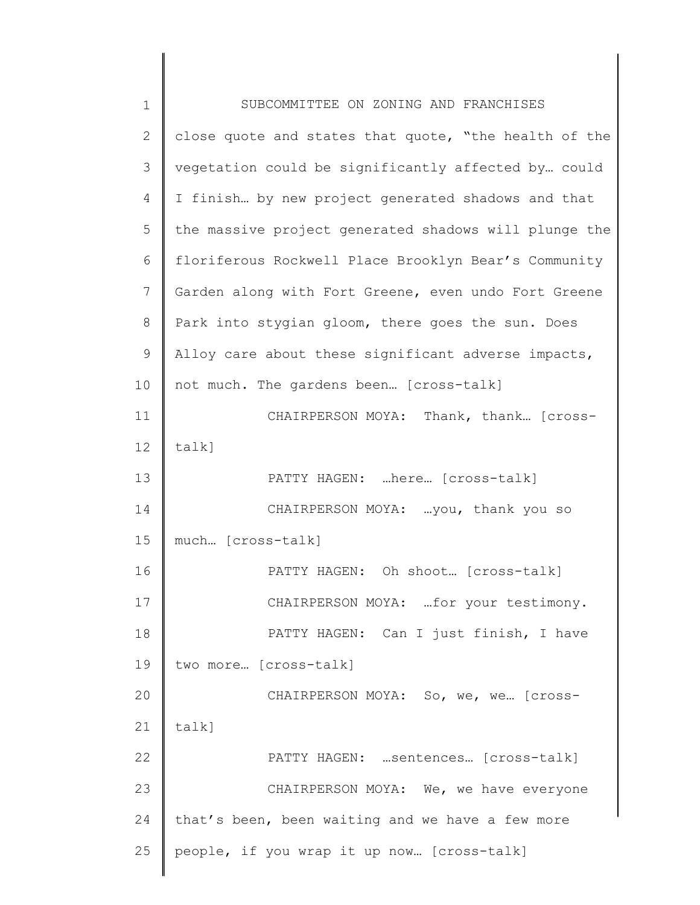close quote and states that quote, "the health of the vegetation could be significantly affected by… could I finish… by new project generated shadows and that the massive project generated shadows will plunge the floriferous Rockwell Place Brooklyn Bear's Community Garden along with Fort Greene, even undo Fort Greene Park into stygian gloom, there goes the sun. Does Alloy care about these significant adverse impacts, not much. The gardens been… [cross-talk]

CHAIRPERSON MOYA: Thank, thank… [cross-talk]

PATTY HAGEN: …here… [cross-talk]

CHAIRPERSON MOYA: …you, thank you so much… [cross-talk]

PATTY HAGEN: Oh shoot… [cross-talk]

CHAIRPERSON MOYA: …for your testimony.

PATTY HAGEN: Can I just finish, I have two more… [cross-talk]

CHAIRPERSON MOYA: So, we, we… [cross-talk]

PATTY HAGEN: …sentences… [cross-talk]

CHAIRPERSON MOYA: We, we have everyone that's been, been waiting and we have a few more people, if you wrap it up now… [cross-talk]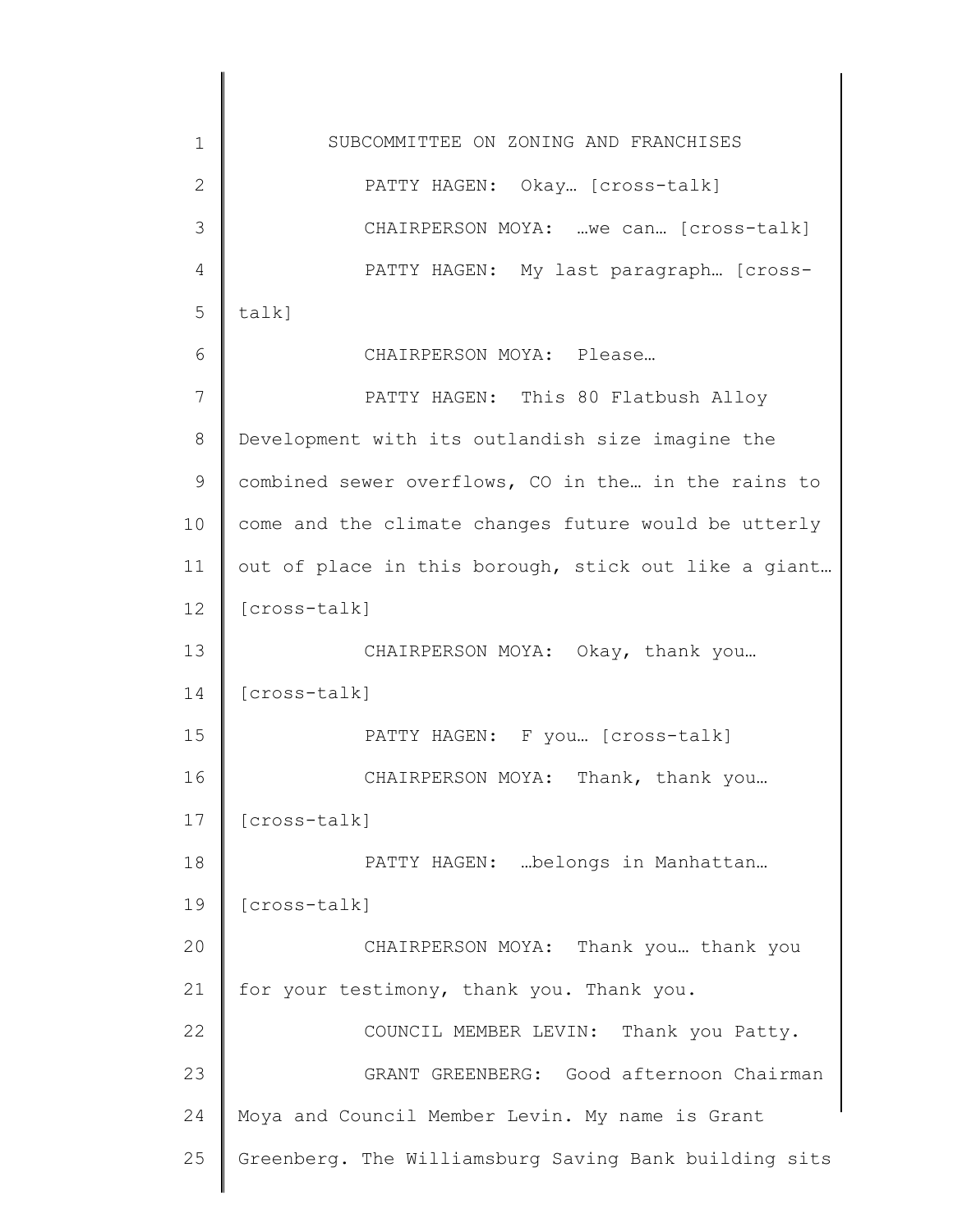SUBCOMMITTEE ON ZONING AND FRANCHISES

PATTY HAGEN: Okay… [cross-talk]

CHAIRPERSON MOYA: …we can… [cross-talk]

PATTY HAGEN: My last paragraph… [cross-talk]

CHAIRPERSON MOYA: Please…

PATTY HAGEN: This 80 Flatbush Alloy Development with its outlandish size imagine the combined sewer overflows, CO in the… in the rains to come and the climate changes future would be utterly out of place in this borough, stick out like a giant… [cross-talk]

CHAIRPERSON MOYA: Okay, thank you… [cross-talk]

PATTY HAGEN: F you… [cross-talk]

CHAIRPERSON MOYA: Thank, thank you… [cross-talk]

PATTY HAGEN: …belongs in Manhattan… [cross-talk]

CHAIRPERSON MOYA: Thank you… thank you for your testimony, thank you. Thank you.

COUNCIL MEMBER LEVIN: Thank you Patty.

GRANT GREENBERG: Good afternoon Chairman Moya and Council Member Levin. My name is Grant Greenberg. The Williamsburg Saving Bank building sits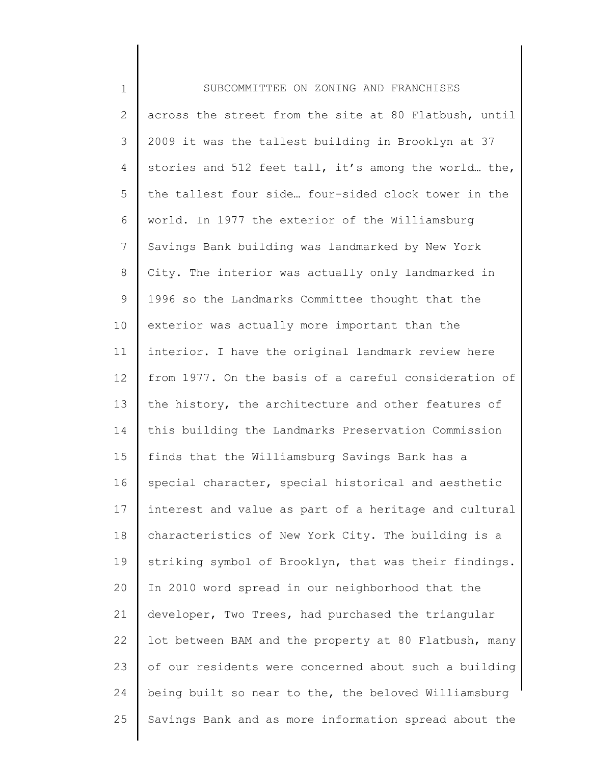across the street from the site at 80 Flatbush, until 2009 it was the tallest building in Brooklyn at 37 stories and 512 feet tall, it's among the world… the, the tallest four side… four-sided clock tower in the world. In 1977 the exterior of the Williamsburg Savings Bank building was landmarked by New York City. The interior was actually only landmarked in 1996 so the Landmarks Committee thought that the exterior was actually more important than the interior. I have the original landmark review here from 1977. On the basis of a careful consideration of the history, the architecture and other features of this building the Landmarks Preservation Commission finds that the Williamsburg Savings Bank has a special character, special historical and aesthetic interest and value as part of a heritage and cultural characteristics of New York City. The building is a striking symbol of Brooklyn, that was their findings. In 2010 word spread in our neighborhood that the developer, Two Trees, had purchased the triangular lot between BAM and the property at 80 Flatbush, many of our residents were concerned about such a building being built so near to the, the beloved Williamsburg Savings Bank and as more information spread about the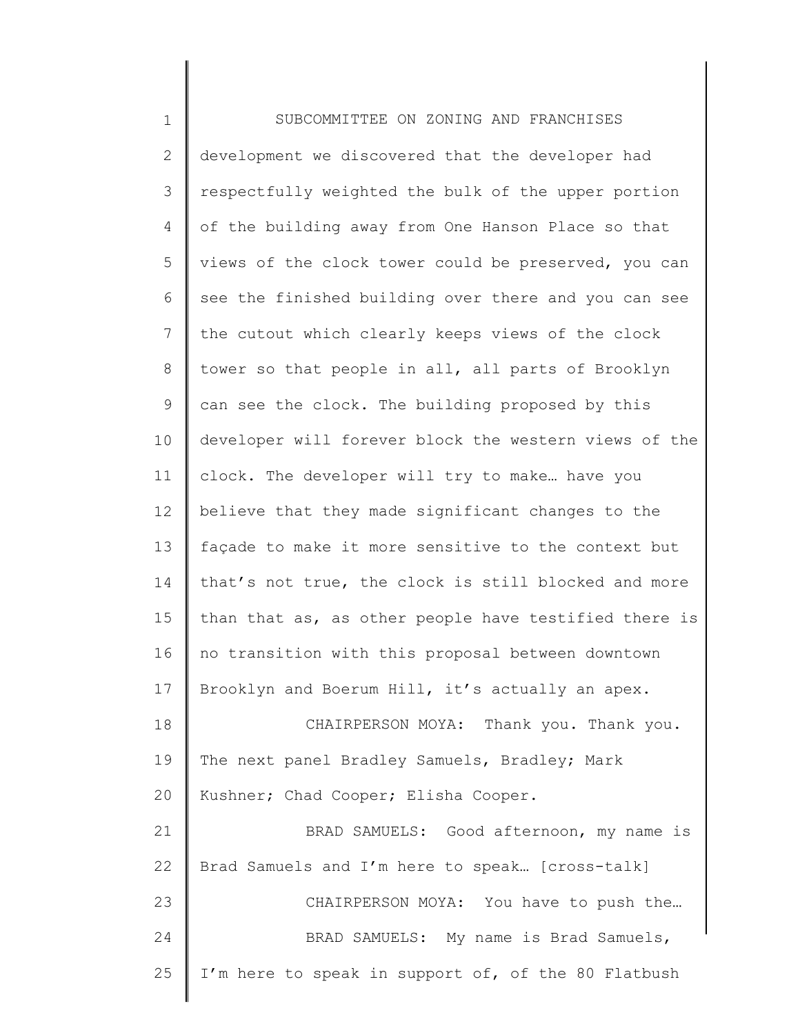development we discovered that the developer had respectfully weighted the bulk of the upper portion of the building away from One Hanson Place so that views of the clock tower could be preserved, you can see the finished building over there and you can see the cutout which clearly keeps views of the clock tower so that people in all, all parts of Brooklyn can see the clock. The building proposed by this developer will forever block the western views of the clock. The developer will try to make… have you believe that they made significant changes to the façade to make it more sensitive to the context but that's not true, the clock is still blocked and more than that as, as other people have testified there is no transition with this proposal between downtown Brooklyn and Boerum Hill, it's actually an apex.

CHAIRPERSON MOYA: Thank you. Thank you. The next panel Bradley Samuels, Bradley; Mark Kushner; Chad Cooper; Elisha Cooper.

BRAD SAMUELS: Good afternoon, my name is Brad Samuels and I'm here to speak… [cross-talk]

CHAIRPERSON MOYA: You have to push the…

BRAD SAMUELS: My name is Brad Samuels, I'm here to speak in support of, of the 80 Flatbush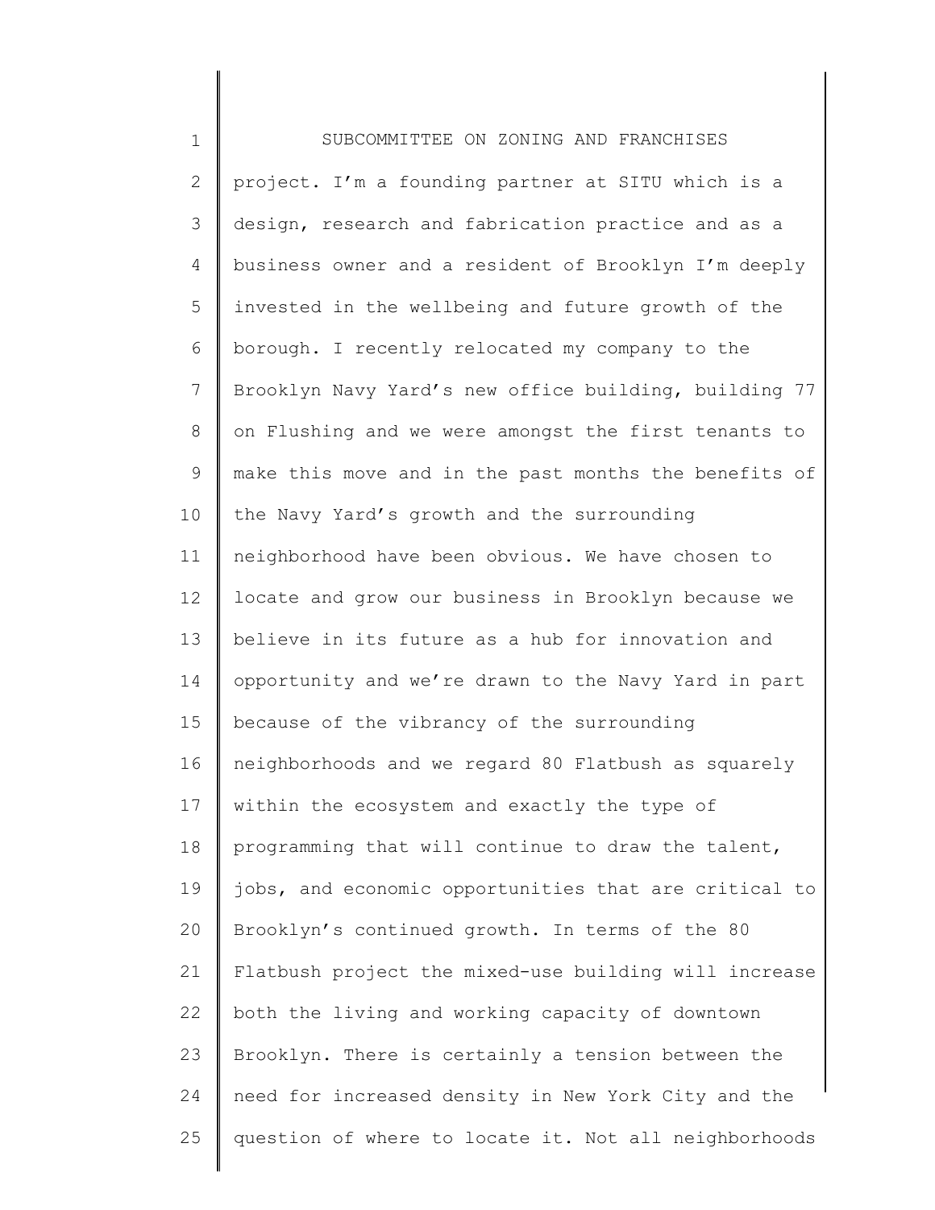project. I'm a founding partner at SITU which is a design, research and fabrication practice and as a business owner and a resident of Brooklyn I'm deeply invested in the wellbeing and future growth of the borough. I recently relocated my company to the Brooklyn Navy Yard's new office building, building 77 on Flushing and we were amongst the first tenants to make this move and in the past months the benefits of the Navy Yard's growth and the surrounding neighborhood have been obvious. We have chosen to locate and grow our business in Brooklyn because we believe in its future as a hub for innovation and opportunity and we're drawn to the Navy Yard in part because of the vibrancy of the surrounding neighborhoods and we regard 80 Flatbush as squarely within the ecosystem and exactly the type of programming that will continue to draw the talent, jobs, and economic opportunities that are critical to Brooklyn's continued growth. In terms of the 80 Flatbush project the mixed-use building will increase both the living and working capacity of downtown Brooklyn. There is certainly a tension between the need for increased density in New York City and the question of where to locate it. Not all neighborhoods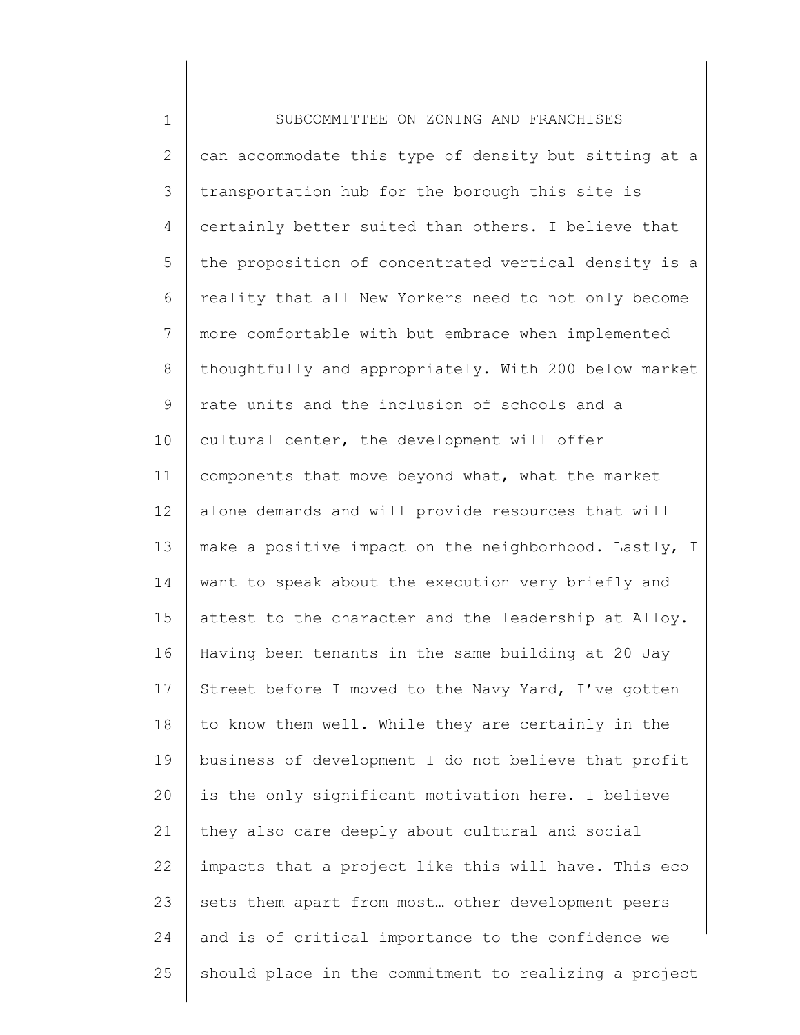can accommodate this type of density but sitting at a transportation hub for the borough this site is certainly better suited than others. I believe that the proposition of concentrated vertical density is a reality that all New Yorkers need to not only become more comfortable with but embrace when implemented thoughtfully and appropriately. With 200 below market rate units and the inclusion of schools and a cultural center, the development will offer components that move beyond what, what the market alone demands and will provide resources that will make a positive impact on the neighborhood. Lastly, I want to speak about the execution very briefly and attest to the character and the leadership at Alloy. Having been tenants in the same building at 20 Jay Street before I moved to the Navy Yard, I've gotten to know them well. While they are certainly in the business of development I do not believe that profit is the only significant motivation here. I believe they also care deeply about cultural and social impacts that a project like this will have. This eco sets them apart from most… other development peers and is of critical importance to the confidence we should place in the commitment to realizing a project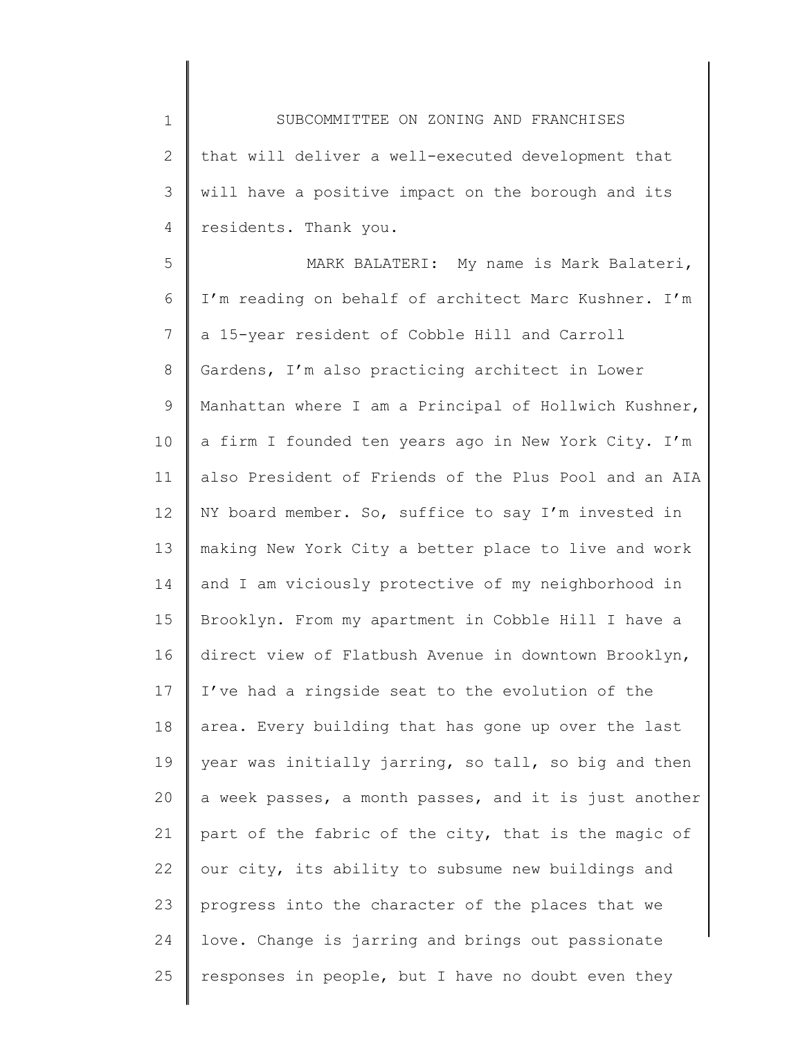that will deliver a well-executed development that will have a positive impact on the borough and its residents. Thank you.

MARK BALATERI: My name is Mark Balateri, I'm reading on behalf of architect Marc Kushner. I'm a 15-year resident of Cobble Hill and Carroll Gardens, I'm also practicing architect in Lower Manhattan where I am a Principal of Hollwich Kushner, a firm I founded ten years ago in New York City. I'm also President of Friends of the Plus Pool and an AIA NY board member. So, suffice to say I'm invested in making New York City a better place to live and work and I am viciously protective of my neighborhood in Brooklyn. From my apartment in Cobble Hill I have a direct view of Flatbush Avenue in downtown Brooklyn, I've had a ringside seat to the evolution of the area. Every building that has gone up over the last year was initially jarring, so tall, so big and then a week passes, a month passes, and it is just another part of the fabric of the city, that is the magic of our city, its ability to subsume new buildings and progress into the character of the places that we love. Change is jarring and brings out passionate responses in people, but I have no doubt even they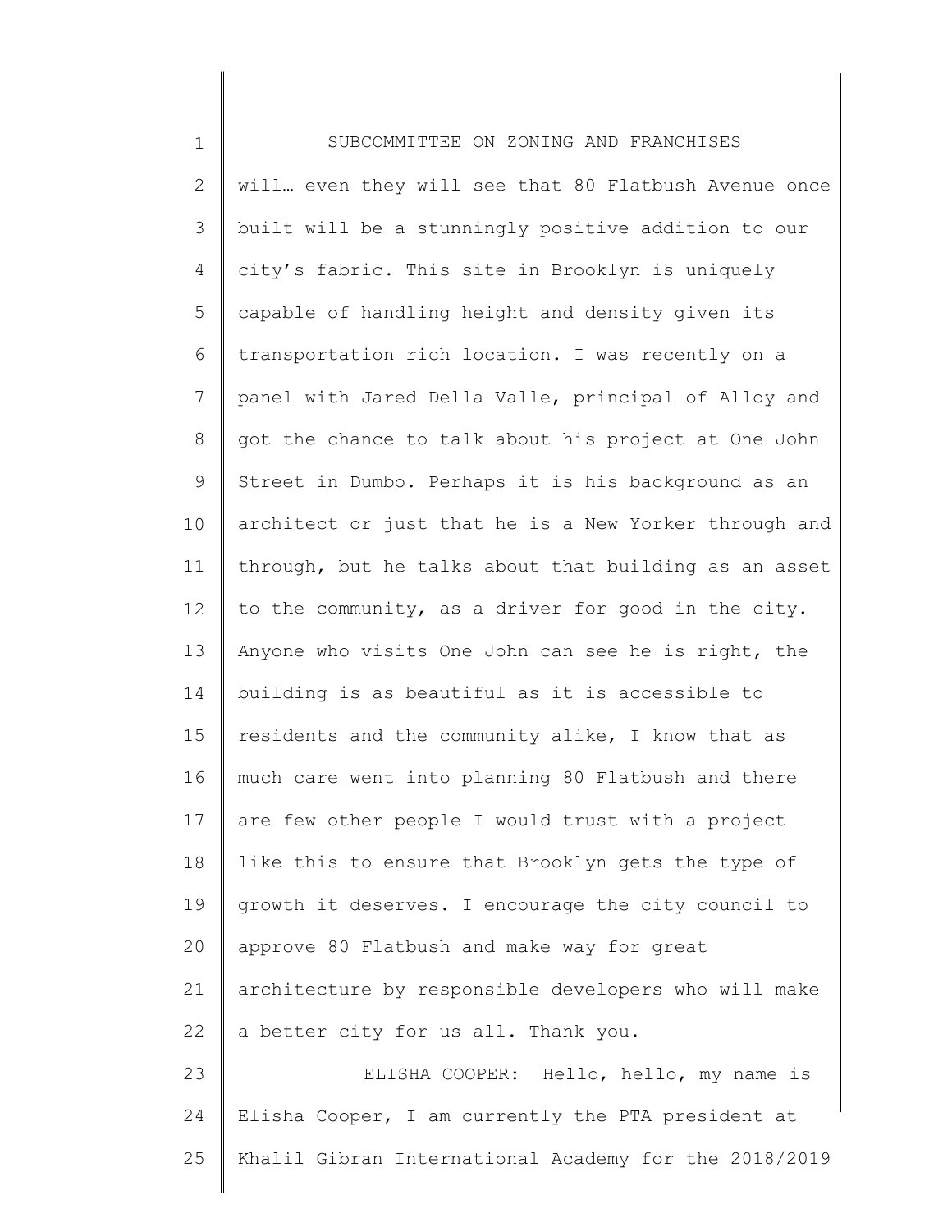will… even they will see that 80 Flatbush Avenue once built will be a stunningly positive addition to our city's fabric. This site in Brooklyn is uniquely capable of handling height and density given its transportation rich location. I was recently on a panel with Jared Della Valle, principal of Alloy and got the chance to talk about his project at One John Street in Dumbo. Perhaps it is his background as an architect or just that he is a New Yorker through and through, but he talks about that building as an asset to the community, as a driver for good in the city. Anyone who visits One John can see he is right, the building is as beautiful as it is accessible to residents and the community alike, I know that as much care went into planning 80 Flatbush and there are few other people I would trust with a project like this to ensure that Brooklyn gets the type of growth it deserves. I encourage the city council to approve 80 Flatbush and make way for great architecture by responsible developers who will make a better city for us all. Thank you.

ELISHA COOPER: Hello, hello, my name is Elisha Cooper, I am currently the PTA president at Khalil Gibran International Academy for the 2018/2019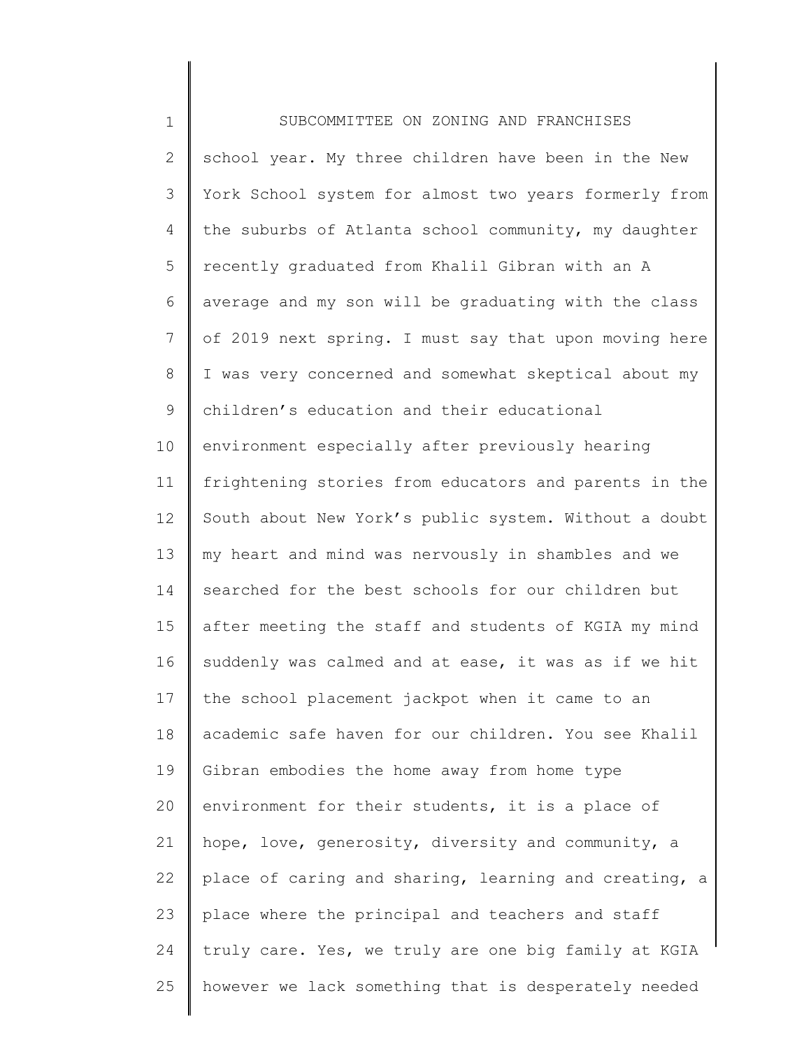school year. My three children have been in the New York School system for almost two years formerly from the suburbs of Atlanta school community, my daughter recently graduated from Khalil Gibran with an A average and my son will be graduating with the class of 2019 next spring. I must say that upon moving here I was very concerned and somewhat skeptical about my children's education and their educational environment especially after previously hearing frightening stories from educators and parents in the South about New York's public system. Without a doubt my heart and mind was nervously in shambles and we searched for the best schools for our children but after meeting the staff and students of KGIA my mind suddenly was calmed and at ease, it was as if we hit the school placement jackpot when it came to an academic safe haven for our children. You see Khalil Gibran embodies the home away from home type environment for their students, it is a place of hope, love, generosity, diversity and community, a place of caring and sharing, learning and creating, a place where the principal and teachers and staff truly care. Yes, we truly are one big family at KGIA however we lack something that is desperately needed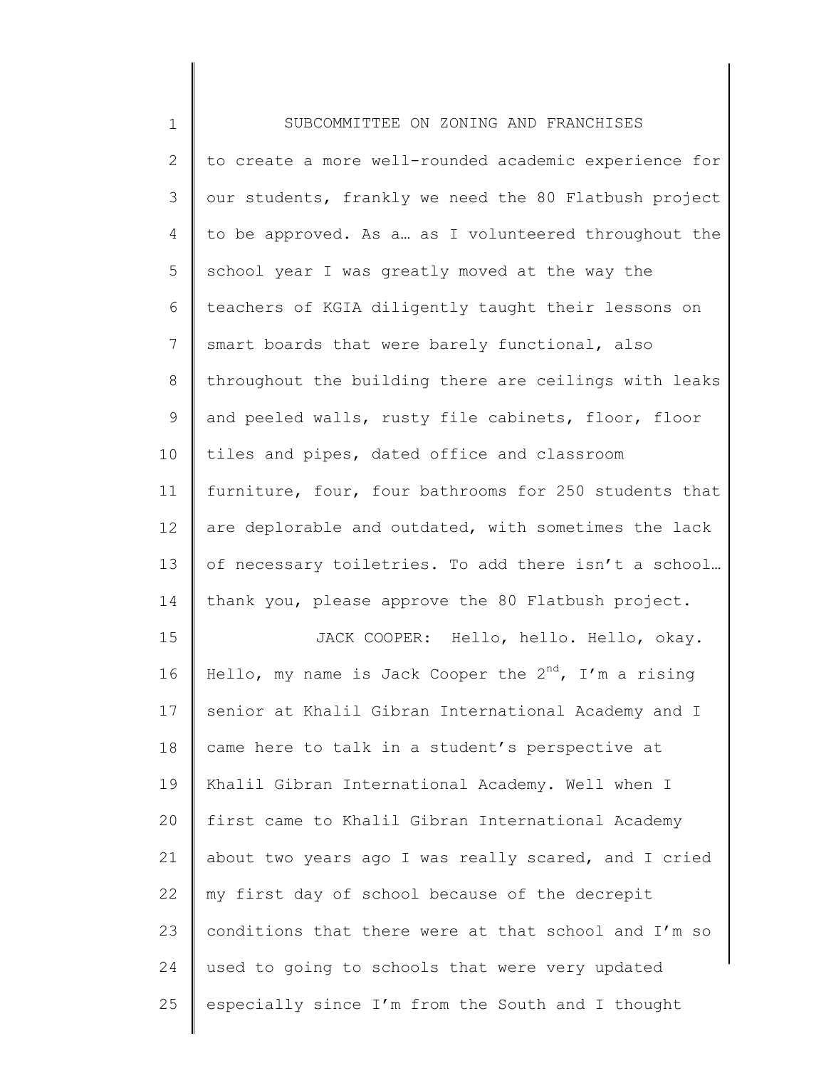to create a more well-rounded academic experience for our students, frankly we need the 80 Flatbush project to be approved. As a… as I volunteered throughout the school year I was greatly moved at the way the teachers of KGIA diligently taught their lessons on smart boards that were barely functional, also throughout the building there are ceilings with leaks and peeled walls, rusty file cabinets, floor, floor tiles and pipes, dated office and classroom furniture, four, four bathrooms for 250 students that are deplorable and outdated, with sometimes the lack of necessary toiletries. To add there isn't a school… thank you, please approve the 80 Flatbush project.

JACK COOPER: Hello, hello. Hello, okay. Hello, my name is Jack Cooper the 2nd, I'm a rising senior at Khalil Gibran International Academy and I came here to talk in a student's perspective at Khalil Gibran International Academy. Well when I first came to Khalil Gibran International Academy about two years ago I was really scared, and I cried my first day of school because of the decrepit conditions that there were at that school and I'm so used to going to schools that were very updated especially since I'm from the South and I thought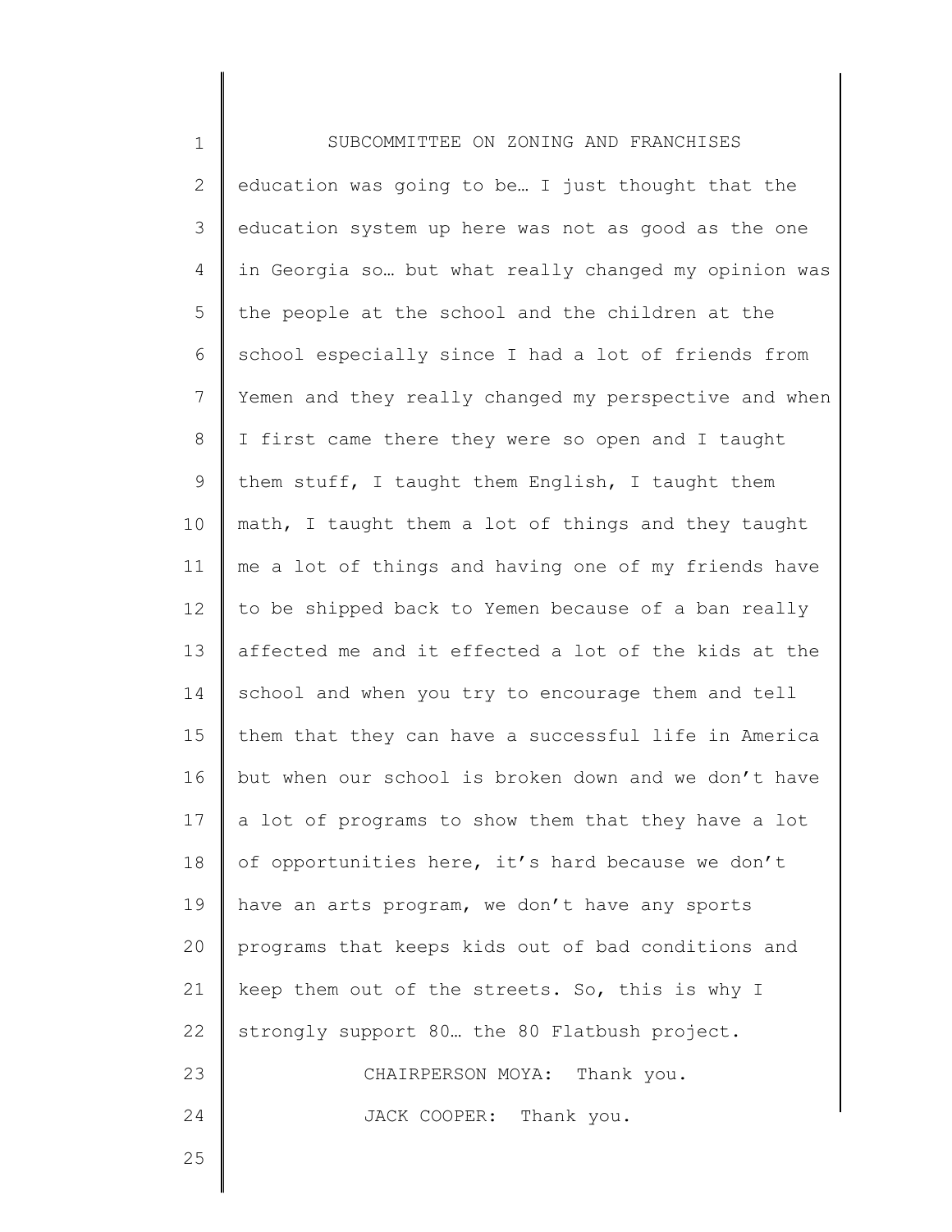education was going to be… I just thought that the education system up here was not as good as the one in Georgia so… but what really changed my opinion was the people at the school and the children at the school especially since I had a lot of friends from Yemen and they really changed my perspective and when I first came there they were so open and I taught them stuff, I taught them English, I taught them math, I taught them a lot of things and they taught me a lot of things and having one of my friends have to be shipped back to Yemen because of a ban really affected me and it effected a lot of the kids at the school and when you try to encourage them and tell them that they can have a successful life in America but when our school is broken down and we don't have a lot of programs to show them that they have a lot of opportunities here, it's hard because we don't have an arts program, we don't have any sports programs that keeps kids out of bad conditions and keep them out of the streets. So, this is why I strongly support 80… the 80 Flatbush project.

CHAIRPERSON MOYA: Thank you.

JACK COOPER: Thank you.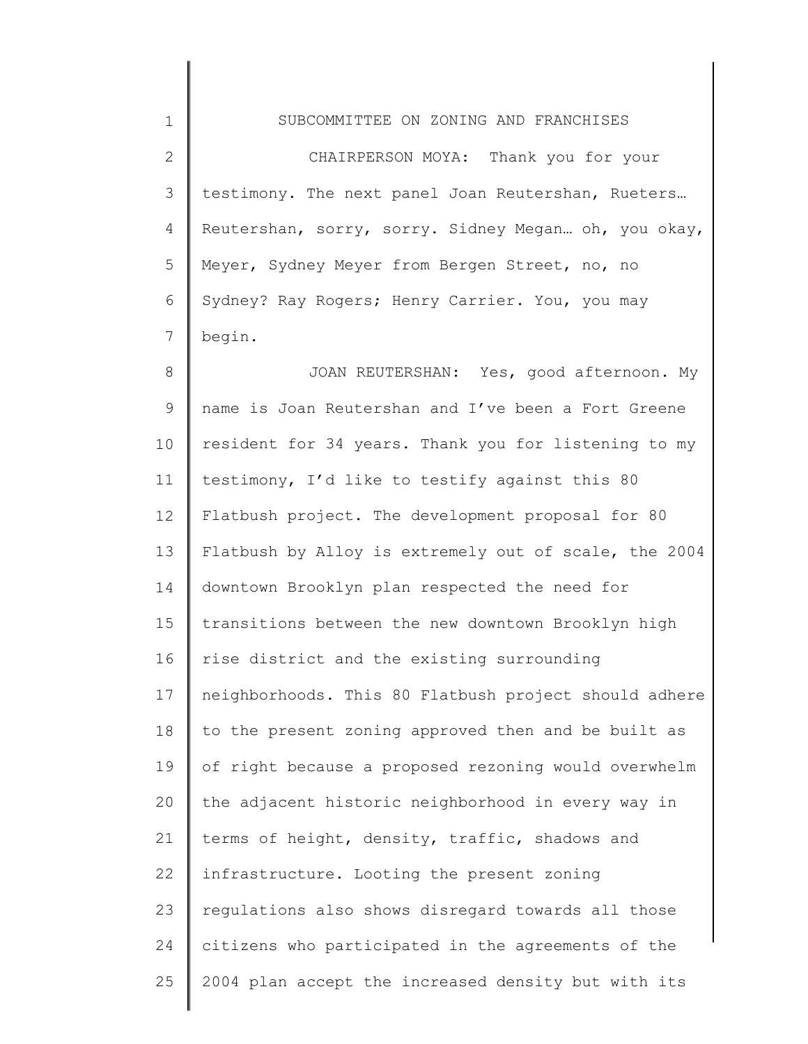SUBCOMMITTEE ON ZONING AND FRANCHISES

CHAIRPERSON MOYA: Thank you for your testimony. The next panel Joan Reutershan, Rueters… Reutershan, sorry, sorry. Sidney Megan… oh, you okay, Meyer, Sydney Meyer from Bergen Street, no, no Sydney? Ray Rogers; Henry Carrier. You, you may begin.

JOAN REUTERSHAN: Yes, good afternoon. My name is Joan Reutershan and I've been a Fort Greene resident for 34 years. Thank you for listening to my testimony, I'd like to testify against this 80 Flatbush project. The development proposal for 80 Flatbush by Alloy is extremely out of scale, the 2004 downtown Brooklyn plan respected the need for transitions between the new downtown Brooklyn high rise district and the existing surrounding neighborhoods. This 80 Flatbush project should adhere to the present zoning approved then and be built as of right because a proposed rezoning would overwhelm the adjacent historic neighborhood in every way in terms of height, density, traffic, shadows and infrastructure. Looting the present zoning regulations also shows disregard towards all those citizens who participated in the agreements of the 2004 plan accept the increased density but with its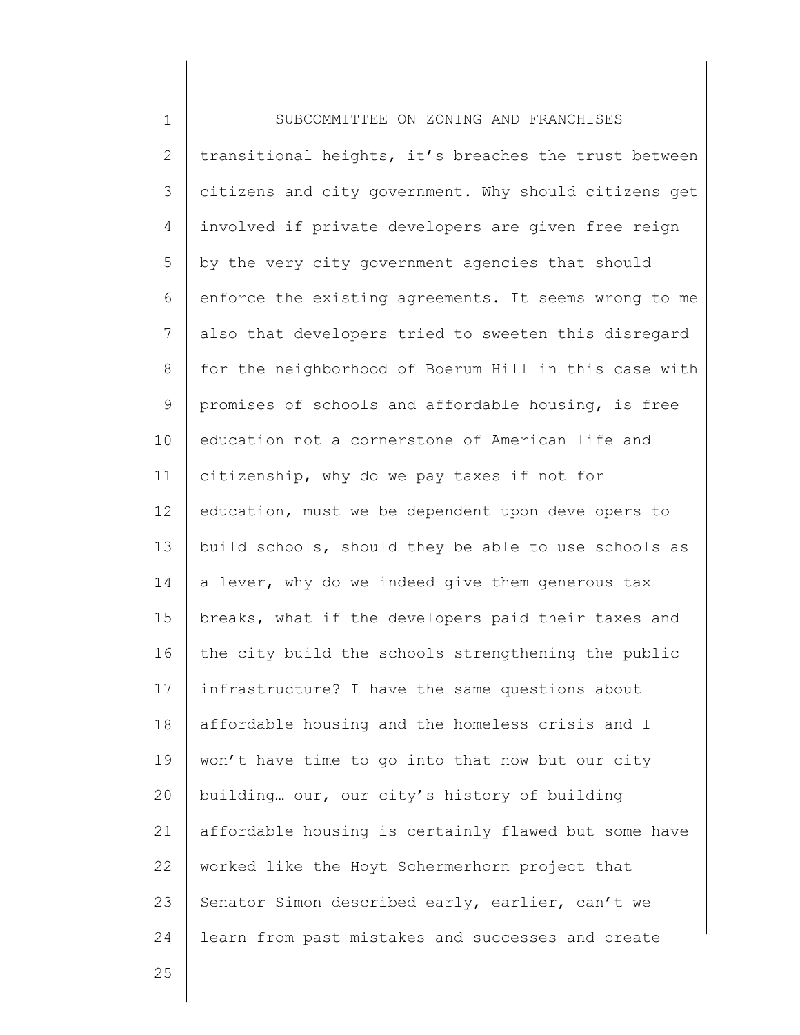transitional heights, it's breaches the trust between citizens and city government. Why should citizens get involved if private developers are given free reign by the very city government agencies that should enforce the existing agreements. It seems wrong to me also that developers tried to sweeten this disregard for the neighborhood of Boerum Hill in this case with promises of schools and affordable housing, is free education not a cornerstone of American life and citizenship, why do we pay taxes if not for education, must we be dependent upon developers to build schools, should they be able to use schools as a lever, why do we indeed give them generous tax breaks, what if the developers paid their taxes and the city build the schools strengthening the public infrastructure? I have the same questions about affordable housing and the homeless crisis and I won't have time to go into that now but our city building… our, our city's history of building affordable housing is certainly flawed but some have worked like the Hoyt Schermerhorn project that Senator Simon described early, earlier, can't we learn from past mistakes and successes and create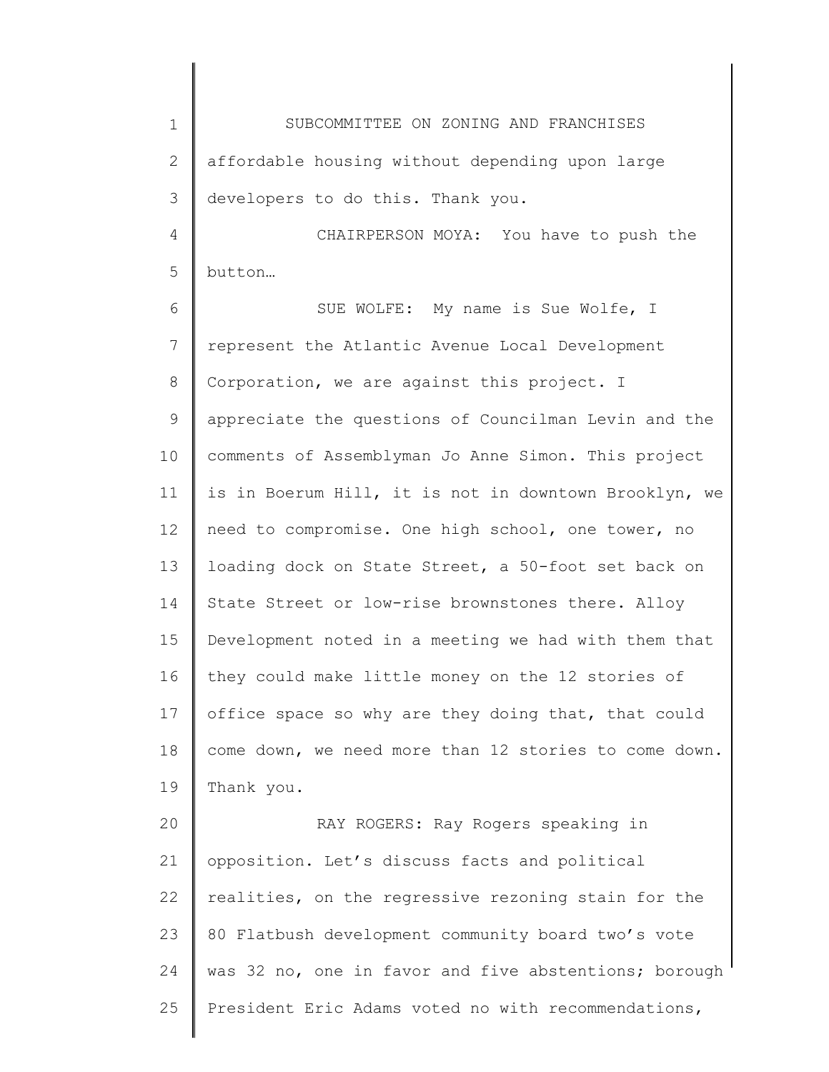affordable housing without depending upon large developers to do this. Thank you.

CHAIRPERSON MOYA: You have to push the button…

SUE WOLFE: My name is Sue Wolfe, I represent the Atlantic Avenue Local Development Corporation, we are against this project. I appreciate the questions of Councilman Levin and the comments of Assemblyman Jo Anne Simon. This project is in Boerum Hill, it is not in downtown Brooklyn, we need to compromise. One high school, one tower, no loading dock on State Street, a 50-foot set back on State Street or low-rise brownstones there. Alloy Development noted in a meeting we had with them that they could make little money on the 12 stories of office space so why are they doing that, that could come down, we need more than 12 stories to come down. Thank you.

RAY ROGERS: Ray Rogers speaking in opposition. Let's discuss facts and political realities, on the regressive rezoning stain for the 80 Flatbush development community board two's vote was 32 no, one in favor and five abstentions; borough President Eric Adams voted no with recommendations,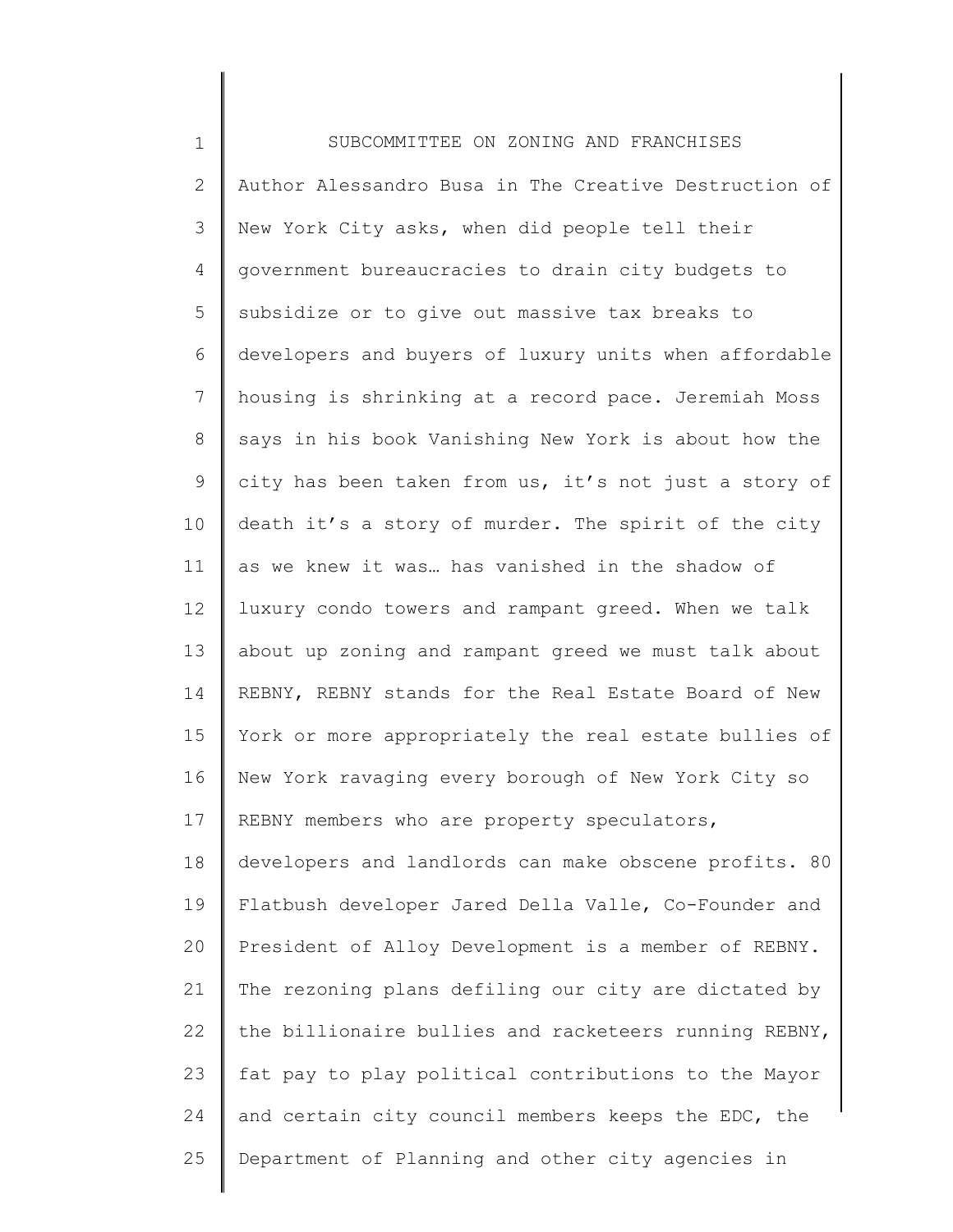Author Alessandro Busa in The Creative Destruction of New York City asks, when did people tell their government bureaucracies to drain city budgets to subsidize or to give out massive tax breaks to developers and buyers of luxury units when affordable housing is shrinking at a record pace. Jeremiah Moss says in his book Vanishing New York is about how the city has been taken from us, it's not just a story of death it's a story of murder. The spirit of the city as we knew it was… has vanished in the shadow of luxury condo towers and rampant greed. When we talk about up zoning and rampant greed we must talk about REBNY, REBNY stands for the Real Estate Board of New York or more appropriately the real estate bullies of New York ravaging every borough of New York City so REBNY members who are property speculators, developers and landlords can make obscene profits. 80 Flatbush developer Jared Della Valle, Co-Founder and President of Alloy Development is a member of REBNY. The rezoning plans defiling our city are dictated by the billionaire bullies and racketeers running REBNY, fat pay to play political contributions to the Mayor and certain city council members keeps the EDC, the Department of Planning and other city agencies in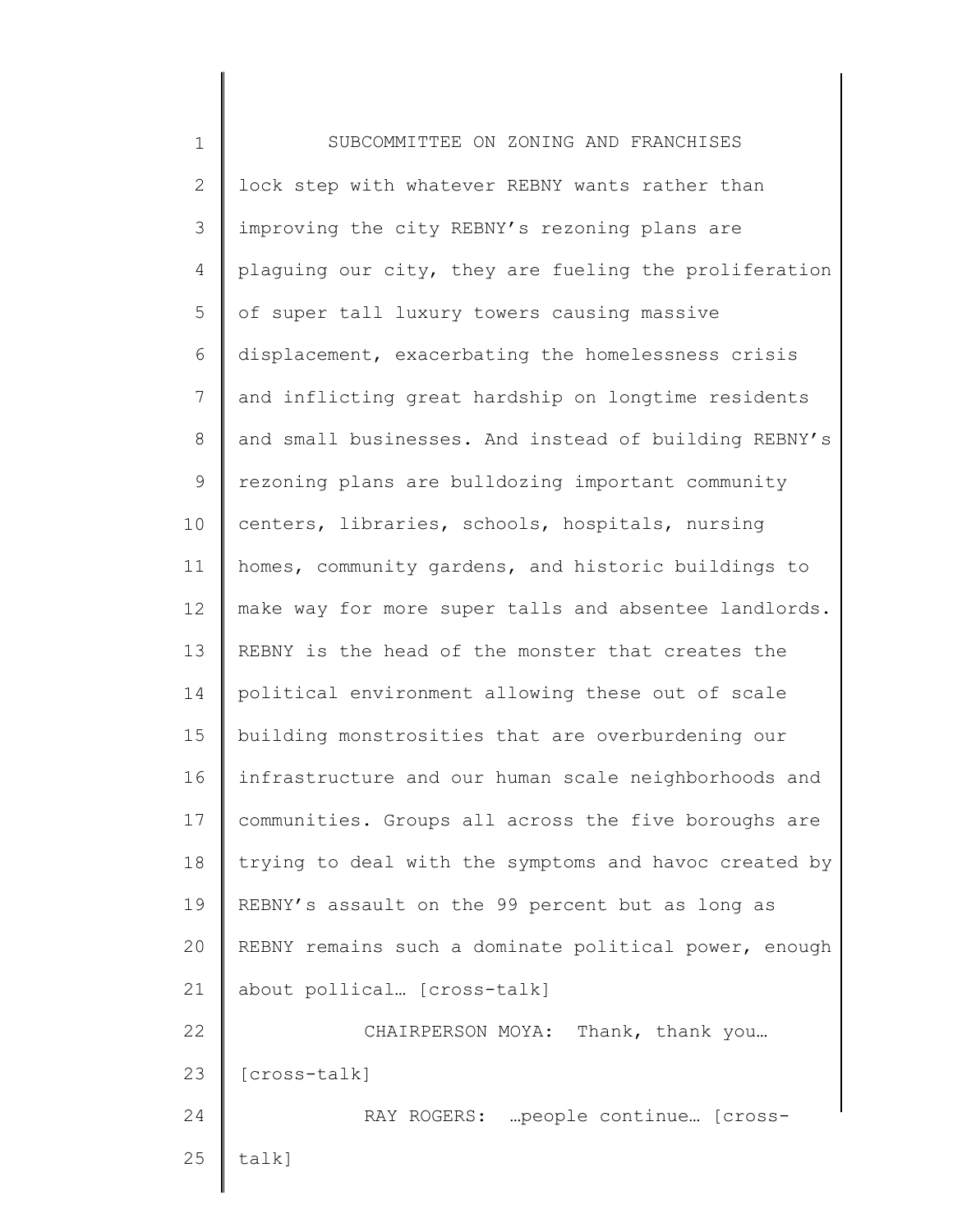lock step with whatever REBNY wants rather than improving the city REBNY's rezoning plans are plaguing our city, they are fueling the proliferation of super tall luxury towers causing massive displacement, exacerbating the homelessness crisis and inflicting great hardship on longtime residents and small businesses. And instead of building REBNY's rezoning plans are bulldozing important community centers, libraries, schools, hospitals, nursing homes, community gardens, and historic buildings to make way for more super talls and absentee landlords. REBNY is the head of the monster that creates the political environment allowing these out of scale building monstrosities that are overburdening our infrastructure and our human scale neighborhoods and communities. Groups all across the five boroughs are trying to deal with the symptoms and havoc created by REBNY's assault on the 99 percent but as long as REBNY remains such a dominate political power, enough about pollical… [cross-talk]

CHAIRPERSON MOYA: Thank, thank you… [cross-talk]

RAY ROGERS: …people continue… [cross-talk]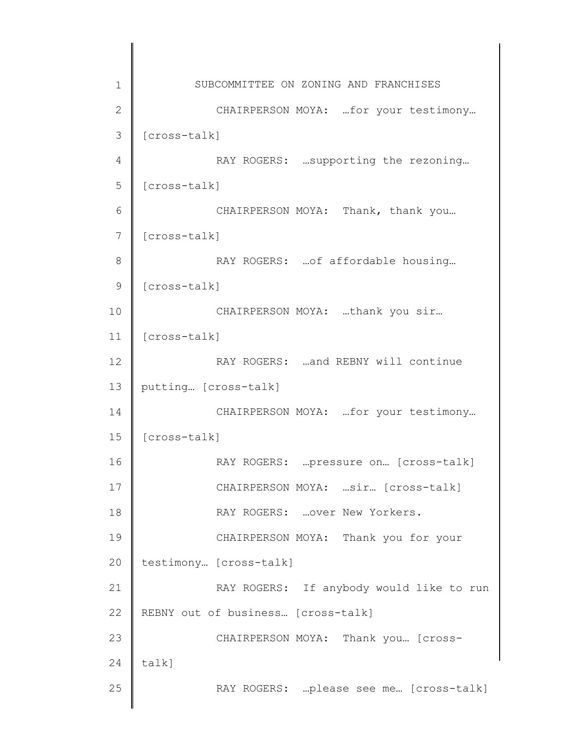CHAIRPERSON MOYA: …for your testimony… [cross-talk]

RAY ROGERS: …supporting the rezoning… [cross-talk]

CHAIRPERSON MOYA: Thank, thank you… [cross-talk]

RAY ROGERS: …of affordable housing… [cross-talk]

CHAIRPERSON MOYA: …thank you sir… [cross-talk]

RAY ROGERS: …and REBNY will continue putting… [cross-talk]

CHAIRPERSON MOYA: …for your testimony… [cross-talk]

RAY ROGERS: …pressure on… [cross-talk]

CHAIRPERSON MOYA: …sir… [cross-talk]

RAY ROGERS: …over New Yorkers.

CHAIRPERSON MOYA: Thank you for your testimony… [cross-talk]

RAY ROGERS: If anybody would like to run REBNY out of business… [cross-talk]

CHAIRPERSON MOYA: Thank you… [cross-talk]

RAY ROGERS: …please see me… [cross-talk]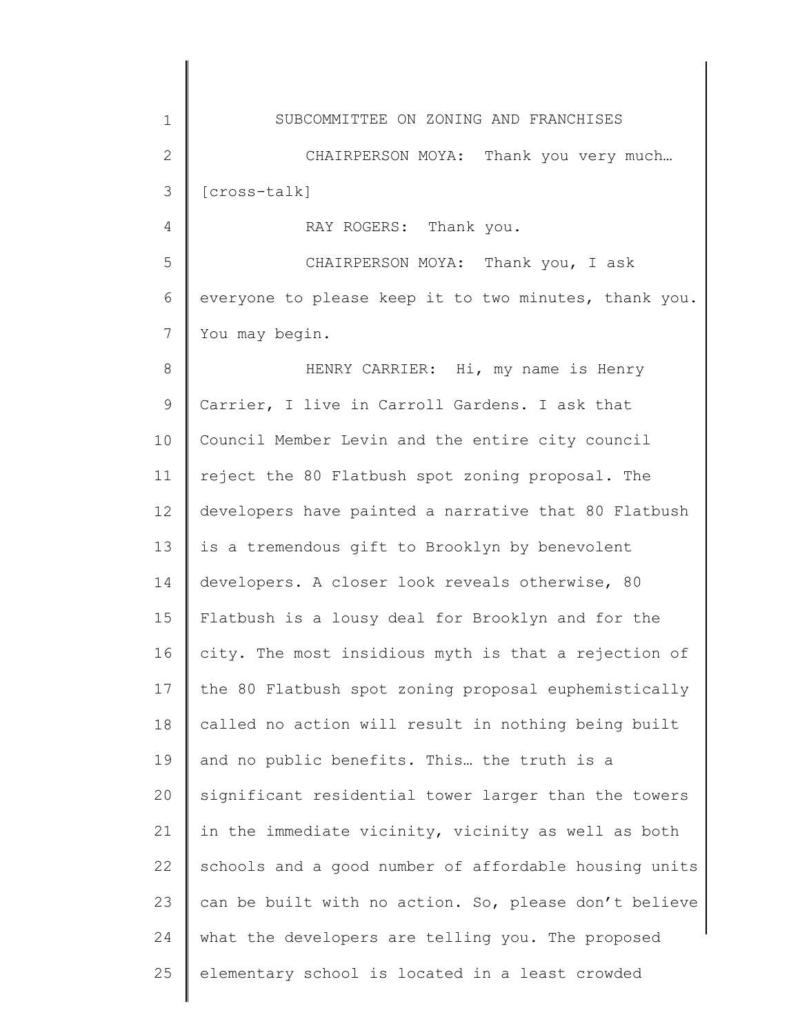CHAIRPERSON MOYA: Thank you very much… [cross-talk]

RAY ROGERS: Thank you.

CHAIRPERSON MOYA: Thank you, I ask everyone to please keep it to two minutes, thank you. You may begin.

HENRY CARRIER: Hi, my name is Henry Carrier, I live in Carroll Gardens. I ask that Council Member Levin and the entire city council reject the 80 Flatbush spot zoning proposal. The developers have painted a narrative that 80 Flatbush is a tremendous gift to Brooklyn by benevolent developers. A closer look reveals otherwise, 80 Flatbush is a lousy deal for Brooklyn and for the city. The most insidious myth is that a rejection of the 80 Flatbush spot zoning proposal euphemistically called no action will result in nothing being built and no public benefits. This… the truth is a significant residential tower larger than the towers in the immediate vicinity, vicinity as well as both schools and a good number of affordable housing units can be built with no action. So, please don't believe what the developers are telling you. The proposed elementary school is located in a least crowded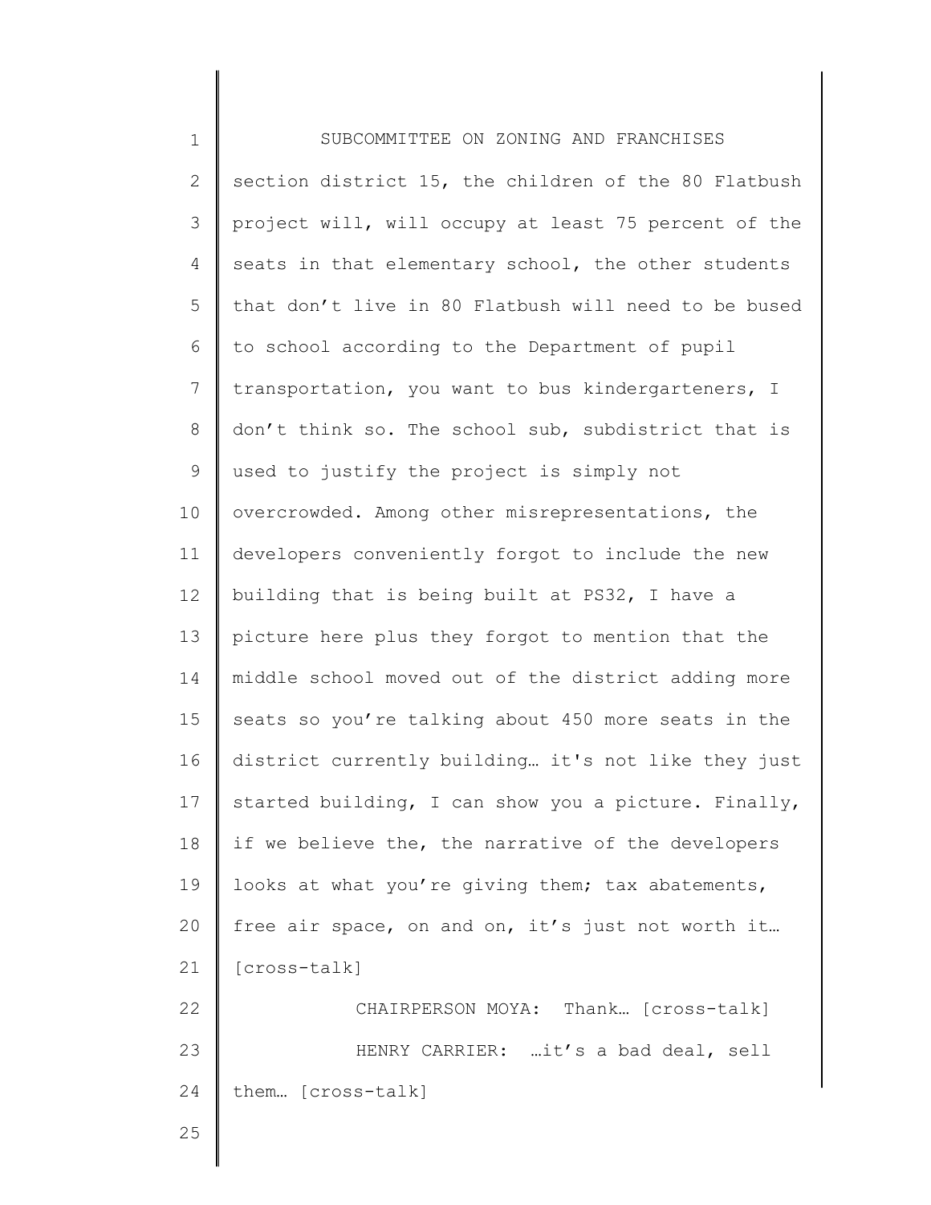section district 15, the children of the 80 Flatbush project will, will occupy at least 75 percent of the seats in that elementary school, the other students that don't live in 80 Flatbush will need to be bused to school according to the Department of pupil transportation, you want to bus kindergarteners, I don't think so. The school sub, subdistrict that is used to justify the project is simply not overcrowded. Among other misrepresentations, the developers conveniently forgot to include the new building that is being built at PS32, I have a picture here plus they forgot to mention that the middle school moved out of the district adding more seats so you're talking about 450 more seats in the district currently building… it's not like they just started building, I can show you a picture. Finally, if we believe the, the narrative of the developers looks at what you're giving them; tax abatements, free air space, on and on, it's just not worth it… [cross-talk]

CHAIRPERSON MOYA: Thank… [cross-talk]

HENRY CARRIER: …it's a bad deal, sell them… [cross-talk]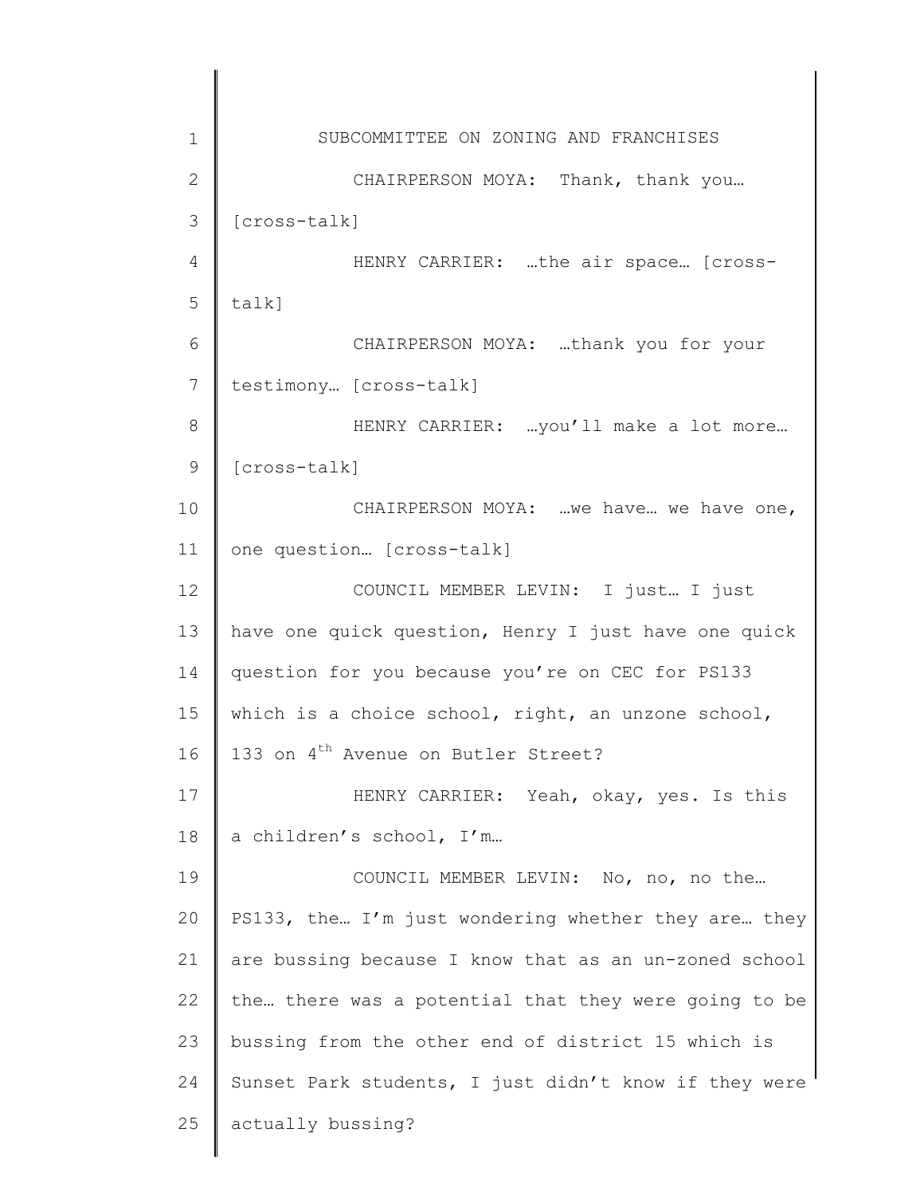CHAIRPERSON MOYA: Thank, thank you… [cross-talk]

HENRY CARRIER: …the air space… [cross-talk]

CHAIRPERSON MOYA: …thank you for your testimony… [cross-talk]

HENRY CARRIER: …you'll make a lot more… [cross-talk]

CHAIRPERSON MOYA: …we have… we have one, one question… [cross-talk]

COUNCIL MEMBER LEVIN: I just… I just have one quick question, Henry I just have one quick question for you because you're on CEC for PS133 which is a choice school, right, an unzone school, 133 on 4th Avenue on Butler Street?

HENRY CARRIER: Yeah, okay, yes. Is this a children's school, I'm…

COUNCIL MEMBER LEVIN: No, no, no the… PS133, the… I'm just wondering whether they are… they are bussing because I know that as an un-zoned school the… there was a potential that they were going to be bussing from the other end of district 15 which is Sunset Park students, I just didn't know if they were actually bussing?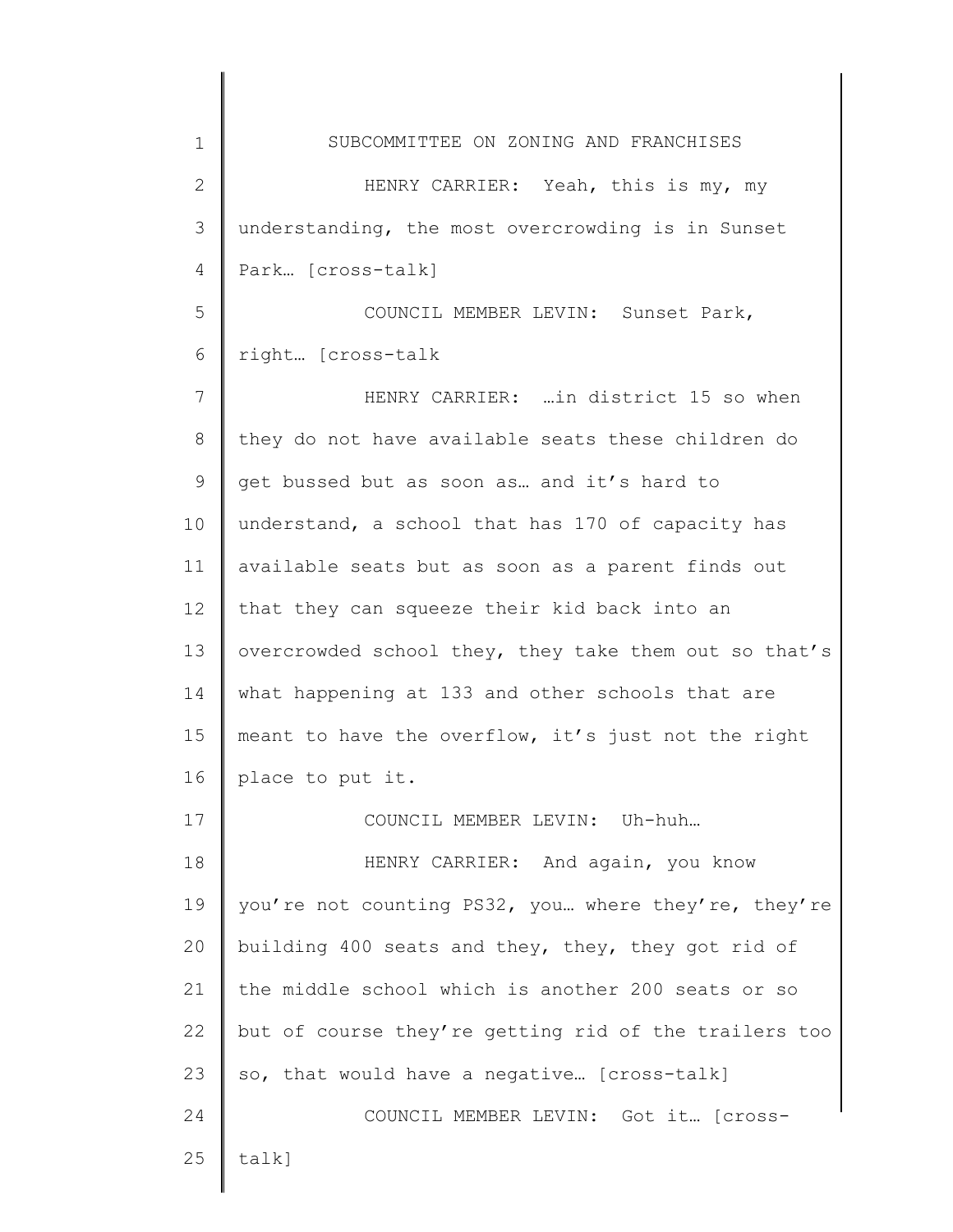HENRY CARRIER: Yeah, this is my, my understanding, the most overcrowding is in Sunset Park… [cross-talk]

COUNCIL MEMBER LEVIN: Sunset Park, right… [cross-talk

HENRY CARRIER: …in district 15 so when they do not have available seats these children do get bussed but as soon as… and it's hard to understand, a school that has 170 of capacity has available seats but as soon as a parent finds out that they can squeeze their kid back into an overcrowded school they, they take them out so that's what happening at 133 and other schools that are meant to have the overflow, it's just not the right place to put it.

COUNCIL MEMBER LEVIN: Uh-huh…

HENRY CARRIER: And again, you know you're not counting PS32, you… where they're, they're building 400 seats and they, they, they got rid of the middle school which is another 200 seats or so but of course they're getting rid of the trailers too so, that would have a negative… [cross-talk]

COUNCIL MEMBER LEVIN: Got it… [cross-talk]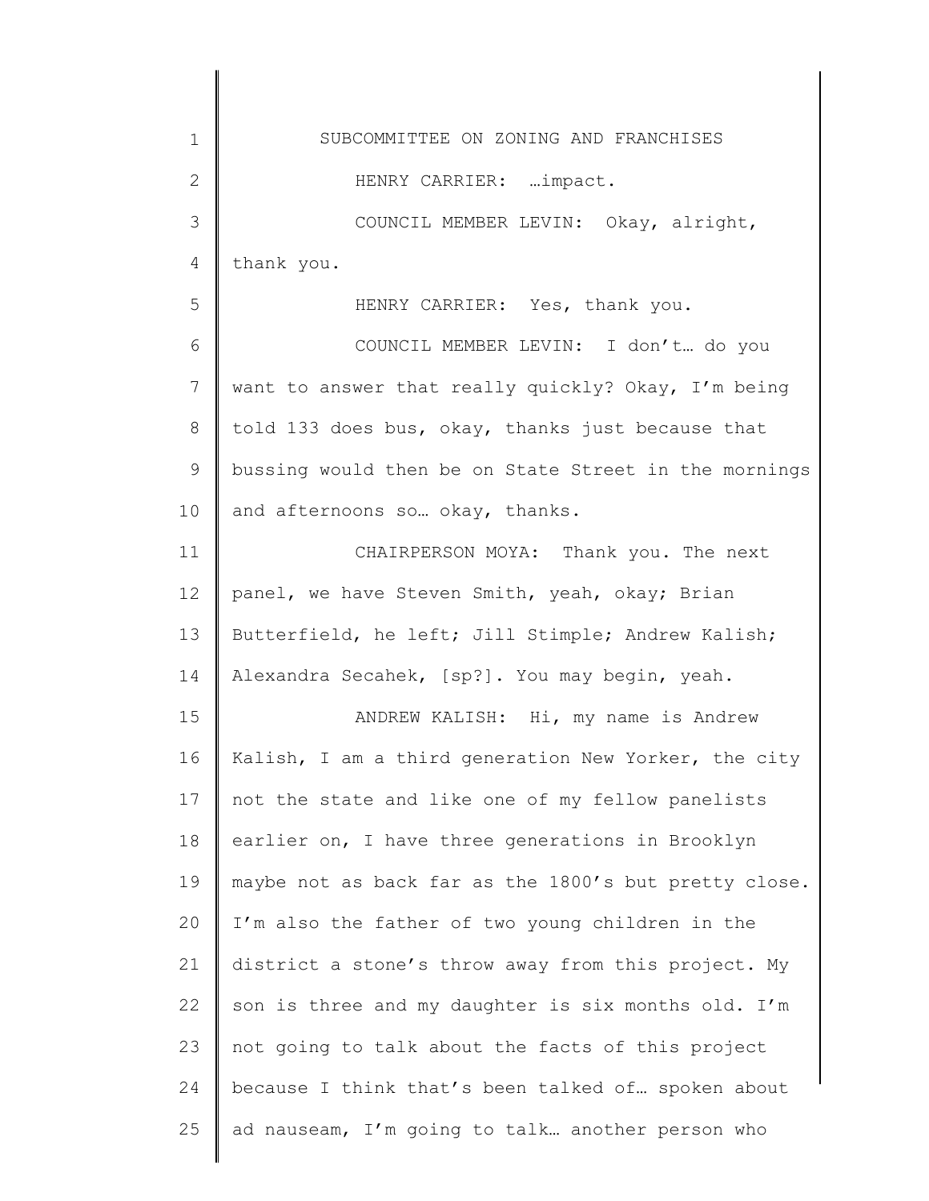HENRY CARRIER: …impact.

COUNCIL MEMBER LEVIN: Okay, alright, thank you.

HENRY CARRIER: Yes, thank you.

COUNCIL MEMBER LEVIN: I don't… do you want to answer that really quickly? Okay, I'm being told 133 does bus, okay, thanks just because that bussing would then be on State Street in the mornings and afternoons so… okay, thanks.

CHAIRPERSON MOYA: Thank you. The next panel, we have Steven Smith, yeah, okay; Brian Butterfield, he left; Jill Stimple; Andrew Kalish; Alexandra Secahek, [sp?]. You may begin, yeah.

ANDREW KALISH: Hi, my name is Andrew Kalish, I am a third generation New Yorker, the city not the state and like one of my fellow panelists earlier on, I have three generations in Brooklyn maybe not as back far as the 1800's but pretty close. I'm also the father of two young children in the district a stone's throw away from this project. My son is three and my daughter is six months old. I'm not going to talk about the facts of this project because I think that's been talked of… spoken about ad nauseam, I'm going to talk… another person who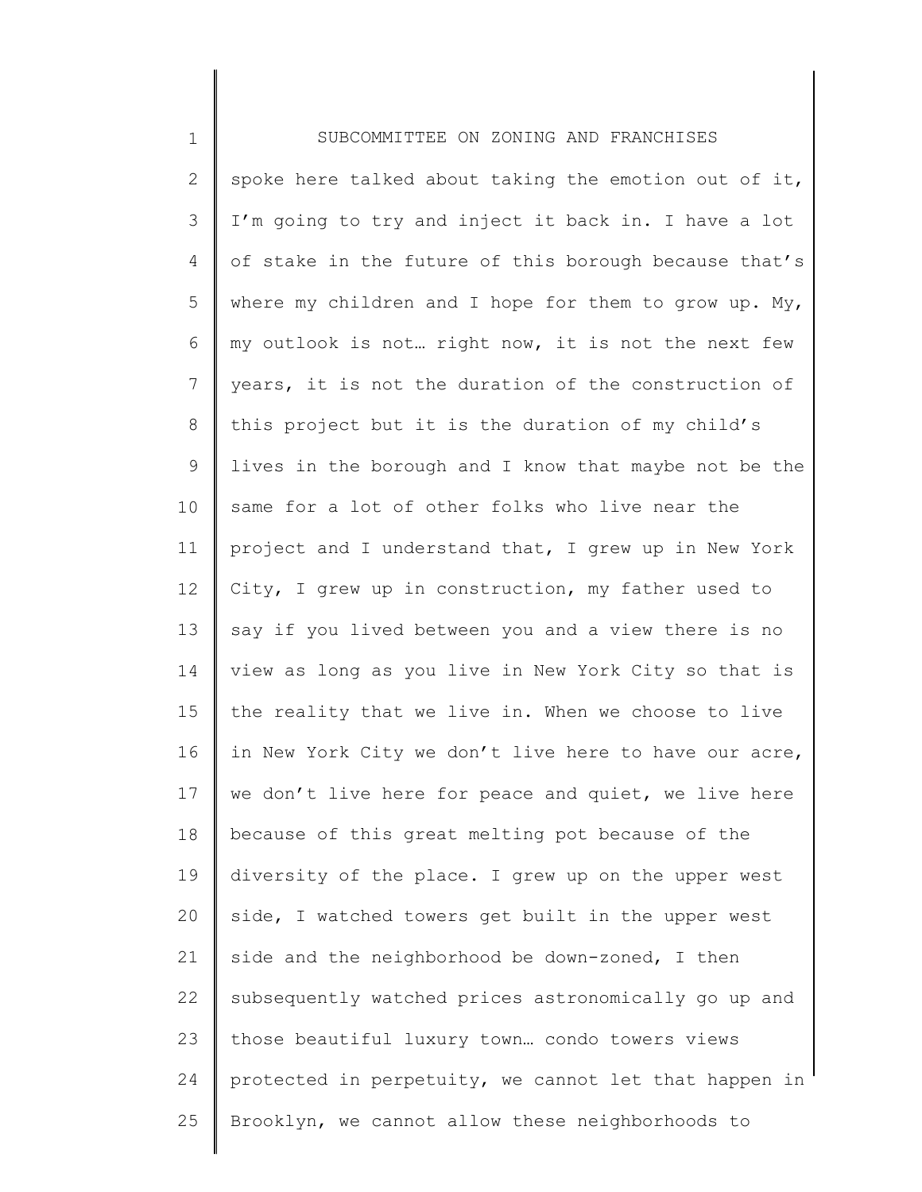spoke here talked about taking the emotion out of it, I'm going to try and inject it back in. I have a lot of stake in the future of this borough because that's where my children and I hope for them to grow up. My, my outlook is not… right now, it is not the next few years, it is not the duration of the construction of this project but it is the duration of my child's lives in the borough and I know that maybe not be the same for a lot of other folks who live near the project and I understand that, I grew up in New York City, I grew up in construction, my father used to say if you lived between you and a view there is no view as long as you live in New York City so that is the reality that we live in. When we choose to live in New York City we don't live here to have our acre, we don't live here for peace and quiet, we live here because of this great melting pot because of the diversity of the place. I grew up on the upper west side, I watched towers get built in the upper west side and the neighborhood be down-zoned, I then subsequently watched prices astronomically go up and those beautiful luxury town… condo towers views protected in perpetuity, we cannot let that happen in Brooklyn, we cannot allow these neighborhoods to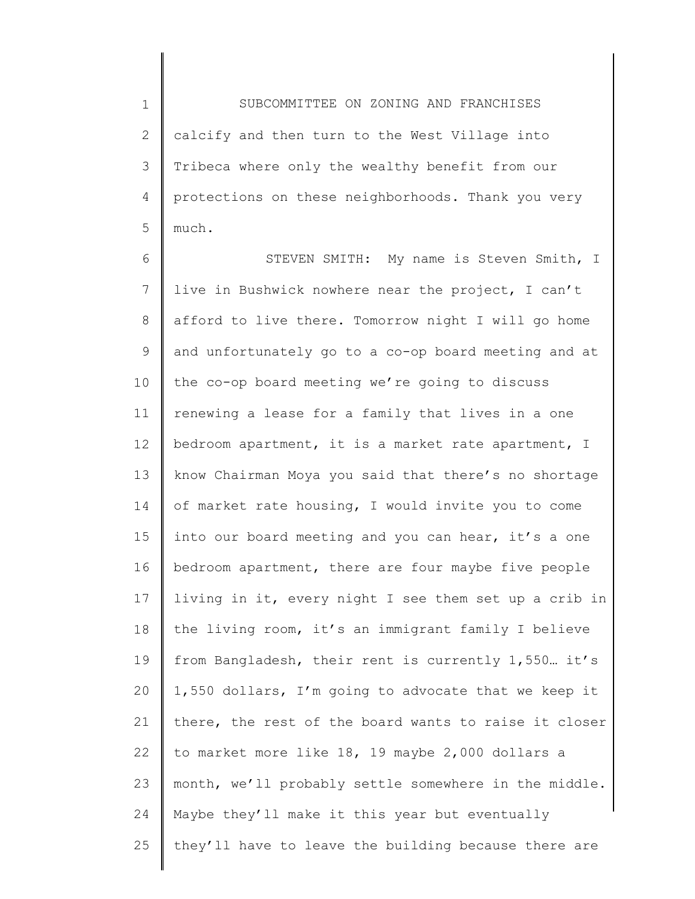calcify and then turn to the West Village into Tribeca where only the wealthy benefit from our protections on these neighborhoods. Thank you very much.

STEVEN SMITH: My name is Steven Smith, I live in Bushwick nowhere near the project, I can't afford to live there. Tomorrow night I will go home and unfortunately go to a co-op board meeting and at the co-op board meeting we're going to discuss renewing a lease for a family that lives in a one bedroom apartment, it is a market rate apartment, I know Chairman Moya you said that there's no shortage of market rate housing, I would invite you to come into our board meeting and you can hear, it's a one bedroom apartment, there are four maybe five people living in it, every night I see them set up a crib in the living room, it's an immigrant family I believe from Bangladesh, their rent is currently 1,550… it's 1,550 dollars, I'm going to advocate that we keep it there, the rest of the board wants to raise it closer to market more like 18, 19 maybe 2,000 dollars a month, we'll probably settle somewhere in the middle. Maybe they'll make it this year but eventually they'll have to leave the building because there are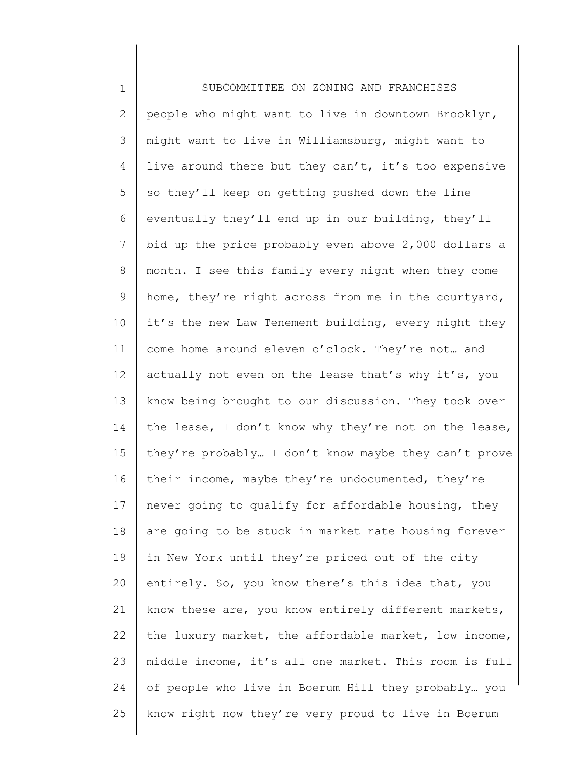people who might want to live in downtown Brooklyn, might want to live in Williamsburg, might want to live around there but they can't, it's too expensive so they'll keep on getting pushed down the line eventually they'll end up in our building, they'll bid up the price probably even above 2,000 dollars a month. I see this family every night when they come home, they're right across from me in the courtyard, it's the new Law Tenement building, every night they come home around eleven o'clock. They're not… and actually not even on the lease that's why it's, you know being brought to our discussion. They took over the lease, I don't know why they're not on the lease, they're probably… I don't know maybe they can't prove their income, maybe they're undocumented, they're never going to qualify for affordable housing, they are going to be stuck in market rate housing forever in New York until they're priced out of the city entirely. So, you know there's this idea that, you know these are, you know entirely different markets, the luxury market, the affordable market, low income, middle income, it's all one market. This room is full of people who live in Boerum Hill they probably… you know right now they're very proud to live in Boerum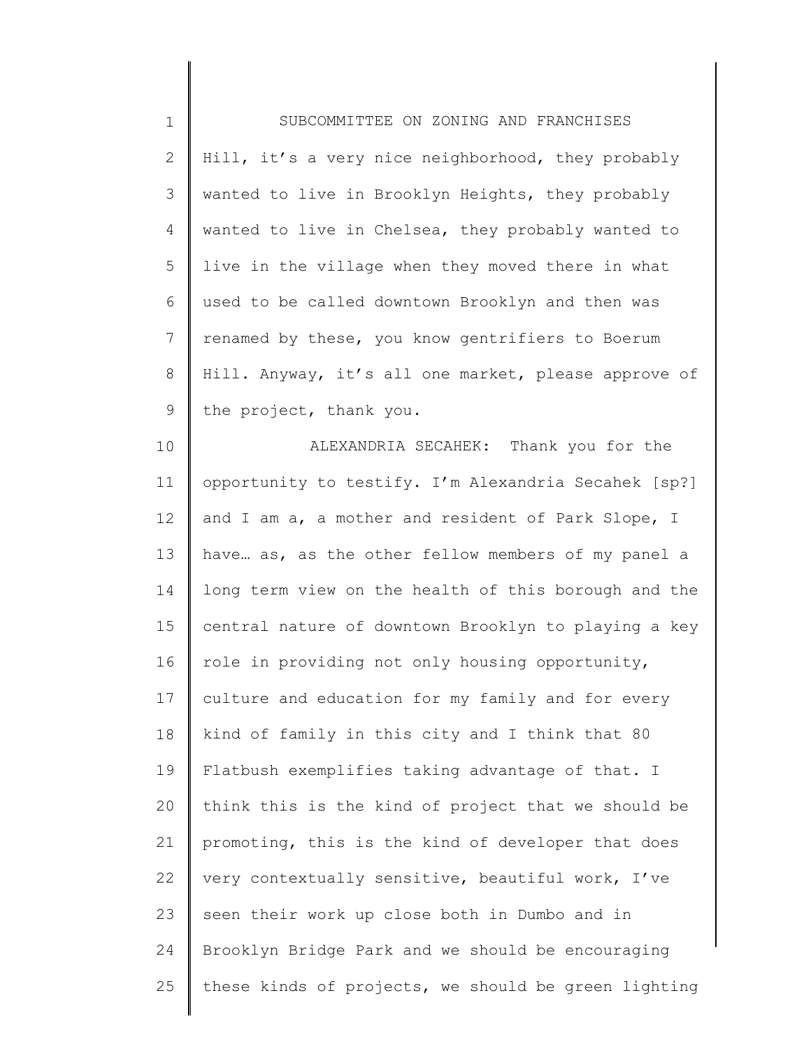Hill, it's a very nice neighborhood, they probably wanted to live in Brooklyn Heights, they probably wanted to live in Chelsea, they probably wanted to live in the village when they moved there in what used to be called downtown Brooklyn and then was renamed by these, you know gentrifiers to Boerum Hill. Anyway, it's all one market, please approve of the project, thank you.

ALEXANDRIA SECAHEK: Thank you for the opportunity to testify. I'm Alexandria Secahek [sp?] and I am a, a mother and resident of Park Slope, I have… as, as the other fellow members of my panel a long term view on the health of this borough and the central nature of downtown Brooklyn to playing a key role in providing not only housing opportunity, culture and education for my family and for every kind of family in this city and I think that 80 Flatbush exemplifies taking advantage of that. I think this is the kind of project that we should be promoting, this is the kind of developer that does very contextually sensitive, beautiful work, I've seen their work up close both in Dumbo and in Brooklyn Bridge Park and we should be encouraging these kinds of projects, we should be green lighting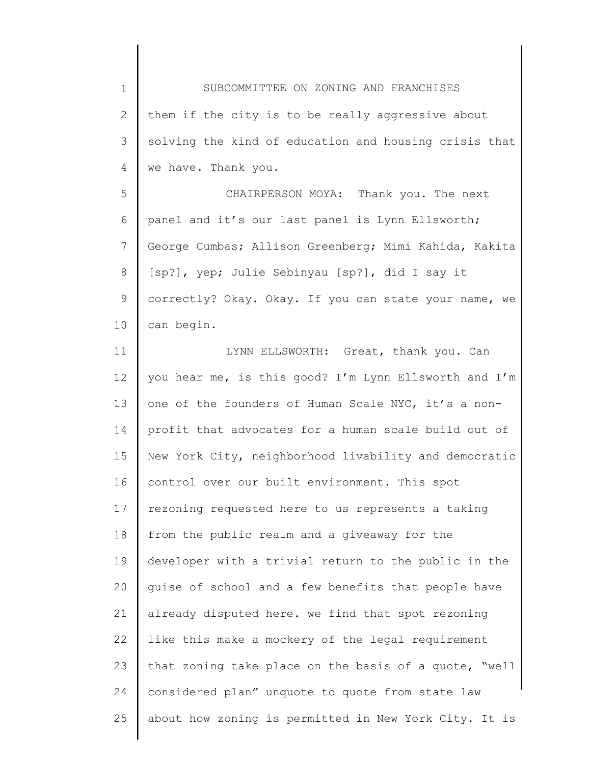them if the city is to be really aggressive about solving the kind of education and housing crisis that we have. Thank you.

CHAIRPERSON MOYA: Thank you. The next panel and it's our last panel is Lynn Ellsworth; George Cumbas; Allison Greenberg; Mimi Kahida, Kakita [sp?], yep; Julie Sebinyau [sp?], did I say it correctly? Okay. Okay. If you can state your name, we can begin.

LYNN ELLSWORTH: Great, thank you. Can you hear me, is this good? I'm Lynn Ellsworth and I'm one of the founders of Human Scale NYC, it's a non-profit that advocates for a human scale build out of New York City, neighborhood livability and democratic control over our built environment. This spot rezoning requested here to us represents a taking from the public realm and a giveaway for the developer with a trivial return to the public in the guise of school and a few benefits that people have already disputed here. we find that spot rezoning like this make a mockery of the legal requirement that zoning take place on the basis of a quote, "well considered plan" unquote to quote from state law about how zoning is permitted in New York City. It is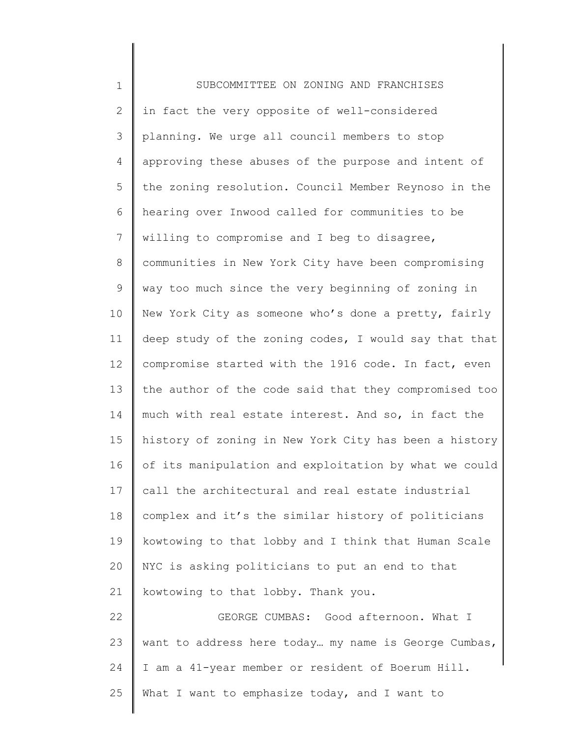in fact the very opposite of well-considered planning. We urge all council members to stop approving these abuses of the purpose and intent of the zoning resolution. Council Member Reynoso in the hearing over Inwood called for communities to be willing to compromise and I beg to disagree, communities in New York City have been compromising way too much since the very beginning of zoning in New York City as someone who's done a pretty, fairly deep study of the zoning codes, I would say that that compromise started with the 1916 code. In fact, even the author of the code said that they compromised too much with real estate interest. And so, in fact the history of zoning in New York City has been a history of its manipulation and exploitation by what we could call the architectural and real estate industrial complex and it's the similar history of politicians kowtowing to that lobby and I think that Human Scale NYC is asking politicians to put an end to that kowtowing to that lobby. Thank you.

GEORGE CUMBAS: Good afternoon. What I want to address here today… my name is George Cumbas, I am a 41-year member or resident of Boerum Hill. What I want to emphasize today, and I want to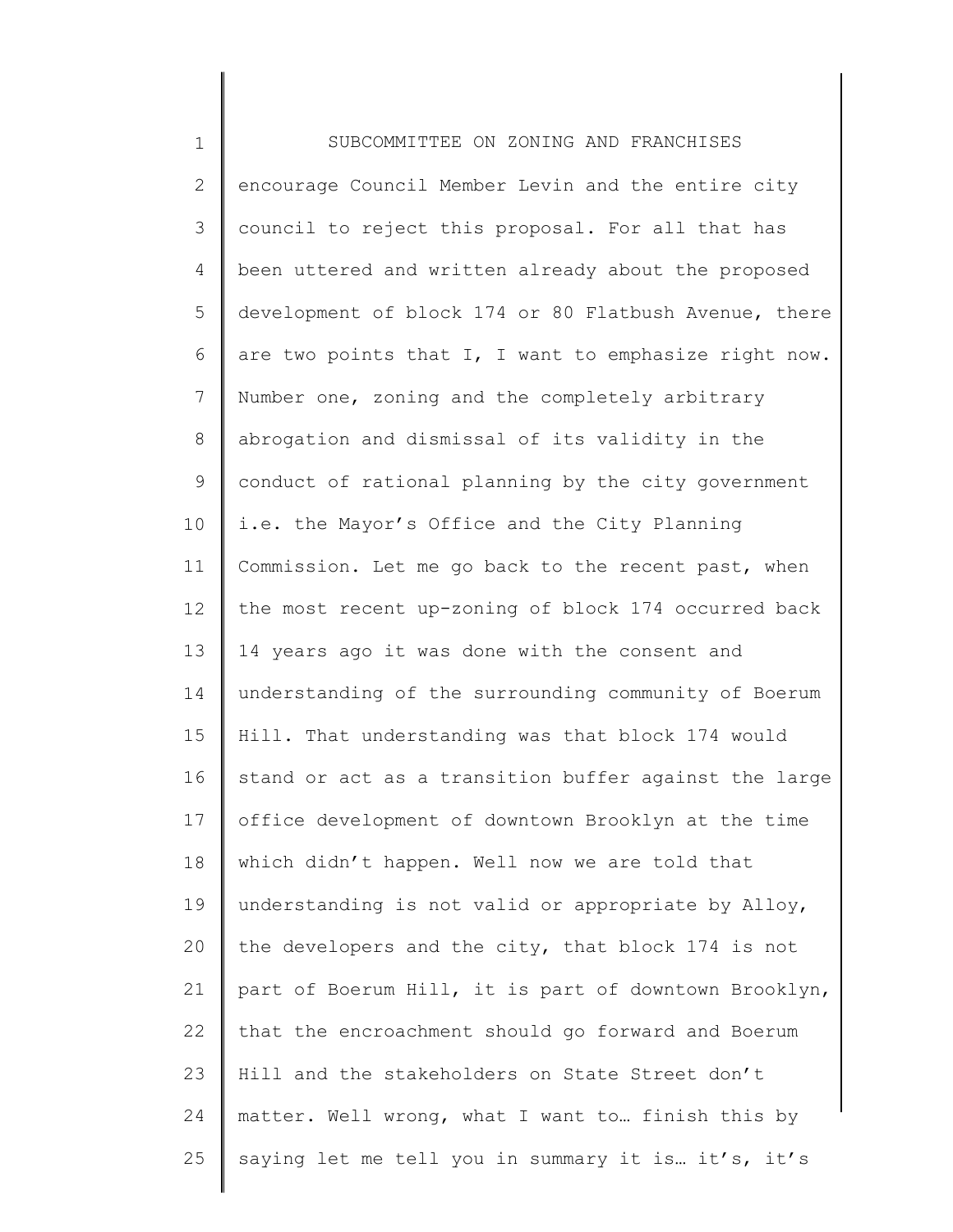encourage Council Member Levin and the entire city council to reject this proposal. For all that has been uttered and written already about the proposed development of block 174 or 80 Flatbush Avenue, there are two points that I, I want to emphasize right now. Number one, zoning and the completely arbitrary abrogation and dismissal of its validity in the conduct of rational planning by the city government i.e. the Mayor's Office and the City Planning Commission. Let me go back to the recent past, when the most recent up-zoning of block 174 occurred back 14 years ago it was done with the consent and understanding of the surrounding community of Boerum Hill. That understanding was that block 174 would stand or act as a transition buffer against the large office development of downtown Brooklyn at the time which didn't happen. Well now we are told that understanding is not valid or appropriate by Alloy, the developers and the city, that block 174 is not part of Boerum Hill, it is part of downtown Brooklyn, that the encroachment should go forward and Boerum Hill and the stakeholders on State Street don't matter. Well wrong, what I want to… finish this by saying let me tell you in summary it is… it's, it's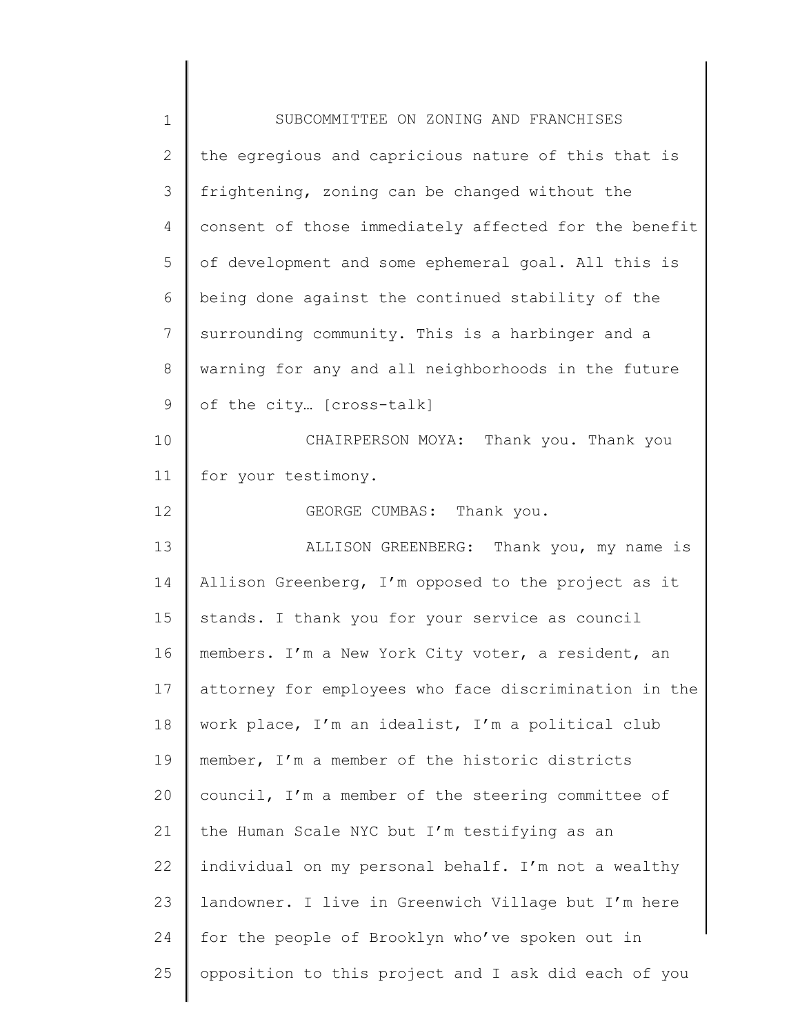the egregious and capricious nature of this that is frightening, zoning can be changed without the consent of those immediately affected for the benefit of development and some ephemeral goal. All this is being done against the continued stability of the surrounding community. This is a harbinger and a warning for any and all neighborhoods in the future of the city… [cross-talk]

CHAIRPERSON MOYA: Thank you. Thank you for your testimony.

GEORGE CUMBAS: Thank you.

ALLISON GREENBERG: Thank you, my name is Allison Greenberg, I'm opposed to the project as it stands. I thank you for your service as council members. I'm a New York City voter, a resident, an attorney for employees who face discrimination in the work place, I'm an idealist, I'm a political club member, I'm a member of the historic districts council, I'm a member of the steering committee of the Human Scale NYC but I'm testifying as an individual on my personal behalf. I'm not a wealthy landowner. I live in Greenwich Village but I'm here for the people of Brooklyn who've spoken out in opposition to this project and I ask did each of you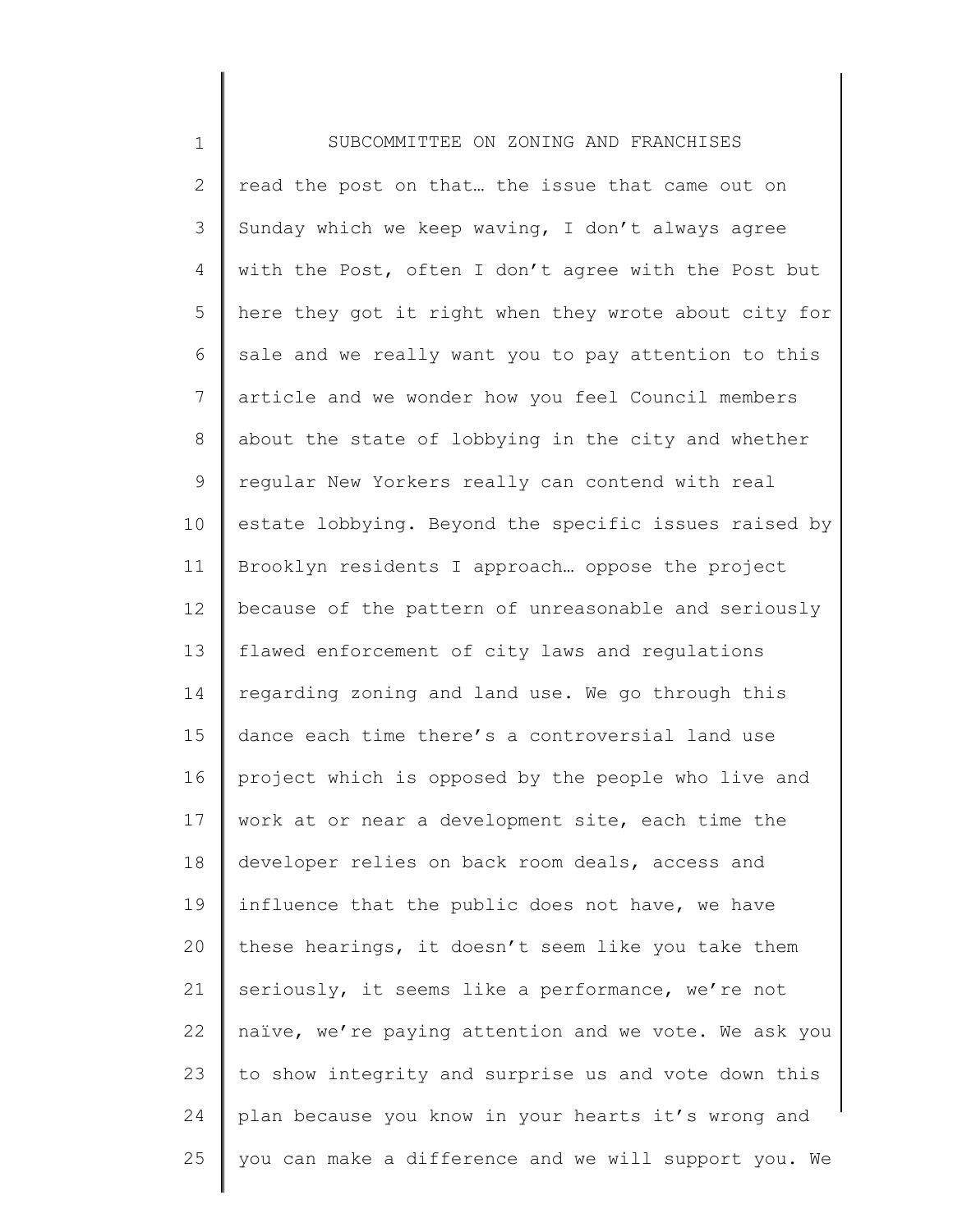read the post on that… the issue that came out on Sunday which we keep waving, I don't always agree with the Post, often I don't agree with the Post but here they got it right when they wrote about city for sale and we really want you to pay attention to this article and we wonder how you feel Council members about the state of lobbying in the city and whether regular New Yorkers really can contend with real estate lobbying. Beyond the specific issues raised by Brooklyn residents I approach… oppose the project because of the pattern of unreasonable and seriously flawed enforcement of city laws and regulations regarding zoning and land use. We go through this dance each time there's a controversial land use project which is opposed by the people who live and work at or near a development site, each time the developer relies on back room deals, access and influence that the public does not have, we have these hearings, it doesn't seem like you take them seriously, it seems like a performance, we're not naïve, we're paying attention and we vote. We ask you to show integrity and surprise us and vote down this plan because you know in your hearts it's wrong and you can make a difference and we will support you. We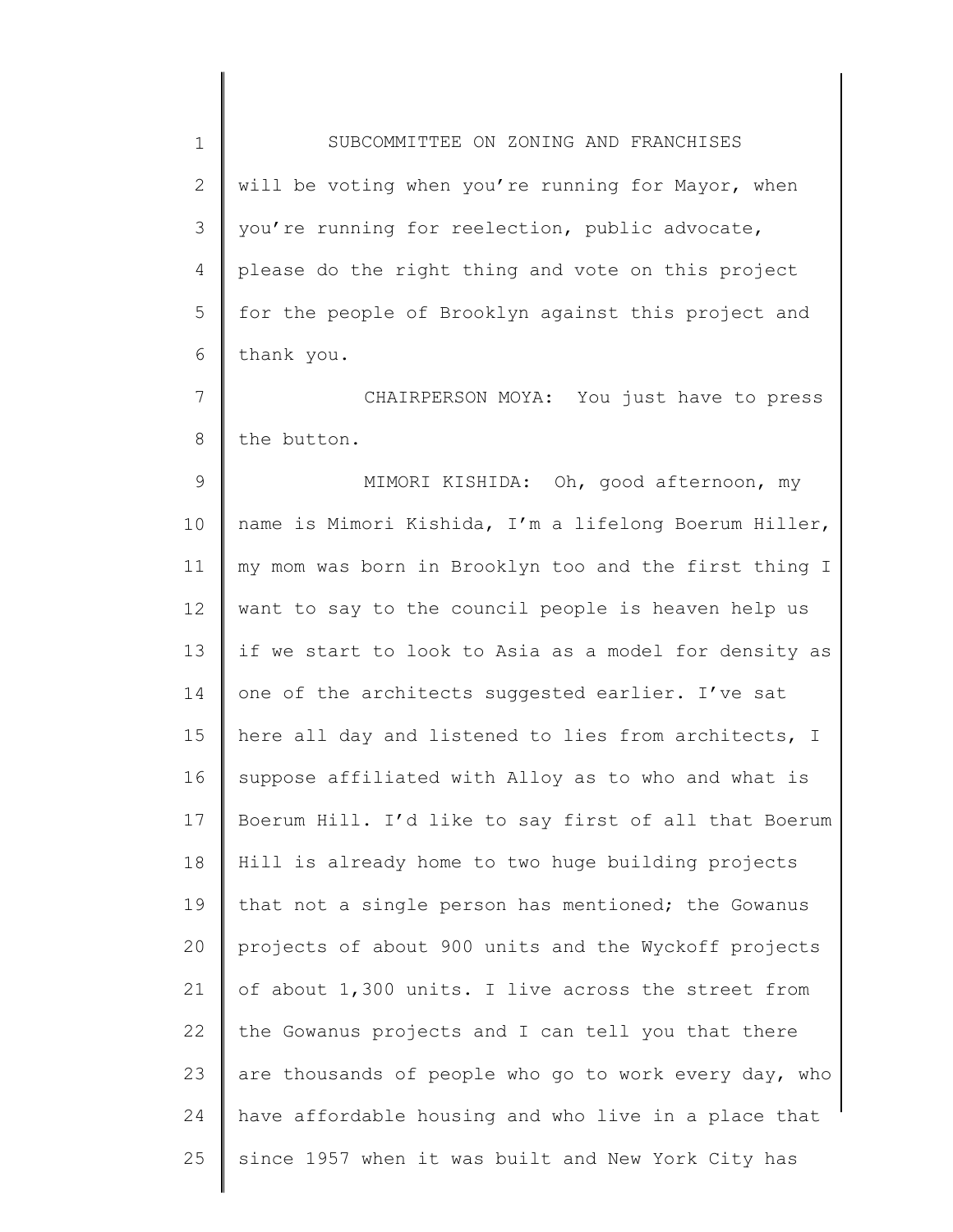will be voting when you're running for Mayor, when you're running for reelection, public advocate, please do the right thing and vote on this project for the people of Brooklyn against this project and thank you.

CHAIRPERSON MOYA: You just have to press the button.

MIMORI KISHIDA: Oh, good afternoon, my name is Mimori Kishida, I'm a lifelong Boerum Hiller, my mom was born in Brooklyn too and the first thing I want to say to the council people is heaven help us if we start to look to Asia as a model for density as one of the architects suggested earlier. I've sat here all day and listened to lies from architects, I suppose affiliated with Alloy as to who and what is Boerum Hill. I'd like to say first of all that Boerum Hill is already home to two huge building projects that not a single person has mentioned; the Gowanus projects of about 900 units and the Wyckoff projects of about 1,300 units. I live across the street from the Gowanus projects and I can tell you that there are thousands of people who go to work every day, who have affordable housing and who live in a place that since 1957 when it was built and New York City has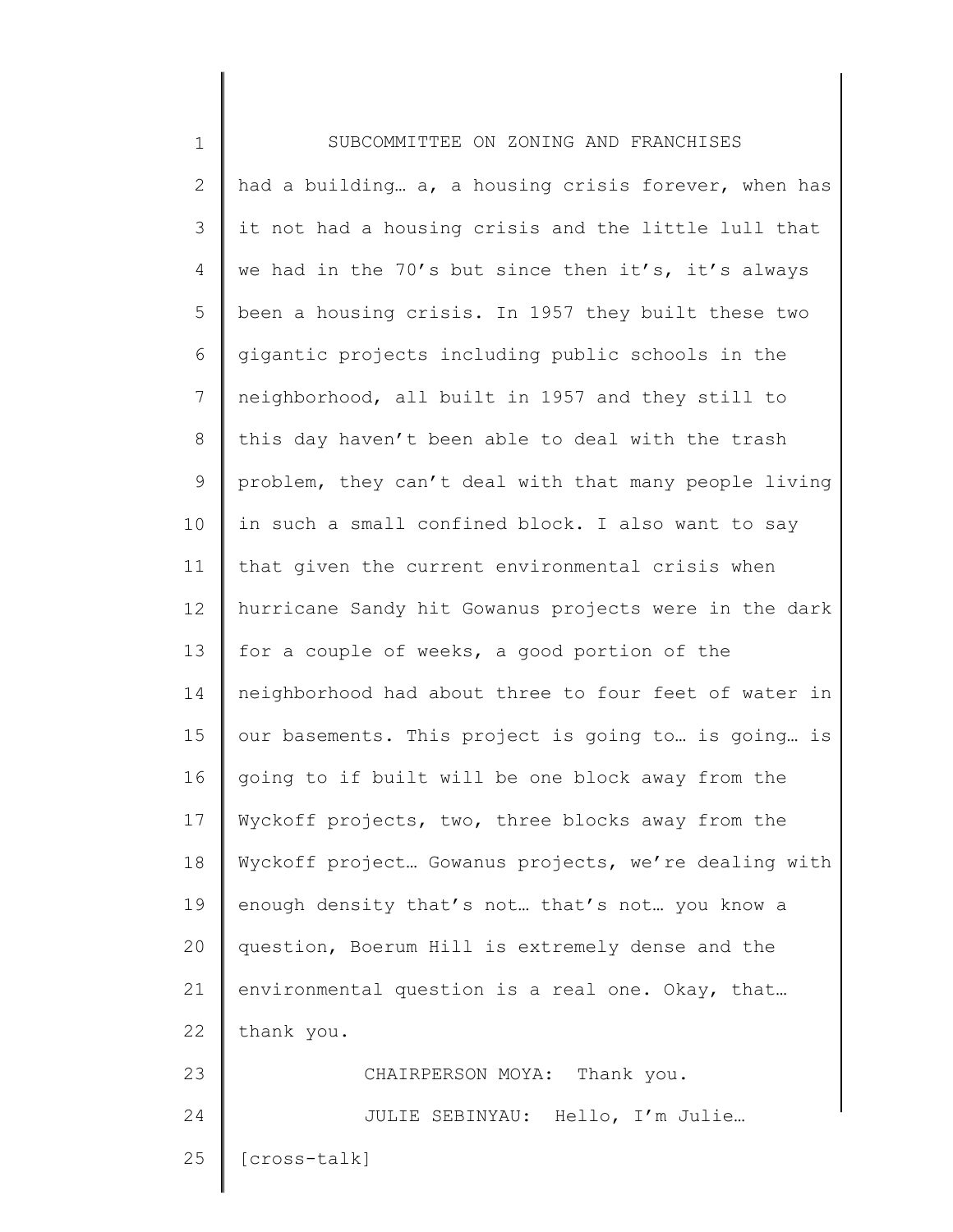had a building… a, a housing crisis forever, when has it not had a housing crisis and the little lull that we had in the 70's but since then it's, it's always been a housing crisis. In 1957 they built these two gigantic projects including public schools in the neighborhood, all built in 1957 and they still to this day haven't been able to deal with the trash problem, they can't deal with that many people living in such a small confined block. I also want to say that given the current environmental crisis when hurricane Sandy hit Gowanus projects were in the dark for a couple of weeks, a good portion of the neighborhood had about three to four feet of water in our basements. This project is going to… is going… is going to if built will be one block away from the Wyckoff projects, two, three blocks away from the Wyckoff project… Gowanus projects, we're dealing with enough density that's not… that's not… you know a question, Boerum Hill is extremely dense and the environmental question is a real one. Okay, that… thank you.

CHAIRPERSON MOYA: Thank you.

JULIE SEBINYAU: Hello, I'm Julie…

[cross-talk]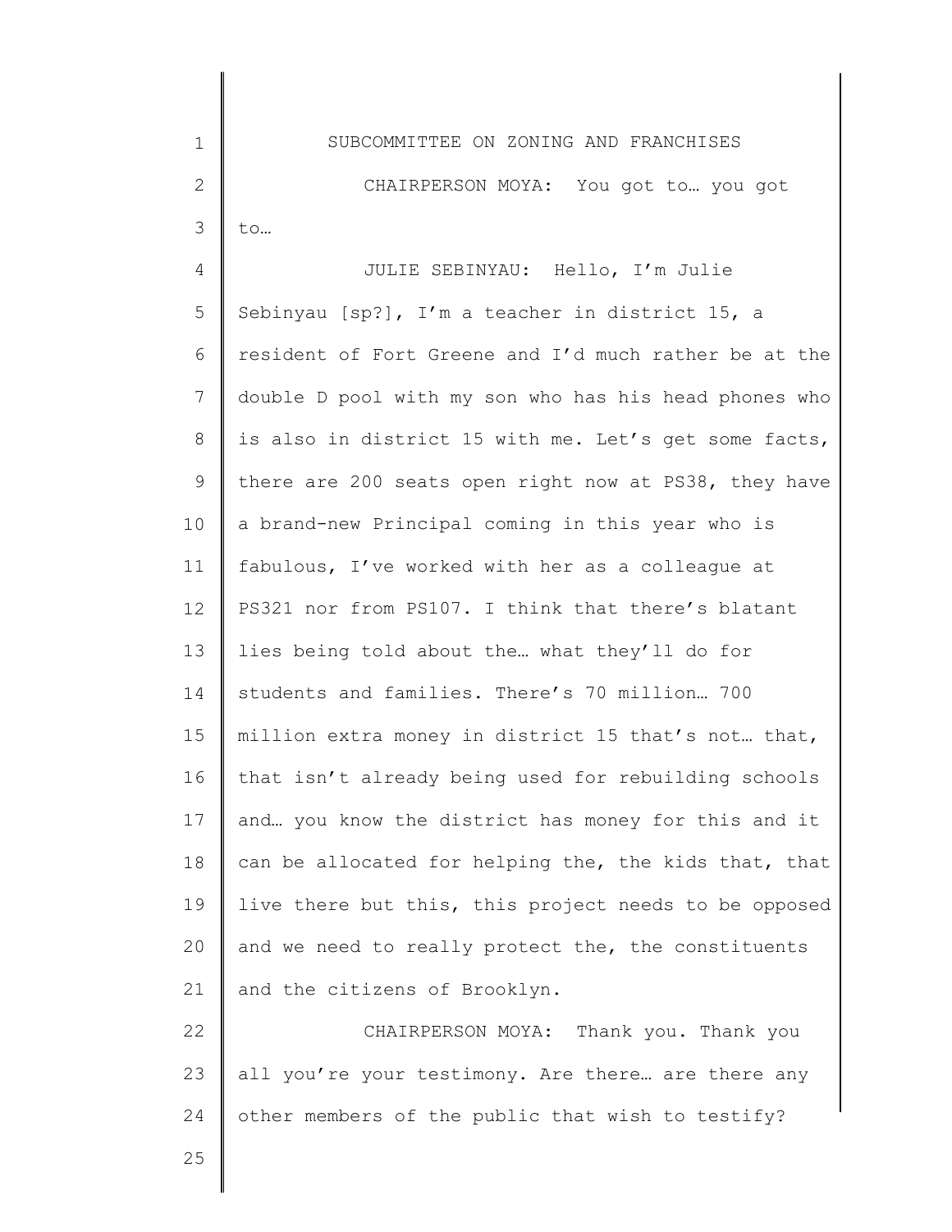CHAIRPERSON MOYA: You got to… you got to…

JULIE SEBINYAU: Hello, I'm Julie Sebinyau [sp?], I'm a teacher in district 15, a resident of Fort Greene and I'd much rather be at the double D pool with my son who has his head phones who is also in district 15 with me. Let's get some facts, there are 200 seats open right now at PS38, they have a brand-new Principal coming in this year who is fabulous, I've worked with her as a colleague at PS321 nor from PS107. I think that there's blatant lies being told about the… what they'll do for students and families. There's 70 million… 700 million extra money in district 15 that's not… that, that isn't already being used for rebuilding schools and… you know the district has money for this and it can be allocated for helping the, the kids that, that live there but this, this project needs to be opposed and we need to really protect the, the constituents and the citizens of Brooklyn.

CHAIRPERSON MOYA: Thank you. Thank you all you're your testimony. Are there… are there any other members of the public that wish to testify?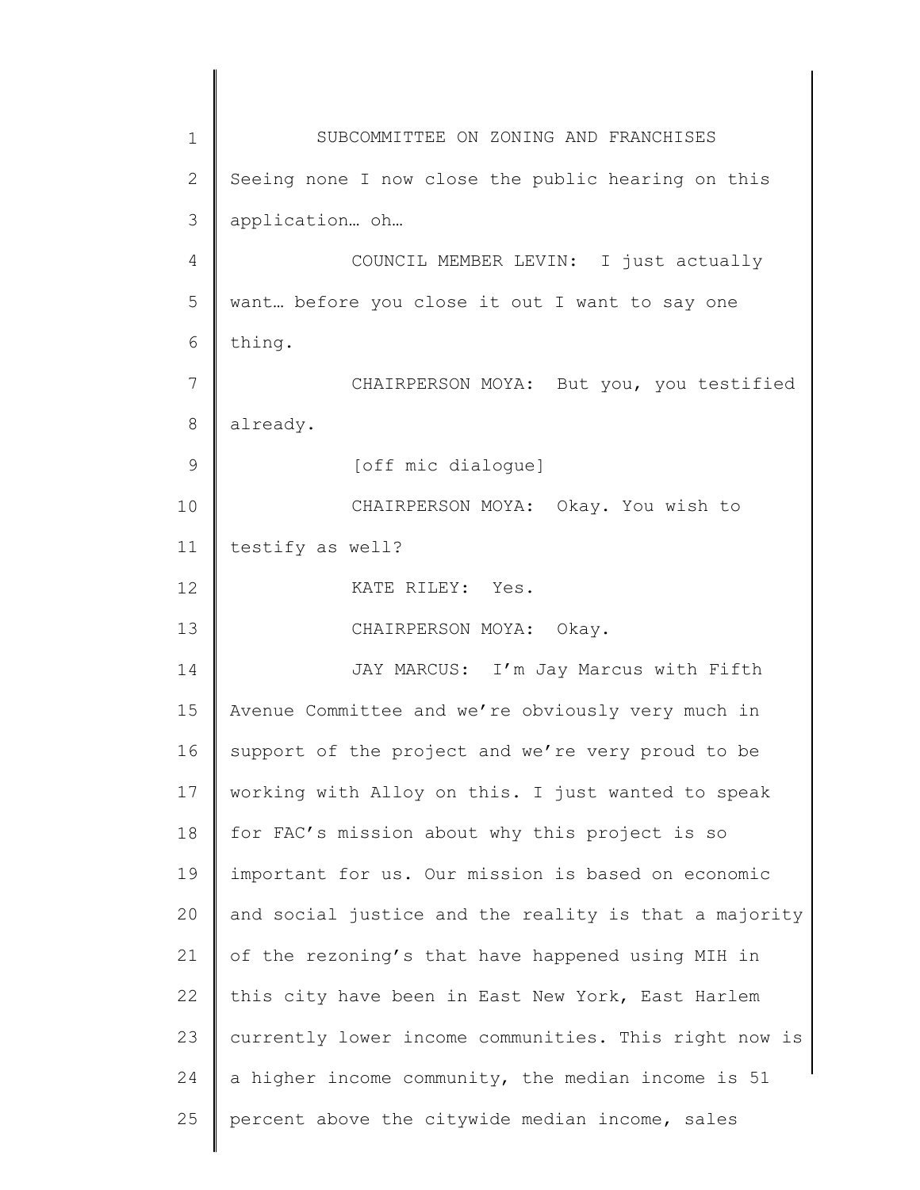Seeing none I now close the public hearing on this application… oh…

COUNCIL MEMBER LEVIN: I just actually want… before you close it out I want to say one thing.

CHAIRPERSON MOYA: But you, you testified already.

[off mic dialogue]

CHAIRPERSON MOYA: Okay. You wish to testify as well?

KATE RILEY: Yes.

CHAIRPERSON MOYA: Okay.

JAY MARCUS: I'm Jay Marcus with Fifth Avenue Committee and we're obviously very much in support of the project and we're very proud to be working with Alloy on this. I just wanted to speak for FAC's mission about why this project is so important for us. Our mission is based on economic and social justice and the reality is that a majority of the rezoning's that have happened using MIH in this city have been in East New York, East Harlem currently lower income communities. This right now is a higher income community, the median income is 51 percent above the citywide median income, sales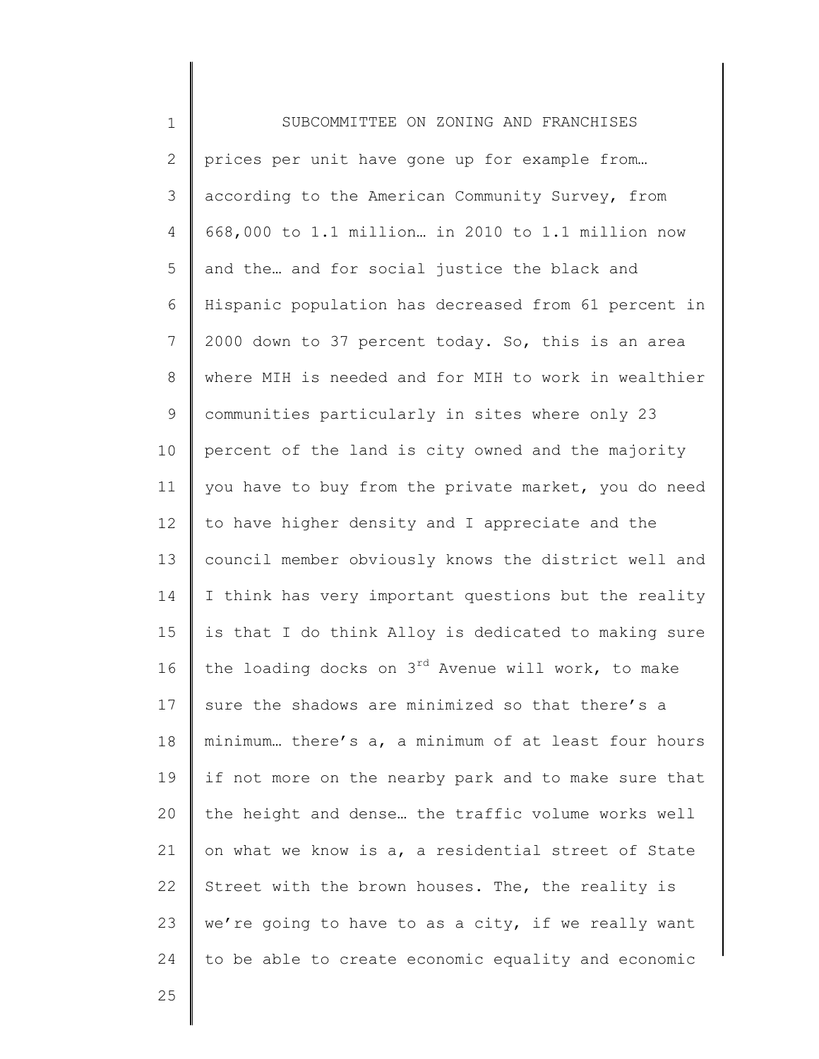prices per unit have gone up for example from… according to the American Community Survey, from 668,000 to 1.1 million… in 2010 to 1.1 million now and the… and for social justice the black and Hispanic population has decreased from 61 percent in 2000 down to 37 percent today. So, this is an area where MIH is needed and for MIH to work in wealthier communities particularly in sites where only 23 percent of the land is city owned and the majority you have to buy from the private market, you do need to have higher density and I appreciate and the council member obviously knows the district well and I think has very important questions but the reality is that I do think Alloy is dedicated to making sure the loading docks on 3rd Avenue will work, to make sure the shadows are minimized so that there's a minimum… there's a, a minimum of at least four hours if not more on the nearby park and to make sure that the height and dense… the traffic volume works well on what we know is a, a residential street of State Street with the brown houses. The, the reality is we're going to have to as a city, if we really want to be able to create economic equality and economic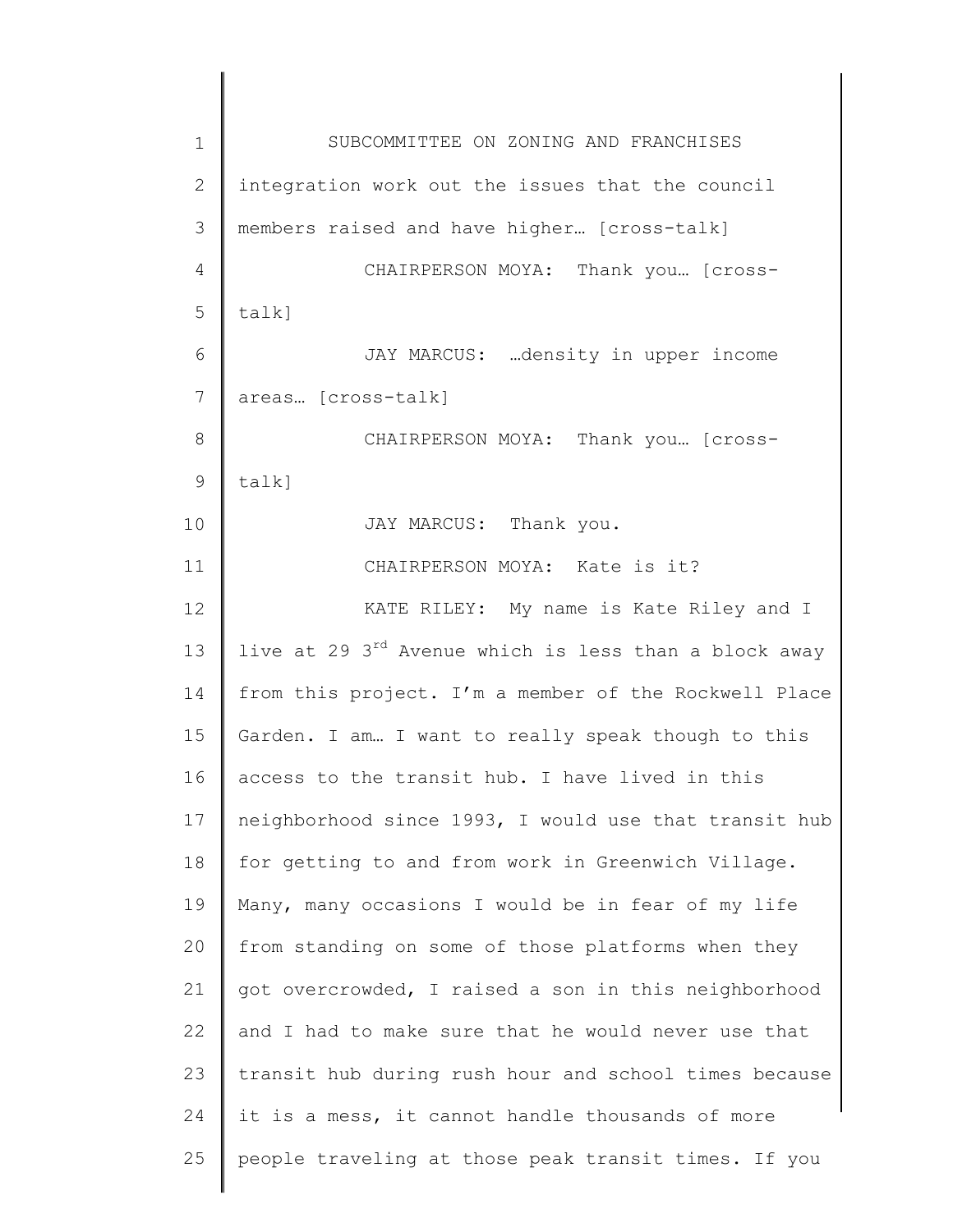integration work out the issues that the council members raised and have higher… [cross-talk]

CHAIRPERSON MOYA: Thank you… [cross-talk]

JAY MARCUS: …density in upper income areas… [cross-talk]

CHAIRPERSON MOYA: Thank you… [cross-talk]

JAY MARCUS: Thank you.

CHAIRPERSON MOYA: Kate is it?

KATE RILEY: My name is Kate Riley and I live at 29 3rd Avenue which is less than a block away from this project. I'm a member of the Rockwell Place Garden. I am… I want to really speak though to this access to the transit hub. I have lived in this neighborhood since 1993, I would use that transit hub for getting to and from work in Greenwich Village. Many, many occasions I would be in fear of my life from standing on some of those platforms when they got overcrowded, I raised a son in this neighborhood and I had to make sure that he would never use that transit hub during rush hour and school times because it is a mess, it cannot handle thousands of more people traveling at those peak transit times. If you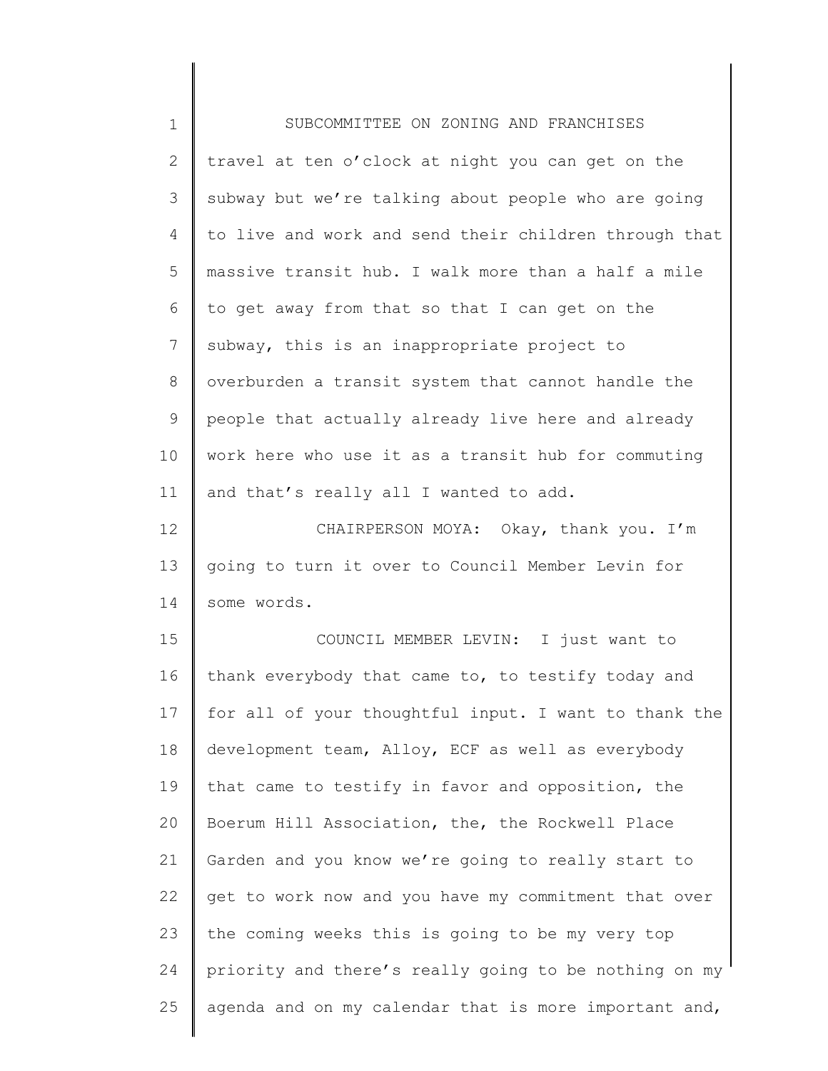travel at ten o'clock at night you can get on the subway but we're talking about people who are going to live and work and send their children through that massive transit hub. I walk more than a half a mile to get away from that so that I can get on the subway, this is an inappropriate project to overburden a transit system that cannot handle the people that actually already live here and already work here who use it as a transit hub for commuting and that's really all I wanted to add.

CHAIRPERSON MOYA: Okay, thank you. I'm going to turn it over to Council Member Levin for some words.

COUNCIL MEMBER LEVIN: I just want to thank everybody that came to, to testify today and for all of your thoughtful input. I want to thank the development team, Alloy, ECF as well as everybody that came to testify in favor and opposition, the Boerum Hill Association, the, the Rockwell Place Garden and you know we're going to really start to get to work now and you have my commitment that over the coming weeks this is going to be my very top priority and there's really going to be nothing on my agenda and on my calendar that is more important and,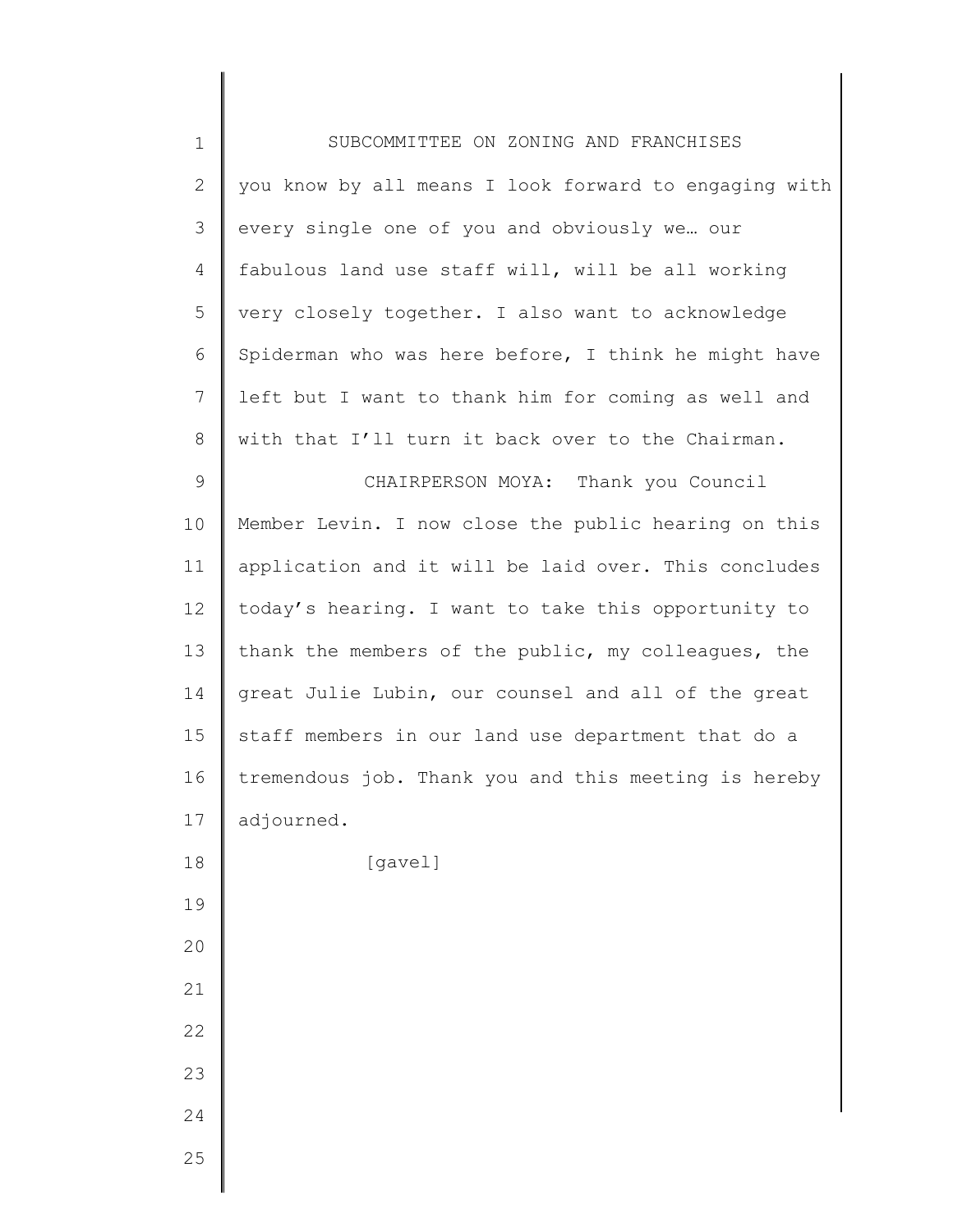you know by all means I look forward to engaging with every single one of you and obviously we… our fabulous land use staff will, will be all working very closely together. I also want to acknowledge Spiderman who was here before, I think he might have left but I want to thank him for coming as well and with that I'll turn it back over to the Chairman.

CHAIRPERSON MOYA: Thank you Council Member Levin. I now close the public hearing on this application and it will be laid over. This concludes today's hearing. I want to take this opportunity to thank the members of the public, my colleagues, the great Julie Lubin, our counsel and all of the great staff members in our land use department that do a tremendous job. Thank you and this meeting is hereby adjourned.

[gavel]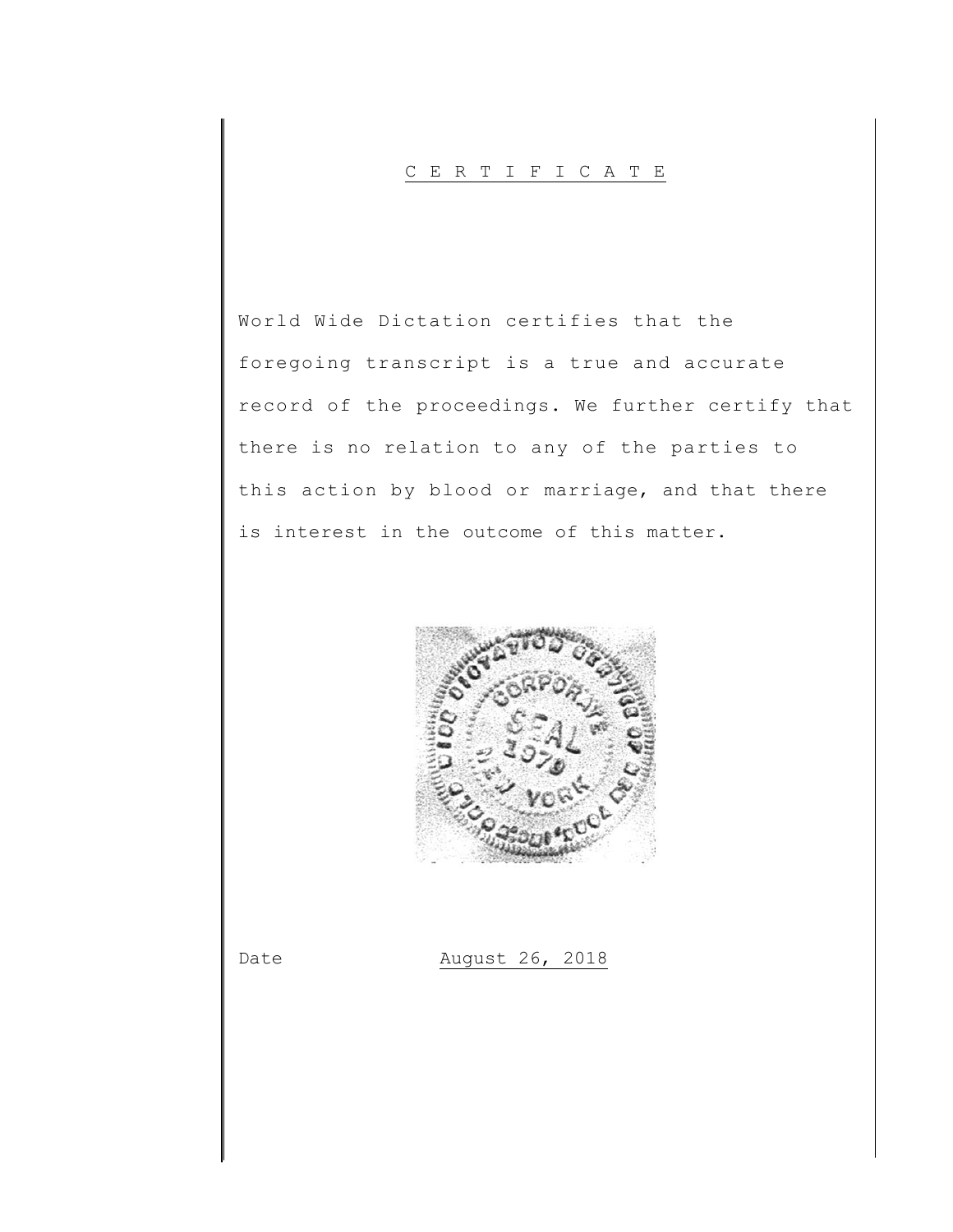# CERTIFICATE

World Wide Dictation certifies that the foregoing transcript is a true and accurate record of the proceedings. We further certify that there is no relation to any of the parties to this action by blood or marriage, and that there is interest in the outcome of this matter.

Date August 26, 2018